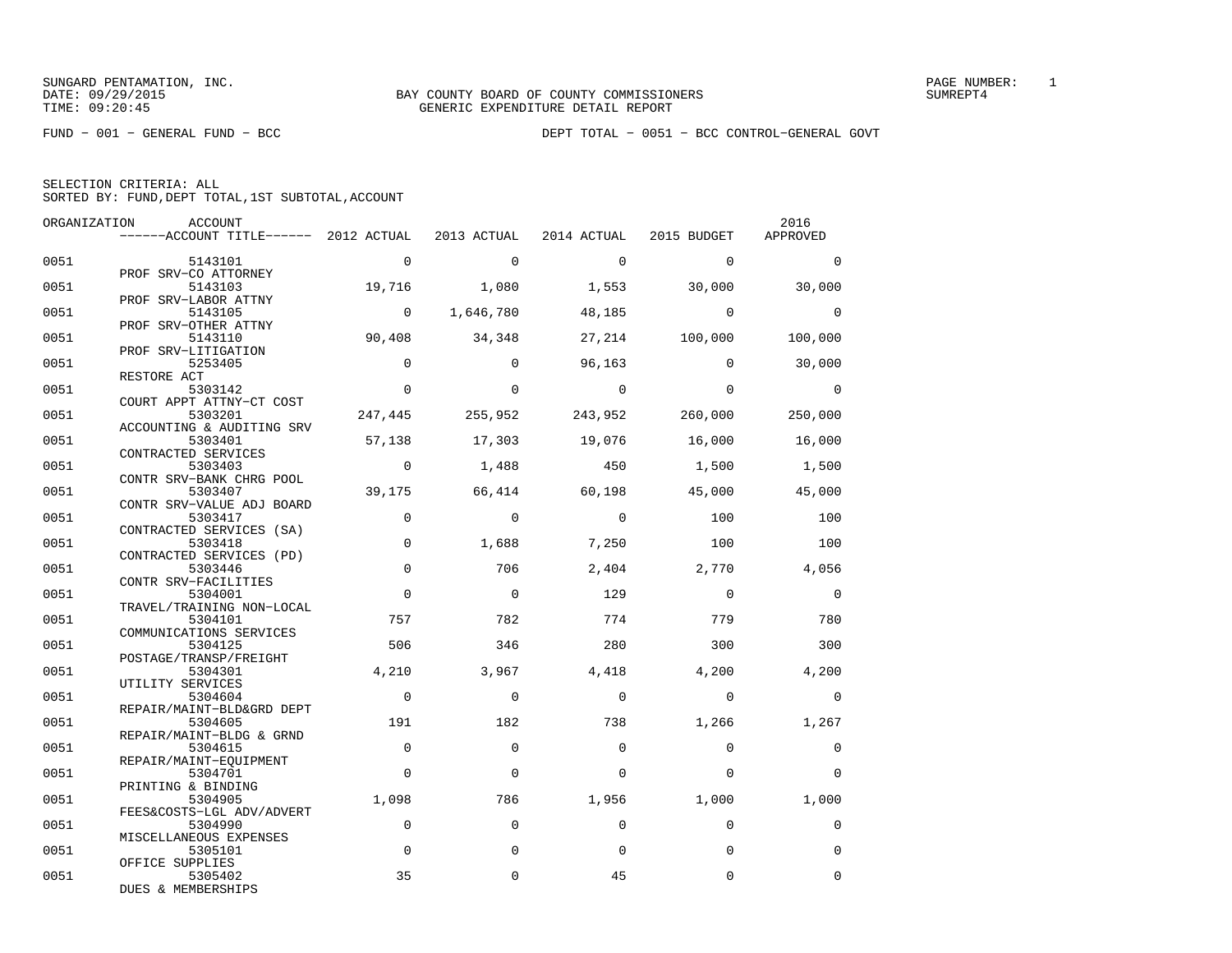SUNGARD PENTAMATION, INC.
DATE: 09/29/2015
TIME: 09:20:45

BAY COUNTY BOARD OF COUNTY COMMISSIONERS
GENERIC EXPENDITURE DETAIL REPORT

PAGE NUMBER: 1
SUMREPT4

FUND - 001 - GENERAL FUND - BCC

DEPT TOTAL - 0051 - BCC CONTROL-GENERAL GOVT

SELECTION CRITERIA: ALL
SORTED BY: FUND,DEPT TOTAL,1ST SUBTOTAL,ACCOUNT

| ORGANIZATION | ACCOUNT / ACCOUNT TITLE | 2012 ACTUAL | 2013 ACTUAL | 2014 ACTUAL | 2015 BUDGET | 2016 APPROVED |
|---|---|---|---|---|---|---|
| 0051 | 5143101 PROF SRV-CO ATTORNEY | 0 | 0 | 0 | 0 | 0 |
| 0051 | 5143103 PROF SRV-LABOR ATTNY | 19,716 | 1,080 | 1,553 | 30,000 | 30,000 |
| 0051 | 5143105 PROF SRV-OTHER ATTNY | 0 | 1,646,780 | 48,185 | 0 | 0 |
| 0051 | 5143110 PROF SRV-LITIGATION | 90,408 | 34,348 | 27,214 | 100,000 | 100,000 |
| 0051 | 5253405 RESTORE ACT | 0 | 0 | 96,163 | 0 | 30,000 |
| 0051 | 5303142 COURT APPT ATTNY-CT COST | 0 | 0 | 0 | 0 | 0 |
| 0051 | 5303201 ACCOUNTING & AUDITING SRV | 247,445 | 255,952 | 243,952 | 260,000 | 250,000 |
| 0051 | 5303401 CONTRACTED SERVICES | 57,138 | 17,303 | 19,076 | 16,000 | 16,000 |
| 0051 | 5303403 CONTR SRV-BANK CHRG POOL | 0 | 1,488 | 450 | 1,500 | 1,500 |
| 0051 | 5303407 CONTR SRV-VALUE ADJ BOARD | 39,175 | 66,414 | 60,198 | 45,000 | 45,000 |
| 0051 | 5303417 CONTRACTED SERVICES (SA) | 0 | 0 | 0 | 100 | 100 |
| 0051 | 5303418 CONTRACTED SERVICES (PD) | 0 | 1,688 | 7,250 | 100 | 100 |
| 0051 | 5303446 CONTR SRV-FACILITIES | 0 | 706 | 2,404 | 2,770 | 4,056 |
| 0051 | 5304001 TRAVEL/TRAINING NON-LOCAL | 0 | 0 | 129 | 0 | 0 |
| 0051 | 5304101 COMMUNICATIONS SERVICES | 757 | 782 | 774 | 779 | 780 |
| 0051 | 5304125 POSTAGE/TRANSP/FREIGHT | 506 | 346 | 280 | 300 | 300 |
| 0051 | 5304301 UTILITY SERVICES | 4,210 | 3,967 | 4,418 | 4,200 | 4,200 |
| 0051 | 5304604 REPAIR/MAINT-BLD&GRD DEPT | 0 | 0 | 0 | 0 | 0 |
| 0051 | 5304605 REPAIR/MAINT-BLDG & GRND | 191 | 182 | 738 | 1,266 | 1,267 |
| 0051 | 5304615 REPAIR/MAINT-EQUIPMENT | 0 | 0 | 0 | 0 | 0 |
| 0051 | 5304701 PRINTING & BINDING | 0 | 0 | 0 | 0 | 0 |
| 0051 | 5304905 FEES&COSTS-LGL ADV/ADVERT | 1,098 | 786 | 1,956 | 1,000 | 1,000 |
| 0051 | 5304990 MISCELLANEOUS EXPENSES | 0 | 0 | 0 | 0 | 0 |
| 0051 | 5305101 OFFICE SUPPLIES | 0 | 0 | 0 | 0 | 0 |
| 0051 | 5305402 DUES & MEMBERSHIPS | 35 | 0 | 45 | 0 | 0 |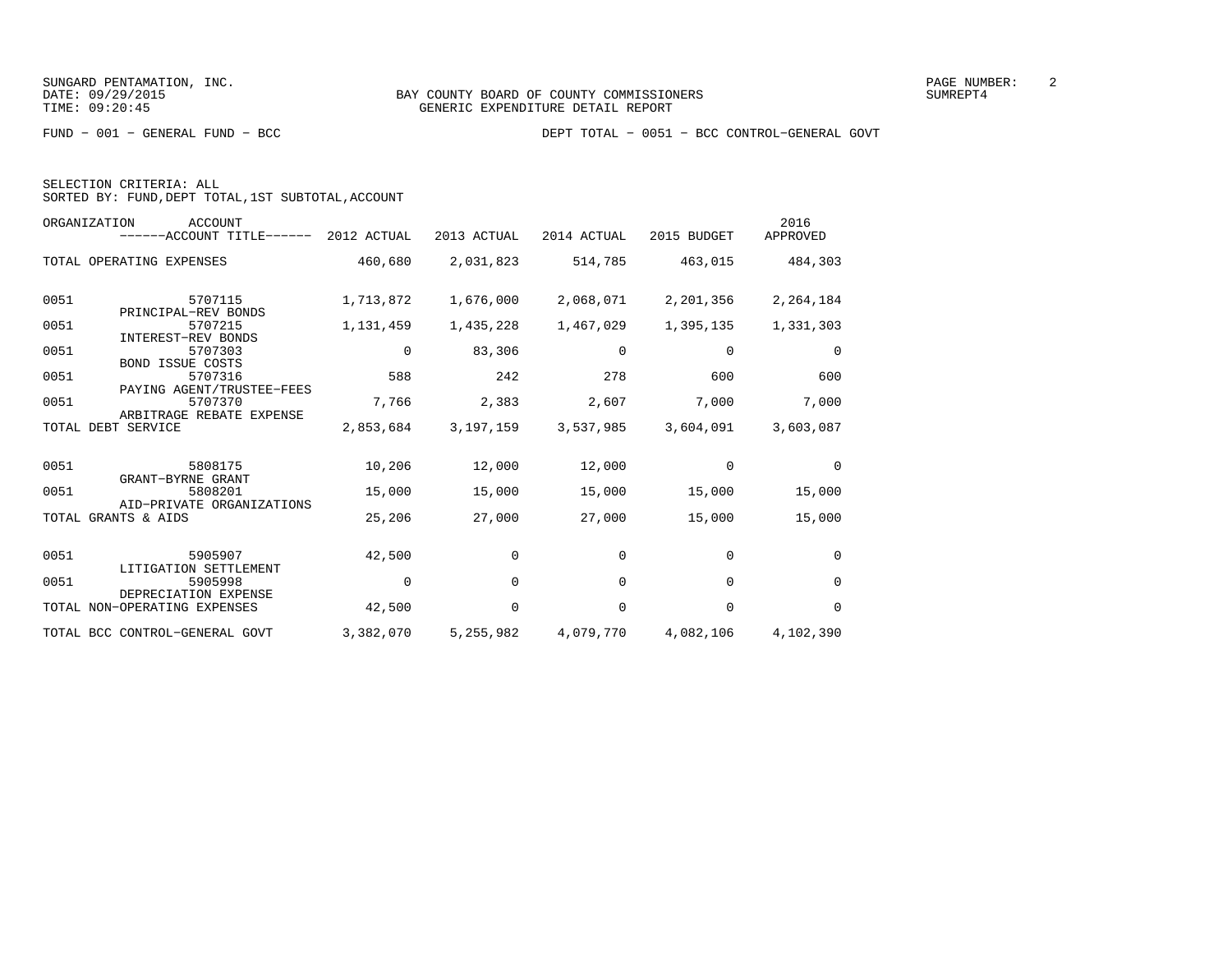SUNGARD PENTAMATION, INC.
DATE: 09/29/2015
TIME: 09:20:45

BAY COUNTY BOARD OF COUNTY COMMISSIONERS
GENERIC EXPENDITURE DETAIL REPORT

SUMREPT4

FUND - 001 - GENERAL FUND - BCC

DEPT TOTAL - 0051 - BCC CONTROL-GENERAL GOVT

SELECTION CRITERIA: ALL
SORTED BY: FUND,DEPT TOTAL,1ST SUBTOTAL,ACCOUNT

| ORGANIZATION | ACCOUNT / ------ACCOUNT TITLE------ | 2012 ACTUAL | 2013 ACTUAL | 2014 ACTUAL | 2015 BUDGET | 2016 APPROVED |
|---|---|---|---|---|---|---|
| TOTAL OPERATING EXPENSES | | 460,680 | 2,031,823 | 514,785 | 463,015 | 484,303 |
| 0051 | 5707115 PRINCIPAL-REV BONDS | 1,713,872 | 1,676,000 | 2,068,071 | 2,201,356 | 2,264,184 |
| 0051 | 5707215 INTEREST-REV BONDS | 1,131,459 | 1,435,228 | 1,467,029 | 1,395,135 | 1,331,303 |
| 0051 | 5707303 BOND ISSUE COSTS | 0 | 83,306 | 0 | 0 | 0 |
| 0051 | 5707316 PAYING AGENT/TRUSTEE-FEES | 588 | 242 | 278 | 600 | 600 |
| 0051 | 5707370 ARBITRAGE REBATE EXPENSE | 7,766 | 2,383 | 2,607 | 7,000 | 7,000 |
| TOTAL DEBT SERVICE | | 2,853,684 | 3,197,159 | 3,537,985 | 3,604,091 | 3,603,087 |
| 0051 | 5808175 GRANT-BYRNE GRANT | 10,206 | 12,000 | 12,000 | 0 | 0 |
| 0051 | 5808201 AID-PRIVATE ORGANIZATIONS | 15,000 | 15,000 | 15,000 | 15,000 | 15,000 |
| TOTAL GRANTS & AIDS | | 25,206 | 27,000 | 27,000 | 15,000 | 15,000 |
| 0051 | 5905907 LITIGATION SETTLEMENT | 42,500 | 0 | 0 | 0 | 0 |
| 0051 | 5905998 DEPRECIATION EXPENSE | 0 | 0 | 0 | 0 | 0 |
| TOTAL NON-OPERATING EXPENSES | | 42,500 | 0 | 0 | 0 | 0 |
| TOTAL BCC CONTROL-GENERAL GOVT | | 3,382,070 | 5,255,982 | 4,079,770 | 4,082,106 | 4,102,390 |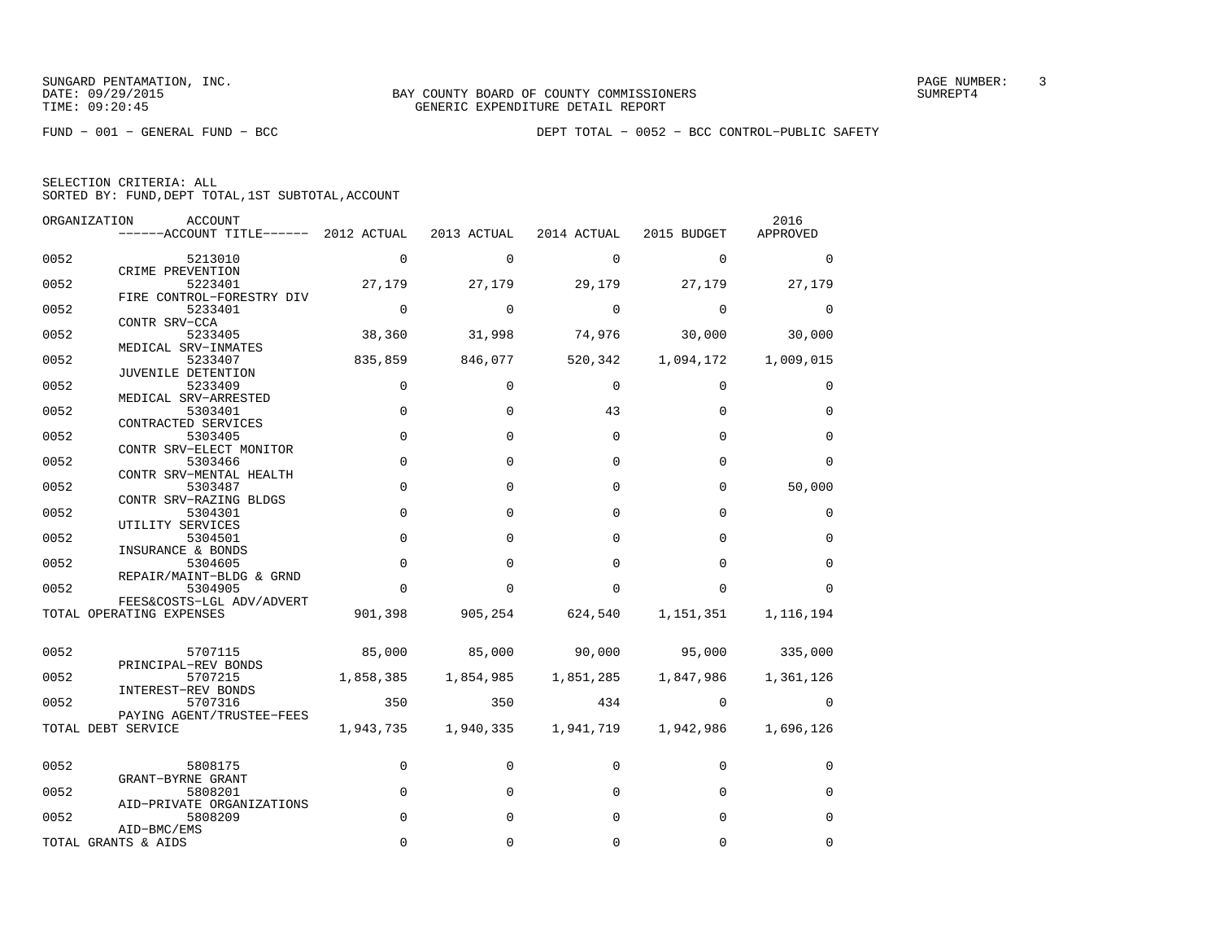SUNGARD PENTAMATION, INC.
DATE: 09/29/2015
TIME: 09:20:45

BAY COUNTY BOARD OF COUNTY COMMISSIONERS
GENERIC EXPENDITURE DETAIL REPORT

SUMREPT4

FUND - 001 - GENERAL FUND - BCC

DEPT TOTAL - 0052 - BCC CONTROL-PUBLIC SAFETY

SELECTION CRITERIA: ALL
SORTED BY: FUND,DEPT TOTAL,1ST SUBTOTAL,ACCOUNT

| ORGANIZATION | ACCOUNT / ACCOUNT TITLE | 2012 ACTUAL | 2013 ACTUAL | 2014 ACTUAL | 2015 BUDGET | 2016 APPROVED |
|---|---|---|---|---|---|---|
| 0052 | 5213010 CRIME PREVENTION | 0 | 0 | 0 | 0 | 0 |
| 0052 | 5223401 FIRE CONTROL-FORESTRY DIV | 27,179 | 27,179 | 29,179 | 27,179 | 27,179 |
| 0052 | 5233401 CONTR SRV-CCA | 0 | 0 | 0 | 0 | 0 |
| 0052 | 5233405 MEDICAL SRV-INMATES | 38,360 | 31,998 | 74,976 | 30,000 | 30,000 |
| 0052 | 5233407 JUVENILE DETENTION | 835,859 | 846,077 | 520,342 | 1,094,172 | 1,009,015 |
| 0052 | 5233409 MEDICAL SRV-ARRESTED | 0 | 0 | 0 | 0 | 0 |
| 0052 | 5303401 CONTRACTED SERVICES | 0 | 0 | 43 | 0 | 0 |
| 0052 | 5303405 CONTR SRV-ELECT MONITOR | 0 | 0 | 0 | 0 | 0 |
| 0052 | 5303466 CONTR SRV-MENTAL HEALTH | 0 | 0 | 0 | 0 | 0 |
| 0052 | 5303487 CONTR SRV-RAZING BLDGS | 0 | 0 | 0 | 0 | 50,000 |
| 0052 | 5304301 UTILITY SERVICES | 0 | 0 | 0 | 0 | 0 |
| 0052 | 5304501 INSURANCE & BONDS | 0 | 0 | 0 | 0 | 0 |
| 0052 | 5304605 REPAIR/MAINT-BLDG & GRND | 0 | 0 | 0 | 0 | 0 |
| 0052 | 5304905 FEES&COSTS-LGL ADV/ADVERT | 0 | 0 | 0 | 0 | 0 |
| TOTAL OPERATING EXPENSES | | 901,398 | 905,254 | 624,540 | 1,151,351 | 1,116,194 |
| 0052 | 5707115 PRINCIPAL-REV BONDS | 85,000 | 85,000 | 90,000 | 95,000 | 335,000 |
| 0052 | 5707215 INTEREST-REV BONDS | 1,858,385 | 1,854,985 | 1,851,285 | 1,847,986 | 1,361,126 |
| 0052 | 5707316 PAYING AGENT/TRUSTEE-FEES | 350 | 350 | 434 | 0 | 0 |
| TOTAL DEBT SERVICE | | 1,943,735 | 1,940,335 | 1,941,719 | 1,942,986 | 1,696,126 |
| 0052 | 5808175 GRANT-BYRNE GRANT | 0 | 0 | 0 | 0 | 0 |
| 0052 | 5808201 AID-PRIVATE ORGANIZATIONS | 0 | 0 | 0 | 0 | 0 |
| 0052 | 5808209 AID-BMC/EMS | 0 | 0 | 0 | 0 | 0 |
| TOTAL GRANTS & AIDS | | 0 | 0 | 0 | 0 | 0 |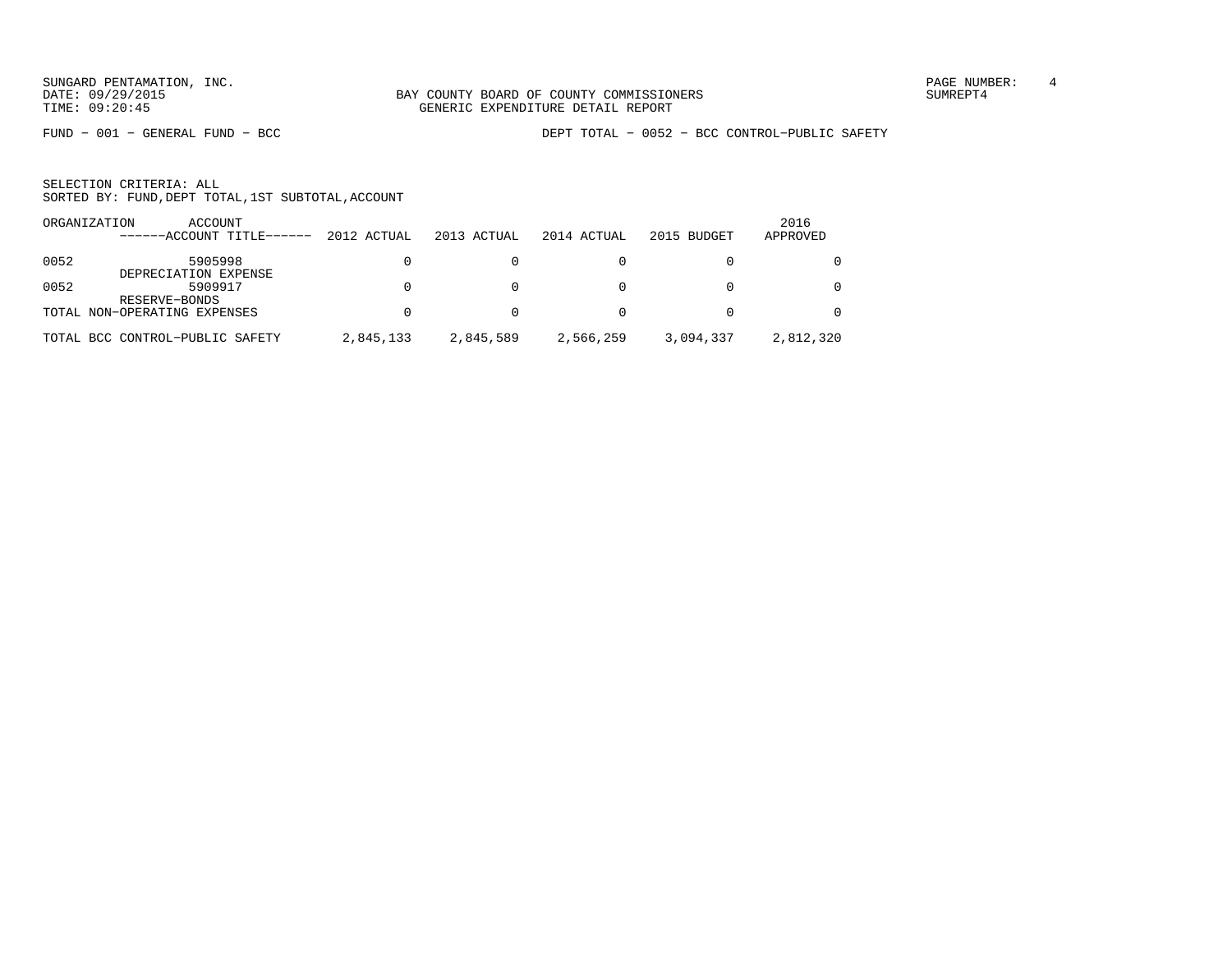BAY COUNTY BOARD OF COUNTY COMMISSIONERS
GENERIC EXPENDITURE DETAIL REPORT

FUND − 001 − GENERAL FUND − BCC

DEPT TOTAL − 0052 − BCC CONTROL−PUBLIC SAFETY

SELECTION CRITERIA: ALL
SORTED BY: FUND,DEPT TOTAL,1ST SUBTOTAL,ACCOUNT

| ORGANIZATION | ACCOUNT ------ACCOUNT TITLE------ | 2012 ACTUAL | 2013 ACTUAL | 2014 ACTUAL | 2015 BUDGET | 2016 APPROVED |
|---|---|---|---|---|---|---|
| 0052 | 5905998 DEPRECIATION EXPENSE | 0 | 0 | 0 | 0 | 0 |
| 0052 | 5909917 RESERVE−BONDS | 0 | 0 | 0 | 0 | 0 |
| TOTAL NON−OPERATING EXPENSES | | 0 | 0 | 0 | 0 | 0 |
| TOTAL BCC CONTROL−PUBLIC SAFETY | | 2,845,133 | 2,845,589 | 2,566,259 | 3,094,337 | 2,812,320 |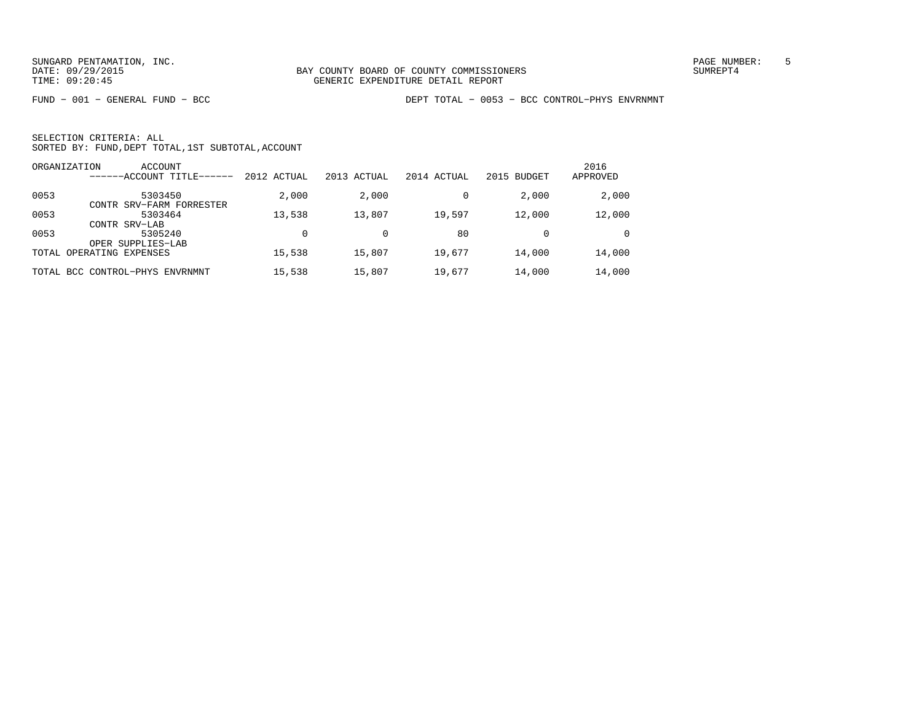BAY COUNTY BOARD OF COUNTY COMMISSIONERS
GENERIC EXPENDITURE DETAIL REPORT

FUND - 001 - GENERAL FUND - BCC

DEPT TOTAL - 0053 - BCC CONTROL-PHYS ENVRNMNT

SELECTION CRITERIA: ALL
SORTED BY: FUND,DEPT TOTAL,1ST SUBTOTAL,ACCOUNT

| ORGANIZATION | ACCOUNT ------ACCOUNT TITLE------ | 2012 ACTUAL | 2013 ACTUAL | 2014 ACTUAL | 2015 BUDGET | 2016 APPROVED |
|---|---|---|---|---|---|---|
| 0053 | 5303450 CONTR SRV-FARM FORRESTER | 2,000 | 2,000 | 0 | 2,000 | 2,000 |
| 0053 | 5303464 CONTR SRV-LAB | 13,538 | 13,807 | 19,597 | 12,000 | 12,000 |
| 0053 | 5305240 OPER SUPPLIES-LAB | 0 | 0 | 80 | 0 | 0 |
| TOTAL OPERATING EXPENSES | | 15,538 | 15,807 | 19,677 | 14,000 | 14,000 |
| TOTAL BCC CONTROL-PHYS ENVRNMNT | | 15,538 | 15,807 | 19,677 | 14,000 | 14,000 |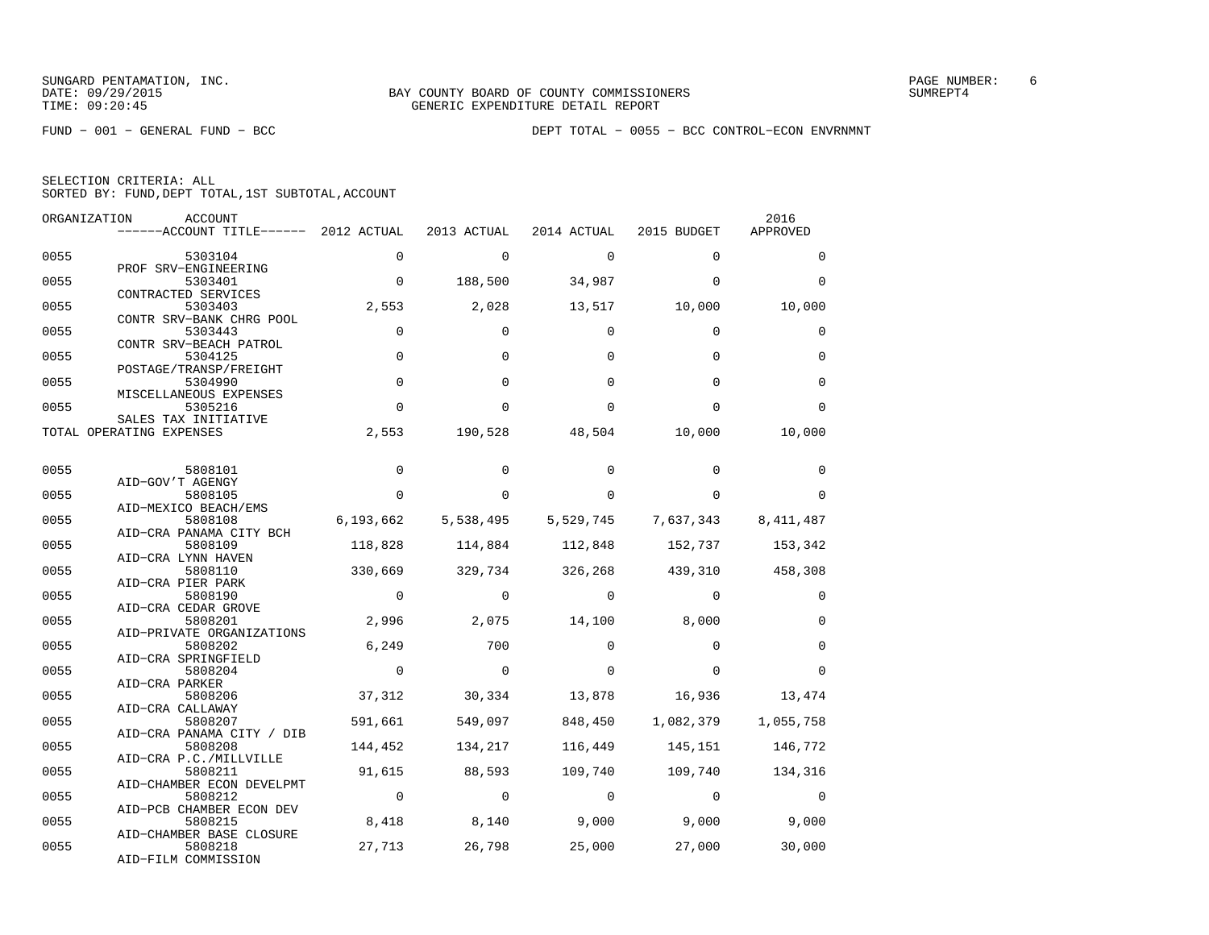SUNGARD PENTAMATION, INC.
DATE: 09/29/2015
TIME: 09:20:45

BAY COUNTY BOARD OF COUNTY COMMISSIONERS
GENERIC EXPENDITURE DETAIL REPORT

SUMREPT4

FUND − 001 − GENERAL FUND − BCC

DEPT TOTAL − 0055 − BCC CONTROL−ECON ENVRNMNT

SELECTION CRITERIA: ALL
SORTED BY: FUND,DEPT TOTAL,1ST SUBTOTAL,ACCOUNT

| ORGANIZATION | ACCOUNT / ACCOUNT TITLE | 2012 ACTUAL | 2013 ACTUAL | 2014 ACTUAL | 2015 BUDGET | 2016 APPROVED |
|---|---|---|---|---|---|---|
| 0055 | 5303104 PROF SRV−ENGINEERING | 0 | 0 | 0 | 0 | 0 |
| 0055 | 5303401 CONTRACTED SERVICES | 0 | 188,500 | 34,987 | 0 | 0 |
| 0055 | 5303403 CONTR SRV−BANK CHRG POOL | 2,553 | 2,028 | 13,517 | 10,000 | 10,000 |
| 0055 | 5303443 CONTR SRV−BEACH PATROL | 0 | 0 | 0 | 0 | 0 |
| 0055 | 5304125 POSTAGE/TRANSP/FREIGHT | 0 | 0 | 0 | 0 | 0 |
| 0055 | 5304990 MISCELLANEOUS EXPENSES | 0 | 0 | 0 | 0 | 0 |
| 0055 | 5305216 SALES TAX INITIATIVE | 0 | 0 | 0 | 0 | 0 |
| TOTAL OPERATING EXPENSES | | 2,553 | 190,528 | 48,504 | 10,000 | 10,000 |
| 0055 | 5808101 AID−GOV'T AGENGY | 0 | 0 | 0 | 0 | 0 |
| 0055 | 5808105 AID−MEXICO BEACH/EMS | 0 | 0 | 0 | 0 | 0 |
| 0055 | 5808108 AID−CRA PANAMA CITY BCH | 6,193,662 | 5,538,495 | 5,529,745 | 7,637,343 | 8,411,487 |
| 0055 | 5808109 AID−CRA LYNN HAVEN | 118,828 | 114,884 | 112,848 | 152,737 | 153,342 |
| 0055 | 5808110 AID−CRA PIER PARK | 330,669 | 329,734 | 326,268 | 439,310 | 458,308 |
| 0055 | 5808190 AID−CRA CEDAR GROVE | 0 | 0 | 0 | 0 | 0 |
| 0055 | 5808201 AID−PRIVATE ORGANIZATIONS | 2,996 | 2,075 | 14,100 | 8,000 | 0 |
| 0055 | 5808202 AID−CRA SPRINGFIELD | 6,249 | 700 | 0 | 0 | 0 |
| 0055 | 5808204 AID−CRA PARKER | 0 | 0 | 0 | 0 | 0 |
| 0055 | 5808206 AID−CRA CALLAWAY | 37,312 | 30,334 | 13,878 | 16,936 | 13,474 |
| 0055 | 5808207 AID−CRA PANAMA CITY / DIB | 591,661 | 549,097 | 848,450 | 1,082,379 | 1,055,758 |
| 0055 | 5808208 AID−CRA P.C./MILLVILLE | 144,452 | 134,217 | 116,449 | 145,151 | 146,772 |
| 0055 | 5808211 AID−CHAMBER ECON DEVELPMT | 91,615 | 88,593 | 109,740 | 109,740 | 134,316 |
| 0055 | 5808212 AID−PCB CHAMBER ECON DEV | 0 | 0 | 0 | 0 | 0 |
| 0055 | 5808215 AID−CHAMBER BASE CLOSURE | 8,418 | 8,140 | 9,000 | 9,000 | 9,000 |
| 0055 | 5808218 AID−FILM COMMISSION | 27,713 | 26,798 | 25,000 | 27,000 | 30,000 |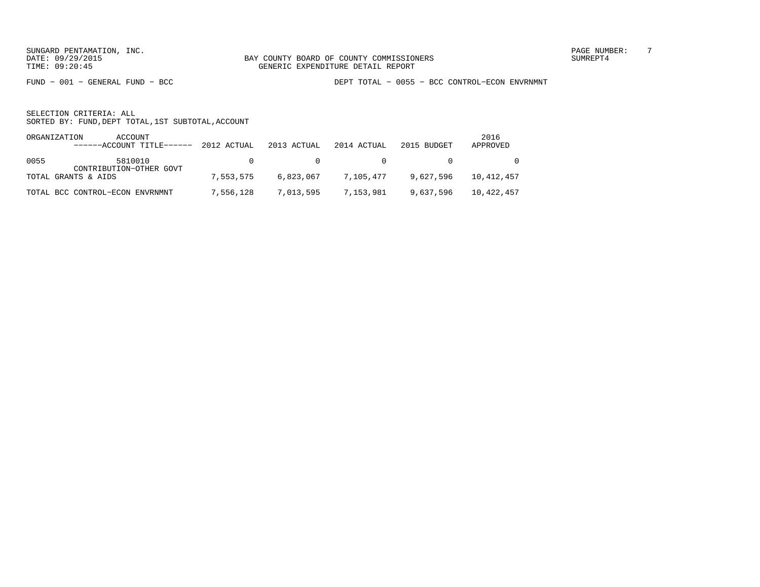SUNGARD PENTAMATION, INC.
DATE: 09/29/2015
TIME: 09:20:45

BAY COUNTY BOARD OF COUNTY COMMISSIONERS
GENERIC EXPENDITURE DETAIL REPORT

SUMREPT4

FUND - 001 - GENERAL FUND - BCC

DEPT TOTAL - 0055 - BCC CONTROL-ECON ENVRNMNT

SELECTION CRITERIA: ALL
SORTED BY: FUND,DEPT TOTAL,1ST SUBTOTAL,ACCOUNT

| ORGANIZATION | ACCOUNT ------ACCOUNT TITLE------ | 2012 ACTUAL | 2013 ACTUAL | 2014 ACTUAL | 2015 BUDGET | 2016 APPROVED |
|---|---|---|---|---|---|---|
| 0055 | 5810010 CONTRIBUTION-OTHER GOVT | 0 | 0 | 0 | 0 | 0 |
| TOTAL GRANTS & AIDS | | 7,553,575 | 6,823,067 | 7,105,477 | 9,627,596 | 10,412,457 |
| TOTAL BCC CONTROL-ECON ENVRNMNT | | 7,556,128 | 7,013,595 | 7,153,981 | 9,637,596 | 10,422,457 |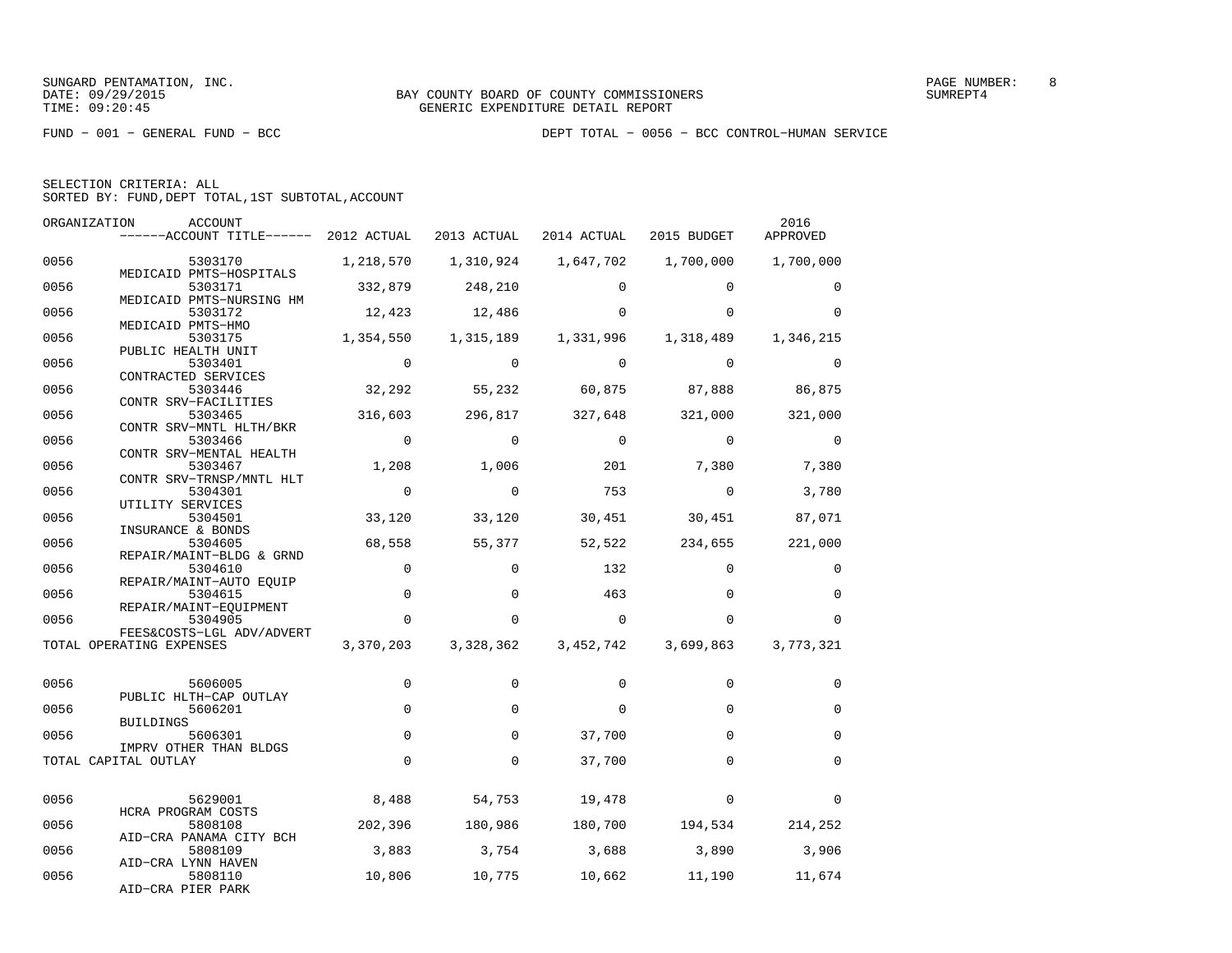SUNGARD PENTAMATION, INC.
DATE: 09/29/2015
TIME: 09:20:45

BAY COUNTY BOARD OF COUNTY COMMISSIONERS
GENERIC EXPENDITURE DETAIL REPORT

PAGE NUMBER: 8
SUMREPT4

FUND − 001 − GENERAL FUND − BCC

DEPT TOTAL − 0056 − BCC CONTROL−HUMAN SERVICE

SELECTION CRITERIA: ALL
SORTED BY: FUND,DEPT TOTAL,1ST SUBTOTAL,ACCOUNT

| ORGANIZATION | ACCOUNT / ------ACCOUNT TITLE------ | 2012 ACTUAL | 2013 ACTUAL | 2014 ACTUAL | 2015 BUDGET | 2016 APPROVED |
|---|---|---|---|---|---|---|
| 0056 | 5303170 MEDICAID PMTS−HOSPITALS | 1,218,570 | 1,310,924 | 1,647,702 | 1,700,000 | 1,700,000 |
| 0056 | 5303171 MEDICAID PMTS−NURSING HM | 332,879 | 248,210 | 0 | 0 | 0 |
| 0056 | 5303172 MEDICAID PMTS−HMO | 12,423 | 12,486 | 0 | 0 | 0 |
| 0056 | 5303175 PUBLIC HEALTH UNIT | 1,354,550 | 1,315,189 | 1,331,996 | 1,318,489 | 1,346,215 |
| 0056 | 5303401 CONTRACTED SERVICES | 0 | 0 | 0 | 0 | 0 |
| 0056 | 5303446 CONTR SRV−FACILITIES | 32,292 | 55,232 | 60,875 | 87,888 | 86,875 |
| 0056 | 5303465 CONTR SRV−MNTL HLTH/BKR | 316,603 | 296,817 | 327,648 | 321,000 | 321,000 |
| 0056 | 5303466 CONTR SRV−MENTAL HEALTH | 0 | 0 | 0 | 0 | 0 |
| 0056 | 5303467 CONTR SRV−TRNSP/MNTL HLT | 1,208 | 1,006 | 201 | 7,380 | 7,380 |
| 0056 | 5304301 UTILITY SERVICES | 0 | 0 | 753 | 0 | 3,780 |
| 0056 | 5304501 INSURANCE & BONDS | 33,120 | 33,120 | 30,451 | 30,451 | 87,071 |
| 0056 | 5304605 REPAIR/MAINT−BLDG & GRND | 68,558 | 55,377 | 52,522 | 234,655 | 221,000 |
| 0056 | 5304610 REPAIR/MAINT−AUTO EQUIP | 0 | 0 | 132 | 0 | 0 |
| 0056 | 5304615 REPAIR/MAINT−EQUIPMENT | 0 | 0 | 463 | 0 | 0 |
| 0056 | 5304905 FEES&COSTS−LGL ADV/ADVERT | 0 | 0 | 0 | 0 | 0 |
| TOTAL OPERATING EXPENSES | | 3,370,203 | 3,328,362 | 3,452,742 | 3,699,863 | 3,773,321 |
| 0056 | 5606005 PUBLIC HLTH−CAP OUTLAY | 0 | 0 | 0 | 0 | 0 |
| 0056 | 5606201 BUILDINGS | 0 | 0 | 0 | 0 | 0 |
| 0056 | 5606301 IMPRV OTHER THAN BLDGS | 0 | 0 | 37,700 | 0 | 0 |
| TOTAL CAPITAL OUTLAY | | 0 | 0 | 37,700 | 0 | 0 |
| 0056 | 5629001 HCRA PROGRAM COSTS | 8,488 | 54,753 | 19,478 | 0 | 0 |
| 0056 | 5808108 AID−CRA PANAMA CITY BCH | 202,396 | 180,986 | 180,700 | 194,534 | 214,252 |
| 0056 | 5808109 AID−CRA LYNN HAVEN | 3,883 | 3,754 | 3,688 | 3,890 | 3,906 |
| 0056 | 5808110 AID−CRA PIER PARK | 10,806 | 10,775 | 10,662 | 11,190 | 11,674 |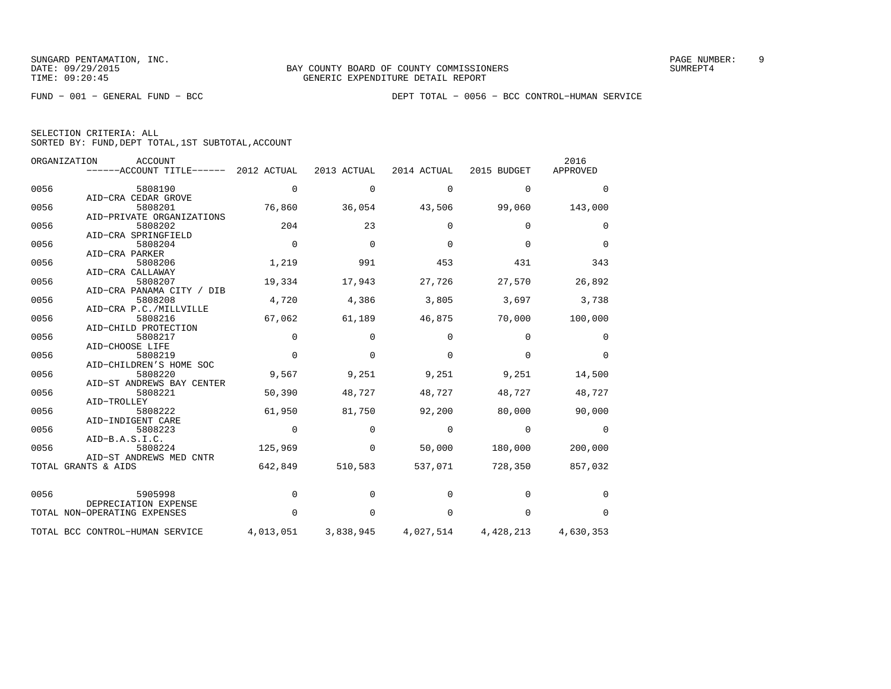BAY COUNTY BOARD OF COUNTY COMMISSIONERS
GENERIC EXPENDITURE DETAIL REPORT

SUNGARD PENTAMATION, INC.
DATE: 09/29/2015
TIME: 09:20:45

SUMREPT4

FUND − 001 − GENERAL FUND − BCC

DEPT TOTAL − 0056 − BCC CONTROL−HUMAN SERVICE

SELECTION CRITERIA: ALL
SORTED BY: FUND,DEPT TOTAL,1ST SUBTOTAL,ACCOUNT

| ORGANIZATION | ACCOUNT / ACCOUNT TITLE | 2012 ACTUAL | 2013 ACTUAL | 2014 ACTUAL | 2015 BUDGET | 2016 APPROVED |
|---|---|---|---|---|---|---|
| 0056 | 5808190 AID−CRA CEDAR GROVE | 0 | 0 | 0 | 0 | 0 |
| 0056 | 5808201 AID−PRIVATE ORGANIZATIONS | 76,860 | 36,054 | 43,506 | 99,060 | 143,000 |
| 0056 | 5808202 AID−CRA SPRINGFIELD | 204 | 23 | 0 | 0 | 0 |
| 0056 | 5808204 AID−CRA PARKER | 0 | 0 | 0 | 0 | 0 |
| 0056 | 5808206 AID−CRA CALLAWAY | 1,219 | 991 | 453 | 431 | 343 |
| 0056 | 5808207 AID−CRA PANAMA CITY / DIB | 19,334 | 17,943 | 27,726 | 27,570 | 26,892 |
| 0056 | 5808208 AID−CRA P.C./MILLVILLE | 4,720 | 4,386 | 3,805 | 3,697 | 3,738 |
| 0056 | 5808216 AID−CHILD PROTECTION | 67,062 | 61,189 | 46,875 | 70,000 | 100,000 |
| 0056 | 5808217 AID−CHOOSE LIFE | 0 | 0 | 0 | 0 | 0 |
| 0056 | 5808219 AID−CHILDREN'S HOME SOC | 0 | 0 | 0 | 0 | 0 |
| 0056 | 5808220 AID−ST ANDREWS BAY CENTER | 9,567 | 9,251 | 9,251 | 9,251 | 14,500 |
| 0056 | 5808221 AID−TROLLEY | 50,390 | 48,727 | 48,727 | 48,727 | 48,727 |
| 0056 | 5808222 AID−INDIGENT CARE | 61,950 | 81,750 | 92,200 | 80,000 | 90,000 |
| 0056 | 5808223 AID−B.A.S.I.C. | 0 | 0 | 0 | 0 | 0 |
| 0056 | 5808224 AID−ST ANDREWS MED CNTR | 125,969 | 0 | 50,000 | 180,000 | 200,000 |
| TOTAL GRANTS & AIDS | | 642,849 | 510,583 | 537,071 | 728,350 | 857,032 |
| 0056 | 5905998 DEPRECIATION EXPENSE | 0 | 0 | 0 | 0 | 0 |
| TOTAL NON−OPERATING EXPENSES | | 0 | 0 | 0 | 0 | 0 |
| TOTAL BCC CONTROL−HUMAN SERVICE | | 4,013,051 | 3,838,945 | 4,027,514 | 4,428,213 | 4,630,353 |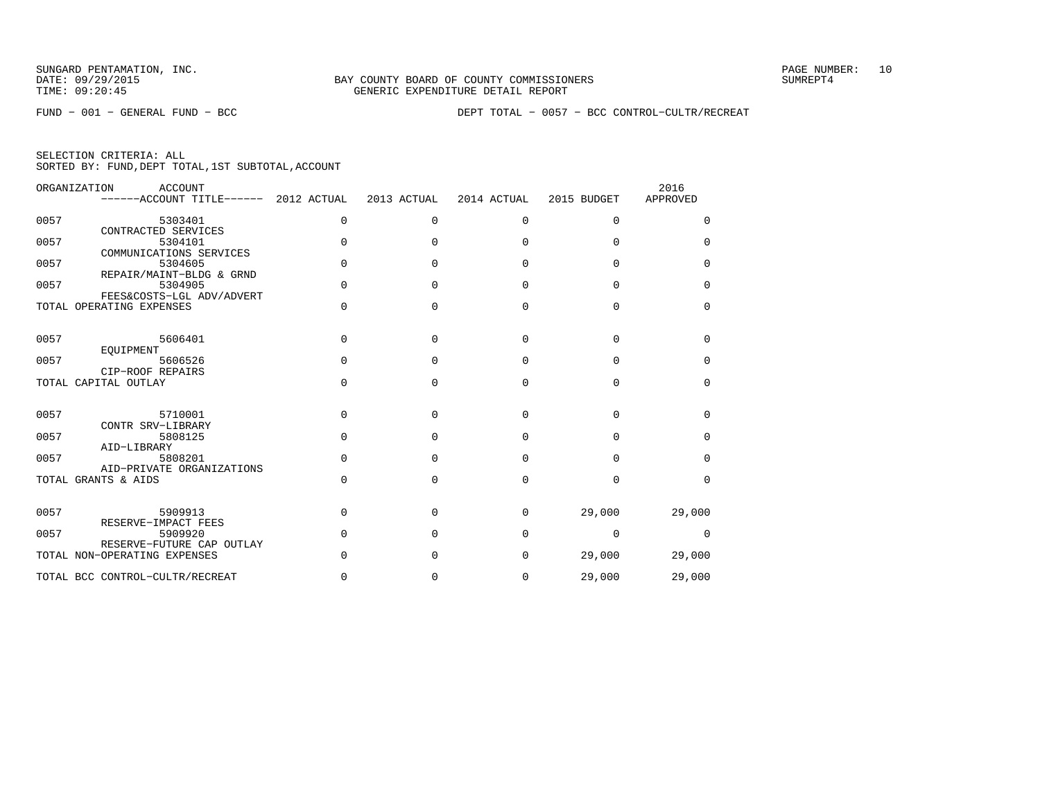SUNGARD PENTAMATION, INC.
DATE: 09/29/2015
TIME: 09:20:45

BAY COUNTY BOARD OF COUNTY COMMISSIONERS
GENERIC EXPENDITURE DETAIL REPORT

SUMREPT4

FUND − 001 − GENERAL FUND − BCC

DEPT TOTAL − 0057 − BCC CONTROL−CULTR/RECREAT

SELECTION CRITERIA: ALL
SORTED BY: FUND,DEPT TOTAL,1ST SUBTOTAL,ACCOUNT

| ORGANIZATION | ACCOUNT ------ACCOUNT TITLE------ | 2012 ACTUAL | 2013 ACTUAL | 2014 ACTUAL | 2015 BUDGET | 2016 APPROVED |
|---|---|---|---|---|---|---|
| 0057 | 5303401 CONTRACTED SERVICES | 0 | 0 | 0 | 0 | 0 |
| 0057 | 5304101 COMMUNICATIONS SERVICES | 0 | 0 | 0 | 0 | 0 |
| 0057 | 5304605 REPAIR/MAINT−BLDG & GRND | 0 | 0 | 0 | 0 | 0 |
| 0057 | 5304905 FEES&COSTS−LGL ADV/ADVERT | 0 | 0 | 0 | 0 | 0 |
| TOTAL OPERATING EXPENSES | | 0 | 0 | 0 | 0 | 0 |
| 0057 | 5606401 EQUIPMENT | 0 | 0 | 0 | 0 | 0 |
| 0057 | 5606526 CIP−ROOF REPAIRS | 0 | 0 | 0 | 0 | 0 |
| TOTAL CAPITAL OUTLAY | | 0 | 0 | 0 | 0 | 0 |
| 0057 | 5710001 CONTR SRV−LIBRARY | 0 | 0 | 0 | 0 | 0 |
| 0057 | 5808125 AID−LIBRARY | 0 | 0 | 0 | 0 | 0 |
| 0057 | 5808201 AID−PRIVATE ORGANIZATIONS | 0 | 0 | 0 | 0 | 0 |
| TOTAL GRANTS & AIDS | | 0 | 0 | 0 | 0 | 0 |
| 0057 | 5909913 RESERVE−IMPACT FEES | 0 | 0 | 0 | 29,000 | 29,000 |
| 0057 | 5909920 RESERVE−FUTURE CAP OUTLAY | 0 | 0 | 0 | 0 | 0 |
| TOTAL NON−OPERATING EXPENSES | | 0 | 0 | 0 | 29,000 | 29,000 |
| TOTAL BCC CONTROL−CULTR/RECREAT | | 0 | 0 | 0 | 29,000 | 29,000 |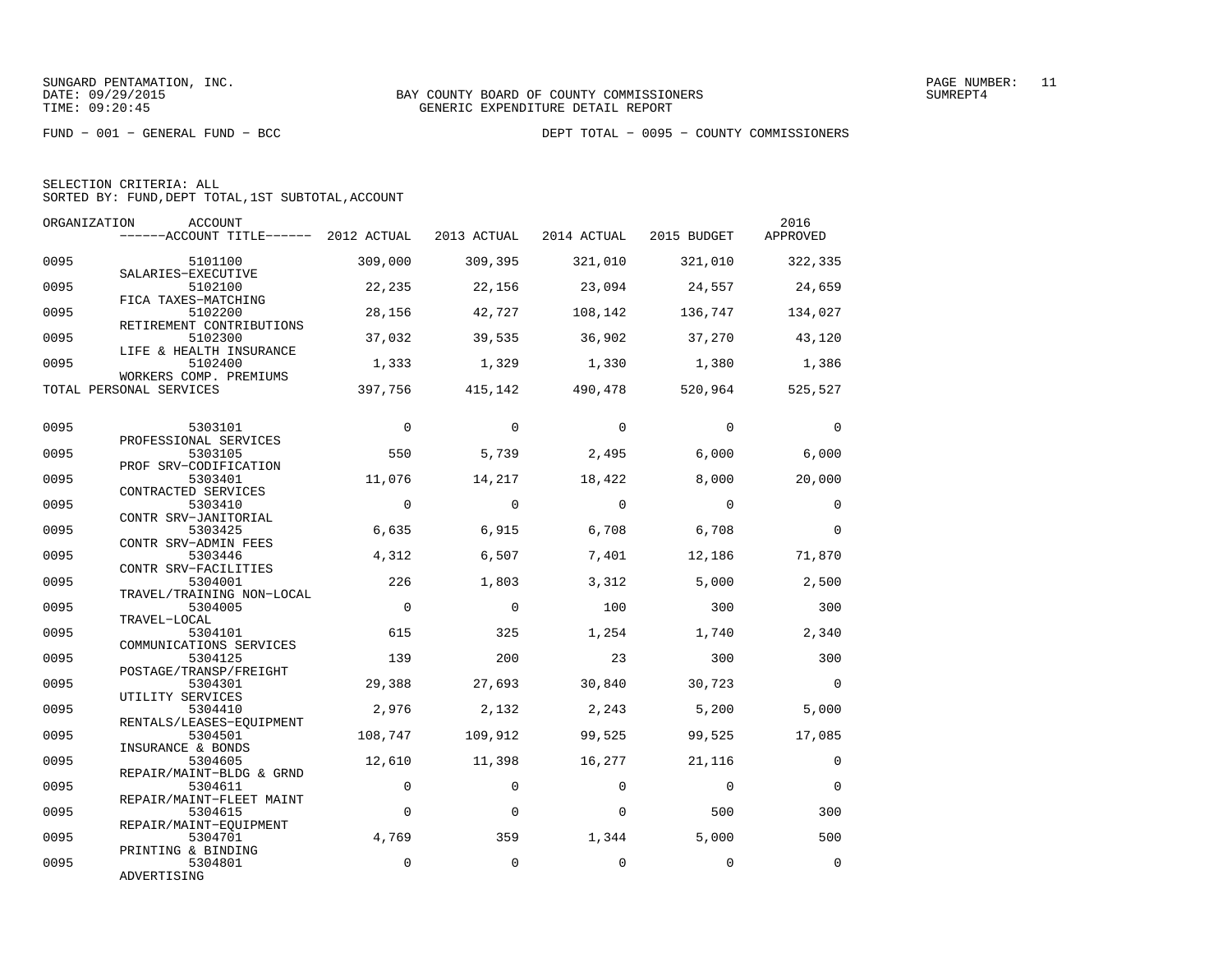SUNGARD PENTAMATION, INC.
DATE: 09/29/2015
TIME: 09:20:45

BAY COUNTY BOARD OF COUNTY COMMISSIONERS
GENERIC EXPENDITURE DETAIL REPORT

SUMREPT4

FUND − 001 − GENERAL FUND − BCC

DEPT TOTAL − 0095 − COUNTY COMMISSIONERS

SELECTION CRITERIA: ALL
SORTED BY: FUND,DEPT TOTAL,1ST SUBTOTAL,ACCOUNT

| ORGANIZATION | ACCOUNT / ACCOUNT TITLE | 2012 ACTUAL | 2013 ACTUAL | 2014 ACTUAL | 2015 BUDGET | 2016 APPROVED |
|---|---|---|---|---|---|---|
| 0095 | 5101100 SALARIES−EXECUTIVE | 309,000 | 309,395 | 321,010 | 321,010 | 322,335 |
| 0095 | 5102100 FICA TAXES−MATCHING | 22,235 | 22,156 | 23,094 | 24,557 | 24,659 |
| 0095 | 5102200 RETIREMENT CONTRIBUTIONS | 28,156 | 42,727 | 108,142 | 136,747 | 134,027 |
| 0095 | 5102300 LIFE & HEALTH INSURANCE | 37,032 | 39,535 | 36,902 | 37,270 | 43,120 |
| 0095 | 5102400 WORKERS COMP. PREMIUMS | 1,333 | 1,329 | 1,330 | 1,380 | 1,386 |
| TOTAL PERSONAL SERVICES | | 397,756 | 415,142 | 490,478 | 520,964 | 525,527 |
| 0095 | 5303101 PROFESSIONAL SERVICES | 0 | 0 | 0 | 0 | 0 |
| 0095 | 5303105 PROF SRV−CODIFICATION | 550 | 5,739 | 2,495 | 6,000 | 6,000 |
| 0095 | 5303401 CONTRACTED SERVICES | 11,076 | 14,217 | 18,422 | 8,000 | 20,000 |
| 0095 | 5303410 CONTR SRV−JANITORIAL | 0 | 0 | 0 | 0 | 0 |
| 0095 | 5303425 CONTR SRV−ADMIN FEES | 6,635 | 6,915 | 6,708 | 6,708 | 0 |
| 0095 | 5303446 CONTR SRV−FACILITIES | 4,312 | 6,507 | 7,401 | 12,186 | 71,870 |
| 0095 | 5304001 TRAVEL/TRAINING NON−LOCAL | 226 | 1,803 | 3,312 | 5,000 | 2,500 |
| 0095 | 5304005 TRAVEL−LOCAL | 0 | 0 | 100 | 300 | 300 |
| 0095 | 5304101 COMMUNICATIONS SERVICES | 615 | 325 | 1,254 | 1,740 | 2,340 |
| 0095 | 5304125 POSTAGE/TRANSP/FREIGHT | 139 | 200 | 23 | 300 | 300 |
| 0095 | 5304301 UTILITY SERVICES | 29,388 | 27,693 | 30,840 | 30,723 | 0 |
| 0095 | 5304410 RENTALS/LEASES−EQUIPMENT | 2,976 | 2,132 | 2,243 | 5,200 | 5,000 |
| 0095 | 5304501 INSURANCE & BONDS | 108,747 | 109,912 | 99,525 | 99,525 | 17,085 |
| 0095 | 5304605 REPAIR/MAINT−BLDG & GRND | 12,610 | 11,398 | 16,277 | 21,116 | 0 |
| 0095 | 5304611 REPAIR/MAINT−FLEET MAINT | 0 | 0 | 0 | 0 | 0 |
| 0095 | 5304615 REPAIR/MAINT−EQUIPMENT | 0 | 0 | 0 | 500 | 300 |
| 0095 | 5304701 PRINTING & BINDING | 4,769 | 359 | 1,344 | 5,000 | 500 |
| 0095 | 5304801 ADVERTISING | 0 | 0 | 0 | 0 | 0 |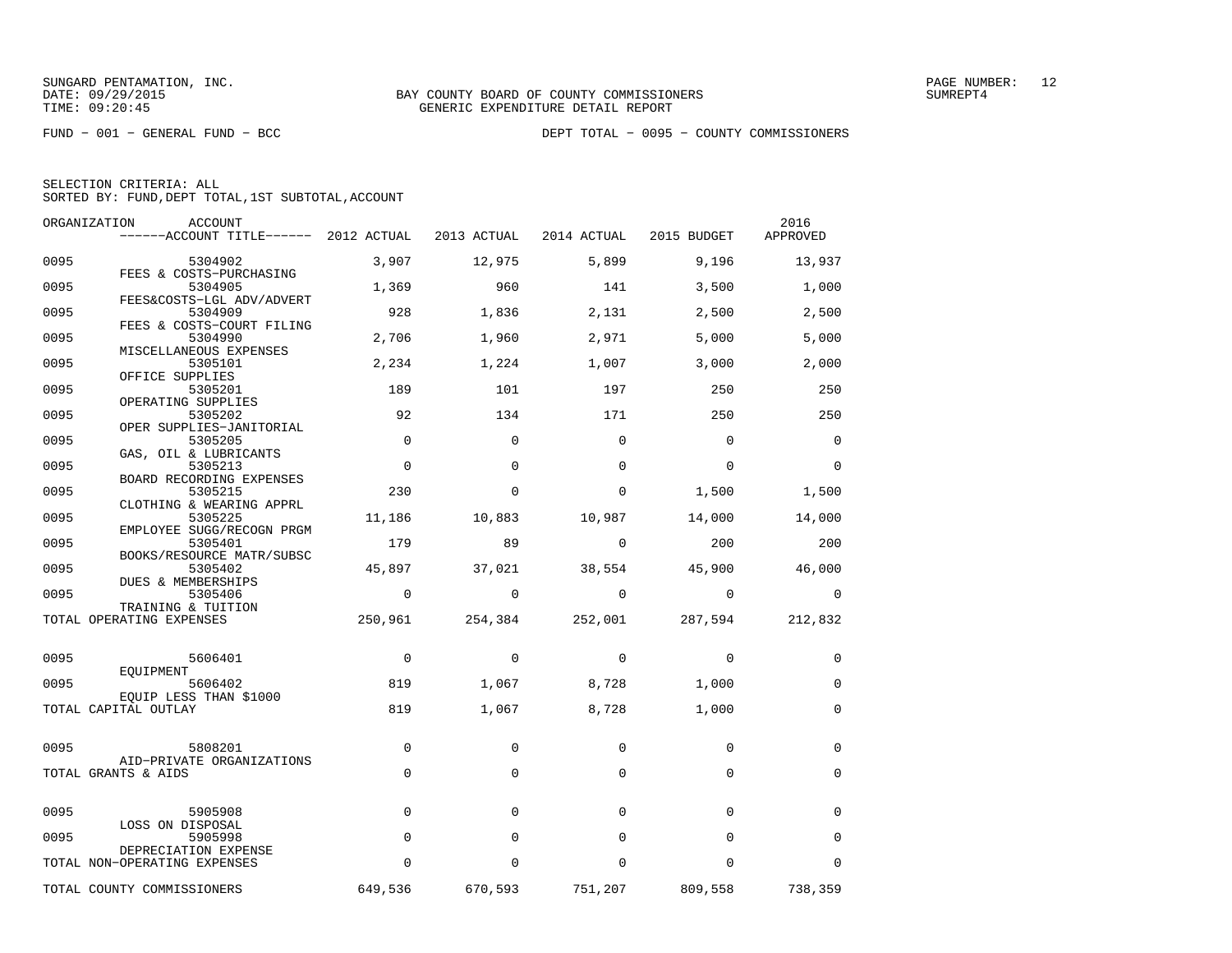SUNGARD PENTAMATION, INC.
DATE: 09/29/2015
TIME: 09:20:45

BAY COUNTY BOARD OF COUNTY COMMISSIONERS
GENERIC EXPENDITURE DETAIL REPORT

PAGE NUMBER: 12
SUMREPT4

FUND - 001 - GENERAL FUND - BCC

DEPT TOTAL - 0095 - COUNTY COMMISSIONERS

SELECTION CRITERIA: ALL
SORTED BY: FUND,DEPT TOTAL,1ST SUBTOTAL,ACCOUNT

| ORGANIZATION | ACCOUNT / ACCOUNT TITLE | 2012 ACTUAL | 2013 ACTUAL | 2014 ACTUAL | 2015 BUDGET | 2016 APPROVED |
|---|---|---|---|---|---|---|
| 0095 | 5304902 FEES & COSTS-PURCHASING | 3,907 | 12,975 | 5,899 | 9,196 | 13,937 |
| 0095 | 5304905 FEES&COSTS-LGL ADV/ADVERT | 1,369 | 960 | 141 | 3,500 | 1,000 |
| 0095 | 5304909 FEES & COSTS-COURT FILING | 928 | 1,836 | 2,131 | 2,500 | 2,500 |
| 0095 | 5304990 MISCELLANEOUS EXPENSES | 2,706 | 1,960 | 2,971 | 5,000 | 5,000 |
| 0095 | 5305101 OFFICE SUPPLIES | 2,234 | 1,224 | 1,007 | 3,000 | 2,000 |
| 0095 | 5305201 OPERATING SUPPLIES | 189 | 101 | 197 | 250 | 250 |
| 0095 | 5305202 OPER SUPPLIES-JANITORIAL | 92 | 134 | 171 | 250 | 250 |
| 0095 | 5305205 GAS, OIL & LUBRICANTS | 0 | 0 | 0 | 0 | 0 |
| 0095 | 5305213 BOARD RECORDING EXPENSES | 0 | 0 | 0 | 0 | 0 |
| 0095 | 5305215 CLOTHING & WEARING APPRL | 230 | 0 | 0 | 1,500 | 1,500 |
| 0095 | 5305225 EMPLOYEE SUGG/RECOGN PRGM | 11,186 | 10,883 | 10,987 | 14,000 | 14,000 |
| 0095 | 5305401 BOOKS/RESOURCE MATR/SUBSC | 179 | 89 | 0 | 200 | 200 |
| 0095 | 5305402 DUES & MEMBERSHIPS | 45,897 | 37,021 | 38,554 | 45,900 | 46,000 |
| 0095 | 5305406 TRAINING & TUITION | 0 | 0 | 0 | 0 | 0 |
| TOTAL OPERATING EXPENSES | | 250,961 | 254,384 | 252,001 | 287,594 | 212,832 |
| 0095 | 5606401 EQUIPMENT | 0 | 0 | 0 | 0 | 0 |
| 0095 | 5606402 EQUIP LESS THAN $1000 | 819 | 1,067 | 8,728 | 1,000 | 0 |
| TOTAL CAPITAL OUTLAY | | 819 | 1,067 | 8,728 | 1,000 | 0 |
| 0095 | 5808201 AID-PRIVATE ORGANIZATIONS | 0 | 0 | 0 | 0 | 0 |
| TOTAL GRANTS & AIDS | | 0 | 0 | 0 | 0 | 0 |
| 0095 | 5905908 LOSS ON DISPOSAL | 0 | 0 | 0 | 0 | 0 |
| 0095 | 5905998 DEPRECIATION EXPENSE | 0 | 0 | 0 | 0 | 0 |
| TOTAL NON-OPERATING EXPENSES | | 0 | 0 | 0 | 0 | 0 |
| TOTAL COUNTY COMMISSIONERS | | 649,536 | 670,593 | 751,207 | 809,558 | 738,359 |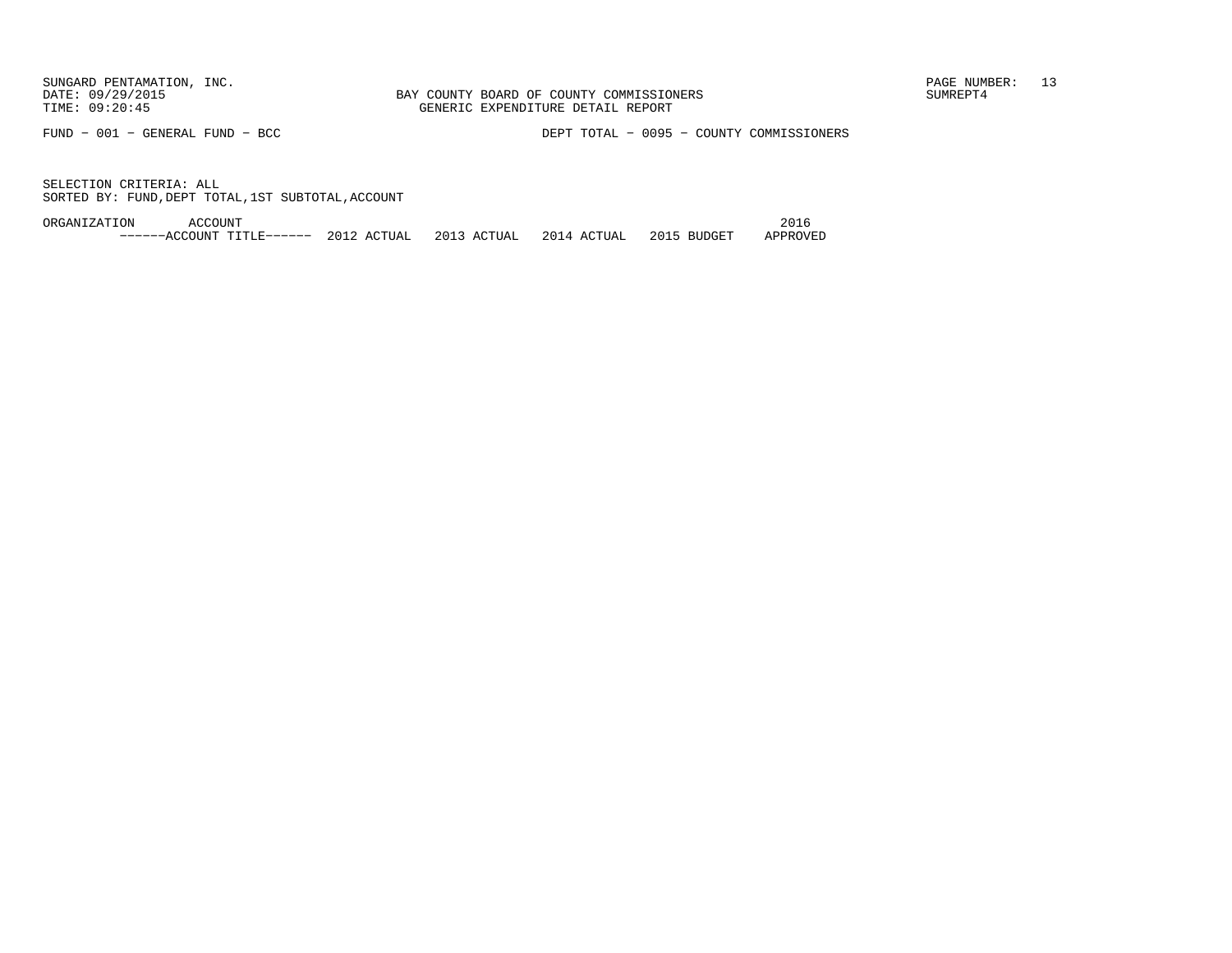SUNGARD PENTAMATION, INC.
DATE: 09/29/2015
TIME: 09:20:45

BAY COUNTY BOARD OF COUNTY COMMISSIONERS
GENERIC EXPENDITURE DETAIL REPORT

PAGE NUMBER: 13
SUMREPT4

FUND - 001 - GENERAL FUND - BCC

DEPT TOTAL - 0095 - COUNTY COMMISSIONERS

SELECTION CRITERIA: ALL
SORTED BY: FUND,DEPT TOTAL,1ST SUBTOTAL,ACCOUNT

| ORGANIZATION | ACCOUNT ------ACCOUNT TITLE------ | 2012 ACTUAL | 2013 ACTUAL | 2014 ACTUAL | 2015 BUDGET | 2016 APPROVED |
|---|---|---|---|---|---|---|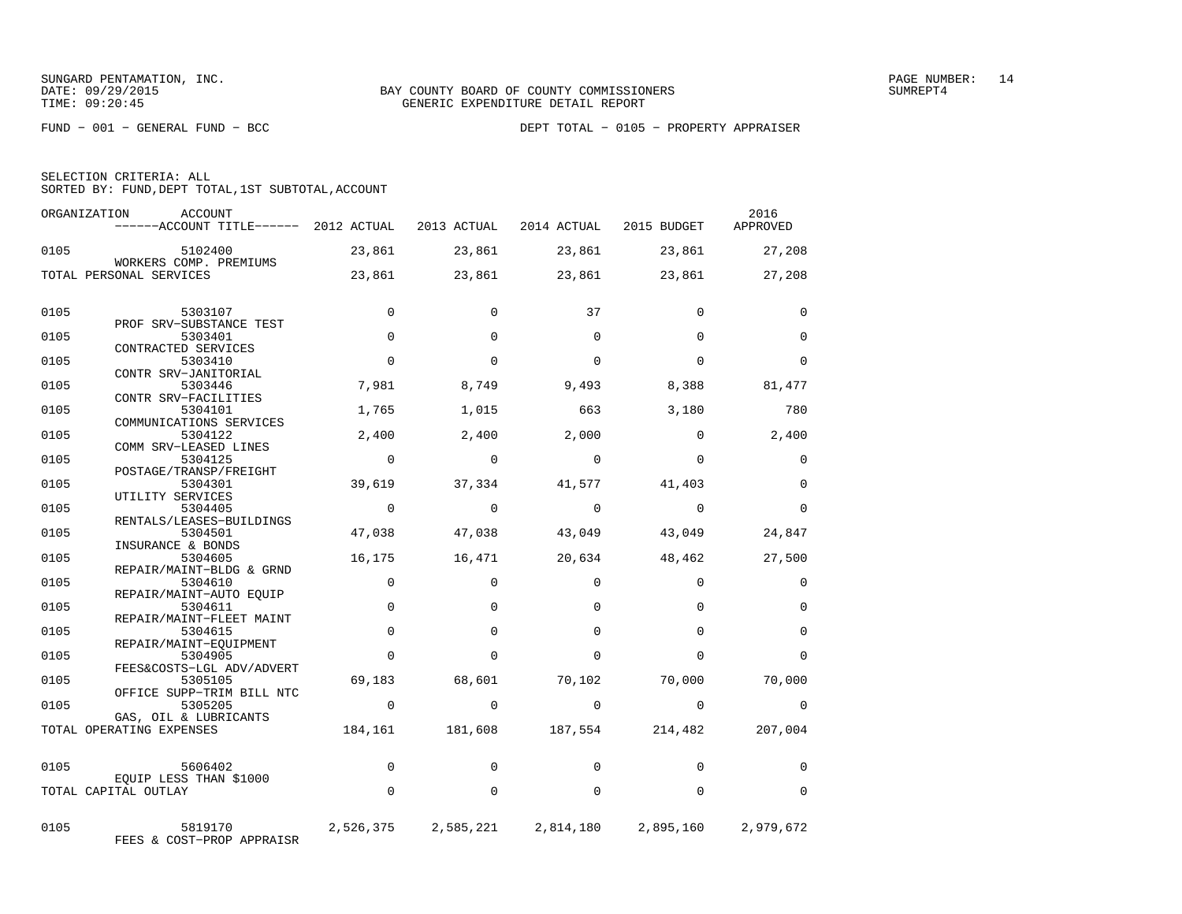SUNGARD PENTAMATION, INC.
DATE: 09/29/2015
TIME: 09:20:45

BAY COUNTY BOARD OF COUNTY COMMISSIONERS
GENERIC EXPENDITURE DETAIL REPORT

SUMREPT4

FUND − 001 − GENERAL FUND − BCC

DEPT TOTAL − 0105 − PROPERTY APPRAISER

SELECTION CRITERIA: ALL
SORTED BY: FUND,DEPT TOTAL,1ST SUBTOTAL,ACCOUNT

| ORGANIZATION | ACCOUNT / ACCOUNT TITLE | 2012 ACTUAL | 2013 ACTUAL | 2014 ACTUAL | 2015 BUDGET | 2016 APPROVED |
|---|---|---|---|---|---|---|
| 0105 | 5102400 WORKERS COMP. PREMIUMS | 23,861 | 23,861 | 23,861 | 23,861 | 27,208 |
| TOTAL PERSONAL SERVICES | | 23,861 | 23,861 | 23,861 | 23,861 | 27,208 |
| 0105 | 5303107 PROF SRV−SUBSTANCE TEST | 0 | 0 | 37 | 0 | 0 |
| 0105 | 5303401 CONTRACTED SERVICES | 0 | 0 | 0 | 0 | 0 |
| 0105 | 5303410 CONTR SRV−JANITORIAL | 0 | 0 | 0 | 0 | 0 |
| 0105 | 5303446 CONTR SRV−FACILITIES | 7,981 | 8,749 | 9,493 | 8,388 | 81,477 |
| 0105 | 5304101 COMMUNICATIONS SERVICES | 1,765 | 1,015 | 663 | 3,180 | 780 |
| 0105 | 5304122 COMM SRV−LEASED LINES | 2,400 | 2,400 | 2,000 | 0 | 2,400 |
| 0105 | 5304125 POSTAGE/TRANSP/FREIGHT | 0 | 0 | 0 | 0 | 0 |
| 0105 | 5304301 UTILITY SERVICES | 39,619 | 37,334 | 41,577 | 41,403 | 0 |
| 0105 | 5304405 RENTALS/LEASES−BUILDINGS | 0 | 0 | 0 | 0 | 0 |
| 0105 | 5304501 INSURANCE & BONDS | 47,038 | 47,038 | 43,049 | 43,049 | 24,847 |
| 0105 | 5304605 REPAIR/MAINT−BLDG & GRND | 16,175 | 16,471 | 20,634 | 48,462 | 27,500 |
| 0105 | 5304610 REPAIR/MAINT−AUTO EQUIP | 0 | 0 | 0 | 0 | 0 |
| 0105 | 5304611 REPAIR/MAINT−FLEET MAINT | 0 | 0 | 0 | 0 | 0 |
| 0105 | 5304615 REPAIR/MAINT−EQUIPMENT | 0 | 0 | 0 | 0 | 0 |
| 0105 | 5304905 FEES&COSTS−LGL ADV/ADVERT | 0 | 0 | 0 | 0 | 0 |
| 0105 | 5305105 OFFICE SUPP−TRIM BILL NTC | 69,183 | 68,601 | 70,102 | 70,000 | 70,000 |
| 0105 | 5305205 GAS, OIL & LUBRICANTS | 0 | 0 | 0 | 0 | 0 |
| TOTAL OPERATING EXPENSES | | 184,161 | 181,608 | 187,554 | 214,482 | 207,004 |
| 0105 | 5606402 EQUIP LESS THAN $1000 | 0 | 0 | 0 | 0 | 0 |
| TOTAL CAPITAL OUTLAY | | 0 | 0 | 0 | 0 | 0 |
| 0105 | 5819170 FEES & COST−PROP APPRAISR | 2,526,375 | 2,585,221 | 2,814,180 | 2,895,160 | 2,979,672 |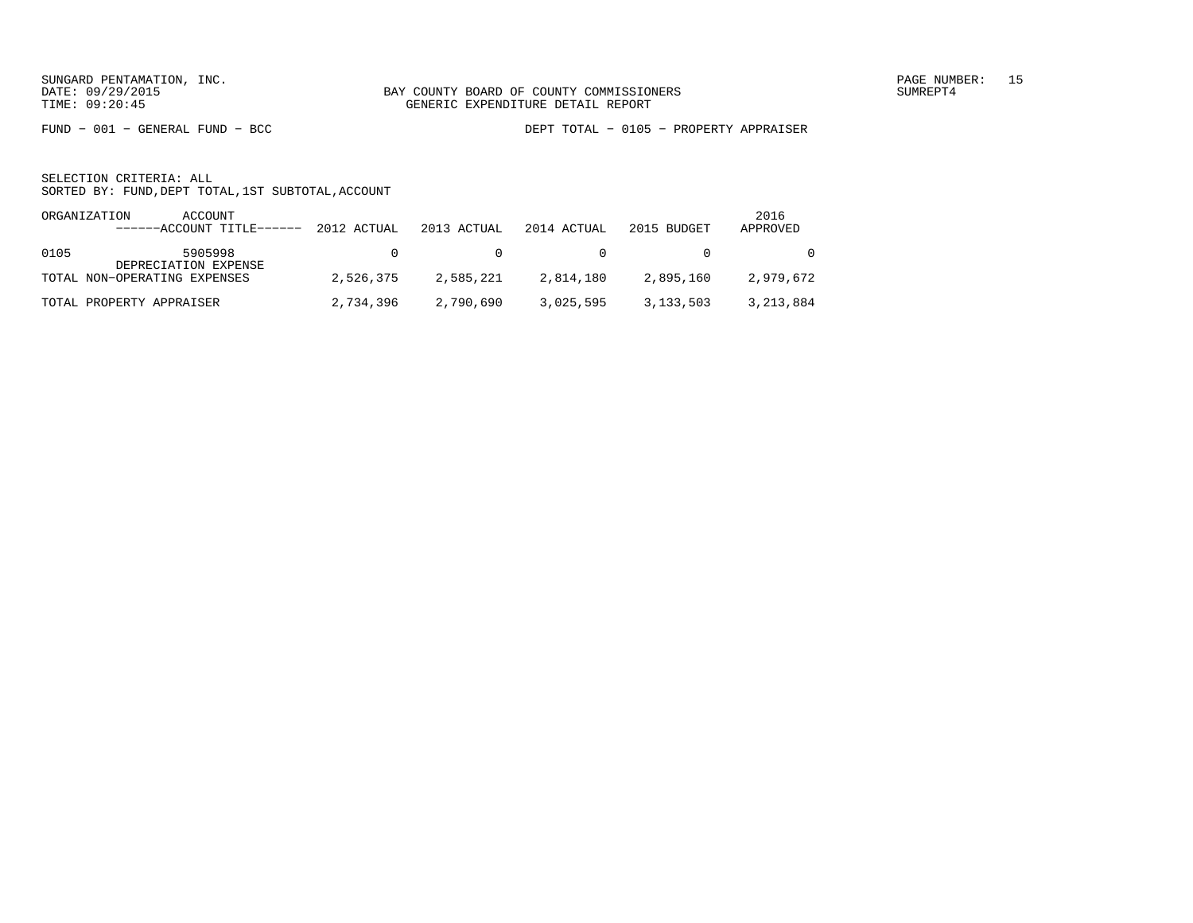BAY COUNTY BOARD OF COUNTY COMMISSIONERS
GENERIC EXPENDITURE DETAIL REPORT

FUND − 001 − GENERAL FUND − BCC

DEPT TOTAL − 0105 − PROPERTY APPRAISER

SELECTION CRITERIA: ALL
SORTED BY: FUND,DEPT TOTAL,1ST SUBTOTAL,ACCOUNT

| ORGANIZATION | ACCOUNT<br>------ACCOUNT TITLE------ | 2012 ACTUAL | 2013 ACTUAL | 2014 ACTUAL | 2015 BUDGET | 2016 APPROVED |
|---|---|---|---|---|---|---|
| 0105 | 5905998<br>DEPRECIATION EXPENSE | 0 | 0 | 0 | 0 | 0 |
| TOTAL NON−OPERATING EXPENSES | | 2,526,375 | 2,585,221 | 2,814,180 | 2,895,160 | 2,979,672 |
| TOTAL PROPERTY APPRAISER | | 2,734,396 | 2,790,690 | 3,025,595 | 3,133,503 | 3,213,884 |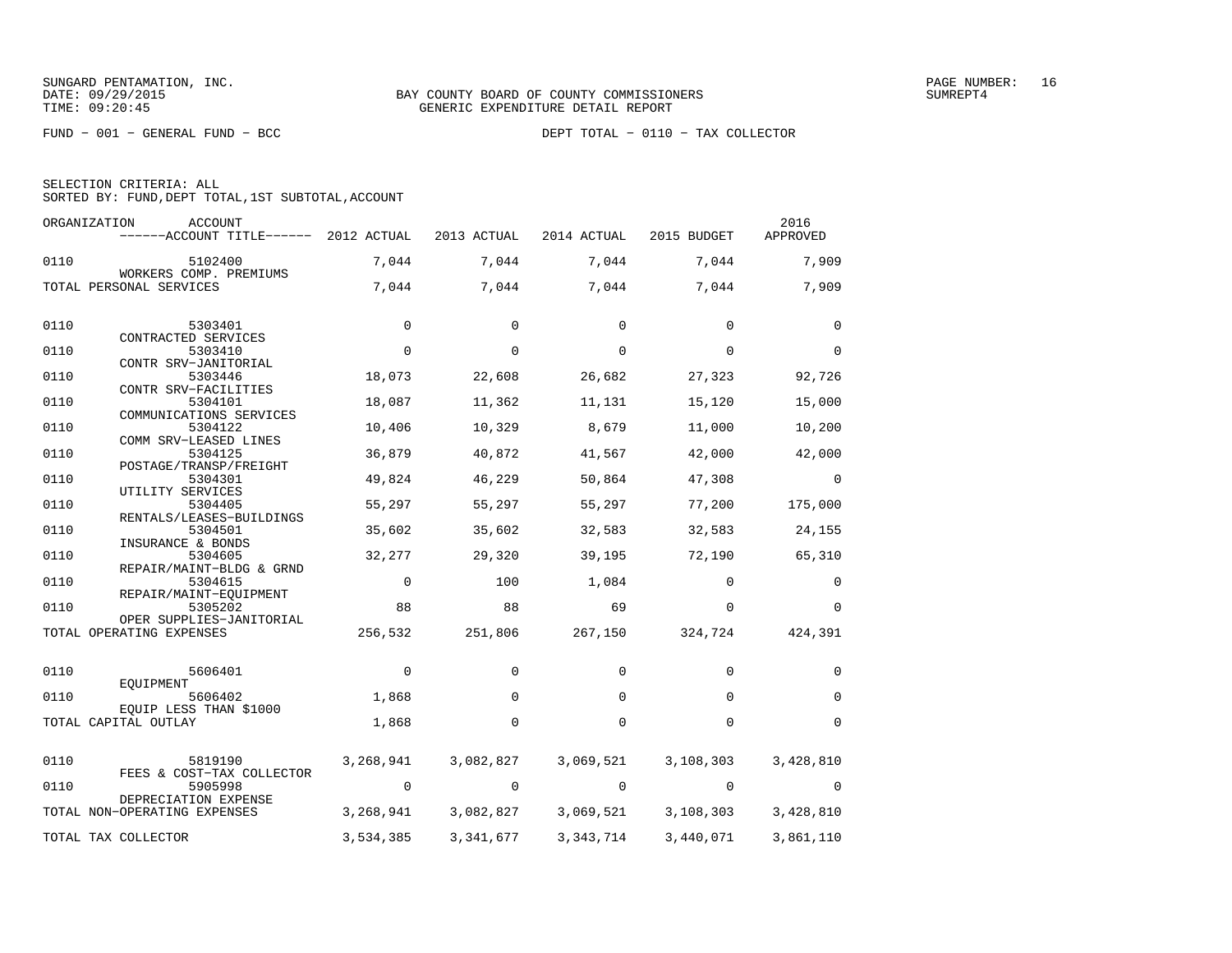SUNGARD PENTAMATION, INC.
DATE: 09/29/2015
TIME: 09:20:45

BAY COUNTY BOARD OF COUNTY COMMISSIONERS
GENERIC EXPENDITURE DETAIL REPORT

PAGE NUMBER: 16
SUMREPT4

FUND − 001 − GENERAL FUND − BCC

DEPT TOTAL − 0110 − TAX COLLECTOR

SELECTION CRITERIA: ALL
SORTED BY: FUND,DEPT TOTAL,1ST SUBTOTAL,ACCOUNT

| ORGANIZATION | ACCOUNT / ACCOUNT TITLE | 2012 ACTUAL | 2013 ACTUAL | 2014 ACTUAL | 2015 BUDGET | 2016 APPROVED |
|---|---|---|---|---|---|---|
| 0110 | 5102400 WORKERS COMP. PREMIUMS | 7,044 | 7,044 | 7,044 | 7,044 | 7,909 |
| TOTAL PERSONAL SERVICES | | 7,044 | 7,044 | 7,044 | 7,044 | 7,909 |
| 0110 | 5303401 CONTRACTED SERVICES | 0 | 0 | 0 | 0 | 0 |
| 0110 | 5303410 CONTR SRV−JANITORIAL | 0 | 0 | 0 | 0 | 0 |
| 0110 | 5303446 CONTR SRV−FACILITIES | 18,073 | 22,608 | 26,682 | 27,323 | 92,726 |
| 0110 | 5304101 COMMUNICATIONS SERVICES | 18,087 | 11,362 | 11,131 | 15,120 | 15,000 |
| 0110 | 5304122 COMM SRV−LEASED LINES | 10,406 | 10,329 | 8,679 | 11,000 | 10,200 |
| 0110 | 5304125 POSTAGE/TRANSP/FREIGHT | 36,879 | 40,872 | 41,567 | 42,000 | 42,000 |
| 0110 | 5304301 UTILITY SERVICES | 49,824 | 46,229 | 50,864 | 47,308 | 0 |
| 0110 | 5304405 RENTALS/LEASES−BUILDINGS | 55,297 | 55,297 | 55,297 | 77,200 | 175,000 |
| 0110 | 5304501 INSURANCE & BONDS | 35,602 | 35,602 | 32,583 | 32,583 | 24,155 |
| 0110 | 5304605 REPAIR/MAINT−BLDG & GRND | 32,277 | 29,320 | 39,195 | 72,190 | 65,310 |
| 0110 | 5304615 REPAIR/MAINT−EQUIPMENT | 0 | 100 | 1,084 | 0 | 0 |
| 0110 | 5305202 OPER SUPPLIES−JANITORIAL | 88 | 88 | 69 | 0 | 0 |
| TOTAL OPERATING EXPENSES | | 256,532 | 251,806 | 267,150 | 324,724 | 424,391 |
| 0110 | 5606401 EQUIPMENT | 0 | 0 | 0 | 0 | 0 |
| 0110 | 5606402 EQUIP LESS THAN $1000 | 1,868 | 0 | 0 | 0 | 0 |
| TOTAL CAPITAL OUTLAY | | 1,868 | 0 | 0 | 0 | 0 |
| 0110 | 5819190 FEES & COST−TAX COLLECTOR | 3,268,941 | 3,082,827 | 3,069,521 | 3,108,303 | 3,428,810 |
| 0110 | 5905998 DEPRECIATION EXPENSE | 0 | 0 | 0 | 0 | 0 |
| TOTAL NON−OPERATING EXPENSES | | 3,268,941 | 3,082,827 | 3,069,521 | 3,108,303 | 3,428,810 |
| TOTAL TAX COLLECTOR | | 3,534,385 | 3,341,677 | 3,343,714 | 3,440,071 | 3,861,110 |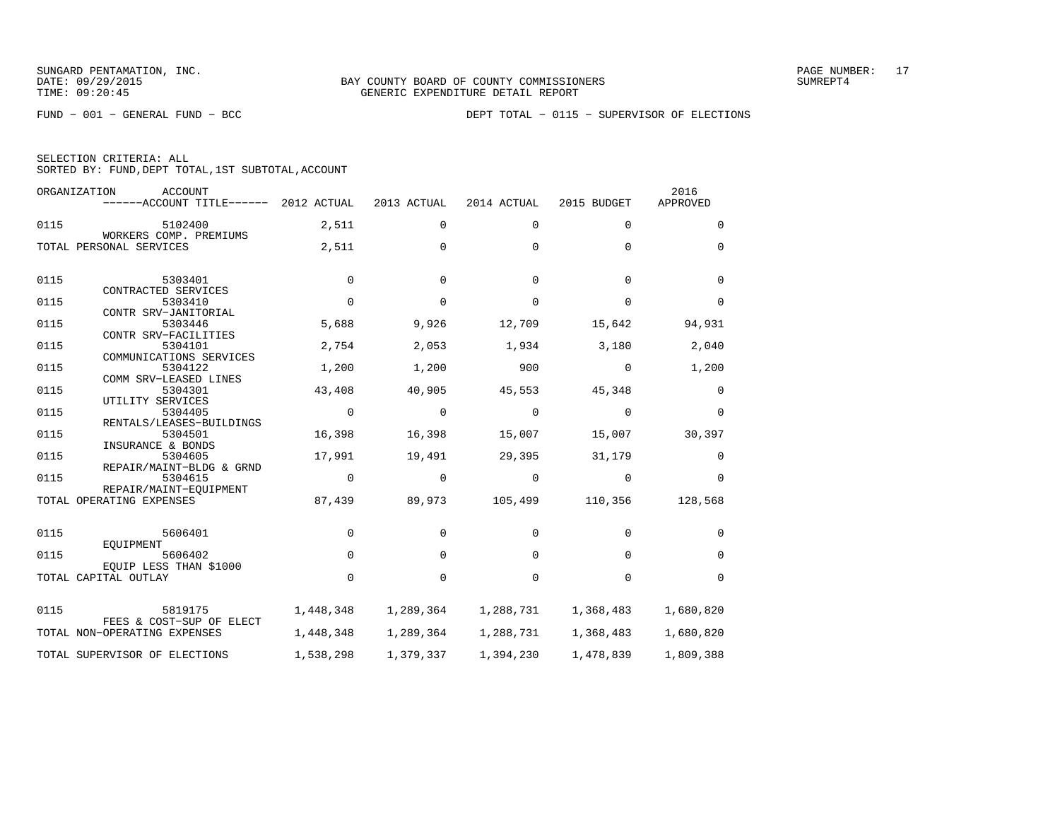SUNGARD PENTAMATION, INC.
DATE: 09/29/2015
TIME: 09:20:45

BAY COUNTY BOARD OF COUNTY COMMISSIONERS
GENERIC EXPENDITURE DETAIL REPORT

SUMREPT4

FUND − 001 − GENERAL FUND − BCC

DEPT TOTAL − 0115 − SUPERVISOR OF ELECTIONS

SELECTION CRITERIA: ALL
SORTED BY: FUND,DEPT TOTAL,1ST SUBTOTAL,ACCOUNT

| ORGANIZATION | ACCOUNT / ACCOUNT TITLE | 2012 ACTUAL | 2013 ACTUAL | 2014 ACTUAL | 2015 BUDGET | 2016 APPROVED |
|---|---|---|---|---|---|---|
| 0115 | 5102400 WORKERS COMP. PREMIUMS | 2,511 | 0 | 0 | 0 | 0 |
| TOTAL PERSONAL SERVICES | | 2,511 | 0 | 0 | 0 | 0 |
| 0115 | 5303401 CONTRACTED SERVICES | 0 | 0 | 0 | 0 | 0 |
| 0115 | 5303410 CONTR SRV−JANITORIAL | 0 | 0 | 0 | 0 | 0 |
| 0115 | 5303446 CONTR SRV−FACILITIES | 5,688 | 9,926 | 12,709 | 15,642 | 94,931 |
| 0115 | 5304101 COMMUNICATIONS SERVICES | 2,754 | 2,053 | 1,934 | 3,180 | 2,040 |
| 0115 | 5304122 COMM SRV−LEASED LINES | 1,200 | 1,200 | 900 | 0 | 1,200 |
| 0115 | 5304301 UTILITY SERVICES | 43,408 | 40,905 | 45,553 | 45,348 | 0 |
| 0115 | 5304405 RENTALS/LEASES−BUILDINGS | 0 | 0 | 0 | 0 | 0 |
| 0115 | 5304501 INSURANCE & BONDS | 16,398 | 16,398 | 15,007 | 15,007 | 30,397 |
| 0115 | 5304605 REPAIR/MAINT−BLDG & GRND | 17,991 | 19,491 | 29,395 | 31,179 | 0 |
| 0115 | 5304615 REPAIR/MAINT−EQUIPMENT | 0 | 0 | 0 | 0 | 0 |
| TOTAL OPERATING EXPENSES | | 87,439 | 89,973 | 105,499 | 110,356 | 128,568 |
| 0115 | 5606401 EQUIPMENT | 0 | 0 | 0 | 0 | 0 |
| 0115 | 5606402 EQUIP LESS THAN $1000 | 0 | 0 | 0 | 0 | 0 |
| TOTAL CAPITAL OUTLAY | | 0 | 0 | 0 | 0 | 0 |
| 0115 | 5819175 FEES & COST−SUP OF ELECT | 1,448,348 | 1,289,364 | 1,288,731 | 1,368,483 | 1,680,820 |
| TOTAL NON−OPERATING EXPENSES | | 1,448,348 | 1,289,364 | 1,288,731 | 1,368,483 | 1,680,820 |
| TOTAL SUPERVISOR OF ELECTIONS | | 1,538,298 | 1,379,337 | 1,394,230 | 1,478,839 | 1,809,388 |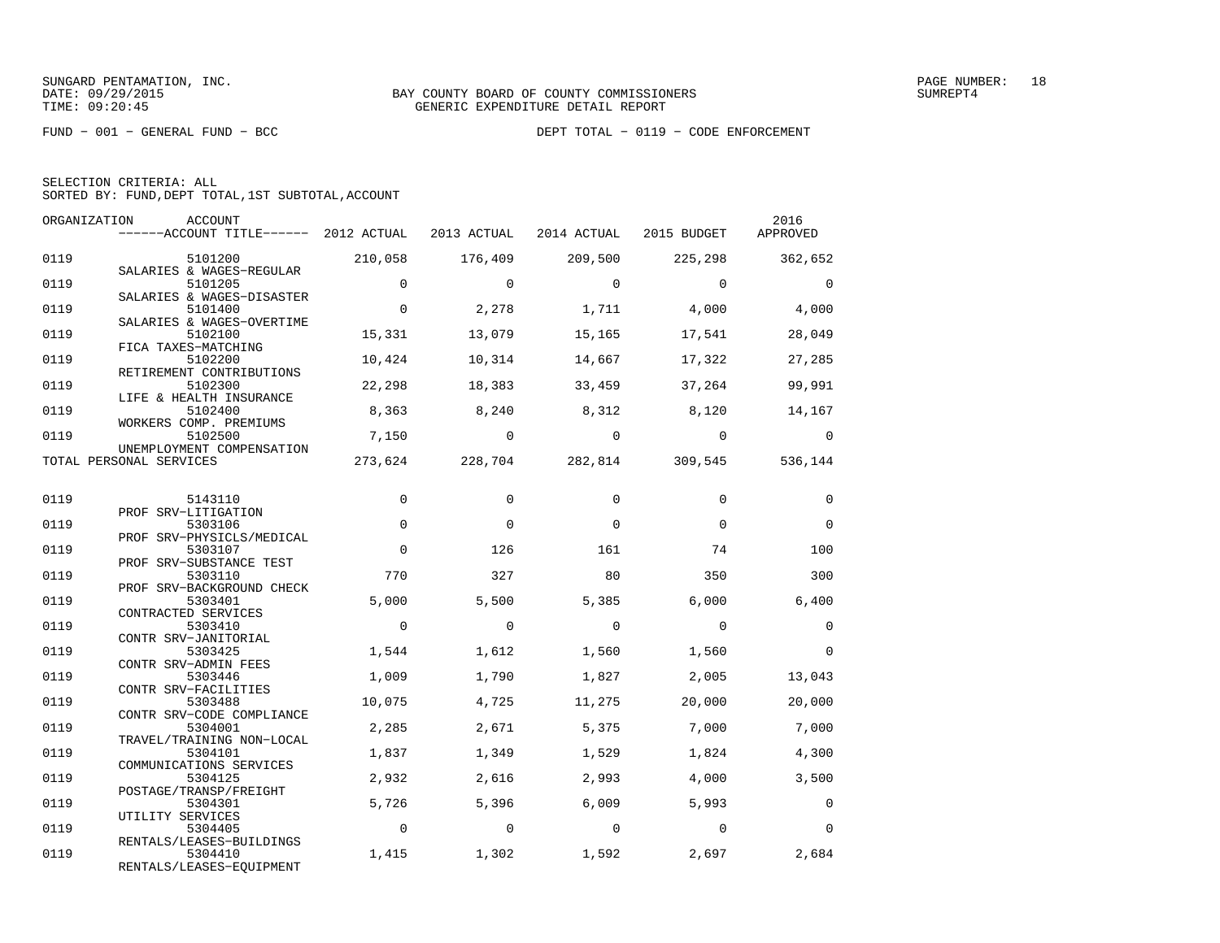SUNGARD PENTAMATION, INC.
DATE: 09/29/2015
TIME: 09:20:45

BAY COUNTY BOARD OF COUNTY COMMISSIONERS
GENERIC EXPENDITURE DETAIL REPORT

SUMREPT4

FUND − 001 − GENERAL FUND − BCC

DEPT TOTAL − 0119 − CODE ENFORCEMENT

SELECTION CRITERIA: ALL
SORTED BY: FUND,DEPT TOTAL,1ST SUBTOTAL,ACCOUNT

| ORGANIZATION | ACCOUNT / ACCOUNT TITLE | 2012 ACTUAL | 2013 ACTUAL | 2014 ACTUAL | 2015 BUDGET | 2016 APPROVED |
|---|---|---|---|---|---|---|
| 0119 | 5101200 SALARIES & WAGES−REGULAR | 210,058 | 176,409 | 209,500 | 225,298 | 362,652 |
| 0119 | 5101205 SALARIES & WAGES−DISASTER | 0 | 0 | 0 | 0 | 0 |
| 0119 | 5101400 SALARIES & WAGES−OVERTIME | 0 | 2,278 | 1,711 | 4,000 | 4,000 |
| 0119 | 5102100 FICA TAXES−MATCHING | 15,331 | 13,079 | 15,165 | 17,541 | 28,049 |
| 0119 | 5102200 RETIREMENT CONTRIBUTIONS | 10,424 | 10,314 | 14,667 | 17,322 | 27,285 |
| 0119 | 5102300 LIFE & HEALTH INSURANCE | 22,298 | 18,383 | 33,459 | 37,264 | 99,991 |
| 0119 | 5102400 WORKERS COMP. PREMIUMS | 8,363 | 8,240 | 8,312 | 8,120 | 14,167 |
| 0119 | 5102500 UNEMPLOYMENT COMPENSATION | 7,150 | 0 | 0 | 0 | 0 |
| TOTAL PERSONAL SERVICES | | 273,624 | 228,704 | 282,814 | 309,545 | 536,144 |
| 0119 | 5143110 PROF SRV−LITIGATION | 0 | 0 | 0 | 0 | 0 |
| 0119 | 5303106 PROF SRV−PHYSICLS/MEDICAL | 0 | 0 | 0 | 0 | 0 |
| 0119 | 5303107 PROF SRV−SUBSTANCE TEST | 0 | 126 | 161 | 74 | 100 |
| 0119 | 5303110 PROF SRV−BACKGROUND CHECK | 770 | 327 | 80 | 350 | 300 |
| 0119 | 5303401 CONTRACTED SERVICES | 5,000 | 5,500 | 5,385 | 6,000 | 6,400 |
| 0119 | 5303410 CONTR SRV−JANITORIAL | 0 | 0 | 0 | 0 | 0 |
| 0119 | 5303425 CONTR SRV−ADMIN FEES | 1,544 | 1,612 | 1,560 | 1,560 | 0 |
| 0119 | 5303446 CONTR SRV−FACILITIES | 1,009 | 1,790 | 1,827 | 2,005 | 13,043 |
| 0119 | 5303488 CONTR SRV−CODE COMPLIANCE | 10,075 | 4,725 | 11,275 | 20,000 | 20,000 |
| 0119 | 5304001 TRAVEL/TRAINING NON−LOCAL | 2,285 | 2,671 | 5,375 | 7,000 | 7,000 |
| 0119 | 5304101 COMMUNICATIONS SERVICES | 1,837 | 1,349 | 1,529 | 1,824 | 4,300 |
| 0119 | 5304125 POSTAGE/TRANSP/FREIGHT | 2,932 | 2,616 | 2,993 | 4,000 | 3,500 |
| 0119 | 5304301 UTILITY SERVICES | 5,726 | 5,396 | 6,009 | 5,993 | 0 |
| 0119 | 5304405 RENTALS/LEASES−BUILDINGS | 0 | 0 | 0 | 0 | 0 |
| 0119 | 5304410 RENTALS/LEASES−EQUIPMENT | 1,415 | 1,302 | 1,592 | 2,697 | 2,684 |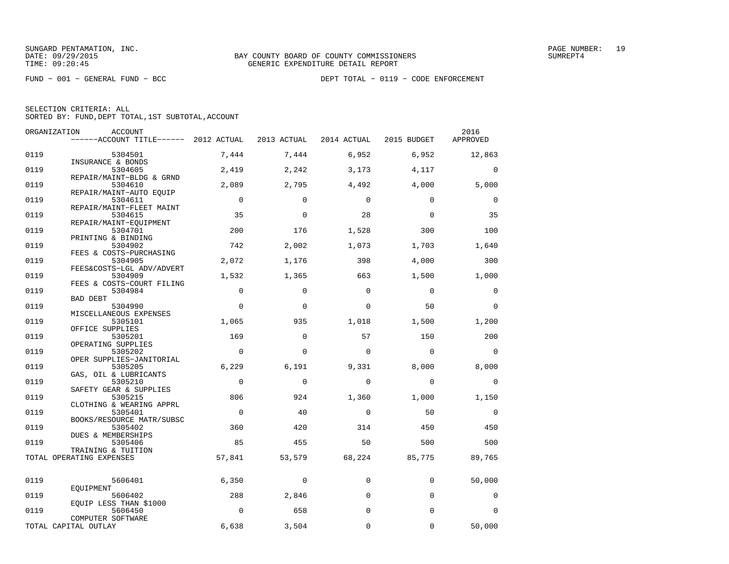SUNGARD PENTAMATION, INC.
DATE: 09/29/2015
TIME: 09:20:45

BAY COUNTY BOARD OF COUNTY COMMISSIONERS
GENERIC EXPENDITURE DETAIL REPORT

SUMREPT4

FUND − 001 − GENERAL FUND − BCC

DEPT TOTAL − 0119 − CODE ENFORCEMENT

SELECTION CRITERIA: ALL
SORTED BY: FUND,DEPT TOTAL,1ST SUBTOTAL,ACCOUNT

| ORGANIZATION | ACCOUNT / ACCOUNT TITLE | 2012 ACTUAL | 2013 ACTUAL | 2014 ACTUAL | 2015 BUDGET | 2016 APPROVED |
|---|---|---|---|---|---|---|
| 0119 | 5304501 INSURANCE & BONDS | 7,444 | 7,444 | 6,952 | 6,952 | 12,863 |
| 0119 | 5304605 REPAIR/MAINT−BLDG & GRND | 2,419 | 2,242 | 3,173 | 4,117 | 0 |
| 0119 | 5304610 REPAIR/MAINT−AUTO EQUIP | 2,089 | 2,795 | 4,492 | 4,000 | 5,000 |
| 0119 | 5304611 REPAIR/MAINT−FLEET MAINT | 0 | 0 | 0 | 0 | 0 |
| 0119 | 5304615 REPAIR/MAINT−EQUIPMENT | 35 | 0 | 28 | 0 | 35 |
| 0119 | 5304701 PRINTING & BINDING | 200 | 176 | 1,528 | 300 | 100 |
| 0119 | 5304902 FEES & COSTS−PURCHASING | 742 | 2,002 | 1,073 | 1,703 | 1,640 |
| 0119 | 5304905 FEES&COSTS−LGL ADV/ADVERT | 2,072 | 1,176 | 398 | 4,000 | 300 |
| 0119 | 5304909 FEES & COSTS−COURT FILING | 1,532 | 1,365 | 663 | 1,500 | 1,000 |
| 0119 | 5304984 BAD DEBT | 0 | 0 | 0 | 0 | 0 |
| 0119 | 5304990 MISCELLANEOUS EXPENSES | 0 | 0 | 0 | 50 | 0 |
| 0119 | 5305101 OFFICE SUPPLIES | 1,065 | 935 | 1,018 | 1,500 | 1,200 |
| 0119 | 5305201 OPERATING SUPPLIES | 169 | 0 | 57 | 150 | 200 |
| 0119 | 5305202 OPER SUPPLIES−JANITORIAL | 0 | 0 | 0 | 0 | 0 |
| 0119 | 5305205 GAS, OIL & LUBRICANTS | 6,229 | 6,191 | 9,331 | 8,000 | 8,000 |
| 0119 | 5305210 SAFETY GEAR & SUPPLIES | 0 | 0 | 0 | 0 | 0 |
| 0119 | 5305215 CLOTHING & WEARING APPRL | 806 | 924 | 1,360 | 1,000 | 1,150 |
| 0119 | 5305401 BOOKS/RESOURCE MATR/SUBSC | 0 | 40 | 0 | 50 | 0 |
| 0119 | 5305402 DUES & MEMBERSHIPS | 360 | 420 | 314 | 450 | 450 |
| 0119 | 5305406 TRAINING & TUITION | 85 | 455 | 50 | 500 | 500 |
| TOTAL OPERATING EXPENSES | | 57,841 | 53,579 | 68,224 | 85,775 | 89,765 |
| 0119 | 5606401 EQUIPMENT | 6,350 | 0 | 0 | 0 | 50,000 |
| 0119 | 5606402 EQUIP LESS THAN $1000 | 288 | 2,846 | 0 | 0 | 0 |
| 0119 | 5606450 COMPUTER SOFTWARE | 0 | 658 | 0 | 0 | 0 |
| TOTAL CAPITAL OUTLAY | | 6,638 | 3,504 | 0 | 0 | 50,000 |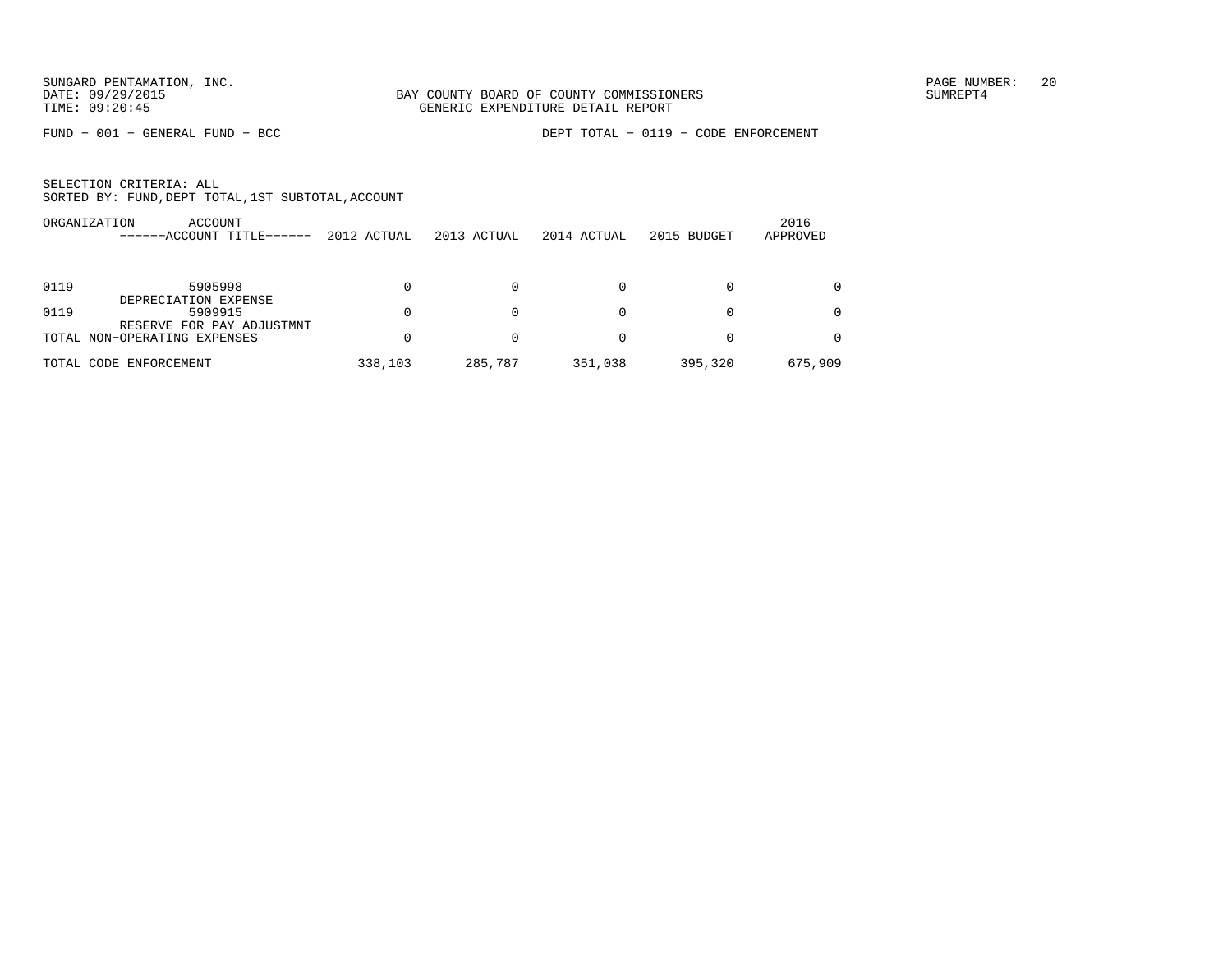BAY COUNTY BOARD OF COUNTY COMMISSIONERS
GENERIC EXPENDITURE DETAIL REPORT

FUND − 001 − GENERAL FUND − BCC

DEPT TOTAL − 0119 − CODE ENFORCEMENT

SELECTION CRITERIA: ALL
SORTED BY: FUND,DEPT TOTAL,1ST SUBTOTAL,ACCOUNT

| ORGANIZATION | ACCOUNT / ACCOUNT TITLE | 2012 ACTUAL | 2013 ACTUAL | 2014 ACTUAL | 2015 BUDGET | 2016 APPROVED |
|---|---|---|---|---|---|---|
| 0119 | 5905998 DEPRECIATION EXPENSE | 0 | 0 | 0 | 0 | 0 |
| 0119 | 5909915 RESERVE FOR PAY ADJUSTMNT | 0 | 0 | 0 | 0 | 0 |
| TOTAL NON−OPERATING EXPENSES | | 0 | 0 | 0 | 0 | 0 |
| TOTAL CODE ENFORCEMENT | | 338,103 | 285,787 | 351,038 | 395,320 | 675,909 |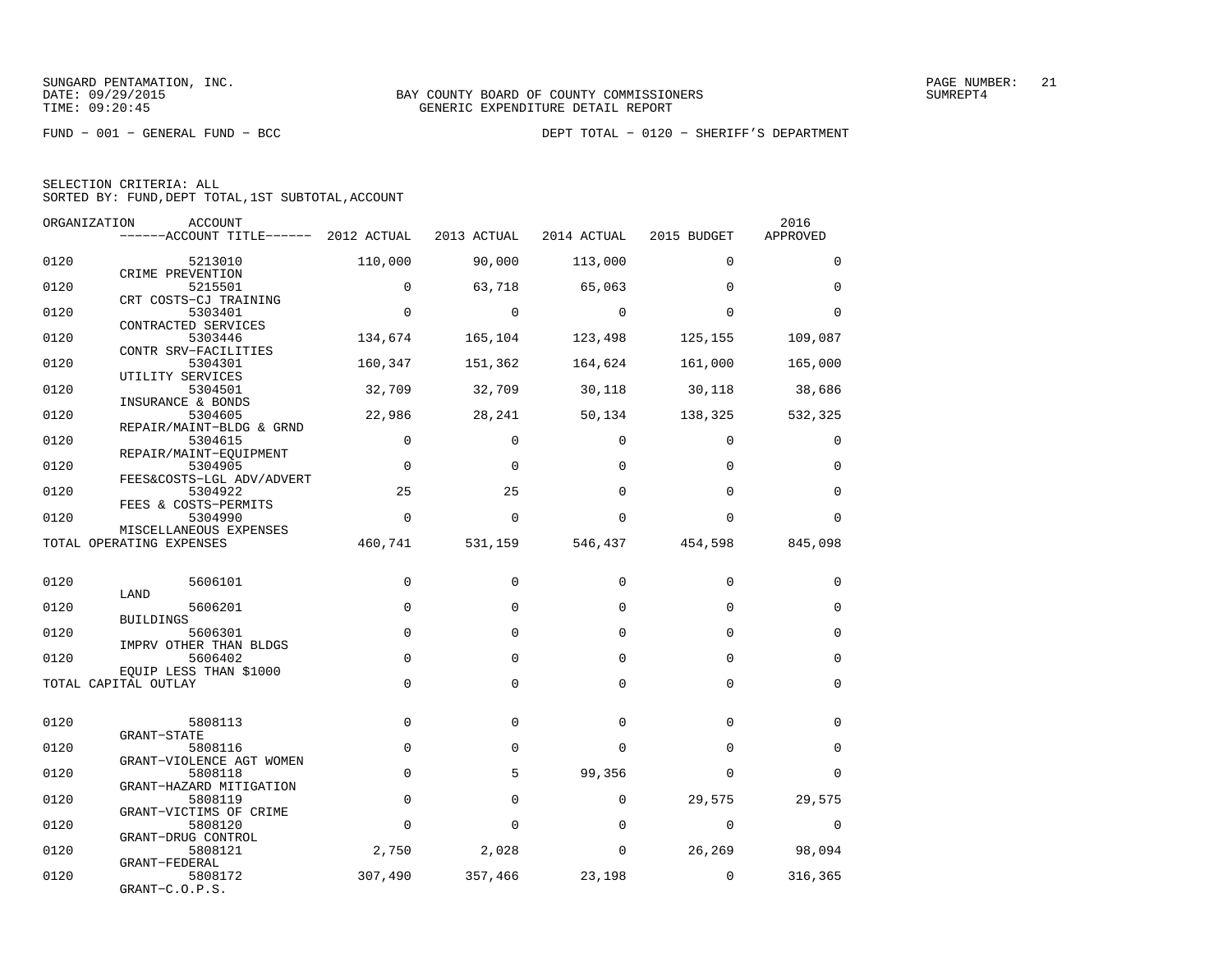SUNGARD PENTAMATION, INC.
DATE: 09/29/2015
TIME: 09:20:45

BAY COUNTY BOARD OF COUNTY COMMISSIONERS
GENERIC EXPENDITURE DETAIL REPORT

SUMREPT4

FUND − 001 − GENERAL FUND − BCC

DEPT TOTAL − 0120 − SHERIFF'S DEPARTMENT

SELECTION CRITERIA: ALL
SORTED BY: FUND,DEPT TOTAL,1ST SUBTOTAL,ACCOUNT

| ORGANIZATION | ACCOUNT / ACCOUNT TITLE | 2012 ACTUAL | 2013 ACTUAL | 2014 ACTUAL | 2015 BUDGET | 2016 APPROVED |
|---|---|---|---|---|---|---|
| 0120 | 5213010 CRIME PREVENTION | 110,000 | 90,000 | 113,000 | 0 | 0 |
| 0120 | 5215501 CRT COSTS−CJ TRAINING | 0 | 63,718 | 65,063 | 0 | 0 |
| 0120 | 5303401 CONTRACTED SERVICES | 0 | 0 | 0 | 0 | 0 |
| 0120 | 5303446 CONTR SRV−FACILITIES | 134,674 | 165,104 | 123,498 | 125,155 | 109,087 |
| 0120 | 5304301 UTILITY SERVICES | 160,347 | 151,362 | 164,624 | 161,000 | 165,000 |
| 0120 | 5304501 INSURANCE & BONDS | 32,709 | 32,709 | 30,118 | 30,118 | 38,686 |
| 0120 | 5304605 REPAIR/MAINT−BLDG & GRND | 22,986 | 28,241 | 50,134 | 138,325 | 532,325 |
| 0120 | 5304615 REPAIR/MAINT−EQUIPMENT | 0 | 0 | 0 | 0 | 0 |
| 0120 | 5304905 FEES&COSTS−LGL ADV/ADVERT | 0 | 0 | 0 | 0 | 0 |
| 0120 | 5304922 FEES & COSTS−PERMITS | 25 | 25 | 0 | 0 | 0 |
| 0120 | 5304990 MISCELLANEOUS EXPENSES | 0 | 0 | 0 | 0 | 0 |
| TOTAL OPERATING EXPENSES | | 460,741 | 531,159 | 546,437 | 454,598 | 845,098 |
| 0120 | 5606101 LAND | 0 | 0 | 0 | 0 | 0 |
| 0120 | 5606201 BUILDINGS | 0 | 0 | 0 | 0 | 0 |
| 0120 | 5606301 IMPRV OTHER THAN BLDGS | 0 | 0 | 0 | 0 | 0 |
| 0120 | 5606402 EQUIP LESS THAN $1000 | 0 | 0 | 0 | 0 | 0 |
| TOTAL CAPITAL OUTLAY | | 0 | 0 | 0 | 0 | 0 |
| 0120 | 5808113 GRANT−STATE | 0 | 0 | 0 | 0 | 0 |
| 0120 | 5808116 GRANT−VIOLENCE AGT WOMEN | 0 | 0 | 0 | 0 | 0 |
| 0120 | 5808118 GRANT−HAZARD MITIGATION | 0 | 5 | 99,356 | 0 | 0 |
| 0120 | 5808119 GRANT−VICTIMS OF CRIME | 0 | 0 | 0 | 29,575 | 29,575 |
| 0120 | 5808120 GRANT−DRUG CONTROL | 0 | 0 | 0 | 0 | 0 |
| 0120 | 5808121 GRANT−FEDERAL | 2,750 | 2,028 | 0 | 26,269 | 98,094 |
| 0120 | 5808172 GRANT−C.O.P.S. | 307,490 | 357,466 | 23,198 | 0 | 316,365 |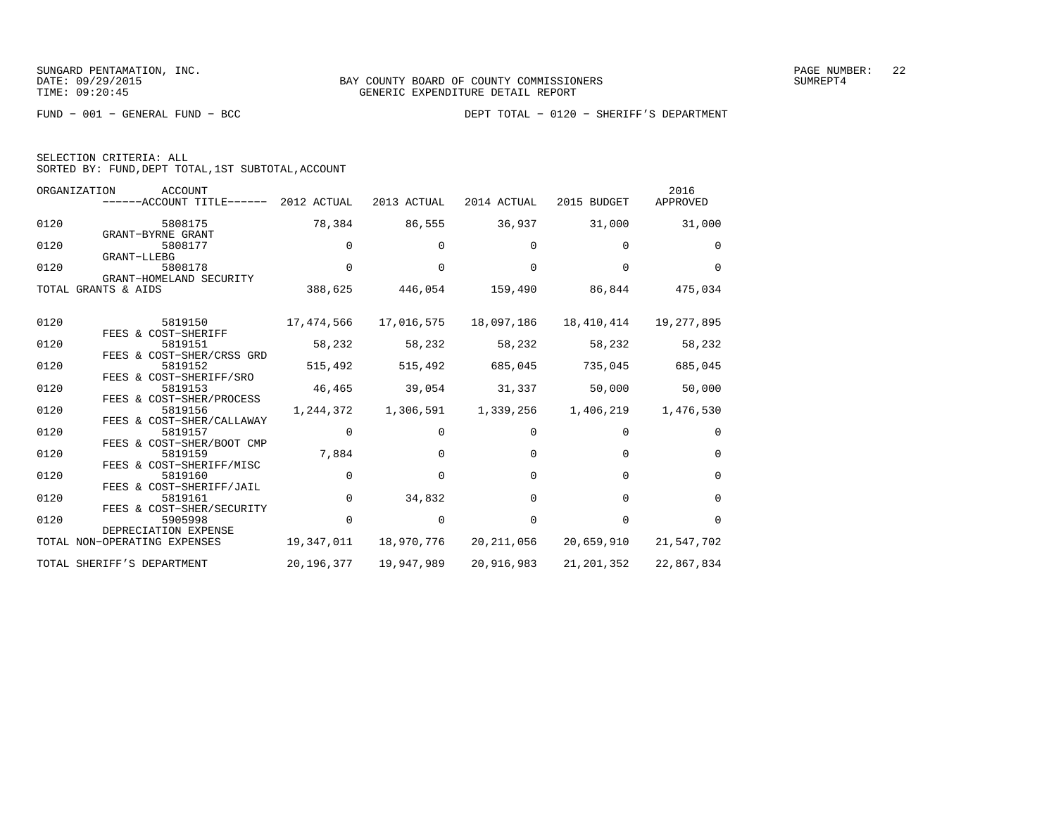SUNGARD PENTAMATION, INC.
DATE: 09/29/2015
TIME: 09:20:45

BAY COUNTY BOARD OF COUNTY COMMISSIONERS
GENERIC EXPENDITURE DETAIL REPORT

SUMREPT4

FUND − 001 − GENERAL FUND − BCC

DEPT TOTAL − 0120 − SHERIFF'S DEPARTMENT

SELECTION CRITERIA: ALL
SORTED BY: FUND,DEPT TOTAL,1ST SUBTOTAL,ACCOUNT

| ORGANIZATION | ACCOUNT / ACCOUNT TITLE | 2012 ACTUAL | 2013 ACTUAL | 2014 ACTUAL | 2015 BUDGET | 2016 APPROVED |
|---|---|---|---|---|---|---|
| 0120 | 5808175 GRANT−BYRNE GRANT | 78,384 | 86,555 | 36,937 | 31,000 | 31,000 |
| 0120 | 5808177 GRANT−LLEBG | 0 | 0 | 0 | 0 | 0 |
| 0120 | 5808178 GRANT−HOMELAND SECURITY | 0 | 0 | 0 | 0 | 0 |
| TOTAL GRANTS & AIDS | | 388,625 | 446,054 | 159,490 | 86,844 | 475,034 |
| 0120 | 5819150 FEES & COST−SHERIFF | 17,474,566 | 17,016,575 | 18,097,186 | 18,410,414 | 19,277,895 |
| 0120 | 5819151 FEES & COST−SHER/CRSS GRD | 58,232 | 58,232 | 58,232 | 58,232 | 58,232 |
| 0120 | 5819152 FEES & COST−SHERIFF/SRO | 515,492 | 515,492 | 685,045 | 735,045 | 685,045 |
| 0120 | 5819153 FEES & COST−SHER/PROCESS | 46,465 | 39,054 | 31,337 | 50,000 | 50,000 |
| 0120 | 5819156 FEES & COST−SHER/CALLAWAY | 1,244,372 | 1,306,591 | 1,339,256 | 1,406,219 | 1,476,530 |
| 0120 | 5819157 FEES & COST−SHER/BOOT CMP | 0 | 0 | 0 | 0 | 0 |
| 0120 | 5819159 FEES & COST−SHERIFF/MISC | 7,884 | 0 | 0 | 0 | 0 |
| 0120 | 5819160 FEES & COST−SHERIFF/JAIL | 0 | 0 | 0 | 0 | 0 |
| 0120 | 5819161 FEES & COST−SHER/SECURITY | 0 | 34,832 | 0 | 0 | 0 |
| 0120 | 5905998 DEPRECIATION EXPENSE | 0 | 0 | 0 | 0 | 0 |
| TOTAL NON−OPERATING EXPENSES | | 19,347,011 | 18,970,776 | 20,211,056 | 20,659,910 | 21,547,702 |
| TOTAL SHERIFF'S DEPARTMENT | | 20,196,377 | 19,947,989 | 20,916,983 | 21,201,352 | 22,867,834 |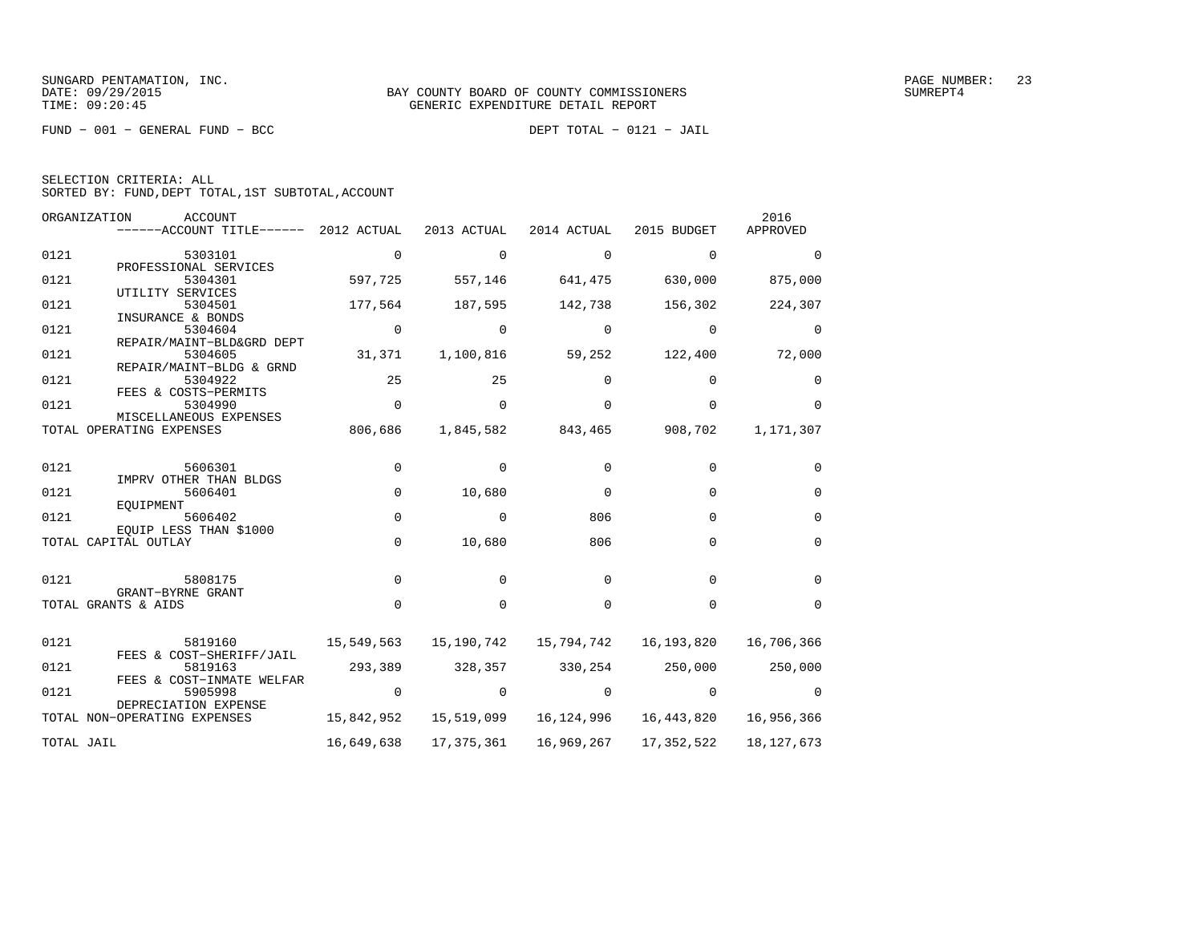SUNGARD PENTAMATION, INC.
DATE: 09/29/2015
TIME: 09:20:45

BAY COUNTY BOARD OF COUNTY COMMISSIONERS
GENERIC EXPENDITURE DETAIL REPORT

SUMREPT4

FUND − 001 − GENERAL FUND − BCC

DEPT TOTAL − 0121 − JAIL

SELECTION CRITERIA: ALL
SORTED BY: FUND,DEPT TOTAL,1ST SUBTOTAL,ACCOUNT

| ORGANIZATION | ACCOUNT / ACCOUNT TITLE | 2012 ACTUAL | 2013 ACTUAL | 2014 ACTUAL | 2015 BUDGET | 2016 APPROVED |
|---|---|---|---|---|---|---|
| 0121 | 5303101 PROFESSIONAL SERVICES | 0 | 0 | 0 | 0 | 0 |
| 0121 | 5304301 UTILITY SERVICES | 597,725 | 557,146 | 641,475 | 630,000 | 875,000 |
| 0121 | 5304501 INSURANCE & BONDS | 177,564 | 187,595 | 142,738 | 156,302 | 224,307 |
| 0121 | 5304604 REPAIR/MAINT−BLD&GRD DEPT | 0 | 0 | 0 | 0 | 0 |
| 0121 | 5304605 REPAIR/MAINT−BLDG & GRND | 31,371 | 1,100,816 | 59,252 | 122,400 | 72,000 |
| 0121 | 5304922 FEES & COSTS−PERMITS | 25 | 25 | 0 | 0 | 0 |
| 0121 | 5304990 MISCELLANEOUS EXPENSES | 0 | 0 | 0 | 0 | 0 |
| TOTAL OPERATING EXPENSES | | 806,686 | 1,845,582 | 843,465 | 908,702 | 1,171,307 |
| 0121 | 5606301 IMPRV OTHER THAN BLDGS | 0 | 0 | 0 | 0 | 0 |
| 0121 | 5606401 EQUIPMENT | 0 | 10,680 | 0 | 0 | 0 |
| 0121 | 5606402 EQUIP LESS THAN $1000 | 0 | 0 | 806 | 0 | 0 |
| TOTAL CAPITAL OUTLAY | | 0 | 10,680 | 806 | 0 | 0 |
| 0121 | 5808175 GRANT−BYRNE GRANT | 0 | 0 | 0 | 0 | 0 |
| TOTAL GRANTS & AIDS | | 0 | 0 | 0 | 0 | 0 |
| 0121 | 5819160 FEES & COST−SHERIFF/JAIL | 15,549,563 | 15,190,742 | 15,794,742 | 16,193,820 | 16,706,366 |
| 0121 | 5819163 FEES & COST−INMATE WELFAR | 293,389 | 328,357 | 330,254 | 250,000 | 250,000 |
| 0121 | 5905998 DEPRECIATION EXPENSE | 0 | 0 | 0 | 0 | 0 |
| TOTAL NON−OPERATING EXPENSES | | 15,842,952 | 15,519,099 | 16,124,996 | 16,443,820 | 16,956,366 |
| TOTAL JAIL | | 16,649,638 | 17,375,361 | 16,969,267 | 17,352,522 | 18,127,673 |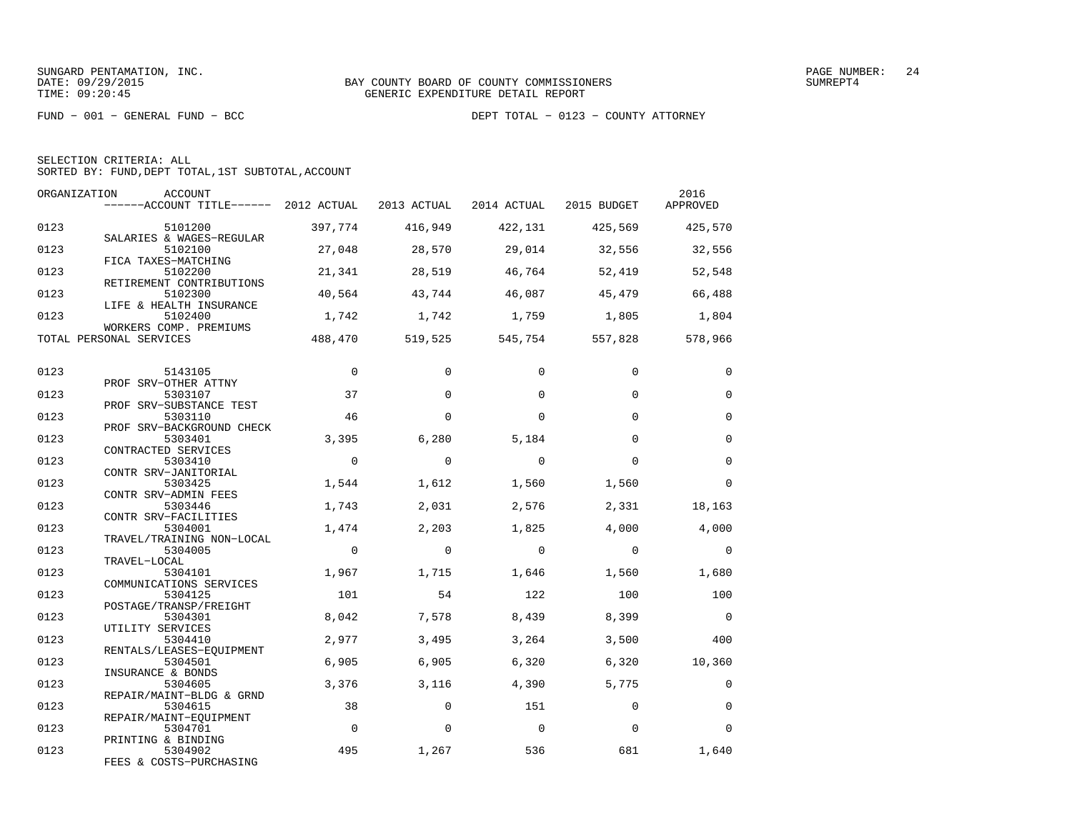SUNGARD PENTAMATION, INC.
DATE: 09/29/2015
TIME: 09:20:45

BAY COUNTY BOARD OF COUNTY COMMISSIONERS
GENERIC EXPENDITURE DETAIL REPORT

PAGE NUMBER: 24
SUMREPT4

FUND - 001 - GENERAL FUND - BCC

DEPT TOTAL - 0123 - COUNTY ATTORNEY

SELECTION CRITERIA: ALL
SORTED BY: FUND,DEPT TOTAL,1ST SUBTOTAL,ACCOUNT

| ORGANIZATION | ACCOUNT / ------ACCOUNT TITLE------ | 2012 ACTUAL | 2013 ACTUAL | 2014 ACTUAL | 2015 BUDGET | 2016 APPROVED |
|---|---|---|---|---|---|---|
| 0123 | 5101200 SALARIES & WAGES-REGULAR | 397,774 | 416,949 | 422,131 | 425,569 | 425,570 |
| 0123 | 5102100 FICA TAXES-MATCHING | 27,048 | 28,570 | 29,014 | 32,556 | 32,556 |
| 0123 | 5102200 RETIREMENT CONTRIBUTIONS | 21,341 | 28,519 | 46,764 | 52,419 | 52,548 |
| 0123 | 5102300 LIFE & HEALTH INSURANCE | 40,564 | 43,744 | 46,087 | 45,479 | 66,488 |
| 0123 | 5102400 WORKERS COMP. PREMIUMS | 1,742 | 1,742 | 1,759 | 1,805 | 1,804 |
| TOTAL PERSONAL SERVICES | | 488,470 | 519,525 | 545,754 | 557,828 | 578,966 |
| 0123 | 5143105 PROF SRV-OTHER ATTNY | 0 | 0 | 0 | 0 | 0 |
| 0123 | 5303107 PROF SRV-SUBSTANCE TEST | 37 | 0 | 0 | 0 | 0 |
| 0123 | 5303110 PROF SRV-BACKGROUND CHECK | 46 | 0 | 0 | 0 | 0 |
| 0123 | 5303401 CONTRACTED SERVICES | 3,395 | 6,280 | 5,184 | 0 | 0 |
| 0123 | 5303410 CONTR SRV-JANITORIAL | 0 | 0 | 0 | 0 | 0 |
| 0123 | 5303425 CONTR SRV-ADMIN FEES | 1,544 | 1,612 | 1,560 | 1,560 | 0 |
| 0123 | 5303446 CONTR SRV-FACILITIES | 1,743 | 2,031 | 2,576 | 2,331 | 18,163 |
| 0123 | 5304001 TRAVEL/TRAINING NON-LOCAL | 1,474 | 2,203 | 1,825 | 4,000 | 4,000 |
| 0123 | 5304005 TRAVEL-LOCAL | 0 | 0 | 0 | 0 | 0 |
| 0123 | 5304101 COMMUNICATIONS SERVICES | 1,967 | 1,715 | 1,646 | 1,560 | 1,680 |
| 0123 | 5304125 POSTAGE/TRANSP/FREIGHT | 101 | 54 | 122 | 100 | 100 |
| 0123 | 5304301 UTILITY SERVICES | 8,042 | 7,578 | 8,439 | 8,399 | 0 |
| 0123 | 5304410 RENTALS/LEASES-EQUIPMENT | 2,977 | 3,495 | 3,264 | 3,500 | 400 |
| 0123 | 5304501 INSURANCE & BONDS | 6,905 | 6,905 | 6,320 | 6,320 | 10,360 |
| 0123 | 5304605 REPAIR/MAINT-BLDG & GRND | 3,376 | 3,116 | 4,390 | 5,775 | 0 |
| 0123 | 5304615 REPAIR/MAINT-EQUIPMENT | 38 | 0 | 151 | 0 | 0 |
| 0123 | 5304701 PRINTING & BINDING | 0 | 0 | 0 | 0 | 0 |
| 0123 | 5304902 FEES & COSTS-PURCHASING | 495 | 1,267 | 536 | 681 | 1,640 |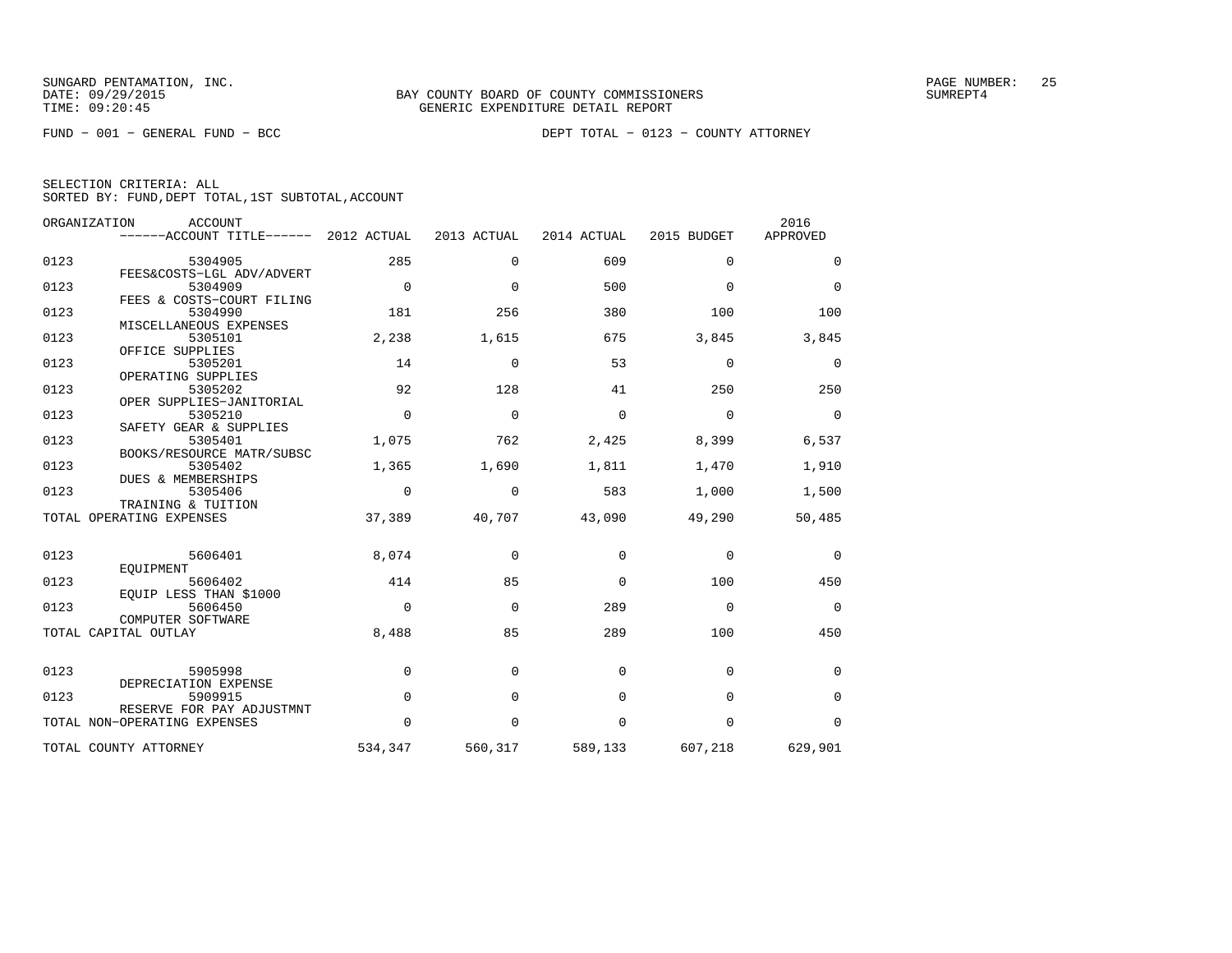SUNGARD PENTAMATION, INC.
DATE: 09/29/2015
TIME: 09:20:45

BAY COUNTY BOARD OF COUNTY COMMISSIONERS
GENERIC EXPENDITURE DETAIL REPORT

SUMREPT4

FUND - 001 - GENERAL FUND - BCC

DEPT TOTAL - 0123 - COUNTY ATTORNEY

SELECTION CRITERIA: ALL
SORTED BY: FUND,DEPT TOTAL,1ST SUBTOTAL,ACCOUNT

| ORGANIZATION | ACCOUNT / ACCOUNT TITLE | 2012 ACTUAL | 2013 ACTUAL | 2014 ACTUAL | 2015 BUDGET | 2016 APPROVED |
|---|---|---|---|---|---|---|
| 0123 | 5304905 FEES&COSTS-LGL ADV/ADVERT | 285 | 0 | 609 | 0 | 0 |
| 0123 | 5304909 FEES & COSTS-COURT FILING | 0 | 0 | 500 | 0 | 0 |
| 0123 | 5304990 MISCELLANEOUS EXPENSES | 181 | 256 | 380 | 100 | 100 |
| 0123 | 5305101 OFFICE SUPPLIES | 2,238 | 1,615 | 675 | 3,845 | 3,845 |
| 0123 | 5305201 OPERATING SUPPLIES | 14 | 0 | 53 | 0 | 0 |
| 0123 | 5305202 OPER SUPPLIES-JANITORIAL | 92 | 128 | 41 | 250 | 250 |
| 0123 | 5305210 SAFETY GEAR & SUPPLIES | 0 | 0 | 0 | 0 | 0 |
| 0123 | 5305401 BOOKS/RESOURCE MATR/SUBSC | 1,075 | 762 | 2,425 | 8,399 | 6,537 |
| 0123 | 5305402 DUES & MEMBERSHIPS | 1,365 | 1,690 | 1,811 | 1,470 | 1,910 |
| 0123 | 5305406 TRAINING & TUITION | 0 | 0 | 583 | 1,000 | 1,500 |
| TOTAL OPERATING EXPENSES | | 37,389 | 40,707 | 43,090 | 49,290 | 50,485 |
| 0123 | 5606401 EQUIPMENT | 8,074 | 0 | 0 | 0 | 0 |
| 0123 | 5606402 EQUIP LESS THAN $1000 | 414 | 85 | 0 | 100 | 450 |
| 0123 | 5606450 COMPUTER SOFTWARE | 0 | 0 | 289 | 0 | 0 |
| TOTAL CAPITAL OUTLAY | | 8,488 | 85 | 289 | 100 | 450 |
| 0123 | 5905998 DEPRECIATION EXPENSE | 0 | 0 | 0 | 0 | 0 |
| 0123 | 5909915 RESERVE FOR PAY ADJUSTMNT | 0 | 0 | 0 | 0 | 0 |
| TOTAL NON-OPERATING EXPENSES | | 0 | 0 | 0 | 0 | 0 |
| TOTAL COUNTY ATTORNEY | | 534,347 | 560,317 | 589,133 | 607,218 | 629,901 |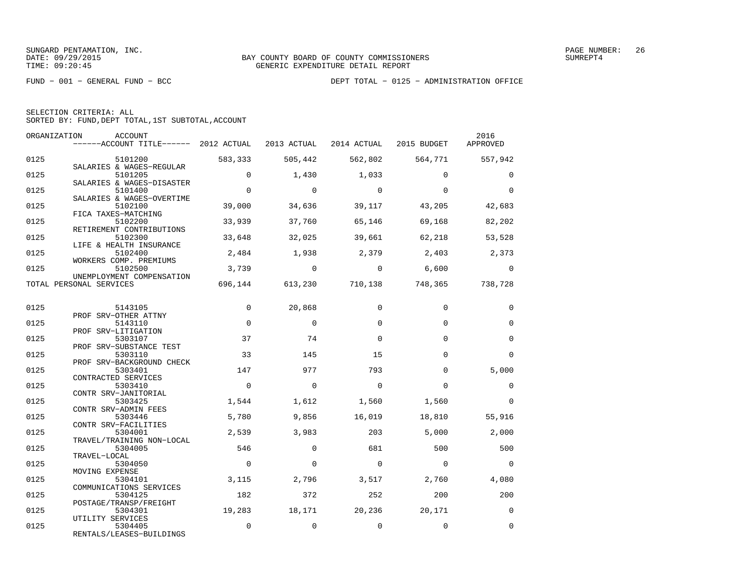SUNGARD PENTAMATION, INC.
DATE: 09/29/2015
TIME: 09:20:45

BAY COUNTY BOARD OF COUNTY COMMISSIONERS
GENERIC EXPENDITURE DETAIL REPORT

PAGE NUMBER: 26
SUMREPT4

FUND − 001 − GENERAL FUND − BCC

DEPT TOTAL − 0125 − ADMINISTRATION OFFICE

SELECTION CRITERIA: ALL
SORTED BY: FUND,DEPT TOTAL,1ST SUBTOTAL,ACCOUNT

| ORGANIZATION | ACCOUNT / ACCOUNT TITLE | 2012 ACTUAL | 2013 ACTUAL | 2014 ACTUAL | 2015 BUDGET | 2016 APPROVED |
|---|---|---|---|---|---|---|
| 0125 | 5101200 SALARIES & WAGES−REGULAR | 583,333 | 505,442 | 562,802 | 564,771 | 557,942 |
| 0125 | 5101205 SALARIES & WAGES−DISASTER | 0 | 1,430 | 1,033 | 0 | 0 |
| 0125 | 5101400 SALARIES & WAGES−OVERTIME | 0 | 0 | 0 | 0 | 0 |
| 0125 | 5102100 FICA TAXES−MATCHING | 39,000 | 34,636 | 39,117 | 43,205 | 42,683 |
| 0125 | 5102200 RETIREMENT CONTRIBUTIONS | 33,939 | 37,760 | 65,146 | 69,168 | 82,202 |
| 0125 | 5102300 LIFE & HEALTH INSURANCE | 33,648 | 32,025 | 39,661 | 62,218 | 53,528 |
| 0125 | 5102400 WORKERS COMP. PREMIUMS | 2,484 | 1,938 | 2,379 | 2,403 | 2,373 |
| 0125 | 5102500 UNEMPLOYMENT COMPENSATION | 3,739 | 0 | 0 | 6,600 | 0 |
| TOTAL PERSONAL SERVICES | | 696,144 | 613,230 | 710,138 | 748,365 | 738,728 |
| 0125 | 5143105 PROF SRV−OTHER ATTNY | 0 | 20,868 | 0 | 0 | 0 |
| 0125 | 5143110 PROF SRV−LITIGATION | 0 | 0 | 0 | 0 | 0 |
| 0125 | 5303107 PROF SRV−SUBSTANCE TEST | 37 | 74 | 0 | 0 | 0 |
| 0125 | 5303110 PROF SRV−BACKGROUND CHECK | 33 | 145 | 15 | 0 | 0 |
| 0125 | 5303401 CONTRACTED SERVICES | 147 | 977 | 793 | 0 | 5,000 |
| 0125 | 5303410 CONTR SRV−JANITORIAL | 0 | 0 | 0 | 0 | 0 |
| 0125 | 5303425 CONTR SRV−ADMIN FEES | 1,544 | 1,612 | 1,560 | 1,560 | 0 |
| 0125 | 5303446 CONTR SRV−FACILITIES | 5,780 | 9,856 | 16,019 | 18,810 | 55,916 |
| 0125 | 5304001 TRAVEL/TRAINING NON−LOCAL | 2,539 | 3,983 | 203 | 5,000 | 2,000 |
| 0125 | 5304005 TRAVEL−LOCAL | 546 | 0 | 681 | 500 | 500 |
| 0125 | 5304050 MOVING EXPENSE | 0 | 0 | 0 | 0 | 0 |
| 0125 | 5304101 COMMUNICATIONS SERVICES | 3,115 | 2,796 | 3,517 | 2,760 | 4,080 |
| 0125 | 5304125 POSTAGE/TRANSP/FREIGHT | 182 | 372 | 252 | 200 | 200 |
| 0125 | 5304301 UTILITY SERVICES | 19,283 | 18,171 | 20,236 | 20,171 | 0 |
| 0125 | 5304405 RENTALS/LEASES−BUILDINGS | 0 | 0 | 0 | 0 | 0 |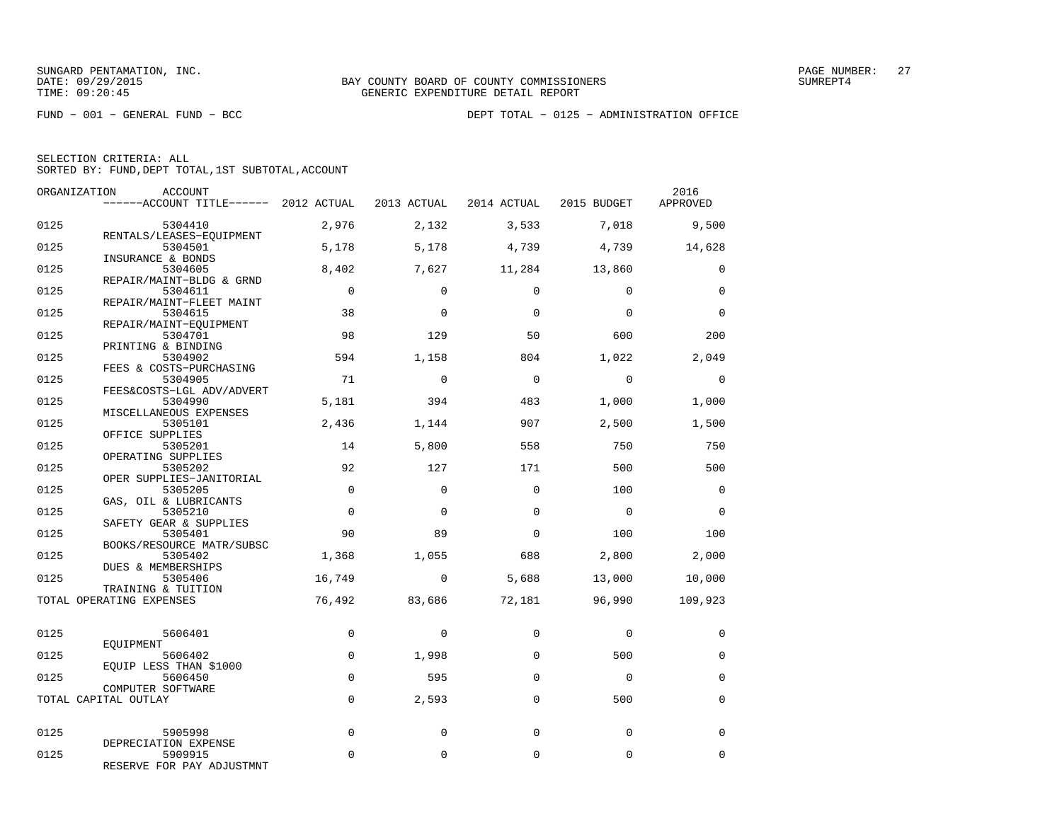SUNGARD PENTAMATION, INC.
DATE: 09/29/2015
TIME: 09:20:45

BAY COUNTY BOARD OF COUNTY COMMISSIONERS
GENERIC EXPENDITURE DETAIL REPORT

SUMREPT4

FUND − 001 − GENERAL FUND − BCC

DEPT TOTAL − 0125 − ADMINISTRATION OFFICE

SELECTION CRITERIA: ALL
SORTED BY: FUND,DEPT TOTAL,1ST SUBTOTAL,ACCOUNT

| ORGANIZATION | ACCOUNT / ACCOUNT TITLE | 2012 ACTUAL | 2013 ACTUAL | 2014 ACTUAL | 2015 BUDGET | 2016 APPROVED |
|---|---|---|---|---|---|---|
| 0125 | 5304410 RENTALS/LEASES−EQUIPMENT | 2,976 | 2,132 | 3,533 | 7,018 | 9,500 |
| 0125 | 5304501 INSURANCE & BONDS | 5,178 | 5,178 | 4,739 | 4,739 | 14,628 |
| 0125 | 5304605 REPAIR/MAINT−BLDG & GRND | 8,402 | 7,627 | 11,284 | 13,860 | 0 |
| 0125 | 5304611 REPAIR/MAINT−FLEET MAINT | 0 | 0 | 0 | 0 | 0 |
| 0125 | 5304615 REPAIR/MAINT−EQUIPMENT | 38 | 0 | 0 | 0 | 0 |
| 0125 | 5304701 PRINTING & BINDING | 98 | 129 | 50 | 600 | 200 |
| 0125 | 5304902 FEES & COSTS−PURCHASING | 594 | 1,158 | 804 | 1,022 | 2,049 |
| 0125 | 5304905 FEES&COSTS−LGL ADV/ADVERT | 71 | 0 | 0 | 0 | 0 |
| 0125 | 5304990 MISCELLANEOUS EXPENSES | 5,181 | 394 | 483 | 1,000 | 1,000 |
| 0125 | 5305101 OFFICE SUPPLIES | 2,436 | 1,144 | 907 | 2,500 | 1,500 |
| 0125 | 5305201 OPERATING SUPPLIES | 14 | 5,800 | 558 | 750 | 750 |
| 0125 | 5305202 OPER SUPPLIES−JANITORIAL | 92 | 127 | 171 | 500 | 500 |
| 0125 | 5305205 GAS, OIL & LUBRICANTS | 0 | 0 | 0 | 100 | 0 |
| 0125 | 5305210 SAFETY GEAR & SUPPLIES | 0 | 0 | 0 | 0 | 0 |
| 0125 | 5305401 BOOKS/RESOURCE MATR/SUBSC | 90 | 89 | 0 | 100 | 100 |
| 0125 | 5305402 DUES & MEMBERSHIPS | 1,368 | 1,055 | 688 | 2,800 | 2,000 |
| 0125 | 5305406 TRAINING & TUITION | 16,749 | 0 | 5,688 | 13,000 | 10,000 |
| TOTAL OPERATING EXPENSES | | 76,492 | 83,686 | 72,181 | 96,990 | 109,923 |
| 0125 | 5606401 EQUIPMENT | 0 | 0 | 0 | 0 | 0 |
| 0125 | 5606402 EQUIP LESS THAN $1000 | 0 | 1,998 | 0 | 500 | 0 |
| 0125 | 5606450 COMPUTER SOFTWARE | 0 | 595 | 0 | 0 | 0 |
| TOTAL CAPITAL OUTLAY | | 0 | 2,593 | 0 | 500 | 0 |
| 0125 | 5905998 DEPRECIATION EXPENSE | 0 | 0 | 0 | 0 | 0 |
| 0125 | 5909915 RESERVE FOR PAY ADJUSTMNT | 0 | 0 | 0 | 0 | 0 |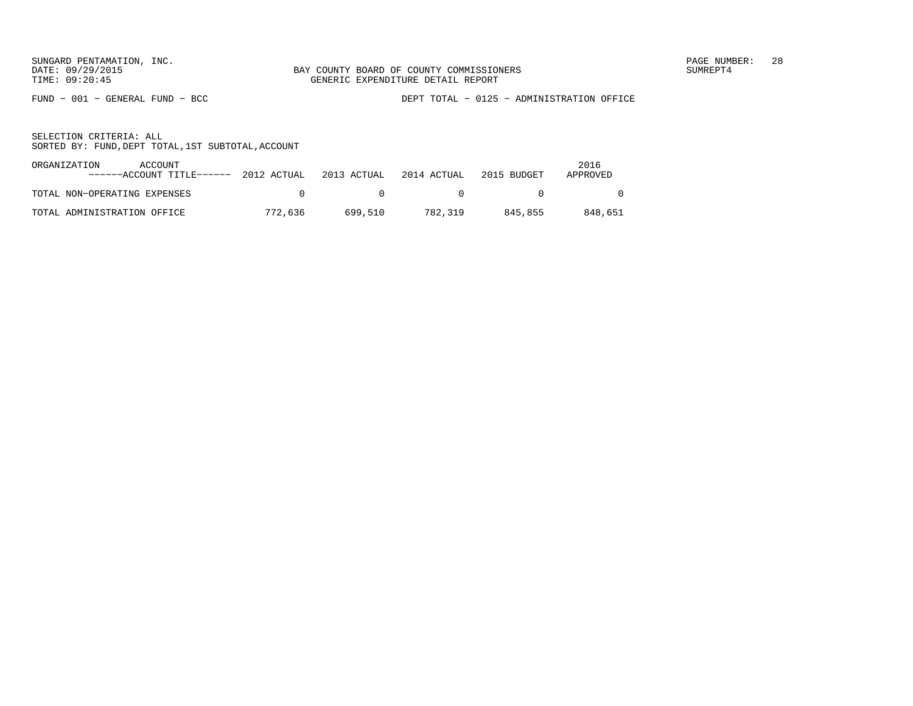BAY COUNTY BOARD OF COUNTY COMMISSIONERS
GENERIC EXPENDITURE DETAIL REPORT

FUND − 001 − GENERAL FUND − BCC

DEPT TOTAL − 0125 − ADMINISTRATION OFFICE

SELECTION CRITERIA: ALL
SORTED BY: FUND,DEPT TOTAL,1ST SUBTOTAL,ACCOUNT

| ORGANIZATION ACCOUNT ------ACCOUNT TITLE------ | 2012 ACTUAL | 2013 ACTUAL | 2014 ACTUAL | 2015 BUDGET | 2016 APPROVED |
|---|---|---|---|---|---|
| TOTAL NON−OPERATING EXPENSES | 0 | 0 | 0 | 0 | 0 |
| TOTAL ADMINISTRATION OFFICE | 772,636 | 699,510 | 782,319 | 845,855 | 848,651 |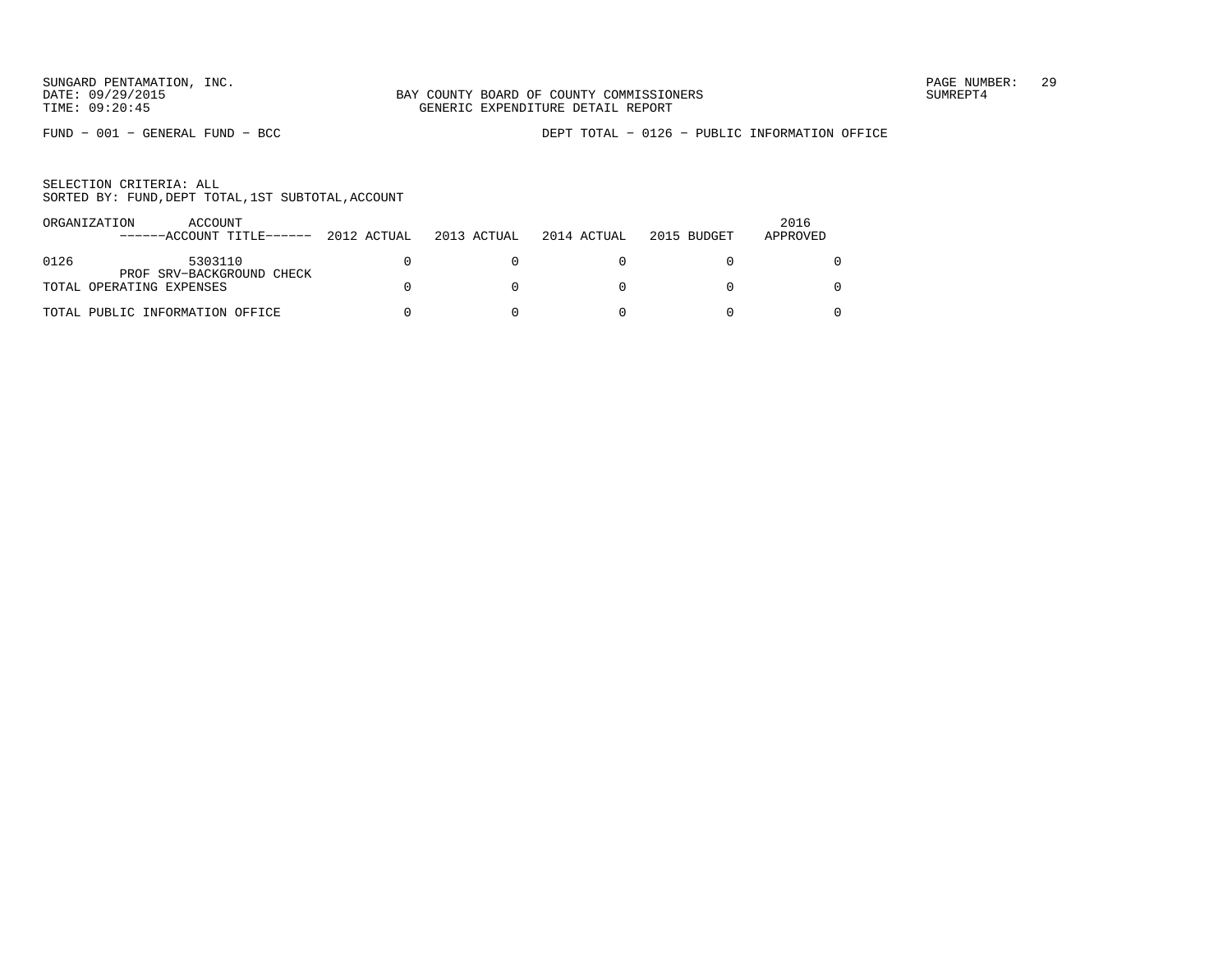SUNGARD PENTAMATION, INC.
DATE: 09/29/2015
TIME: 09:20:45

BAY COUNTY BOARD OF COUNTY COMMISSIONERS
GENERIC EXPENDITURE DETAIL REPORT

PAGE NUMBER: 29
SUMREPT4

FUND - 001 - GENERAL FUND - BCC

DEPT TOTAL - 0126 - PUBLIC INFORMATION OFFICE

SELECTION CRITERIA: ALL
SORTED BY: FUND,DEPT TOTAL,1ST SUBTOTAL,ACCOUNT

| ORGANIZATION | ACCOUNT ------ACCOUNT TITLE------ | 2012 ACTUAL | 2013 ACTUAL | 2014 ACTUAL | 2015 BUDGET | 2016 APPROVED |
|---|---|---|---|---|---|---|
| 0126 | 5303110 PROF SRV-BACKGROUND CHECK | 0 | 0 | 0 | 0 | 0 |
| TOTAL OPERATING EXPENSES | | 0 | 0 | 0 | 0 | 0 |
| TOTAL PUBLIC INFORMATION OFFICE | | 0 | 0 | 0 | 0 | 0 |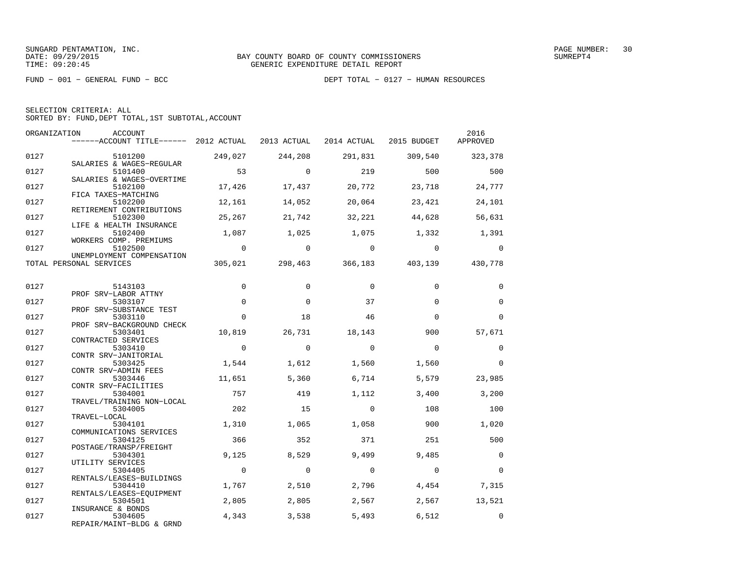SUNGARD PENTAMATION, INC.
DATE: 09/29/2015
TIME: 09:20:45

BAY COUNTY BOARD OF COUNTY COMMISSIONERS
GENERIC EXPENDITURE DETAIL REPORT

SUMREPT4

FUND − 001 − GENERAL FUND − BCC

DEPT TOTAL − 0127 − HUMAN RESOURCES

SELECTION CRITERIA: ALL
SORTED BY: FUND,DEPT TOTAL,1ST SUBTOTAL,ACCOUNT

| ORGANIZATION | ACCOUNT / ACCOUNT TITLE | 2012 ACTUAL | 2013 ACTUAL | 2014 ACTUAL | 2015 BUDGET | 2016 APPROVED |
|---|---|---|---|---|---|---|
| 0127 | 5101200 SALARIES & WAGES−REGULAR | 249,027 | 244,208 | 291,831 | 309,540 | 323,378 |
| 0127 | 5101400 SALARIES & WAGES−OVERTIME | 53 | 0 | 219 | 500 | 500 |
| 0127 | 5102100 FICA TAXES−MATCHING | 17,426 | 17,437 | 20,772 | 23,718 | 24,777 |
| 0127 | 5102200 RETIREMENT CONTRIBUTIONS | 12,161 | 14,052 | 20,064 | 23,421 | 24,101 |
| 0127 | 5102300 LIFE & HEALTH INSURANCE | 25,267 | 21,742 | 32,221 | 44,628 | 56,631 |
| 0127 | 5102400 WORKERS COMP. PREMIUMS | 1,087 | 1,025 | 1,075 | 1,332 | 1,391 |
| 0127 | 5102500 UNEMPLOYMENT COMPENSATION | 0 | 0 | 0 | 0 | 0 |
| TOTAL PERSONAL SERVICES | | 305,021 | 298,463 | 366,183 | 403,139 | 430,778 |
| 0127 | 5143103 PROF SRV−LABOR ATTNY | 0 | 0 | 0 | 0 | 0 |
| 0127 | 5303107 PROF SRV−SUBSTANCE TEST | 0 | 0 | 37 | 0 | 0 |
| 0127 | 5303110 PROF SRV−BACKGROUND CHECK | 0 | 18 | 46 | 0 | 0 |
| 0127 | 5303401 CONTRACTED SERVICES | 10,819 | 26,731 | 18,143 | 900 | 57,671 |
| 0127 | 5303410 CONTR SRV−JANITORIAL | 0 | 0 | 0 | 0 | 0 |
| 0127 | 5303425 CONTR SRV−ADMIN FEES | 1,544 | 1,612 | 1,560 | 1,560 | 0 |
| 0127 | 5303446 CONTR SRV−FACILITIES | 11,651 | 5,360 | 6,714 | 5,579 | 23,985 |
| 0127 | 5304001 TRAVEL/TRAINING NON−LOCAL | 757 | 419 | 1,112 | 3,400 | 3,200 |
| 0127 | 5304005 TRAVEL−LOCAL | 202 | 15 | 0 | 108 | 100 |
| 0127 | 5304101 COMMUNICATIONS SERVICES | 1,310 | 1,065 | 1,058 | 900 | 1,020 |
| 0127 | 5304125 POSTAGE/TRANSP/FREIGHT | 366 | 352 | 371 | 251 | 500 |
| 0127 | 5304301 UTILITY SERVICES | 9,125 | 8,529 | 9,499 | 9,485 | 0 |
| 0127 | 5304405 RENTALS/LEASES−BUILDINGS | 0 | 0 | 0 | 0 | 0 |
| 0127 | 5304410 RENTALS/LEASES−EQUIPMENT | 1,767 | 2,510 | 2,796 | 4,454 | 7,315 |
| 0127 | 5304501 INSURANCE & BONDS | 2,805 | 2,805 | 2,567 | 2,567 | 13,521 |
| 0127 | 5304605 REPAIR/MAINT−BLDG & GRND | 4,343 | 3,538 | 5,493 | 6,512 | 0 |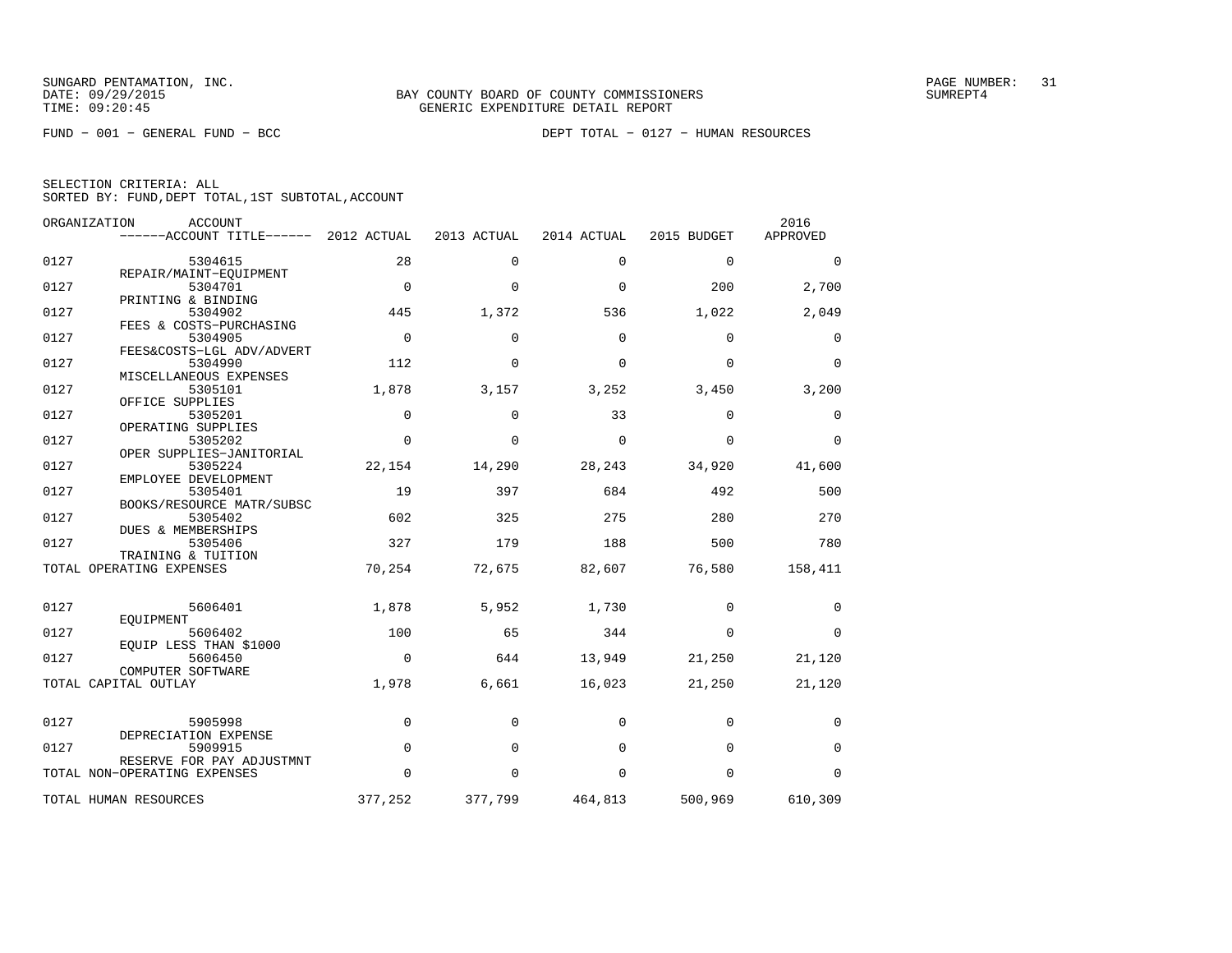SUNGARD PENTAMATION, INC.
DATE: 09/29/2015
TIME: 09:20:45

BAY COUNTY BOARD OF COUNTY COMMISSIONERS
GENERIC EXPENDITURE DETAIL REPORT

SUMREPT4

FUND − 001 − GENERAL FUND − BCC

DEPT TOTAL − 0127 − HUMAN RESOURCES

SELECTION CRITERIA: ALL
SORTED BY: FUND,DEPT TOTAL,1ST SUBTOTAL,ACCOUNT

| ORGANIZATION | ACCOUNT / ACCOUNT TITLE | 2012 ACTUAL | 2013 ACTUAL | 2014 ACTUAL | 2015 BUDGET | 2016 APPROVED |
|---|---|---|---|---|---|---|
| 0127 | 5304615 REPAIR/MAINT−EQUIPMENT | 28 | 0 | 0 | 0 | 0 |
| 0127 | 5304701 PRINTING & BINDING | 0 | 0 | 0 | 200 | 2,700 |
| 0127 | 5304902 FEES & COSTS−PURCHASING | 445 | 1,372 | 536 | 1,022 | 2,049 |
| 0127 | 5304905 FEES&COSTS−LGL ADV/ADVERT | 0 | 0 | 0 | 0 | 0 |
| 0127 | 5304990 MISCELLANEOUS EXPENSES | 112 | 0 | 0 | 0 | 0 |
| 0127 | 5305101 OFFICE SUPPLIES | 1,878 | 3,157 | 3,252 | 3,450 | 3,200 |
| 0127 | 5305201 OPERATING SUPPLIES | 0 | 0 | 33 | 0 | 0 |
| 0127 | 5305202 OPER SUPPLIES−JANITORIAL | 0 | 0 | 0 | 0 | 0 |
| 0127 | 5305224 EMPLOYEE DEVELOPMENT | 22,154 | 14,290 | 28,243 | 34,920 | 41,600 |
| 0127 | 5305401 BOOKS/RESOURCE MATR/SUBSC | 19 | 397 | 684 | 492 | 500 |
| 0127 | 5305402 DUES & MEMBERSHIPS | 602 | 325 | 275 | 280 | 270 |
| 0127 | 5305406 TRAINING & TUITION | 327 | 179 | 188 | 500 | 780 |
| TOTAL OPERATING EXPENSES | | 70,254 | 72,675 | 82,607 | 76,580 | 158,411 |
| 0127 | 5606401 EQUIPMENT | 1,878 | 5,952 | 1,730 | 0 | 0 |
| 0127 | 5606402 EQUIP LESS THAN $1000 | 100 | 65 | 344 | 0 | 0 |
| 0127 | 5606450 COMPUTER SOFTWARE | 0 | 644 | 13,949 | 21,250 | 21,120 |
| TOTAL CAPITAL OUTLAY | | 1,978 | 6,661 | 16,023 | 21,250 | 21,120 |
| 0127 | 5905998 DEPRECIATION EXPENSE | 0 | 0 | 0 | 0 | 0 |
| 0127 | 5909915 RESERVE FOR PAY ADJUSTMNT | 0 | 0 | 0 | 0 | 0 |
| TOTAL NON−OPERATING EXPENSES | | 0 | 0 | 0 | 0 | 0 |
| TOTAL HUMAN RESOURCES | | 377,252 | 377,799 | 464,813 | 500,969 | 610,309 |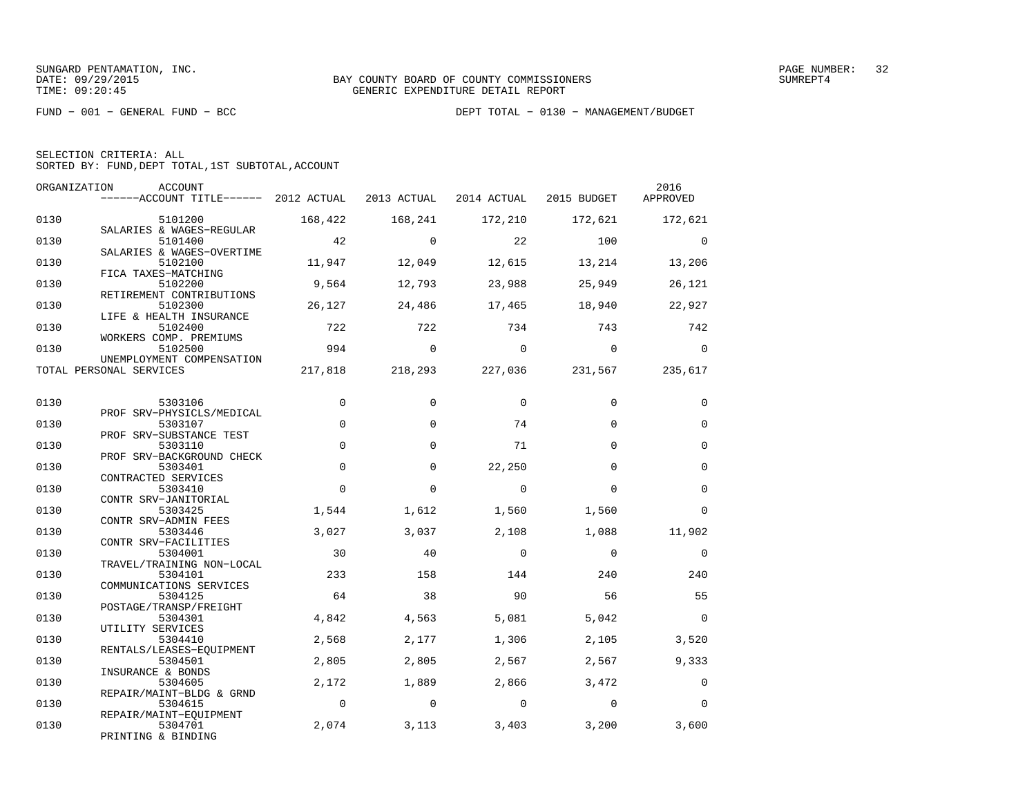SUNGARD PENTAMATION, INC.
DATE: 09/29/2015
TIME: 09:20:45

BAY COUNTY BOARD OF COUNTY COMMISSIONERS
GENERIC EXPENDITURE DETAIL REPORT

SUMREPT4

FUND − 001 − GENERAL FUND − BCC

DEPT TOTAL − 0130 − MANAGEMENT/BUDGET

SELECTION CRITERIA: ALL
SORTED BY: FUND,DEPT TOTAL,1ST SUBTOTAL,ACCOUNT

| ORGANIZATION | ACCOUNT / ACCOUNT TITLE | 2012 ACTUAL | 2013 ACTUAL | 2014 ACTUAL | 2015 BUDGET | 2016 APPROVED |
|---|---|---|---|---|---|---|
| 0130 | 5101200 SALARIES & WAGES−REGULAR | 168,422 | 168,241 | 172,210 | 172,621 | 172,621 |
| 0130 | 5101400 SALARIES & WAGES−OVERTIME | 42 | 0 | 22 | 100 | 0 |
| 0130 | 5102100 FICA TAXES−MATCHING | 11,947 | 12,049 | 12,615 | 13,214 | 13,206 |
| 0130 | 5102200 RETIREMENT CONTRIBUTIONS | 9,564 | 12,793 | 23,988 | 25,949 | 26,121 |
| 0130 | 5102300 LIFE & HEALTH INSURANCE | 26,127 | 24,486 | 17,465 | 18,940 | 22,927 |
| 0130 | 5102400 WORKERS COMP. PREMIUMS | 722 | 722 | 734 | 743 | 742 |
| 0130 | 5102500 UNEMPLOYMENT COMPENSATION | 994 | 0 | 0 | 0 | 0 |
| TOTAL PERSONAL SERVICES | | 217,818 | 218,293 | 227,036 | 231,567 | 235,617 |
| 0130 | 5303106 PROF SRV−PHYSICLS/MEDICAL | 0 | 0 | 0 | 0 | 0 |
| 0130 | 5303107 PROF SRV−SUBSTANCE TEST | 0 | 0 | 74 | 0 | 0 |
| 0130 | 5303110 PROF SRV−BACKGROUND CHECK | 0 | 0 | 71 | 0 | 0 |
| 0130 | 5303401 CONTRACTED SERVICES | 0 | 0 | 22,250 | 0 | 0 |
| 0130 | 5303410 CONTR SRV−JANITORIAL | 0 | 0 | 0 | 0 | 0 |
| 0130 | 5303425 CONTR SRV−ADMIN FEES | 1,544 | 1,612 | 1,560 | 1,560 | 0 |
| 0130 | 5303446 CONTR SRV−FACILITIES | 3,027 | 3,037 | 2,108 | 1,088 | 11,902 |
| 0130 | 5304001 TRAVEL/TRAINING NON−LOCAL | 30 | 40 | 0 | 0 | 0 |
| 0130 | 5304101 COMMUNICATIONS SERVICES | 233 | 158 | 144 | 240 | 240 |
| 0130 | 5304125 POSTAGE/TRANSP/FREIGHT | 64 | 38 | 90 | 56 | 55 |
| 0130 | 5304301 UTILITY SERVICES | 4,842 | 4,563 | 5,081 | 5,042 | 0 |
| 0130 | 5304410 RENTALS/LEASES−EQUIPMENT | 2,568 | 2,177 | 1,306 | 2,105 | 3,520 |
| 0130 | 5304501 INSURANCE & BONDS | 2,805 | 2,805 | 2,567 | 2,567 | 9,333 |
| 0130 | 5304605 REPAIR/MAINT−BLDG & GRND | 2,172 | 1,889 | 2,866 | 3,472 | 0 |
| 0130 | 5304615 REPAIR/MAINT−EQUIPMENT | 0 | 0 | 0 | 0 | 0 |
| 0130 | 5304701 PRINTING & BINDING | 2,074 | 3,113 | 3,403 | 3,200 | 3,600 |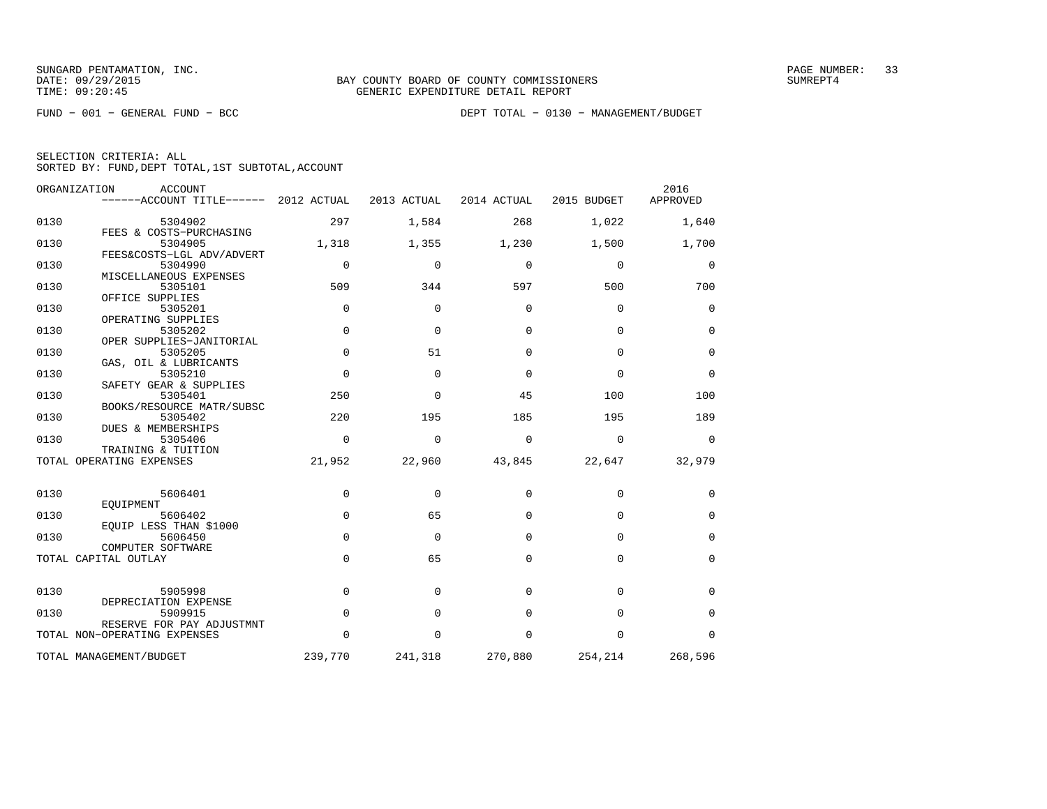SUNGARD PENTAMATION, INC.
DATE: 09/29/2015
TIME: 09:20:45

BAY COUNTY BOARD OF COUNTY COMMISSIONERS
GENERIC EXPENDITURE DETAIL REPORT

PAGE NUMBER: 33
SUMREPT4

FUND − 001 − GENERAL FUND − BCC

DEPT TOTAL − 0130 − MANAGEMENT/BUDGET

SELECTION CRITERIA: ALL
SORTED BY: FUND,DEPT TOTAL,1ST SUBTOTAL,ACCOUNT

| ORGANIZATION | ACCOUNT / ------ACCOUNT TITLE------ | 2012 ACTUAL | 2013 ACTUAL | 2014 ACTUAL | 2015 BUDGET | 2016 APPROVED |
|---|---|---|---|---|---|---|
| 0130 | 5304902 FEES & COSTS−PURCHASING | 297 | 1,584 | 268 | 1,022 | 1,640 |
| 0130 | 5304905 FEES&COSTS−LGL ADV/ADVERT | 1,318 | 1,355 | 1,230 | 1,500 | 1,700 |
| 0130 | 5304990 MISCELLANEOUS EXPENSES | 0 | 0 | 0 | 0 | 0 |
| 0130 | 5305101 OFFICE SUPPLIES | 509 | 344 | 597 | 500 | 700 |
| 0130 | 5305201 OPERATING SUPPLIES | 0 | 0 | 0 | 0 | 0 |
| 0130 | 5305202 OPER SUPPLIES−JANITORIAL | 0 | 0 | 0 | 0 | 0 |
| 0130 | 5305205 GAS, OIL & LUBRICANTS | 0 | 51 | 0 | 0 | 0 |
| 0130 | 5305210 SAFETY GEAR & SUPPLIES | 0 | 0 | 0 | 0 | 0 |
| 0130 | 5305401 BOOKS/RESOURCE MATR/SUBSC | 250 | 0 | 45 | 100 | 100 |
| 0130 | 5305402 DUES & MEMBERSHIPS | 220 | 195 | 185 | 195 | 189 |
| 0130 | 5305406 TRAINING & TUITION | 0 | 0 | 0 | 0 | 0 |
| TOTAL OPERATING EXPENSES | | 21,952 | 22,960 | 43,845 | 22,647 | 32,979 |
| 0130 | 5606401 EQUIPMENT | 0 | 0 | 0 | 0 | 0 |
| 0130 | 5606402 EQUIP LESS THAN $1000 | 0 | 65 | 0 | 0 | 0 |
| 0130 | 5606450 COMPUTER SOFTWARE | 0 | 0 | 0 | 0 | 0 |
| TOTAL CAPITAL OUTLAY | | 0 | 65 | 0 | 0 | 0 |
| 0130 | 5905998 DEPRECIATION EXPENSE | 0 | 0 | 0 | 0 | 0 |
| 0130 | 5909915 RESERVE FOR PAY ADJUSTMNT | 0 | 0 | 0 | 0 | 0 |
| TOTAL NON−OPERATING EXPENSES | | 0 | 0 | 0 | 0 | 0 |
| TOTAL MANAGEMENT/BUDGET | | 239,770 | 241,318 | 270,880 | 254,214 | 268,596 |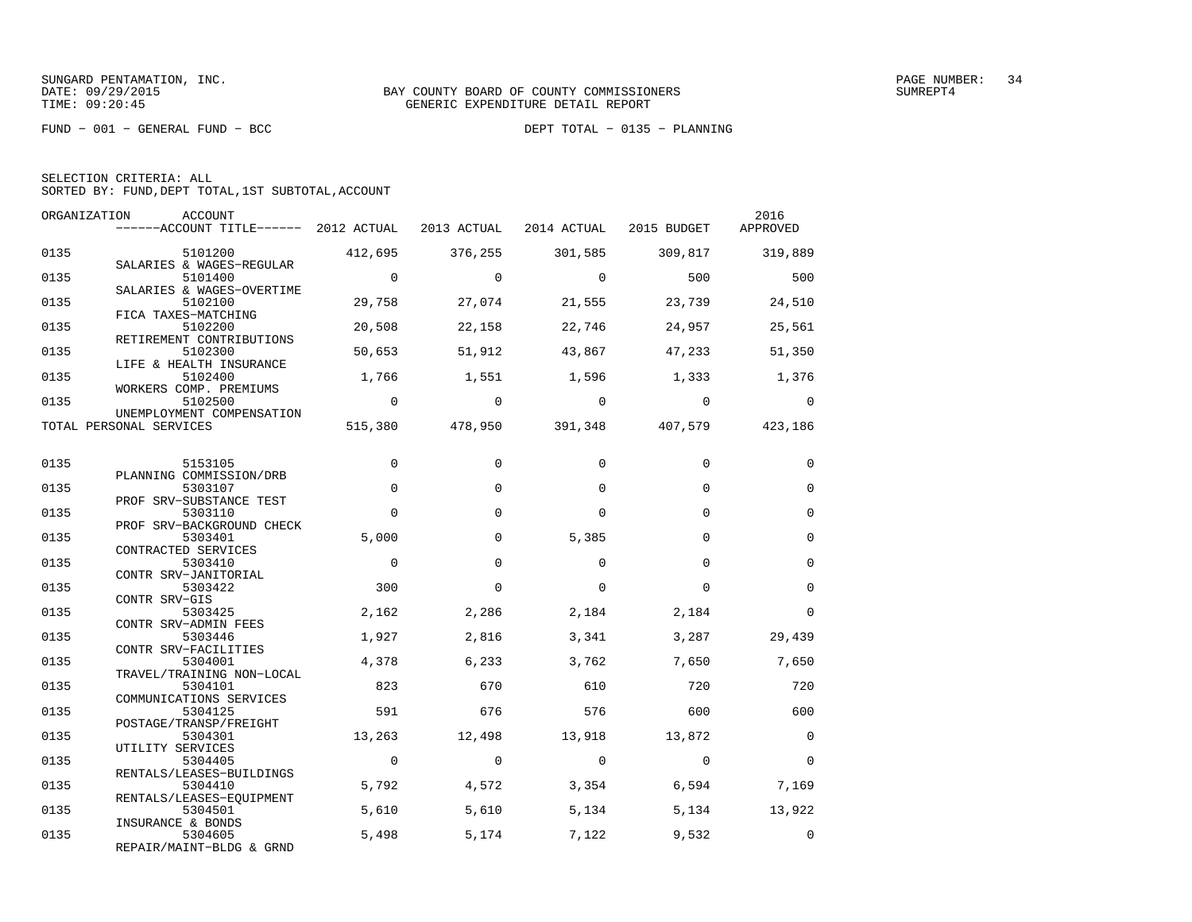SUNGARD PENTAMATION, INC.
DATE: 09/29/2015
TIME: 09:20:45

BAY COUNTY BOARD OF COUNTY COMMISSIONERS
GENERIC EXPENDITURE DETAIL REPORT

SUMREPT4

FUND − 001 − GENERAL FUND − BCC

DEPT TOTAL − 0135 − PLANNING

SELECTION CRITERIA: ALL
SORTED BY: FUND,DEPT TOTAL,1ST SUBTOTAL,ACCOUNT

| ORGANIZATION | ACCOUNT / ACCOUNT TITLE | 2012 ACTUAL | 2013 ACTUAL | 2014 ACTUAL | 2015 BUDGET | 2016 APPROVED |
|---|---|---|---|---|---|---|
| 0135 | 5101200 SALARIES & WAGES−REGULAR | 412,695 | 376,255 | 301,585 | 309,817 | 319,889 |
| 0135 | 5101400 SALARIES & WAGES−OVERTIME | 0 | 0 | 0 | 500 | 500 |
| 0135 | 5102100 FICA TAXES−MATCHING | 29,758 | 27,074 | 21,555 | 23,739 | 24,510 |
| 0135 | 5102200 RETIREMENT CONTRIBUTIONS | 20,508 | 22,158 | 22,746 | 24,957 | 25,561 |
| 0135 | 5102300 LIFE & HEALTH INSURANCE | 50,653 | 51,912 | 43,867 | 47,233 | 51,350 |
| 0135 | 5102400 WORKERS COMP. PREMIUMS | 1,766 | 1,551 | 1,596 | 1,333 | 1,376 |
| 0135 | 5102500 UNEMPLOYMENT COMPENSATION | 0 | 0 | 0 | 0 | 0 |
| TOTAL PERSONAL SERVICES | | 515,380 | 478,950 | 391,348 | 407,579 | 423,186 |
| 0135 | 5153105 PLANNING COMMISSION/DRB | 0 | 0 | 0 | 0 | 0 |
| 0135 | 5303107 PROF SRV−SUBSTANCE TEST | 0 | 0 | 0 | 0 | 0 |
| 0135 | 5303110 PROF SRV−BACKGROUND CHECK | 0 | 0 | 0 | 0 | 0 |
| 0135 | 5303401 CONTRACTED SERVICES | 5,000 | 0 | 5,385 | 0 | 0 |
| 0135 | 5303410 CONTR SRV−JANITORIAL | 0 | 0 | 0 | 0 | 0 |
| 0135 | 5303422 CONTR SRV−GIS | 300 | 0 | 0 | 0 | 0 |
| 0135 | 5303425 CONTR SRV−ADMIN FEES | 2,162 | 2,286 | 2,184 | 2,184 | 0 |
| 0135 | 5303446 CONTR SRV−FACILITIES | 1,927 | 2,816 | 3,341 | 3,287 | 29,439 |
| 0135 | 5304001 TRAVEL/TRAINING NON−LOCAL | 4,378 | 6,233 | 3,762 | 7,650 | 7,650 |
| 0135 | 5304101 COMMUNICATIONS SERVICES | 823 | 670 | 610 | 720 | 720 |
| 0135 | 5304125 POSTAGE/TRANSP/FREIGHT | 591 | 676 | 576 | 600 | 600 |
| 0135 | 5304301 UTILITY SERVICES | 13,263 | 12,498 | 13,918 | 13,872 | 0 |
| 0135 | 5304405 RENTALS/LEASES−BUILDINGS | 0 | 0 | 0 | 0 | 0 |
| 0135 | 5304410 RENTALS/LEASES−EQUIPMENT | 5,792 | 4,572 | 3,354 | 6,594 | 7,169 |
| 0135 | 5304501 INSURANCE & BONDS | 5,610 | 5,610 | 5,134 | 5,134 | 13,922 |
| 0135 | 5304605 REPAIR/MAINT−BLDG & GRND | 5,498 | 5,174 | 7,122 | 9,532 | 0 |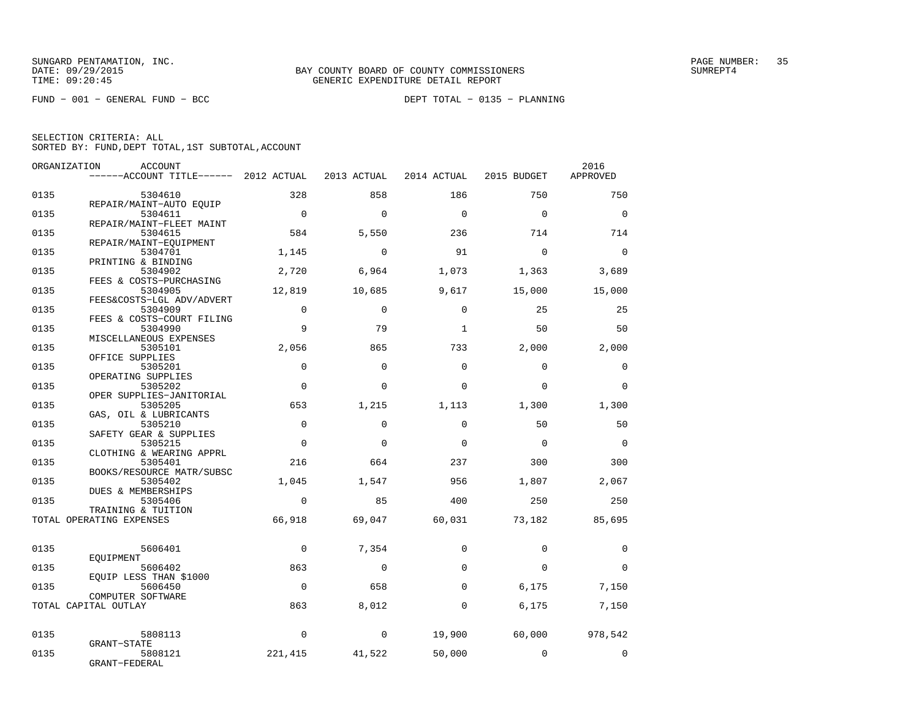SUNGARD PENTAMATION, INC.
DATE: 09/29/2015
TIME: 09:20:45

BAY COUNTY BOARD OF COUNTY COMMISSIONERS
GENERIC EXPENDITURE DETAIL REPORT

SUMREPT4

FUND − 001 − GENERAL FUND − BCC

DEPT TOTAL − 0135 − PLANNING

SELECTION CRITERIA: ALL
SORTED BY: FUND,DEPT TOTAL,1ST SUBTOTAL,ACCOUNT

| ORGANIZATION | ACCOUNT / ACCOUNT TITLE | 2012 ACTUAL | 2013 ACTUAL | 2014 ACTUAL | 2015 BUDGET | 2016 APPROVED |
|---|---|---|---|---|---|---|
| 0135 | 5304610 REPAIR/MAINT−AUTO EQUIP | 328 | 858 | 186 | 750 | 750 |
| 0135 | 5304611 REPAIR/MAINT−FLEET MAINT | 0 | 0 | 0 | 0 | 0 |
| 0135 | 5304615 REPAIR/MAINT−EQUIPMENT | 584 | 5,550 | 236 | 714 | 714 |
| 0135 | 5304701 PRINTING & BINDING | 1,145 | 0 | 91 | 0 | 0 |
| 0135 | 5304902 FEES & COSTS−PURCHASING | 2,720 | 6,964 | 1,073 | 1,363 | 3,689 |
| 0135 | 5304905 FEES&COSTS−LGL ADV/ADVERT | 12,819 | 10,685 | 9,617 | 15,000 | 15,000 |
| 0135 | 5304909 FEES & COSTS−COURT FILING | 0 | 0 | 0 | 25 | 25 |
| 0135 | 5304990 MISCELLANEOUS EXPENSES | 9 | 79 | 1 | 50 | 50 |
| 0135 | 5305101 OFFICE SUPPLIES | 2,056 | 865 | 733 | 2,000 | 2,000 |
| 0135 | 5305201 OPERATING SUPPLIES | 0 | 0 | 0 | 0 | 0 |
| 0135 | 5305202 OPER SUPPLIES−JANITORIAL | 0 | 0 | 0 | 0 | 0 |
| 0135 | 5305205 GAS, OIL & LUBRICANTS | 653 | 1,215 | 1,113 | 1,300 | 1,300 |
| 0135 | 5305210 SAFETY GEAR & SUPPLIES | 0 | 0 | 0 | 50 | 50 |
| 0135 | 5305215 CLOTHING & WEARING APPRL | 0 | 0 | 0 | 0 | 0 |
| 0135 | 5305401 BOOKS/RESOURCE MATR/SUBSC | 216 | 664 | 237 | 300 | 300 |
| 0135 | 5305402 DUES & MEMBERSHIPS | 1,045 | 1,547 | 956 | 1,807 | 2,067 |
| 0135 | 5305406 TRAINING & TUITION | 0 | 85 | 400 | 250 | 250 |
| TOTAL OPERATING EXPENSES | | 66,918 | 69,047 | 60,031 | 73,182 | 85,695 |
| 0135 | 5606401 EQUIPMENT | 0 | 7,354 | 0 | 0 | 0 |
| 0135 | 5606402 EQUIP LESS THAN $1000 | 863 | 0 | 0 | 0 | 0 |
| 0135 | 5606450 COMPUTER SOFTWARE | 0 | 658 | 0 | 6,175 | 7,150 |
| TOTAL CAPITAL OUTLAY | | 863 | 8,012 | 0 | 6,175 | 7,150 |
| 0135 | 5808113 GRANT−STATE | 0 | 0 | 19,900 | 60,000 | 978,542 |
| 0135 | 5808121 GRANT−FEDERAL | 221,415 | 41,522 | 50,000 | 0 | 0 |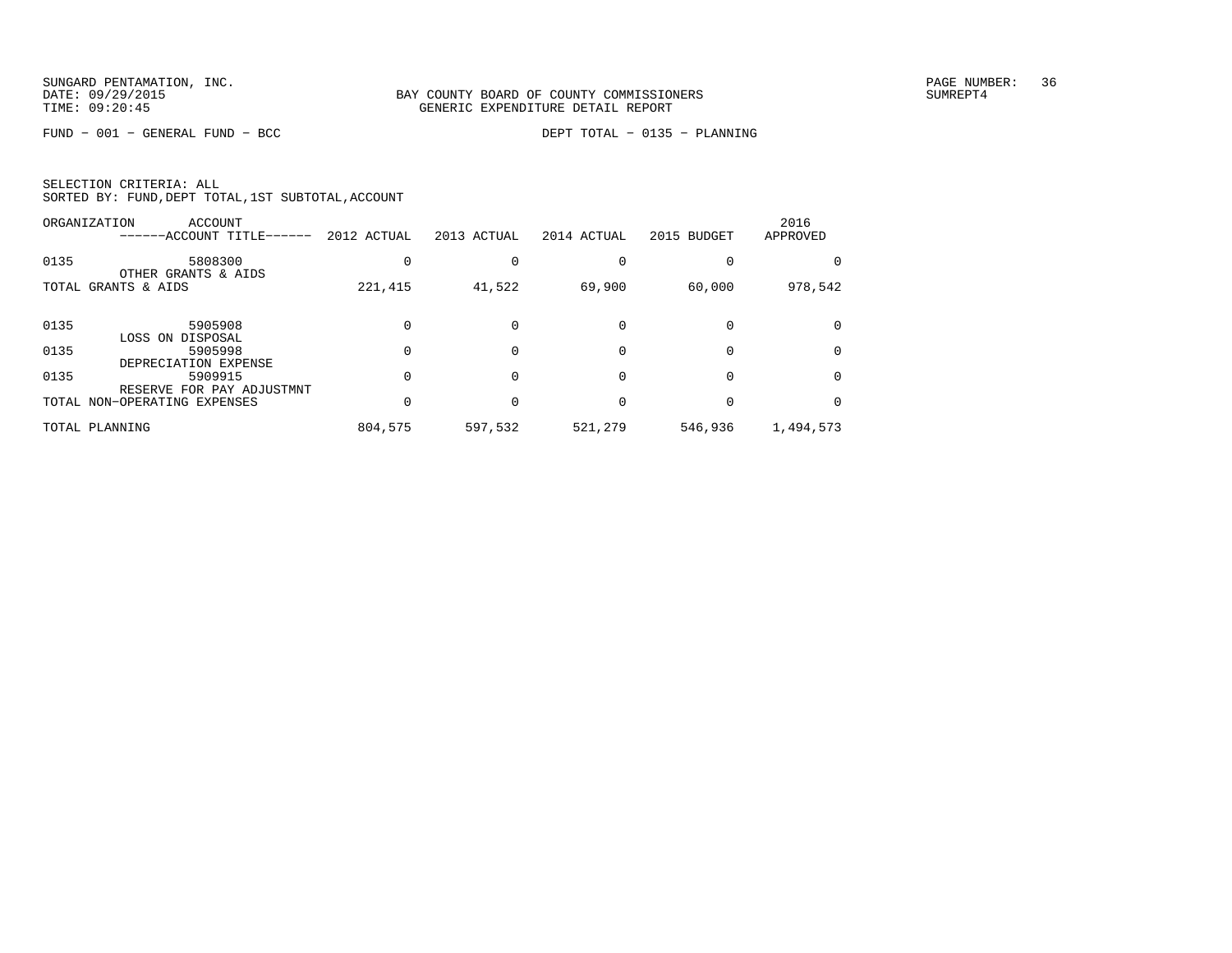SUNGARD PENTAMATION, INC.
DATE: 09/29/2015
TIME: 09:20:45

BAY COUNTY BOARD OF COUNTY COMMISSIONERS
GENERIC EXPENDITURE DETAIL REPORT

SUMREPT4

FUND − 001 − GENERAL FUND − BCC

DEPT TOTAL − 0135 − PLANNING

SELECTION CRITERIA: ALL
SORTED BY: FUND,DEPT TOTAL,1ST SUBTOTAL,ACCOUNT

| ORGANIZATION | ACCOUNT ------ACCOUNT TITLE------ | 2012 ACTUAL | 2013 ACTUAL | 2014 ACTUAL | 2015 BUDGET | 2016 APPROVED |
|---|---|---|---|---|---|---|
| 0135 | 5808300 OTHER GRANTS & AIDS | 0 | 0 | 0 | 0 | 0 |
| TOTAL GRANTS & AIDS | | 221,415 | 41,522 | 69,900 | 60,000 | 978,542 |
| 0135 | 5905908 LOSS ON DISPOSAL | 0 | 0 | 0 | 0 | 0 |
| 0135 | 5905998 DEPRECIATION EXPENSE | 0 | 0 | 0 | 0 | 0 |
| 0135 | 5909915 RESERVE FOR PAY ADJUSTMNT | 0 | 0 | 0 | 0 | 0 |
| TOTAL NON−OPERATING EXPENSES | | 0 | 0 | 0 | 0 | 0 |
| TOTAL PLANNING | | 804,575 | 597,532 | 521,279 | 546,936 | 1,494,573 |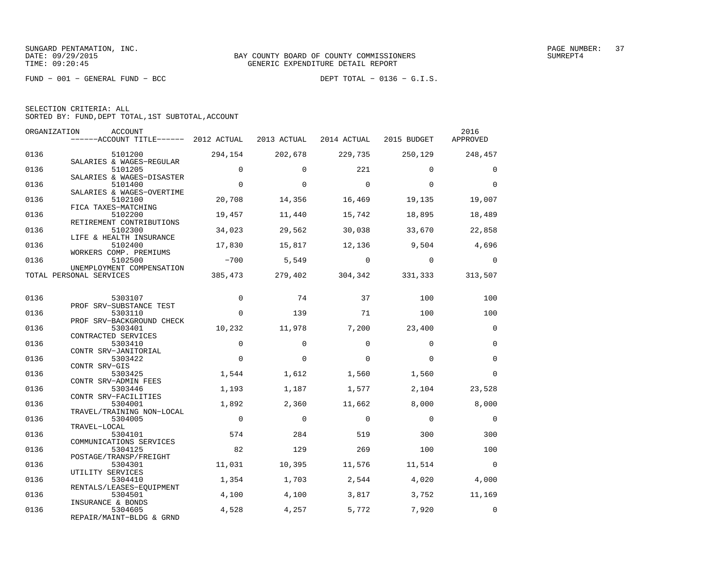SUNGARD PENTAMATION, INC.
DATE: 09/29/2015
TIME: 09:20:45

BAY COUNTY BOARD OF COUNTY COMMISSIONERS
GENERIC EXPENDITURE DETAIL REPORT

SUMREPT4

FUND − 001 − GENERAL FUND − BCC

DEPT TOTAL − 0136 − G.I.S.

SELECTION CRITERIA: ALL
SORTED BY: FUND,DEPT TOTAL,1ST SUBTOTAL,ACCOUNT

| ORGANIZATION | ACCOUNT / ACCOUNT TITLE | 2012 ACTUAL | 2013 ACTUAL | 2014 ACTUAL | 2015 BUDGET | 2016 APPROVED |
|---|---|---|---|---|---|---|
| 0136 | 5101200 SALARIES & WAGES−REGULAR | 294,154 | 202,678 | 229,735 | 250,129 | 248,457 |
| 0136 | 5101205 SALARIES & WAGES−DISASTER | 0 | 0 | 221 | 0 | 0 |
| 0136 | 5101400 SALARIES & WAGES−OVERTIME | 0 | 0 | 0 | 0 | 0 |
| 0136 | 5102100 FICA TAXES−MATCHING | 20,708 | 14,356 | 16,469 | 19,135 | 19,007 |
| 0136 | 5102200 RETIREMENT CONTRIBUTIONS | 19,457 | 11,440 | 15,742 | 18,895 | 18,489 |
| 0136 | 5102300 LIFE & HEALTH INSURANCE | 34,023 | 29,562 | 30,038 | 33,670 | 22,858 |
| 0136 | 5102400 WORKERS COMP. PREMIUMS | 17,830 | 15,817 | 12,136 | 9,504 | 4,696 |
| 0136 | 5102500 UNEMPLOYMENT COMPENSATION | −700 | 5,549 | 0 | 0 | 0 |
| TOTAL PERSONAL SERVICES | | 385,473 | 279,402 | 304,342 | 331,333 | 313,507 |
| 0136 | 5303107 PROF SRV−SUBSTANCE TEST | 0 | 74 | 37 | 100 | 100 |
| 0136 | 5303110 PROF SRV−BACKGROUND CHECK | 0 | 139 | 71 | 100 | 100 |
| 0136 | 5303401 CONTRACTED SERVICES | 10,232 | 11,978 | 7,200 | 23,400 | 0 |
| 0136 | 5303410 CONTR SRV−JANITORIAL | 0 | 0 | 0 | 0 | 0 |
| 0136 | 5303422 CONTR SRV−GIS | 0 | 0 | 0 | 0 | 0 |
| 0136 | 5303425 CONTR SRV−ADMIN FEES | 1,544 | 1,612 | 1,560 | 1,560 | 0 |
| 0136 | 5303446 CONTR SRV−FACILITIES | 1,193 | 1,187 | 1,577 | 2,104 | 23,528 |
| 0136 | 5304001 TRAVEL/TRAINING NON−LOCAL | 1,892 | 2,360 | 11,662 | 8,000 | 8,000 |
| 0136 | 5304005 TRAVEL−LOCAL | 0 | 0 | 0 | 0 | 0 |
| 0136 | 5304101 COMMUNICATIONS SERVICES | 574 | 284 | 519 | 300 | 300 |
| 0136 | 5304125 POSTAGE/TRANSP/FREIGHT | 82 | 129 | 269 | 100 | 100 |
| 0136 | 5304301 UTILITY SERVICES | 11,031 | 10,395 | 11,576 | 11,514 | 0 |
| 0136 | 5304410 RENTALS/LEASES−EQUIPMENT | 1,354 | 1,703 | 2,544 | 4,020 | 4,000 |
| 0136 | 5304501 INSURANCE & BONDS | 4,100 | 4,100 | 3,817 | 3,752 | 11,169 |
| 0136 | 5304605 REPAIR/MAINT−BLDG & GRND | 4,528 | 4,257 | 5,772 | 7,920 | 0 |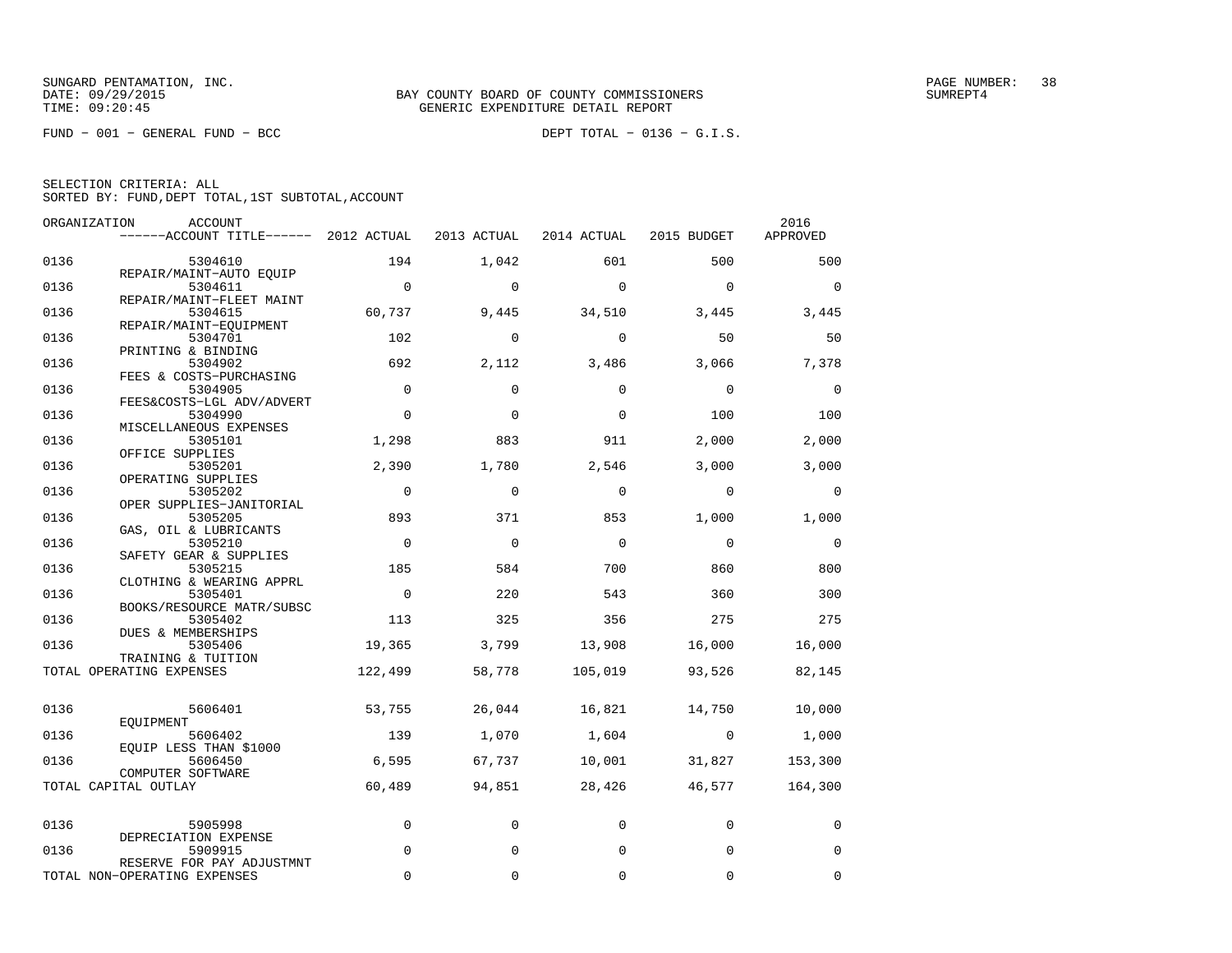SUNGARD PENTAMATION, INC.
DATE: 09/29/2015
TIME: 09:20:45

BAY COUNTY BOARD OF COUNTY COMMISSIONERS
GENERIC EXPENDITURE DETAIL REPORT

PAGE NUMBER: 38
SUMREPT4

FUND − 001 − GENERAL FUND − BCC

DEPT TOTAL − 0136 − G.I.S.

SELECTION CRITERIA: ALL
SORTED BY: FUND,DEPT TOTAL,1ST SUBTOTAL,ACCOUNT

| ORGANIZATION | ACCOUNT / ACCOUNT TITLE | 2012 ACTUAL | 2013 ACTUAL | 2014 ACTUAL | 2015 BUDGET | 2016 APPROVED |
|---|---|---|---|---|---|---|
| 0136 | 5304610 REPAIR/MAINT−AUTO EQUIP | 194 | 1,042 | 601 | 500 | 500 |
| 0136 | 5304611 REPAIR/MAINT−FLEET MAINT | 0 | 0 | 0 | 0 | 0 |
| 0136 | 5304615 REPAIR/MAINT−EQUIPMENT | 60,737 | 9,445 | 34,510 | 3,445 | 3,445 |
| 0136 | 5304701 PRINTING & BINDING | 102 | 0 | 0 | 50 | 50 |
| 0136 | 5304902 FEES & COSTS−PURCHASING | 692 | 2,112 | 3,486 | 3,066 | 7,378 |
| 0136 | 5304905 FEES&COSTS−LGL ADV/ADVERT | 0 | 0 | 0 | 0 | 0 |
| 0136 | 5304990 MISCELLANEOUS EXPENSES | 0 | 0 | 0 | 100 | 100 |
| 0136 | 5305101 OFFICE SUPPLIES | 1,298 | 883 | 911 | 2,000 | 2,000 |
| 0136 | 5305201 OPERATING SUPPLIES | 2,390 | 1,780 | 2,546 | 3,000 | 3,000 |
| 0136 | 5305202 OPER SUPPLIES−JANITORIAL | 0 | 0 | 0 | 0 | 0 |
| 0136 | 5305205 GAS, OIL & LUBRICANTS | 893 | 371 | 853 | 1,000 | 1,000 |
| 0136 | 5305210 SAFETY GEAR & SUPPLIES | 0 | 0 | 0 | 0 | 0 |
| 0136 | 5305215 CLOTHING & WEARING APPRL | 185 | 584 | 700 | 860 | 800 |
| 0136 | 5305401 BOOKS/RESOURCE MATR/SUBSC | 0 | 220 | 543 | 360 | 300 |
| 0136 | 5305402 DUES & MEMBERSHIPS | 113 | 325 | 356 | 275 | 275 |
| 0136 | 5305406 TRAINING & TUITION | 19,365 | 3,799 | 13,908 | 16,000 | 16,000 |
| TOTAL OPERATING EXPENSES | | 122,499 | 58,778 | 105,019 | 93,526 | 82,145 |
| 0136 | 5606401 EQUIPMENT | 53,755 | 26,044 | 16,821 | 14,750 | 10,000 |
| 0136 | 5606402 EQUIP LESS THAN $1000 | 139 | 1,070 | 1,604 | 0 | 1,000 |
| 0136 | 5606450 COMPUTER SOFTWARE | 6,595 | 67,737 | 10,001 | 31,827 | 153,300 |
| TOTAL CAPITAL OUTLAY | | 60,489 | 94,851 | 28,426 | 46,577 | 164,300 |
| 0136 | 5905998 DEPRECIATION EXPENSE | 0 | 0 | 0 | 0 | 0 |
| 0136 | 5909915 RESERVE FOR PAY ADJUSTMNT | 0 | 0 | 0 | 0 | 0 |
| TOTAL NON−OPERATING EXPENSES | | 0 | 0 | 0 | 0 | 0 |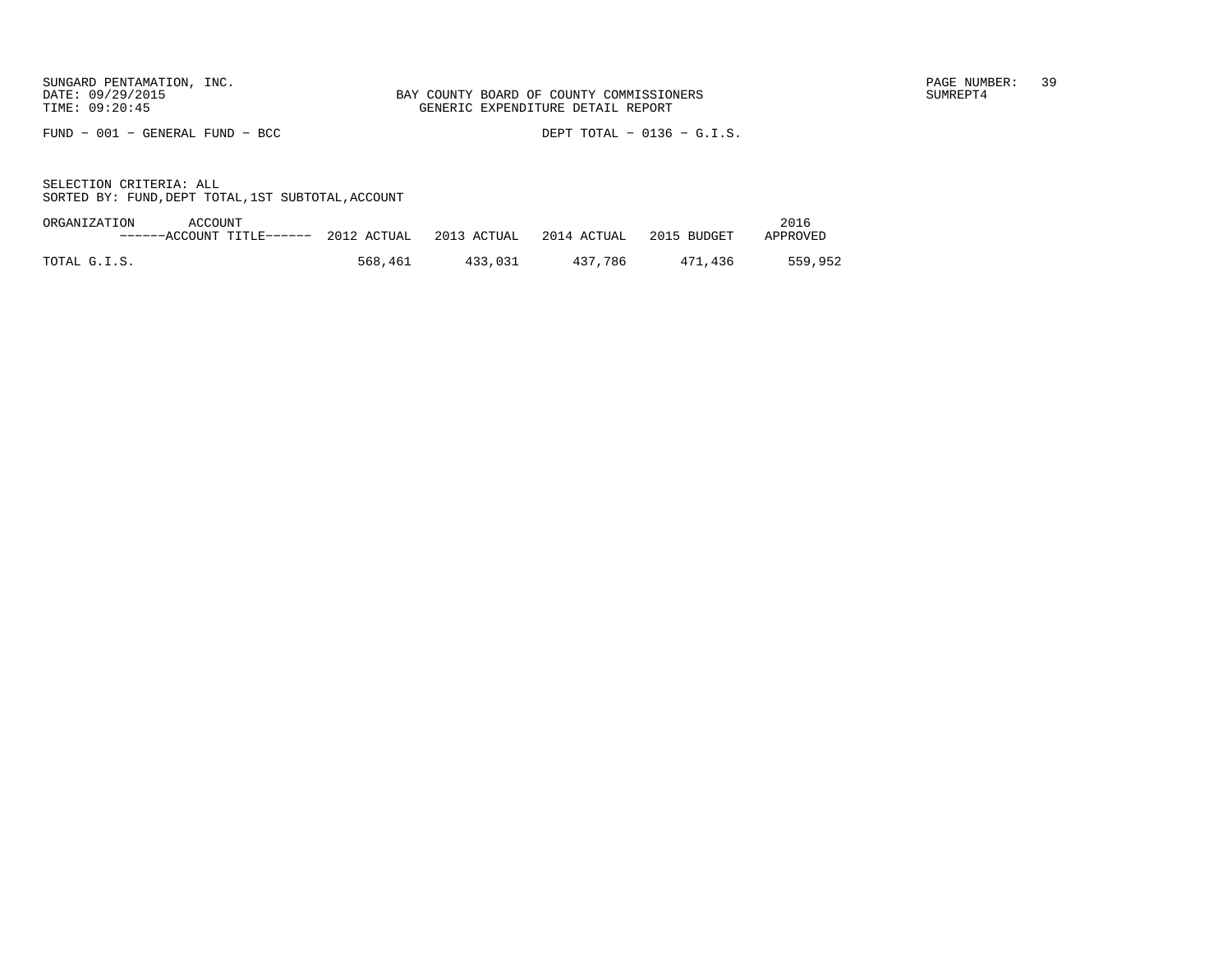BAY COUNTY BOARD OF COUNTY COMMISSIONERS
GENERIC EXPENDITURE DETAIL REPORT

FUND - 001 - GENERAL FUND - BCC

DEPT TOTAL - 0136 - G.I.S.

SELECTION CRITERIA: ALL
SORTED BY: FUND,DEPT TOTAL,1ST SUBTOTAL,ACCOUNT

| ORGANIZATION ACCOUNT ------ACCOUNT TITLE------ | 2012 ACTUAL | 2013 ACTUAL | 2014 ACTUAL | 2015 BUDGET | 2016 APPROVED |
|---|---|---|---|---|---|
| TOTAL G.I.S. | 568,461 | 433,031 | 437,786 | 471,436 | 559,952 |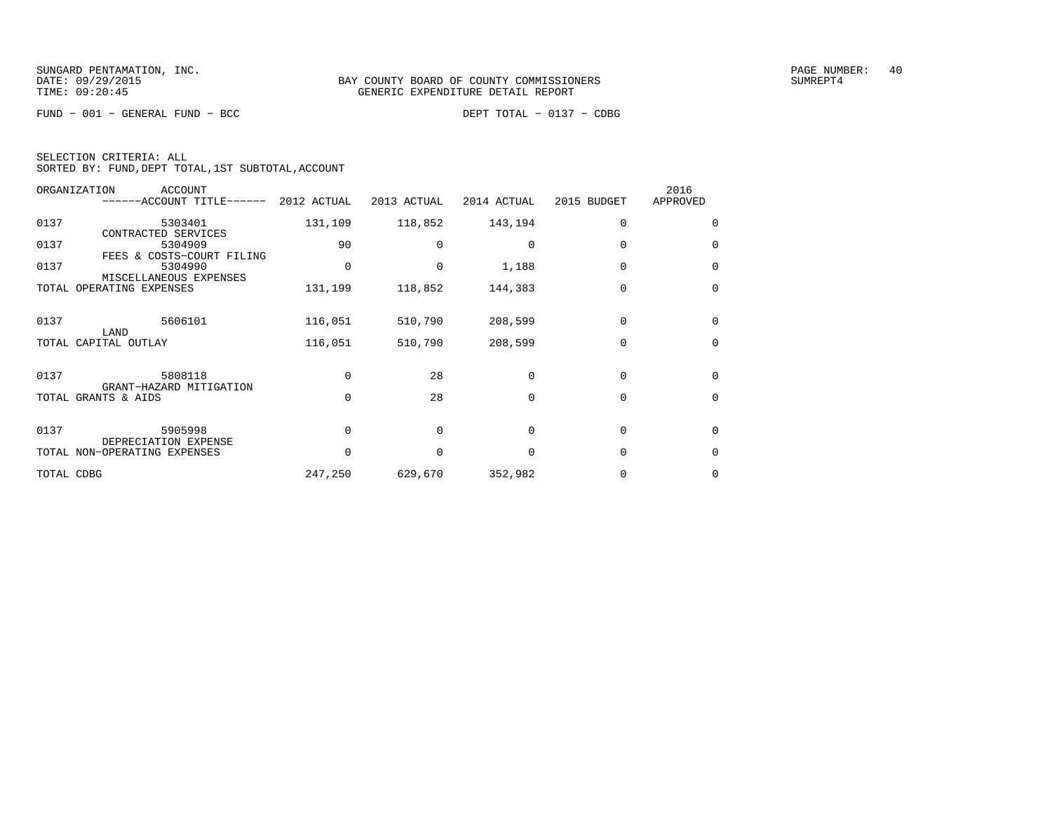BAY COUNTY BOARD OF COUNTY COMMISSIONERS
GENERIC EXPENDITURE DETAIL REPORT

FUND − 001 − GENERAL FUND − BCC

DEPT TOTAL − 0137 − CDBG

SELECTION CRITERIA: ALL
SORTED BY: FUND,DEPT TOTAL,1ST SUBTOTAL,ACCOUNT

| ORGANIZATION | ACCOUNT / ACCOUNT TITLE | 2012 ACTUAL | 2013 ACTUAL | 2014 ACTUAL | 2015 BUDGET | 2016 APPROVED |
|---|---|---|---|---|---|---|
| 0137 | 5303401 CONTRACTED SERVICES | 131,109 | 118,852 | 143,194 | 0 | 0 |
| 0137 | 5304909 FEES & COSTS−COURT FILING | 90 | 0 | 0 | 0 | 0 |
| 0137 | 5304990 MISCELLANEOUS EXPENSES | 0 | 0 | 1,188 | 0 | 0 |
| TOTAL OPERATING EXPENSES | | 131,199 | 118,852 | 144,383 | 0 | 0 |
| 0137 | 5606101 LAND | 116,051 | 510,790 | 208,599 | 0 | 0 |
| TOTAL CAPITAL OUTLAY | | 116,051 | 510,790 | 208,599 | 0 | 0 |
| 0137 | 5808118 GRANT−HAZARD MITIGATION | 0 | 28 | 0 | 0 | 0 |
| TOTAL GRANTS & AIDS | | 0 | 28 | 0 | 0 | 0 |
| 0137 | 5905998 DEPRECIATION EXPENSE | 0 | 0 | 0 | 0 | 0 |
| TOTAL NON−OPERATING EXPENSES | | 0 | 0 | 0 | 0 | 0 |
| TOTAL CDBG | | 247,250 | 629,670 | 352,982 | 0 | 0 |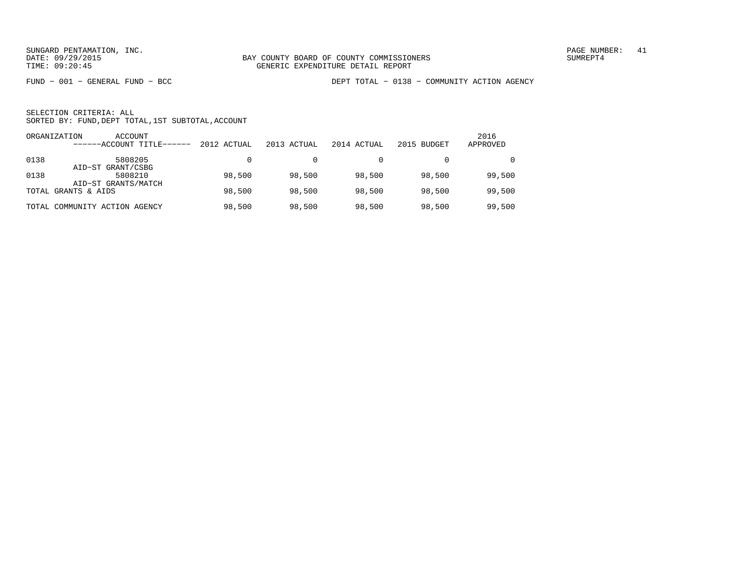BAY COUNTY BOARD OF COUNTY COMMISSIONERS
GENERIC EXPENDITURE DETAIL REPORT

SUNGARD PENTAMATION, INC.
DATE: 09/29/2015
TIME: 09:20:45

SUMREPT4

FUND − 001 − GENERAL FUND − BCC

DEPT TOTAL − 0138 − COMMUNITY ACTION AGENCY

SELECTION CRITERIA: ALL
SORTED BY: FUND,DEPT TOTAL,1ST SUBTOTAL,ACCOUNT

| ORGANIZATION | ACCOUNT<br>------ACCOUNT TITLE------ | 2012 ACTUAL | 2013 ACTUAL | 2014 ACTUAL | 2015 BUDGET | 2016<br>APPROVED |
|---|---|---|---|---|---|---|
| 0138 | 5808205<br>AID−ST GRANT/CSBG | 0 | 0 | 0 | 0 | 0 |
| 0138 | 5808210<br>AID−ST GRANTS/MATCH | 98,500 | 98,500 | 98,500 | 98,500 | 99,500 |
| TOTAL GRANTS & AIDS | | 98,500 | 98,500 | 98,500 | 98,500 | 99,500 |
| TOTAL COMMUNITY ACTION AGENCY | | 98,500 | 98,500 | 98,500 | 98,500 | 99,500 |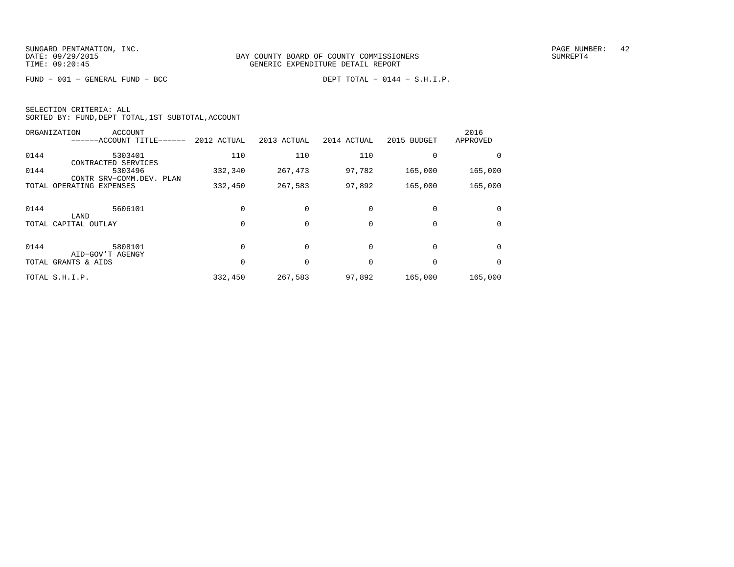BAY COUNTY BOARD OF COUNTY COMMISSIONERS
GENERIC EXPENDITURE DETAIL REPORT

SUNGARD PENTAMATION, INC.
DATE: 09/29/2015
TIME: 09:20:45

FUND − 001 − GENERAL FUND − BCC

DEPT TOTAL − 0144 − S.H.I.P.

SELECTION CRITERIA: ALL
SORTED BY: FUND,DEPT TOTAL,1ST SUBTOTAL,ACCOUNT

| ORGANIZATION | ACCOUNT ------ACCOUNT TITLE------ | 2012 ACTUAL | 2013 ACTUAL | 2014 ACTUAL | 2015 BUDGET | 2016 APPROVED |
|---|---|---|---|---|---|---|
| 0144 | 5303401 CONTRACTED SERVICES | 110 | 110 | 110 | 0 | 0 |
| 0144 | 5303496 CONTR SRV−COMM.DEV. PLAN | 332,340 | 267,473 | 97,782 | 165,000 | 165,000 |
| TOTAL OPERATING EXPENSES | | 332,450 | 267,583 | 97,892 | 165,000 | 165,000 |
| 0144 | 5606101 LAND | 0 | 0 | 0 | 0 | 0 |
| TOTAL CAPITAL OUTLAY | | 0 | 0 | 0 | 0 | 0 |
| 0144 | 5808101 AID−GOV'T AGENGY | 0 | 0 | 0 | 0 | 0 |
| TOTAL GRANTS & AIDS | | 0 | 0 | 0 | 0 | 0 |
| TOTAL S.H.I.P. | | 332,450 | 267,583 | 97,892 | 165,000 | 165,000 |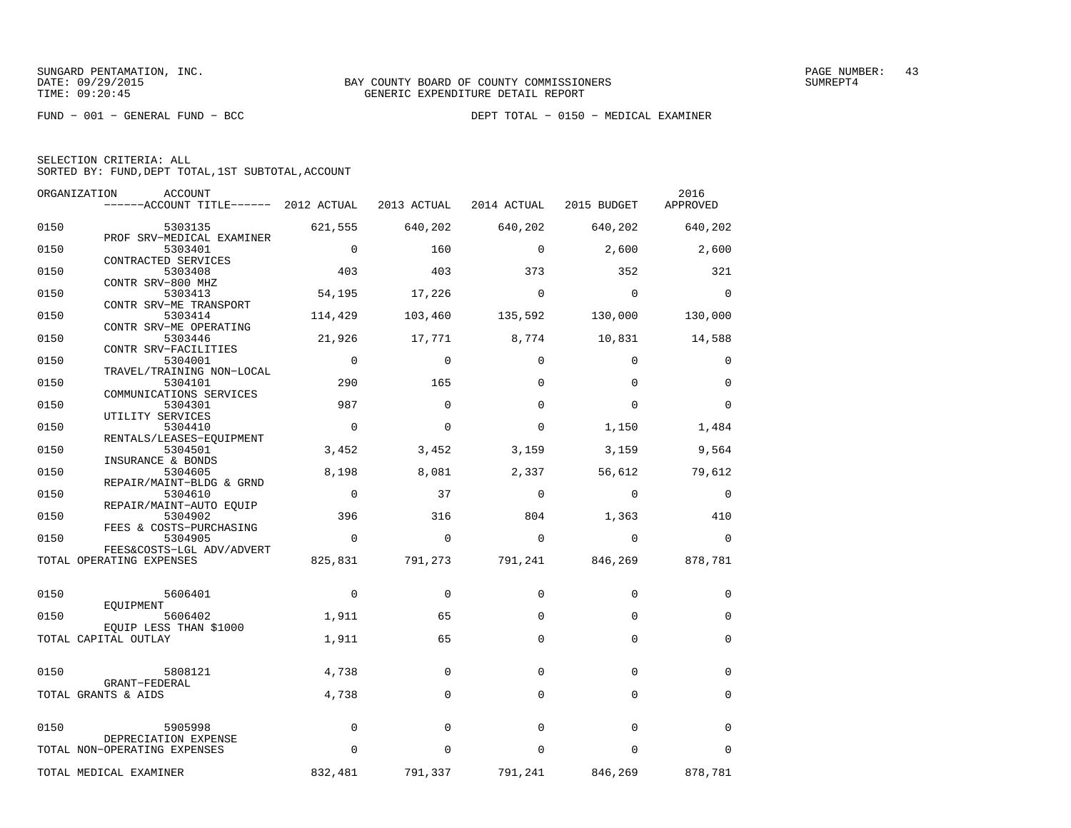SUNGARD PENTAMATION, INC.
DATE: 09/29/2015
TIME: 09:20:45

BAY COUNTY BOARD OF COUNTY COMMISSIONERS
GENERIC EXPENDITURE DETAIL REPORT

SUMREPT4

FUND − 001 − GENERAL FUND − BCC

DEPT TOTAL − 0150 − MEDICAL EXAMINER

SELECTION CRITERIA: ALL
SORTED BY: FUND,DEPT TOTAL,1ST SUBTOTAL,ACCOUNT

| ORGANIZATION | ACCOUNT / ACCOUNT TITLE | 2012 ACTUAL | 2013 ACTUAL | 2014 ACTUAL | 2015 BUDGET | 2016 APPROVED |
|---|---|---|---|---|---|---|
| 0150 | 5303135 PROF SRV−MEDICAL EXAMINER | 621,555 | 640,202 | 640,202 | 640,202 | 640,202 |
| 0150 | 5303401 CONTRACTED SERVICES | 0 | 160 | 0 | 2,600 | 2,600 |
| 0150 | 5303408 CONTR SRV−800 MHZ | 403 | 403 | 373 | 352 | 321 |
| 0150 | 5303413 CONTR SRV−ME TRANSPORT | 54,195 | 17,226 | 0 | 0 | 0 |
| 0150 | 5303414 CONTR SRV−ME OPERATING | 114,429 | 103,460 | 135,592 | 130,000 | 130,000 |
| 0150 | 5303446 CONTR SRV−FACILITIES | 21,926 | 17,771 | 8,774 | 10,831 | 14,588 |
| 0150 | 5304001 TRAVEL/TRAINING NON−LOCAL | 0 | 0 | 0 | 0 | 0 |
| 0150 | 5304101 COMMUNICATIONS SERVICES | 290 | 165 | 0 | 0 | 0 |
| 0150 | 5304301 UTILITY SERVICES | 987 | 0 | 0 | 0 | 0 |
| 0150 | 5304410 RENTALS/LEASES−EQUIPMENT | 0 | 0 | 0 | 1,150 | 1,484 |
| 0150 | 5304501 INSURANCE & BONDS | 3,452 | 3,452 | 3,159 | 3,159 | 9,564 |
| 0150 | 5304605 REPAIR/MAINT−BLDG & GRND | 8,198 | 8,081 | 2,337 | 56,612 | 79,612 |
| 0150 | 5304610 REPAIR/MAINT−AUTO EQUIP | 0 | 37 | 0 | 0 | 0 |
| 0150 | 5304902 FEES & COSTS−PURCHASING | 396 | 316 | 804 | 1,363 | 410 |
| 0150 | 5304905 FEES&COSTS−LGL ADV/ADVERT | 0 | 0 | 0 | 0 | 0 |
| TOTAL OPERATING EXPENSES | | 825,831 | 791,273 | 791,241 | 846,269 | 878,781 |
| 0150 | 5606401 EQUIPMENT | 0 | 0 | 0 | 0 | 0 |
| 0150 | 5606402 EQUIP LESS THAN $1000 | 1,911 | 65 | 0 | 0 | 0 |
| TOTAL CAPITAL OUTLAY | | 1,911 | 65 | 0 | 0 | 0 |
| 0150 | 5808121 GRANT−FEDERAL | 4,738 | 0 | 0 | 0 | 0 |
| TOTAL GRANTS & AIDS | | 4,738 | 0 | 0 | 0 | 0 |
| 0150 | 5905998 DEPRECIATION EXPENSE | 0 | 0 | 0 | 0 | 0 |
| TOTAL NON−OPERATING EXPENSES | | 0 | 0 | 0 | 0 | 0 |
| TOTAL MEDICAL EXAMINER | | 832,481 | 791,337 | 791,241 | 846,269 | 878,781 |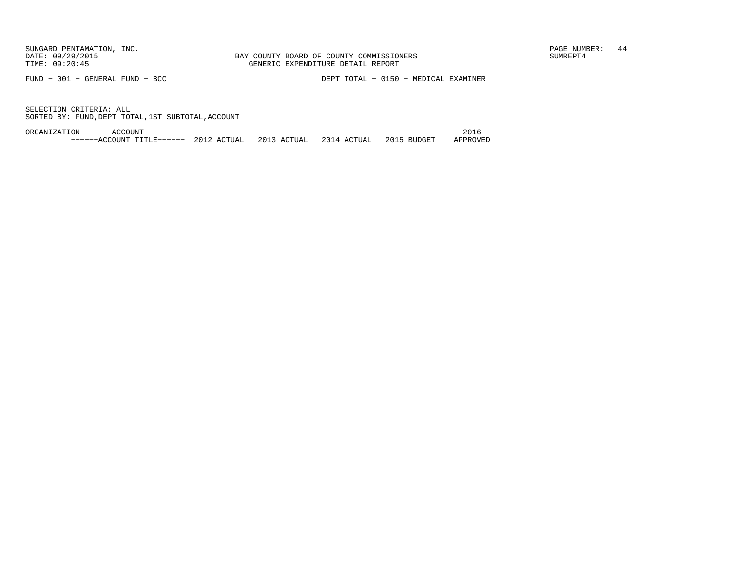SUNGARD PENTAMATION, INC.
DATE: 09/29/2015
TIME: 09:20:45

BAY COUNTY BOARD OF COUNTY COMMISSIONERS
GENERIC EXPENDITURE DETAIL REPORT

PAGE NUMBER: 44
SUMREPT4

FUND - 001 - GENERAL FUND - BCC

DEPT TOTAL - 0150 - MEDICAL EXAMINER

SELECTION CRITERIA: ALL
SORTED BY: FUND,DEPT TOTAL,1ST SUBTOTAL,ACCOUNT

| ORGANIZATION | ACCOUNT ------ACCOUNT TITLE------ | 2012 ACTUAL | 2013 ACTUAL | 2014 ACTUAL | 2015 BUDGET | 2016 APPROVED |
| --- | --- | --- | --- | --- | --- | --- |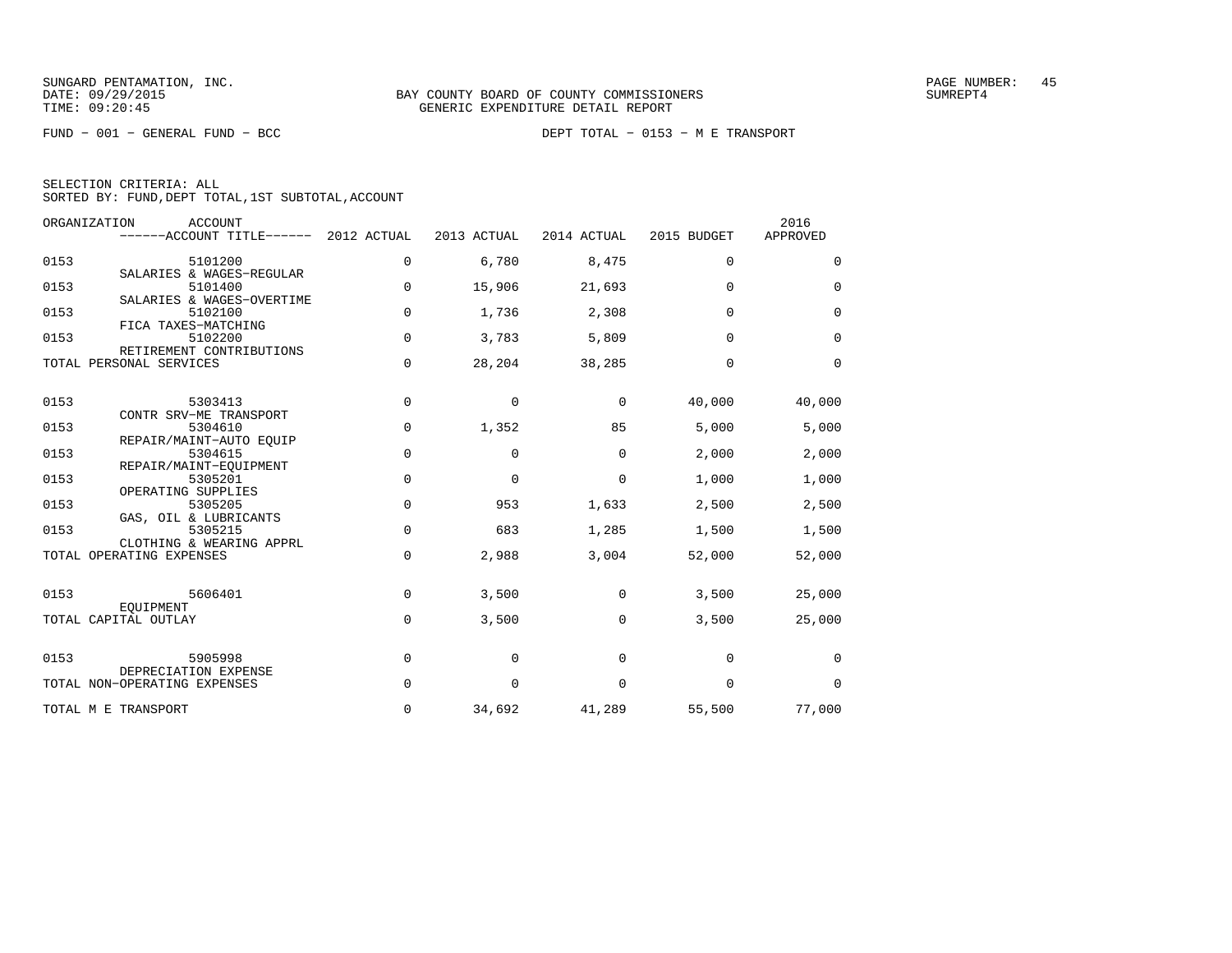BAY COUNTY BOARD OF COUNTY COMMISSIONERS
GENERIC EXPENDITURE DETAIL REPORT

FUND − 001 − GENERAL FUND − BCC

DEPT TOTAL − 0153 − M E TRANSPORT

SELECTION CRITERIA: ALL
SORTED BY: FUND,DEPT TOTAL,1ST SUBTOTAL,ACCOUNT

| ORGANIZATION | ACCOUNT / ACCOUNT TITLE | 2012 ACTUAL | 2013 ACTUAL | 2014 ACTUAL | 2015 BUDGET | 2016 APPROVED |
|---|---|---|---|---|---|---|
| 0153 | 5101200 SALARIES & WAGES−REGULAR | 0 | 6,780 | 8,475 | 0 | 0 |
| 0153 | 5101400 SALARIES & WAGES−OVERTIME | 0 | 15,906 | 21,693 | 0 | 0 |
| 0153 | 5102100 FICA TAXES−MATCHING | 0 | 1,736 | 2,308 | 0 | 0 |
| 0153 | 5102200 RETIREMENT CONTRIBUTIONS | 0 | 3,783 | 5,809 | 0 | 0 |
| TOTAL PERSONAL SERVICES | | 0 | 28,204 | 38,285 | 0 | 0 |
| 0153 | 5303413 CONTR SRV−ME TRANSPORT | 0 | 0 | 0 | 40,000 | 40,000 |
| 0153 | 5304610 REPAIR/MAINT−AUTO EQUIP | 0 | 1,352 | 85 | 5,000 | 5,000 |
| 0153 | 5304615 REPAIR/MAINT−EQUIPMENT | 0 | 0 | 0 | 2,000 | 2,000 |
| 0153 | 5305201 OPERATING SUPPLIES | 0 | 0 | 0 | 1,000 | 1,000 |
| 0153 | 5305205 GAS, OIL & LUBRICANTS | 0 | 953 | 1,633 | 2,500 | 2,500 |
| 0153 | 5305215 CLOTHING & WEARING APPRL | 0 | 683 | 1,285 | 1,500 | 1,500 |
| TOTAL OPERATING EXPENSES | | 0 | 2,988 | 3,004 | 52,000 | 52,000 |
| 0153 | 5606401 EQUIPMENT | 0 | 3,500 | 0 | 3,500 | 25,000 |
| TOTAL CAPITAL OUTLAY | | 0 | 3,500 | 0 | 3,500 | 25,000 |
| 0153 | 5905998 DEPRECIATION EXPENSE | 0 | 0 | 0 | 0 | 0 |
| TOTAL NON−OPERATING EXPENSES | | 0 | 0 | 0 | 0 | 0 |
| TOTAL M E TRANSPORT | | 0 | 34,692 | 41,289 | 55,500 | 77,000 |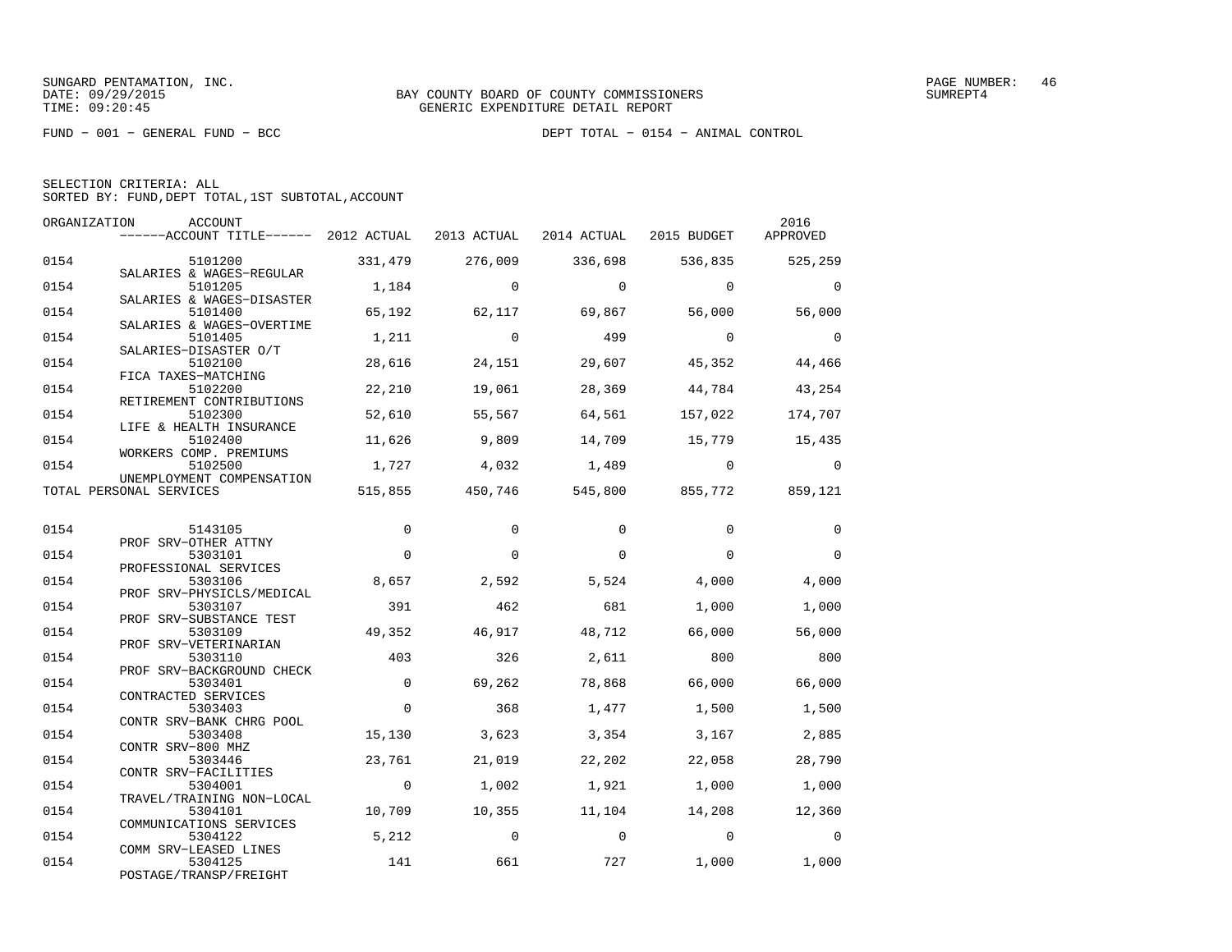SUNGARD PENTAMATION, INC.
DATE: 09/29/2015
TIME: 09:20:45

BAY COUNTY BOARD OF COUNTY COMMISSIONERS
GENERIC EXPENDITURE DETAIL REPORT

SUMREPT4

FUND − 001 − GENERAL FUND − BCC

DEPT TOTAL − 0154 − ANIMAL CONTROL

SELECTION CRITERIA: ALL
SORTED BY: FUND,DEPT TOTAL,1ST SUBTOTAL,ACCOUNT

| ORGANIZATION | ACCOUNT / ACCOUNT TITLE | 2012 ACTUAL | 2013 ACTUAL | 2014 ACTUAL | 2015 BUDGET | 2016 APPROVED |
|---|---|---|---|---|---|---|
| 0154 | 5101200 SALARIES & WAGES−REGULAR | 331,479 | 276,009 | 336,698 | 536,835 | 525,259 |
| 0154 | 5101205 SALARIES & WAGES−DISASTER | 1,184 | 0 | 0 | 0 | 0 |
| 0154 | 5101400 SALARIES & WAGES−OVERTIME | 65,192 | 62,117 | 69,867 | 56,000 | 56,000 |
| 0154 | 5101405 SALARIES−DISASTER O/T | 1,211 | 0 | 499 | 0 | 0 |
| 0154 | 5102100 FICA TAXES−MATCHING | 28,616 | 24,151 | 29,607 | 45,352 | 44,466 |
| 0154 | 5102200 RETIREMENT CONTRIBUTIONS | 22,210 | 19,061 | 28,369 | 44,784 | 43,254 |
| 0154 | 5102300 LIFE & HEALTH INSURANCE | 52,610 | 55,567 | 64,561 | 157,022 | 174,707 |
| 0154 | 5102400 WORKERS COMP. PREMIUMS | 11,626 | 9,809 | 14,709 | 15,779 | 15,435 |
| 0154 | 5102500 UNEMPLOYMENT COMPENSATION | 1,727 | 4,032 | 1,489 | 0 | 0 |
| TOTAL PERSONAL SERVICES | | 515,855 | 450,746 | 545,800 | 855,772 | 859,121 |
| 0154 | 5143105 PROF SRV−OTHER ATTNY | 0 | 0 | 0 | 0 | 0 |
| 0154 | 5303101 PROFESSIONAL SERVICES | 0 | 0 | 0 | 0 | 0 |
| 0154 | 5303106 PROF SRV−PHYSICLS/MEDICAL | 8,657 | 2,592 | 5,524 | 4,000 | 4,000 |
| 0154 | 5303107 PROF SRV−SUBSTANCE TEST | 391 | 462 | 681 | 1,000 | 1,000 |
| 0154 | 5303109 PROF SRV−VETERINARIAN | 49,352 | 46,917 | 48,712 | 66,000 | 56,000 |
| 0154 | 5303110 PROF SRV−BACKGROUND CHECK | 403 | 326 | 2,611 | 800 | 800 |
| 0154 | 5303401 CONTRACTED SERVICES | 0 | 69,262 | 78,868 | 66,000 | 66,000 |
| 0154 | 5303403 CONTR SRV−BANK CHRG POOL | 0 | 368 | 1,477 | 1,500 | 1,500 |
| 0154 | 5303408 CONTR SRV−800 MHZ | 15,130 | 3,623 | 3,354 | 3,167 | 2,885 |
| 0154 | 5303446 CONTR SRV−FACILITIES | 23,761 | 21,019 | 22,202 | 22,058 | 28,790 |
| 0154 | 5304001 TRAVEL/TRAINING NON−LOCAL | 0 | 1,002 | 1,921 | 1,000 | 1,000 |
| 0154 | 5304101 COMMUNICATIONS SERVICES | 10,709 | 10,355 | 11,104 | 14,208 | 12,360 |
| 0154 | 5304122 COMM SRV−LEASED LINES | 5,212 | 0 | 0 | 0 | 0 |
| 0154 | 5304125 POSTAGE/TRANSP/FREIGHT | 141 | 661 | 727 | 1,000 | 1,000 |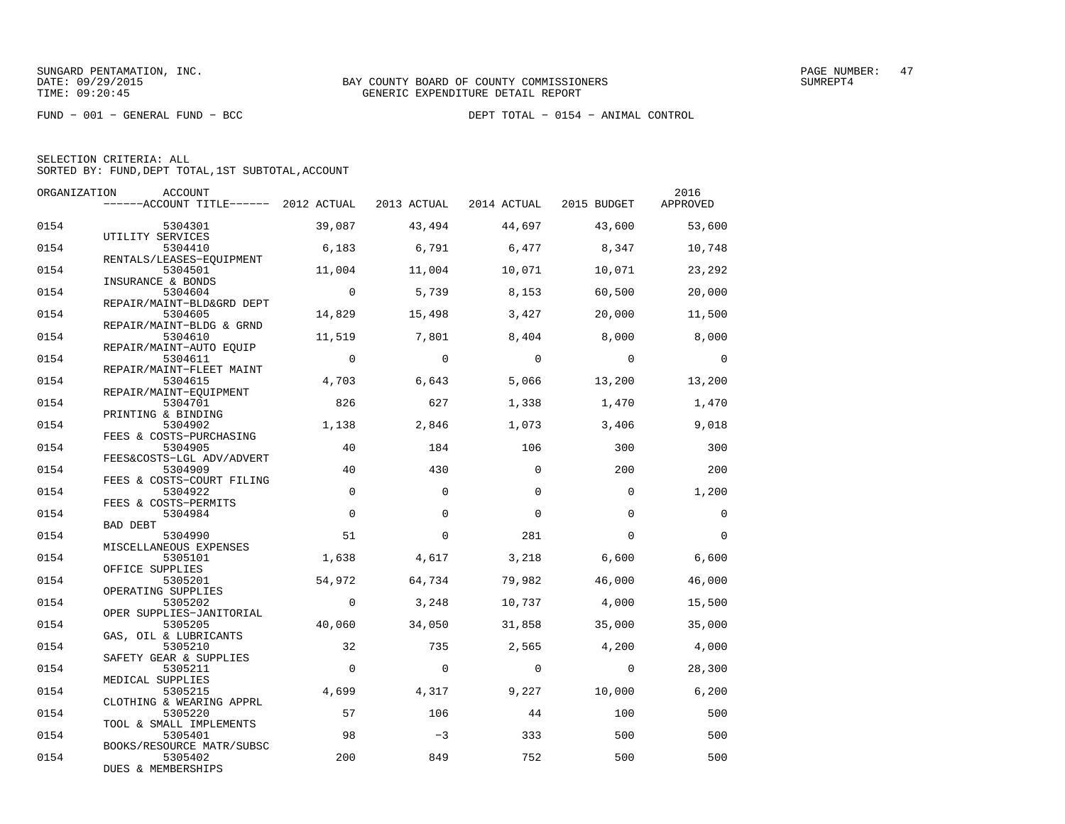SUNGARD PENTAMATION, INC.
DATE: 09/29/2015
TIME: 09:20:45

BAY COUNTY BOARD OF COUNTY COMMISSIONERS
GENERIC EXPENDITURE DETAIL REPORT

PAGE NUMBER: 47
SUMREPT4

FUND − 001 − GENERAL FUND − BCC

DEPT TOTAL − 0154 − ANIMAL CONTROL

SELECTION CRITERIA: ALL
SORTED BY: FUND,DEPT TOTAL,1ST SUBTOTAL,ACCOUNT

| ORGANIZATION | ACCOUNT / ACCOUNT TITLE | 2012 ACTUAL | 2013 ACTUAL | 2014 ACTUAL | 2015 BUDGET | 2016 APPROVED |
|---|---|---|---|---|---|---|
| 0154 | 5304301 UTILITY SERVICES | 39,087 | 43,494 | 44,697 | 43,600 | 53,600 |
| 0154 | 5304410 RENTALS/LEASES−EQUIPMENT | 6,183 | 6,791 | 6,477 | 8,347 | 10,748 |
| 0154 | 5304501 INSURANCE & BONDS | 11,004 | 11,004 | 10,071 | 10,071 | 23,292 |
| 0154 | 5304604 REPAIR/MAINT−BLD&GRD DEPT | 0 | 5,739 | 8,153 | 60,500 | 20,000 |
| 0154 | 5304605 REPAIR/MAINT−BLDG & GRND | 14,829 | 15,498 | 3,427 | 20,000 | 11,500 |
| 0154 | 5304610 REPAIR/MAINT−AUTO EQUIP | 11,519 | 7,801 | 8,404 | 8,000 | 8,000 |
| 0154 | 5304611 REPAIR/MAINT−FLEET MAINT | 0 | 0 | 0 | 0 | 0 |
| 0154 | 5304615 REPAIR/MAINT−EQUIPMENT | 4,703 | 6,643 | 5,066 | 13,200 | 13,200 |
| 0154 | 5304701 PRINTING & BINDING | 826 | 627 | 1,338 | 1,470 | 1,470 |
| 0154 | 5304902 FEES & COSTS−PURCHASING | 1,138 | 2,846 | 1,073 | 3,406 | 9,018 |
| 0154 | 5304905 FEES&COSTS−LGL ADV/ADVERT | 40 | 184 | 106 | 300 | 300 |
| 0154 | 5304909 FEES & COSTS−COURT FILING | 40 | 430 | 0 | 200 | 200 |
| 0154 | 5304922 FEES & COSTS−PERMITS | 0 | 0 | 0 | 0 | 1,200 |
| 0154 | 5304984 BAD DEBT | 0 | 0 | 0 | 0 | 0 |
| 0154 | 5304990 MISCELLANEOUS EXPENSES | 51 | 0 | 281 | 0 | 0 |
| 0154 | 5305101 OFFICE SUPPLIES | 1,638 | 4,617 | 3,218 | 6,600 | 6,600 |
| 0154 | 5305201 OPERATING SUPPLIES | 54,972 | 64,734 | 79,982 | 46,000 | 46,000 |
| 0154 | 5305202 OPER SUPPLIES−JANITORIAL | 0 | 3,248 | 10,737 | 4,000 | 15,500 |
| 0154 | 5305205 GAS, OIL & LUBRICANTS | 40,060 | 34,050 | 31,858 | 35,000 | 35,000 |
| 0154 | 5305210 SAFETY GEAR & SUPPLIES | 32 | 735 | 2,565 | 4,200 | 4,000 |
| 0154 | 5305211 MEDICAL SUPPLIES | 0 | 0 | 0 | 0 | 28,300 |
| 0154 | 5305215 CLOTHING & WEARING APPRL | 4,699 | 4,317 | 9,227 | 10,000 | 6,200 |
| 0154 | 5305220 TOOL & SMALL IMPLEMENTS | 57 | 106 | 44 | 100 | 500 |
| 0154 | 5305401 BOOKS/RESOURCE MATR/SUBSC | 98 | −3 | 333 | 500 | 500 |
| 0154 | 5305402 DUES & MEMBERSHIPS | 200 | 849 | 752 | 500 | 500 |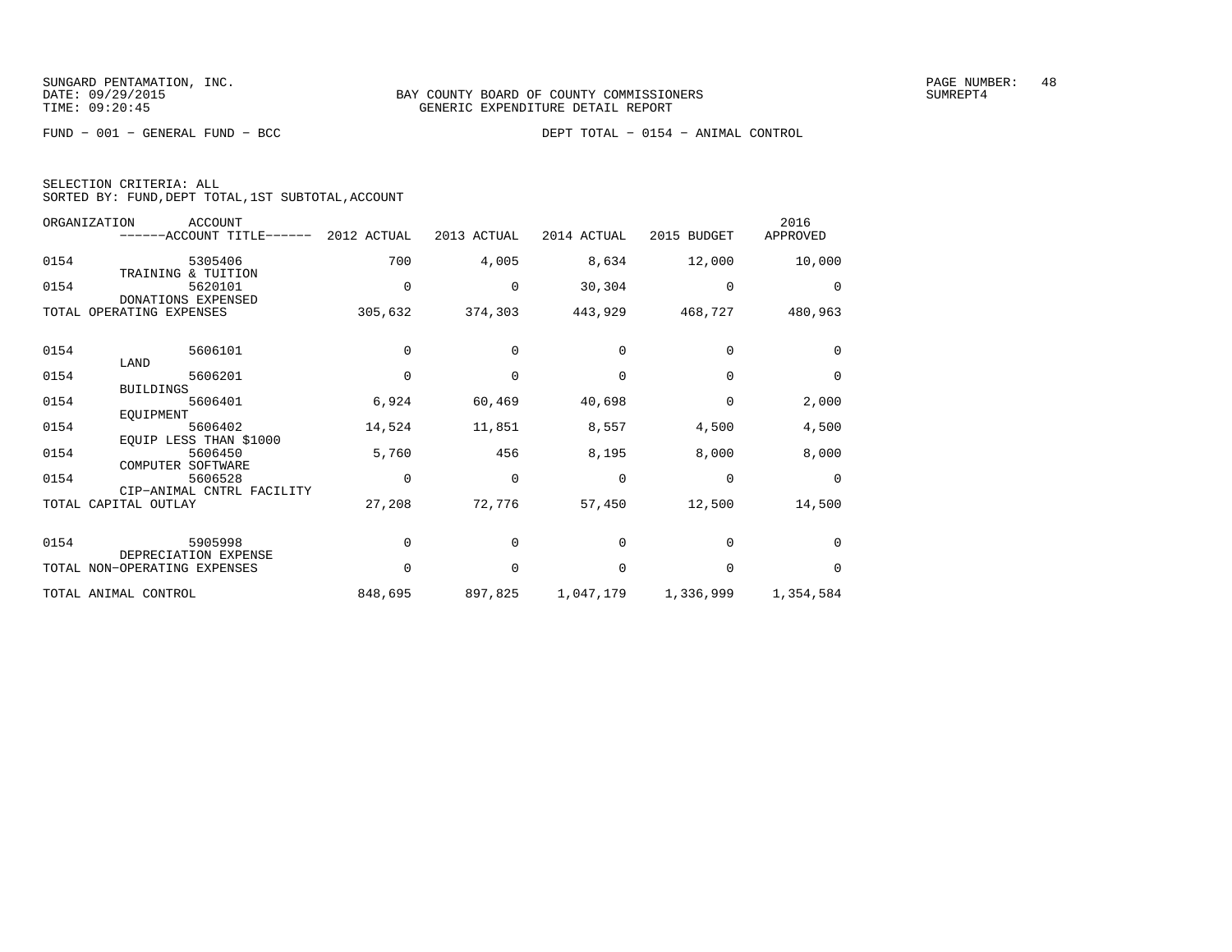BAY COUNTY BOARD OF COUNTY COMMISSIONERS
GENERIC EXPENDITURE DETAIL REPORT

FUND − 001 − GENERAL FUND − BCC

DEPT TOTAL − 0154 − ANIMAL CONTROL

SELECTION CRITERIA: ALL
SORTED BY: FUND,DEPT TOTAL,1ST SUBTOTAL,ACCOUNT

| ORGANIZATION | ACCOUNT / ACCOUNT TITLE | 2012 ACTUAL | 2013 ACTUAL | 2014 ACTUAL | 2015 BUDGET | 2016 APPROVED |
|---|---|---|---|---|---|---|
| 0154 | 5305406 TRAINING & TUITION | 700 | 4,005 | 8,634 | 12,000 | 10,000 |
| 0154 | 5620101 DONATIONS EXPENSED | 0 | 0 | 30,304 | 0 | 0 |
| TOTAL OPERATING EXPENSES | | 305,632 | 374,303 | 443,929 | 468,727 | 480,963 |
| 0154 | 5606101 LAND | 0 | 0 | 0 | 0 | 0 |
| 0154 | 5606201 BUILDINGS | 0 | 0 | 0 | 0 | 0 |
| 0154 | 5606401 EQUIPMENT | 6,924 | 60,469 | 40,698 | 0 | 2,000 |
| 0154 | 5606402 EQUIP LESS THAN $1000 | 14,524 | 11,851 | 8,557 | 4,500 | 4,500 |
| 0154 | 5606450 COMPUTER SOFTWARE | 5,760 | 456 | 8,195 | 8,000 | 8,000 |
| 0154 | 5606528 CIP−ANIMAL CNTRL FACILITY | 0 | 0 | 0 | 0 | 0 |
| TOTAL CAPITAL OUTLAY | | 27,208 | 72,776 | 57,450 | 12,500 | 14,500 |
| 0154 | 5905998 DEPRECIATION EXPENSE | 0 | 0 | 0 | 0 | 0 |
| TOTAL NON−OPERATING EXPENSES | | 0 | 0 | 0 | 0 | 0 |
| TOTAL ANIMAL CONTROL | | 848,695 | 897,825 | 1,047,179 | 1,336,999 | 1,354,584 |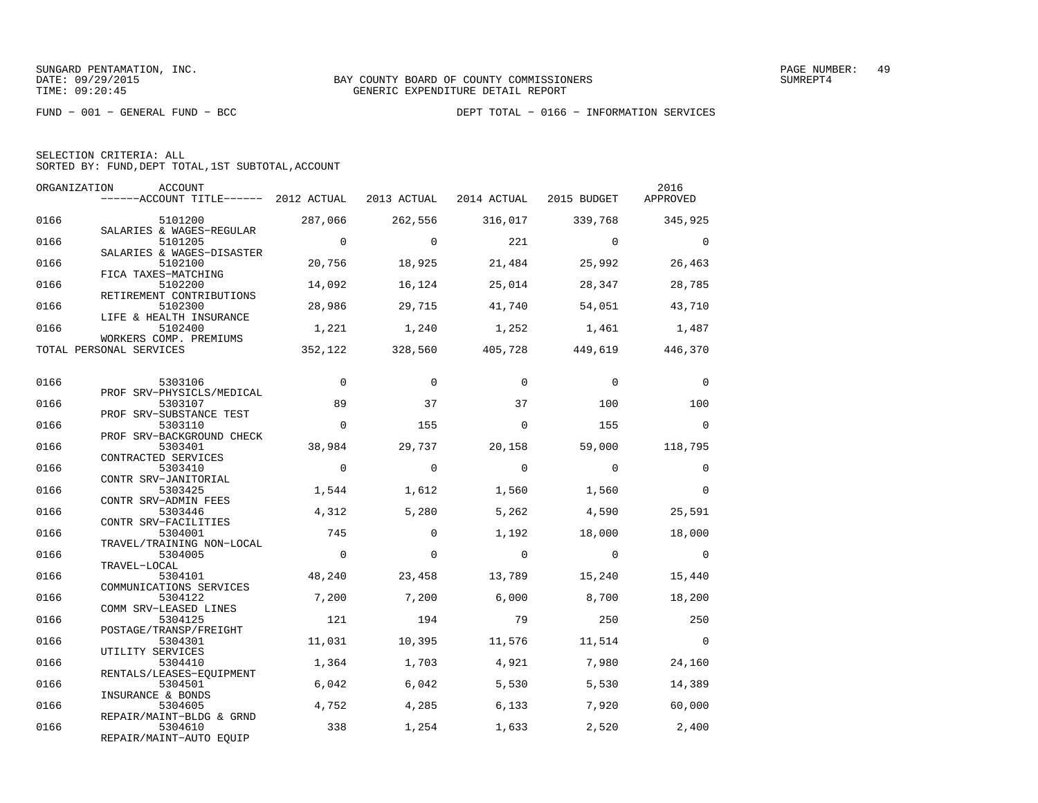SUNGARD PENTAMATION, INC.
DATE: 09/29/2015
TIME: 09:20:45

BAY COUNTY BOARD OF COUNTY COMMISSIONERS
GENERIC EXPENDITURE DETAIL REPORT

SUMREPT4

FUND − 001 − GENERAL FUND − BCC

DEPT TOTAL − 0166 − INFORMATION SERVICES

SELECTION CRITERIA: ALL
SORTED BY: FUND,DEPT TOTAL,1ST SUBTOTAL,ACCOUNT

| ORGANIZATION | ACCOUNT / ACCOUNT TITLE | 2012 ACTUAL | 2013 ACTUAL | 2014 ACTUAL | 2015 BUDGET | 2016 APPROVED |
|---|---|---|---|---|---|---|
| 0166 | 5101200 SALARIES & WAGES−REGULAR | 287,066 | 262,556 | 316,017 | 339,768 | 345,925 |
| 0166 | 5101205 SALARIES & WAGES−DISASTER | 0 | 0 | 221 | 0 | 0 |
| 0166 | 5102100 FICA TAXES−MATCHING | 20,756 | 18,925 | 21,484 | 25,992 | 26,463 |
| 0166 | 5102200 RETIREMENT CONTRIBUTIONS | 14,092 | 16,124 | 25,014 | 28,347 | 28,785 |
| 0166 | 5102300 LIFE & HEALTH INSURANCE | 28,986 | 29,715 | 41,740 | 54,051 | 43,710 |
| 0166 | 5102400 WORKERS COMP. PREMIUMS | 1,221 | 1,240 | 1,252 | 1,461 | 1,487 |
| TOTAL PERSONAL SERVICES | | 352,122 | 328,560 | 405,728 | 449,619 | 446,370 |
| 0166 | 5303106 PROF SRV−PHYSICLS/MEDICAL | 0 | 0 | 0 | 0 | 0 |
| 0166 | 5303107 PROF SRV−SUBSTANCE TEST | 89 | 37 | 37 | 100 | 100 |
| 0166 | 5303110 PROF SRV−BACKGROUND CHECK | 0 | 155 | 0 | 155 | 0 |
| 0166 | 5303401 CONTRACTED SERVICES | 38,984 | 29,737 | 20,158 | 59,000 | 118,795 |
| 0166 | 5303410 CONTR SRV−JANITORIAL | 0 | 0 | 0 | 0 | 0 |
| 0166 | 5303425 CONTR SRV−ADMIN FEES | 1,544 | 1,612 | 1,560 | 1,560 | 0 |
| 0166 | 5303446 CONTR SRV−FACILITIES | 4,312 | 5,280 | 5,262 | 4,590 | 25,591 |
| 0166 | 5304001 TRAVEL/TRAINING NON−LOCAL | 745 | 0 | 1,192 | 18,000 | 18,000 |
| 0166 | 5304005 TRAVEL−LOCAL | 0 | 0 | 0 | 0 | 0 |
| 0166 | 5304101 COMMUNICATIONS SERVICES | 48,240 | 23,458 | 13,789 | 15,240 | 15,440 |
| 0166 | 5304122 COMM SRV−LEASED LINES | 7,200 | 7,200 | 6,000 | 8,700 | 18,200 |
| 0166 | 5304125 POSTAGE/TRANSP/FREIGHT | 121 | 194 | 79 | 250 | 250 |
| 0166 | 5304301 UTILITY SERVICES | 11,031 | 10,395 | 11,576 | 11,514 | 0 |
| 0166 | 5304410 RENTALS/LEASES−EQUIPMENT | 1,364 | 1,703 | 4,921 | 7,980 | 24,160 |
| 0166 | 5304501 INSURANCE & BONDS | 6,042 | 6,042 | 5,530 | 5,530 | 14,389 |
| 0166 | 5304605 REPAIR/MAINT−BLDG & GRND | 4,752 | 4,285 | 6,133 | 7,920 | 60,000 |
| 0166 | 5304610 REPAIR/MAINT−AUTO EQUIP | 338 | 1,254 | 1,633 | 2,520 | 2,400 |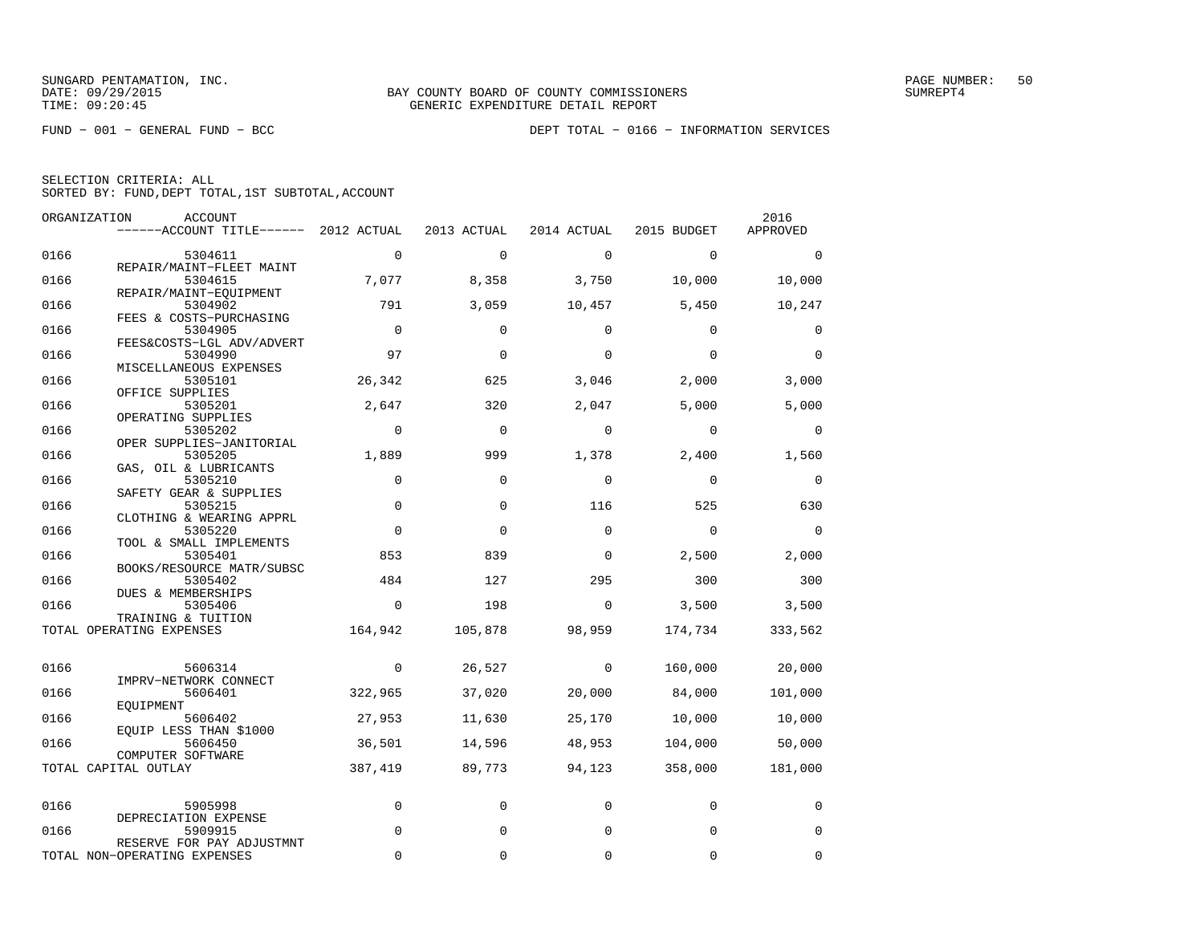SUNGARD PENTAMATION, INC.
DATE: 09/29/2015
TIME: 09:20:45

BAY COUNTY BOARD OF COUNTY COMMISSIONERS
GENERIC EXPENDITURE DETAIL REPORT

PAGE NUMBER: 50
SUMREPT4

FUND − 001 − GENERAL FUND − BCC

DEPT TOTAL − 0166 − INFORMATION SERVICES

SELECTION CRITERIA: ALL
SORTED BY: FUND,DEPT TOTAL,1ST SUBTOTAL,ACCOUNT

| ORGANIZATION | ACCOUNT / ACCOUNT TITLE | 2012 ACTUAL | 2013 ACTUAL | 2014 ACTUAL | 2015 BUDGET | 2016 APPROVED |
|---|---|---|---|---|---|---|
| 0166 | 5304611 REPAIR/MAINT−FLEET MAINT | 0 | 0 | 0 | 0 | 0 |
| 0166 | 5304615 REPAIR/MAINT−EQUIPMENT | 7,077 | 8,358 | 3,750 | 10,000 | 10,000 |
| 0166 | 5304902 FEES & COSTS−PURCHASING | 791 | 3,059 | 10,457 | 5,450 | 10,247 |
| 0166 | 5304905 FEES&COSTS−LGL ADV/ADVERT | 0 | 0 | 0 | 0 | 0 |
| 0166 | 5304990 MISCELLANEOUS EXPENSES | 97 | 0 | 0 | 0 | 0 |
| 0166 | 5305101 OFFICE SUPPLIES | 26,342 | 625 | 3,046 | 2,000 | 3,000 |
| 0166 | 5305201 OPERATING SUPPLIES | 2,647 | 320 | 2,047 | 5,000 | 5,000 |
| 0166 | 5305202 OPER SUPPLIES−JANITORIAL | 0 | 0 | 0 | 0 | 0 |
| 0166 | 5305205 GAS, OIL & LUBRICANTS | 1,889 | 999 | 1,378 | 2,400 | 1,560 |
| 0166 | 5305210 SAFETY GEAR & SUPPLIES | 0 | 0 | 0 | 0 | 0 |
| 0166 | 5305215 CLOTHING & WEARING APPRL | 0 | 0 | 116 | 525 | 630 |
| 0166 | 5305220 TOOL & SMALL IMPLEMENTS | 0 | 0 | 0 | 0 | 0 |
| 0166 | 5305401 BOOKS/RESOURCE MATR/SUBSC | 853 | 839 | 0 | 2,500 | 2,000 |
| 0166 | 5305402 DUES & MEMBERSHIPS | 484 | 127 | 295 | 300 | 300 |
| 0166 | 5305406 TRAINING & TUITION | 0 | 198 | 0 | 3,500 | 3,500 |
| TOTAL OPERATING EXPENSES | | 164,942 | 105,878 | 98,959 | 174,734 | 333,562 |
| 0166 | 5606314 IMPRV−NETWORK CONNECT | 0 | 26,527 | 0 | 160,000 | 20,000 |
| 0166 | 5606401 EQUIPMENT | 322,965 | 37,020 | 20,000 | 84,000 | 101,000 |
| 0166 | 5606402 EQUIP LESS THAN $1000 | 27,953 | 11,630 | 25,170 | 10,000 | 10,000 |
| 0166 | 5606450 COMPUTER SOFTWARE | 36,501 | 14,596 | 48,953 | 104,000 | 50,000 |
| TOTAL CAPITAL OUTLAY | | 387,419 | 89,773 | 94,123 | 358,000 | 181,000 |
| 0166 | 5905998 DEPRECIATION EXPENSE | 0 | 0 | 0 | 0 | 0 |
| 0166 | 5909915 RESERVE FOR PAY ADJUSTMNT | 0 | 0 | 0 | 0 | 0 |
| TOTAL NON−OPERATING EXPENSES | | 0 | 0 | 0 | 0 | 0 |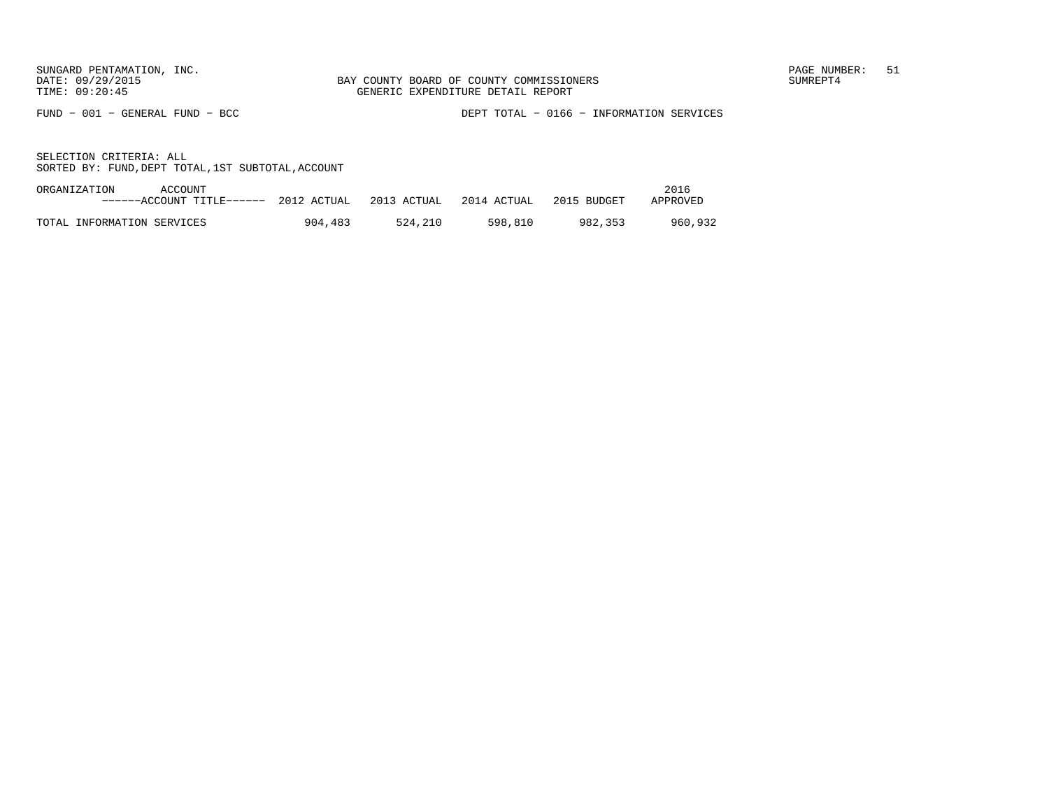SUNGARD PENTAMATION, INC.
DATE: 09/29/2015
TIME: 09:20:45

BAY COUNTY BOARD OF COUNTY COMMISSIONERS
GENERIC EXPENDITURE DETAIL REPORT

PAGE NUMBER: 51
SUMREPT4

FUND − 001 − GENERAL FUND − BCC

DEPT TOTAL − 0166 − INFORMATION SERVICES

SELECTION CRITERIA: ALL
SORTED BY: FUND,DEPT TOTAL,1ST SUBTOTAL,ACCOUNT

| ORGANIZATION ACCOUNT ------ACCOUNT TITLE------ | 2012 ACTUAL | 2013 ACTUAL | 2014 ACTUAL | 2015 BUDGET | 2016 APPROVED |
|---|---|---|---|---|---|
| TOTAL INFORMATION SERVICES | 904,483 | 524,210 | 598,810 | 982,353 | 960,932 |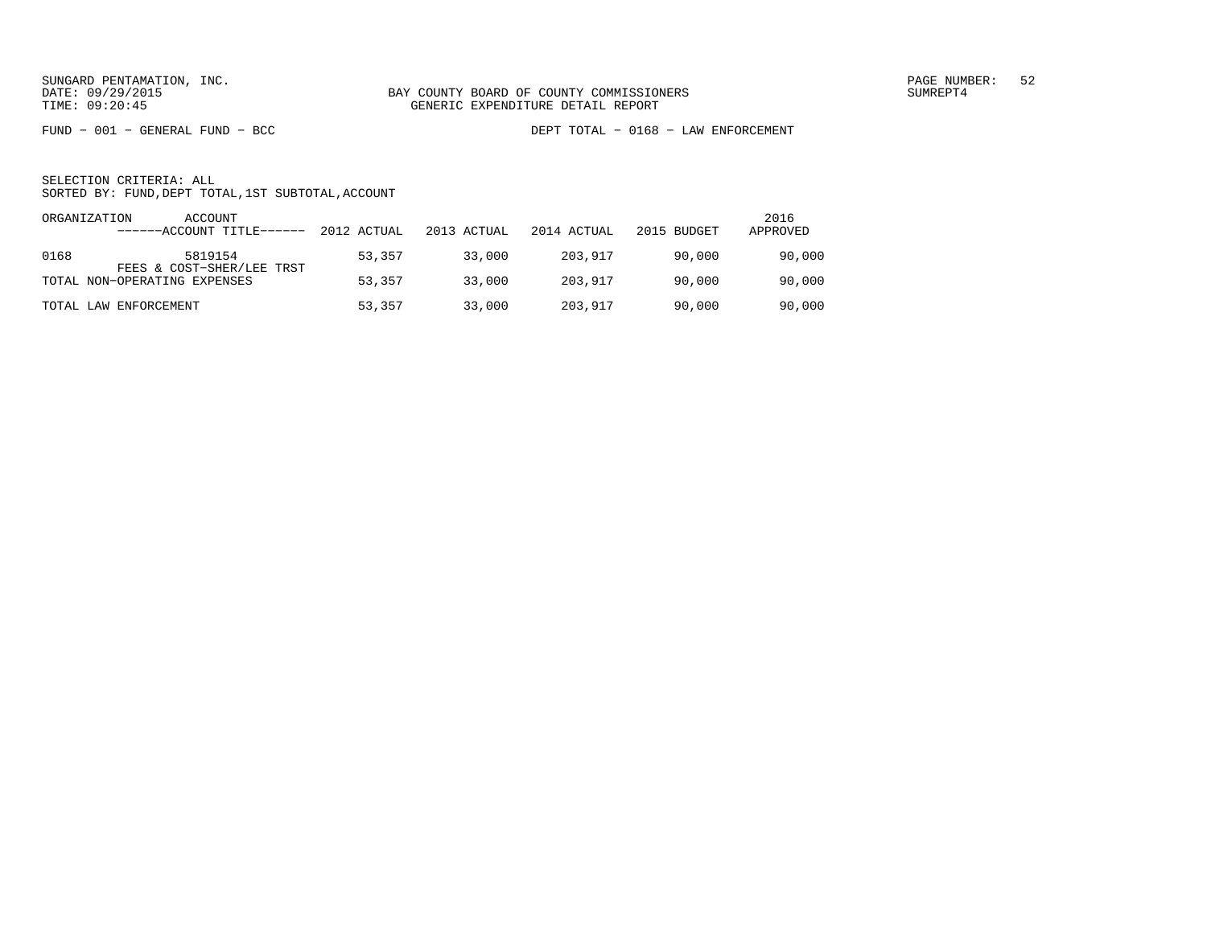SUNGARD PENTAMATION, INC.
DATE: 09/29/2015
TIME: 09:20:45

BAY COUNTY BOARD OF COUNTY COMMISSIONERS
GENERIC EXPENDITURE DETAIL REPORT

SUMREPT4

FUND − 001 − GENERAL FUND − BCC

DEPT TOTAL − 0168 − LAW ENFORCEMENT

SELECTION CRITERIA: ALL
SORTED BY: FUND,DEPT TOTAL,1ST SUBTOTAL,ACCOUNT

| ORGANIZATION | ACCOUNT ------ACCOUNT TITLE------ | 2012 ACTUAL | 2013 ACTUAL | 2014 ACTUAL | 2015 BUDGET | 2016 APPROVED |
|---|---|---|---|---|---|---|
| 0168 | 5819154 FEES & COST-SHER/LEE TRST | 53,357 | 33,000 | 203,917 | 90,000 | 90,000 |
| TOTAL NON-OPERATING EXPENSES | | 53,357 | 33,000 | 203,917 | 90,000 | 90,000 |
| TOTAL LAW ENFORCEMENT | | 53,357 | 33,000 | 203,917 | 90,000 | 90,000 |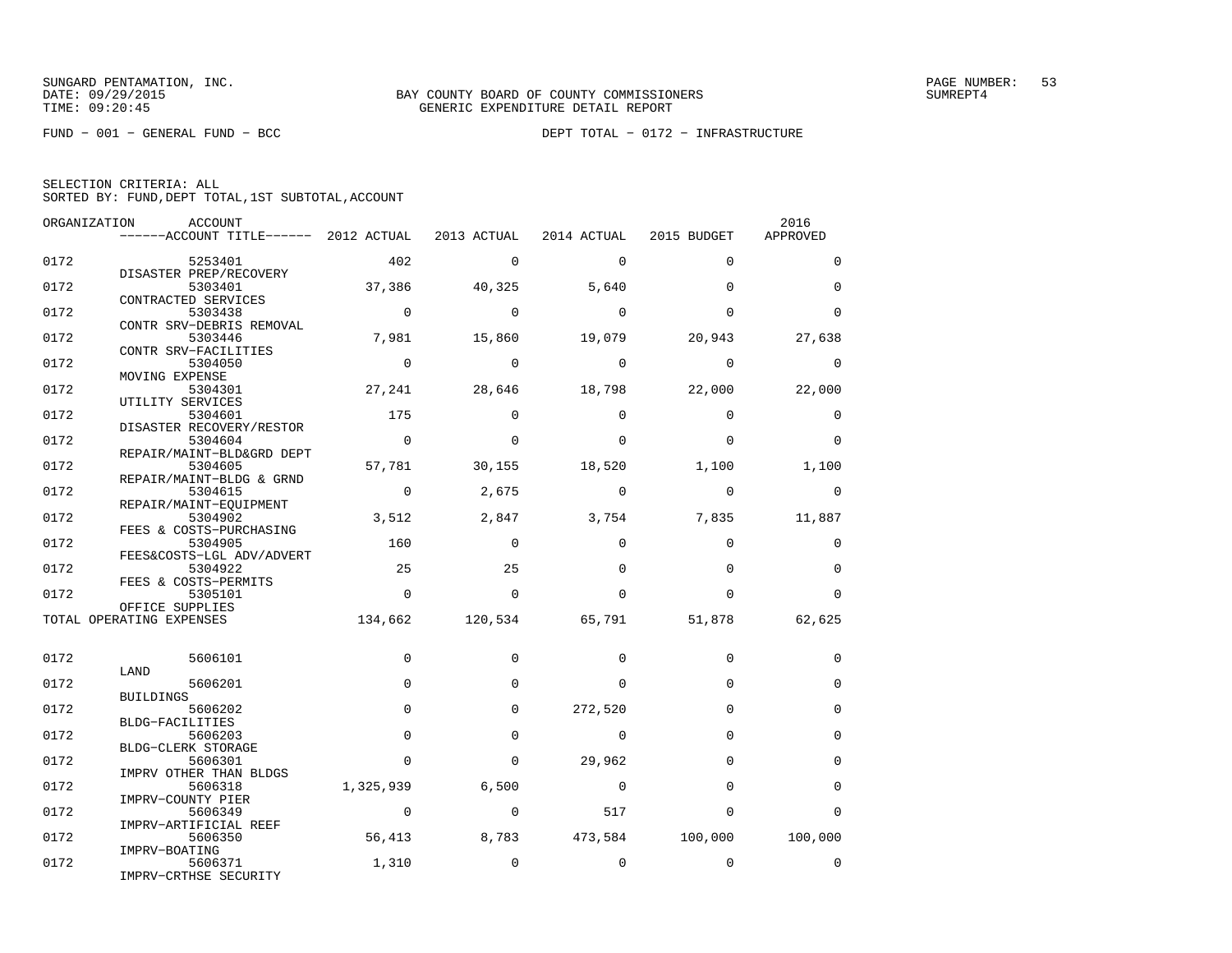SUNGARD PENTAMATION, INC.
DATE: 09/29/2015
TIME: 09:20:45

BAY COUNTY BOARD OF COUNTY COMMISSIONERS
GENERIC EXPENDITURE DETAIL REPORT

SUMREPT4

FUND − 001 − GENERAL FUND − BCC

DEPT TOTAL − 0172 − INFRASTRUCTURE

SELECTION CRITERIA: ALL
SORTED BY: FUND,DEPT TOTAL,1ST SUBTOTAL,ACCOUNT

| ORGANIZATION | ACCOUNT / ACCOUNT TITLE | 2012 ACTUAL | 2013 ACTUAL | 2014 ACTUAL | 2015 BUDGET | 2016 APPROVED |
|---|---|---|---|---|---|---|
| 0172 | 5253401 DISASTER PREP/RECOVERY | 402 | 0 | 0 | 0 | 0 |
| 0172 | 5303401 CONTRACTED SERVICES | 37,386 | 40,325 | 5,640 | 0 | 0 |
| 0172 | 5303438 CONTR SRV−DEBRIS REMOVAL | 0 | 0 | 0 | 0 | 0 |
| 0172 | 5303446 CONTR SRV−FACILITIES | 7,981 | 15,860 | 19,079 | 20,943 | 27,638 |
| 0172 | 5304050 MOVING EXPENSE | 0 | 0 | 0 | 0 | 0 |
| 0172 | 5304301 UTILITY SERVICES | 27,241 | 28,646 | 18,798 | 22,000 | 22,000 |
| 0172 | 5304601 DISASTER RECOVERY/RESTOR | 175 | 0 | 0 | 0 | 0 |
| 0172 | 5304604 REPAIR/MAINT−BLD&GRD DEPT | 0 | 0 | 0 | 0 | 0 |
| 0172 | 5304605 REPAIR/MAINT−BLDG & GRND | 57,781 | 30,155 | 18,520 | 1,100 | 1,100 |
| 0172 | 5304615 REPAIR/MAINT−EQUIPMENT | 0 | 2,675 | 0 | 0 | 0 |
| 0172 | 5304902 FEES & COSTS−PURCHASING | 3,512 | 2,847 | 3,754 | 7,835 | 11,887 |
| 0172 | 5304905 FEES&COSTS−LGL ADV/ADVERT | 160 | 0 | 0 | 0 | 0 |
| 0172 | 5304922 FEES & COSTS−PERMITS | 25 | 25 | 0 | 0 | 0 |
| 0172 | 5305101 OFFICE SUPPLIES | 0 | 0 | 0 | 0 | 0 |
| TOTAL OPERATING EXPENSES | | 134,662 | 120,534 | 65,791 | 51,878 | 62,625 |
| 0172 | 5606101 LAND | 0 | 0 | 0 | 0 | 0 |
| 0172 | 5606201 BUILDINGS | 0 | 0 | 0 | 0 | 0 |
| 0172 | 5606202 BLDG−FACILITIES | 0 | 0 | 272,520 | 0 | 0 |
| 0172 | 5606203 BLDG−CLERK STORAGE | 0 | 0 | 0 | 0 | 0 |
| 0172 | 5606301 IMPRV OTHER THAN BLDGS | 0 | 0 | 29,962 | 0 | 0 |
| 0172 | 5606318 IMPRV−COUNTY PIER | 1,325,939 | 6,500 | 0 | 0 | 0 |
| 0172 | 5606349 IMPRV−ARTIFICIAL REEF | 0 | 0 | 517 | 0 | 0 |
| 0172 | 5606350 IMPRV−BOATING | 56,413 | 8,783 | 473,584 | 100,000 | 100,000 |
| 0172 | 5606371 IMPRV−CRTHSE SECURITY | 1,310 | 0 | 0 | 0 | 0 |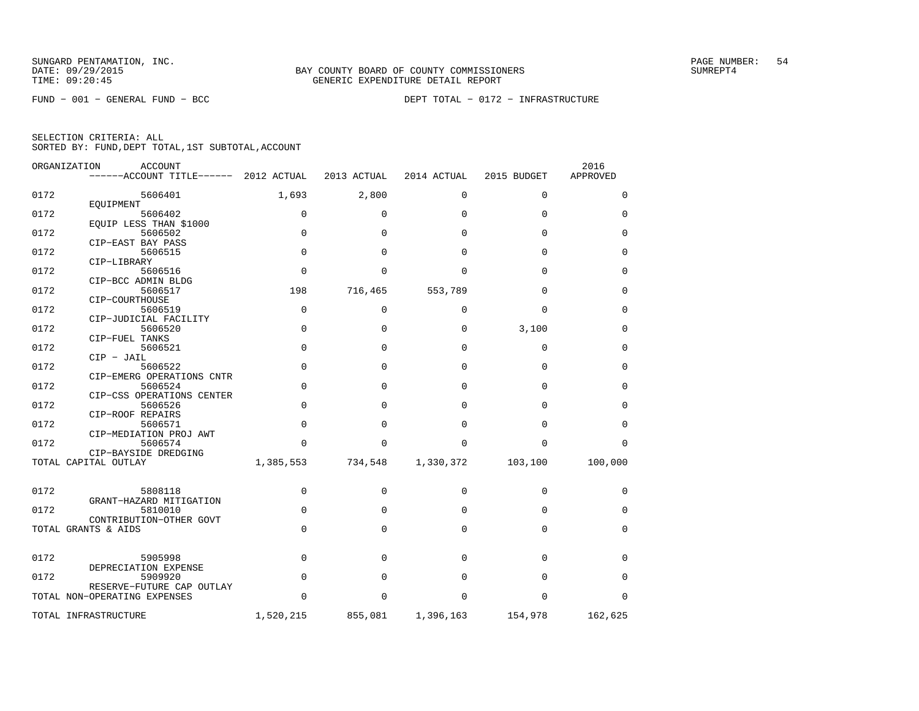SUNGARD PENTAMATION, INC.
DATE: 09/29/2015
TIME: 09:20:45

BAY COUNTY BOARD OF COUNTY COMMISSIONERS
GENERIC EXPENDITURE DETAIL REPORT

SUMREPT4

FUND − 001 − GENERAL FUND − BCC

DEPT TOTAL − 0172 − INFRASTRUCTURE

SELECTION CRITERIA: ALL
SORTED BY: FUND,DEPT TOTAL,1ST SUBTOTAL,ACCOUNT

| ORGANIZATION | ACCOUNT / ACCOUNT TITLE | 2012 ACTUAL | 2013 ACTUAL | 2014 ACTUAL | 2015 BUDGET | 2016 APPROVED |
|---|---|---|---|---|---|---|
| 0172 | 5606401 EQUIPMENT | 1,693 | 2,800 | 0 | 0 | 0 |
| 0172 | 5606402 EQUIP LESS THAN $1000 | 0 | 0 | 0 | 0 | 0 |
| 0172 | 5606502 CIP−EAST BAY PASS | 0 | 0 | 0 | 0 | 0 |
| 0172 | 5606515 CIP−LIBRARY | 0 | 0 | 0 | 0 | 0 |
| 0172 | 5606516 CIP−BCC ADMIN BLDG | 0 | 0 | 0 | 0 | 0 |
| 0172 | 5606517 CIP−COURTHOUSE | 198 | 716,465 | 553,789 | 0 | 0 |
| 0172 | 5606519 CIP−JUDICIAL FACILITY | 0 | 0 | 0 | 0 | 0 |
| 0172 | 5606520 CIP−FUEL TANKS | 0 | 0 | 0 | 3,100 | 0 |
| 0172 | 5606521 CIP − JAIL | 0 | 0 | 0 | 0 | 0 |
| 0172 | 5606522 CIP−EMERG OPERATIONS CNTR | 0 | 0 | 0 | 0 | 0 |
| 0172 | 5606524 CIP−CSS OPERATIONS CENTER | 0 | 0 | 0 | 0 | 0 |
| 0172 | 5606526 CIP−ROOF REPAIRS | 0 | 0 | 0 | 0 | 0 |
| 0172 | 5606571 CIP−MEDIATION PROJ AWT | 0 | 0 | 0 | 0 | 0 |
| 0172 | 5606574 CIP−BAYSIDE DREDGING | 0 | 0 | 0 | 0 | 0 |
| TOTAL CAPITAL OUTLAY | | 1,385,553 | 734,548 | 1,330,372 | 103,100 | 100,000 |
| 0172 | 5808118 GRANT−HAZARD MITIGATION | 0 | 0 | 0 | 0 | 0 |
| 0172 | 5810010 CONTRIBUTION−OTHER GOVT | 0 | 0 | 0 | 0 | 0 |
| TOTAL GRANTS & AIDS | | 0 | 0 | 0 | 0 | 0 |
| 0172 | 5905998 DEPRECIATION EXPENSE | 0 | 0 | 0 | 0 | 0 |
| 0172 | 5909920 RESERVE−FUTURE CAP OUTLAY | 0 | 0 | 0 | 0 | 0 |
| TOTAL NON−OPERATING EXPENSES | | 0 | 0 | 0 | 0 | 0 |
| TOTAL INFRASTRUCTURE | | 1,520,215 | 855,081 | 1,396,163 | 154,978 | 162,625 |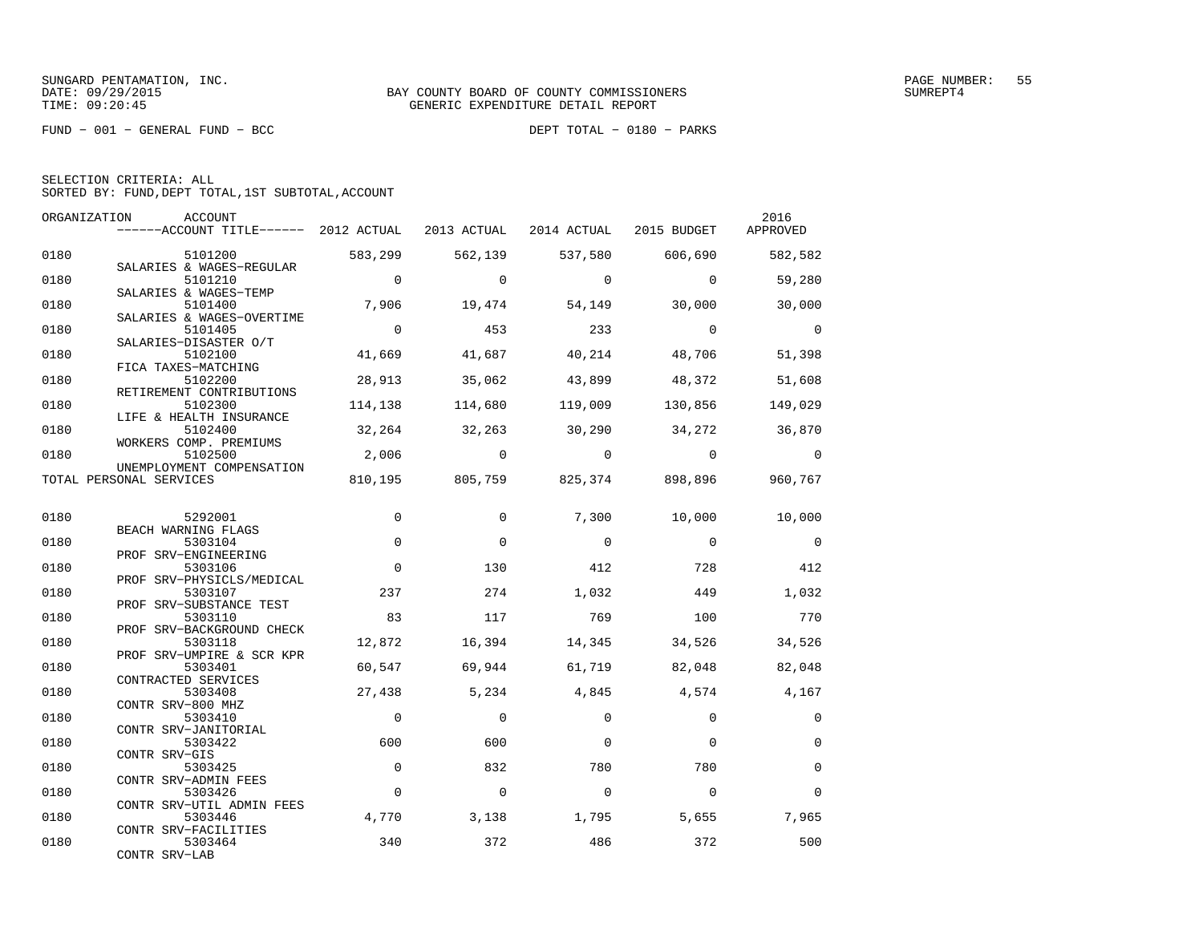SUNGARD PENTAMATION, INC.
DATE: 09/29/2015
TIME: 09:20:45

BAY COUNTY BOARD OF COUNTY COMMISSIONERS
GENERIC EXPENDITURE DETAIL REPORT

PAGE NUMBER: 55
SUMREPT4

FUND − 001 − GENERAL FUND − BCC

DEPT TOTAL − 0180 − PARKS

SELECTION CRITERIA: ALL
SORTED BY: FUND,DEPT TOTAL,1ST SUBTOTAL,ACCOUNT

| ORGANIZATION | ACCOUNT / ACCOUNT TITLE | 2012 ACTUAL | 2013 ACTUAL | 2014 ACTUAL | 2015 BUDGET | 2016 APPROVED |
|---|---|---|---|---|---|---|
| 0180 | 5101200 SALARIES & WAGES−REGULAR | 583,299 | 562,139 | 537,580 | 606,690 | 582,582 |
| 0180 | 5101210 SALARIES & WAGES−TEMP | 0 | 0 | 0 | 0 | 59,280 |
| 0180 | 5101400 SALARIES & WAGES−OVERTIME | 7,906 | 19,474 | 54,149 | 30,000 | 30,000 |
| 0180 | 5101405 SALARIES−DISASTER O/T | 0 | 453 | 233 | 0 | 0 |
| 0180 | 5102100 FICA TAXES−MATCHING | 41,669 | 41,687 | 40,214 | 48,706 | 51,398 |
| 0180 | 5102200 RETIREMENT CONTRIBUTIONS | 28,913 | 35,062 | 43,899 | 48,372 | 51,608 |
| 0180 | 5102300 LIFE & HEALTH INSURANCE | 114,138 | 114,680 | 119,009 | 130,856 | 149,029 |
| 0180 | 5102400 WORKERS COMP. PREMIUMS | 32,264 | 32,263 | 30,290 | 34,272 | 36,870 |
| 0180 | 5102500 UNEMPLOYMENT COMPENSATION | 2,006 | 0 | 0 | 0 | 0 |
| TOTAL PERSONAL SERVICES | | 810,195 | 805,759 | 825,374 | 898,896 | 960,767 |
| 0180 | 5292001 BEACH WARNING FLAGS | 0 | 0 | 7,300 | 10,000 | 10,000 |
| 0180 | 5303104 PROF SRV−ENGINEERING | 0 | 0 | 0 | 0 | 0 |
| 0180 | 5303106 PROF SRV−PHYSICLS/MEDICAL | 0 | 130 | 412 | 728 | 412 |
| 0180 | 5303107 PROF SRV−SUBSTANCE TEST | 237 | 274 | 1,032 | 449 | 1,032 |
| 0180 | 5303110 PROF SRV−BACKGROUND CHECK | 83 | 117 | 769 | 100 | 770 |
| 0180 | 5303118 PROF SRV−UMPIRE & SCR KPR | 12,872 | 16,394 | 14,345 | 34,526 | 34,526 |
| 0180 | 5303401 CONTRACTED SERVICES | 60,547 | 69,944 | 61,719 | 82,048 | 82,048 |
| 0180 | 5303408 CONTR SRV−800 MHZ | 27,438 | 5,234 | 4,845 | 4,574 | 4,167 |
| 0180 | 5303410 CONTR SRV−JANITORIAL | 0 | 0 | 0 | 0 | 0 |
| 0180 | 5303422 CONTR SRV−GIS | 600 | 600 | 0 | 0 | 0 |
| 0180 | 5303425 CONTR SRV−ADMIN FEES | 0 | 832 | 780 | 780 | 0 |
| 0180 | 5303426 CONTR SRV−UTIL ADMIN FEES | 0 | 0 | 0 | 0 | 0 |
| 0180 | 5303446 CONTR SRV−FACILITIES | 4,770 | 3,138 | 1,795 | 5,655 | 7,965 |
| 0180 | 5303464 CONTR SRV−LAB | 340 | 372 | 486 | 372 | 500 |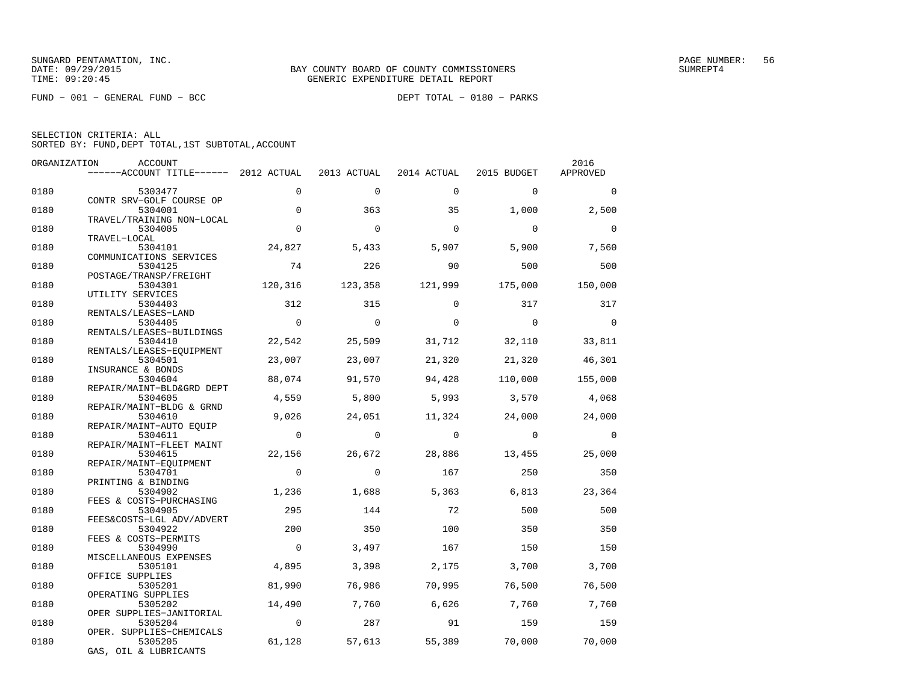SUNGARD PENTAMATION, INC.
DATE: 09/29/2015
TIME: 09:20:45

BAY COUNTY BOARD OF COUNTY COMMISSIONERS
GENERIC EXPENDITURE DETAIL REPORT

SUMREPT4

FUND − 001 − GENERAL FUND − BCC

DEPT TOTAL − 0180 − PARKS

SELECTION CRITERIA: ALL
SORTED BY: FUND,DEPT TOTAL,1ST SUBTOTAL,ACCOUNT

| ORGANIZATION | ACCOUNT / ACCOUNT TITLE | 2012 ACTUAL | 2013 ACTUAL | 2014 ACTUAL | 2015 BUDGET | 2016 APPROVED |
|---|---|---|---|---|---|---|
| 0180 | 5303477 CONTR SRV−GOLF COURSE OP | 0 | 0 | 0 | 0 | 0 |
| 0180 | 5304001 TRAVEL/TRAINING NON−LOCAL | 0 | 363 | 35 | 1,000 | 2,500 |
| 0180 | 5304005 TRAVEL−LOCAL | 0 | 0 | 0 | 0 | 0 |
| 0180 | 5304101 COMMUNICATIONS SERVICES | 24,827 | 5,433 | 5,907 | 5,900 | 7,560 |
| 0180 | 5304125 POSTAGE/TRANSP/FREIGHT | 74 | 226 | 90 | 500 | 500 |
| 0180 | 5304301 UTILITY SERVICES | 120,316 | 123,358 | 121,999 | 175,000 | 150,000 |
| 0180 | 5304403 RENTALS/LEASES−LAND | 312 | 315 | 0 | 317 | 317 |
| 0180 | 5304405 RENTALS/LEASES−BUILDINGS | 0 | 0 | 0 | 0 | 0 |
| 0180 | 5304410 RENTALS/LEASES−EQUIPMENT | 22,542 | 25,509 | 31,712 | 32,110 | 33,811 |
| 0180 | 5304501 INSURANCE & BONDS | 23,007 | 23,007 | 21,320 | 21,320 | 46,301 |
| 0180 | 5304604 REPAIR/MAINT−BLD&GRD DEPT | 88,074 | 91,570 | 94,428 | 110,000 | 155,000 |
| 0180 | 5304605 REPAIR/MAINT−BLDG & GRND | 4,559 | 5,800 | 5,993 | 3,570 | 4,068 |
| 0180 | 5304610 REPAIR/MAINT−AUTO EQUIP | 9,026 | 24,051 | 11,324 | 24,000 | 24,000 |
| 0180 | 5304611 REPAIR/MAINT−FLEET MAINT | 0 | 0 | 0 | 0 | 0 |
| 0180 | 5304615 REPAIR/MAINT−EQUIPMENT | 22,156 | 26,672 | 28,886 | 13,455 | 25,000 |
| 0180 | 5304701 PRINTING & BINDING | 0 | 0 | 167 | 250 | 350 |
| 0180 | 5304902 FEES & COSTS−PURCHASING | 1,236 | 1,688 | 5,363 | 6,813 | 23,364 |
| 0180 | 5304905 FEES&COSTS−LGL ADV/ADVERT | 295 | 144 | 72 | 500 | 500 |
| 0180 | 5304922 FEES & COSTS−PERMITS | 200 | 350 | 100 | 350 | 350 |
| 0180 | 5304990 MISCELLANEOUS EXPENSES | 0 | 3,497 | 167 | 150 | 150 |
| 0180 | 5305101 OFFICE SUPPLIES | 4,895 | 3,398 | 2,175 | 3,700 | 3,700 |
| 0180 | 5305201 OPERATING SUPPLIES | 81,990 | 76,986 | 70,995 | 76,500 | 76,500 |
| 0180 | 5305202 OPER SUPPLIES−JANITORIAL | 14,490 | 7,760 | 6,626 | 7,760 | 7,760 |
| 0180 | 5305204 OPER. SUPPLIES−CHEMICALS | 0 | 287 | 91 | 159 | 159 |
| 0180 | 5305205 GAS, OIL & LUBRICANTS | 61,128 | 57,613 | 55,389 | 70,000 | 70,000 |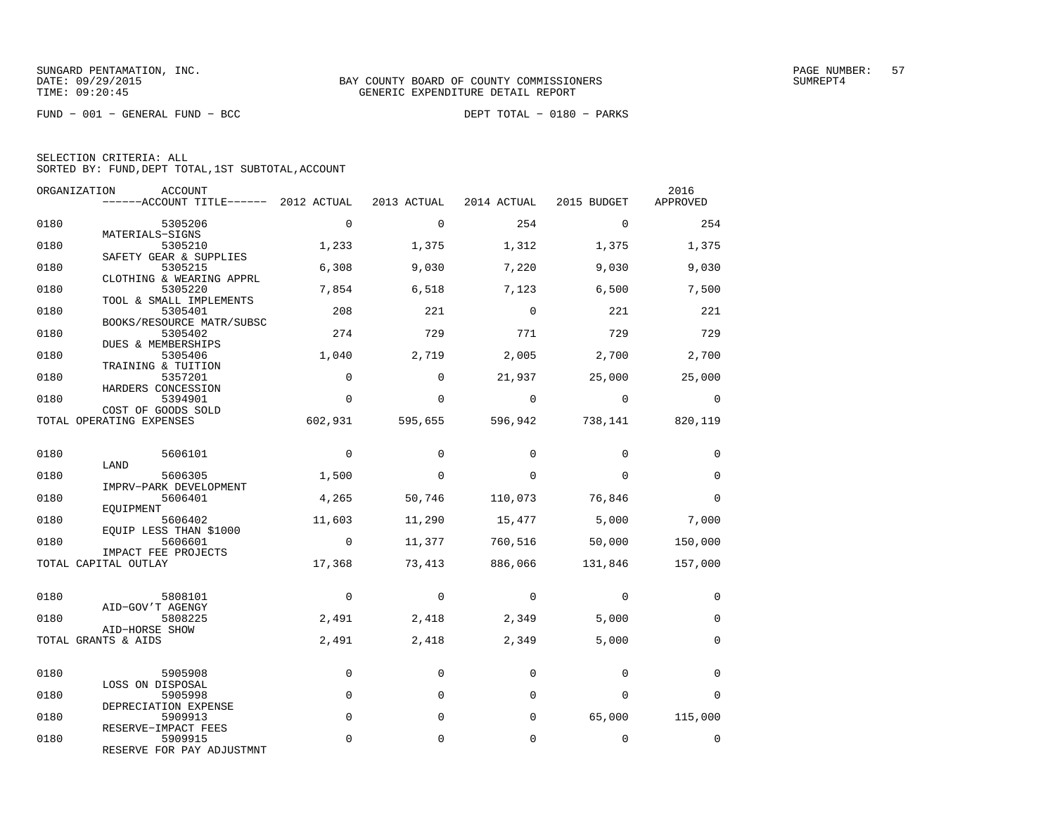SUNGARD PENTAMATION, INC.
DATE: 09/29/2015
TIME: 09:20:45

BAY COUNTY BOARD OF COUNTY COMMISSIONERS
GENERIC EXPENDITURE DETAIL REPORT

SUMREPT4

FUND − 001 − GENERAL FUND − BCC

DEPT TOTAL − 0180 − PARKS

SELECTION CRITERIA: ALL
SORTED BY: FUND,DEPT TOTAL,1ST SUBTOTAL,ACCOUNT

| ORGANIZATION | ACCOUNT / ACCOUNT TITLE | 2012 ACTUAL | 2013 ACTUAL | 2014 ACTUAL | 2015 BUDGET | 2016 APPROVED |
|---|---|---|---|---|---|---|
| 0180 | 5305206 MATERIALS−SIGNS | 0 | 0 | 254 | 0 | 254 |
| 0180 | 5305210 SAFETY GEAR & SUPPLIES | 1,233 | 1,375 | 1,312 | 1,375 | 1,375 |
| 0180 | 5305215 CLOTHING & WEARING APPRL | 6,308 | 9,030 | 7,220 | 9,030 | 9,030 |
| 0180 | 5305220 TOOL & SMALL IMPLEMENTS | 7,854 | 6,518 | 7,123 | 6,500 | 7,500 |
| 0180 | 5305401 BOOKS/RESOURCE MATR/SUBSC | 208 | 221 | 0 | 221 | 221 |
| 0180 | 5305402 DUES & MEMBERSHIPS | 274 | 729 | 771 | 729 | 729 |
| 0180 | 5305406 TRAINING & TUITION | 1,040 | 2,719 | 2,005 | 2,700 | 2,700 |
| 0180 | 5357201 HARDERS CONCESSION | 0 | 0 | 21,937 | 25,000 | 25,000 |
| 0180 | 5394901 COST OF GOODS SOLD | 0 | 0 | 0 | 0 | 0 |
| TOTAL OPERATING EXPENSES | | 602,931 | 595,655 | 596,942 | 738,141 | 820,119 |
| 0180 | 5606101 LAND | 0 | 0 | 0 | 0 | 0 |
| 0180 | 5606305 IMPRV−PARK DEVELOPMENT | 1,500 | 0 | 0 | 0 | 0 |
| 0180 | 5606401 EQUIPMENT | 4,265 | 50,746 | 110,073 | 76,846 | 0 |
| 0180 | 5606402 EQUIP LESS THAN $1000 | 11,603 | 11,290 | 15,477 | 5,000 | 7,000 |
| 0180 | 5606601 IMPACT FEE PROJECTS | 0 | 11,377 | 760,516 | 50,000 | 150,000 |
| TOTAL CAPITAL OUTLAY | | 17,368 | 73,413 | 886,066 | 131,846 | 157,000 |
| 0180 | 5808101 AID−GOV'T AGENGY | 0 | 0 | 0 | 0 | 0 |
| 0180 | 5808225 AID−HORSE SHOW | 2,491 | 2,418 | 2,349 | 5,000 | 0 |
| TOTAL GRANTS & AIDS | | 2,491 | 2,418 | 2,349 | 5,000 | 0 |
| 0180 | 5905908 LOSS ON DISPOSAL | 0 | 0 | 0 | 0 | 0 |
| 0180 | 5905998 DEPRECIATION EXPENSE | 0 | 0 | 0 | 0 | 0 |
| 0180 | 5909913 RESERVE−IMPACT FEES | 0 | 0 | 0 | 65,000 | 115,000 |
| 0180 | 5909915 RESERVE FOR PAY ADJUSTMNT | 0 | 0 | 0 | 0 | 0 |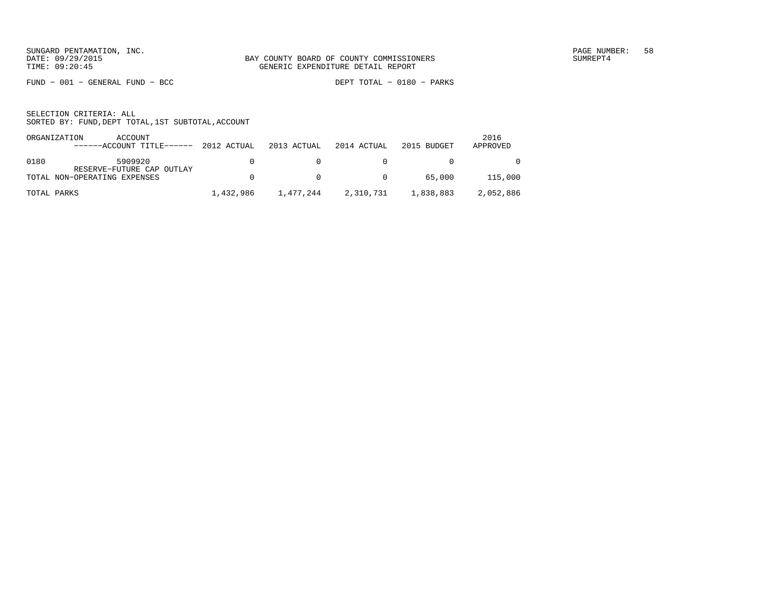SUNGARD PENTAMATION, INC.
DATE: 09/29/2015
TIME: 09:20:45

BAY COUNTY BOARD OF COUNTY COMMISSIONERS
GENERIC EXPENDITURE DETAIL REPORT

SUMREPT4

FUND - 001 - GENERAL FUND - BCC

DEPT TOTAL - 0180 - PARKS

SELECTION CRITERIA: ALL
SORTED BY: FUND,DEPT TOTAL,1ST SUBTOTAL,ACCOUNT

| ORGANIZATION | ACCOUNT ------ACCOUNT TITLE------ | 2012 ACTUAL | 2013 ACTUAL | 2014 ACTUAL | 2015 BUDGET | 2016 APPROVED |
|---|---|---|---|---|---|---|
| 0180 | 5909920 RESERVE-FUTURE CAP OUTLAY | 0 | 0 | 0 | 0 | 0 |
| TOTAL NON-OPERATING EXPENSES | | 0 | 0 | 0 | 65,000 | 115,000 |
| TOTAL PARKS | | 1,432,986 | 1,477,244 | 2,310,731 | 1,838,883 | 2,052,886 |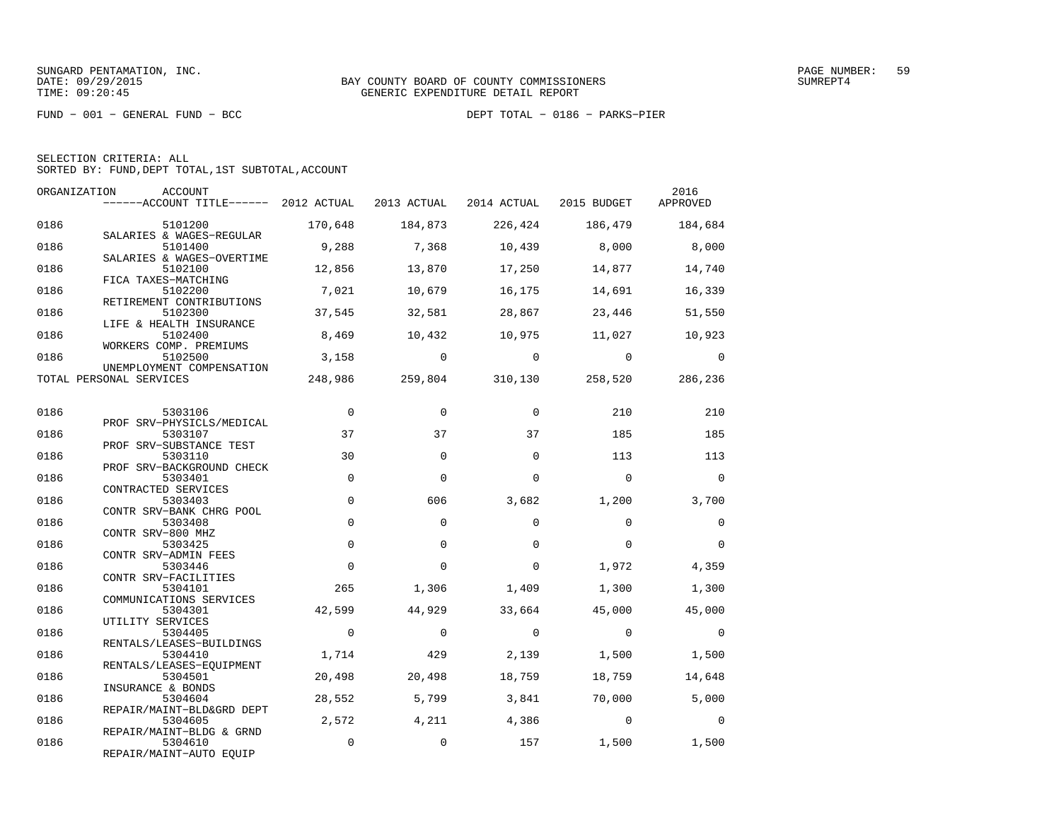SUNGARD PENTAMATION, INC.
DATE: 09/29/2015
TIME: 09:20:45

BAY COUNTY BOARD OF COUNTY COMMISSIONERS
GENERIC EXPENDITURE DETAIL REPORT

SUMREPT4

FUND − 001 − GENERAL FUND − BCC

DEPT TOTAL − 0186 − PARKS−PIER

SELECTION CRITERIA: ALL
SORTED BY: FUND,DEPT TOTAL,1ST SUBTOTAL,ACCOUNT

| ORGANIZATION | ACCOUNT / ACCOUNT TITLE | 2012 ACTUAL | 2013 ACTUAL | 2014 ACTUAL | 2015 BUDGET | 2016 APPROVED |
|---|---|---|---|---|---|---|
| 0186 | 5101200 SALARIES & WAGES−REGULAR | 170,648 | 184,873 | 226,424 | 186,479 | 184,684 |
| 0186 | 5101400 SALARIES & WAGES−OVERTIME | 9,288 | 7,368 | 10,439 | 8,000 | 8,000 |
| 0186 | 5102100 FICA TAXES−MATCHING | 12,856 | 13,870 | 17,250 | 14,877 | 14,740 |
| 0186 | 5102200 RETIREMENT CONTRIBUTIONS | 7,021 | 10,679 | 16,175 | 14,691 | 16,339 |
| 0186 | 5102300 LIFE & HEALTH INSURANCE | 37,545 | 32,581 | 28,867 | 23,446 | 51,550 |
| 0186 | 5102400 WORKERS COMP. PREMIUMS | 8,469 | 10,432 | 10,975 | 11,027 | 10,923 |
| 0186 | 5102500 UNEMPLOYMENT COMPENSATION | 3,158 | 0 | 0 | 0 | 0 |
| TOTAL PERSONAL SERVICES | | 248,986 | 259,804 | 310,130 | 258,520 | 286,236 |
| 0186 | 5303106 PROF SRV−PHYSICLS/MEDICAL | 0 | 0 | 0 | 210 | 210 |
| 0186 | 5303107 PROF SRV−SUBSTANCE TEST | 37 | 37 | 37 | 185 | 185 |
| 0186 | 5303110 PROF SRV−BACKGROUND CHECK | 30 | 0 | 0 | 113 | 113 |
| 0186 | 5303401 CONTRACTED SERVICES | 0 | 0 | 0 | 0 | 0 |
| 0186 | 5303403 CONTR SRV−BANK CHRG POOL | 0 | 606 | 3,682 | 1,200 | 3,700 |
| 0186 | 5303408 CONTR SRV−800 MHZ | 0 | 0 | 0 | 0 | 0 |
| 0186 | 5303425 CONTR SRV−ADMIN FEES | 0 | 0 | 0 | 0 | 0 |
| 0186 | 5303446 CONTR SRV−FACILITIES | 0 | 0 | 0 | 1,972 | 4,359 |
| 0186 | 5304101 COMMUNICATIONS SERVICES | 265 | 1,306 | 1,409 | 1,300 | 1,300 |
| 0186 | 5304301 UTILITY SERVICES | 42,599 | 44,929 | 33,664 | 45,000 | 45,000 |
| 0186 | 5304405 RENTALS/LEASES−BUILDINGS | 0 | 0 | 0 | 0 | 0 |
| 0186 | 5304410 RENTALS/LEASES−EQUIPMENT | 1,714 | 429 | 2,139 | 1,500 | 1,500 |
| 0186 | 5304501 INSURANCE & BONDS | 20,498 | 20,498 | 18,759 | 18,759 | 14,648 |
| 0186 | 5304604 REPAIR/MAINT−BLD&GRD DEPT | 28,552 | 5,799 | 3,841 | 70,000 | 5,000 |
| 0186 | 5304605 REPAIR/MAINT−BLDG & GRND | 2,572 | 4,211 | 4,386 | 0 | 0 |
| 0186 | 5304610 REPAIR/MAINT−AUTO EQUIP | 0 | 0 | 157 | 1,500 | 1,500 |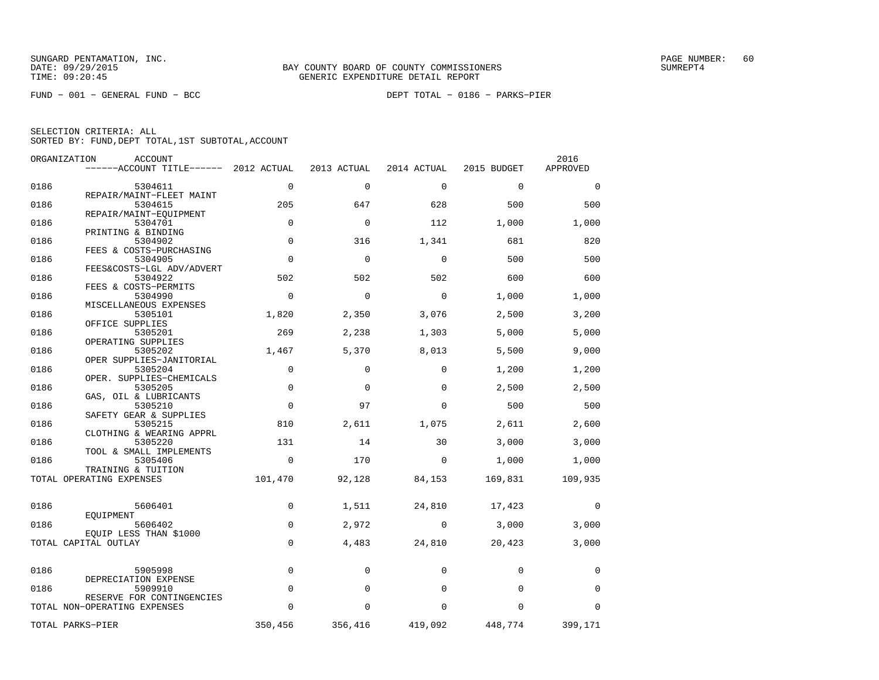SUNGARD PENTAMATION, INC.
DATE: 09/29/2015
TIME: 09:20:45

BAY COUNTY BOARD OF COUNTY COMMISSIONERS
GENERIC EXPENDITURE DETAIL REPORT

PAGE NUMBER: 60
SUMREPT4

FUND − 001 − GENERAL FUND − BCC

DEPT TOTAL − 0186 − PARKS−PIER

SELECTION CRITERIA: ALL
SORTED BY: FUND,DEPT TOTAL,1ST SUBTOTAL,ACCOUNT

| ORGANIZATION | ACCOUNT / ACCOUNT TITLE | 2012 ACTUAL | 2013 ACTUAL | 2014 ACTUAL | 2015 BUDGET | 2016 APPROVED |
|---|---|---|---|---|---|---|
| 0186 | 5304611 REPAIR/MAINT−FLEET MAINT | 0 | 0 | 0 | 0 | 0 |
| 0186 | 5304615 REPAIR/MAINT−EQUIPMENT | 205 | 647 | 628 | 500 | 500 |
| 0186 | 5304701 PRINTING & BINDING | 0 | 0 | 112 | 1,000 | 1,000 |
| 0186 | 5304902 FEES & COSTS−PURCHASING | 0 | 316 | 1,341 | 681 | 820 |
| 0186 | 5304905 FEES&COSTS−LGL ADV/ADVERT | 0 | 0 | 0 | 500 | 500 |
| 0186 | 5304922 FEES & COSTS−PERMITS | 502 | 502 | 502 | 600 | 600 |
| 0186 | 5304990 MISCELLANEOUS EXPENSES | 0 | 0 | 0 | 1,000 | 1,000 |
| 0186 | 5305101 OFFICE SUPPLIES | 1,820 | 2,350 | 3,076 | 2,500 | 3,200 |
| 0186 | 5305201 OPERATING SUPPLIES | 269 | 2,238 | 1,303 | 5,000 | 5,000 |
| 0186 | 5305202 OPER SUPPLIES−JANITORIAL | 1,467 | 5,370 | 8,013 | 5,500 | 9,000 |
| 0186 | 5305204 OPER. SUPPLIES−CHEMICALS | 0 | 0 | 0 | 1,200 | 1,200 |
| 0186 | 5305205 GAS, OIL & LUBRICANTS | 0 | 0 | 0 | 2,500 | 2,500 |
| 0186 | 5305210 SAFETY GEAR & SUPPLIES | 0 | 97 | 0 | 500 | 500 |
| 0186 | 5305215 CLOTHING & WEARING APPRL | 810 | 2,611 | 1,075 | 2,611 | 2,600 |
| 0186 | 5305220 TOOL & SMALL IMPLEMENTS | 131 | 14 | 30 | 3,000 | 3,000 |
| 0186 | 5305406 TRAINING & TUITION | 0 | 170 | 0 | 1,000 | 1,000 |
| TOTAL OPERATING EXPENSES | | 101,470 | 92,128 | 84,153 | 169,831 | 109,935 |
| 0186 | 5606401 EQUIPMENT | 0 | 1,511 | 24,810 | 17,423 | 0 |
| 0186 | 5606402 EQUIP LESS THAN $1000 | 0 | 2,972 | 0 | 3,000 | 3,000 |
| TOTAL CAPITAL OUTLAY | | 0 | 4,483 | 24,810 | 20,423 | 3,000 |
| 0186 | 5905998 DEPRECIATION EXPENSE | 0 | 0 | 0 | 0 | 0 |
| 0186 | 5909910 RESERVE FOR CONTINGENCIES | 0 | 0 | 0 | 0 | 0 |
| TOTAL NON−OPERATING EXPENSES | | 0 | 0 | 0 | 0 | 0 |
| TOTAL PARKS−PIER | | 350,456 | 356,416 | 419,092 | 448,774 | 399,171 |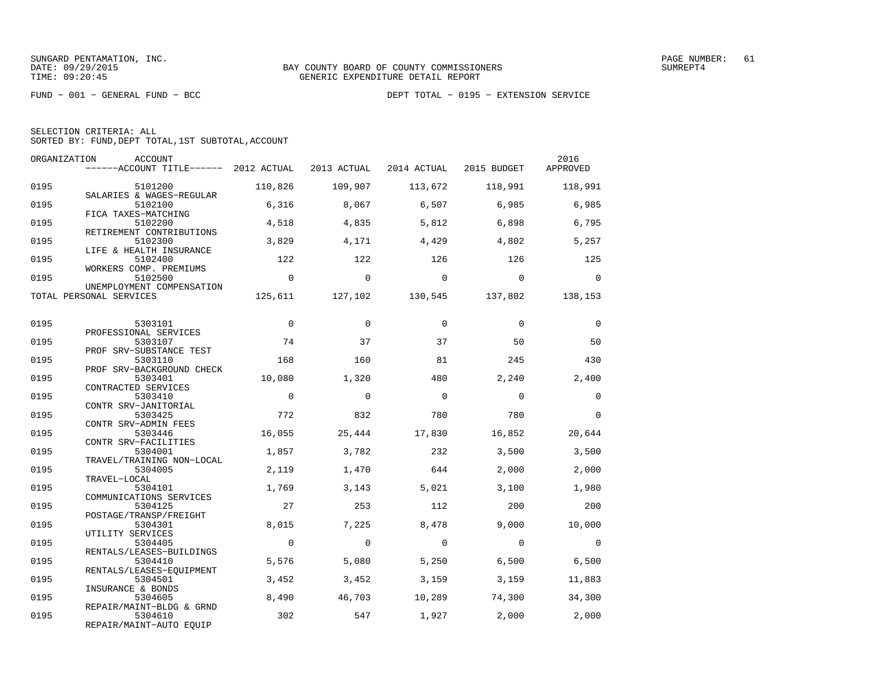SUNGARD PENTAMATION, INC.
DATE: 09/29/2015
TIME: 09:20:45

BAY COUNTY BOARD OF COUNTY COMMISSIONERS
GENERIC EXPENDITURE DETAIL REPORT

SUMREPT4

FUND − 001 − GENERAL FUND − BCC

DEPT TOTAL − 0195 − EXTENSION SERVICE

SELECTION CRITERIA: ALL
SORTED BY: FUND,DEPT TOTAL,1ST SUBTOTAL,ACCOUNT

| ORGANIZATION | ACCOUNT / ACCOUNT TITLE | 2012 ACTUAL | 2013 ACTUAL | 2014 ACTUAL | 2015 BUDGET | 2016 APPROVED |
|---|---|---|---|---|---|---|
| 0195 | 5101200 SALARIES & WAGES−REGULAR | 110,826 | 109,907 | 113,672 | 118,991 | 118,991 |
| 0195 | 5102100 FICA TAXES−MATCHING | 6,316 | 8,067 | 6,507 | 6,985 | 6,985 |
| 0195 | 5102200 RETIREMENT CONTRIBUTIONS | 4,518 | 4,835 | 5,812 | 6,898 | 6,795 |
| 0195 | 5102300 LIFE & HEALTH INSURANCE | 3,829 | 4,171 | 4,429 | 4,802 | 5,257 |
| 0195 | 5102400 WORKERS COMP. PREMIUMS | 122 | 122 | 126 | 126 | 125 |
| 0195 | 5102500 UNEMPLOYMENT COMPENSATION | 0 | 0 | 0 | 0 | 0 |
| TOTAL PERSONAL SERVICES | | 125,611 | 127,102 | 130,545 | 137,802 | 138,153 |
| 0195 | 5303101 PROFESSIONAL SERVICES | 0 | 0 | 0 | 0 | 0 |
| 0195 | 5303107 PROF SRV−SUBSTANCE TEST | 74 | 37 | 37 | 50 | 50 |
| 0195 | 5303110 PROF SRV−BACKGROUND CHECK | 168 | 160 | 81 | 245 | 430 |
| 0195 | 5303401 CONTRACTED SERVICES | 10,080 | 1,320 | 480 | 2,240 | 2,400 |
| 0195 | 5303410 CONTR SRV−JANITORIAL | 0 | 0 | 0 | 0 | 0 |
| 0195 | 5303425 CONTR SRV−ADMIN FEES | 772 | 832 | 780 | 780 | 0 |
| 0195 | 5303446 CONTR SRV−FACILITIES | 16,055 | 25,444 | 17,830 | 16,852 | 20,644 |
| 0195 | 5304001 TRAVEL/TRAINING NON−LOCAL | 1,857 | 3,782 | 232 | 3,500 | 3,500 |
| 0195 | 5304005 TRAVEL−LOCAL | 2,119 | 1,470 | 644 | 2,000 | 2,000 |
| 0195 | 5304101 COMMUNICATIONS SERVICES | 1,769 | 3,143 | 5,021 | 3,100 | 1,980 |
| 0195 | 5304125 POSTAGE/TRANSP/FREIGHT | 27 | 253 | 112 | 200 | 200 |
| 0195 | 5304301 UTILITY SERVICES | 8,015 | 7,225 | 8,478 | 9,000 | 10,000 |
| 0195 | 5304405 RENTALS/LEASES−BUILDINGS | 0 | 0 | 0 | 0 | 0 |
| 0195 | 5304410 RENTALS/LEASES−EQUIPMENT | 5,576 | 5,080 | 5,250 | 6,500 | 6,500 |
| 0195 | 5304501 INSURANCE & BONDS | 3,452 | 3,452 | 3,159 | 3,159 | 11,883 |
| 0195 | 5304605 REPAIR/MAINT−BLDG & GRND | 8,490 | 46,703 | 10,289 | 74,300 | 34,300 |
| 0195 | 5304610 REPAIR/MAINT−AUTO EQUIP | 302 | 547 | 1,927 | 2,000 | 2,000 |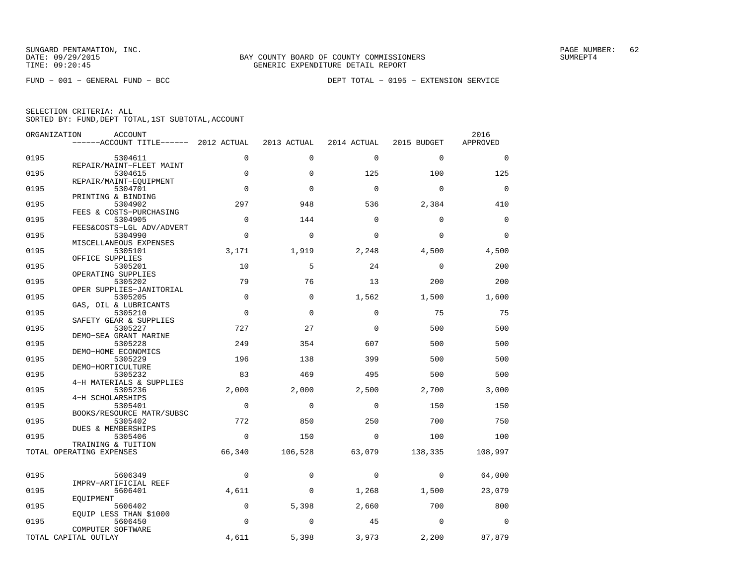SUNGARD PENTAMATION, INC.
DATE: 09/29/2015
TIME: 09:20:45

BAY COUNTY BOARD OF COUNTY COMMISSIONERS
GENERIC EXPENDITURE DETAIL REPORT

SUMREPT4

FUND − 001 − GENERAL FUND − BCC

DEPT TOTAL − 0195 − EXTENSION SERVICE

SELECTION CRITERIA: ALL
SORTED BY: FUND,DEPT TOTAL,1ST SUBTOTAL,ACCOUNT

| ORGANIZATION | ACCOUNT / ACCOUNT TITLE | 2012 ACTUAL | 2013 ACTUAL | 2014 ACTUAL | 2015 BUDGET | 2016 APPROVED |
|---|---|---|---|---|---|---|
| 0195 | 5304611 REPAIR/MAINT−FLEET MAINT | 0 | 0 | 0 | 0 | 0 |
| 0195 | 5304615 REPAIR/MAINT−EQUIPMENT | 0 | 0 | 125 | 100 | 125 |
| 0195 | 5304701 PRINTING & BINDING | 0 | 0 | 0 | 0 | 0 |
| 0195 | 5304902 FEES & COSTS−PURCHASING | 297 | 948 | 536 | 2,384 | 410 |
| 0195 | 5304905 FEES&COSTS−LGL ADV/ADVERT | 0 | 144 | 0 | 0 | 0 |
| 0195 | 5304990 MISCELLANEOUS EXPENSES | 0 | 0 | 0 | 0 | 0 |
| 0195 | 5305101 OFFICE SUPPLIES | 3,171 | 1,919 | 2,248 | 4,500 | 4,500 |
| 0195 | 5305201 OPERATING SUPPLIES | 10 | 5 | 24 | 0 | 200 |
| 0195 | 5305202 OPER SUPPLIES−JANITORIAL | 79 | 76 | 13 | 200 | 200 |
| 0195 | 5305205 GAS, OIL & LUBRICANTS | 0 | 0 | 1,562 | 1,500 | 1,600 |
| 0195 | 5305210 SAFETY GEAR & SUPPLIES | 0 | 0 | 0 | 75 | 75 |
| 0195 | 5305227 DEMO−SEA GRANT MARINE | 727 | 27 | 0 | 500 | 500 |
| 0195 | 5305228 DEMO−HOME ECONOMICS | 249 | 354 | 607 | 500 | 500 |
| 0195 | 5305229 DEMO−HORTICULTURE | 196 | 138 | 399 | 500 | 500 |
| 0195 | 5305232 4−H MATERIALS & SUPPLIES | 83 | 469 | 495 | 500 | 500 |
| 0195 | 5305236 4−H SCHOLARSHIPS | 2,000 | 2,000 | 2,500 | 2,700 | 3,000 |
| 0195 | 5305401 BOOKS/RESOURCE MATR/SUBSC | 0 | 0 | 0 | 150 | 150 |
| 0195 | 5305402 DUES & MEMBERSHIPS | 772 | 850 | 250 | 700 | 750 |
| 0195 | 5305406 TRAINING & TUITION | 0 | 150 | 0 | 100 | 100 |
| TOTAL OPERATING EXPENSES | | 66,340 | 106,528 | 63,079 | 138,335 | 108,997 |
| 0195 | 5606349 IMPRV−ARTIFICIAL REEF | 0 | 0 | 0 | 0 | 64,000 |
| 0195 | 5606401 EQUIPMENT | 4,611 | 0 | 1,268 | 1,500 | 23,079 |
| 0195 | 5606402 EQUIP LESS THAN $1000 | 0 | 5,398 | 2,660 | 700 | 800 |
| 0195 | 5606450 COMPUTER SOFTWARE | 0 | 0 | 45 | 0 | 0 |
| TOTAL CAPITAL OUTLAY | | 4,611 | 5,398 | 3,973 | 2,200 | 87,879 |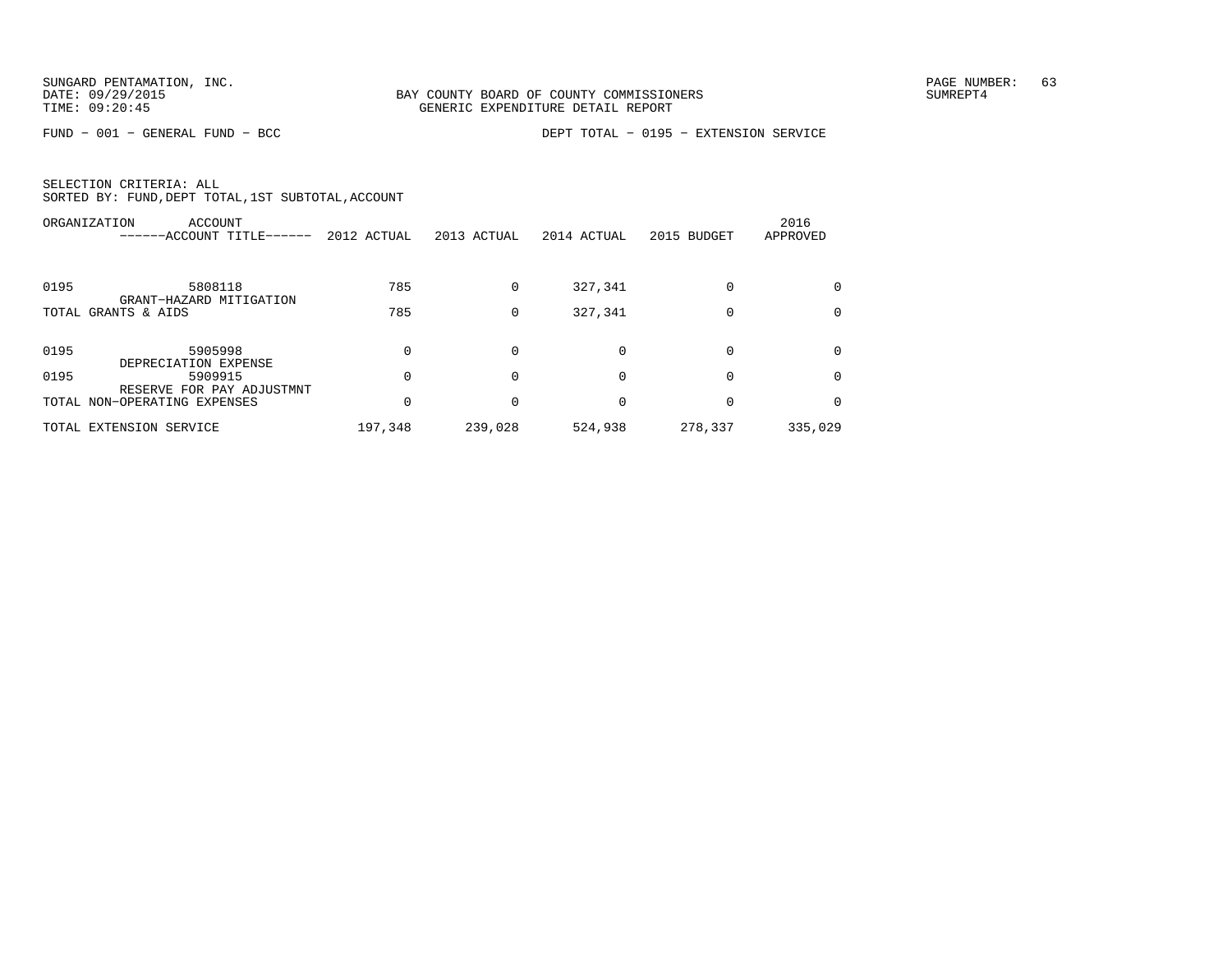SUNGARD PENTAMATION, INC.
DATE: 09/29/2015
TIME: 09:20:45

BAY COUNTY BOARD OF COUNTY COMMISSIONERS
GENERIC EXPENDITURE DETAIL REPORT

SUMREPT4

FUND − 001 − GENERAL FUND − BCC

DEPT TOTAL − 0195 − EXTENSION SERVICE

SELECTION CRITERIA: ALL
SORTED BY: FUND,DEPT TOTAL,1ST SUBTOTAL,ACCOUNT

| ORGANIZATION | ACCOUNT ------ACCOUNT TITLE------ | 2012 ACTUAL | 2013 ACTUAL | 2014 ACTUAL | 2015 BUDGET | 2016 APPROVED |
|---|---|---|---|---|---|---|
| 0195 | 5808118 GRANT−HAZARD MITIGATION | 785 | 0 | 327,341 | 0 | 0 |
| TOTAL GRANTS & AIDS | | 785 | 0 | 327,341 | 0 | 0 |
| 0195 | 5905998 DEPRECIATION EXPENSE | 0 | 0 | 0 | 0 | 0 |
| 0195 | 5909915 RESERVE FOR PAY ADJUSTMNT | 0 | 0 | 0 | 0 | 0 |
| TOTAL NON−OPERATING EXPENSES | | 0 | 0 | 0 | 0 | 0 |
| TOTAL EXTENSION SERVICE | | 197,348 | 239,028 | 524,938 | 278,337 | 335,029 |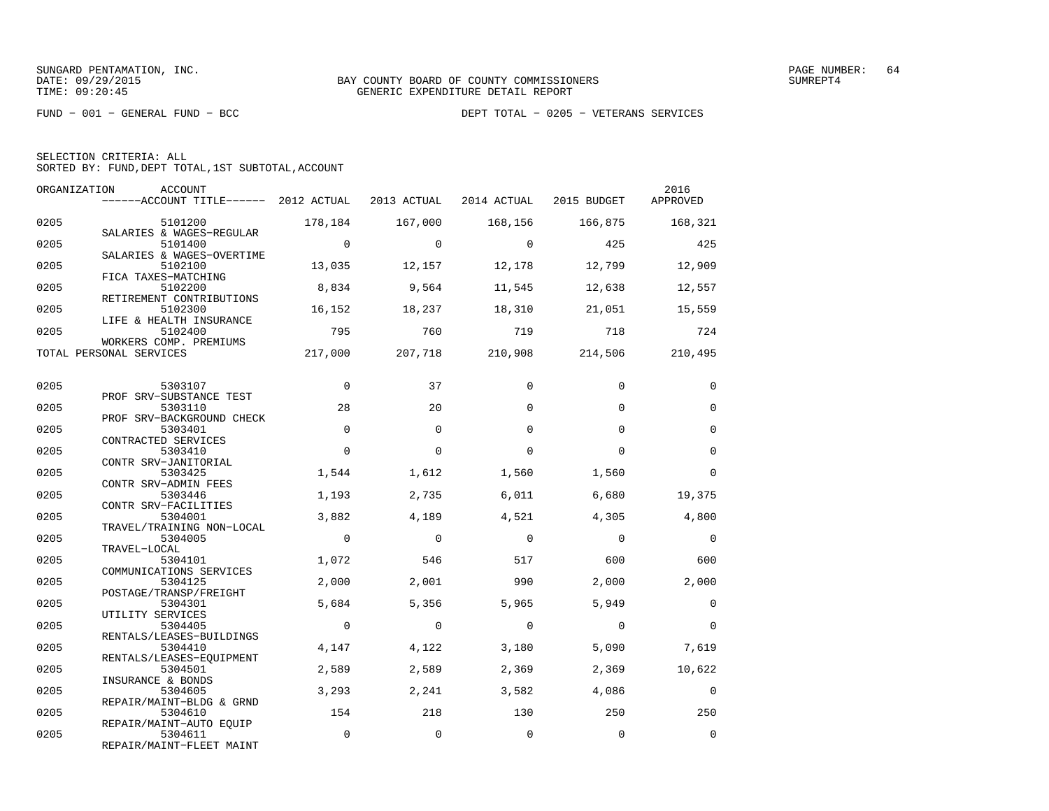SUNGARD PENTAMATION, INC.
DATE: 09/29/2015
TIME: 09:20:45

BAY COUNTY BOARD OF COUNTY COMMISSIONERS
GENERIC EXPENDITURE DETAIL REPORT

SUMREPT4

FUND − 001 − GENERAL FUND − BCC

DEPT TOTAL − 0205 − VETERANS SERVICES

SELECTION CRITERIA: ALL
SORTED BY: FUND,DEPT TOTAL,1ST SUBTOTAL,ACCOUNT

| ORGANIZATION | ACCOUNT | ACCOUNT TITLE | 2012 ACTUAL | 2013 ACTUAL | 2014 ACTUAL | 2015 BUDGET | 2016 APPROVED |
|---|---|---|---|---|---|---|---|
| 0205 | 5101200 | SALARIES & WAGES−REGULAR | 178,184 | 167,000 | 168,156 | 166,875 | 168,321 |
| 0205 | 5101400 | SALARIES & WAGES−OVERTIME | 0 | 0 | 0 | 425 | 425 |
| 0205 | 5102100 | FICA TAXES−MATCHING | 13,035 | 12,157 | 12,178 | 12,799 | 12,909 |
| 0205 | 5102200 | RETIREMENT CONTRIBUTIONS | 8,834 | 9,564 | 11,545 | 12,638 | 12,557 |
| 0205 | 5102300 | LIFE & HEALTH INSURANCE | 16,152 | 18,237 | 18,310 | 21,051 | 15,559 |
| 0205 | 5102400 | WORKERS COMP. PREMIUMS | 795 | 760 | 719 | 718 | 724 |
| TOTAL PERSONAL SERVICES | | | 217,000 | 207,718 | 210,908 | 214,506 | 210,495 |
| 0205 | 5303107 | PROF SRV−SUBSTANCE TEST | 0 | 37 | 0 | 0 | 0 |
| 0205 | 5303110 | PROF SRV−BACKGROUND CHECK | 28 | 20 | 0 | 0 | 0 |
| 0205 | 5303401 | CONTRACTED SERVICES | 0 | 0 | 0 | 0 | 0 |
| 0205 | 5303410 | CONTR SRV−JANITORIAL | 0 | 0 | 0 | 0 | 0 |
| 0205 | 5303425 | CONTR SRV−ADMIN FEES | 1,544 | 1,612 | 1,560 | 1,560 | 0 |
| 0205 | 5303446 | CONTR SRV−FACILITIES | 1,193 | 2,735 | 6,011 | 6,680 | 19,375 |
| 0205 | 5304001 | TRAVEL/TRAINING NON−LOCAL | 3,882 | 4,189 | 4,521 | 4,305 | 4,800 |
| 0205 | 5304005 | TRAVEL−LOCAL | 0 | 0 | 0 | 0 | 0 |
| 0205 | 5304101 | COMMUNICATIONS SERVICES | 1,072 | 546 | 517 | 600 | 600 |
| 0205 | 5304125 | POSTAGE/TRANSP/FREIGHT | 2,000 | 2,001 | 990 | 2,000 | 2,000 |
| 0205 | 5304301 | UTILITY SERVICES | 5,684 | 5,356 | 5,965 | 5,949 | 0 |
| 0205 | 5304405 | RENTALS/LEASES−BUILDINGS | 0 | 0 | 0 | 0 | 0 |
| 0205 | 5304410 | RENTALS/LEASES−EQUIPMENT | 4,147 | 4,122 | 3,180 | 5,090 | 7,619 |
| 0205 | 5304501 | INSURANCE & BONDS | 2,589 | 2,589 | 2,369 | 2,369 | 10,622 |
| 0205 | 5304605 | REPAIR/MAINT−BLDG & GRND | 3,293 | 2,241 | 3,582 | 4,086 | 0 |
| 0205 | 5304610 | REPAIR/MAINT−AUTO EQUIP | 154 | 218 | 130 | 250 | 250 |
| 0205 | 5304611 | REPAIR/MAINT−FLEET MAINT | 0 | 0 | 0 | 0 | 0 |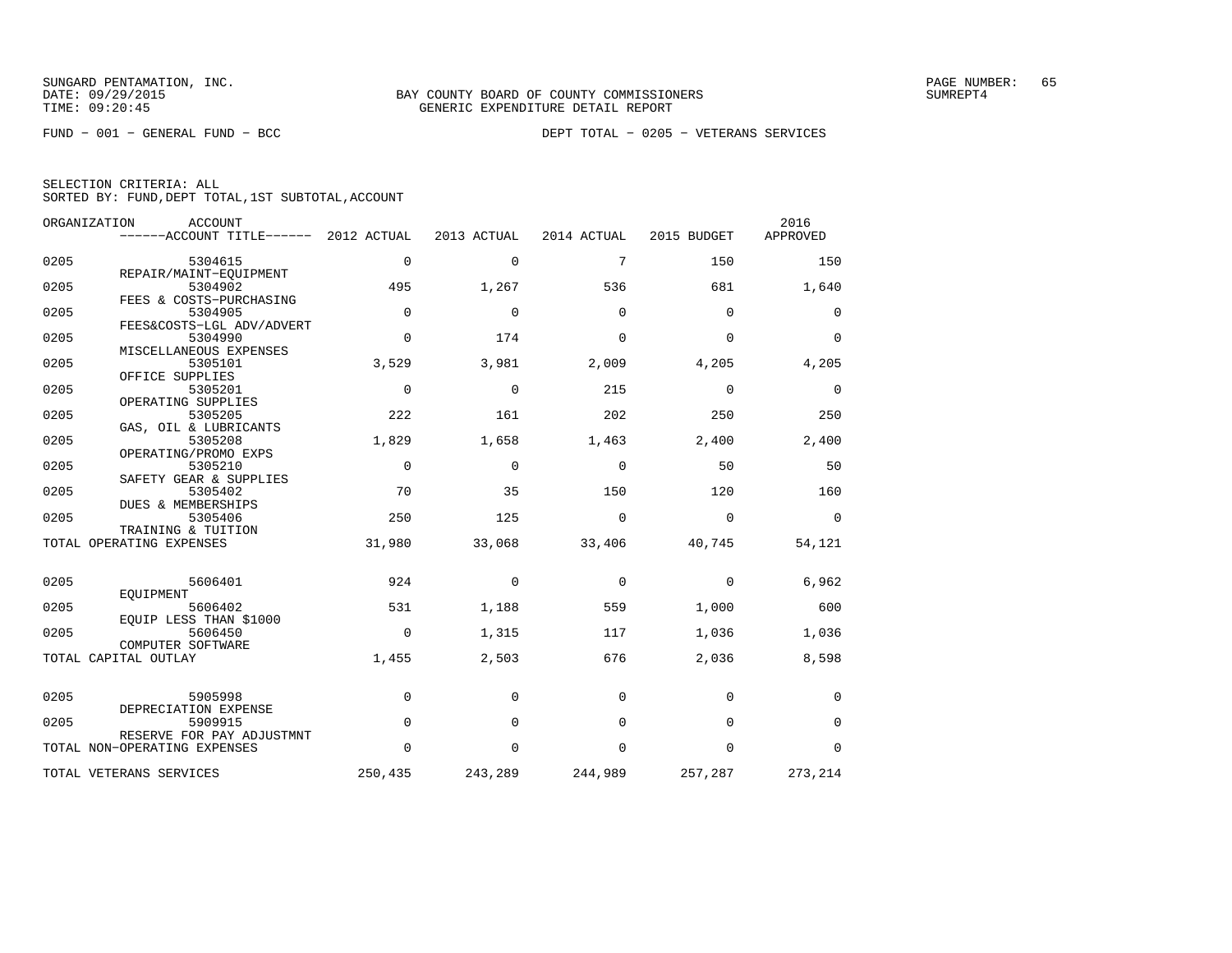SUNGARD PENTAMATION, INC.
DATE: 09/29/2015
TIME: 09:20:45

BAY COUNTY BOARD OF COUNTY COMMISSIONERS
GENERIC EXPENDITURE DETAIL REPORT

PAGE NUMBER: 65
SUMREPT4

FUND − 001 − GENERAL FUND − BCC

DEPT TOTAL − 0205 − VETERANS SERVICES

SELECTION CRITERIA: ALL
SORTED BY: FUND,DEPT TOTAL,1ST SUBTOTAL,ACCOUNT

| ORGANIZATION | ACCOUNT / ACCOUNT TITLE | 2012 ACTUAL | 2013 ACTUAL | 2014 ACTUAL | 2015 BUDGET | 2016 APPROVED |
|---|---|---|---|---|---|---|
| 0205 | 5304615 REPAIR/MAINT−EQUIPMENT | 0 | 0 | 7 | 150 | 150 |
| 0205 | 5304902 FEES & COSTS−PURCHASING | 495 | 1,267 | 536 | 681 | 1,640 |
| 0205 | 5304905 FEES&COSTS−LGL ADV/ADVERT | 0 | 0 | 0 | 0 | 0 |
| 0205 | 5304990 MISCELLANEOUS EXPENSES | 0 | 174 | 0 | 0 | 0 |
| 0205 | 5305101 OFFICE SUPPLIES | 3,529 | 3,981 | 2,009 | 4,205 | 4,205 |
| 0205 | 5305201 OPERATING SUPPLIES | 0 | 0 | 215 | 0 | 0 |
| 0205 | 5305205 GAS, OIL & LUBRICANTS | 222 | 161 | 202 | 250 | 250 |
| 0205 | 5305208 OPERATING/PROMO EXPS | 1,829 | 1,658 | 1,463 | 2,400 | 2,400 |
| 0205 | 5305210 SAFETY GEAR & SUPPLIES | 0 | 0 | 0 | 50 | 50 |
| 0205 | 5305402 DUES & MEMBERSHIPS | 70 | 35 | 150 | 120 | 160 |
| 0205 | 5305406 TRAINING & TUITION | 250 | 125 | 0 | 0 | 0 |
| TOTAL OPERATING EXPENSES | | 31,980 | 33,068 | 33,406 | 40,745 | 54,121 |
| 0205 | 5606401 EQUIPMENT | 924 | 0 | 0 | 0 | 6,962 |
| 0205 | 5606402 EQUIP LESS THAN $1000 | 531 | 1,188 | 559 | 1,000 | 600 |
| 0205 | 5606450 COMPUTER SOFTWARE | 0 | 1,315 | 117 | 1,036 | 1,036 |
| TOTAL CAPITAL OUTLAY | | 1,455 | 2,503 | 676 | 2,036 | 8,598 |
| 0205 | 5905998 DEPRECIATION EXPENSE | 0 | 0 | 0 | 0 | 0 |
| 0205 | 5909915 RESERVE FOR PAY ADJUSTMNT | 0 | 0 | 0 | 0 | 0 |
| TOTAL NON−OPERATING EXPENSES | | 0 | 0 | 0 | 0 | 0 |
| TOTAL VETERANS SERVICES | | 250,435 | 243,289 | 244,989 | 257,287 | 273,214 |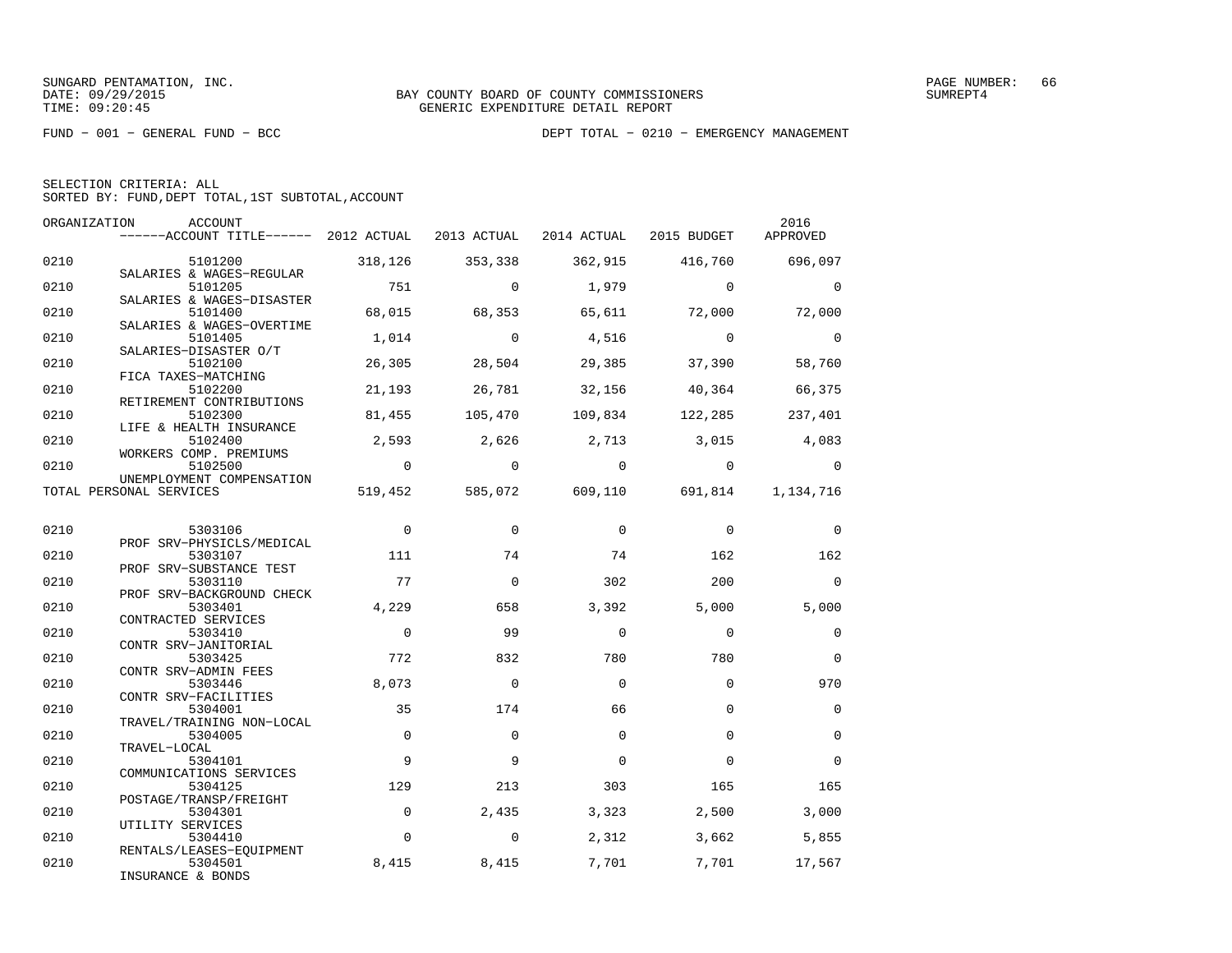SUNGARD PENTAMATION, INC.
DATE: 09/29/2015
TIME: 09:20:45

BAY COUNTY BOARD OF COUNTY COMMISSIONERS
GENERIC EXPENDITURE DETAIL REPORT

SUMREPT4

FUND − 001 − GENERAL FUND − BCC

DEPT TOTAL − 0210 − EMERGENCY MANAGEMENT

SELECTION CRITERIA: ALL
SORTED BY: FUND,DEPT TOTAL,1ST SUBTOTAL,ACCOUNT

| ORGANIZATION | ACCOUNT / ACCOUNT TITLE | 2012 ACTUAL | 2013 ACTUAL | 2014 ACTUAL | 2015 BUDGET | 2016 APPROVED |
|---|---|---|---|---|---|---|
| 0210 | 5101200 SALARIES & WAGES−REGULAR | 318,126 | 353,338 | 362,915 | 416,760 | 696,097 |
| 0210 | 5101205 SALARIES & WAGES−DISASTER | 751 | 0 | 1,979 | 0 | 0 |
| 0210 | 5101400 SALARIES & WAGES−OVERTIME | 68,015 | 68,353 | 65,611 | 72,000 | 72,000 |
| 0210 | 5101405 SALARIES−DISASTER O/T | 1,014 | 0 | 4,516 | 0 | 0 |
| 0210 | 5102100 FICA TAXES−MATCHING | 26,305 | 28,504 | 29,385 | 37,390 | 58,760 |
| 0210 | 5102200 RETIREMENT CONTRIBUTIONS | 21,193 | 26,781 | 32,156 | 40,364 | 66,375 |
| 0210 | 5102300 LIFE & HEALTH INSURANCE | 81,455 | 105,470 | 109,834 | 122,285 | 237,401 |
| 0210 | 5102400 WORKERS COMP. PREMIUMS | 2,593 | 2,626 | 2,713 | 3,015 | 4,083 |
| 0210 | 5102500 UNEMPLOYMENT COMPENSATION | 0 | 0 | 0 | 0 | 0 |
| TOTAL PERSONAL SERVICES | | 519,452 | 585,072 | 609,110 | 691,814 | 1,134,716 |
| 0210 | 5303106 PROF SRV−PHYSICLS/MEDICAL | 0 | 0 | 0 | 0 | 0 |
| 0210 | 5303107 PROF SRV−SUBSTANCE TEST | 111 | 74 | 74 | 162 | 162 |
| 0210 | 5303110 PROF SRV−BACKGROUND CHECK | 77 | 0 | 302 | 200 | 0 |
| 0210 | 5303401 CONTRACTED SERVICES | 4,229 | 658 | 3,392 | 5,000 | 5,000 |
| 0210 | 5303410 CONTR SRV−JANITORIAL | 0 | 99 | 0 | 0 | 0 |
| 0210 | 5303425 CONTR SRV−ADMIN FEES | 772 | 832 | 780 | 780 | 0 |
| 0210 | 5303446 CONTR SRV−FACILITIES | 8,073 | 0 | 0 | 0 | 970 |
| 0210 | 5304001 TRAVEL/TRAINING NON−LOCAL | 35 | 174 | 66 | 0 | 0 |
| 0210 | 5304005 TRAVEL−LOCAL | 0 | 0 | 0 | 0 | 0 |
| 0210 | 5304101 COMMUNICATIONS SERVICES | 9 | 9 | 0 | 0 | 0 |
| 0210 | 5304125 POSTAGE/TRANSP/FREIGHT | 129 | 213 | 303 | 165 | 165 |
| 0210 | 5304301 UTILITY SERVICES | 0 | 2,435 | 3,323 | 2,500 | 3,000 |
| 0210 | 5304410 RENTALS/LEASES−EQUIPMENT | 0 | 0 | 2,312 | 3,662 | 5,855 |
| 0210 | 5304501 INSURANCE & BONDS | 8,415 | 8,415 | 7,701 | 7,701 | 17,567 |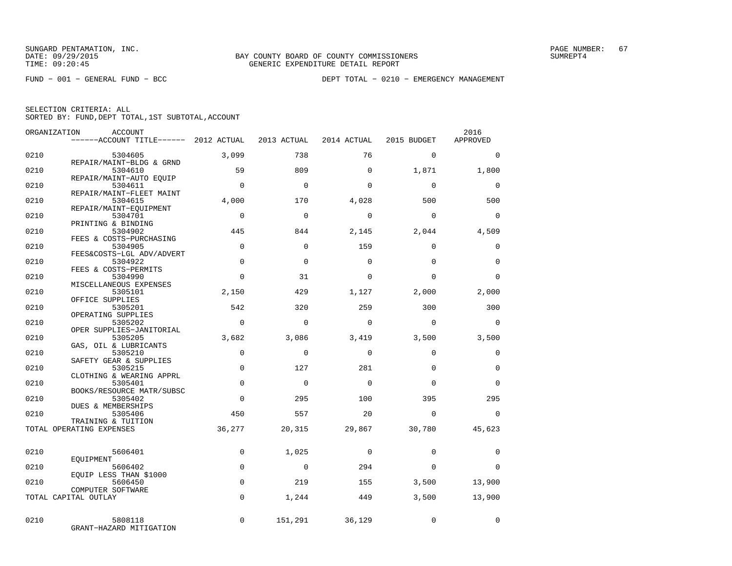SUNGARD PENTAMATION, INC.
DATE: 09/29/2015
TIME: 09:20:45

BAY COUNTY BOARD OF COUNTY COMMISSIONERS
GENERIC EXPENDITURE DETAIL REPORT

SUMREPT4

FUND − 001 − GENERAL FUND − BCC

DEPT TOTAL − 0210 − EMERGENCY MANAGEMENT

SELECTION CRITERIA: ALL
SORTED BY: FUND,DEPT TOTAL,1ST SUBTOTAL,ACCOUNT

| ORGANIZATION | ACCOUNT / ACCOUNT TITLE | 2012 ACTUAL | 2013 ACTUAL | 2014 ACTUAL | 2015 BUDGET | 2016 APPROVED |
|---|---|---|---|---|---|---|
| 0210 | 5304605 REPAIR/MAINT−BLDG & GRND | 3,099 | 738 | 76 | 0 | 0 |
| 0210 | 5304610 REPAIR/MAINT−AUTO EQUIP | 59 | 809 | 0 | 1,871 | 1,800 |
| 0210 | 5304611 REPAIR/MAINT−FLEET MAINT | 0 | 0 | 0 | 0 | 0 |
| 0210 | 5304615 REPAIR/MAINT−EQUIPMENT | 4,000 | 170 | 4,028 | 500 | 500 |
| 0210 | 5304701 PRINTING & BINDING | 0 | 0 | 0 | 0 | 0 |
| 0210 | 5304902 FEES & COSTS−PURCHASING | 445 | 844 | 2,145 | 2,044 | 4,509 |
| 0210 | 5304905 FEES&COSTS−LGL ADV/ADVERT | 0 | 0 | 159 | 0 | 0 |
| 0210 | 5304922 FEES & COSTS−PERMITS | 0 | 0 | 0 | 0 | 0 |
| 0210 | 5304990 MISCELLANEOUS EXPENSES | 0 | 31 | 0 | 0 | 0 |
| 0210 | 5305101 OFFICE SUPPLIES | 2,150 | 429 | 1,127 | 2,000 | 2,000 |
| 0210 | 5305201 OPERATING SUPPLIES | 542 | 320 | 259 | 300 | 300 |
| 0210 | 5305202 OPER SUPPLIES−JANITORIAL | 0 | 0 | 0 | 0 | 0 |
| 0210 | 5305205 GAS, OIL & LUBRICANTS | 3,682 | 3,086 | 3,419 | 3,500 | 3,500 |
| 0210 | 5305210 SAFETY GEAR & SUPPLIES | 0 | 0 | 0 | 0 | 0 |
| 0210 | 5305215 CLOTHING & WEARING APPRL | 0 | 127 | 281 | 0 | 0 |
| 0210 | 5305401 BOOKS/RESOURCE MATR/SUBSC | 0 | 0 | 0 | 0 | 0 |
| 0210 | 5305402 DUES & MEMBERSHIPS | 0 | 295 | 100 | 395 | 295 |
| 0210 | 5305406 TRAINING & TUITION | 450 | 557 | 20 | 0 | 0 |
| TOTAL OPERATING EXPENSES | | 36,277 | 20,315 | 29,867 | 30,780 | 45,623 |
| 0210 | 5606401 EQUIPMENT | 0 | 1,025 | 0 | 0 | 0 |
| 0210 | 5606402 EQUIP LESS THAN $1000 | 0 | 0 | 294 | 0 | 0 |
| 0210 | 5606450 COMPUTER SOFTWARE | 0 | 219 | 155 | 3,500 | 13,900 |
| TOTAL CAPITAL OUTLAY | | 0 | 1,244 | 449 | 3,500 | 13,900 |
| 0210 | 5808118 GRANT−HAZARD MITIGATION | 0 | 151,291 | 36,129 | 0 | 0 |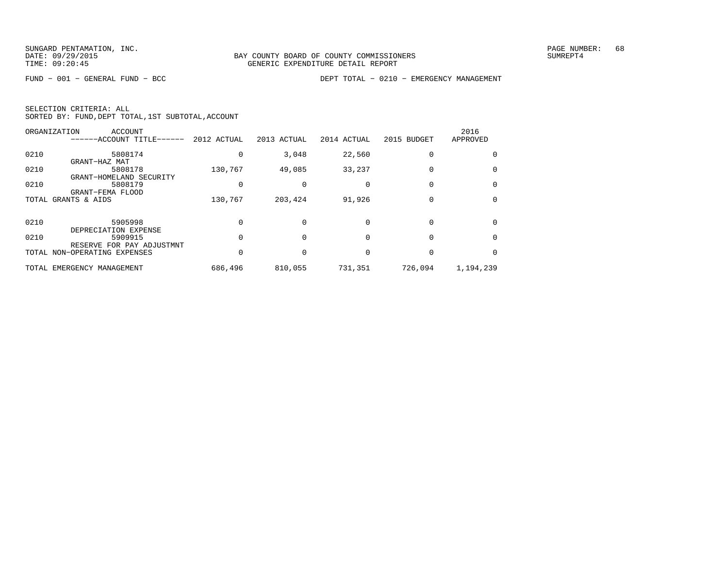BAY COUNTY BOARD OF COUNTY COMMISSIONERS
GENERIC EXPENDITURE DETAIL REPORT

FUND − 001 − GENERAL FUND − BCC

DEPT TOTAL − 0210 − EMERGENCY MANAGEMENT

SELECTION CRITERIA: ALL
SORTED BY: FUND,DEPT TOTAL,1ST SUBTOTAL,ACCOUNT

| ORGANIZATION | ACCOUNT ------ACCOUNT TITLE------ | 2012 ACTUAL | 2013 ACTUAL | 2014 ACTUAL | 2015 BUDGET | 2016 APPROVED |
|---|---|---|---|---|---|---|
| 0210 | 5808174 GRANT−HAZ MAT | 0 | 3,048 | 22,560 | 0 | 0 |
| 0210 | 5808178 GRANT−HOMELAND SECURITY | 130,767 | 49,085 | 33,237 | 0 | 0 |
| 0210 | 5808179 GRANT−FEMA FLOOD | 0 | 0 | 0 | 0 | 0 |
| TOTAL GRANTS & AIDS | | 130,767 | 203,424 | 91,926 | 0 | 0 |
| 0210 | 5905998 DEPRECIATION EXPENSE | 0 | 0 | 0 | 0 | 0 |
| 0210 | 5909915 RESERVE FOR PAY ADJUSTMNT | 0 | 0 | 0 | 0 | 0 |
| TOTAL NON−OPERATING EXPENSES | | 0 | 0 | 0 | 0 | 0 |
| TOTAL EMERGENCY MANAGEMENT | | 686,496 | 810,055 | 731,351 | 726,094 | 1,194,239 |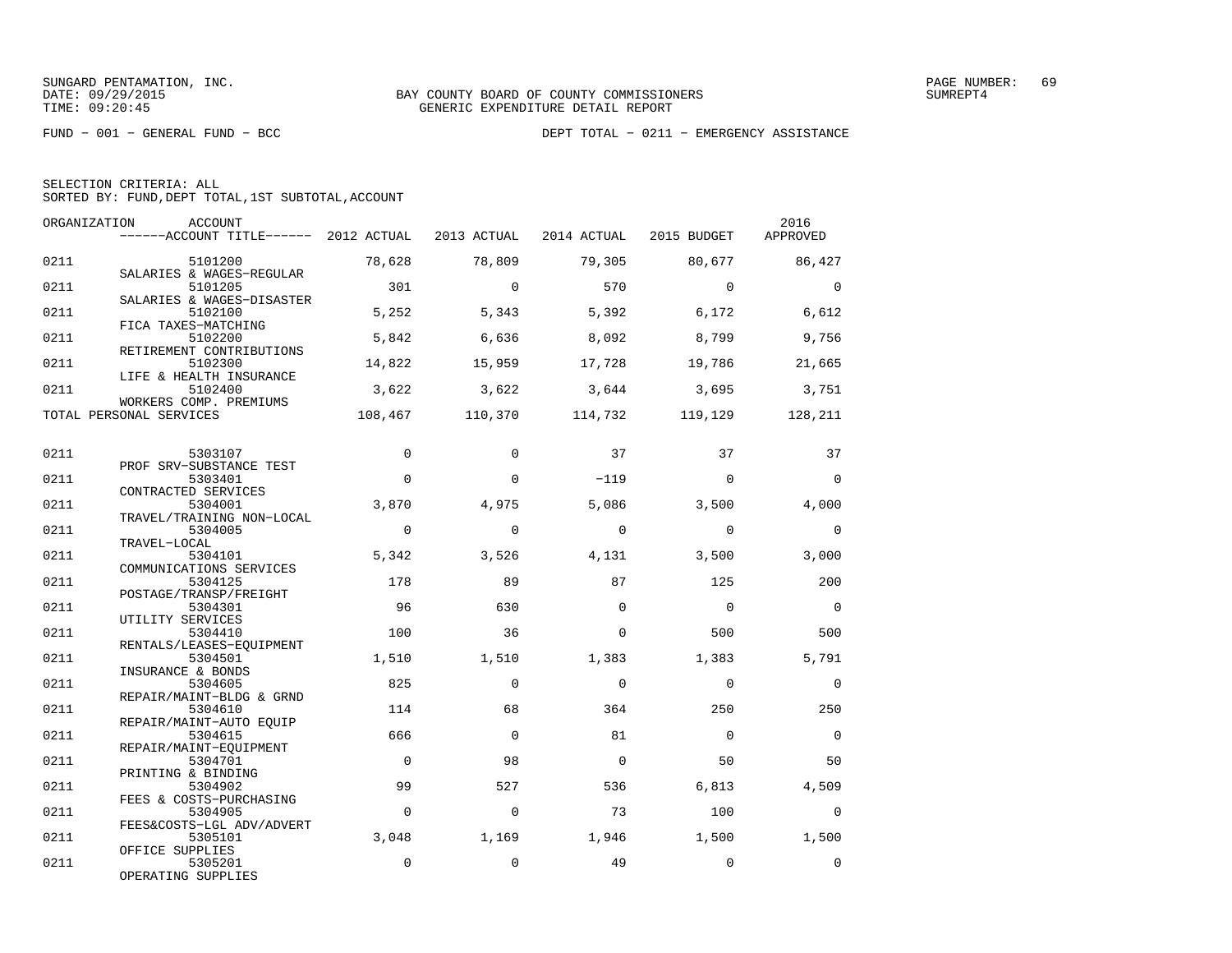BAY COUNTY BOARD OF COUNTY COMMISSIONERS
GENERIC EXPENDITURE DETAIL REPORT

SUNGARD PENTAMATION, INC.
DATE: 09/29/2015
TIME: 09:20:45

SUMREPT4

FUND − 001 − GENERAL FUND − BCC

DEPT TOTAL − 0211 − EMERGENCY ASSISTANCE

SELECTION CRITERIA: ALL
SORTED BY: FUND,DEPT TOTAL,1ST SUBTOTAL,ACCOUNT

| ORGANIZATION | ACCOUNT / ACCOUNT TITLE | 2012 ACTUAL | 2013 ACTUAL | 2014 ACTUAL | 2015 BUDGET | 2016 APPROVED |
|---|---|---|---|---|---|---|
| 0211 | 5101200 SALARIES & WAGES−REGULAR | 78,628 | 78,809 | 79,305 | 80,677 | 86,427 |
| 0211 | 5101205 SALARIES & WAGES−DISASTER | 301 | 0 | 570 | 0 | 0 |
| 0211 | 5102100 FICA TAXES−MATCHING | 5,252 | 5,343 | 5,392 | 6,172 | 6,612 |
| 0211 | 5102200 RETIREMENT CONTRIBUTIONS | 5,842 | 6,636 | 8,092 | 8,799 | 9,756 |
| 0211 | 5102300 LIFE & HEALTH INSURANCE | 14,822 | 15,959 | 17,728 | 19,786 | 21,665 |
| 0211 | 5102400 WORKERS COMP. PREMIUMS | 3,622 | 3,622 | 3,644 | 3,695 | 3,751 |
| TOTAL PERSONAL SERVICES | | 108,467 | 110,370 | 114,732 | 119,129 | 128,211 |
| 0211 | 5303107 PROF SRV−SUBSTANCE TEST | 0 | 0 | 37 | 37 | 37 |
| 0211 | 5303401 CONTRACTED SERVICES | 0 | 0 | −119 | 0 | 0 |
| 0211 | 5304001 TRAVEL/TRAINING NON−LOCAL | 3,870 | 4,975 | 5,086 | 3,500 | 4,000 |
| 0211 | 5304005 TRAVEL−LOCAL | 0 | 0 | 0 | 0 | 0 |
| 0211 | 5304101 COMMUNICATIONS SERVICES | 5,342 | 3,526 | 4,131 | 3,500 | 3,000 |
| 0211 | 5304125 POSTAGE/TRANSP/FREIGHT | 178 | 89 | 87 | 125 | 200 |
| 0211 | 5304301 UTILITY SERVICES | 96 | 630 | 0 | 0 | 0 |
| 0211 | 5304410 RENTALS/LEASES−EQUIPMENT | 100 | 36 | 0 | 500 | 500 |
| 0211 | 5304501 INSURANCE & BONDS | 1,510 | 1,510 | 1,383 | 1,383 | 5,791 |
| 0211 | 5304605 REPAIR/MAINT−BLDG & GRND | 825 | 0 | 0 | 0 | 0 |
| 0211 | 5304610 REPAIR/MAINT−AUTO EQUIP | 114 | 68 | 364 | 250 | 250 |
| 0211 | 5304615 REPAIR/MAINT−EQUIPMENT | 666 | 0 | 81 | 0 | 0 |
| 0211 | 5304701 PRINTING & BINDING | 0 | 98 | 0 | 50 | 50 |
| 0211 | 5304902 FEES & COSTS−PURCHASING | 99 | 527 | 536 | 6,813 | 4,509 |
| 0211 | 5304905 FEES&COSTS−LGL ADV/ADVERT | 0 | 0 | 73 | 100 | 0 |
| 0211 | 5305101 OFFICE SUPPLIES | 3,048 | 1,169 | 1,946 | 1,500 | 1,500 |
| 0211 | 5305201 OPERATING SUPPLIES | 0 | 0 | 49 | 0 | 0 |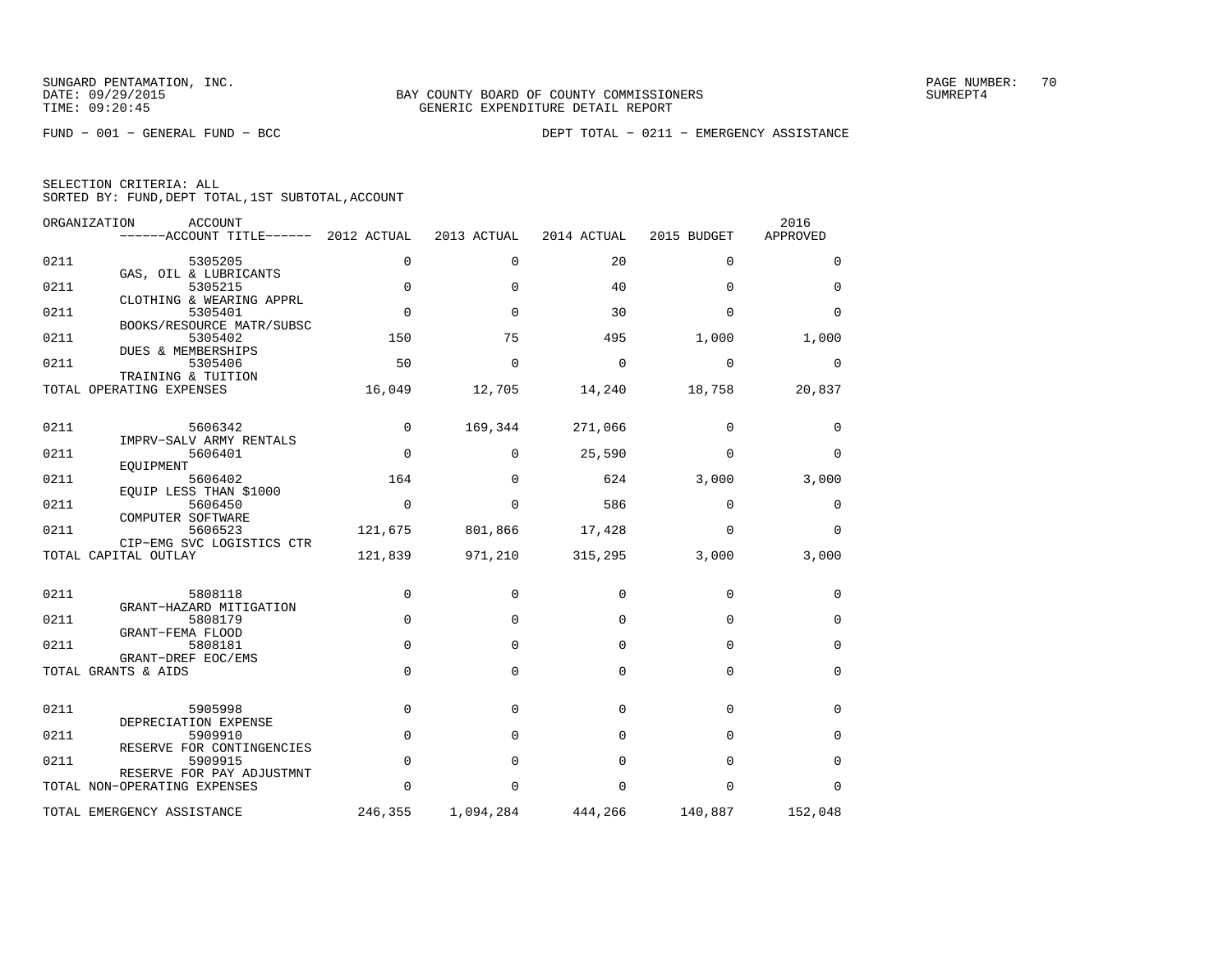SUNGARD PENTAMATION, INC.
DATE: 09/29/2015
TIME: 09:20:45

BAY COUNTY BOARD OF COUNTY COMMISSIONERS
GENERIC EXPENDITURE DETAIL REPORT

SUMREPT4

FUND − 001 − GENERAL FUND − BCC

DEPT TOTAL − 0211 − EMERGENCY ASSISTANCE

SELECTION CRITERIA: ALL
SORTED BY: FUND,DEPT TOTAL,1ST SUBTOTAL,ACCOUNT

| ORGANIZATION | ACCOUNT / ACCOUNT TITLE | 2012 ACTUAL | 2013 ACTUAL | 2014 ACTUAL | 2015 BUDGET | 2016 APPROVED |
|---|---|---|---|---|---|---|
| 0211 | 5305205 GAS, OIL & LUBRICANTS | 0 | 0 | 20 | 0 | 0 |
| 0211 | 5305215 CLOTHING & WEARING APPRL | 0 | 0 | 40 | 0 | 0 |
| 0211 | 5305401 BOOKS/RESOURCE MATR/SUBSC | 0 | 0 | 30 | 0 | 0 |
| 0211 | 5305402 DUES & MEMBERSHIPS | 150 | 75 | 495 | 1,000 | 1,000 |
| 0211 | 5305406 TRAINING & TUITION | 50 | 0 | 0 | 0 | 0 |
| TOTAL OPERATING EXPENSES | | 16,049 | 12,705 | 14,240 | 18,758 | 20,837 |
| 0211 | 5606342 IMPRV−SALV ARMY RENTALS | 0 | 169,344 | 271,066 | 0 | 0 |
| 0211 | 5606401 EQUIPMENT | 0 | 0 | 25,590 | 0 | 0 |
| 0211 | 5606402 EQUIP LESS THAN $1000 | 164 | 0 | 624 | 3,000 | 3,000 |
| 0211 | 5606450 COMPUTER SOFTWARE | 0 | 0 | 586 | 0 | 0 |
| 0211 | 5606523 CIP−EMG SVC LOGISTICS CTR | 121,675 | 801,866 | 17,428 | 0 | 0 |
| TOTAL CAPITAL OUTLAY | | 121,839 | 971,210 | 315,295 | 3,000 | 3,000 |
| 0211 | 5808118 GRANT−HAZARD MITIGATION | 0 | 0 | 0 | 0 | 0 |
| 0211 | 5808179 GRANT−FEMA FLOOD | 0 | 0 | 0 | 0 | 0 |
| 0211 | 5808181 GRANT−DREF EOC/EMS | 0 | 0 | 0 | 0 | 0 |
| TOTAL GRANTS & AIDS | | 0 | 0 | 0 | 0 | 0 |
| 0211 | 5905998 DEPRECIATION EXPENSE | 0 | 0 | 0 | 0 | 0 |
| 0211 | 5909910 RESERVE FOR CONTINGENCIES | 0 | 0 | 0 | 0 | 0 |
| 0211 | 5909915 RESERVE FOR PAY ADJUSTMNT | 0 | 0 | 0 | 0 | 0 |
| TOTAL NON−OPERATING EXPENSES | | 0 | 0 | 0 | 0 | 0 |
| TOTAL EMERGENCY ASSISTANCE | | 246,355 | 1,094,284 | 444,266 | 140,887 | 152,048 |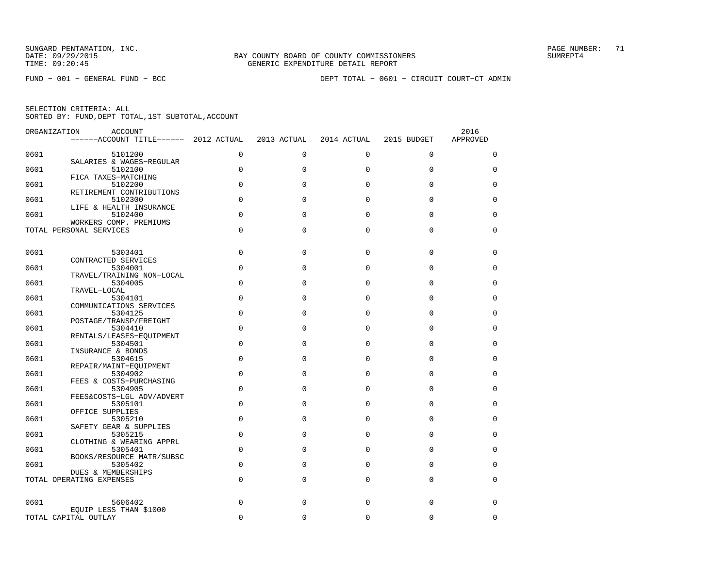SUNGARD PENTAMATION, INC.
DATE: 09/29/2015
TIME: 09:20:45

BAY COUNTY BOARD OF COUNTY COMMISSIONERS
GENERIC EXPENDITURE DETAIL REPORT

SUMREPT4

FUND − 001 − GENERAL FUND − BCC

DEPT TOTAL − 0601 − CIRCUIT COURT−CT ADMIN

SELECTION CRITERIA: ALL
SORTED BY: FUND,DEPT TOTAL,1ST SUBTOTAL,ACCOUNT

| ORGANIZATION | ACCOUNT / ACCOUNT TITLE | 2012 ACTUAL | 2013 ACTUAL | 2014 ACTUAL | 2015 BUDGET | 2016 APPROVED |
|---|---|---|---|---|---|---|
| 0601 | 5101200 SALARIES & WAGES−REGULAR | 0 | 0 | 0 | 0 | 0 |
| 0601 | 5102100 FICA TAXES−MATCHING | 0 | 0 | 0 | 0 | 0 |
| 0601 | 5102200 RETIREMENT CONTRIBUTIONS | 0 | 0 | 0 | 0 | 0 |
| 0601 | 5102300 LIFE & HEALTH INSURANCE | 0 | 0 | 0 | 0 | 0 |
| 0601 | 5102400 WORKERS COMP. PREMIUMS | 0 | 0 | 0 | 0 | 0 |
| TOTAL PERSONAL SERVICES | | 0 | 0 | 0 | 0 | 0 |
| 0601 | 5303401 CONTRACTED SERVICES | 0 | 0 | 0 | 0 | 0 |
| 0601 | 5304001 TRAVEL/TRAINING NON−LOCAL | 0 | 0 | 0 | 0 | 0 |
| 0601 | 5304005 TRAVEL−LOCAL | 0 | 0 | 0 | 0 | 0 |
| 0601 | 5304101 COMMUNICATIONS SERVICES | 0 | 0 | 0 | 0 | 0 |
| 0601 | 5304125 POSTAGE/TRANSP/FREIGHT | 0 | 0 | 0 | 0 | 0 |
| 0601 | 5304410 RENTALS/LEASES−EQUIPMENT | 0 | 0 | 0 | 0 | 0 |
| 0601 | 5304501 INSURANCE & BONDS | 0 | 0 | 0 | 0 | 0 |
| 0601 | 5304615 REPAIR/MAINT−EQUIPMENT | 0 | 0 | 0 | 0 | 0 |
| 0601 | 5304902 FEES & COSTS−PURCHASING | 0 | 0 | 0 | 0 | 0 |
| 0601 | 5304905 FEES&COSTS−LGL ADV/ADVERT | 0 | 0 | 0 | 0 | 0 |
| 0601 | 5305101 OFFICE SUPPLIES | 0 | 0 | 0 | 0 | 0 |
| 0601 | 5305210 SAFETY GEAR & SUPPLIES | 0 | 0 | 0 | 0 | 0 |
| 0601 | 5305215 CLOTHING & WEARING APPRL | 0 | 0 | 0 | 0 | 0 |
| 0601 | 5305401 BOOKS/RESOURCE MATR/SUBSC | 0 | 0 | 0 | 0 | 0 |
| 0601 | 5305402 DUES & MEMBERSHIPS | 0 | 0 | 0 | 0 | 0 |
| TOTAL OPERATING EXPENSES | | 0 | 0 | 0 | 0 | 0 |
| 0601 | 5606402 EQUIP LESS THAN $1000 | 0 | 0 | 0 | 0 | 0 |
| TOTAL CAPITAL OUTLAY | | 0 | 0 | 0 | 0 | 0 |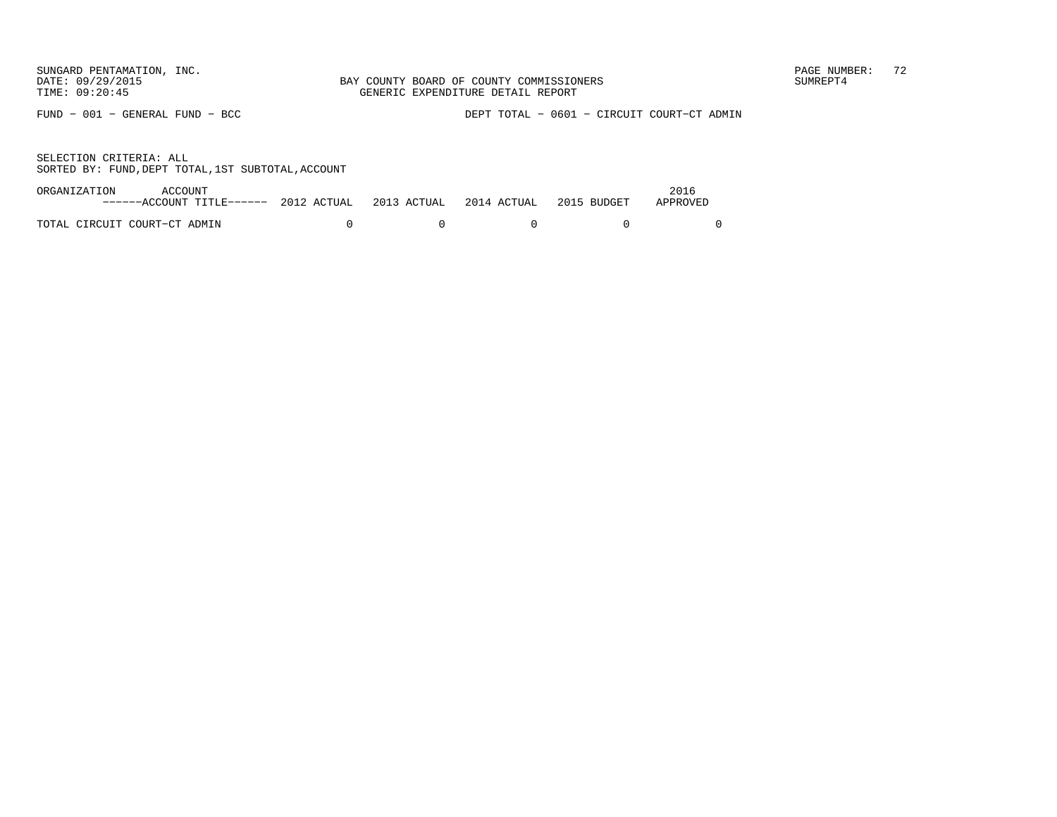SUNGARD PENTAMATION, INC.
DATE: 09/29/2015
TIME: 09:20:45

BAY COUNTY BOARD OF COUNTY COMMISSIONERS
GENERIC EXPENDITURE DETAIL REPORT

SUMREPT4

FUND − 001 − GENERAL FUND − BCC

DEPT TOTAL − 0601 − CIRCUIT COURT−CT ADMIN

SELECTION CRITERIA: ALL
SORTED BY: FUND,DEPT TOTAL,1ST SUBTOTAL,ACCOUNT

| ORGANIZATION ACCOUNT ------ACCOUNT TITLE------ | 2012 ACTUAL | 2013 ACTUAL | 2014 ACTUAL | 2015 BUDGET | 2016 APPROVED |
|---|---|---|---|---|---|
| TOTAL CIRCUIT COURT−CT ADMIN | 0 | 0 | 0 | 0 | 0 |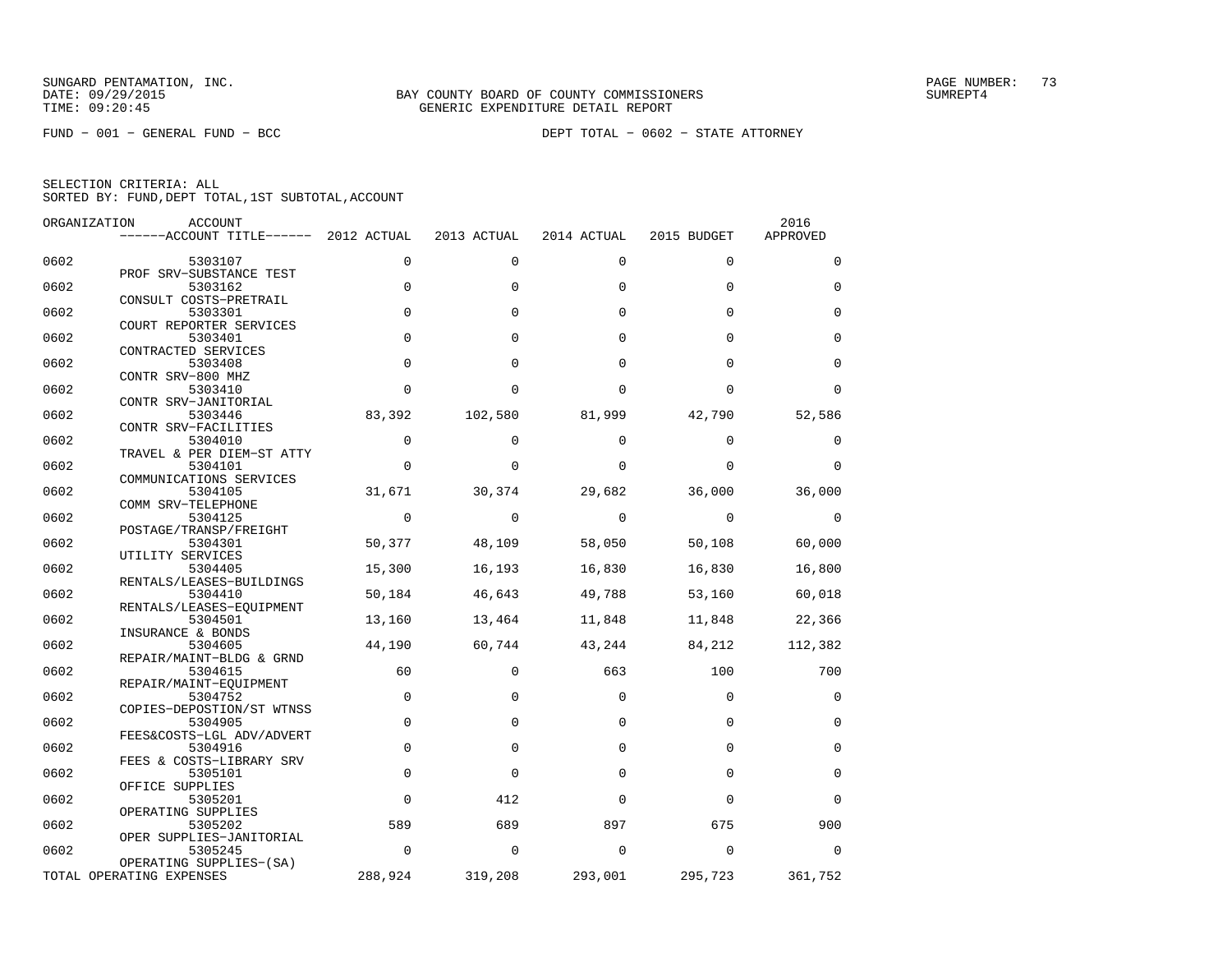SUNGARD PENTAMATION, INC.
DATE: 09/29/2015
TIME: 09:20:45

BAY COUNTY BOARD OF COUNTY COMMISSIONERS
GENERIC EXPENDITURE DETAIL REPORT

SUMREPT4

FUND − 001 − GENERAL FUND − BCC

DEPT TOTAL − 0602 − STATE ATTORNEY

SELECTION CRITERIA: ALL
SORTED BY: FUND,DEPT TOTAL,1ST SUBTOTAL,ACCOUNT

| ORGANIZATION | ACCOUNT / ACCOUNT TITLE | 2012 ACTUAL | 2013 ACTUAL | 2014 ACTUAL | 2015 BUDGET | 2016 APPROVED |
|---|---|---|---|---|---|---|
| 0602 | 5303107 PROF SRV−SUBSTANCE TEST | 0 | 0 | 0 | 0 | 0 |
| 0602 | 5303162 CONSULT COSTS−PRETRAIL | 0 | 0 | 0 | 0 | 0 |
| 0602 | 5303301 COURT REPORTER SERVICES | 0 | 0 | 0 | 0 | 0 |
| 0602 | 5303401 CONTRACTED SERVICES | 0 | 0 | 0 | 0 | 0 |
| 0602 | 5303408 CONTR SRV−800 MHZ | 0 | 0 | 0 | 0 | 0 |
| 0602 | 5303410 CONTR SRV−JANITORIAL | 0 | 0 | 0 | 0 | 0 |
| 0602 | 5303446 CONTR SRV−FACILITIES | 83,392 | 102,580 | 81,999 | 42,790 | 52,586 |
| 0602 | 5304010 TRAVEL & PER DIEM−ST ATTY | 0 | 0 | 0 | 0 | 0 |
| 0602 | 5304101 COMMUNICATIONS SERVICES | 0 | 0 | 0 | 0 | 0 |
| 0602 | 5304105 COMM SRV−TELEPHONE | 31,671 | 30,374 | 29,682 | 36,000 | 36,000 |
| 0602 | 5304125 POSTAGE/TRANSP/FREIGHT | 0 | 0 | 0 | 0 | 0 |
| 0602 | 5304301 UTILITY SERVICES | 50,377 | 48,109 | 58,050 | 50,108 | 60,000 |
| 0602 | 5304405 RENTALS/LEASES−BUILDINGS | 15,300 | 16,193 | 16,830 | 16,830 | 16,800 |
| 0602 | 5304410 RENTALS/LEASES−EQUIPMENT | 50,184 | 46,643 | 49,788 | 53,160 | 60,018 |
| 0602 | 5304501 INSURANCE & BONDS | 13,160 | 13,464 | 11,848 | 11,848 | 22,366 |
| 0602 | 5304605 REPAIR/MAINT−BLDG & GRND | 44,190 | 60,744 | 43,244 | 84,212 | 112,382 |
| 0602 | 5304615 REPAIR/MAINT−EQUIPMENT | 60 | 0 | 663 | 100 | 700 |
| 0602 | 5304752 COPIES−DEPOSTION/ST WTNSS | 0 | 0 | 0 | 0 | 0 |
| 0602 | 5304905 FEES&COSTS−LGL ADV/ADVERT | 0 | 0 | 0 | 0 | 0 |
| 0602 | 5304916 FEES & COSTS−LIBRARY SRV | 0 | 0 | 0 | 0 | 0 |
| 0602 | 5305101 OFFICE SUPPLIES | 0 | 0 | 0 | 0 | 0 |
| 0602 | 5305201 OPERATING SUPPLIES | 0 | 412 | 0 | 0 | 0 |
| 0602 | 5305202 OPER SUPPLIES−JANITORIAL | 589 | 689 | 897 | 675 | 900 |
| 0602 | 5305245 OPERATING SUPPLIES−(SA) | 0 | 0 | 0 | 0 | 0 |
| TOTAL OPERATING EXPENSES | | 288,924 | 319,208 | 293,001 | 295,723 | 361,752 |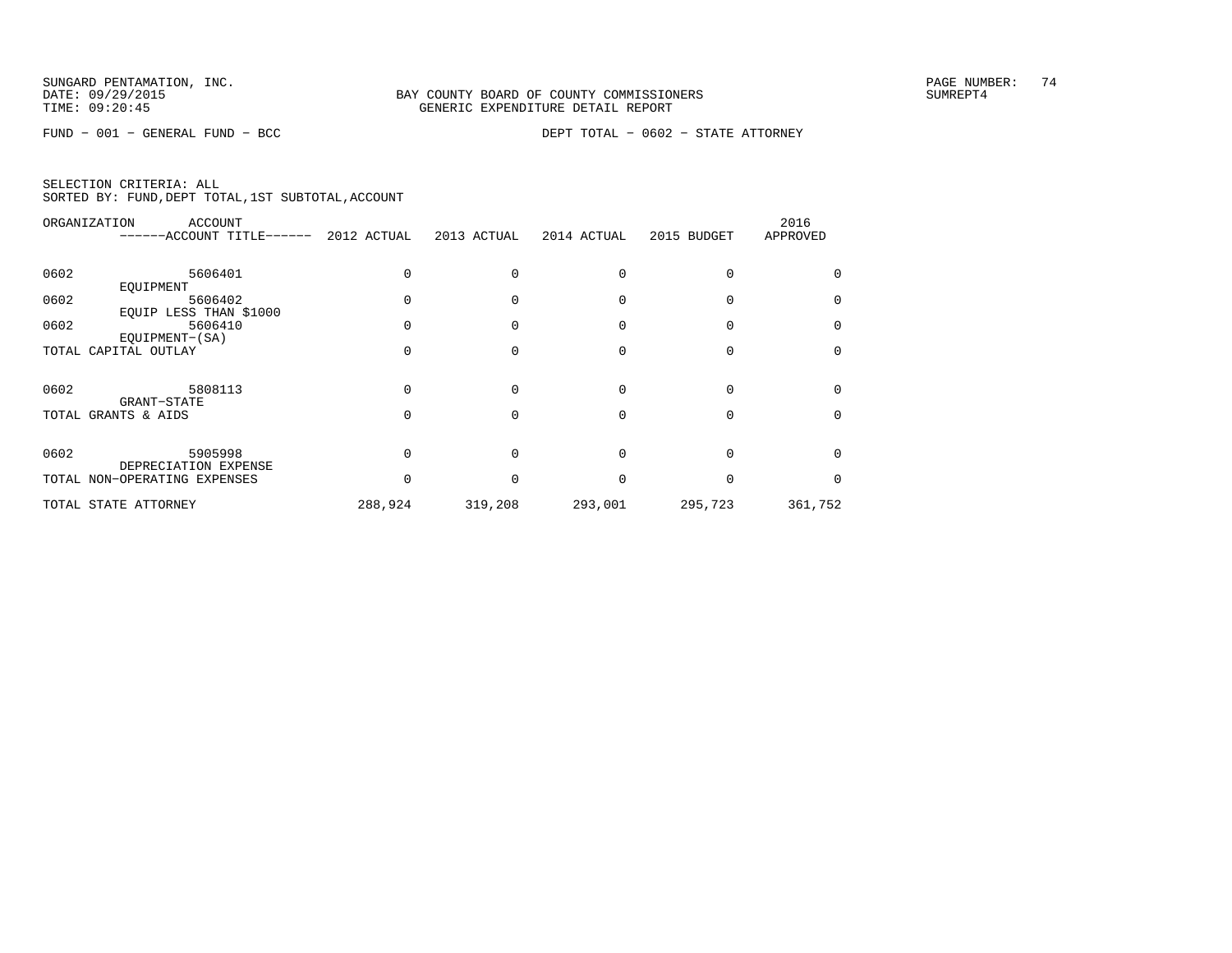SUNGARD PENTAMATION, INC.
DATE: 09/29/2015
TIME: 09:20:45

BAY COUNTY BOARD OF COUNTY COMMISSIONERS
GENERIC EXPENDITURE DETAIL REPORT

SUMREPT4

FUND − 001 − GENERAL FUND − BCC

DEPT TOTAL − 0602 − STATE ATTORNEY

SELECTION CRITERIA: ALL
SORTED BY: FUND,DEPT TOTAL,1ST SUBTOTAL,ACCOUNT

| ORGANIZATION | ACCOUNT / ------ACCOUNT TITLE------ | 2012 ACTUAL | 2013 ACTUAL | 2014 ACTUAL | 2015 BUDGET | 2016 APPROVED |
|---|---|---|---|---|---|---|
| 0602 | 5606401 EQUIPMENT | 0 | 0 | 0 | 0 | 0 |
| 0602 | 5606402 EQUIP LESS THAN $1000 | 0 | 0 | 0 | 0 | 0 |
| 0602 | 5606410 EQUIPMENT−(SA) | 0 | 0 | 0 | 0 | 0 |
| TOTAL CAPITAL OUTLAY | | 0 | 0 | 0 | 0 | 0 |
| 0602 | 5808113 GRANT−STATE | 0 | 0 | 0 | 0 | 0 |
| TOTAL GRANTS & AIDS | | 0 | 0 | 0 | 0 | 0 |
| 0602 | 5905998 DEPRECIATION EXPENSE | 0 | 0 | 0 | 0 | 0 |
| TOTAL NON−OPERATING EXPENSES | | 0 | 0 | 0 | 0 | 0 |
| TOTAL STATE ATTORNEY | | 288,924 | 319,208 | 293,001 | 295,723 | 361,752 |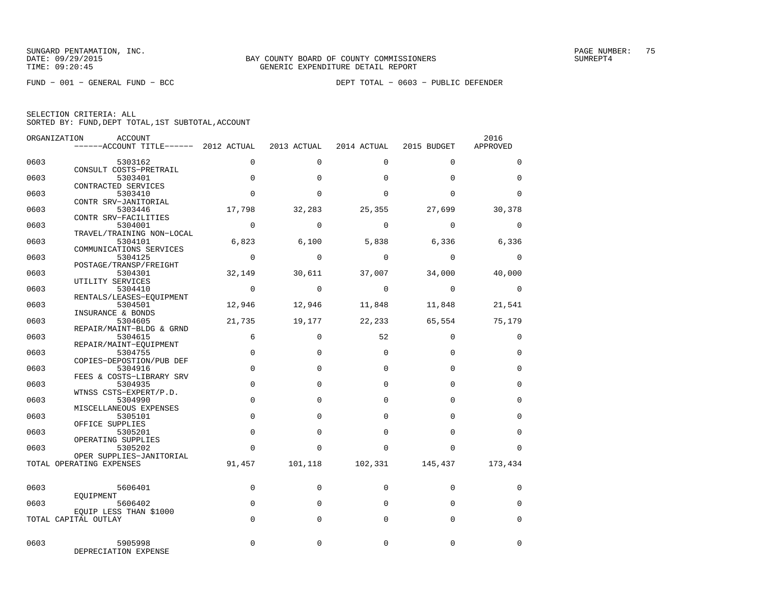SUNGARD PENTAMATION, INC.
DATE: 09/29/2015
TIME: 09:20:45

BAY COUNTY BOARD OF COUNTY COMMISSIONERS
GENERIC EXPENDITURE DETAIL REPORT

SUMREPT4

FUND − 001 − GENERAL FUND − BCC

DEPT TOTAL − 0603 − PUBLIC DEFENDER

SELECTION CRITERIA: ALL
SORTED BY: FUND,DEPT TOTAL,1ST SUBTOTAL,ACCOUNT

| ORGANIZATION | ACCOUNT / ACCOUNT TITLE | 2012 ACTUAL | 2013 ACTUAL | 2014 ACTUAL | 2015 BUDGET | 2016 APPROVED |
|---|---|---|---|---|---|---|
| 0603 | 5303162 CONSULT COSTS−PRETRAIL | 0 | 0 | 0 | 0 | 0 |
| 0603 | 5303401 CONTRACTED SERVICES | 0 | 0 | 0 | 0 | 0 |
| 0603 | 5303410 CONTR SRV−JANITORIAL | 0 | 0 | 0 | 0 | 0 |
| 0603 | 5303446 CONTR SRV−FACILITIES | 17,798 | 32,283 | 25,355 | 27,699 | 30,378 |
| 0603 | 5304001 TRAVEL/TRAINING NON−LOCAL | 0 | 0 | 0 | 0 | 0 |
| 0603 | 5304101 COMMUNICATIONS SERVICES | 6,823 | 6,100 | 5,838 | 6,336 | 6,336 |
| 0603 | 5304125 POSTAGE/TRANSP/FREIGHT | 0 | 0 | 0 | 0 | 0 |
| 0603 | 5304301 UTILITY SERVICES | 32,149 | 30,611 | 37,007 | 34,000 | 40,000 |
| 0603 | 5304410 RENTALS/LEASES−EQUIPMENT | 0 | 0 | 0 | 0 | 0 |
| 0603 | 5304501 INSURANCE & BONDS | 12,946 | 12,946 | 11,848 | 11,848 | 21,541 |
| 0603 | 5304605 REPAIR/MAINT−BLDG & GRND | 21,735 | 19,177 | 22,233 | 65,554 | 75,179 |
| 0603 | 5304615 REPAIR/MAINT−EQUIPMENT | 6 | 0 | 52 | 0 | 0 |
| 0603 | 5304755 COPIES−DEPOSTION/PUB DEF | 0 | 0 | 0 | 0 | 0 |
| 0603 | 5304916 FEES & COSTS−LIBRARY SRV | 0 | 0 | 0 | 0 | 0 |
| 0603 | 5304935 WTNSS CSTS−EXPERT/P.D. | 0 | 0 | 0 | 0 | 0 |
| 0603 | 5304990 MISCELLANEOUS EXPENSES | 0 | 0 | 0 | 0 | 0 |
| 0603 | 5305101 OFFICE SUPPLIES | 0 | 0 | 0 | 0 | 0 |
| 0603 | 5305201 OPERATING SUPPLIES | 0 | 0 | 0 | 0 | 0 |
| 0603 | 5305202 OPER SUPPLIES−JANITORIAL | 0 | 0 | 0 | 0 | 0 |
| TOTAL OPERATING EXPENSES | | 91,457 | 101,118 | 102,331 | 145,437 | 173,434 |
| 0603 | 5606401 EQUIPMENT | 0 | 0 | 0 | 0 | 0 |
| 0603 | 5606402 EQUIP LESS THAN $1000 | 0 | 0 | 0 | 0 | 0 |
| TOTAL CAPITAL OUTLAY | | 0 | 0 | 0 | 0 | 0 |
| 0603 | 5905998 DEPRECIATION EXPENSE | 0 | 0 | 0 | 0 | 0 |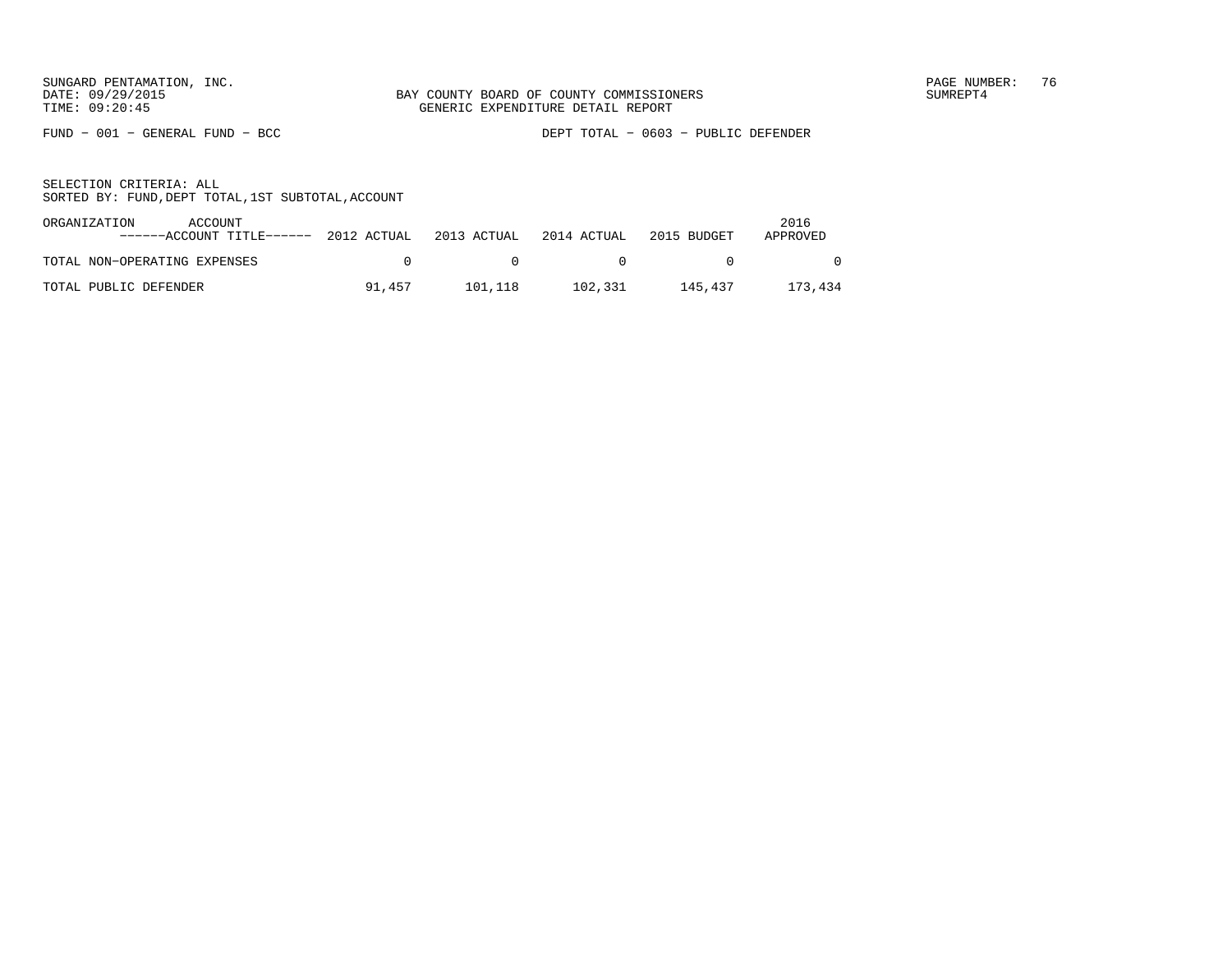SUNGARD PENTAMATION, INC.
DATE: 09/29/2015
TIME: 09:20:45

BAY COUNTY BOARD OF COUNTY COMMISSIONERS
GENERIC EXPENDITURE DETAIL REPORT

PAGE NUMBER: 76
SUMREPT4

FUND − 001 − GENERAL FUND − BCC

DEPT TOTAL − 0603 − PUBLIC DEFENDER

SELECTION CRITERIA: ALL
SORTED BY: FUND,DEPT TOTAL,1ST SUBTOTAL,ACCOUNT

| ORGANIZATION ACCOUNT ------ACCOUNT TITLE------ | 2012 ACTUAL | 2013 ACTUAL | 2014 ACTUAL | 2015 BUDGET | 2016 APPROVED |
|---|---|---|---|---|---|
| TOTAL NON−OPERATING EXPENSES | 0 | 0 | 0 | 0 | 0 |
| TOTAL PUBLIC DEFENDER | 91,457 | 101,118 | 102,331 | 145,437 | 173,434 |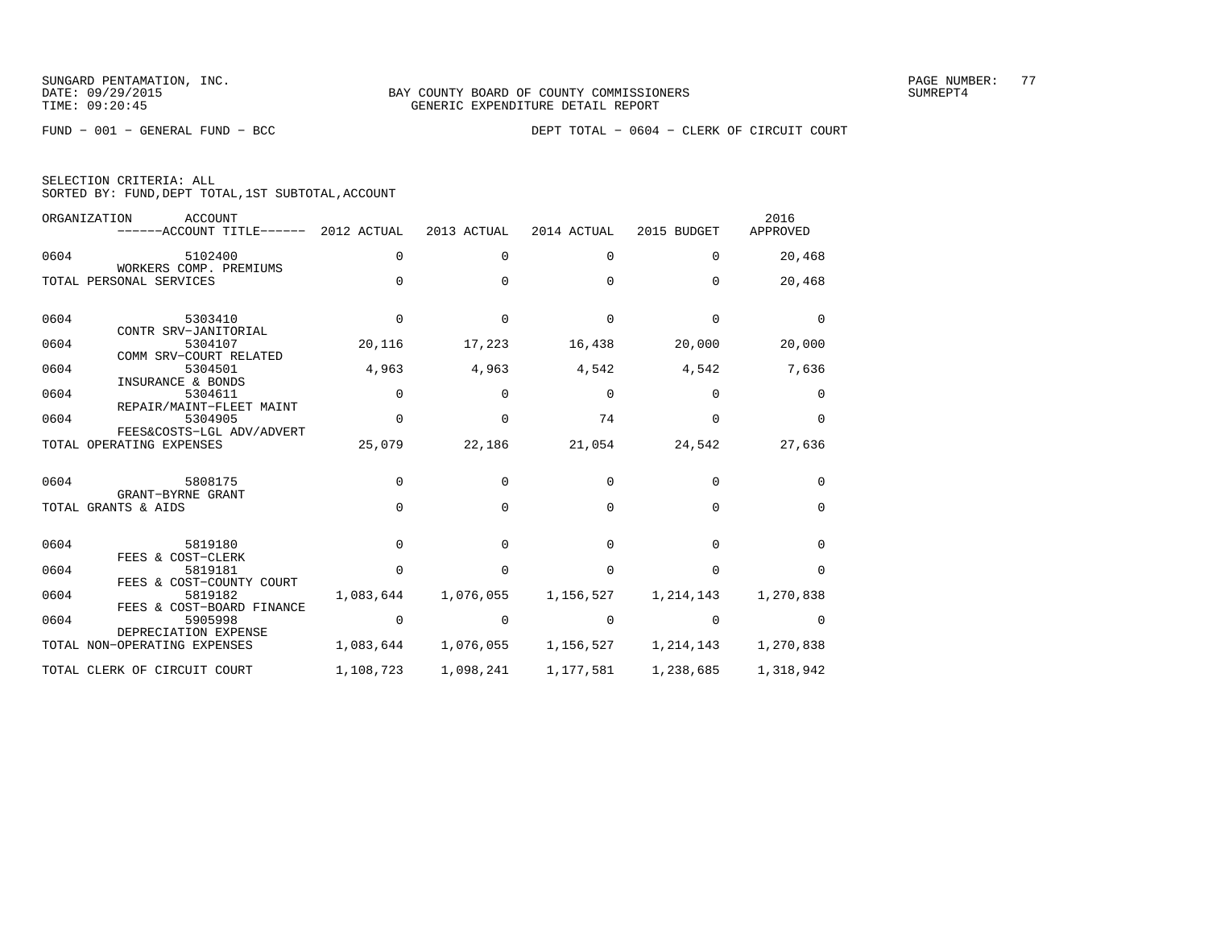SUNGARD PENTAMATION, INC.
DATE: 09/29/2015
TIME: 09:20:45

BAY COUNTY BOARD OF COUNTY COMMISSIONERS
GENERIC EXPENDITURE DETAIL REPORT

SUMREPT4

FUND − 001 − GENERAL FUND − BCC

DEPT TOTAL − 0604 − CLERK OF CIRCUIT COURT

SELECTION CRITERIA: ALL
SORTED BY: FUND,DEPT TOTAL,1ST SUBTOTAL,ACCOUNT

| ORGANIZATION | ACCOUNT / ACCOUNT TITLE | 2012 ACTUAL | 2013 ACTUAL | 2014 ACTUAL | 2015 BUDGET | 2016 APPROVED |
|---|---|---|---|---|---|---|
| 0604 | 5102400 WORKERS COMP. PREMIUMS | 0 | 0 | 0 | 0 | 20,468 |
| TOTAL PERSONAL SERVICES | | 0 | 0 | 0 | 0 | 20,468 |
| 0604 | 5303410 CONTR SRV−JANITORIAL | 0 | 0 | 0 | 0 | 0 |
| 0604 | 5304107 COMM SRV−COURT RELATED | 20,116 | 17,223 | 16,438 | 20,000 | 20,000 |
| 0604 | 5304501 INSURANCE & BONDS | 4,963 | 4,963 | 4,542 | 4,542 | 7,636 |
| 0604 | 5304611 REPAIR/MAINT−FLEET MAINT | 0 | 0 | 0 | 0 | 0 |
| 0604 | 5304905 FEES&COSTS−LGL ADV/ADVERT | 0 | 0 | 74 | 0 | 0 |
| TOTAL OPERATING EXPENSES | | 25,079 | 22,186 | 21,054 | 24,542 | 27,636 |
| 0604 | 5808175 GRANT−BYRNE GRANT | 0 | 0 | 0 | 0 | 0 |
| TOTAL GRANTS & AIDS | | 0 | 0 | 0 | 0 | 0 |
| 0604 | 5819180 FEES & COST−CLERK | 0 | 0 | 0 | 0 | 0 |
| 0604 | 5819181 FEES & COST−COUNTY COURT | 0 | 0 | 0 | 0 | 0 |
| 0604 | 5819182 FEES & COST−BOARD FINANCE | 1,083,644 | 1,076,055 | 1,156,527 | 1,214,143 | 1,270,838 |
| 0604 | 5905998 DEPRECIATION EXPENSE | 0 | 0 | 0 | 0 | 0 |
| TOTAL NON−OPERATING EXPENSES | | 1,083,644 | 1,076,055 | 1,156,527 | 1,214,143 | 1,270,838 |
| TOTAL CLERK OF CIRCUIT COURT | | 1,108,723 | 1,098,241 | 1,177,581 | 1,238,685 | 1,318,942 |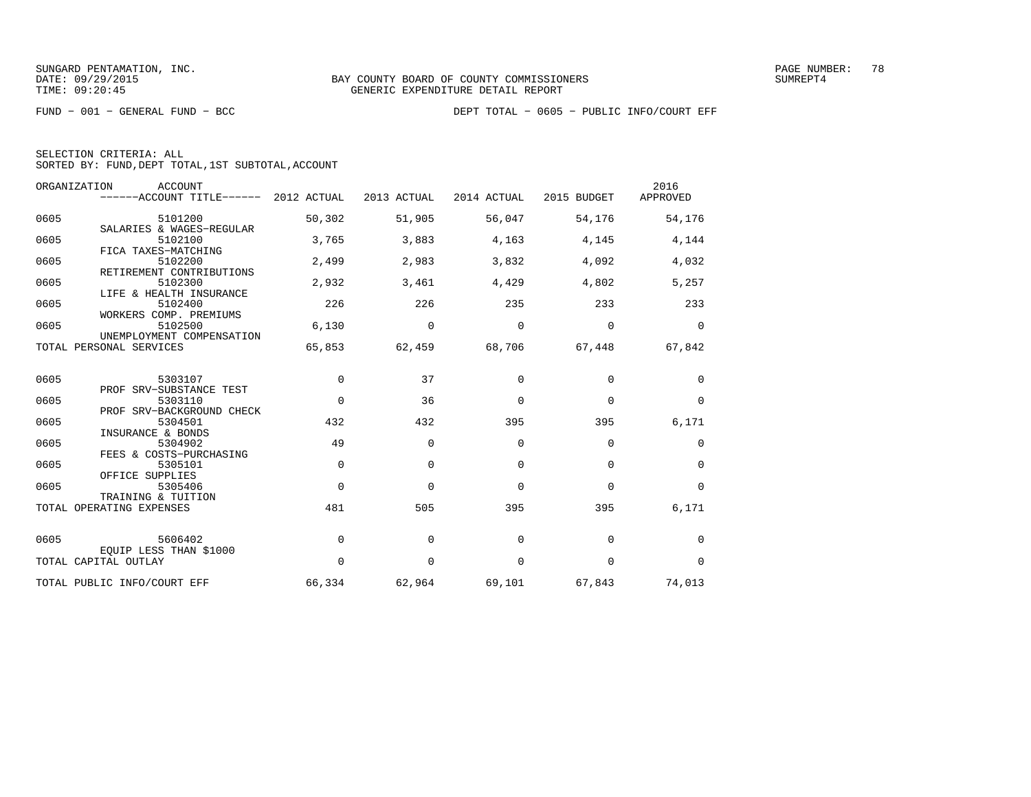SUNGARD PENTAMATION, INC.
DATE: 09/29/2015
TIME: 09:20:45

BAY COUNTY BOARD OF COUNTY COMMISSIONERS
GENERIC EXPENDITURE DETAIL REPORT

PAGE NUMBER: 78
SUMREPT4

FUND − 001 − GENERAL FUND − BCC

DEPT TOTAL − 0605 − PUBLIC INFO/COURT EFF

SELECTION CRITERIA: ALL
SORTED BY: FUND,DEPT TOTAL,1ST SUBTOTAL,ACCOUNT

| ORGANIZATION | ACCOUNT / ACCOUNT TITLE | 2012 ACTUAL | 2013 ACTUAL | 2014 ACTUAL | 2015 BUDGET | 2016 APPROVED |
|---|---|---|---|---|---|---|
| 0605 | 5101200 SALARIES & WAGES−REGULAR | 50,302 | 51,905 | 56,047 | 54,176 | 54,176 |
| 0605 | 5102100 FICA TAXES−MATCHING | 3,765 | 3,883 | 4,163 | 4,145 | 4,144 |
| 0605 | 5102200 RETIREMENT CONTRIBUTIONS | 2,499 | 2,983 | 3,832 | 4,092 | 4,032 |
| 0605 | 5102300 LIFE & HEALTH INSURANCE | 2,932 | 3,461 | 4,429 | 4,802 | 5,257 |
| 0605 | 5102400 WORKERS COMP. PREMIUMS | 226 | 226 | 235 | 233 | 233 |
| 0605 | 5102500 UNEMPLOYMENT COMPENSATION | 6,130 | 0 | 0 | 0 | 0 |
| TOTAL PERSONAL SERVICES | | 65,853 | 62,459 | 68,706 | 67,448 | 67,842 |
| 0605 | 5303107 PROF SRV−SUBSTANCE TEST | 0 | 37 | 0 | 0 | 0 |
| 0605 | 5303110 PROF SRV−BACKGROUND CHECK | 0 | 36 | 0 | 0 | 0 |
| 0605 | 5304501 INSURANCE & BONDS | 432 | 432 | 395 | 395 | 6,171 |
| 0605 | 5304902 FEES & COSTS−PURCHASING | 49 | 0 | 0 | 0 | 0 |
| 0605 | 5305101 OFFICE SUPPLIES | 0 | 0 | 0 | 0 | 0 |
| 0605 | 5305406 TRAINING & TUITION | 0 | 0 | 0 | 0 | 0 |
| TOTAL OPERATING EXPENSES | | 481 | 505 | 395 | 395 | 6,171 |
| 0605 | 5606402 EQUIP LESS THAN $1000 | 0 | 0 | 0 | 0 | 0 |
| TOTAL CAPITAL OUTLAY | | 0 | 0 | 0 | 0 | 0 |
| TOTAL PUBLIC INFO/COURT EFF | | 66,334 | 62,964 | 69,101 | 67,843 | 74,013 |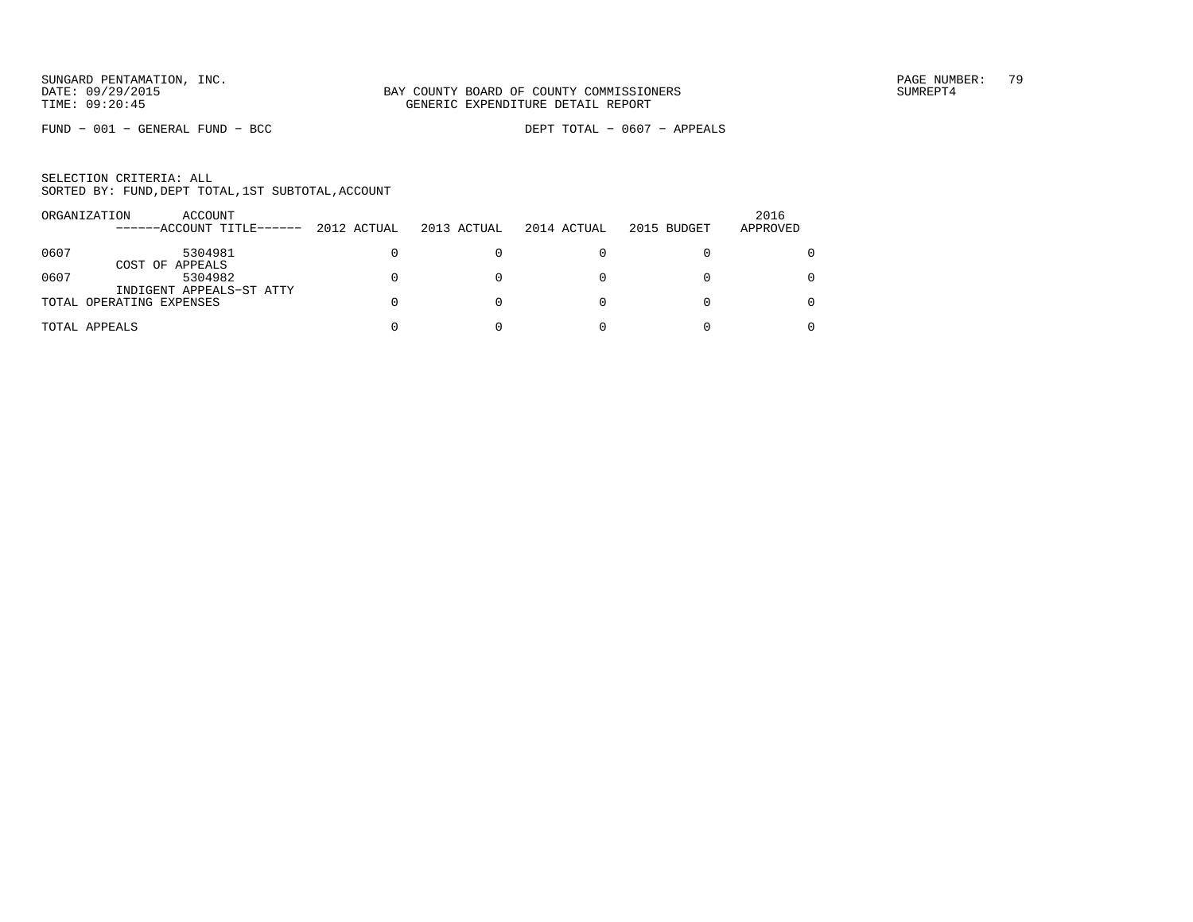SUNGARD PENTAMATION, INC.
DATE: 09/29/2015
TIME: 09:20:45

BAY COUNTY BOARD OF COUNTY COMMISSIONERS
GENERIC EXPENDITURE DETAIL REPORT

PAGE NUMBER: 79
SUMREPT4

FUND - 001 - GENERAL FUND - BCC

DEPT TOTAL - 0607 - APPEALS

SELECTION CRITERIA: ALL
SORTED BY: FUND,DEPT TOTAL,1ST SUBTOTAL,ACCOUNT

| ORGANIZATION | ACCOUNT / ------ACCOUNT TITLE------ | 2012 ACTUAL | 2013 ACTUAL | 2014 ACTUAL | 2015 BUDGET | 2016 APPROVED |
|---|---|---|---|---|---|---|
| 0607 | 5304981 COST OF APPEALS | 0 | 0 | 0 | 0 | 0 |
| 0607 | 5304982 INDIGENT APPEALS-ST ATTY | 0 | 0 | 0 | 0 | 0 |
| TOTAL OPERATING EXPENSES | | 0 | 0 | 0 | 0 | 0 |
| TOTAL APPEALS | | 0 | 0 | 0 | 0 | 0 |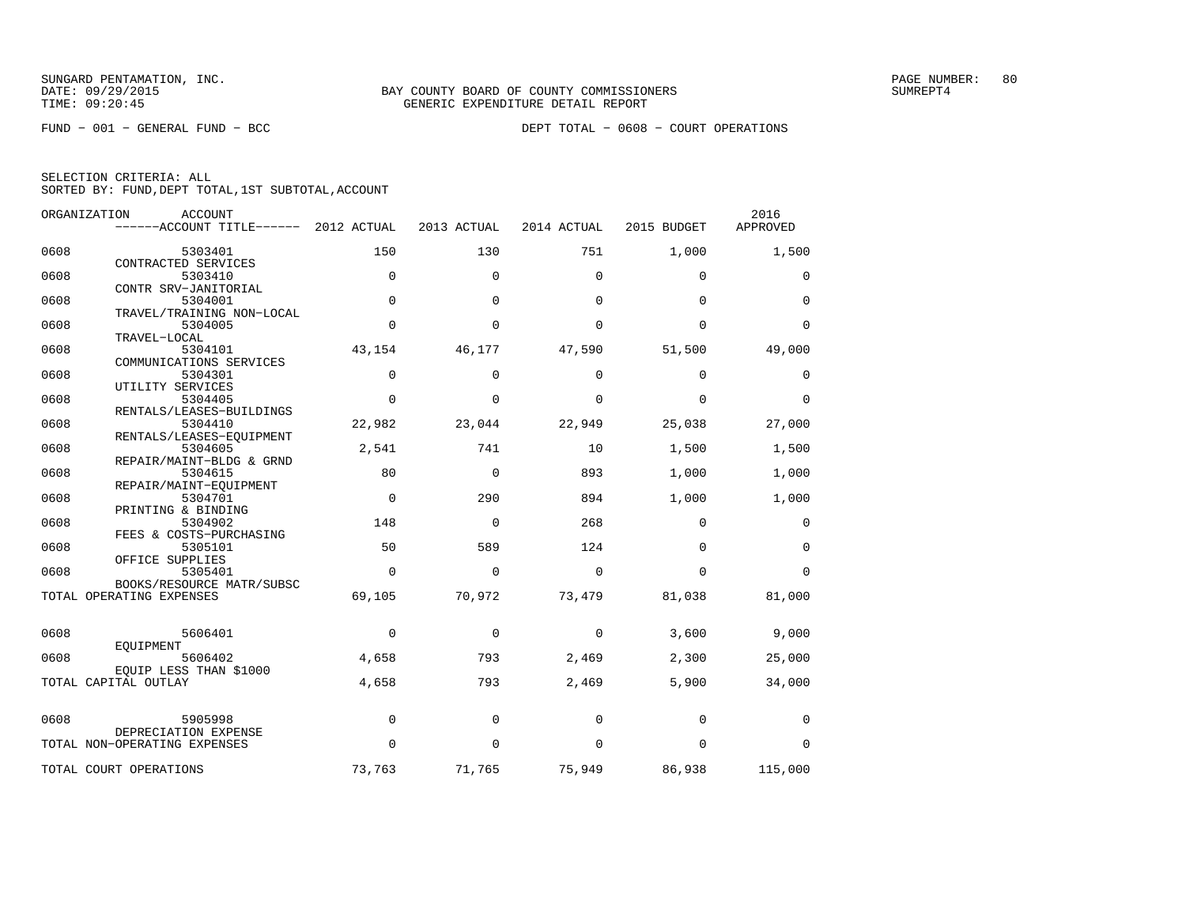SUNGARD PENTAMATION, INC.
DATE: 09/29/2015
TIME: 09:20:45

BAY COUNTY BOARD OF COUNTY COMMISSIONERS
GENERIC EXPENDITURE DETAIL REPORT

SUMREPT4

FUND − 001 − GENERAL FUND − BCC

DEPT TOTAL − 0608 − COURT OPERATIONS

SELECTION CRITERIA: ALL
SORTED BY: FUND,DEPT TOTAL,1ST SUBTOTAL,ACCOUNT

| ORGANIZATION | ACCOUNT / ACCOUNT TITLE | 2012 ACTUAL | 2013 ACTUAL | 2014 ACTUAL | 2015 BUDGET | 2016 APPROVED |
|---|---|---|---|---|---|---|
| 0608 | 5303401 CONTRACTED SERVICES | 150 | 130 | 751 | 1,000 | 1,500 |
| 0608 | 5303410 CONTR SRV−JANITORIAL | 0 | 0 | 0 | 0 | 0 |
| 0608 | 5304001 TRAVEL/TRAINING NON−LOCAL | 0 | 0 | 0 | 0 | 0 |
| 0608 | 5304005 TRAVEL−LOCAL | 0 | 0 | 0 | 0 | 0 |
| 0608 | 5304101 COMMUNICATIONS SERVICES | 43,154 | 46,177 | 47,590 | 51,500 | 49,000 |
| 0608 | 5304301 UTILITY SERVICES | 0 | 0 | 0 | 0 | 0 |
| 0608 | 5304405 RENTALS/LEASES−BUILDINGS | 0 | 0 | 0 | 0 | 0 |
| 0608 | 5304410 RENTALS/LEASES−EQUIPMENT | 22,982 | 23,044 | 22,949 | 25,038 | 27,000 |
| 0608 | 5304605 REPAIR/MAINT−BLDG & GRND | 2,541 | 741 | 10 | 1,500 | 1,500 |
| 0608 | 5304615 REPAIR/MAINT−EQUIPMENT | 80 | 0 | 893 | 1,000 | 1,000 |
| 0608 | 5304701 PRINTING & BINDING | 0 | 290 | 894 | 1,000 | 1,000 |
| 0608 | 5304902 FEES & COSTS−PURCHASING | 148 | 0 | 268 | 0 | 0 |
| 0608 | 5305101 OFFICE SUPPLIES | 50 | 589 | 124 | 0 | 0 |
| 0608 | 5305401 BOOKS/RESOURCE MATR/SUBSC | 0 | 0 | 0 | 0 | 0 |
| TOTAL OPERATING EXPENSES | | 69,105 | 70,972 | 73,479 | 81,038 | 81,000 |
| 0608 | 5606401 EQUIPMENT | 0 | 0 | 0 | 3,600 | 9,000 |
| 0608 | 5606402 EQUIP LESS THAN $1000 | 4,658 | 793 | 2,469 | 2,300 | 25,000 |
| TOTAL CAPITAL OUTLAY | | 4,658 | 793 | 2,469 | 5,900 | 34,000 |
| 0608 | 5905998 DEPRECIATION EXPENSE | 0 | 0 | 0 | 0 | 0 |
| TOTAL NON−OPERATING EXPENSES | | 0 | 0 | 0 | 0 | 0 |
| TOTAL COURT OPERATIONS | | 73,763 | 71,765 | 75,949 | 86,938 | 115,000 |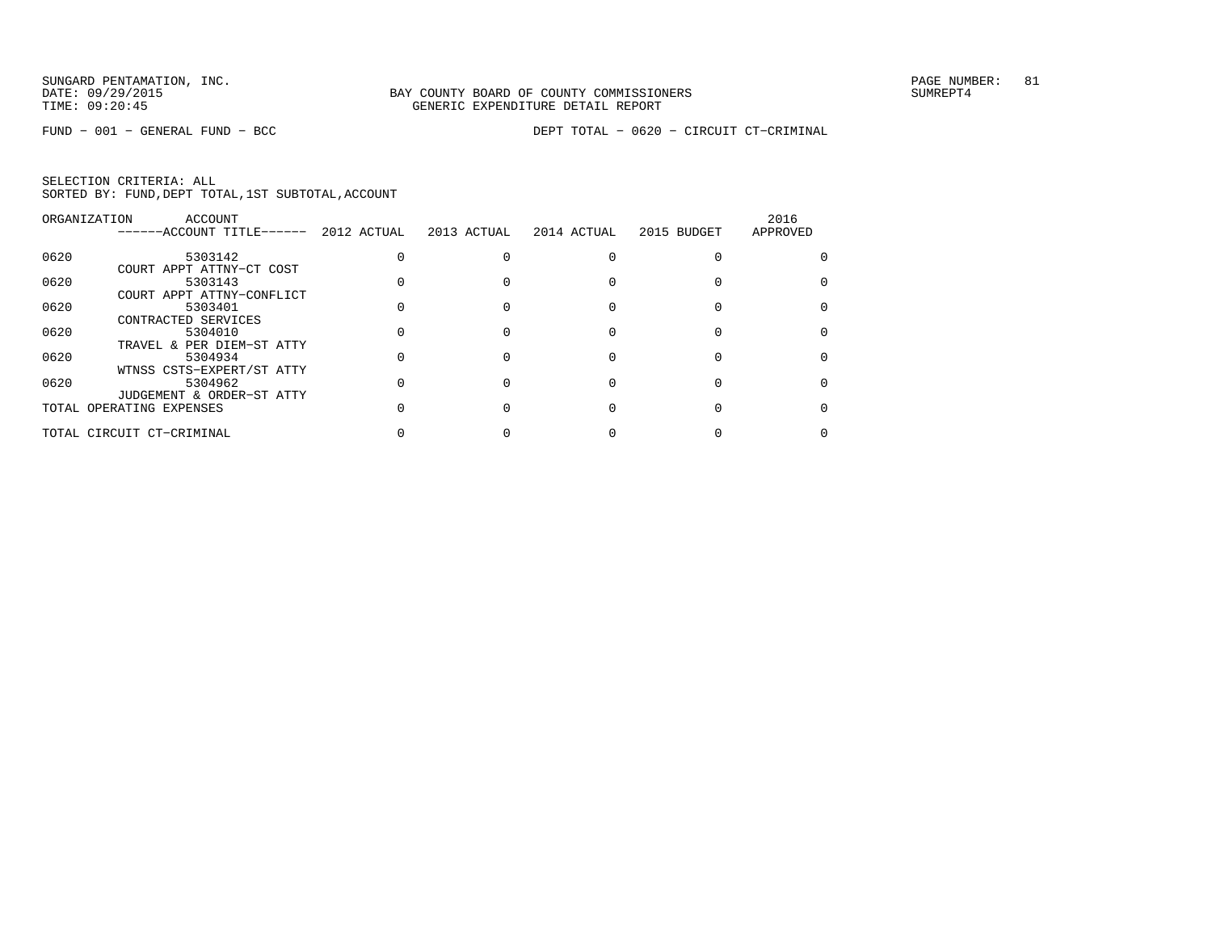SUNGARD PENTAMATION, INC.
DATE: 09/29/2015
TIME: 09:20:45

BAY COUNTY BOARD OF COUNTY COMMISSIONERS
GENERIC EXPENDITURE DETAIL REPORT

SUMREPT4

FUND − 001 − GENERAL FUND − BCC

DEPT TOTAL − 0620 − CIRCUIT CT−CRIMINAL

SELECTION CRITERIA: ALL
SORTED BY: FUND,DEPT TOTAL,1ST SUBTOTAL,ACCOUNT

| ORGANIZATION | ACCOUNT / ------ACCOUNT TITLE------ | 2012 ACTUAL | 2013 ACTUAL | 2014 ACTUAL | 2015 BUDGET | 2016 APPROVED |
|---|---|---|---|---|---|---|
| 0620 | 5303142 COURT APPT ATTNY−CT COST | 0 | 0 | 0 | 0 | 0 |
| 0620 | 5303143 COURT APPT ATTNY−CONFLICT | 0 | 0 | 0 | 0 | 0 |
| 0620 | 5303401 CONTRACTED SERVICES | 0 | 0 | 0 | 0 | 0 |
| 0620 | 5304010 TRAVEL & PER DIEM−ST ATTY | 0 | 0 | 0 | 0 | 0 |
| 0620 | 5304934 WTNSS CSTS−EXPERT/ST ATTY | 0 | 0 | 0 | 0 | 0 |
| 0620 | 5304962 JUDGEMENT & ORDER−ST ATTY | 0 | 0 | 0 | 0 | 0 |
| TOTAL OPERATING EXPENSES | | 0 | 0 | 0 | 0 | 0 |
| TOTAL CIRCUIT CT−CRIMINAL | | 0 | 0 | 0 | 0 | 0 |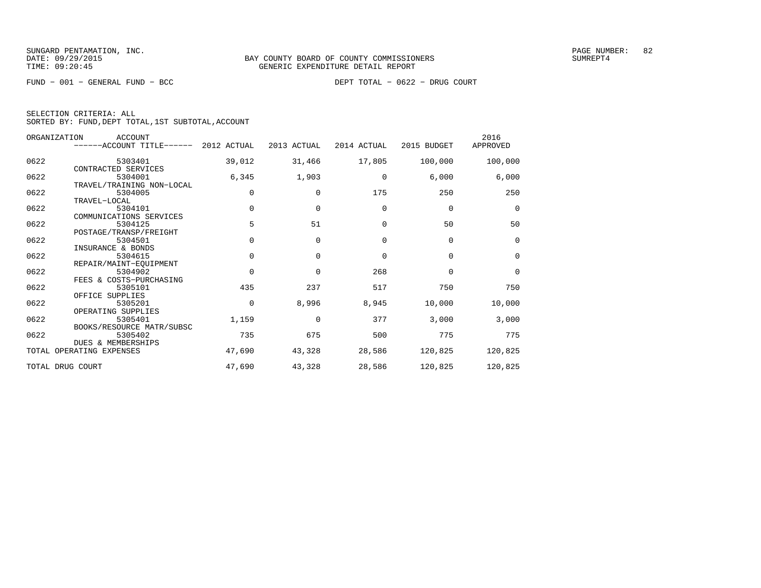SUNGARD PENTAMATION, INC.
DATE: 09/29/2015
TIME: 09:20:45

BAY COUNTY BOARD OF COUNTY COMMISSIONERS
GENERIC EXPENDITURE DETAIL REPORT

SUMREPT4

FUND − 001 − GENERAL FUND − BCC

DEPT TOTAL − 0622 − DRUG COURT

SELECTION CRITERIA: ALL
SORTED BY: FUND,DEPT TOTAL,1ST SUBTOTAL,ACCOUNT

| ORGANIZATION | ACCOUNT / ACCOUNT TITLE | 2012 ACTUAL | 2013 ACTUAL | 2014 ACTUAL | 2015 BUDGET | 2016 APPROVED |
|---|---|---|---|---|---|---|
| 0622 | 5303401 CONTRACTED SERVICES | 39,012 | 31,466 | 17,805 | 100,000 | 100,000 |
| 0622 | 5304001 TRAVEL/TRAINING NON−LOCAL | 6,345 | 1,903 | 0 | 6,000 | 6,000 |
| 0622 | 5304005 TRAVEL−LOCAL | 0 | 0 | 175 | 250 | 250 |
| 0622 | 5304101 COMMUNICATIONS SERVICES | 0 | 0 | 0 | 0 | 0 |
| 0622 | 5304125 POSTAGE/TRANSP/FREIGHT | 5 | 51 | 0 | 50 | 50 |
| 0622 | 5304501 INSURANCE & BONDS | 0 | 0 | 0 | 0 | 0 |
| 0622 | 5304615 REPAIR/MAINT−EQUIPMENT | 0 | 0 | 0 | 0 | 0 |
| 0622 | 5304902 FEES & COSTS−PURCHASING | 0 | 0 | 268 | 0 | 0 |
| 0622 | 5305101 OFFICE SUPPLIES | 435 | 237 | 517 | 750 | 750 |
| 0622 | 5305201 OPERATING SUPPLIES | 0 | 8,996 | 8,945 | 10,000 | 10,000 |
| 0622 | 5305401 BOOKS/RESOURCE MATR/SUBSC | 1,159 | 0 | 377 | 3,000 | 3,000 |
| 0622 | 5305402 DUES & MEMBERSHIPS | 735 | 675 | 500 | 775 | 775 |
| TOTAL OPERATING EXPENSES | | 47,690 | 43,328 | 28,586 | 120,825 | 120,825 |
| TOTAL DRUG COURT | | 47,690 | 43,328 | 28,586 | 120,825 | 120,825 |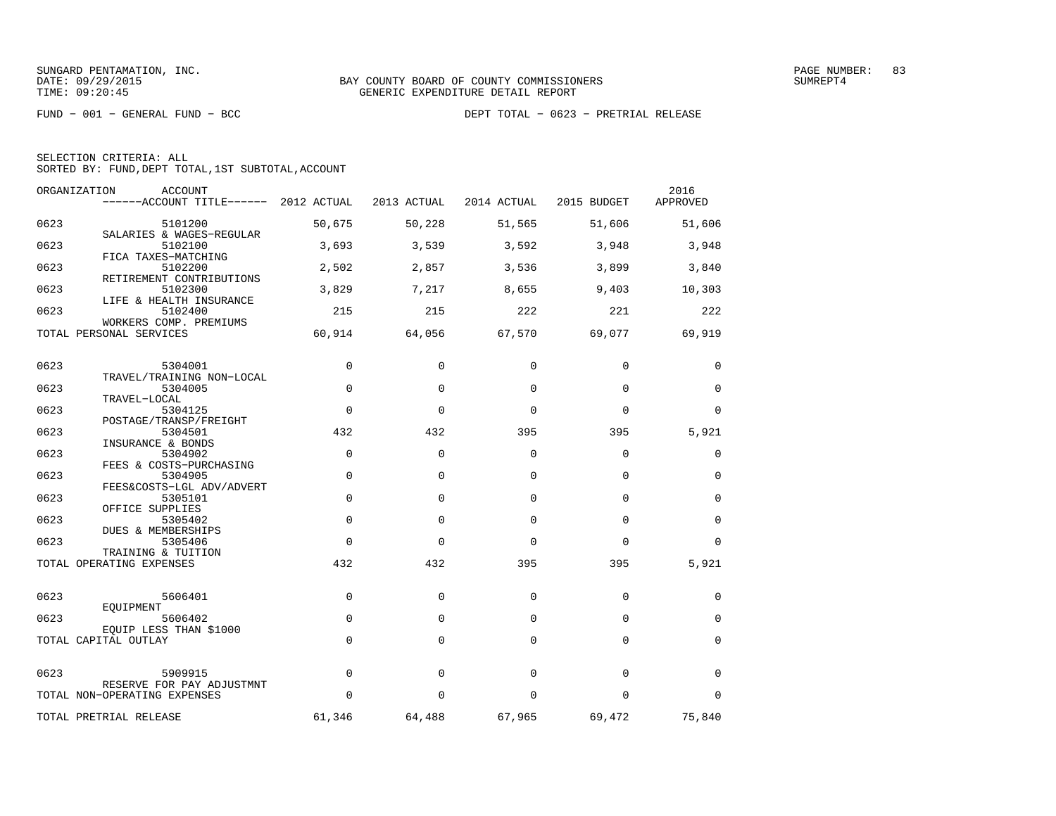SUNGARD PENTAMATION, INC.
DATE: 09/29/2015
TIME: 09:20:45

BAY COUNTY BOARD OF COUNTY COMMISSIONERS
GENERIC EXPENDITURE DETAIL REPORT

SUMREPT4

FUND − 001 − GENERAL FUND − BCC

DEPT TOTAL − 0623 − PRETRIAL RELEASE

SELECTION CRITERIA: ALL
SORTED BY: FUND,DEPT TOTAL,1ST SUBTOTAL,ACCOUNT

| ORGANIZATION | ACCOUNT / ACCOUNT TITLE | 2012 ACTUAL | 2013 ACTUAL | 2014 ACTUAL | 2015 BUDGET | 2016 APPROVED |
|---|---|---|---|---|---|---|
| 0623 | 5101200 SALARIES & WAGES−REGULAR | 50,675 | 50,228 | 51,565 | 51,606 | 51,606 |
| 0623 | 5102100 FICA TAXES−MATCHING | 3,693 | 3,539 | 3,592 | 3,948 | 3,948 |
| 0623 | 5102200 RETIREMENT CONTRIBUTIONS | 2,502 | 2,857 | 3,536 | 3,899 | 3,840 |
| 0623 | 5102300 LIFE & HEALTH INSURANCE | 3,829 | 7,217 | 8,655 | 9,403 | 10,303 |
| 0623 | 5102400 WORKERS COMP. PREMIUMS | 215 | 215 | 222 | 221 | 222 |
| TOTAL PERSONAL SERVICES | | 60,914 | 64,056 | 67,570 | 69,077 | 69,919 |
| 0623 | 5304001 TRAVEL/TRAINING NON−LOCAL | 0 | 0 | 0 | 0 | 0 |
| 0623 | 5304005 TRAVEL−LOCAL | 0 | 0 | 0 | 0 | 0 |
| 0623 | 5304125 POSTAGE/TRANSP/FREIGHT | 0 | 0 | 0 | 0 | 0 |
| 0623 | 5304501 INSURANCE & BONDS | 432 | 432 | 395 | 395 | 5,921 |
| 0623 | 5304902 FEES & COSTS−PURCHASING | 0 | 0 | 0 | 0 | 0 |
| 0623 | 5304905 FEES&COSTS−LGL ADV/ADVERT | 0 | 0 | 0 | 0 | 0 |
| 0623 | 5305101 OFFICE SUPPLIES | 0 | 0 | 0 | 0 | 0 |
| 0623 | 5305402 DUES & MEMBERSHIPS | 0 | 0 | 0 | 0 | 0 |
| 0623 | 5305406 TRAINING & TUITION | 0 | 0 | 0 | 0 | 0 |
| TOTAL OPERATING EXPENSES | | 432 | 432 | 395 | 395 | 5,921 |
| 0623 | 5606401 EQUIPMENT | 0 | 0 | 0 | 0 | 0 |
| 0623 | 5606402 EQUIP LESS THAN $1000 | 0 | 0 | 0 | 0 | 0 |
| TOTAL CAPITAL OUTLAY | | 0 | 0 | 0 | 0 | 0 |
| 0623 | 5909915 RESERVE FOR PAY ADJUSTMNT | 0 | 0 | 0 | 0 | 0 |
| TOTAL NON−OPERATING EXPENSES | | 0 | 0 | 0 | 0 | 0 |
| TOTAL PRETRIAL RELEASE | | 61,346 | 64,488 | 67,965 | 69,472 | 75,840 |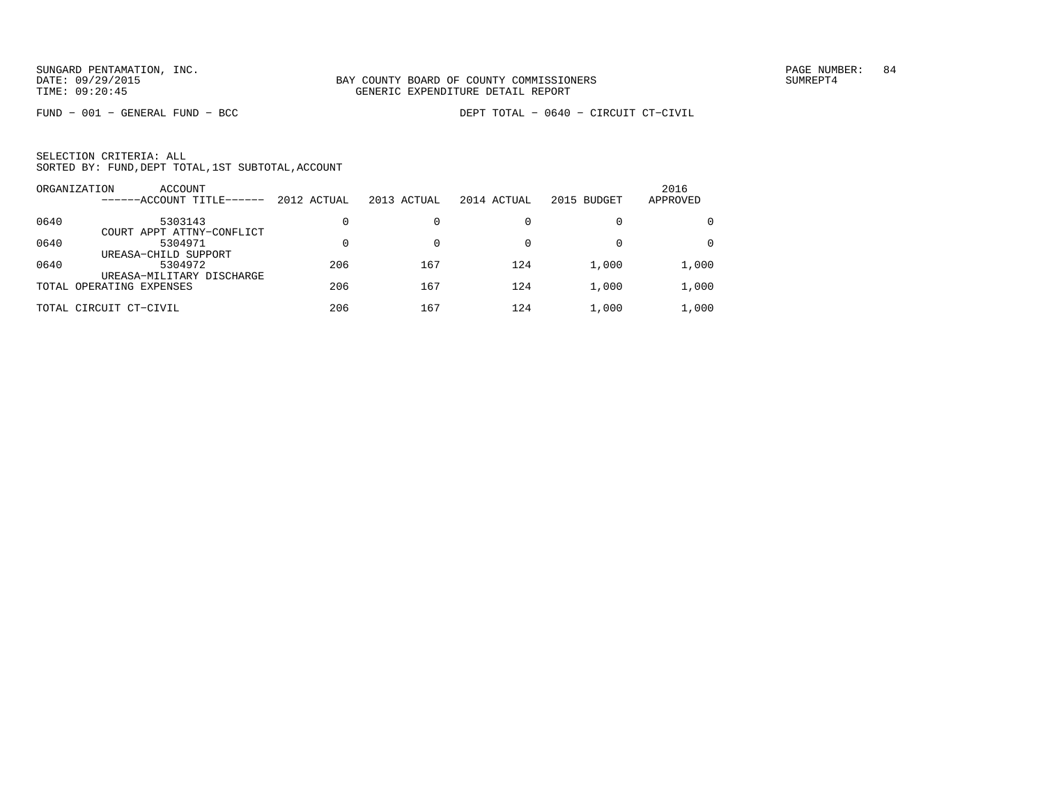SUNGARD PENTAMATION, INC.
DATE: 09/29/2015
TIME: 09:20:45

BAY COUNTY BOARD OF COUNTY COMMISSIONERS
GENERIC EXPENDITURE DETAIL REPORT

SUMREPT4

FUND − 001 − GENERAL FUND − BCC

DEPT TOTAL − 0640 − CIRCUIT CT−CIVIL

SELECTION CRITERIA: ALL
SORTED BY: FUND,DEPT TOTAL,1ST SUBTOTAL,ACCOUNT

| ORGANIZATION | ACCOUNT / ------ACCOUNT TITLE------ | 2012 ACTUAL | 2013 ACTUAL | 2014 ACTUAL | 2015 BUDGET | 2016 APPROVED |
|---|---|---|---|---|---|---|
| 0640 | 5303143 COURT APPT ATTNY−CONFLICT | 0 | 0 | 0 | 0 | 0 |
| 0640 | 5304971 UREASA−CHILD SUPPORT | 0 | 0 | 0 | 0 | 0 |
| 0640 | 5304972 UREASA−MILITARY DISCHARGE | 206 | 167 | 124 | 1,000 | 1,000 |
| TOTAL OPERATING EXPENSES | | 206 | 167 | 124 | 1,000 | 1,000 |
| TOTAL CIRCUIT CT−CIVIL | | 206 | 167 | 124 | 1,000 | 1,000 |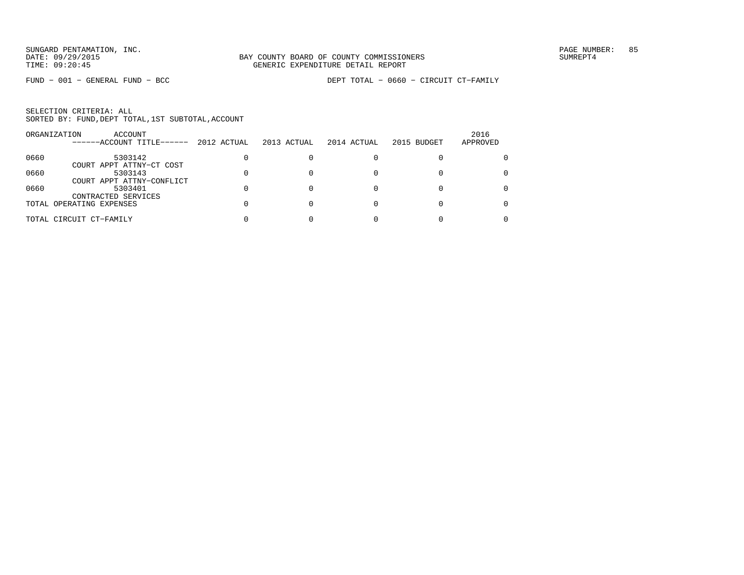BAY COUNTY BOARD OF COUNTY COMMISSIONERS
GENERIC EXPENDITURE DETAIL REPORT

FUND − 001 − GENERAL FUND − BCC

DEPT TOTAL − 0660 − CIRCUIT CT−FAMILY

SELECTION CRITERIA: ALL
SORTED BY: FUND,DEPT TOTAL,1ST SUBTOTAL,ACCOUNT

| ORGANIZATION | ACCOUNT ------ACCOUNT TITLE------ | 2012 ACTUAL | 2013 ACTUAL | 2014 ACTUAL | 2015 BUDGET | 2016 APPROVED |
|---|---|---|---|---|---|---|
| 0660 | 5303142 COURT APPT ATTNY−CT COST | 0 | 0 | 0 | 0 | 0 |
| 0660 | 5303143 COURT APPT ATTNY−CONFLICT | 0 | 0 | 0 | 0 | 0 |
| 0660 | 5303401 CONTRACTED SERVICES | 0 | 0 | 0 | 0 | 0 |
| TOTAL OPERATING EXPENSES | | 0 | 0 | 0 | 0 | 0 |
| TOTAL CIRCUIT CT−FAMILY | | 0 | 0 | 0 | 0 | 0 |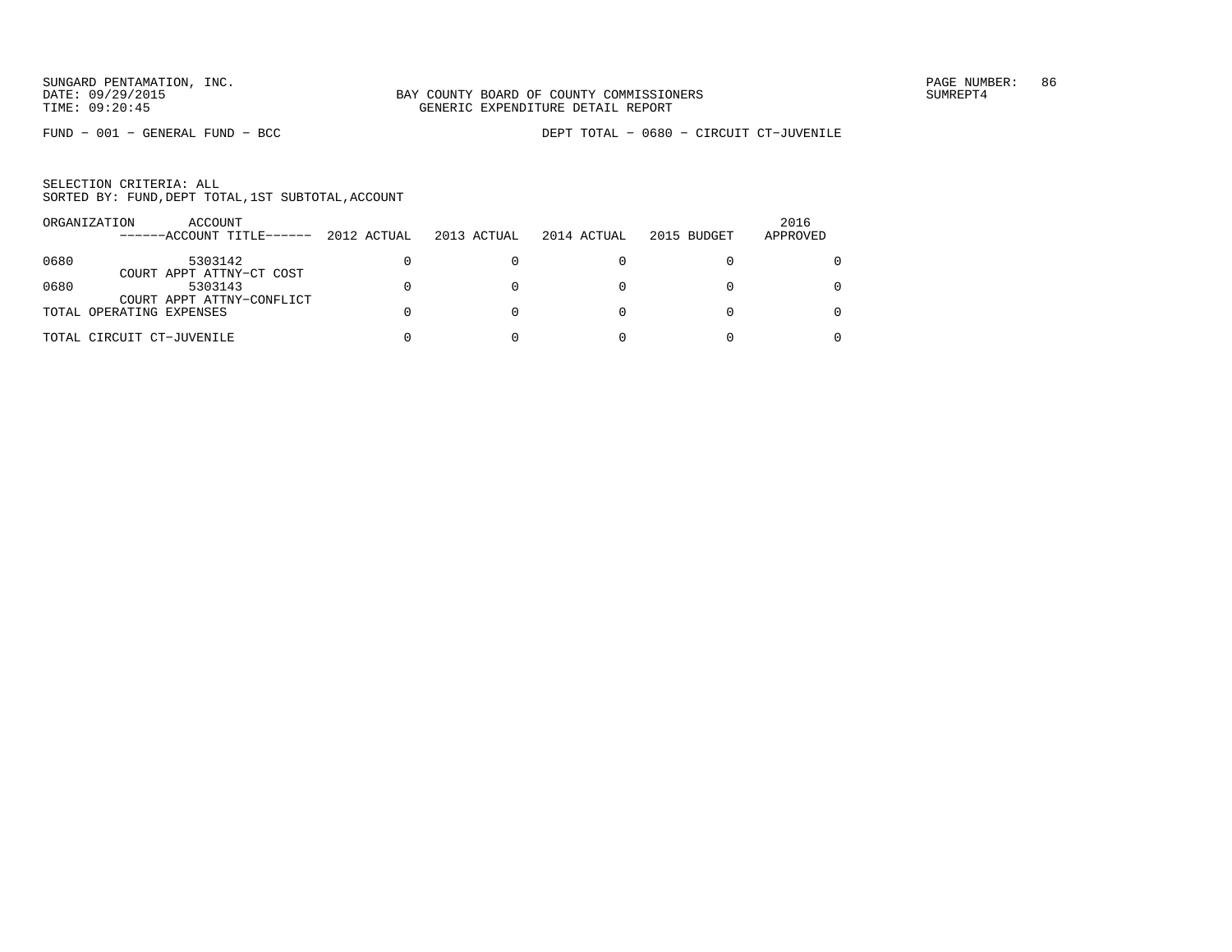SUNGARD PENTAMATION, INC.
DATE: 09/29/2015
TIME: 09:20:45

BAY COUNTY BOARD OF COUNTY COMMISSIONERS
GENERIC EXPENDITURE DETAIL REPORT

SUMREPT4

FUND − 001 − GENERAL FUND − BCC

DEPT TOTAL − 0680 − CIRCUIT CT−JUVENILE

SELECTION CRITERIA: ALL
SORTED BY: FUND,DEPT TOTAL,1ST SUBTOTAL,ACCOUNT

| ORGANIZATION | ACCOUNT<br>------ACCOUNT TITLE------ | 2012 ACTUAL | 2013 ACTUAL | 2014 ACTUAL | 2015 BUDGET | 2016<br>APPROVED |
|---|---|---|---|---|---|---|
| 0680 | 5303142<br>COURT APPT ATTNY−CT COST | 0 | 0 | 0 | 0 | 0 |
| 0680 | 5303143<br>COURT APPT ATTNY−CONFLICT | 0 | 0 | 0 | 0 | 0 |
| TOTAL OPERATING EXPENSES | | 0 | 0 | 0 | 0 | 0 |
| TOTAL CIRCUIT CT−JUVENILE | | 0 | 0 | 0 | 0 | 0 |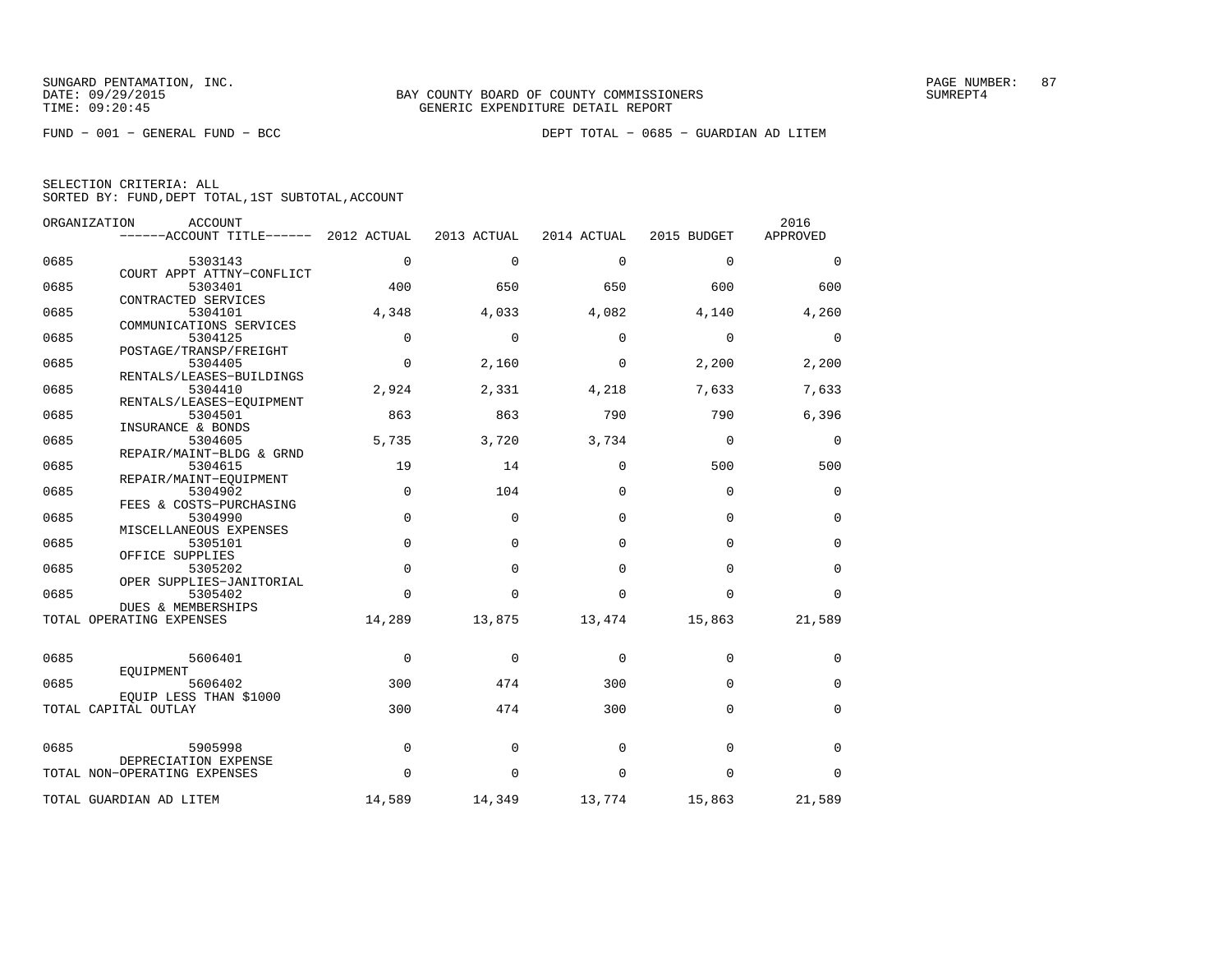SUNGARD PENTAMATION, INC.
DATE: 09/29/2015
TIME: 09:20:45

BAY COUNTY BOARD OF COUNTY COMMISSIONERS
GENERIC EXPENDITURE DETAIL REPORT

SUMREPT4

FUND − 001 − GENERAL FUND − BCC

DEPT TOTAL − 0685 − GUARDIAN AD LITEM

SELECTION CRITERIA: ALL
SORTED BY: FUND,DEPT TOTAL,1ST SUBTOTAL,ACCOUNT

| ORGANIZATION | ACCOUNT / ACCOUNT TITLE | 2012 ACTUAL | 2013 ACTUAL | 2014 ACTUAL | 2015 BUDGET | 2016 APPROVED |
|---|---|---|---|---|---|---|
| 0685 | 5303143 COURT APPT ATTNY−CONFLICT | 0 | 0 | 0 | 0 | 0 |
| 0685 | 5303401 CONTRACTED SERVICES | 400 | 650 | 650 | 600 | 600 |
| 0685 | 5304101 COMMUNICATIONS SERVICES | 4,348 | 4,033 | 4,082 | 4,140 | 4,260 |
| 0685 | 5304125 POSTAGE/TRANSP/FREIGHT | 0 | 0 | 0 | 0 | 0 |
| 0685 | 5304405 RENTALS/LEASES−BUILDINGS | 0 | 2,160 | 0 | 2,200 | 2,200 |
| 0685 | 5304410 RENTALS/LEASES−EQUIPMENT | 2,924 | 2,331 | 4,218 | 7,633 | 7,633 |
| 0685 | 5304501 INSURANCE & BONDS | 863 | 863 | 790 | 790 | 6,396 |
| 0685 | 5304605 REPAIR/MAINT−BLDG & GRND | 5,735 | 3,720 | 3,734 | 0 | 0 |
| 0685 | 5304615 REPAIR/MAINT−EQUIPMENT | 19 | 14 | 0 | 500 | 500 |
| 0685 | 5304902 FEES & COSTS−PURCHASING | 0 | 104 | 0 | 0 | 0 |
| 0685 | 5304990 MISCELLANEOUS EXPENSES | 0 | 0 | 0 | 0 | 0 |
| 0685 | 5305101 OFFICE SUPPLIES | 0 | 0 | 0 | 0 | 0 |
| 0685 | 5305202 OPER SUPPLIES−JANITORIAL | 0 | 0 | 0 | 0 | 0 |
| 0685 | 5305402 DUES & MEMBERSHIPS | 0 | 0 | 0 | 0 | 0 |
| TOTAL OPERATING EXPENSES | | 14,289 | 13,875 | 13,474 | 15,863 | 21,589 |
| 0685 | 5606401 EQUIPMENT | 0 | 0 | 0 | 0 | 0 |
| 0685 | 5606402 EQUIP LESS THAN $1000 | 300 | 474 | 300 | 0 | 0 |
| TOTAL CAPITAL OUTLAY | | 300 | 474 | 300 | 0 | 0 |
| 0685 | 5905998 DEPRECIATION EXPENSE | 0 | 0 | 0 | 0 | 0 |
| TOTAL NON−OPERATING EXPENSES | | 0 | 0 | 0 | 0 | 0 |
| TOTAL GUARDIAN AD LITEM | | 14,589 | 14,349 | 13,774 | 15,863 | 21,589 |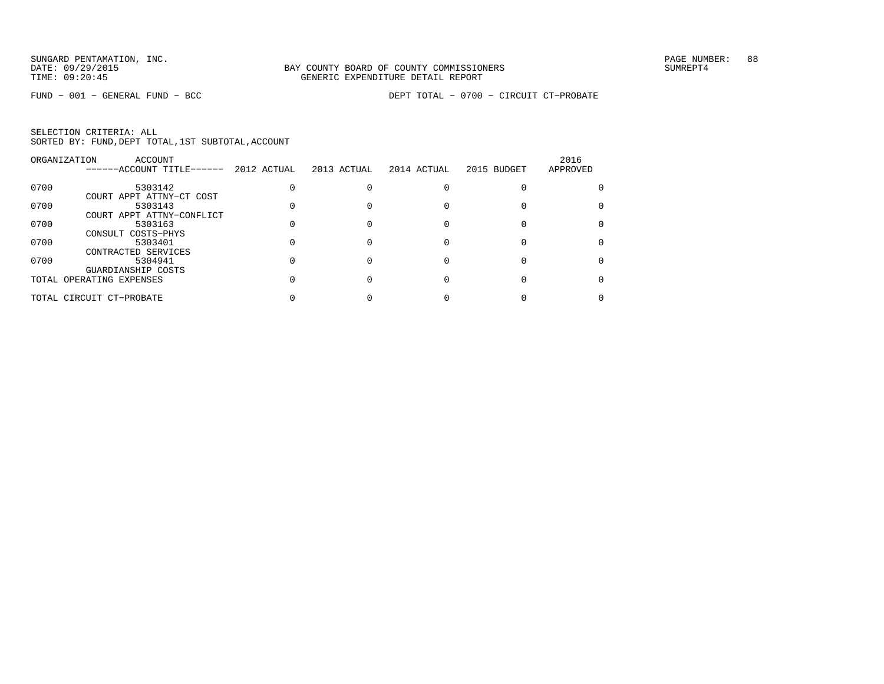SUNGARD PENTAMATION, INC.
DATE: 09/29/2015
TIME: 09:20:45

BAY COUNTY BOARD OF COUNTY COMMISSIONERS
GENERIC EXPENDITURE DETAIL REPORT

SUMREPT4

FUND − 001 − GENERAL FUND − BCC

DEPT TOTAL − 0700 − CIRCUIT CT−PROBATE

SELECTION CRITERIA: ALL
SORTED BY: FUND,DEPT TOTAL,1ST SUBTOTAL,ACCOUNT

| ORGANIZATION | ACCOUNT / ------ACCOUNT TITLE------ | 2012 ACTUAL | 2013 ACTUAL | 2014 ACTUAL | 2015 BUDGET | 2016 APPROVED |
|---|---|---|---|---|---|---|
| 0700 | 5303142 COURT APPT ATTNY−CT COST | 0 | 0 | 0 | 0 | 0 |
| 0700 | 5303143 COURT APPT ATTNY−CONFLICT | 0 | 0 | 0 | 0 | 0 |
| 0700 | 5303163 CONSULT COSTS−PHYS | 0 | 0 | 0 | 0 | 0 |
| 0700 | 5303401 CONTRACTED SERVICES | 0 | 0 | 0 | 0 | 0 |
| 0700 | 5304941 GUARDIANSHIP COSTS | 0 | 0 | 0 | 0 | 0 |
| TOTAL OPERATING EXPENSES | | 0 | 0 | 0 | 0 | 0 |
| TOTAL CIRCUIT CT−PROBATE | | 0 | 0 | 0 | 0 | 0 |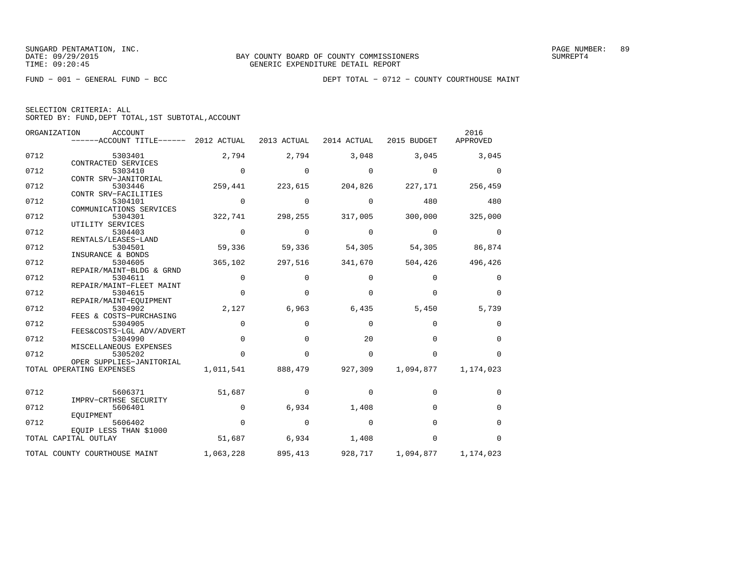SUNGARD PENTAMATION, INC.
DATE: 09/29/2015
TIME: 09:20:45

BAY COUNTY BOARD OF COUNTY COMMISSIONERS
GENERIC EXPENDITURE DETAIL REPORT

PAGE NUMBER: 89
SUMREPT4

FUND − 001 − GENERAL FUND − BCC

DEPT TOTAL − 0712 − COUNTY COURTHOUSE MAINT

SELECTION CRITERIA: ALL
SORTED BY: FUND,DEPT TOTAL,1ST SUBTOTAL,ACCOUNT

| ORGANIZATION | ACCOUNT / ------ACCOUNT TITLE------ | 2012 ACTUAL | 2013 ACTUAL | 2014 ACTUAL | 2015 BUDGET | 2016 APPROVED |
|---|---|---|---|---|---|---|
| 0712 | 5303401 CONTRACTED SERVICES | 2,794 | 2,794 | 3,048 | 3,045 | 3,045 |
| 0712 | 5303410 CONTR SRV−JANITORIAL | 0 | 0 | 0 | 0 | 0 |
| 0712 | 5303446 CONTR SRV−FACILITIES | 259,441 | 223,615 | 204,826 | 227,171 | 256,459 |
| 0712 | 5304101 COMMUNICATIONS SERVICES | 0 | 0 | 0 | 480 | 480 |
| 0712 | 5304301 UTILITY SERVICES | 322,741 | 298,255 | 317,005 | 300,000 | 325,000 |
| 0712 | 5304403 RENTALS/LEASES−LAND | 0 | 0 | 0 | 0 | 0 |
| 0712 | 5304501 INSURANCE & BONDS | 59,336 | 59,336 | 54,305 | 54,305 | 86,874 |
| 0712 | 5304605 REPAIR/MAINT−BLDG & GRND | 365,102 | 297,516 | 341,670 | 504,426 | 496,426 |
| 0712 | 5304611 REPAIR/MAINT−FLEET MAINT | 0 | 0 | 0 | 0 | 0 |
| 0712 | 5304615 REPAIR/MAINT−EQUIPMENT | 0 | 0 | 0 | 0 | 0 |
| 0712 | 5304902 FEES & COSTS−PURCHASING | 2,127 | 6,963 | 6,435 | 5,450 | 5,739 |
| 0712 | 5304905 FEES&COSTS−LGL ADV/ADVERT | 0 | 0 | 0 | 0 | 0 |
| 0712 | 5304990 MISCELLANEOUS EXPENSES | 0 | 0 | 20 | 0 | 0 |
| 0712 | 5305202 OPER SUPPLIES−JANITORIAL | 0 | 0 | 0 | 0 | 0 |
| TOTAL OPERATING EXPENSES | | 1,011,541 | 888,479 | 927,309 | 1,094,877 | 1,174,023 |
| 0712 | 5606371 IMPRV−CRTHSE SECURITY | 51,687 | 0 | 0 | 0 | 0 |
| 0712 | 5606401 EQUIPMENT | 0 | 6,934 | 1,408 | 0 | 0 |
| 0712 | 5606402 EQUIP LESS THAN $1000 | 0 | 0 | 0 | 0 | 0 |
| TOTAL CAPITAL OUTLAY | | 51,687 | 6,934 | 1,408 | 0 | 0 |
| TOTAL COUNTY COURTHOUSE MAINT | | 1,063,228 | 895,413 | 928,717 | 1,094,877 | 1,174,023 |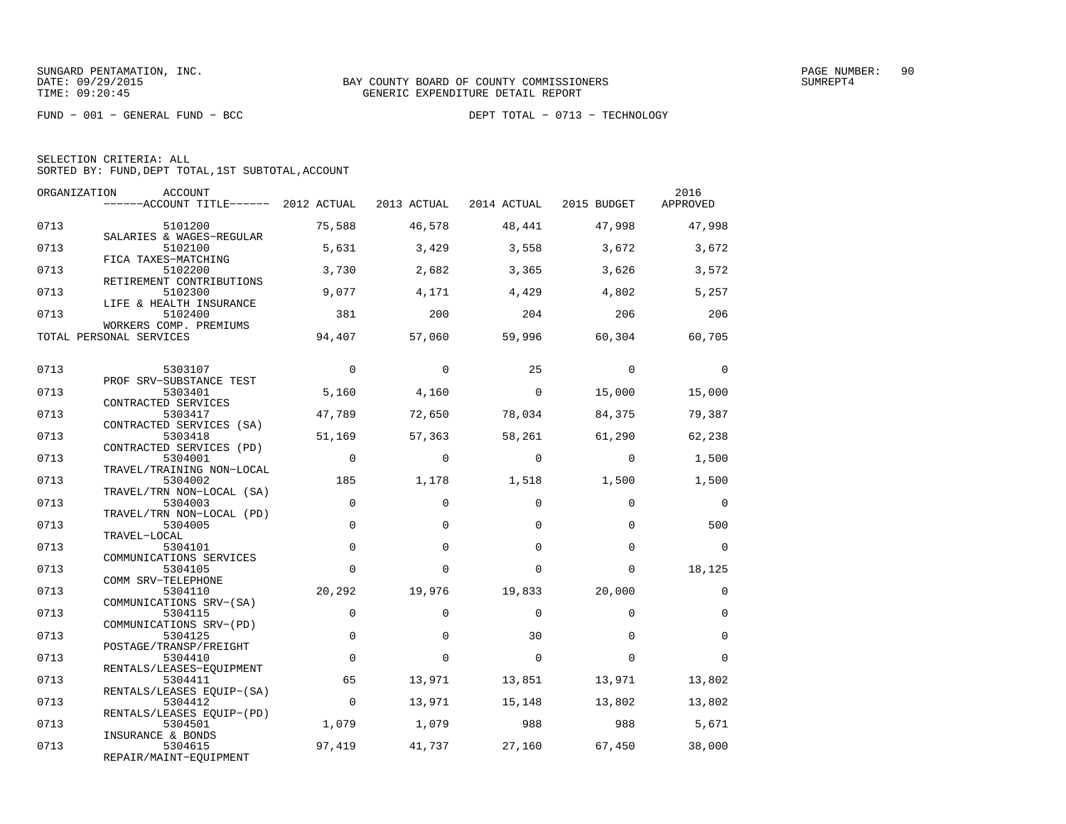SUNGARD PENTAMATION, INC.
DATE: 09/29/2015
TIME: 09:20:45

BAY COUNTY BOARD OF COUNTY COMMISSIONERS
GENERIC EXPENDITURE DETAIL REPORT

PAGE NUMBER: 90
SUMREPT4

FUND − 001 − GENERAL FUND − BCC

DEPT TOTAL − 0713 − TECHNOLOGY

SELECTION CRITERIA: ALL
SORTED BY: FUND,DEPT TOTAL,1ST SUBTOTAL,ACCOUNT

| ORGANIZATION | ACCOUNT / ACCOUNT TITLE | 2012 ACTUAL | 2013 ACTUAL | 2014 ACTUAL | 2015 BUDGET | 2016 APPROVED |
|---|---|---|---|---|---|---|
| 0713 | 5101200 SALARIES & WAGES−REGULAR | 75,588 | 46,578 | 48,441 | 47,998 | 47,998 |
| 0713 | 5102100 FICA TAXES−MATCHING | 5,631 | 3,429 | 3,558 | 3,672 | 3,672 |
| 0713 | 5102200 RETIREMENT CONTRIBUTIONS | 3,730 | 2,682 | 3,365 | 3,626 | 3,572 |
| 0713 | 5102300 LIFE & HEALTH INSURANCE | 9,077 | 4,171 | 4,429 | 4,802 | 5,257 |
| 0713 | 5102400 WORKERS COMP. PREMIUMS | 381 | 200 | 204 | 206 | 206 |
| TOTAL PERSONAL SERVICES | | 94,407 | 57,060 | 59,996 | 60,304 | 60,705 |
| 0713 | 5303107 PROF SRV−SUBSTANCE TEST | 0 | 0 | 25 | 0 | 0 |
| 0713 | 5303401 CONTRACTED SERVICES | 5,160 | 4,160 | 0 | 15,000 | 15,000 |
| 0713 | 5303417 CONTRACTED SERVICES (SA) | 47,789 | 72,650 | 78,034 | 84,375 | 79,387 |
| 0713 | 5303418 CONTRACTED SERVICES (PD) | 51,169 | 57,363 | 58,261 | 61,290 | 62,238 |
| 0713 | 5304001 TRAVEL/TRAINING NON−LOCAL | 0 | 0 | 0 | 0 | 1,500 |
| 0713 | 5304002 TRAVEL/TRN NON−LOCAL (SA) | 185 | 1,178 | 1,518 | 1,500 | 1,500 |
| 0713 | 5304003 TRAVEL/TRN NON−LOCAL (PD) | 0 | 0 | 0 | 0 | 0 |
| 0713 | 5304005 TRAVEL−LOCAL | 0 | 0 | 0 | 0 | 500 |
| 0713 | 5304101 COMMUNICATIONS SERVICES | 0 | 0 | 0 | 0 | 0 |
| 0713 | 5304105 COMM SRV−TELEPHONE | 0 | 0 | 0 | 0 | 18,125 |
| 0713 | 5304110 COMMUNICATIONS SRV−(SA) | 20,292 | 19,976 | 19,833 | 20,000 | 0 |
| 0713 | 5304115 COMMUNICATIONS SRV−(PD) | 0 | 0 | 0 | 0 | 0 |
| 0713 | 5304125 POSTAGE/TRANSP/FREIGHT | 0 | 0 | 30 | 0 | 0 |
| 0713 | 5304410 RENTALS/LEASES−EQUIPMENT | 0 | 0 | 0 | 0 | 0 |
| 0713 | 5304411 RENTALS/LEASES EQUIP−(SA) | 65 | 13,971 | 13,851 | 13,971 | 13,802 |
| 0713 | 5304412 RENTALS/LEASES EQUIP−(PD) | 0 | 13,971 | 15,148 | 13,802 | 13,802 |
| 0713 | 5304501 INSURANCE & BONDS | 1,079 | 1,079 | 988 | 988 | 5,671 |
| 0713 | 5304615 REPAIR/MAINT−EQUIPMENT | 97,419 | 41,737 | 27,160 | 67,450 | 38,000 |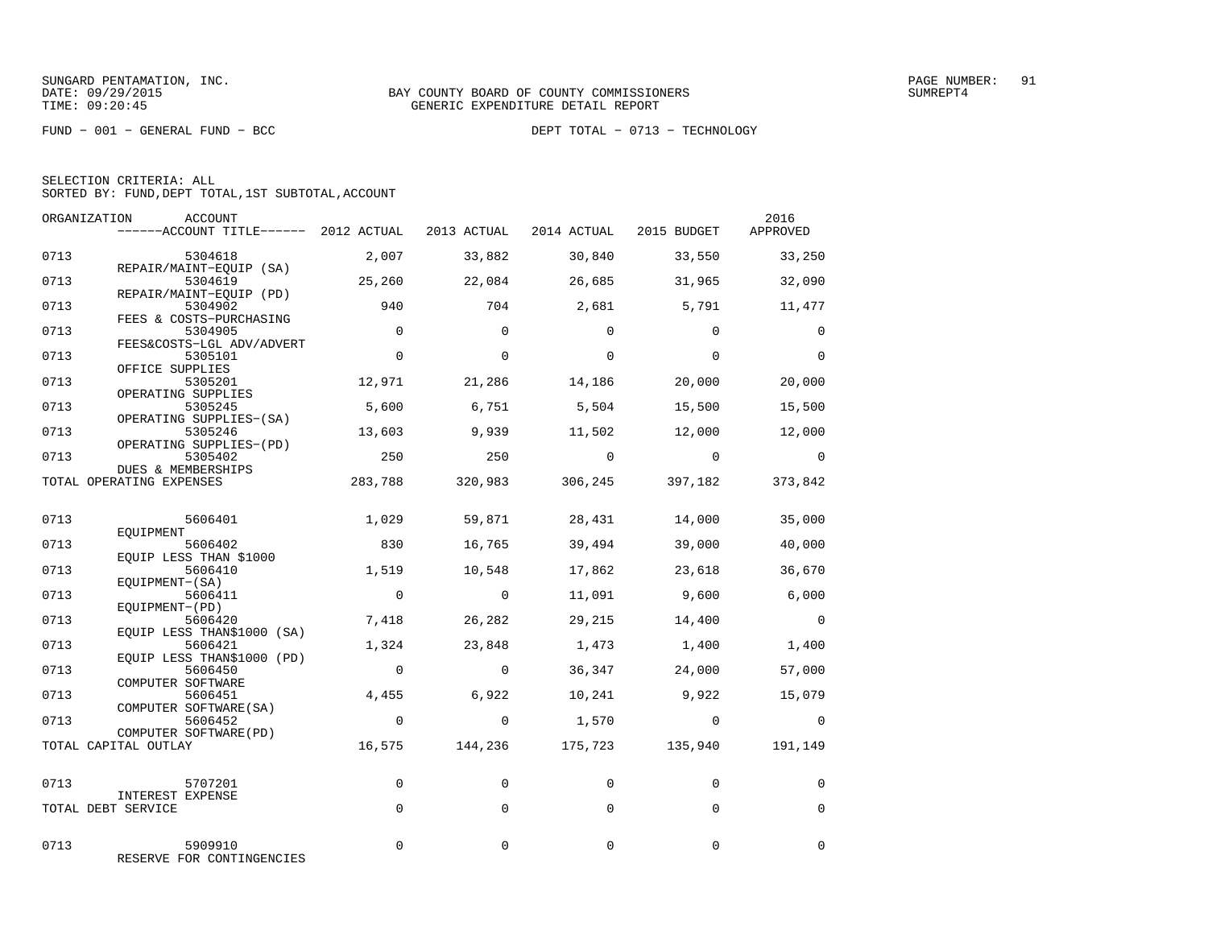SUNGARD PENTAMATION, INC.
DATE: 09/29/2015
TIME: 09:20:45

BAY COUNTY BOARD OF COUNTY COMMISSIONERS
GENERIC EXPENDITURE DETAIL REPORT

SUMREPT4

FUND − 001 − GENERAL FUND − BCC

DEPT TOTAL − 0713 − TECHNOLOGY

SELECTION CRITERIA: ALL
SORTED BY: FUND,DEPT TOTAL,1ST SUBTOTAL,ACCOUNT

| ORGANIZATION | ACCOUNT / ACCOUNT TITLE | 2012 ACTUAL | 2013 ACTUAL | 2014 ACTUAL | 2015 BUDGET | 2016 APPROVED |
|---|---|---|---|---|---|---|
| 0713 | 5304618 REPAIR/MAINT−EQUIP (SA) | 2,007 | 33,882 | 30,840 | 33,550 | 33,250 |
| 0713 | 5304619 REPAIR/MAINT−EQUIP (PD) | 25,260 | 22,084 | 26,685 | 31,965 | 32,090 |
| 0713 | 5304902 FEES & COSTS−PURCHASING | 940 | 704 | 2,681 | 5,791 | 11,477 |
| 0713 | 5304905 FEES&COSTS−LGL ADV/ADVERT | 0 | 0 | 0 | 0 | 0 |
| 0713 | 5305101 OFFICE SUPPLIES | 0 | 0 | 0 | 0 | 0 |
| 0713 | 5305201 OPERATING SUPPLIES | 12,971 | 21,286 | 14,186 | 20,000 | 20,000 |
| 0713 | 5305245 OPERATING SUPPLIES−(SA) | 5,600 | 6,751 | 5,504 | 15,500 | 15,500 |
| 0713 | 5305246 OPERATING SUPPLIES−(PD) | 13,603 | 9,939 | 11,502 | 12,000 | 12,000 |
| 0713 | 5305402 DUES & MEMBERSHIPS | 250 | 250 | 0 | 0 | 0 |
| TOTAL OPERATING EXPENSES | | 283,788 | 320,983 | 306,245 | 397,182 | 373,842 |
| 0713 | 5606401 EQUIPMENT | 1,029 | 59,871 | 28,431 | 14,000 | 35,000 |
| 0713 | 5606402 EQUIP LESS THAN $1000 | 830 | 16,765 | 39,494 | 39,000 | 40,000 |
| 0713 | 5606410 EQUIPMENT−(SA) | 1,519 | 10,548 | 17,862 | 23,618 | 36,670 |
| 0713 | 5606411 EQUIPMENT−(PD) | 0 | 0 | 11,091 | 9,600 | 6,000 |
| 0713 | 5606420 EQUIP LESS THAN$1000 (SA) | 7,418 | 26,282 | 29,215 | 14,400 | 0 |
| 0713 | 5606421 EQUIP LESS THAN$1000 (PD) | 1,324 | 23,848 | 1,473 | 1,400 | 1,400 |
| 0713 | 5606450 COMPUTER SOFTWARE | 0 | 0 | 36,347 | 24,000 | 57,000 |
| 0713 | 5606451 COMPUTER SOFTWARE(SA) | 4,455 | 6,922 | 10,241 | 9,922 | 15,079 |
| 0713 | 5606452 COMPUTER SOFTWARE(PD) | 0 | 0 | 1,570 | 0 | 0 |
| TOTAL CAPITAL OUTLAY | | 16,575 | 144,236 | 175,723 | 135,940 | 191,149 |
| 0713 | 5707201 INTEREST EXPENSE | 0 | 0 | 0 | 0 | 0 |
| TOTAL DEBT SERVICE | | 0 | 0 | 0 | 0 | 0 |
| 0713 | 5909910 RESERVE FOR CONTINGENCIES | 0 | 0 | 0 | 0 | 0 |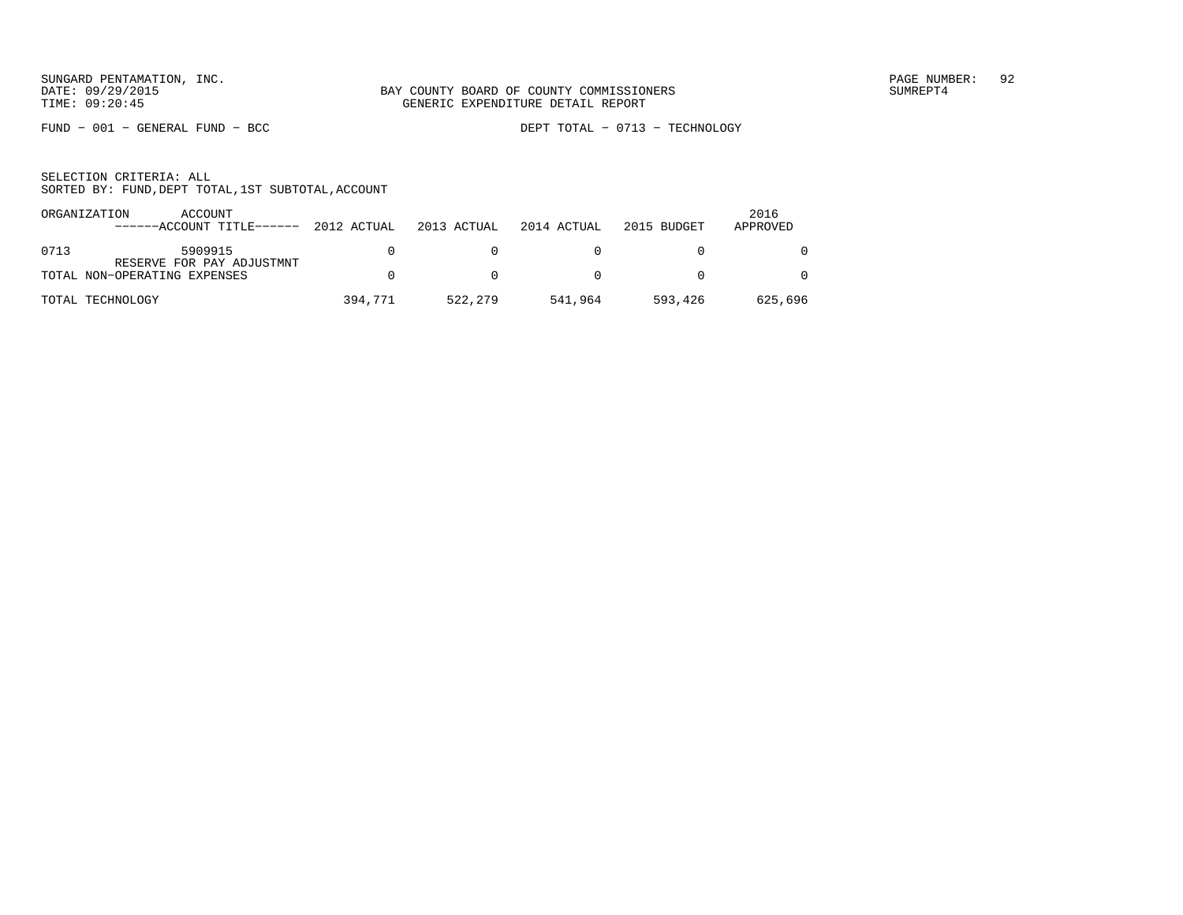SUNGARD PENTAMATION, INC.
DATE: 09/29/2015
TIME: 09:20:45

BAY COUNTY BOARD OF COUNTY COMMISSIONERS
GENERIC EXPENDITURE DETAIL REPORT

PAGE NUMBER: 92
SUMREPT4

FUND − 001 − GENERAL FUND − BCC

DEPT TOTAL − 0713 − TECHNOLOGY

SELECTION CRITERIA: ALL
SORTED BY: FUND,DEPT TOTAL,1ST SUBTOTAL,ACCOUNT

| ORGANIZATION | ACCOUNT ------ACCOUNT TITLE------ | 2012 ACTUAL | 2013 ACTUAL | 2014 ACTUAL | 2015 BUDGET | 2016 APPROVED |
|---|---|---|---|---|---|---|
| 0713 | 5909915 RESERVE FOR PAY ADJUSTMNT | 0 | 0 | 0 | 0 | 0 |
| TOTAL NON−OPERATING EXPENSES | | 0 | 0 | 0 | 0 | 0 |
| TOTAL TECHNOLOGY | | 394,771 | 522,279 | 541,964 | 593,426 | 625,696 |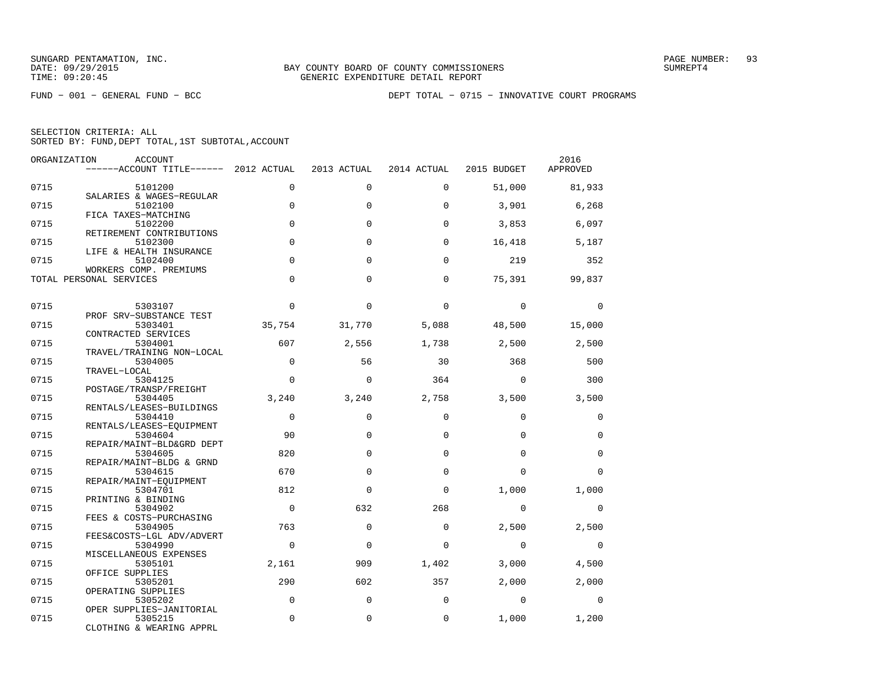SUNGARD PENTAMATION, INC.
DATE: 09/29/2015
TIME: 09:20:45

BAY COUNTY BOARD OF COUNTY COMMISSIONERS
GENERIC EXPENDITURE DETAIL REPORT

PAGE NUMBER: 93
SUMREPT4

FUND − 001 − GENERAL FUND − BCC

DEPT TOTAL − 0715 − INNOVATIVE COURT PROGRAMS

SELECTION CRITERIA: ALL
SORTED BY: FUND,DEPT TOTAL,1ST SUBTOTAL,ACCOUNT

| ORGANIZATION | ACCOUNT / ACCOUNT TITLE | 2012 ACTUAL | 2013 ACTUAL | 2014 ACTUAL | 2015 BUDGET | 2016 APPROVED |
|---|---|---|---|---|---|---|
| 0715 | 5101200 SALARIES & WAGES−REGULAR | 0 | 0 | 0 | 51,000 | 81,933 |
| 0715 | 5102100 FICA TAXES−MATCHING | 0 | 0 | 0 | 3,901 | 6,268 |
| 0715 | 5102200 RETIREMENT CONTRIBUTIONS | 0 | 0 | 0 | 3,853 | 6,097 |
| 0715 | 5102300 LIFE & HEALTH INSURANCE | 0 | 0 | 0 | 16,418 | 5,187 |
| 0715 | 5102400 WORKERS COMP. PREMIUMS | 0 | 0 | 0 | 219 | 352 |
| TOTAL PERSONAL SERVICES | | 0 | 0 | 0 | 75,391 | 99,837 |
| 0715 | 5303107 PROF SRV−SUBSTANCE TEST | 0 | 0 | 0 | 0 | 0 |
| 0715 | 5303401 CONTRACTED SERVICES | 35,754 | 31,770 | 5,088 | 48,500 | 15,000 |
| 0715 | 5304001 TRAVEL/TRAINING NON−LOCAL | 607 | 2,556 | 1,738 | 2,500 | 2,500 |
| 0715 | 5304005 TRAVEL−LOCAL | 0 | 56 | 30 | 368 | 500 |
| 0715 | 5304125 POSTAGE/TRANSP/FREIGHT | 0 | 0 | 364 | 0 | 300 |
| 0715 | 5304405 RENTALS/LEASES−BUILDINGS | 3,240 | 3,240 | 2,758 | 3,500 | 3,500 |
| 0715 | 5304410 RENTALS/LEASES−EQUIPMENT | 0 | 0 | 0 | 0 | 0 |
| 0715 | 5304604 REPAIR/MAINT−BLD&GRD DEPT | 90 | 0 | 0 | 0 | 0 |
| 0715 | 5304605 REPAIR/MAINT−BLDG & GRND | 820 | 0 | 0 | 0 | 0 |
| 0715 | 5304615 REPAIR/MAINT−EQUIPMENT | 670 | 0 | 0 | 0 | 0 |
| 0715 | 5304701 PRINTING & BINDING | 812 | 0 | 0 | 1,000 | 1,000 |
| 0715 | 5304902 FEES & COSTS−PURCHASING | 0 | 632 | 268 | 0 | 0 |
| 0715 | 5304905 FEES&COSTS−LGL ADV/ADVERT | 763 | 0 | 0 | 2,500 | 2,500 |
| 0715 | 5304990 MISCELLANEOUS EXPENSES | 0 | 0 | 0 | 0 | 0 |
| 0715 | 5305101 OFFICE SUPPLIES | 2,161 | 909 | 1,402 | 3,000 | 4,500 |
| 0715 | 5305201 OPERATING SUPPLIES | 290 | 602 | 357 | 2,000 | 2,000 |
| 0715 | 5305202 OPER SUPPLIES−JANITORIAL | 0 | 0 | 0 | 0 | 0 |
| 0715 | 5305215 CLOTHING & WEARING APPRL | 0 | 0 | 0 | 1,000 | 1,200 |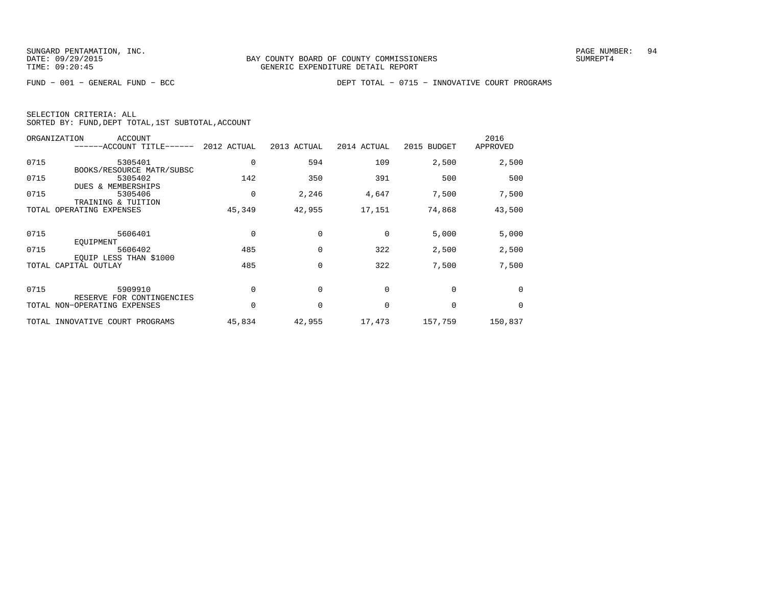SUNGARD PENTAMATION, INC.
DATE: 09/29/2015
TIME: 09:20:45

BAY COUNTY BOARD OF COUNTY COMMISSIONERS
GENERIC EXPENDITURE DETAIL REPORT

SUMREPT4

FUND - 001 - GENERAL FUND - BCC

DEPT TOTAL - 0715 - INNOVATIVE COURT PROGRAMS

SELECTION CRITERIA: ALL
SORTED BY: FUND,DEPT TOTAL,1ST SUBTOTAL,ACCOUNT

| ORGANIZATION | ACCOUNT ------ACCOUNT TITLE------ | 2012 ACTUAL | 2013 ACTUAL | 2014 ACTUAL | 2015 BUDGET | 2016 APPROVED |
|---|---|---|---|---|---|---|
| 0715 | 5305401 BOOKS/RESOURCE MATR/SUBSC | 0 | 594 | 109 | 2,500 | 2,500 |
| 0715 | 5305402 DUES & MEMBERSHIPS | 142 | 350 | 391 | 500 | 500 |
| 0715 | 5305406 TRAINING & TUITION | 0 | 2,246 | 4,647 | 7,500 | 7,500 |
| TOTAL OPERATING EXPENSES | | 45,349 | 42,955 | 17,151 | 74,868 | 43,500 |
| 0715 | 5606401 EQUIPMENT | 0 | 0 | 0 | 5,000 | 5,000 |
| 0715 | 5606402 EQUIP LESS THAN $1000 | 485 | 0 | 322 | 2,500 | 2,500 |
| TOTAL CAPITAL OUTLAY | | 485 | 0 | 322 | 7,500 | 7,500 |
| 0715 | 5909910 RESERVE FOR CONTINGENCIES | 0 | 0 | 0 | 0 | 0 |
| TOTAL NON-OPERATING EXPENSES | | 0 | 0 | 0 | 0 | 0 |
| TOTAL INNOVATIVE COURT PROGRAMS | | 45,834 | 42,955 | 17,473 | 157,759 | 150,837 |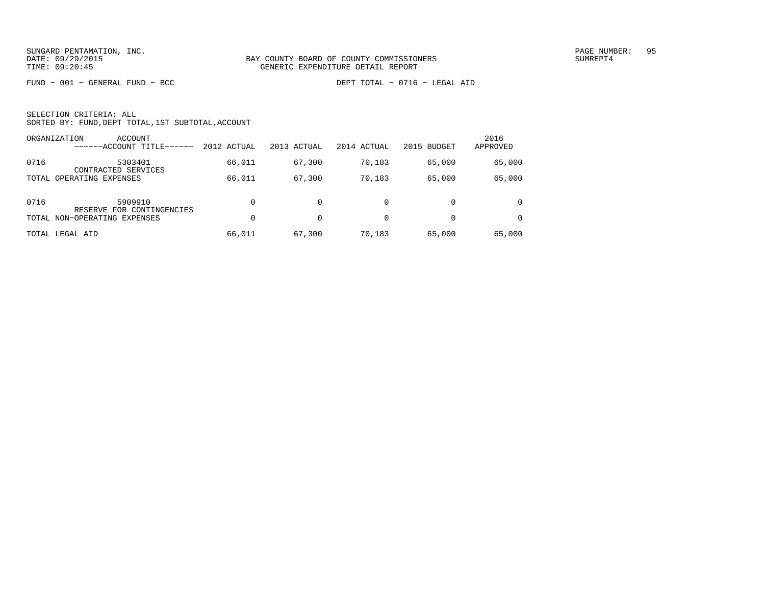SUNGARD PENTAMATION, INC.
DATE: 09/29/2015
TIME: 09:20:45

BAY COUNTY BOARD OF COUNTY COMMISSIONERS
GENERIC EXPENDITURE DETAIL REPORT

PAGE NUMBER: 95
SUMREPT4

FUND − 001 − GENERAL FUND − BCC

DEPT TOTAL − 0716 − LEGAL AID

SELECTION CRITERIA: ALL
SORTED BY: FUND,DEPT TOTAL,1ST SUBTOTAL,ACCOUNT

| ORGANIZATION | ACCOUNT ------ACCOUNT TITLE------ | 2012 ACTUAL | 2013 ACTUAL | 2014 ACTUAL | 2015 BUDGET | 2016 APPROVED |
|---|---|---|---|---|---|---|
| 0716 | 5303401 CONTRACTED SERVICES | 66,011 | 67,300 | 70,183 | 65,000 | 65,000 |
| TOTAL OPERATING EXPENSES | | 66,011 | 67,300 | 70,183 | 65,000 | 65,000 |
| 0716 | 5909910 RESERVE FOR CONTINGENCIES | 0 | 0 | 0 | 0 | 0 |
| TOTAL NON−OPERATING EXPENSES | | 0 | 0 | 0 | 0 | 0 |
| TOTAL LEGAL AID | | 66,011 | 67,300 | 70,183 | 65,000 | 65,000 |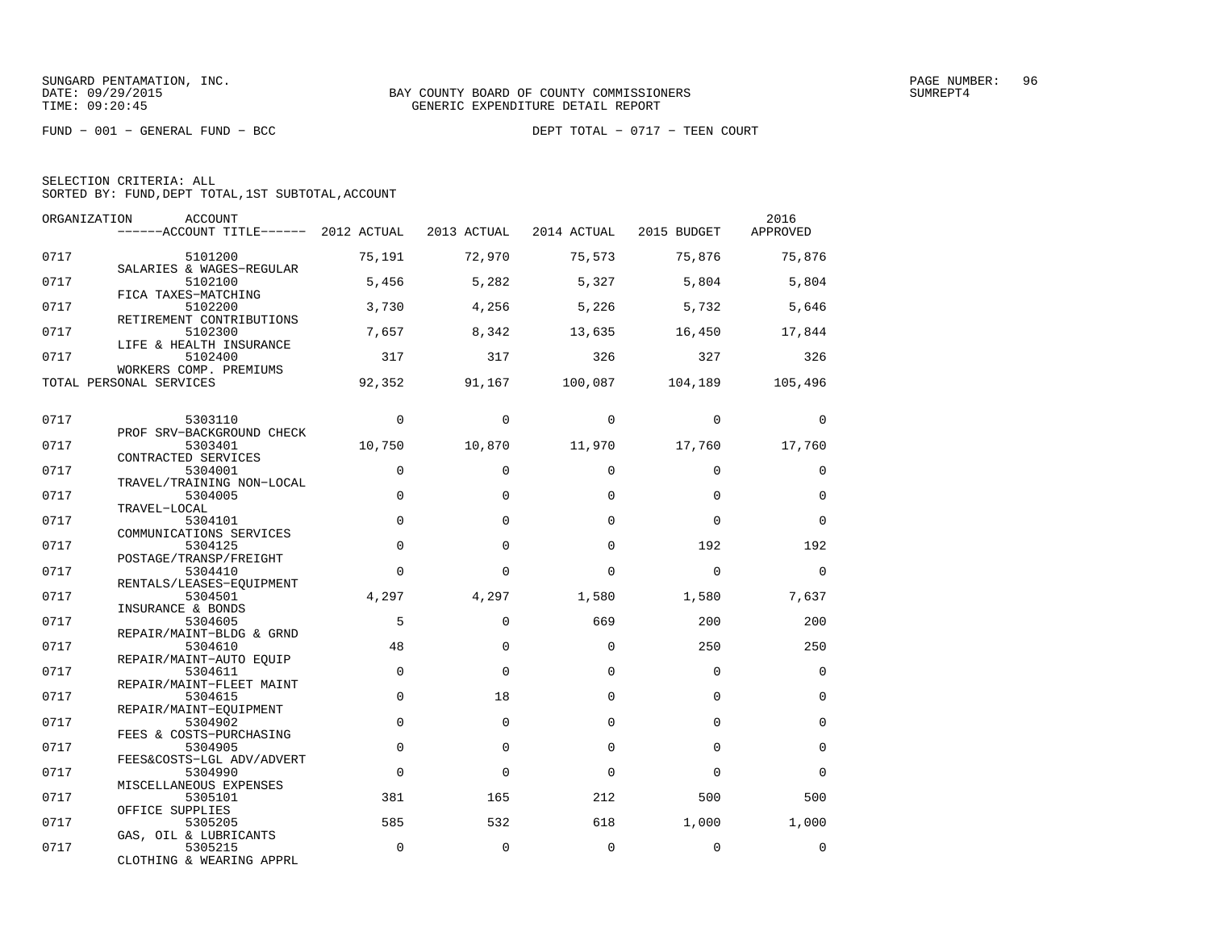SUNGARD PENTAMATION, INC.
DATE: 09/29/2015
TIME: 09:20:45

BAY COUNTY BOARD OF COUNTY COMMISSIONERS
GENERIC EXPENDITURE DETAIL REPORT

SUMREPT4

FUND − 001 − GENERAL FUND − BCC

DEPT TOTAL − 0717 − TEEN COURT

SELECTION CRITERIA: ALL
SORTED BY: FUND,DEPT TOTAL,1ST SUBTOTAL,ACCOUNT

| ORGANIZATION | ACCOUNT / ACCOUNT TITLE | 2012 ACTUAL | 2013 ACTUAL | 2014 ACTUAL | 2015 BUDGET | 2016 APPROVED |
|---|---|---|---|---|---|---|
| 0717 | 5101200 SALARIES & WAGES−REGULAR | 75,191 | 72,970 | 75,573 | 75,876 | 75,876 |
| 0717 | 5102100 FICA TAXES−MATCHING | 5,456 | 5,282 | 5,327 | 5,804 | 5,804 |
| 0717 | 5102200 RETIREMENT CONTRIBUTIONS | 3,730 | 4,256 | 5,226 | 5,732 | 5,646 |
| 0717 | 5102300 LIFE & HEALTH INSURANCE | 7,657 | 8,342 | 13,635 | 16,450 | 17,844 |
| 0717 | 5102400 WORKERS COMP. PREMIUMS | 317 | 317 | 326 | 327 | 326 |
| TOTAL PERSONAL SERVICES | | 92,352 | 91,167 | 100,087 | 104,189 | 105,496 |
| 0717 | 5303110 PROF SRV−BACKGROUND CHECK | 0 | 0 | 0 | 0 | 0 |
| 0717 | 5303401 CONTRACTED SERVICES | 10,750 | 10,870 | 11,970 | 17,760 | 17,760 |
| 0717 | 5304001 TRAVEL/TRAINING NON−LOCAL | 0 | 0 | 0 | 0 | 0 |
| 0717 | 5304005 TRAVEL−LOCAL | 0 | 0 | 0 | 0 | 0 |
| 0717 | 5304101 COMMUNICATIONS SERVICES | 0 | 0 | 0 | 0 | 0 |
| 0717 | 5304125 POSTAGE/TRANSP/FREIGHT | 0 | 0 | 0 | 192 | 192 |
| 0717 | 5304410 RENTALS/LEASES−EQUIPMENT | 0 | 0 | 0 | 0 | 0 |
| 0717 | 5304501 INSURANCE & BONDS | 4,297 | 4,297 | 1,580 | 1,580 | 7,637 |
| 0717 | 5304605 REPAIR/MAINT−BLDG & GRND | 5 | 0 | 669 | 200 | 200 |
| 0717 | 5304610 REPAIR/MAINT−AUTO EQUIP | 48 | 0 | 0 | 250 | 250 |
| 0717 | 5304611 REPAIR/MAINT−FLEET MAINT | 0 | 0 | 0 | 0 | 0 |
| 0717 | 5304615 REPAIR/MAINT−EQUIPMENT | 0 | 18 | 0 | 0 | 0 |
| 0717 | 5304902 FEES & COSTS−PURCHASING | 0 | 0 | 0 | 0 | 0 |
| 0717 | 5304905 FEES&COSTS−LGL ADV/ADVERT | 0 | 0 | 0 | 0 | 0 |
| 0717 | 5304990 MISCELLANEOUS EXPENSES | 0 | 0 | 0 | 0 | 0 |
| 0717 | 5305101 OFFICE SUPPLIES | 381 | 165 | 212 | 500 | 500 |
| 0717 | 5305205 GAS, OIL & LUBRICANTS | 585 | 532 | 618 | 1,000 | 1,000 |
| 0717 | 5305215 CLOTHING & WEARING APPRL | 0 | 0 | 0 | 0 | 0 |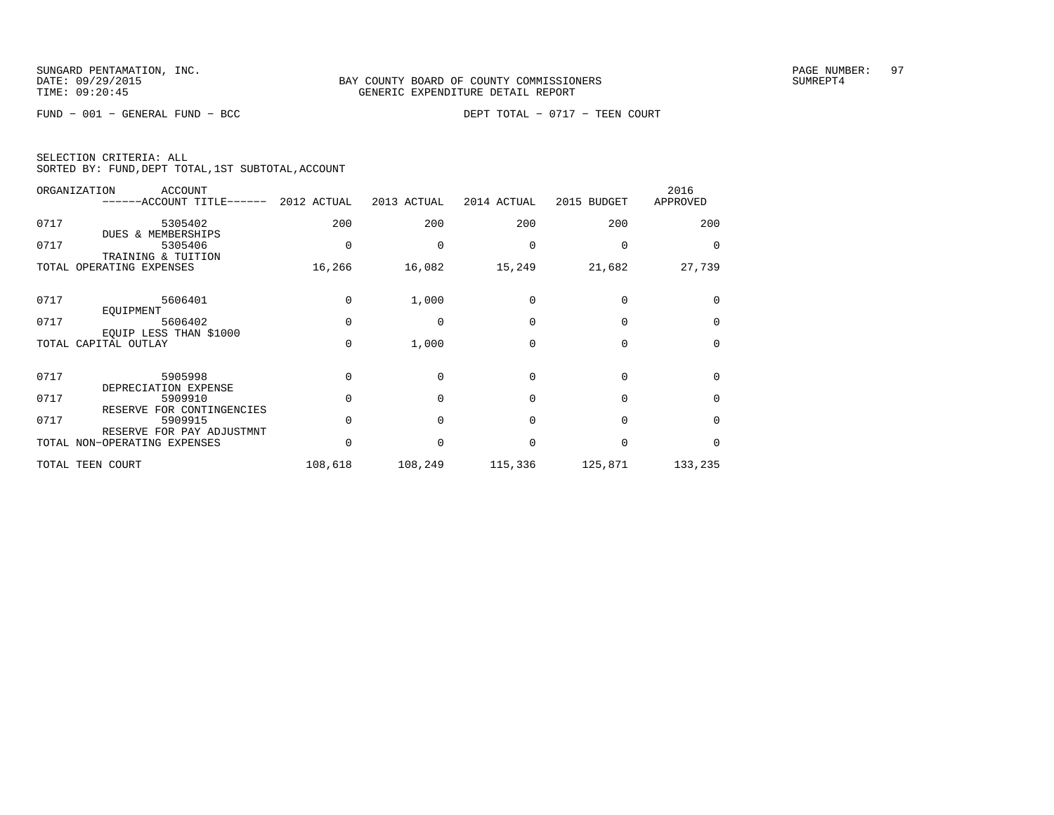SUNGARD PENTAMATION, INC.
DATE: 09/29/2015
TIME: 09:20:45

BAY COUNTY BOARD OF COUNTY COMMISSIONERS
GENERIC EXPENDITURE DETAIL REPORT

PAGE NUMBER: 97
SUMREPT4

FUND − 001 − GENERAL FUND − BCC          DEPT TOTAL − 0717 − TEEN COURT

SELECTION CRITERIA: ALL
SORTED BY: FUND,DEPT TOTAL,1ST SUBTOTAL,ACCOUNT

| ORGANIZATION | ACCOUNT ------ACCOUNT TITLE------ | 2012 ACTUAL | 2013 ACTUAL | 2014 ACTUAL | 2015 BUDGET | 2016 APPROVED |
|---|---|---|---|---|---|---|
| 0717 | 5305402 DUES & MEMBERSHIPS | 200 | 200 | 200 | 200 | 200 |
| 0717 | 5305406 TRAINING & TUITION | 0 | 0 | 0 | 0 | 0 |
| TOTAL OPERATING EXPENSES | | 16,266 | 16,082 | 15,249 | 21,682 | 27,739 |
| 0717 | 5606401 EQUIPMENT | 0 | 1,000 | 0 | 0 | 0 |
| 0717 | 5606402 EQUIP LESS THAN $1000 | 0 | 0 | 0 | 0 | 0 |
| TOTAL CAPITAL OUTLAY | | 0 | 1,000 | 0 | 0 | 0 |
| 0717 | 5905998 DEPRECIATION EXPENSE | 0 | 0 | 0 | 0 | 0 |
| 0717 | 5909910 RESERVE FOR CONTINGENCIES | 0 | 0 | 0 | 0 | 0 |
| 0717 | 5909915 RESERVE FOR PAY ADJUSTMNT | 0 | 0 | 0 | 0 | 0 |
| TOTAL NON−OPERATING EXPENSES | | 0 | 0 | 0 | 0 | 0 |
| TOTAL TEEN COURT | | 108,618 | 108,249 | 115,336 | 125,871 | 133,235 |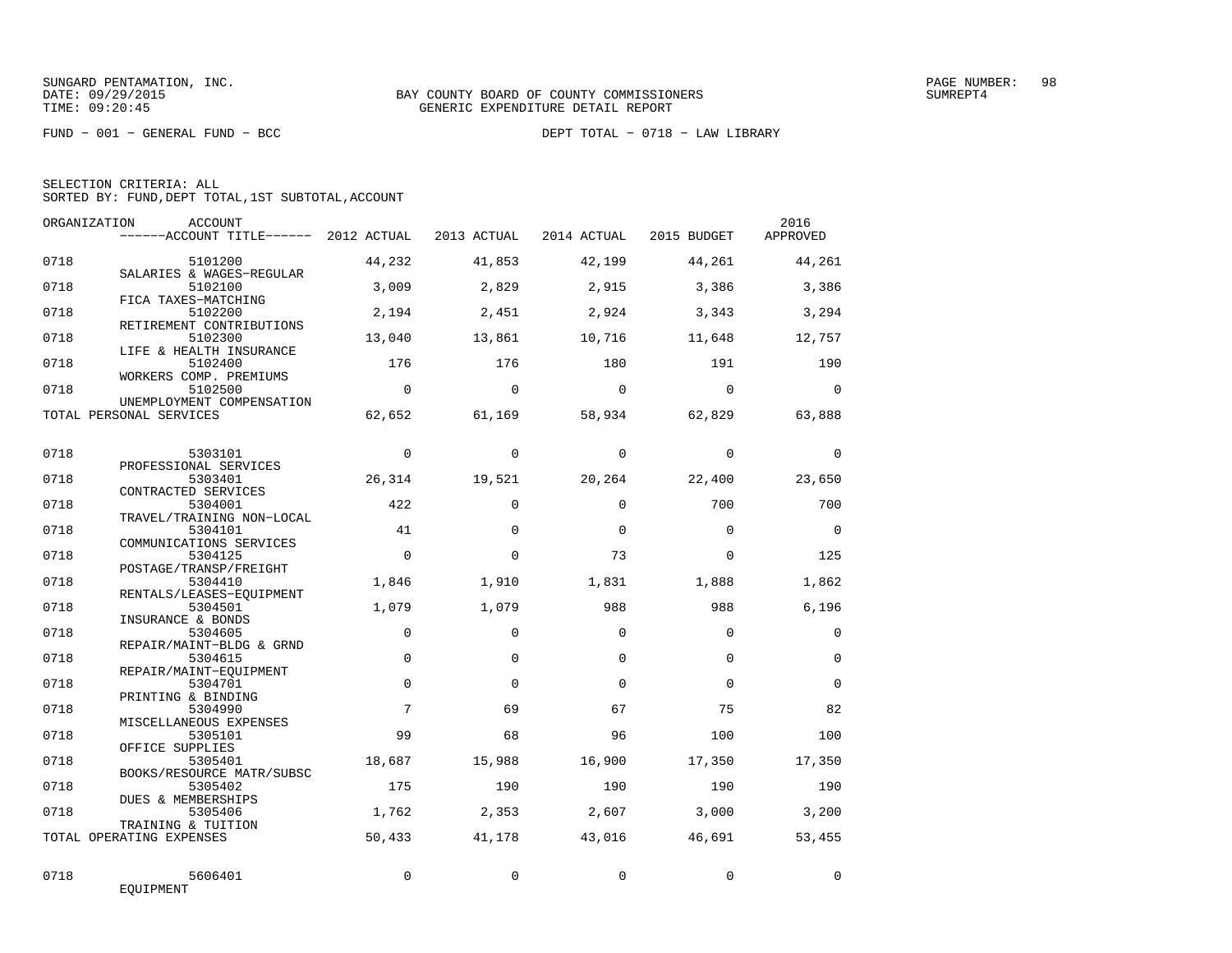SUNGARD PENTAMATION, INC.
DATE: 09/29/2015
TIME: 09:20:45

BAY COUNTY BOARD OF COUNTY COMMISSIONERS
GENERIC EXPENDITURE DETAIL REPORT

SUMREPT4

FUND − 001 − GENERAL FUND − BCC

DEPT TOTAL − 0718 − LAW LIBRARY

SELECTION CRITERIA: ALL
SORTED BY: FUND,DEPT TOTAL,1ST SUBTOTAL,ACCOUNT

| ORGANIZATION | ACCOUNT / ACCOUNT TITLE | 2012 ACTUAL | 2013 ACTUAL | 2014 ACTUAL | 2015 BUDGET | 2016 APPROVED |
|---|---|---|---|---|---|---|
| 0718 | 5101200 SALARIES & WAGES−REGULAR | 44,232 | 41,853 | 42,199 | 44,261 | 44,261 |
| 0718 | 5102100 FICA TAXES−MATCHING | 3,009 | 2,829 | 2,915 | 3,386 | 3,386 |
| 0718 | 5102200 RETIREMENT CONTRIBUTIONS | 2,194 | 2,451 | 2,924 | 3,343 | 3,294 |
| 0718 | 5102300 LIFE & HEALTH INSURANCE | 13,040 | 13,861 | 10,716 | 11,648 | 12,757 |
| 0718 | 5102400 WORKERS COMP. PREMIUMS | 176 | 176 | 180 | 191 | 190 |
| 0718 | 5102500 UNEMPLOYMENT COMPENSATION | 0 | 0 | 0 | 0 | 0 |
| TOTAL PERSONAL SERVICES | | 62,652 | 61,169 | 58,934 | 62,829 | 63,888 |
| 0718 | 5303101 PROFESSIONAL SERVICES | 0 | 0 | 0 | 0 | 0 |
| 0718 | 5303401 CONTRACTED SERVICES | 26,314 | 19,521 | 20,264 | 22,400 | 23,650 |
| 0718 | 5304001 TRAVEL/TRAINING NON−LOCAL | 422 | 0 | 0 | 700 | 700 |
| 0718 | 5304101 COMMUNICATIONS SERVICES | 41 | 0 | 0 | 0 | 0 |
| 0718 | 5304125 POSTAGE/TRANSP/FREIGHT | 0 | 0 | 73 | 0 | 125 |
| 0718 | 5304410 RENTALS/LEASES−EQUIPMENT | 1,846 | 1,910 | 1,831 | 1,888 | 1,862 |
| 0718 | 5304501 INSURANCE & BONDS | 1,079 | 1,079 | 988 | 988 | 6,196 |
| 0718 | 5304605 REPAIR/MAINT−BLDG & GRND | 0 | 0 | 0 | 0 | 0 |
| 0718 | 5304615 REPAIR/MAINT−EQUIPMENT | 0 | 0 | 0 | 0 | 0 |
| 0718 | 5304701 PRINTING & BINDING | 0 | 0 | 0 | 0 | 0 |
| 0718 | 5304990 MISCELLANEOUS EXPENSES | 7 | 69 | 67 | 75 | 82 |
| 0718 | 5305101 OFFICE SUPPLIES | 99 | 68 | 96 | 100 | 100 |
| 0718 | 5305401 BOOKS/RESOURCE MATR/SUBSC | 18,687 | 15,988 | 16,900 | 17,350 | 17,350 |
| 0718 | 5305402 DUES & MEMBERSHIPS | 175 | 190 | 190 | 190 | 190 |
| 0718 | 5305406 TRAINING & TUITION | 1,762 | 2,353 | 2,607 | 3,000 | 3,200 |
| TOTAL OPERATING EXPENSES | | 50,433 | 41,178 | 43,016 | 46,691 | 53,455 |
| 0718 | 5606401 EQUIPMENT | 0 | 0 | 0 | 0 | 0 |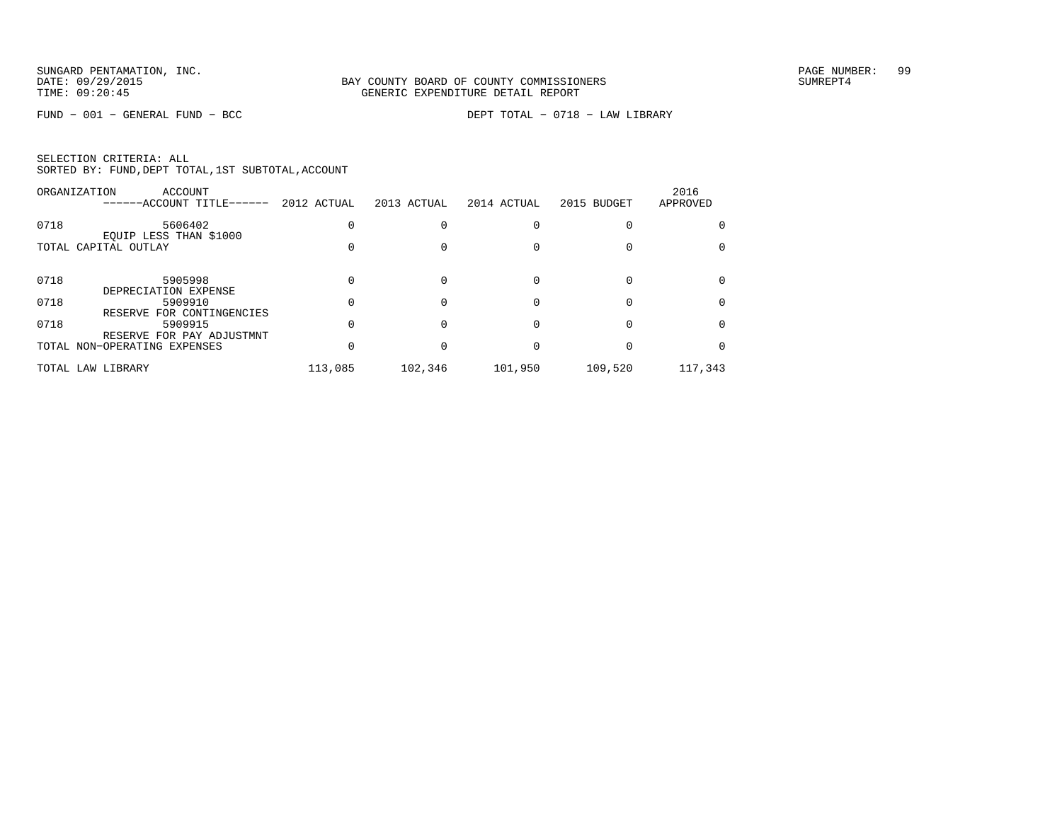SUNGARD PENTAMATION, INC.
DATE: 09/29/2015
TIME: 09:20:45

BAY COUNTY BOARD OF COUNTY COMMISSIONERS
GENERIC EXPENDITURE DETAIL REPORT

SUMREPT4

FUND − 001 − GENERAL FUND − BCC

DEPT TOTAL − 0718 − LAW LIBRARY

SELECTION CRITERIA: ALL
SORTED BY: FUND,DEPT TOTAL,1ST SUBTOTAL,ACCOUNT

| ORGANIZATION | ACCOUNT ------ACCOUNT TITLE------ | 2012 ACTUAL | 2013 ACTUAL | 2014 ACTUAL | 2015 BUDGET | 2016 APPROVED |
|---|---|---|---|---|---|---|
| 0718 | 5606402 EQUIP LESS THAN $1000 | 0 | 0 | 0 | 0 | 0 |
| TOTAL CAPITAL OUTLAY | | 0 | 0 | 0 | 0 | 0 |
| 0718 | 5905998 DEPRECIATION EXPENSE | 0 | 0 | 0 | 0 | 0 |
| 0718 | 5909910 RESERVE FOR CONTINGENCIES | 0 | 0 | 0 | 0 | 0 |
| 0718 | 5909915 RESERVE FOR PAY ADJUSTMNT | 0 | 0 | 0 | 0 | 0 |
| TOTAL NON−OPERATING EXPENSES | | 0 | 0 | 0 | 0 | 0 |
| TOTAL LAW LIBRARY | | 113,085 | 102,346 | 101,950 | 109,520 | 117,343 |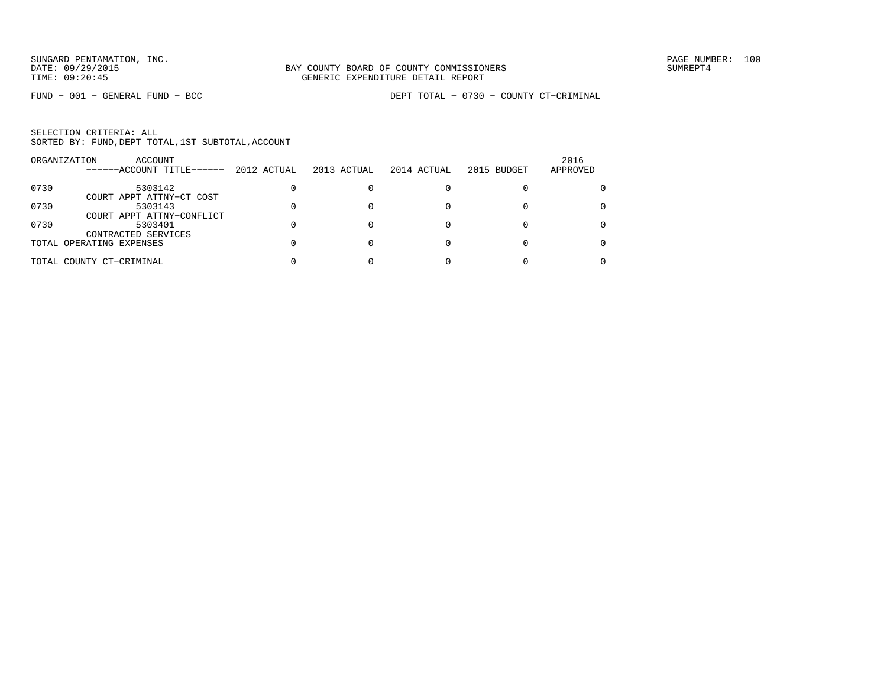SUNGARD PENTAMATION, INC.
DATE: 09/29/2015
TIME: 09:20:45

BAY COUNTY BOARD OF COUNTY COMMISSIONERS
GENERIC EXPENDITURE DETAIL REPORT

SUMREPT4

FUND − 001 − GENERAL FUND − BCC

DEPT TOTAL − 0730 − COUNTY CT−CRIMINAL

SELECTION CRITERIA: ALL
SORTED BY: FUND,DEPT TOTAL,1ST SUBTOTAL,ACCOUNT

| ORGANIZATION | ACCOUNT ------ACCOUNT TITLE------ | 2012 ACTUAL | 2013 ACTUAL | 2014 ACTUAL | 2015 BUDGET | 2016 APPROVED |
|---|---|---|---|---|---|---|
| 0730 | 5303142 COURT APPT ATTNY−CT COST | 0 | 0 | 0 | 0 | 0 |
| 0730 | 5303143 COURT APPT ATTNY−CONFLICT | 0 | 0 | 0 | 0 | 0 |
| 0730 | 5303401 CONTRACTED SERVICES | 0 | 0 | 0 | 0 | 0 |
| TOTAL OPERATING EXPENSES | | 0 | 0 | 0 | 0 | 0 |
| TOTAL COUNTY CT−CRIMINAL | | 0 | 0 | 0 | 0 | 0 |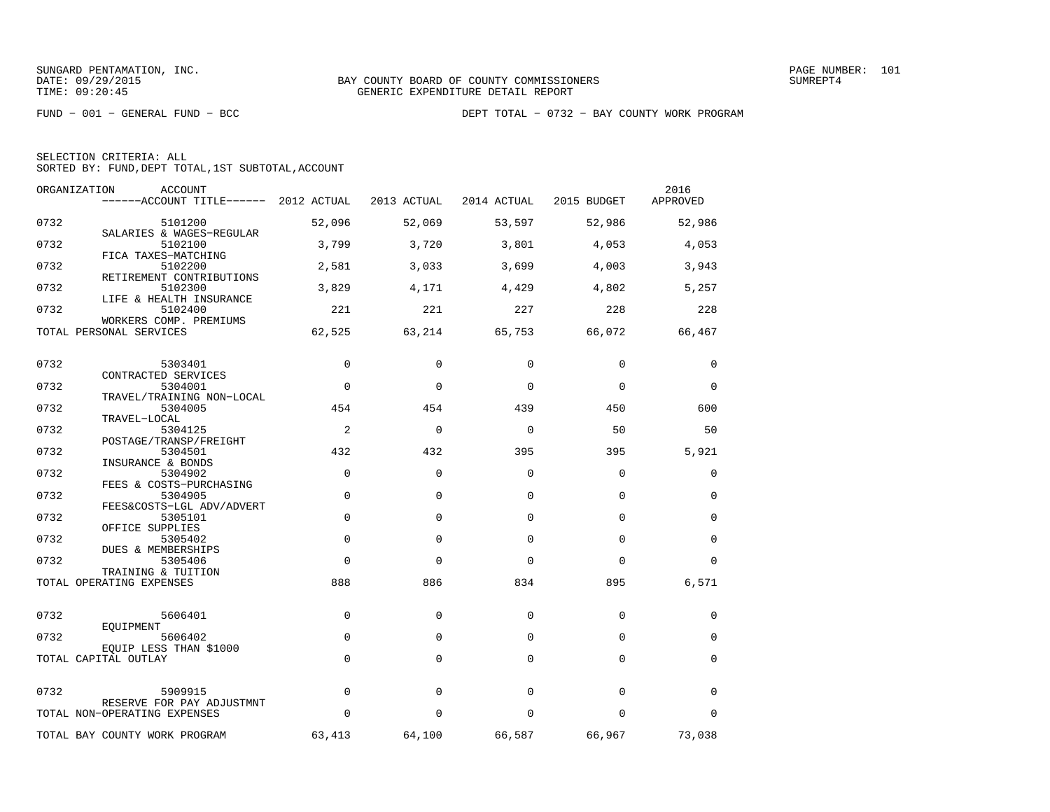SUNGARD PENTAMATION, INC.
DATE: 09/29/2015
TIME: 09:20:45

BAY COUNTY BOARD OF COUNTY COMMISSIONERS
GENERIC EXPENDITURE DETAIL REPORT

PAGE NUMBER: 101
SUMREPT4

FUND - 001 - GENERAL FUND - BCC

DEPT TOTAL - 0732 - BAY COUNTY WORK PROGRAM

SELECTION CRITERIA: ALL
SORTED BY: FUND,DEPT TOTAL,1ST SUBTOTAL,ACCOUNT

| ORGANIZATION | ACCOUNT / ------ACCOUNT TITLE------ | 2012 ACTUAL | 2013 ACTUAL | 2014 ACTUAL | 2015 BUDGET | 2016 APPROVED |
|---|---|---|---|---|---|---|
| 0732 | 5101200 SALARIES & WAGES-REGULAR | 52,096 | 52,069 | 53,597 | 52,986 | 52,986 |
| 0732 | 5102100 FICA TAXES-MATCHING | 3,799 | 3,720 | 3,801 | 4,053 | 4,053 |
| 0732 | 5102200 RETIREMENT CONTRIBUTIONS | 2,581 | 3,033 | 3,699 | 4,003 | 3,943 |
| 0732 | 5102300 LIFE & HEALTH INSURANCE | 3,829 | 4,171 | 4,429 | 4,802 | 5,257 |
| 0732 | 5102400 WORKERS COMP. PREMIUMS | 221 | 221 | 227 | 228 | 228 |
| TOTAL PERSONAL SERVICES | | 62,525 | 63,214 | 65,753 | 66,072 | 66,467 |
| 0732 | 5303401 CONTRACTED SERVICES | 0 | 0 | 0 | 0 | 0 |
| 0732 | 5304001 TRAVEL/TRAINING NON-LOCAL | 0 | 0 | 0 | 0 | 0 |
| 0732 | 5304005 TRAVEL-LOCAL | 454 | 454 | 439 | 450 | 600 |
| 0732 | 5304125 POSTAGE/TRANSP/FREIGHT | 2 | 0 | 0 | 50 | 50 |
| 0732 | 5304501 INSURANCE & BONDS | 432 | 432 | 395 | 395 | 5,921 |
| 0732 | 5304902 FEES & COSTS-PURCHASING | 0 | 0 | 0 | 0 | 0 |
| 0732 | 5304905 FEES&COSTS-LGL ADV/ADVERT | 0 | 0 | 0 | 0 | 0 |
| 0732 | 5305101 OFFICE SUPPLIES | 0 | 0 | 0 | 0 | 0 |
| 0732 | 5305402 DUES & MEMBERSHIPS | 0 | 0 | 0 | 0 | 0 |
| 0732 | 5305406 TRAINING & TUITION | 0 | 0 | 0 | 0 | 0 |
| TOTAL OPERATING EXPENSES | | 888 | 886 | 834 | 895 | 6,571 |
| 0732 | 5606401 EQUIPMENT | 0 | 0 | 0 | 0 | 0 |
| 0732 | 5606402 EQUIP LESS THAN $1000 | 0 | 0 | 0 | 0 | 0 |
| TOTAL CAPITAL OUTLAY | | 0 | 0 | 0 | 0 | 0 |
| 0732 | 5909915 RESERVE FOR PAY ADJUSTMNT | 0 | 0 | 0 | 0 | 0 |
| TOTAL NON-OPERATING EXPENSES | | 0 | 0 | 0 | 0 | 0 |
| TOTAL BAY COUNTY WORK PROGRAM | | 63,413 | 64,100 | 66,587 | 66,967 | 73,038 |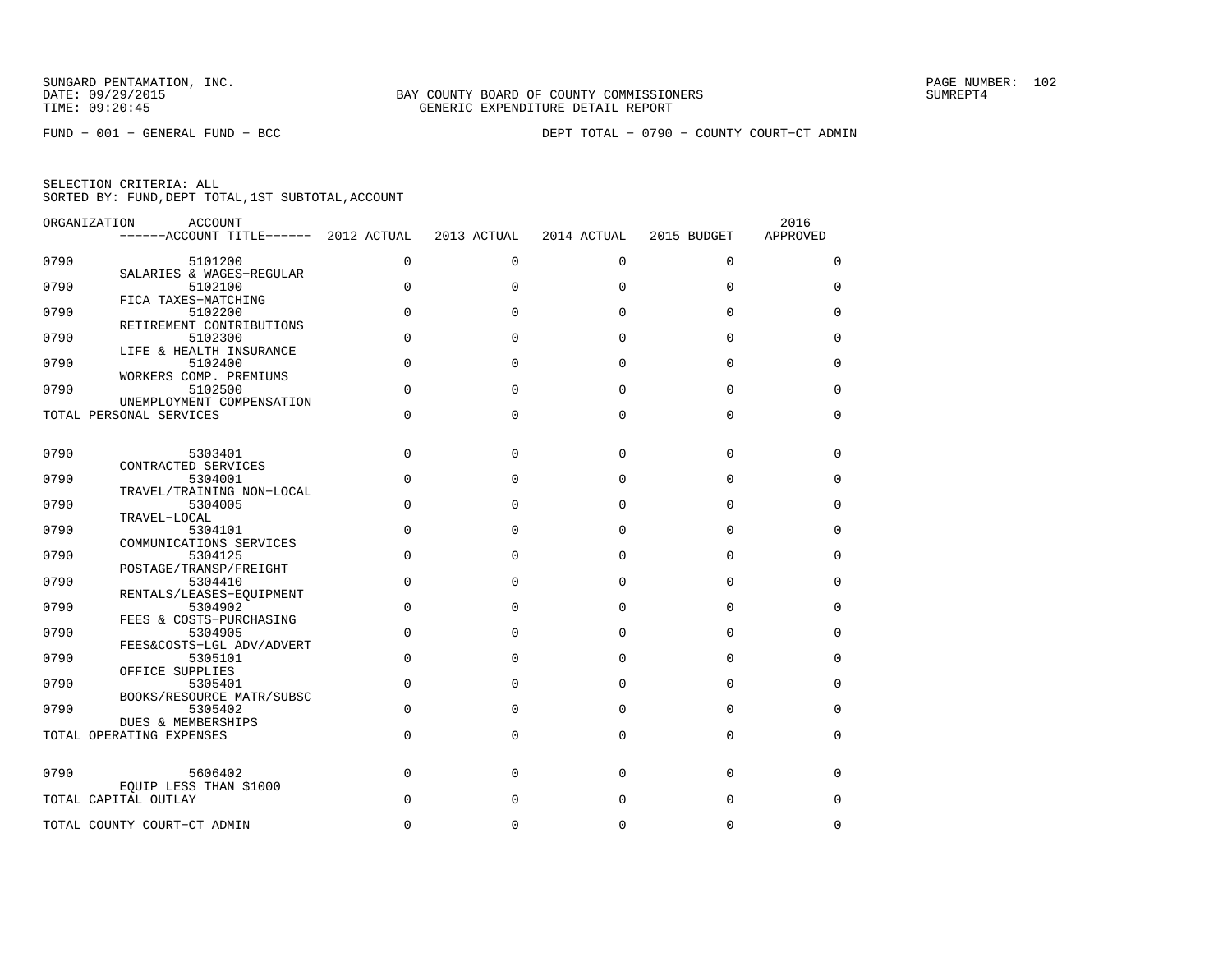BAY COUNTY BOARD OF COUNTY COMMISSIONERS
GENERIC EXPENDITURE DETAIL REPORT

SUNGARD PENTAMATION, INC.
DATE: 09/29/2015
TIME: 09:20:45

SUMREPT4

FUND - 001 - GENERAL FUND - BCC

DEPT TOTAL - 0790 - COUNTY COURT-CT ADMIN

SELECTION CRITERIA: ALL
SORTED BY: FUND,DEPT TOTAL,1ST SUBTOTAL,ACCOUNT

| ORGANIZATION | ACCOUNT / ACCOUNT TITLE | 2012 ACTUAL | 2013 ACTUAL | 2014 ACTUAL | 2015 BUDGET | 2016 APPROVED |
|---|---|---|---|---|---|---|
| 0790 | 5101200 SALARIES & WAGES-REGULAR | 0 | 0 | 0 | 0 | 0 |
| 0790 | 5102100 FICA TAXES-MATCHING | 0 | 0 | 0 | 0 | 0 |
| 0790 | 5102200 RETIREMENT CONTRIBUTIONS | 0 | 0 | 0 | 0 | 0 |
| 0790 | 5102300 LIFE & HEALTH INSURANCE | 0 | 0 | 0 | 0 | 0 |
| 0790 | 5102400 WORKERS COMP. PREMIUMS | 0 | 0 | 0 | 0 | 0 |
| 0790 | 5102500 UNEMPLOYMENT COMPENSATION | 0 | 0 | 0 | 0 | 0 |
| TOTAL PERSONAL SERVICES | | 0 | 0 | 0 | 0 | 0 |
| 0790 | 5303401 CONTRACTED SERVICES | 0 | 0 | 0 | 0 | 0 |
| 0790 | 5304001 TRAVEL/TRAINING NON-LOCAL | 0 | 0 | 0 | 0 | 0 |
| 0790 | 5304005 TRAVEL-LOCAL | 0 | 0 | 0 | 0 | 0 |
| 0790 | 5304101 COMMUNICATIONS SERVICES | 0 | 0 | 0 | 0 | 0 |
| 0790 | 5304125 POSTAGE/TRANSP/FREIGHT | 0 | 0 | 0 | 0 | 0 |
| 0790 | 5304410 RENTALS/LEASES-EQUIPMENT | 0 | 0 | 0 | 0 | 0 |
| 0790 | 5304902 FEES & COSTS-PURCHASING | 0 | 0 | 0 | 0 | 0 |
| 0790 | 5304905 FEES&COSTS-LGL ADV/ADVERT | 0 | 0 | 0 | 0 | 0 |
| 0790 | 5305101 OFFICE SUPPLIES | 0 | 0 | 0 | 0 | 0 |
| 0790 | 5305401 BOOKS/RESOURCE MATR/SUBSC | 0 | 0 | 0 | 0 | 0 |
| 0790 | 5305402 DUES & MEMBERSHIPS | 0 | 0 | 0 | 0 | 0 |
| TOTAL OPERATING EXPENSES | | 0 | 0 | 0 | 0 | 0 |
| 0790 | 5606402 EQUIP LESS THAN $1000 | 0 | 0 | 0 | 0 | 0 |
| TOTAL CAPITAL OUTLAY | | 0 | 0 | 0 | 0 | 0 |
| TOTAL COUNTY COURT-CT ADMIN | | 0 | 0 | 0 | 0 | 0 |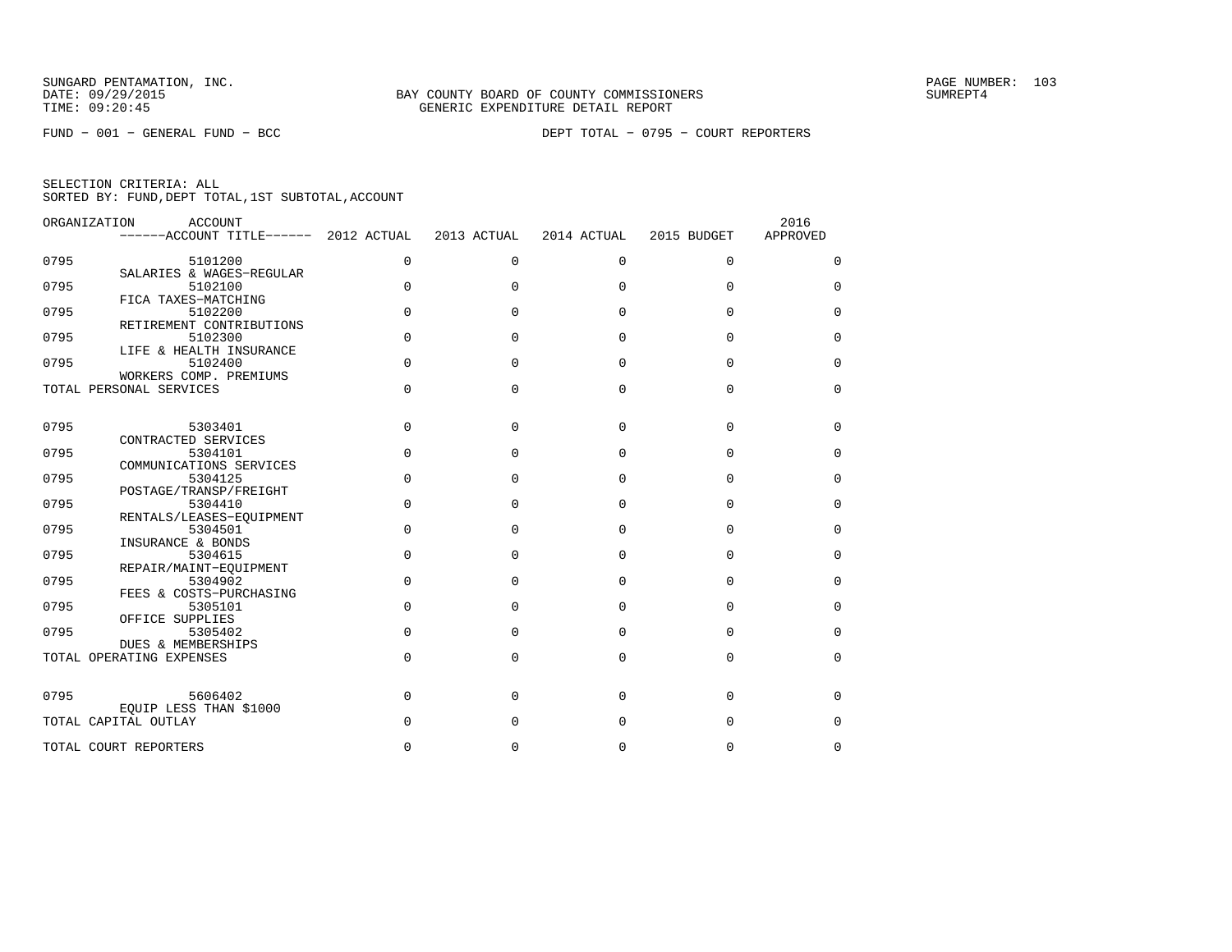BAY COUNTY BOARD OF COUNTY COMMISSIONERS
GENERIC EXPENDITURE DETAIL REPORT

FUND − 001 − GENERAL FUND − BCC

DEPT TOTAL − 0795 − COURT REPORTERS

SELECTION CRITERIA: ALL
SORTED BY: FUND,DEPT TOTAL,1ST SUBTOTAL,ACCOUNT

| ORGANIZATION | ACCOUNT / ACCOUNT TITLE | 2012 ACTUAL | 2013 ACTUAL | 2014 ACTUAL | 2015 BUDGET | 2016 APPROVED |
|---|---|---|---|---|---|---|
| 0795 | 5101200 SALARIES & WAGES−REGULAR | 0 | 0 | 0 | 0 | 0 |
| 0795 | 5102100 FICA TAXES−MATCHING | 0 | 0 | 0 | 0 | 0 |
| 0795 | 5102200 RETIREMENT CONTRIBUTIONS | 0 | 0 | 0 | 0 | 0 |
| 0795 | 5102300 LIFE & HEALTH INSURANCE | 0 | 0 | 0 | 0 | 0 |
| 0795 | 5102400 WORKERS COMP. PREMIUMS | 0 | 0 | 0 | 0 | 0 |
| TOTAL PERSONAL SERVICES | | 0 | 0 | 0 | 0 | 0 |
| 0795 | 5303401 CONTRACTED SERVICES | 0 | 0 | 0 | 0 | 0 |
| 0795 | 5304101 COMMUNICATIONS SERVICES | 0 | 0 | 0 | 0 | 0 |
| 0795 | 5304125 POSTAGE/TRANSP/FREIGHT | 0 | 0 | 0 | 0 | 0 |
| 0795 | 5304410 RENTALS/LEASES−EQUIPMENT | 0 | 0 | 0 | 0 | 0 |
| 0795 | 5304501 INSURANCE & BONDS | 0 | 0 | 0 | 0 | 0 |
| 0795 | 5304615 REPAIR/MAINT−EQUIPMENT | 0 | 0 | 0 | 0 | 0 |
| 0795 | 5304902 FEES & COSTS−PURCHASING | 0 | 0 | 0 | 0 | 0 |
| 0795 | 5305101 OFFICE SUPPLIES | 0 | 0 | 0 | 0 | 0 |
| 0795 | 5305402 DUES & MEMBERSHIPS | 0 | 0 | 0 | 0 | 0 |
| TOTAL OPERATING EXPENSES | | 0 | 0 | 0 | 0 | 0 |
| 0795 | 5606402 EQUIP LESS THAN $1000 | 0 | 0 | 0 | 0 | 0 |
| TOTAL CAPITAL OUTLAY | | 0 | 0 | 0 | 0 | 0 |
| TOTAL COURT REPORTERS | | 0 | 0 | 0 | 0 | 0 |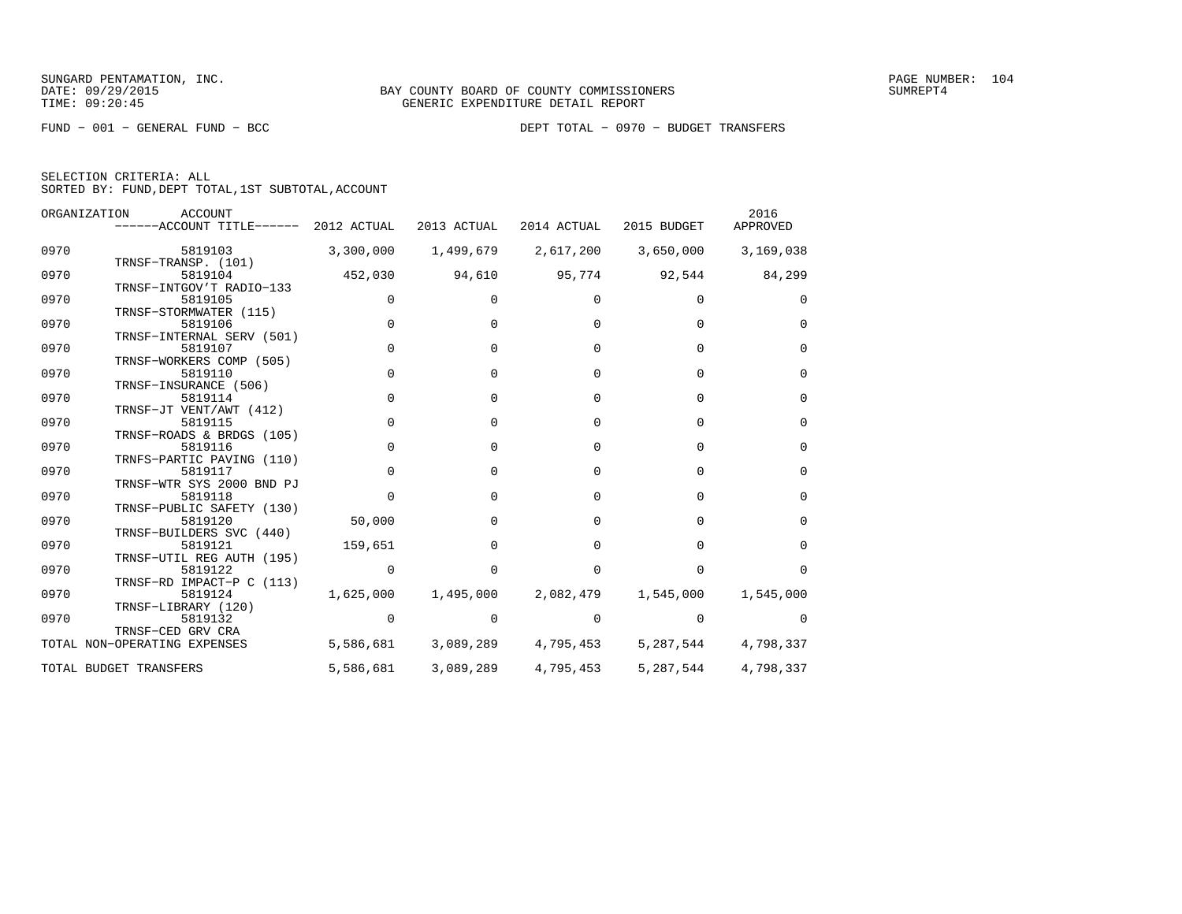SUNGARD PENTAMATION, INC.
DATE: 09/29/2015
TIME: 09:20:45

BAY COUNTY BOARD OF COUNTY COMMISSIONERS
GENERIC EXPENDITURE DETAIL REPORT

SUMREPT4

FUND − 001 − GENERAL FUND − BCC

DEPT TOTAL − 0970 − BUDGET TRANSFERS

SELECTION CRITERIA: ALL
SORTED BY: FUND,DEPT TOTAL,1ST SUBTOTAL,ACCOUNT

| ORGANIZATION | ACCOUNT / ACCOUNT TITLE | 2012 ACTUAL | 2013 ACTUAL | 2014 ACTUAL | 2015 BUDGET | 2016 APPROVED |
|---|---|---|---|---|---|---|
| 0970 | 5819103 TRNSF−TRANSP. (101) | 3,300,000 | 1,499,679 | 2,617,200 | 3,650,000 | 3,169,038 |
| 0970 | 5819104 TRNSF−INTGOV'T RADIO−133 | 452,030 | 94,610 | 95,774 | 92,544 | 84,299 |
| 0970 | 5819105 TRNSF−STORMWATER (115) | 0 | 0 | 0 | 0 | 0 |
| 0970 | 5819106 TRNSF−INTERNAL SERV (501) | 0 | 0 | 0 | 0 | 0 |
| 0970 | 5819107 TRNSF−WORKERS COMP (505) | 0 | 0 | 0 | 0 | 0 |
| 0970 | 5819110 TRNSF−INSURANCE (506) | 0 | 0 | 0 | 0 | 0 |
| 0970 | 5819114 TRNSF−JT VENT/AWT (412) | 0 | 0 | 0 | 0 | 0 |
| 0970 | 5819115 TRNSF−ROADS & BRDGS (105) | 0 | 0 | 0 | 0 | 0 |
| 0970 | 5819116 TRNFS−PARTIC PAVING (110) | 0 | 0 | 0 | 0 | 0 |
| 0970 | 5819117 TRNSF−WTR SYS 2000 BND PJ | 0 | 0 | 0 | 0 | 0 |
| 0970 | 5819118 TRNSF−PUBLIC SAFETY (130) | 0 | 0 | 0 | 0 | 0 |
| 0970 | 5819120 TRNSF−BUILDERS SVC (440) | 50,000 | 0 | 0 | 0 | 0 |
| 0970 | 5819121 TRNSF−UTIL REG AUTH (195) | 159,651 | 0 | 0 | 0 | 0 |
| 0970 | 5819122 TRNSF−RD IMPACT−P C (113) | 0 | 0 | 0 | 0 | 0 |
| 0970 | 5819124 TRNSF−LIBRARY (120) | 1,625,000 | 1,495,000 | 2,082,479 | 1,545,000 | 1,545,000 |
| 0970 | 5819132 TRNSF−CED GRV CRA | 0 | 0 | 0 | 0 | 0 |
| TOTAL NON−OPERATING EXPENSES | | 5,586,681 | 3,089,289 | 4,795,453 | 5,287,544 | 4,798,337 |
| TOTAL BUDGET TRANSFERS | | 5,586,681 | 3,089,289 | 4,795,453 | 5,287,544 | 4,798,337 |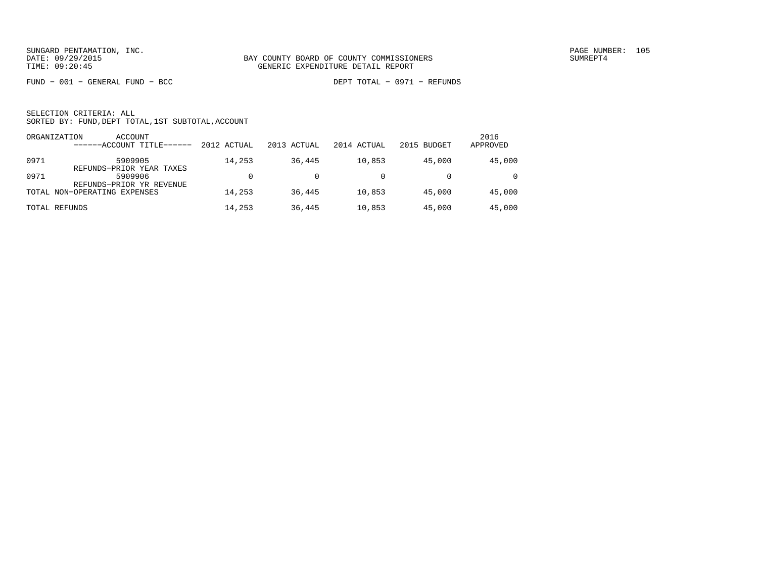BAY COUNTY BOARD OF COUNTY COMMISSIONERS
GENERIC EXPENDITURE DETAIL REPORT

FUND - 001 - GENERAL FUND - BCC

DEPT TOTAL - 0971 - REFUNDS

SELECTION CRITERIA: ALL
SORTED BY: FUND,DEPT TOTAL,1ST SUBTOTAL,ACCOUNT

| ORGANIZATION | ACCOUNT / ------ACCOUNT TITLE------ | 2012 ACTUAL | 2013 ACTUAL | 2014 ACTUAL | 2015 BUDGET | 2016 APPROVED |
|---|---|---|---|---|---|---|
| 0971 | 5909905 REFUNDS-PRIOR YEAR TAXES | 14,253 | 36,445 | 10,853 | 45,000 | 45,000 |
| 0971 | 5909906 REFUNDS-PRIOR YR REVENUE | 0 | 0 | 0 | 0 | 0 |
| TOTAL NON-OPERATING EXPENSES | | 14,253 | 36,445 | 10,853 | 45,000 | 45,000 |
| TOTAL REFUNDS | | 14,253 | 36,445 | 10,853 | 45,000 | 45,000 |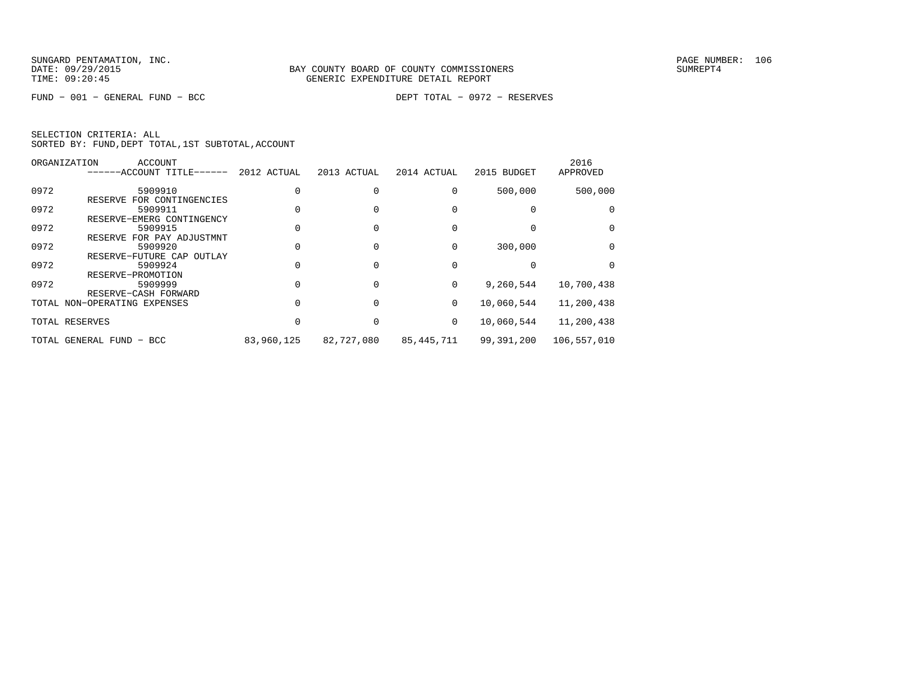SUNGARD PENTAMATION, INC.
DATE: 09/29/2015
TIME: 09:20:45

BAY COUNTY BOARD OF COUNTY COMMISSIONERS
GENERIC EXPENDITURE DETAIL REPORT

SUMREPT4

FUND - 001 - GENERAL FUND - BCC　　　　DEPT TOTAL - 0972 - RESERVES

SELECTION CRITERIA: ALL
SORTED BY: FUND,DEPT TOTAL,1ST SUBTOTAL,ACCOUNT

| ORGANIZATION | ACCOUNT / ------ACCOUNT TITLE------ | 2012 ACTUAL | 2013 ACTUAL | 2014 ACTUAL | 2015 BUDGET | 2016 APPROVED |
|---|---|---|---|---|---|---|
| 0972 | 5909910 RESERVE FOR CONTINGENCIES | 0 | 0 | 0 | 500,000 | 500,000 |
| 0972 | 5909911 RESERVE-EMERG CONTINGENCY | 0 | 0 | 0 | 0 | 0 |
| 0972 | 5909915 RESERVE FOR PAY ADJUSTMNT | 0 | 0 | 0 | 0 | 0 |
| 0972 | 5909920 RESERVE-FUTURE CAP OUTLAY | 0 | 0 | 0 | 300,000 | 0 |
| 0972 | 5909924 RESERVE-PROMOTION | 0 | 0 | 0 | 0 | 0 |
| 0972 | 5909999 RESERVE-CASH FORWARD | 0 | 0 | 0 | 9,260,544 | 10,700,438 |
| TOTAL NON-OPERATING EXPENSES | | 0 | 0 | 0 | 10,060,544 | 11,200,438 |
| TOTAL RESERVES | | 0 | 0 | 0 | 10,060,544 | 11,200,438 |
| TOTAL GENERAL FUND - BCC | | 83,960,125 | 82,727,080 | 85,445,711 | 99,391,200 | 106,557,010 |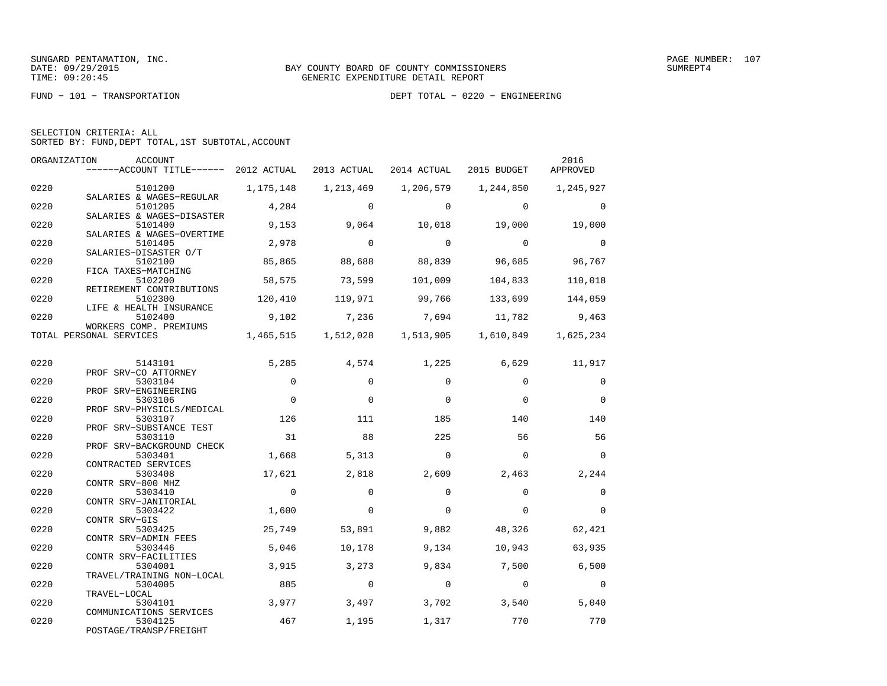SUNGARD PENTAMATION, INC.
DATE: 09/29/2015
TIME: 09:20:45

BAY COUNTY BOARD OF COUNTY COMMISSIONERS
GENERIC EXPENDITURE DETAIL REPORT

SUMREPT4

FUND − 101 − TRANSPORTATION

DEPT TOTAL − 0220 − ENGINEERING

SELECTION CRITERIA: ALL
SORTED BY: FUND,DEPT TOTAL,1ST SUBTOTAL,ACCOUNT

| ORGANIZATION | ACCOUNT / ACCOUNT TITLE | 2012 ACTUAL | 2013 ACTUAL | 2014 ACTUAL | 2015 BUDGET | 2016 APPROVED |
|---|---|---|---|---|---|---|
| 0220 | 5101200 SALARIES & WAGES−REGULAR | 1,175,148 | 1,213,469 | 1,206,579 | 1,244,850 | 1,245,927 |
| 0220 | 5101205 SALARIES & WAGES−DISASTER | 4,284 | 0 | 0 | 0 | 0 |
| 0220 | 5101400 SALARIES & WAGES−OVERTIME | 9,153 | 9,064 | 10,018 | 19,000 | 19,000 |
| 0220 | 5101405 SALARIES−DISASTER O/T | 2,978 | 0 | 0 | 0 | 0 |
| 0220 | 5102100 FICA TAXES−MATCHING | 85,865 | 88,688 | 88,839 | 96,685 | 96,767 |
| 0220 | 5102200 RETIREMENT CONTRIBUTIONS | 58,575 | 73,599 | 101,009 | 104,833 | 110,018 |
| 0220 | 5102300 LIFE & HEALTH INSURANCE | 120,410 | 119,971 | 99,766 | 133,699 | 144,059 |
| 0220 | 5102400 WORKERS COMP. PREMIUMS | 9,102 | 7,236 | 7,694 | 11,782 | 9,463 |
| TOTAL PERSONAL SERVICES | | 1,465,515 | 1,512,028 | 1,513,905 | 1,610,849 | 1,625,234 |
| 0220 | 5143101 PROF SRV−CO ATTORNEY | 5,285 | 4,574 | 1,225 | 6,629 | 11,917 |
| 0220 | 5303104 PROF SRV−ENGINEERING | 0 | 0 | 0 | 0 | 0 |
| 0220 | 5303106 PROF SRV−PHYSICLS/MEDICAL | 0 | 0 | 0 | 0 | 0 |
| 0220 | 5303107 PROF SRV−SUBSTANCE TEST | 126 | 111 | 185 | 140 | 140 |
| 0220 | 5303110 PROF SRV−BACKGROUND CHECK | 31 | 88 | 225 | 56 | 56 |
| 0220 | 5303401 CONTRACTED SERVICES | 1,668 | 5,313 | 0 | 0 | 0 |
| 0220 | 5303408 CONTR SRV−800 MHZ | 17,621 | 2,818 | 2,609 | 2,463 | 2,244 |
| 0220 | 5303410 CONTR SRV−JANITORIAL | 0 | 0 | 0 | 0 | 0 |
| 0220 | 5303422 CONTR SRV−GIS | 1,600 | 0 | 0 | 0 | 0 |
| 0220 | 5303425 CONTR SRV−ADMIN FEES | 25,749 | 53,891 | 9,882 | 48,326 | 62,421 |
| 0220 | 5303446 CONTR SRV−FACILITIES | 5,046 | 10,178 | 9,134 | 10,943 | 63,935 |
| 0220 | 5304001 TRAVEL/TRAINING NON−LOCAL | 3,915 | 3,273 | 9,834 | 7,500 | 6,500 |
| 0220 | 5304005 TRAVEL−LOCAL | 885 | 0 | 0 | 0 | 0 |
| 0220 | 5304101 COMMUNICATIONS SERVICES | 3,977 | 3,497 | 3,702 | 3,540 | 5,040 |
| 0220 | 5304125 POSTAGE/TRANSP/FREIGHT | 467 | 1,195 | 1,317 | 770 | 770 |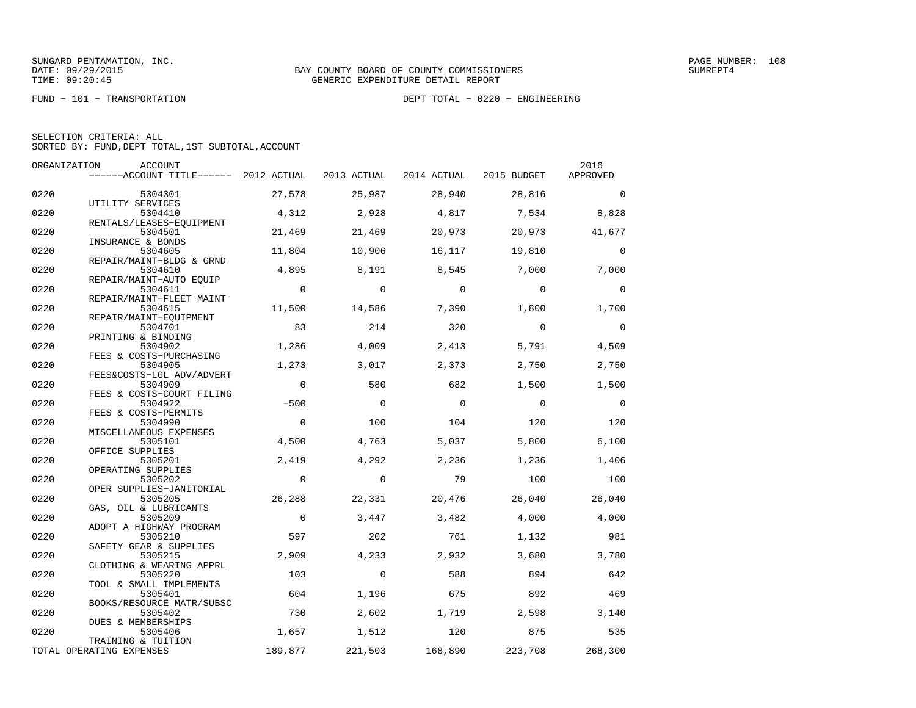SUNGARD PENTAMATION, INC.
DATE: 09/29/2015
TIME: 09:20:45

BAY COUNTY BOARD OF COUNTY COMMISSIONERS
GENERIC EXPENDITURE DETAIL REPORT

SUMREPT4

FUND - 101 - TRANSPORTATION

DEPT TOTAL - 0220 - ENGINEERING

SELECTION CRITERIA: ALL
SORTED BY: FUND,DEPT TOTAL,1ST SUBTOTAL,ACCOUNT

| ORGANIZATION | ACCOUNT / ACCOUNT TITLE | 2012 ACTUAL | 2013 ACTUAL | 2014 ACTUAL | 2015 BUDGET | 2016 APPROVED |
|---|---|---|---|---|---|---|
| 0220 | 5304301 UTILITY SERVICES | 27,578 | 25,987 | 28,940 | 28,816 | 0 |
| 0220 | 5304410 RENTALS/LEASES-EQUIPMENT | 4,312 | 2,928 | 4,817 | 7,534 | 8,828 |
| 0220 | 5304501 INSURANCE & BONDS | 21,469 | 21,469 | 20,973 | 20,973 | 41,677 |
| 0220 | 5304605 REPAIR/MAINT-BLDG & GRND | 11,804 | 10,906 | 16,117 | 19,810 | 0 |
| 0220 | 5304610 REPAIR/MAINT-AUTO EQUIP | 4,895 | 8,191 | 8,545 | 7,000 | 7,000 |
| 0220 | 5304611 REPAIR/MAINT-FLEET MAINT | 0 | 0 | 0 | 0 | 0 |
| 0220 | 5304615 REPAIR/MAINT-EQUIPMENT | 11,500 | 14,586 | 7,390 | 1,800 | 1,700 |
| 0220 | 5304701 PRINTING & BINDING | 83 | 214 | 320 | 0 | 0 |
| 0220 | 5304902 FEES & COSTS-PURCHASING | 1,286 | 4,009 | 2,413 | 5,791 | 4,509 |
| 0220 | 5304905 FEES&COSTS-LGL ADV/ADVERT | 1,273 | 3,017 | 2,373 | 2,750 | 2,750 |
| 0220 | 5304909 FEES & COSTS-COURT FILING | 0 | 580 | 682 | 1,500 | 1,500 |
| 0220 | 5304922 FEES & COSTS-PERMITS | -500 | 0 | 0 | 0 | 0 |
| 0220 | 5304990 MISCELLANEOUS EXPENSES | 0 | 100 | 104 | 120 | 120 |
| 0220 | 5305101 OFFICE SUPPLIES | 4,500 | 4,763 | 5,037 | 5,800 | 6,100 |
| 0220 | 5305201 OPERATING SUPPLIES | 2,419 | 4,292 | 2,236 | 1,236 | 1,406 |
| 0220 | 5305202 OPER SUPPLIES-JANITORIAL | 0 | 0 | 79 | 100 | 100 |
| 0220 | 5305205 GAS, OIL & LUBRICANTS | 26,288 | 22,331 | 20,476 | 26,040 | 26,040 |
| 0220 | 5305209 ADOPT A HIGHWAY PROGRAM | 0 | 3,447 | 3,482 | 4,000 | 4,000 |
| 0220 | 5305210 SAFETY GEAR & SUPPLIES | 597 | 202 | 761 | 1,132 | 981 |
| 0220 | 5305215 CLOTHING & WEARING APPRL | 2,909 | 4,233 | 2,932 | 3,680 | 3,780 |
| 0220 | 5305220 TOOL & SMALL IMPLEMENTS | 103 | 0 | 588 | 894 | 642 |
| 0220 | 5305401 BOOKS/RESOURCE MATR/SUBSC | 604 | 1,196 | 675 | 892 | 469 |
| 0220 | 5305402 DUES & MEMBERSHIPS | 730 | 2,602 | 1,719 | 2,598 | 3,140 |
| 0220 | 5305406 TRAINING & TUITION | 1,657 | 1,512 | 120 | 875 | 535 |
| TOTAL OPERATING EXPENSES | | 189,877 | 221,503 | 168,890 | 223,708 | 268,300 |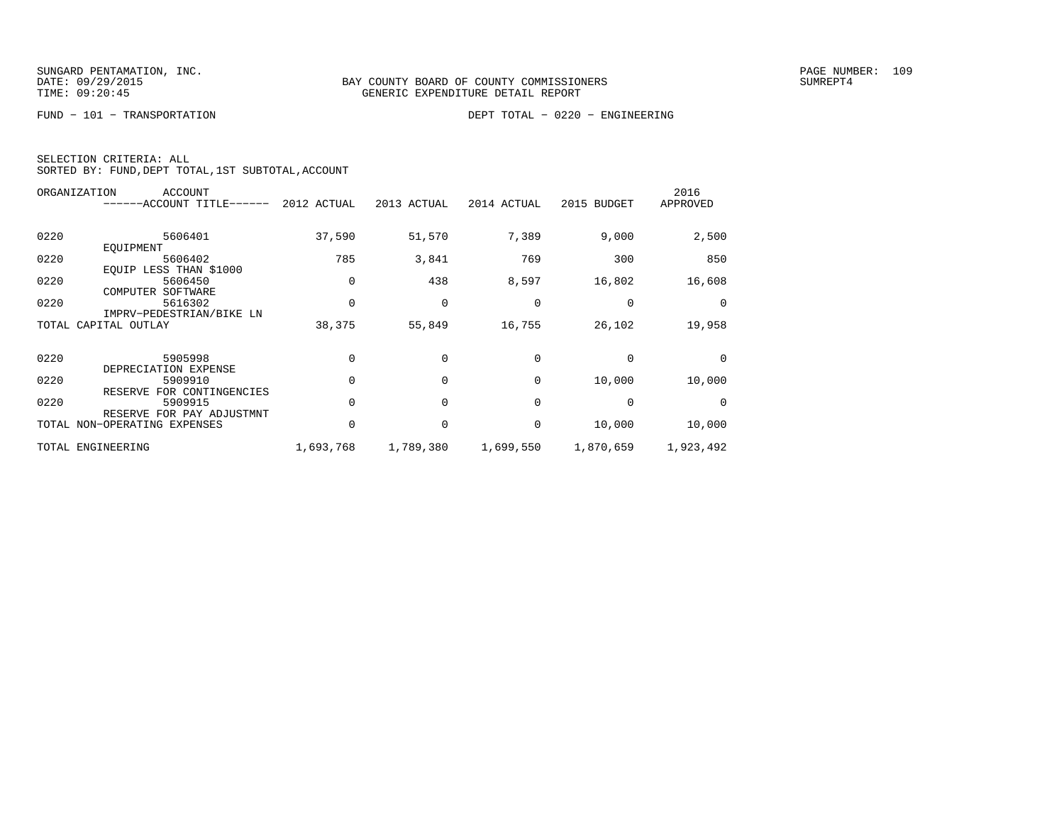SUNGARD PENTAMATION, INC.
DATE: 09/29/2015
TIME: 09:20:45

BAY COUNTY BOARD OF COUNTY COMMISSIONERS
GENERIC EXPENDITURE DETAIL REPORT

SUMREPT4

FUND − 101 − TRANSPORTATION

DEPT TOTAL − 0220 − ENGINEERING

SELECTION CRITERIA: ALL
SORTED BY: FUND,DEPT TOTAL,1ST SUBTOTAL,ACCOUNT

| ORGANIZATION | ACCOUNT / ------ACCOUNT TITLE------ | 2012 ACTUAL | 2013 ACTUAL | 2014 ACTUAL | 2015 BUDGET | 2016 APPROVED |
|---|---|---|---|---|---|---|
| 0220 | 5606401 EQUIPMENT | 37,590 | 51,570 | 7,389 | 9,000 | 2,500 |
| 0220 | 5606402 EQUIP LESS THAN $1000 | 785 | 3,841 | 769 | 300 | 850 |
| 0220 | 5606450 COMPUTER SOFTWARE | 0 | 438 | 8,597 | 16,802 | 16,608 |
| 0220 | 5616302 IMPRV−PEDESTRIAN/BIKE LN | 0 | 0 | 0 | 0 | 0 |
| TOTAL CAPITAL OUTLAY | | 38,375 | 55,849 | 16,755 | 26,102 | 19,958 |
| 0220 | 5905998 DEPRECIATION EXPENSE | 0 | 0 | 0 | 0 | 0 |
| 0220 | 5909910 RESERVE FOR CONTINGENCIES | 0 | 0 | 0 | 10,000 | 10,000 |
| 0220 | 5909915 RESERVE FOR PAY ADJUSTMNT | 0 | 0 | 0 | 0 | 0 |
| TOTAL NON−OPERATING EXPENSES | | 0 | 0 | 0 | 10,000 | 10,000 |
| TOTAL ENGINEERING | | 1,693,768 | 1,789,380 | 1,699,550 | 1,870,659 | 1,923,492 |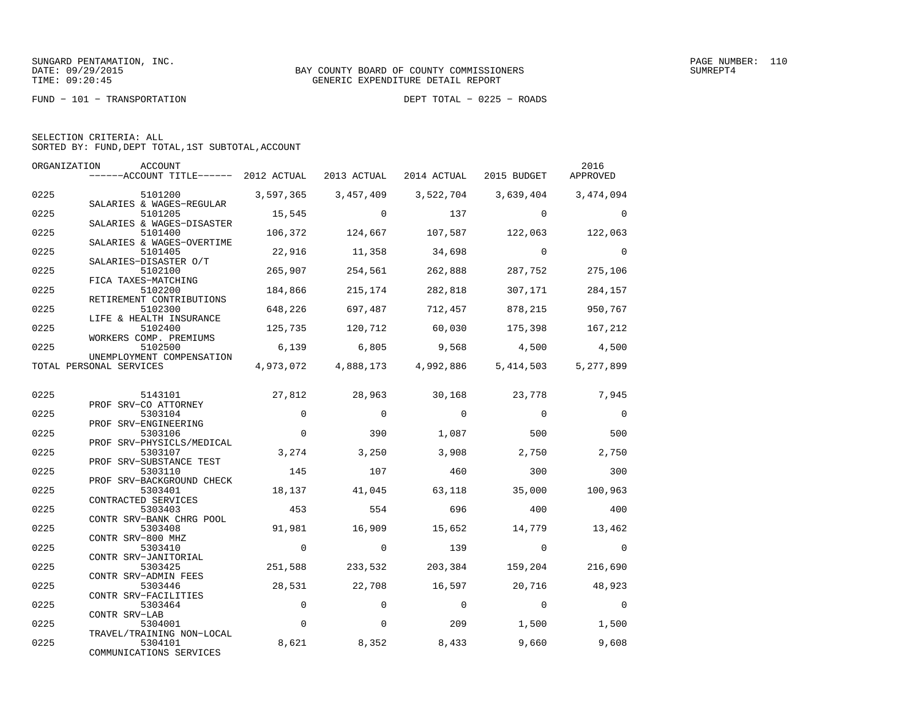SUNGARD PENTAMATION, INC.
DATE: 09/29/2015
TIME: 09:20:45

BAY COUNTY BOARD OF COUNTY COMMISSIONERS
GENERIC EXPENDITURE DETAIL REPORT

SUMREPT4

FUND - 101 - TRANSPORTATION

DEPT TOTAL - 0225 - ROADS

SELECTION CRITERIA: ALL
SORTED BY: FUND,DEPT TOTAL,1ST SUBTOTAL,ACCOUNT

| ORGANIZATION | ACCOUNT / ------ACCOUNT TITLE------ | 2012 ACTUAL | 2013 ACTUAL | 2014 ACTUAL | 2015 BUDGET | 2016 APPROVED |
|---|---|---|---|---|---|---|
| 0225 | 5101200 SALARIES & WAGES-REGULAR | 3,597,365 | 3,457,409 | 3,522,704 | 3,639,404 | 3,474,094 |
| 0225 | 5101205 SALARIES & WAGES-DISASTER | 15,545 | 0 | 137 | 0 | 0 |
| 0225 | 5101400 SALARIES & WAGES-OVERTIME | 106,372 | 124,667 | 107,587 | 122,063 | 122,063 |
| 0225 | 5101405 SALARIES-DISASTER O/T | 22,916 | 11,358 | 34,698 | 0 | 0 |
| 0225 | 5102100 FICA TAXES-MATCHING | 265,907 | 254,561 | 262,888 | 287,752 | 275,106 |
| 0225 | 5102200 RETIREMENT CONTRIBUTIONS | 184,866 | 215,174 | 282,818 | 307,171 | 284,157 |
| 0225 | 5102300 LIFE & HEALTH INSURANCE | 648,226 | 697,487 | 712,457 | 878,215 | 950,767 |
| 0225 | 5102400 WORKERS COMP. PREMIUMS | 125,735 | 120,712 | 60,030 | 175,398 | 167,212 |
| 0225 | 5102500 UNEMPLOYMENT COMPENSATION | 6,139 | 6,805 | 9,568 | 4,500 | 4,500 |
| TOTAL PERSONAL SERVICES | | 4,973,072 | 4,888,173 | 4,992,886 | 5,414,503 | 5,277,899 |
| 0225 | 5143101 PROF SRV-CO ATTORNEY | 27,812 | 28,963 | 30,168 | 23,778 | 7,945 |
| 0225 | 5303104 PROF SRV-ENGINEERING | 0 | 0 | 0 | 0 | 0 |
| 0225 | 5303106 PROF SRV-PHYSICLS/MEDICAL | 0 | 390 | 1,087 | 500 | 500 |
| 0225 | 5303107 PROF SRV-SUBSTANCE TEST | 3,274 | 3,250 | 3,908 | 2,750 | 2,750 |
| 0225 | 5303110 PROF SRV-BACKGROUND CHECK | 145 | 107 | 460 | 300 | 300 |
| 0225 | 5303401 CONTRACTED SERVICES | 18,137 | 41,045 | 63,118 | 35,000 | 100,963 |
| 0225 | 5303403 CONTR SRV-BANK CHRG POOL | 453 | 554 | 696 | 400 | 400 |
| 0225 | 5303408 CONTR SRV-800 MHZ | 91,981 | 16,909 | 15,652 | 14,779 | 13,462 |
| 0225 | 5303410 CONTR SRV-JANITORIAL | 0 | 0 | 139 | 0 | 0 |
| 0225 | 5303425 CONTR SRV-ADMIN FEES | 251,588 | 233,532 | 203,384 | 159,204 | 216,690 |
| 0225 | 5303446 CONTR SRV-FACILITIES | 28,531 | 22,708 | 16,597 | 20,716 | 48,923 |
| 0225 | 5303464 CONTR SRV-LAB | 0 | 0 | 0 | 0 | 0 |
| 0225 | 5304001 TRAVEL/TRAINING NON-LOCAL | 0 | 0 | 209 | 1,500 | 1,500 |
| 0225 | 5304101 COMMUNICATIONS SERVICES | 8,621 | 8,352 | 8,433 | 9,660 | 9,608 |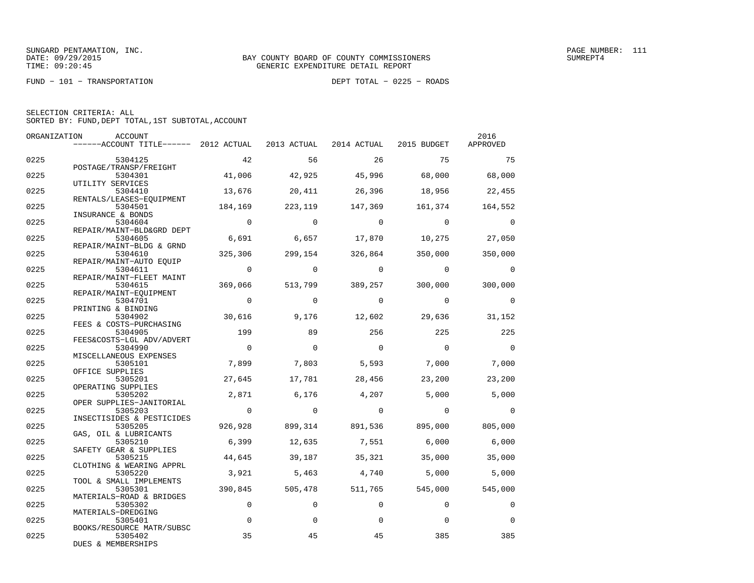SUNGARD PENTAMATION, INC.
DATE: 09/29/2015
TIME: 09:20:45

BAY COUNTY BOARD OF COUNTY COMMISSIONERS
GENERIC EXPENDITURE DETAIL REPORT

PAGE NUMBER: 111
SUMREPT4

FUND − 101 − TRANSPORTATION

DEPT TOTAL − 0225 − ROADS

SELECTION CRITERIA: ALL
SORTED BY: FUND,DEPT TOTAL,1ST SUBTOTAL,ACCOUNT

| ORGANIZATION | ACCOUNT / ACCOUNT TITLE | 2012 ACTUAL | 2013 ACTUAL | 2014 ACTUAL | 2015 BUDGET | 2016 APPROVED |
|---|---|---|---|---|---|---|
| 0225 | 5304125 POSTAGE/TRANSP/FREIGHT | 42 | 56 | 26 | 75 | 75 |
| 0225 | 5304301 UTILITY SERVICES | 41,006 | 42,925 | 45,996 | 68,000 | 68,000 |
| 0225 | 5304410 RENTALS/LEASES−EQUIPMENT | 13,676 | 20,411 | 26,396 | 18,956 | 22,455 |
| 0225 | 5304501 INSURANCE & BONDS | 184,169 | 223,119 | 147,369 | 161,374 | 164,552 |
| 0225 | 5304604 REPAIR/MAINT−BLD&GRD DEPT | 0 | 0 | 0 | 0 | 0 |
| 0225 | 5304605 REPAIR/MAINT−BLDG & GRND | 6,691 | 6,657 | 17,870 | 10,275 | 27,050 |
| 0225 | 5304610 REPAIR/MAINT−AUTO EQUIP | 325,306 | 299,154 | 326,864 | 350,000 | 350,000 |
| 0225 | 5304611 REPAIR/MAINT−FLEET MAINT | 0 | 0 | 0 | 0 | 0 |
| 0225 | 5304615 REPAIR/MAINT−EQUIPMENT | 369,066 | 513,799 | 389,257 | 300,000 | 300,000 |
| 0225 | 5304701 PRINTING & BINDING | 0 | 0 | 0 | 0 | 0 |
| 0225 | 5304902 FEES & COSTS−PURCHASING | 30,616 | 9,176 | 12,602 | 29,636 | 31,152 |
| 0225 | 5304905 FEES&COSTS−LGL ADV/ADVERT | 199 | 89 | 256 | 225 | 225 |
| 0225 | 5304990 MISCELLANEOUS EXPENSES | 0 | 0 | 0 | 0 | 0 |
| 0225 | 5305101 OFFICE SUPPLIES | 7,899 | 7,803 | 5,593 | 7,000 | 7,000 |
| 0225 | 5305201 OPERATING SUPPLIES | 27,645 | 17,781 | 28,456 | 23,200 | 23,200 |
| 0225 | 5305202 OPER SUPPLIES−JANITORIAL | 2,871 | 6,176 | 4,207 | 5,000 | 5,000 |
| 0225 | 5305203 INSECTISIDES & PESTICIDES | 0 | 0 | 0 | 0 | 0 |
| 0225 | 5305205 GAS, OIL & LUBRICANTS | 926,928 | 899,314 | 891,536 | 895,000 | 805,000 |
| 0225 | 5305210 SAFETY GEAR & SUPPLIES | 6,399 | 12,635 | 7,551 | 6,000 | 6,000 |
| 0225 | 5305215 CLOTHING & WEARING APPRL | 44,645 | 39,187 | 35,321 | 35,000 | 35,000 |
| 0225 | 5305220 TOOL & SMALL IMPLEMENTS | 3,921 | 5,463 | 4,740 | 5,000 | 5,000 |
| 0225 | 5305301 MATERIALS−ROAD & BRIDGES | 390,845 | 505,478 | 511,765 | 545,000 | 545,000 |
| 0225 | 5305302 MATERIALS−DREDGING | 0 | 0 | 0 | 0 | 0 |
| 0225 | 5305401 BOOKS/RESOURCE MATR/SUBSC | 0 | 0 | 0 | 0 | 0 |
| 0225 | 5305402 DUES & MEMBERSHIPS | 35 | 45 | 45 | 385 | 385 |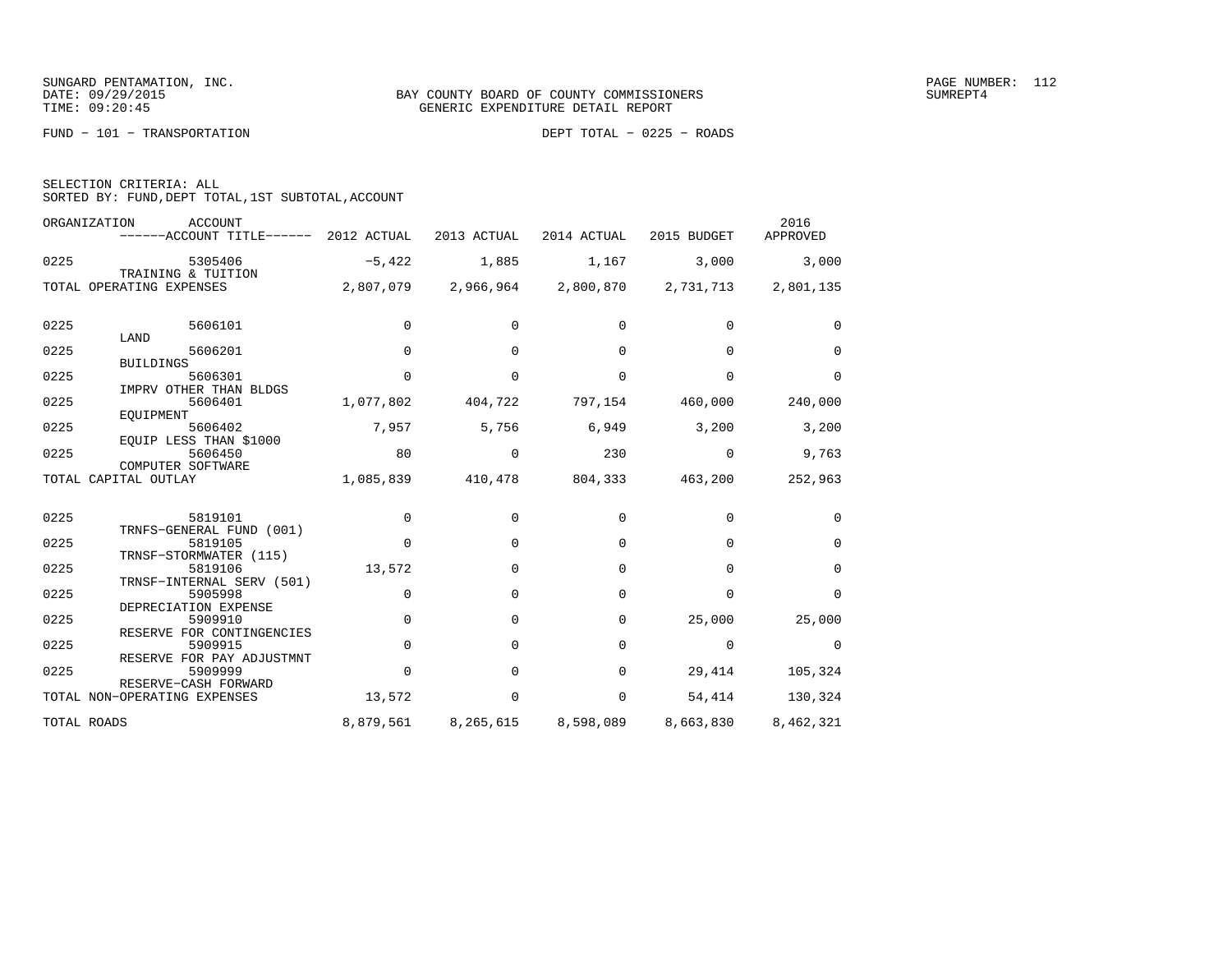BAY COUNTY BOARD OF COUNTY COMMISSIONERS
GENERIC EXPENDITURE DETAIL REPORT

FUND − 101 − TRANSPORTATION    DEPT TOTAL − 0225 − ROADS

SELECTION CRITERIA: ALL
SORTED BY: FUND,DEPT TOTAL,1ST SUBTOTAL,ACCOUNT

| ORGANIZATION | ACCOUNT / ACCOUNT TITLE | 2012 ACTUAL | 2013 ACTUAL | 2014 ACTUAL | 2015 BUDGET | 2016 APPROVED |
|---|---|---|---|---|---|---|
| 0225 | 5305406 TRAINING & TUITION | −5,422 | 1,885 | 1,167 | 3,000 | 3,000 |
| TOTAL OPERATING EXPENSES | | 2,807,079 | 2,966,964 | 2,800,870 | 2,731,713 | 2,801,135 |
| 0225 | 5606101 LAND | 0 | 0 | 0 | 0 | 0 |
| 0225 | 5606201 BUILDINGS | 0 | 0 | 0 | 0 | 0 |
| 0225 | 5606301 IMPRV OTHER THAN BLDGS | 0 | 0 | 0 | 0 | 0 |
| 0225 | 5606401 EQUIPMENT | 1,077,802 | 404,722 | 797,154 | 460,000 | 240,000 |
| 0225 | 5606402 EQUIP LESS THAN $1000 | 7,957 | 5,756 | 6,949 | 3,200 | 3,200 |
| 0225 | 5606450 COMPUTER SOFTWARE | 80 | 0 | 230 | 0 | 9,763 |
| TOTAL CAPITAL OUTLAY | | 1,085,839 | 410,478 | 804,333 | 463,200 | 252,963 |
| 0225 | 5819101 TRNFS−GENERAL FUND (001) | 0 | 0 | 0 | 0 | 0 |
| 0225 | 5819105 TRNSF−STORMWATER (115) | 0 | 0 | 0 | 0 | 0 |
| 0225 | 5819106 TRNSF−INTERNAL SERV (501) | 13,572 | 0 | 0 | 0 | 0 |
| 0225 | 5905998 DEPRECIATION EXPENSE | 0 | 0 | 0 | 0 | 0 |
| 0225 | 5909910 RESERVE FOR CONTINGENCIES | 0 | 0 | 0 | 25,000 | 25,000 |
| 0225 | 5909915 RESERVE FOR PAY ADJUSTMNT | 0 | 0 | 0 | 0 | 0 |
| 0225 | 5909999 RESERVE−CASH FORWARD | 0 | 0 | 0 | 29,414 | 105,324 |
| TOTAL NON−OPERATING EXPENSES | | 13,572 | 0 | 0 | 54,414 | 130,324 |
| TOTAL ROADS | | 8,879,561 | 8,265,615 | 8,598,089 | 8,663,830 | 8,462,321 |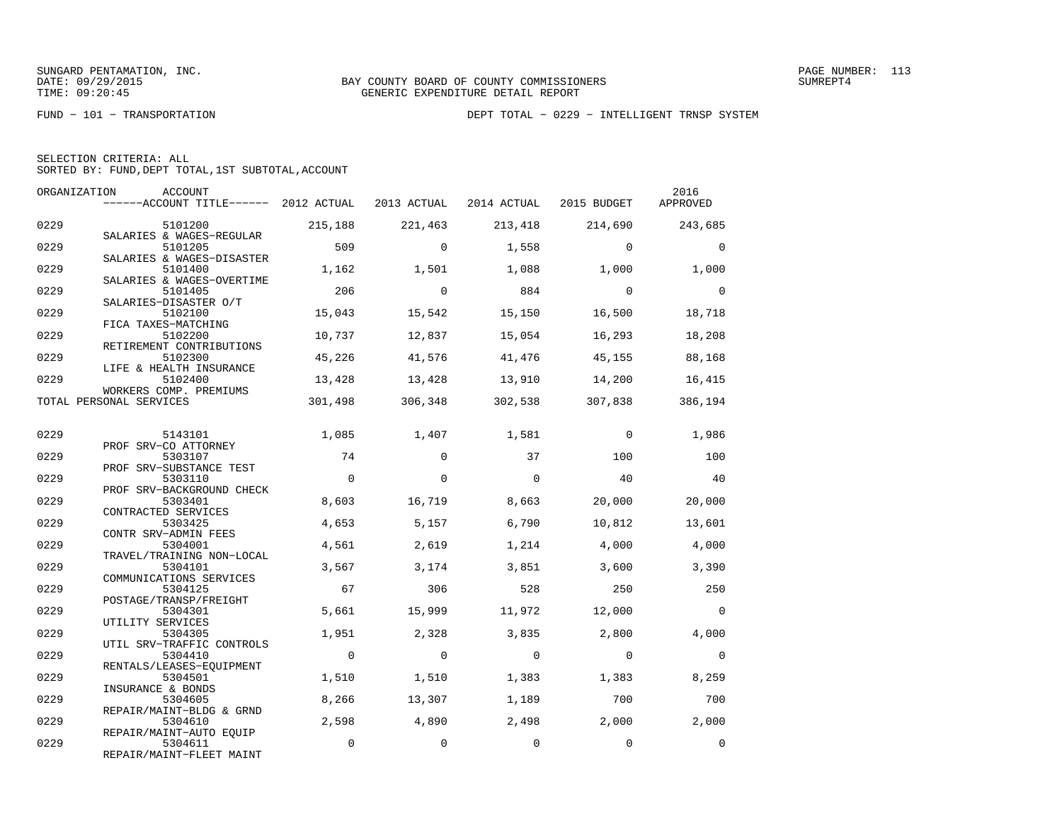SUNGARD PENTAMATION, INC.
DATE: 09/29/2015
TIME: 09:20:45

BAY COUNTY BOARD OF COUNTY COMMISSIONERS
GENERIC EXPENDITURE DETAIL REPORT

PAGE NUMBER: 113
SUMREPT4

FUND − 101 − TRANSPORTATION

DEPT TOTAL − 0229 − INTELLIGENT TRNSP SYSTEM

SELECTION CRITERIA: ALL
SORTED BY: FUND,DEPT TOTAL,1ST SUBTOTAL,ACCOUNT

| ORGANIZATION | ACCOUNT / ACCOUNT TITLE | 2012 ACTUAL | 2013 ACTUAL | 2014 ACTUAL | 2015 BUDGET | 2016 APPROVED |
|---|---|---|---|---|---|---|
| 0229 | 5101200 SALARIES & WAGES−REGULAR | 215,188 | 221,463 | 213,418 | 214,690 | 243,685 |
| 0229 | 5101205 SALARIES & WAGES−DISASTER | 509 | 0 | 1,558 | 0 | 0 |
| 0229 | 5101400 SALARIES & WAGES−OVERTIME | 1,162 | 1,501 | 1,088 | 1,000 | 1,000 |
| 0229 | 5101405 SALARIES−DISASTER O/T | 206 | 0 | 884 | 0 | 0 |
| 0229 | 5102100 FICA TAXES−MATCHING | 15,043 | 15,542 | 15,150 | 16,500 | 18,718 |
| 0229 | 5102200 RETIREMENT CONTRIBUTIONS | 10,737 | 12,837 | 15,054 | 16,293 | 18,208 |
| 0229 | 5102300 LIFE & HEALTH INSURANCE | 45,226 | 41,576 | 41,476 | 45,155 | 88,168 |
| 0229 | 5102400 WORKERS COMP. PREMIUMS | 13,428 | 13,428 | 13,910 | 14,200 | 16,415 |
| TOTAL PERSONAL SERVICES | | 301,498 | 306,348 | 302,538 | 307,838 | 386,194 |
| 0229 | 5143101 PROF SRV−CO ATTORNEY | 1,085 | 1,407 | 1,581 | 0 | 1,986 |
| 0229 | 5303107 PROF SRV−SUBSTANCE TEST | 74 | 0 | 37 | 100 | 100 |
| 0229 | 5303110 PROF SRV−BACKGROUND CHECK | 0 | 0 | 0 | 40 | 40 |
| 0229 | 5303401 CONTRACTED SERVICES | 8,603 | 16,719 | 8,663 | 20,000 | 20,000 |
| 0229 | 5303425 CONTR SRV−ADMIN FEES | 4,653 | 5,157 | 6,790 | 10,812 | 13,601 |
| 0229 | 5304001 TRAVEL/TRAINING NON−LOCAL | 4,561 | 2,619 | 1,214 | 4,000 | 4,000 |
| 0229 | 5304101 COMMUNICATIONS SERVICES | 3,567 | 3,174 | 3,851 | 3,600 | 3,390 |
| 0229 | 5304125 POSTAGE/TRANSP/FREIGHT | 67 | 306 | 528 | 250 | 250 |
| 0229 | 5304301 UTILITY SERVICES | 5,661 | 15,999 | 11,972 | 12,000 | 0 |
| 0229 | 5304305 UTIL SRV−TRAFFIC CONTROLS | 1,951 | 2,328 | 3,835 | 2,800 | 4,000 |
| 0229 | 5304410 RENTALS/LEASES−EQUIPMENT | 0 | 0 | 0 | 0 | 0 |
| 0229 | 5304501 INSURANCE & BONDS | 1,510 | 1,510 | 1,383 | 1,383 | 8,259 |
| 0229 | 5304605 REPAIR/MAINT−BLDG & GRND | 8,266 | 13,307 | 1,189 | 700 | 700 |
| 0229 | 5304610 REPAIR/MAINT−AUTO EQUIP | 2,598 | 4,890 | 2,498 | 2,000 | 2,000 |
| 0229 | 5304611 REPAIR/MAINT−FLEET MAINT | 0 | 0 | 0 | 0 | 0 |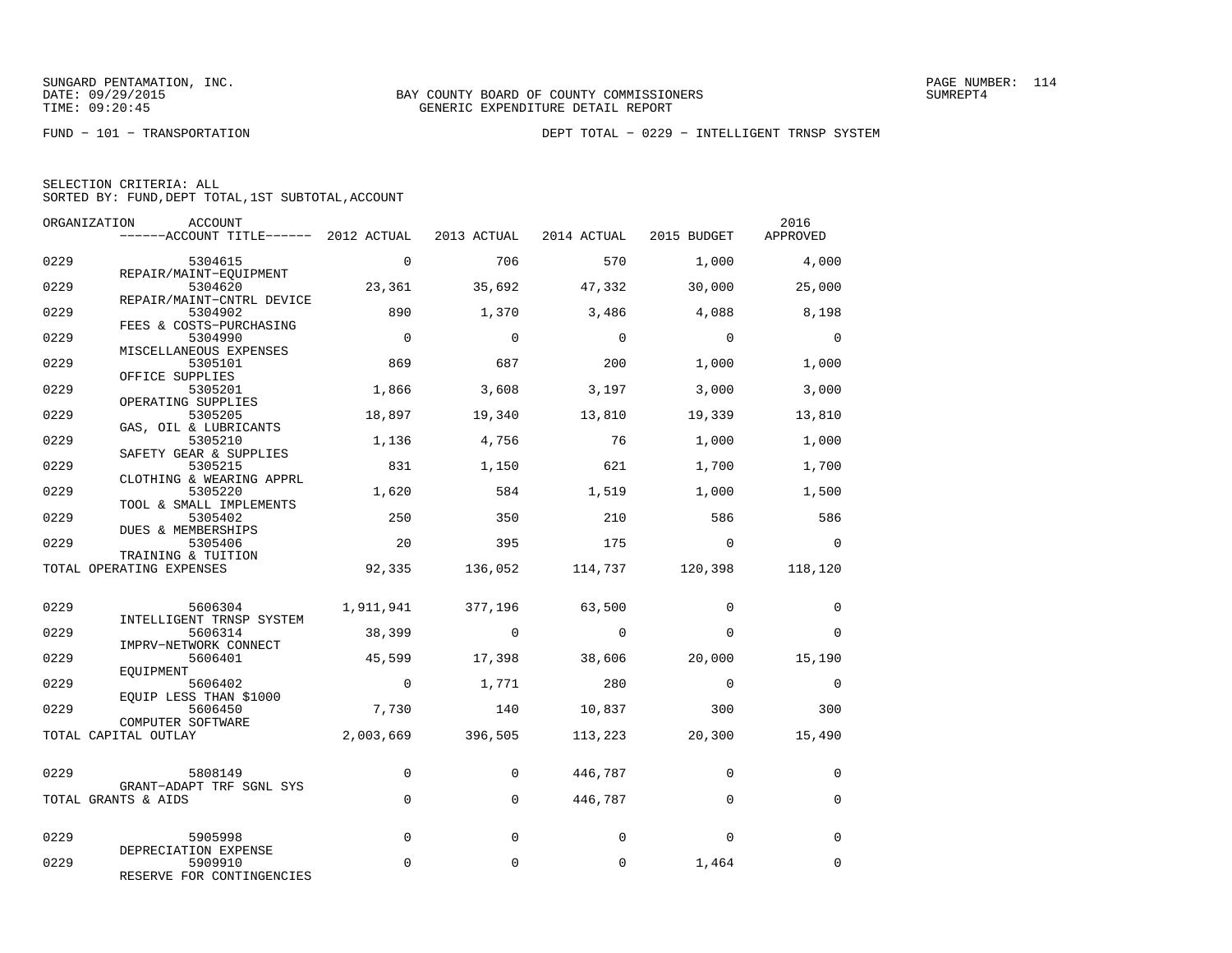SUNGARD PENTAMATION, INC.
DATE: 09/29/2015
TIME: 09:20:45

BAY COUNTY BOARD OF COUNTY COMMISSIONERS
GENERIC EXPENDITURE DETAIL REPORT

FUND − 101 − TRANSPORTATION

DEPT TOTAL − 0229 − INTELLIGENT TRNSP SYSTEM

SELECTION CRITERIA: ALL
SORTED BY: FUND,DEPT TOTAL,1ST SUBTOTAL,ACCOUNT

| ORGANIZATION | ACCOUNT / ACCOUNT TITLE | 2012 ACTUAL | 2013 ACTUAL | 2014 ACTUAL | 2015 BUDGET | 2016 APPROVED |
|---|---|---|---|---|---|---|
| 0229 | 5304615 REPAIR/MAINT−EQUIPMENT | 0 | 706 | 570 | 1,000 | 4,000 |
| 0229 | 5304620 REPAIR/MAINT−CNTRL DEVICE | 23,361 | 35,692 | 47,332 | 30,000 | 25,000 |
| 0229 | 5304902 FEES & COSTS−PURCHASING | 890 | 1,370 | 3,486 | 4,088 | 8,198 |
| 0229 | 5304990 MISCELLANEOUS EXPENSES | 0 | 0 | 0 | 0 | 0 |
| 0229 | 5305101 OFFICE SUPPLIES | 869 | 687 | 200 | 1,000 | 1,000 |
| 0229 | 5305201 OPERATING SUPPLIES | 1,866 | 3,608 | 3,197 | 3,000 | 3,000 |
| 0229 | 5305205 GAS, OIL & LUBRICANTS | 18,897 | 19,340 | 13,810 | 19,339 | 13,810 |
| 0229 | 5305210 SAFETY GEAR & SUPPLIES | 1,136 | 4,756 | 76 | 1,000 | 1,000 |
| 0229 | 5305215 CLOTHING & WEARING APPRL | 831 | 1,150 | 621 | 1,700 | 1,700 |
| 0229 | 5305220 TOOL & SMALL IMPLEMENTS | 1,620 | 584 | 1,519 | 1,000 | 1,500 |
| 0229 | 5305402 DUES & MEMBERSHIPS | 250 | 350 | 210 | 586 | 586 |
| 0229 | 5305406 TRAINING & TUITION | 20 | 395 | 175 | 0 | 0 |
| TOTAL OPERATING EXPENSES | | 92,335 | 136,052 | 114,737 | 120,398 | 118,120 |
| 0229 | 5606304 INTELLIGENT TRNSP SYSTEM | 1,911,941 | 377,196 | 63,500 | 0 | 0 |
| 0229 | 5606314 IMPRV−NETWORK CONNECT | 38,399 | 0 | 0 | 0 | 0 |
| 0229 | 5606401 EQUIPMENT | 45,599 | 17,398 | 38,606 | 20,000 | 15,190 |
| 0229 | 5606402 EQUIP LESS THAN $1000 | 0 | 1,771 | 280 | 0 | 0 |
| 0229 | 5606450 COMPUTER SOFTWARE | 7,730 | 140 | 10,837 | 300 | 300 |
| TOTAL CAPITAL OUTLAY | | 2,003,669 | 396,505 | 113,223 | 20,300 | 15,490 |
| 0229 | 5808149 GRANT−ADAPT TRF SGNL SYS | 0 | 0 | 446,787 | 0 | 0 |
| TOTAL GRANTS & AIDS | | 0 | 0 | 446,787 | 0 | 0 |
| 0229 | 5905998 DEPRECIATION EXPENSE | 0 | 0 | 0 | 0 | 0 |
| 0229 | 5909910 RESERVE FOR CONTINGENCIES | 0 | 0 | 0 | 1,464 | 0 |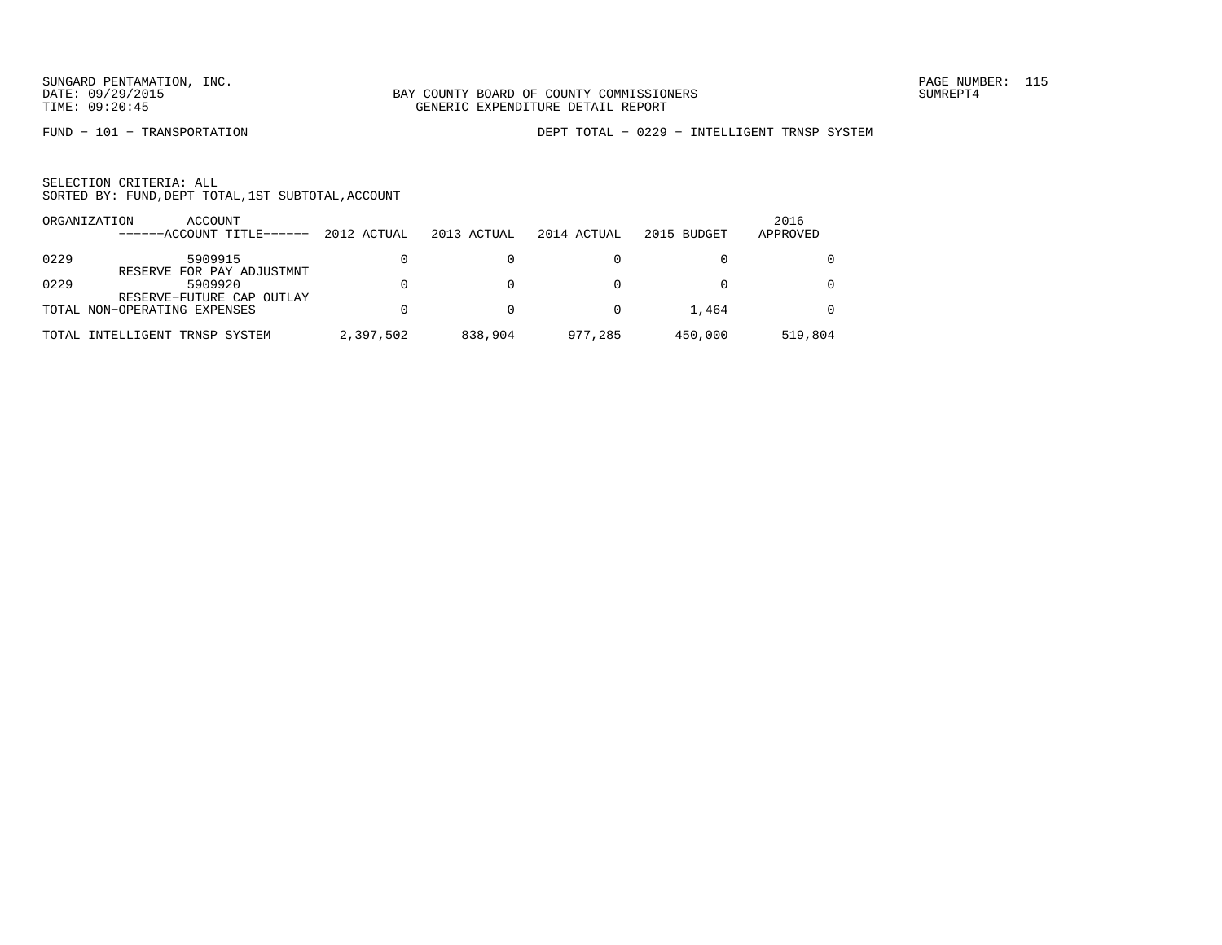BAY COUNTY BOARD OF COUNTY COMMISSIONERS
GENERIC EXPENDITURE DETAIL REPORT

FUND − 101 − TRANSPORTATION

DEPT TOTAL − 0229 − INTELLIGENT TRNSP SYSTEM

SELECTION CRITERIA: ALL
SORTED BY: FUND,DEPT TOTAL,1ST SUBTOTAL,ACCOUNT

| ORGANIZATION | ACCOUNT ------ACCOUNT TITLE------ | 2012 ACTUAL | 2013 ACTUAL | 2014 ACTUAL | 2015 BUDGET | 2016 APPROVED |
|---|---|---|---|---|---|---|
| 0229 | 5909915 RESERVE FOR PAY ADJUSTMNT | 0 | 0 | 0 | 0 | 0 |
| 0229 | 5909920 RESERVE−FUTURE CAP OUTLAY | 0 | 0 | 0 | 0 | 0 |
| TOTAL NON−OPERATING EXPENSES | | 0 | 0 | 0 | 1,464 | 0 |
| TOTAL INTELLIGENT TRNSP SYSTEM | | 2,397,502 | 838,904 | 977,285 | 450,000 | 519,804 |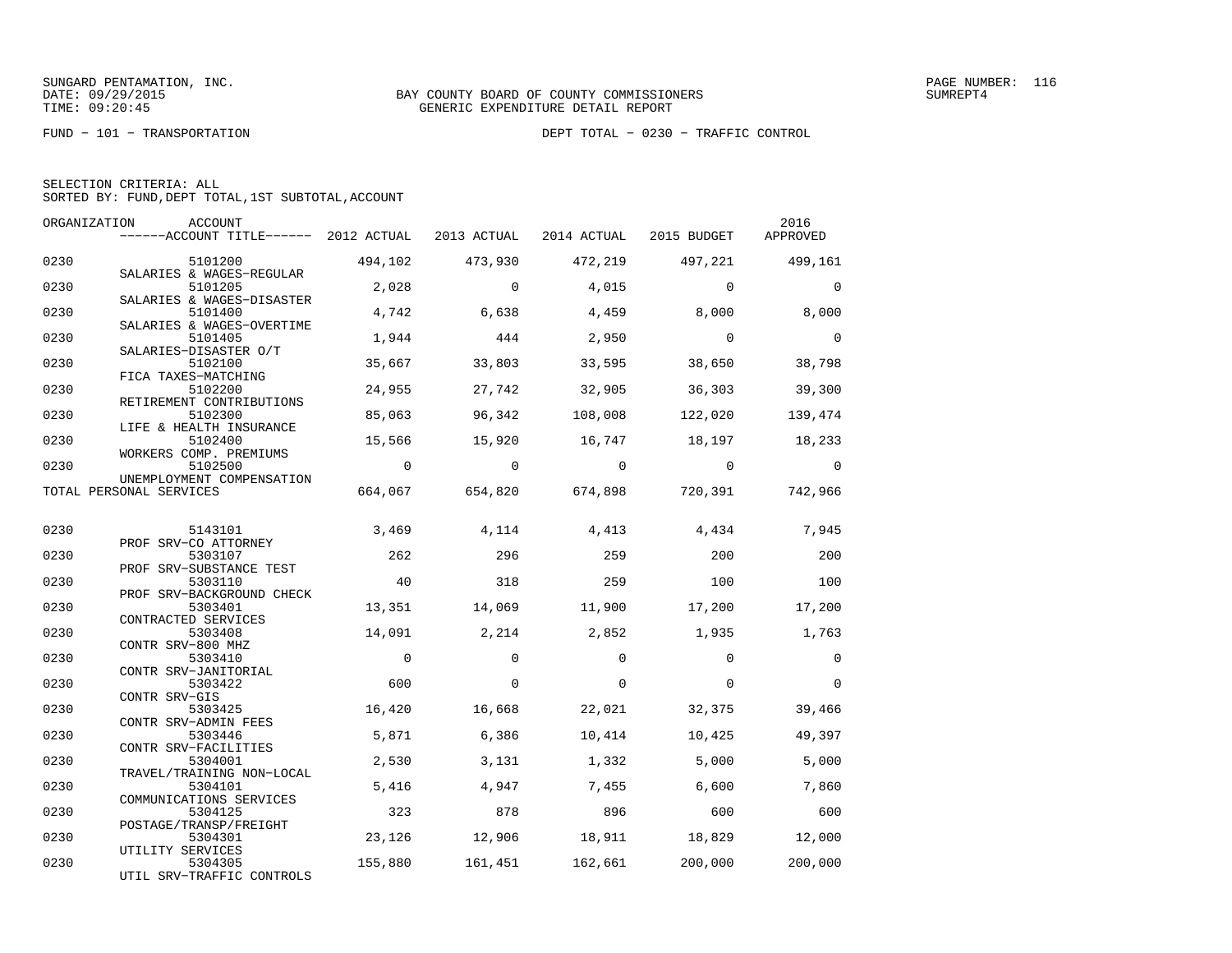SUNGARD PENTAMATION, INC.
DATE: 09/29/2015
TIME: 09:20:45

BAY COUNTY BOARD OF COUNTY COMMISSIONERS
GENERIC EXPENDITURE DETAIL REPORT

SUMREPT4

FUND − 101 − TRANSPORTATION

DEPT TOTAL − 0230 − TRAFFIC CONTROL

SELECTION CRITERIA: ALL
SORTED BY: FUND,DEPT TOTAL,1ST SUBTOTAL,ACCOUNT

| ORGANIZATION | ACCOUNT / ACCOUNT TITLE | 2012 ACTUAL | 2013 ACTUAL | 2014 ACTUAL | 2015 BUDGET | 2016 APPROVED |
|---|---|---|---|---|---|---|
| 0230 | 5101200 SALARIES & WAGES−REGULAR | 494,102 | 473,930 | 472,219 | 497,221 | 499,161 |
| 0230 | 5101205 SALARIES & WAGES−DISASTER | 2,028 | 0 | 4,015 | 0 | 0 |
| 0230 | 5101400 SALARIES & WAGES−OVERTIME | 4,742 | 6,638 | 4,459 | 8,000 | 8,000 |
| 0230 | 5101405 SALARIES−DISASTER O/T | 1,944 | 444 | 2,950 | 0 | 0 |
| 0230 | 5102100 FICA TAXES−MATCHING | 35,667 | 33,803 | 33,595 | 38,650 | 38,798 |
| 0230 | 5102200 RETIREMENT CONTRIBUTIONS | 24,955 | 27,742 | 32,905 | 36,303 | 39,300 |
| 0230 | 5102300 LIFE & HEALTH INSURANCE | 85,063 | 96,342 | 108,008 | 122,020 | 139,474 |
| 0230 | 5102400 WORKERS COMP. PREMIUMS | 15,566 | 15,920 | 16,747 | 18,197 | 18,233 |
| 0230 | 5102500 UNEMPLOYMENT COMPENSATION | 0 | 0 | 0 | 0 | 0 |
| TOTAL PERSONAL SERVICES | | 664,067 | 654,820 | 674,898 | 720,391 | 742,966 |
| 0230 | 5143101 PROF SRV−CO ATTORNEY | 3,469 | 4,114 | 4,413 | 4,434 | 7,945 |
| 0230 | 5303107 PROF SRV−SUBSTANCE TEST | 262 | 296 | 259 | 200 | 200 |
| 0230 | 5303110 PROF SRV−BACKGROUND CHECK | 40 | 318 | 259 | 100 | 100 |
| 0230 | 5303401 CONTRACTED SERVICES | 13,351 | 14,069 | 11,900 | 17,200 | 17,200 |
| 0230 | 5303408 CONTR SRV−800 MHZ | 14,091 | 2,214 | 2,852 | 1,935 | 1,763 |
| 0230 | 5303410 CONTR SRV−JANITORIAL | 0 | 0 | 0 | 0 | 0 |
| 0230 | 5303422 CONTR SRV−GIS | 600 | 0 | 0 | 0 | 0 |
| 0230 | 5303425 CONTR SRV−ADMIN FEES | 16,420 | 16,668 | 22,021 | 32,375 | 39,466 |
| 0230 | 5303446 CONTR SRV−FACILITIES | 5,871 | 6,386 | 10,414 | 10,425 | 49,397 |
| 0230 | 5304001 TRAVEL/TRAINING NON−LOCAL | 2,530 | 3,131 | 1,332 | 5,000 | 5,000 |
| 0230 | 5304101 COMMUNICATIONS SERVICES | 5,416 | 4,947 | 7,455 | 6,600 | 7,860 |
| 0230 | 5304125 POSTAGE/TRANSP/FREIGHT | 323 | 878 | 896 | 600 | 600 |
| 0230 | 5304301 UTILITY SERVICES | 23,126 | 12,906 | 18,911 | 18,829 | 12,000 |
| 0230 | 5304305 UTIL SRV−TRAFFIC CONTROLS | 155,880 | 161,451 | 162,661 | 200,000 | 200,000 |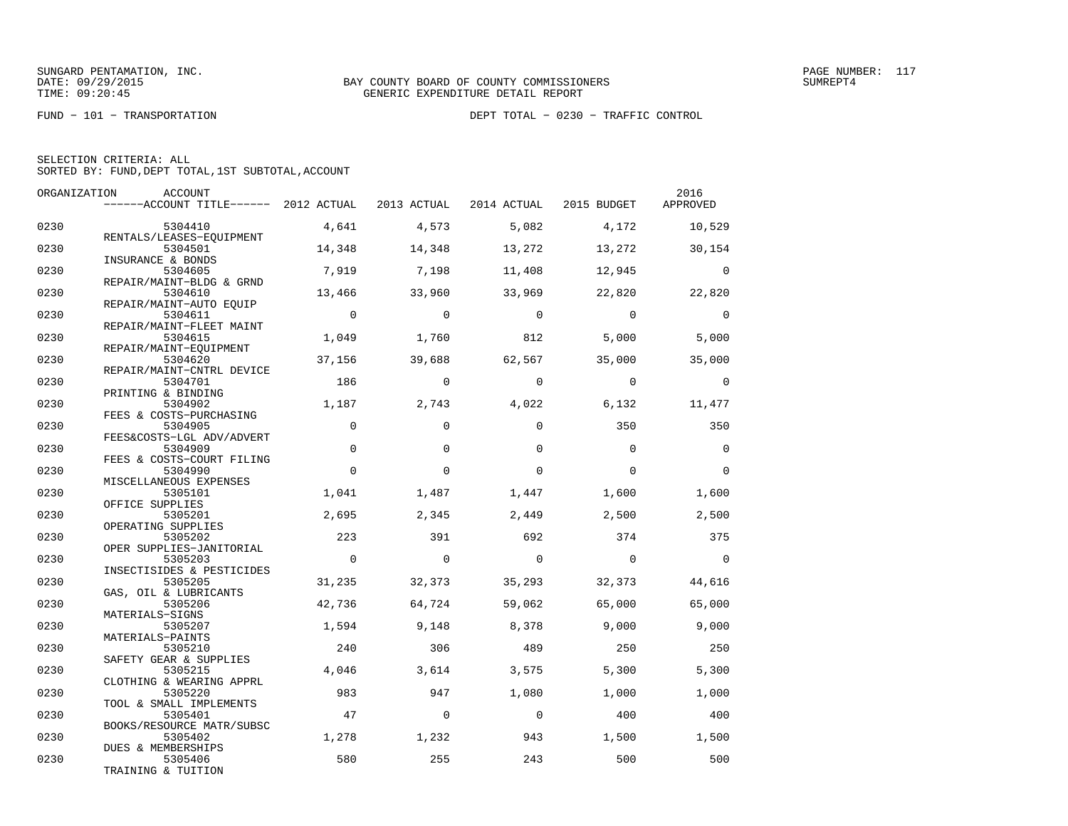SUNGARD PENTAMATION, INC.
DATE: 09/29/2015
TIME: 09:20:45

BAY COUNTY BOARD OF COUNTY COMMISSIONERS
GENERIC EXPENDITURE DETAIL REPORT

SUMREPT4

FUND − 101 − TRANSPORTATION

DEPT TOTAL − 0230 − TRAFFIC CONTROL

SELECTION CRITERIA: ALL
SORTED BY: FUND,DEPT TOTAL,1ST SUBTOTAL,ACCOUNT

| ORGANIZATION | ACCOUNT / ACCOUNT TITLE | 2012 ACTUAL | 2013 ACTUAL | 2014 ACTUAL | 2015 BUDGET | 2016 APPROVED |
|---|---|---|---|---|---|---|
| 0230 | 5304410 RENTALS/LEASES−EQUIPMENT | 4,641 | 4,573 | 5,082 | 4,172 | 10,529 |
| 0230 | 5304501 INSURANCE & BONDS | 14,348 | 14,348 | 13,272 | 13,272 | 30,154 |
| 0230 | 5304605 REPAIR/MAINT−BLDG & GRND | 7,919 | 7,198 | 11,408 | 12,945 | 0 |
| 0230 | 5304610 REPAIR/MAINT−AUTO EQUIP | 13,466 | 33,960 | 33,969 | 22,820 | 22,820 |
| 0230 | 5304611 REPAIR/MAINT−FLEET MAINT | 0 | 0 | 0 | 0 | 0 |
| 0230 | 5304615 REPAIR/MAINT−EQUIPMENT | 1,049 | 1,760 | 812 | 5,000 | 5,000 |
| 0230 | 5304620 REPAIR/MAINT−CNTRL DEVICE | 37,156 | 39,688 | 62,567 | 35,000 | 35,000 |
| 0230 | 5304701 PRINTING & BINDING | 186 | 0 | 0 | 0 | 0 |
| 0230 | 5304902 FEES & COSTS−PURCHASING | 1,187 | 2,743 | 4,022 | 6,132 | 11,477 |
| 0230 | 5304905 FEES&COSTS−LGL ADV/ADVERT | 0 | 0 | 0 | 350 | 350 |
| 0230 | 5304909 FEES & COSTS−COURT FILING | 0 | 0 | 0 | 0 | 0 |
| 0230 | 5304990 MISCELLANEOUS EXPENSES | 0 | 0 | 0 | 0 | 0 |
| 0230 | 5305101 OFFICE SUPPLIES | 1,041 | 1,487 | 1,447 | 1,600 | 1,600 |
| 0230 | 5305201 OPERATING SUPPLIES | 2,695 | 2,345 | 2,449 | 2,500 | 2,500 |
| 0230 | 5305202 OPER SUPPLIES−JANITORIAL | 223 | 391 | 692 | 374 | 375 |
| 0230 | 5305203 INSECTISIDES & PESTICIDES | 0 | 0 | 0 | 0 | 0 |
| 0230 | 5305205 GAS, OIL & LUBRICANTS | 31,235 | 32,373 | 35,293 | 32,373 | 44,616 |
| 0230 | 5305206 MATERIALS−SIGNS | 42,736 | 64,724 | 59,062 | 65,000 | 65,000 |
| 0230 | 5305207 MATERIALS−PAINTS | 1,594 | 9,148 | 8,378 | 9,000 | 9,000 |
| 0230 | 5305210 SAFETY GEAR & SUPPLIES | 240 | 306 | 489 | 250 | 250 |
| 0230 | 5305215 CLOTHING & WEARING APPRL | 4,046 | 3,614 | 3,575 | 5,300 | 5,300 |
| 0230 | 5305220 TOOL & SMALL IMPLEMENTS | 983 | 947 | 1,080 | 1,000 | 1,000 |
| 0230 | 5305401 BOOKS/RESOURCE MATR/SUBSC | 47 | 0 | 0 | 400 | 400 |
| 0230 | 5305402 DUES & MEMBERSHIPS | 1,278 | 1,232 | 943 | 1,500 | 1,500 |
| 0230 | 5305406 TRAINING & TUITION | 580 | 255 | 243 | 500 | 500 |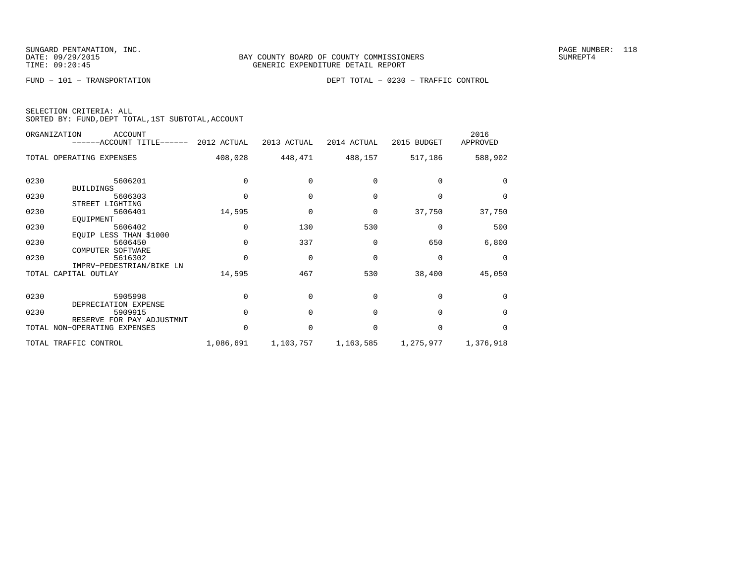SUNGARD PENTAMATION, INC.
DATE: 09/29/2015
TIME: 09:20:45

BAY COUNTY BOARD OF COUNTY COMMISSIONERS
GENERIC EXPENDITURE DETAIL REPORT

SUMREPT4

FUND − 101 − TRANSPORTATION

DEPT TOTAL − 0230 − TRAFFIC CONTROL

SELECTION CRITERIA: ALL
SORTED BY: FUND,DEPT TOTAL,1ST SUBTOTAL,ACCOUNT

| ORGANIZATION | ACCOUNT ------ACCOUNT TITLE------ | 2012 ACTUAL | 2013 ACTUAL | 2014 ACTUAL | 2015 BUDGET | 2016 APPROVED |
|---|---|---|---|---|---|---|
| TOTAL OPERATING EXPENSES | | 408,028 | 448,471 | 488,157 | 517,186 | 588,902 |
| 0230 | 5606201 BUILDINGS | 0 | 0 | 0 | 0 | 0 |
| 0230 | 5606303 STREET LIGHTING | 0 | 0 | 0 | 0 | 0 |
| 0230 | 5606401 EQUIPMENT | 14,595 | 0 | 0 | 37,750 | 37,750 |
| 0230 | 5606402 EQUIP LESS THAN $1000 | 0 | 130 | 530 | 0 | 500 |
| 0230 | 5606450 COMPUTER SOFTWARE | 0 | 337 | 0 | 650 | 6,800 |
| 0230 | 5616302 IMPRV−PEDESTRIAN/BIKE LN | 0 | 0 | 0 | 0 | 0 |
| TOTAL CAPITAL OUTLAY | | 14,595 | 467 | 530 | 38,400 | 45,050 |
| 0230 | 5905998 DEPRECIATION EXPENSE | 0 | 0 | 0 | 0 | 0 |
| 0230 | 5909915 RESERVE FOR PAY ADJUSTMNT | 0 | 0 | 0 | 0 | 0 |
| TOTAL NON−OPERATING EXPENSES | | 0 | 0 | 0 | 0 | 0 |
| TOTAL TRAFFIC CONTROL | | 1,086,691 | 1,103,757 | 1,163,585 | 1,275,977 | 1,376,918 |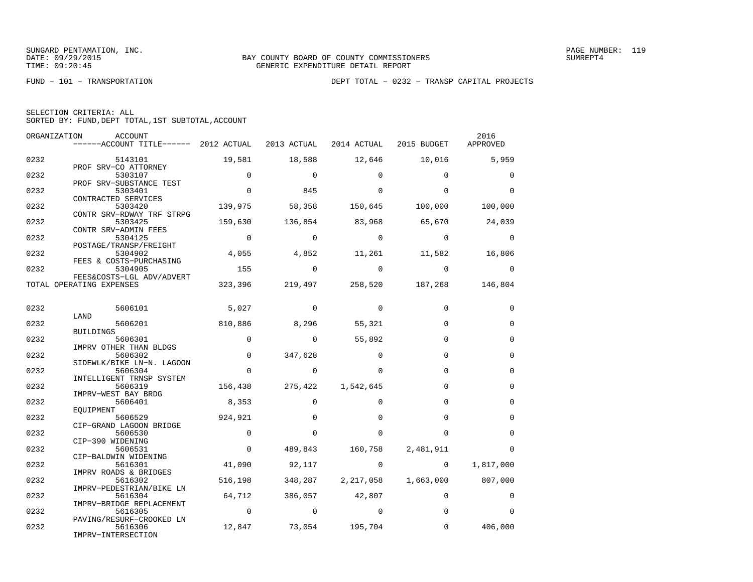SUNGARD PENTAMATION, INC.
DATE: 09/29/2015
TIME: 09:20:45

BAY COUNTY BOARD OF COUNTY COMMISSIONERS
GENERIC EXPENDITURE DETAIL REPORT

SUMREPT4

FUND − 101 − TRANSPORTATION

DEPT TOTAL − 0232 − TRANSP CAPITAL PROJECTS

SELECTION CRITERIA: ALL
SORTED BY: FUND,DEPT TOTAL,1ST SUBTOTAL,ACCOUNT

| ORGANIZATION | ACCOUNT / ------ACCOUNT TITLE------ | 2012 ACTUAL | 2013 ACTUAL | 2014 ACTUAL | 2015 BUDGET | 2016 APPROVED |
|---|---|---|---|---|---|---|
| 0232 | 5143101 PROF SRV−CO ATTORNEY | 19,581 | 18,588 | 12,646 | 10,016 | 5,959 |
| 0232 | 5303107 PROF SRV−SUBSTANCE TEST | 0 | 0 | 0 | 0 | 0 |
| 0232 | 5303401 CONTRACTED SERVICES | 0 | 845 | 0 | 0 | 0 |
| 0232 | 5303420 CONTR SRV−RDWAY TRF STRPG | 139,975 | 58,358 | 150,645 | 100,000 | 100,000 |
| 0232 | 5303425 CONTR SRV−ADMIN FEES | 159,630 | 136,854 | 83,968 | 65,670 | 24,039 |
| 0232 | 5304125 POSTAGE/TRANSP/FREIGHT | 0 | 0 | 0 | 0 | 0 |
| 0232 | 5304902 FEES & COSTS−PURCHASING | 4,055 | 4,852 | 11,261 | 11,582 | 16,806 |
| 0232 | 5304905 FEES&COSTS−LGL ADV/ADVERT | 155 | 0 | 0 | 0 | 0 |
| TOTAL OPERATING EXPENSES | | 323,396 | 219,497 | 258,520 | 187,268 | 146,804 |
| 0232 | 5606101 LAND | 5,027 | 0 | 0 | 0 | 0 |
| 0232 | 5606201 BUILDINGS | 810,886 | 8,296 | 55,321 | 0 | 0 |
| 0232 | 5606301 IMPRV OTHER THAN BLDGS | 0 | 0 | 55,892 | 0 | 0 |
| 0232 | 5606302 SIDEWLK/BIKE LN−N. LAGOON | 0 | 347,628 | 0 | 0 | 0 |
| 0232 | 5606304 INTELLIGENT TRNSP SYSTEM | 0 | 0 | 0 | 0 | 0 |
| 0232 | 5606319 IMPRV−WEST BAY BRDG | 156,438 | 275,422 | 1,542,645 | 0 | 0 |
| 0232 | 5606401 EQUIPMENT | 8,353 | 0 | 0 | 0 | 0 |
| 0232 | 5606529 CIP−GRAND LAGOON BRIDGE | 924,921 | 0 | 0 | 0 | 0 |
| 0232 | 5606530 CIP−390 WIDENING | 0 | 0 | 0 | 0 | 0 |
| 0232 | 5606531 CIP−BALDWIN WIDENING | 0 | 489,843 | 160,758 | 2,481,911 | 0 |
| 0232 | 5616301 IMPRV ROADS & BRIDGES | 41,090 | 92,117 | 0 | 0 | 1,817,000 |
| 0232 | 5616302 IMPRV−PEDESTRIAN/BIKE LN | 516,198 | 348,287 | 2,217,058 | 1,663,000 | 807,000 |
| 0232 | 5616304 IMPRV−BRIDGE REPLACEMENT | 64,712 | 386,057 | 42,807 | 0 | 0 |
| 0232 | 5616305 PAVING/RESURF−CROOKED LN | 0 | 0 | 0 | 0 | 0 |
| 0232 | 5616306 IMPRV−INTERSECTION | 12,847 | 73,054 | 195,704 | 0 | 406,000 |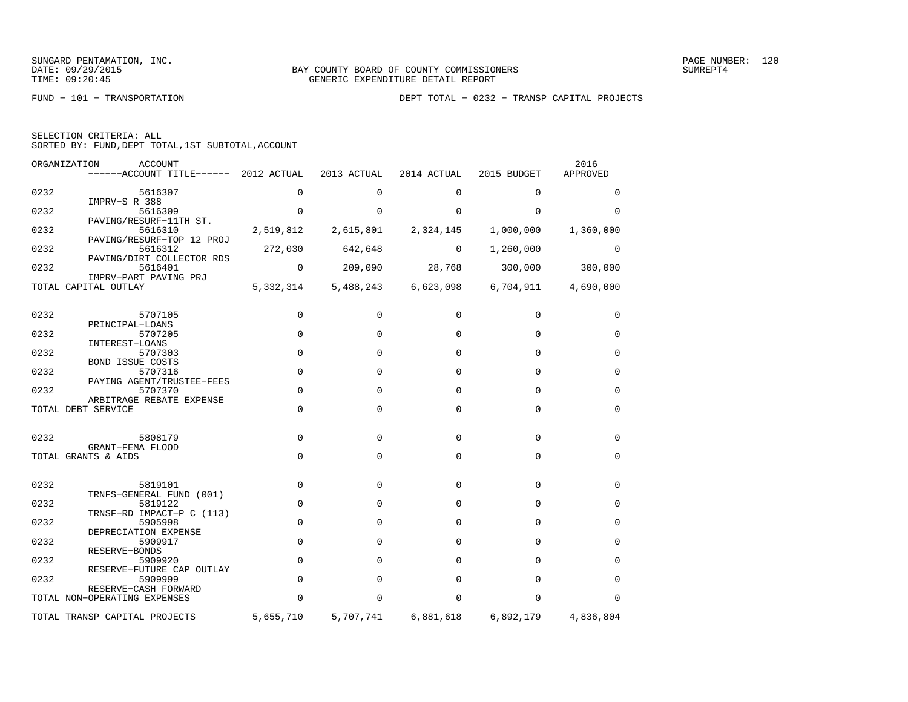SUNGARD PENTAMATION, INC.
DATE: 09/29/2015
TIME: 09:20:45

BAY COUNTY BOARD OF COUNTY COMMISSIONERS
GENERIC EXPENDITURE DETAIL REPORT

SUMREPT4

FUND − 101 − TRANSPORTATION

DEPT TOTAL − 0232 − TRANSP CAPITAL PROJECTS

SELECTION CRITERIA: ALL
SORTED BY: FUND,DEPT TOTAL,1ST SUBTOTAL,ACCOUNT

| ORGANIZATION | ACCOUNT / ------ACCOUNT TITLE------ | 2012 ACTUAL | 2013 ACTUAL | 2014 ACTUAL | 2015 BUDGET | 2016 APPROVED |
|---|---|---|---|---|---|---|
| 0232 | 5616307 IMPRV−S R 388 | 0 | 0 | 0 | 0 | 0 |
| 0232 | 5616309 PAVING/RESURF−11TH ST. | 0 | 0 | 0 | 0 | 0 |
| 0232 | 5616310 PAVING/RESURF−TOP 12 PROJ | 2,519,812 | 2,615,801 | 2,324,145 | 1,000,000 | 1,360,000 |
| 0232 | 5616312 PAVING/DIRT COLLECTOR RDS | 272,030 | 642,648 | 0 | 1,260,000 | 0 |
| 0232 | 5616401 IMPRV−PART PAVING PRJ | 0 | 209,090 | 28,768 | 300,000 | 300,000 |
| TOTAL CAPITAL OUTLAY | | 5,332,314 | 5,488,243 | 6,623,098 | 6,704,911 | 4,690,000 |
| 0232 | 5707105 PRINCIPAL−LOANS | 0 | 0 | 0 | 0 | 0 |
| 0232 | 5707205 INTEREST−LOANS | 0 | 0 | 0 | 0 | 0 |
| 0232 | 5707303 BOND ISSUE COSTS | 0 | 0 | 0 | 0 | 0 |
| 0232 | 5707316 PAYING AGENT/TRUSTEE−FEES | 0 | 0 | 0 | 0 | 0 |
| 0232 | 5707370 ARBITRAGE REBATE EXPENSE | 0 | 0 | 0 | 0 | 0 |
| TOTAL DEBT SERVICE | | 0 | 0 | 0 | 0 | 0 |
| 0232 | 5808179 GRANT−FEMA FLOOD | 0 | 0 | 0 | 0 | 0 |
| TOTAL GRANTS & AIDS | | 0 | 0 | 0 | 0 | 0 |
| 0232 | 5819101 TRNFS−GENERAL FUND (001) | 0 | 0 | 0 | 0 | 0 |
| 0232 | 5819122 TRNSF−RD IMPACT−P C (113) | 0 | 0 | 0 | 0 | 0 |
| 0232 | 5905998 DEPRECIATION EXPENSE | 0 | 0 | 0 | 0 | 0 |
| 0232 | 5909917 RESERVE−BONDS | 0 | 0 | 0 | 0 | 0 |
| 0232 | 5909920 RESERVE−FUTURE CAP OUTLAY | 0 | 0 | 0 | 0 | 0 |
| 0232 | 5909999 RESERVE−CASH FORWARD | 0 | 0 | 0 | 0 | 0 |
| TOTAL NON−OPERATING EXPENSES | | 0 | 0 | 0 | 0 | 0 |
| TOTAL TRANSP CAPITAL PROJECTS | | 5,655,710 | 5,707,741 | 6,881,618 | 6,892,179 | 4,836,804 |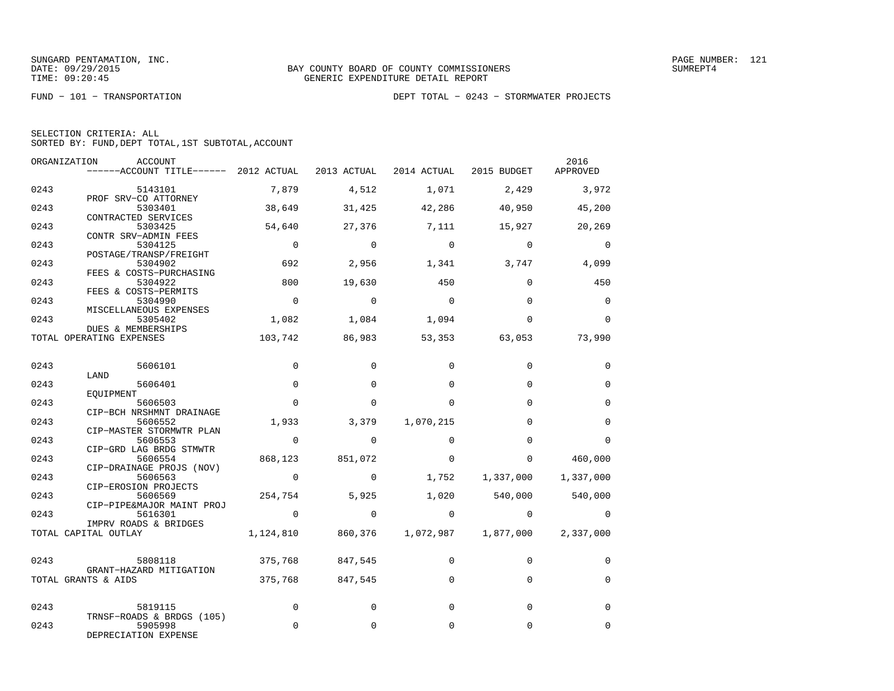BAY COUNTY BOARD OF COUNTY COMMISSIONERS
GENERIC EXPENDITURE DETAIL REPORT

SUNGARD PENTAMATION, INC.
DATE: 09/29/2015
TIME: 09:20:45

SUMREPT4

FUND − 101 − TRANSPORTATION

DEPT TOTAL − 0243 − STORMWATER PROJECTS

SELECTION CRITERIA: ALL
SORTED BY: FUND,DEPT TOTAL,1ST SUBTOTAL,ACCOUNT

| ORGANIZATION | ACCOUNT / ACCOUNT TITLE | 2012 ACTUAL | 2013 ACTUAL | 2014 ACTUAL | 2015 BUDGET | 2016 APPROVED |
|---|---|---|---|---|---|---|
| 0243 | 5143101 PROF SRV−CO ATTORNEY | 7,879 | 4,512 | 1,071 | 2,429 | 3,972 |
| 0243 | 5303401 CONTRACTED SERVICES | 38,649 | 31,425 | 42,286 | 40,950 | 45,200 |
| 0243 | 5303425 CONTR SRV−ADMIN FEES | 54,640 | 27,376 | 7,111 | 15,927 | 20,269 |
| 0243 | 5304125 POSTAGE/TRANSP/FREIGHT | 0 | 0 | 0 | 0 | 0 |
| 0243 | 5304902 FEES & COSTS−PURCHASING | 692 | 2,956 | 1,341 | 3,747 | 4,099 |
| 0243 | 5304922 FEES & COSTS−PERMITS | 800 | 19,630 | 450 | 0 | 450 |
| 0243 | 5304990 MISCELLANEOUS EXPENSES | 0 | 0 | 0 | 0 | 0 |
| 0243 | 5305402 DUES & MEMBERSHIPS | 1,082 | 1,084 | 1,094 | 0 | 0 |
| TOTAL OPERATING EXPENSES | | 103,742 | 86,983 | 53,353 | 63,053 | 73,990 |
| 0243 | 5606101 LAND | 0 | 0 | 0 | 0 | 0 |
| 0243 | 5606401 EQUIPMENT | 0 | 0 | 0 | 0 | 0 |
| 0243 | 5606503 CIP−BCH NRSHMNT DRAINAGE | 0 | 0 | 0 | 0 | 0 |
| 0243 | 5606552 CIP−MASTER STORMWTR PLAN | 1,933 | 3,379 | 1,070,215 | 0 | 0 |
| 0243 | 5606553 CIP−GRD LAG BRDG STMWTR | 0 | 0 | 0 | 0 | 0 |
| 0243 | 5606554 CIP−DRAINAGE PROJS (NOV) | 868,123 | 851,072 | 0 | 0 | 460,000 |
| 0243 | 5606563 CIP−EROSION PROJECTS | 0 | 0 | 1,752 | 1,337,000 | 1,337,000 |
| 0243 | 5606569 CIP−PIPE&MAJOR MAINT PROJ | 254,754 | 5,925 | 1,020 | 540,000 | 540,000 |
| 0243 | 5616301 IMPRV ROADS & BRIDGES | 0 | 0 | 0 | 0 | 0 |
| TOTAL CAPITAL OUTLAY | | 1,124,810 | 860,376 | 1,072,987 | 1,877,000 | 2,337,000 |
| 0243 | 5808118 GRANT−HAZARD MITIGATION | 375,768 | 847,545 | 0 | 0 | 0 |
| TOTAL GRANTS & AIDS | | 375,768 | 847,545 | 0 | 0 | 0 |
| 0243 | 5819115 TRNSF−ROADS & BRDGS (105) | 0 | 0 | 0 | 0 | 0 |
| 0243 | 5905998 DEPRECIATION EXPENSE | 0 | 0 | 0 | 0 | 0 |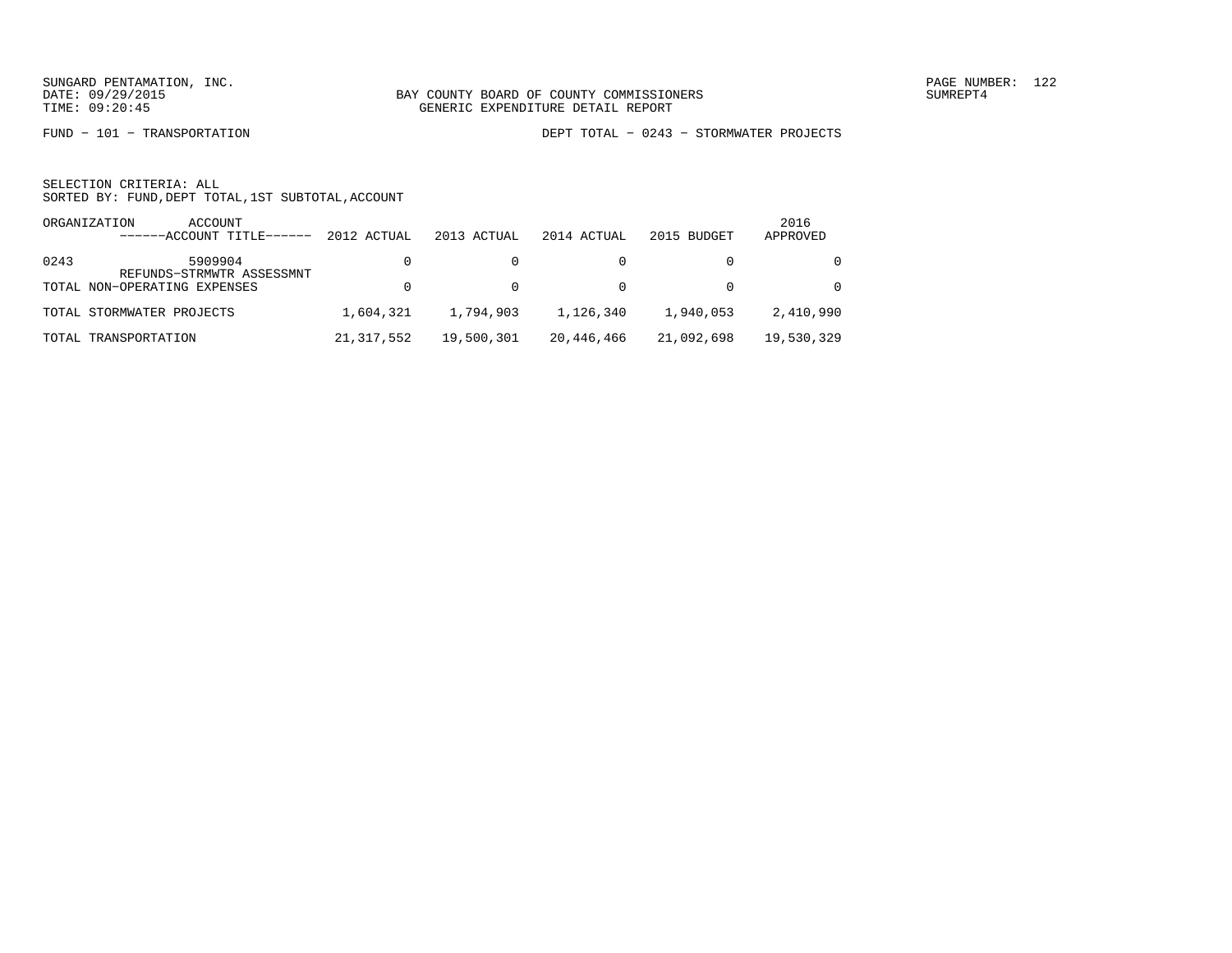SUNGARD PENTAMATION, INC.
DATE: 09/29/2015
TIME: 09:20:45

BAY COUNTY BOARD OF COUNTY COMMISSIONERS
GENERIC EXPENDITURE DETAIL REPORT

PAGE NUMBER: 122
SUMREPT4

FUND − 101 − TRANSPORTATION

DEPT TOTAL − 0243 − STORMWATER PROJECTS

SELECTION CRITERIA: ALL
SORTED BY: FUND,DEPT TOTAL,1ST SUBTOTAL,ACCOUNT

| ORGANIZATION | ACCOUNT ------ACCOUNT TITLE------ | 2012 ACTUAL | 2013 ACTUAL | 2014 ACTUAL | 2015 BUDGET | 2016 APPROVED |
|---|---|---|---|---|---|---|
| 0243 | 5909904 REFUNDS−STRMWTR ASSESSMNT | 0 | 0 | 0 | 0 | 0 |
| TOTAL NON−OPERATING EXPENSES | | 0 | 0 | 0 | 0 | 0 |
| TOTAL STORMWATER PROJECTS | | 1,604,321 | 1,794,903 | 1,126,340 | 1,940,053 | 2,410,990 |
| TOTAL TRANSPORTATION | | 21,317,552 | 19,500,301 | 20,446,466 | 21,092,698 | 19,530,329 |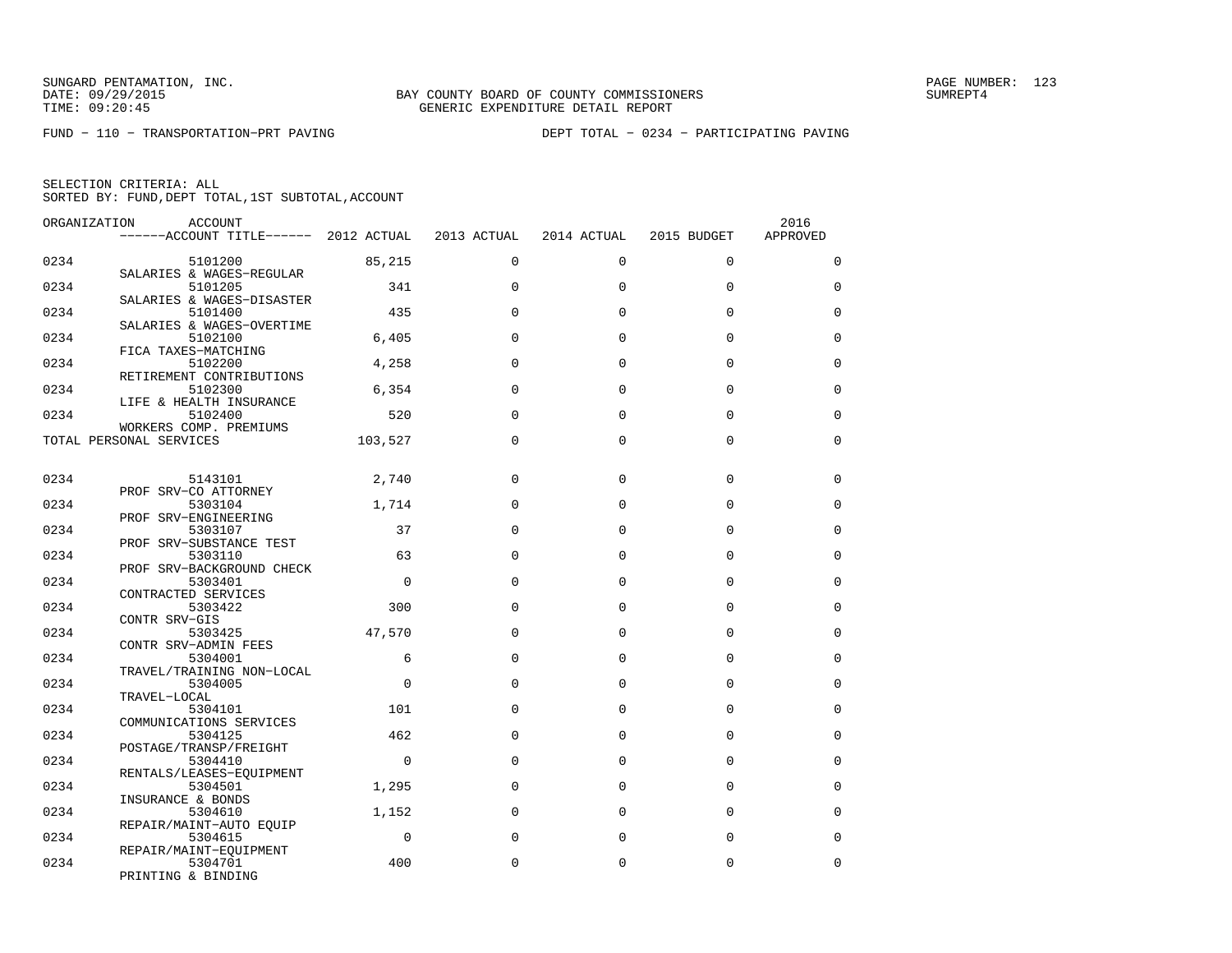SUNGARD PENTAMATION, INC.
DATE: 09/29/2015
TIME: 09:20:45

BAY COUNTY BOARD OF COUNTY COMMISSIONERS
GENERIC EXPENDITURE DETAIL REPORT

SUMREPT4

FUND − 110 − TRANSPORTATION−PRT PAVING

DEPT TOTAL − 0234 − PARTICIPATING PAVING

SELECTION CRITERIA: ALL
SORTED BY: FUND,DEPT TOTAL,1ST SUBTOTAL,ACCOUNT

| ORGANIZATION | ACCOUNT / ACCOUNT TITLE | 2012 ACTUAL | 2013 ACTUAL | 2014 ACTUAL | 2015 BUDGET | 2016 APPROVED |
|---|---|---|---|---|---|---|
| 0234 | 5101200 SALARIES & WAGES−REGULAR | 85,215 | 0 | 0 | 0 | 0 |
| 0234 | 5101205 SALARIES & WAGES−DISASTER | 341 | 0 | 0 | 0 | 0 |
| 0234 | 5101400 SALARIES & WAGES−OVERTIME | 435 | 0 | 0 | 0 | 0 |
| 0234 | 5102100 FICA TAXES−MATCHING | 6,405 | 0 | 0 | 0 | 0 |
| 0234 | 5102200 RETIREMENT CONTRIBUTIONS | 4,258 | 0 | 0 | 0 | 0 |
| 0234 | 5102300 LIFE & HEALTH INSURANCE | 6,354 | 0 | 0 | 0 | 0 |
| 0234 | 5102400 WORKERS COMP. PREMIUMS | 520 | 0 | 0 | 0 | 0 |
| TOTAL PERSONAL SERVICES | | 103,527 | 0 | 0 | 0 | 0 |
| 0234 | 5143101 PROF SRV−CO ATTORNEY | 2,740 | 0 | 0 | 0 | 0 |
| 0234 | 5303104 PROF SRV−ENGINEERING | 1,714 | 0 | 0 | 0 | 0 |
| 0234 | 5303107 PROF SRV−SUBSTANCE TEST | 37 | 0 | 0 | 0 | 0 |
| 0234 | 5303110 PROF SRV−BACKGROUND CHECK | 63 | 0 | 0 | 0 | 0 |
| 0234 | 5303401 CONTRACTED SERVICES | 0 | 0 | 0 | 0 | 0 |
| 0234 | 5303422 CONTR SRV−GIS | 300 | 0 | 0 | 0 | 0 |
| 0234 | 5303425 CONTR SRV−ADMIN FEES | 47,570 | 0 | 0 | 0 | 0 |
| 0234 | 5304001 TRAVEL/TRAINING NON−LOCAL | 6 | 0 | 0 | 0 | 0 |
| 0234 | 5304005 TRAVEL−LOCAL | 0 | 0 | 0 | 0 | 0 |
| 0234 | 5304101 COMMUNICATIONS SERVICES | 101 | 0 | 0 | 0 | 0 |
| 0234 | 5304125 POSTAGE/TRANSP/FREIGHT | 462 | 0 | 0 | 0 | 0 |
| 0234 | 5304410 RENTALS/LEASES−EQUIPMENT | 0 | 0 | 0 | 0 | 0 |
| 0234 | 5304501 INSURANCE & BONDS | 1,295 | 0 | 0 | 0 | 0 |
| 0234 | 5304610 REPAIR/MAINT−AUTO EQUIP | 1,152 | 0 | 0 | 0 | 0 |
| 0234 | 5304615 REPAIR/MAINT−EQUIPMENT | 0 | 0 | 0 | 0 | 0 |
| 0234 | 5304701 PRINTING & BINDING | 400 | 0 | 0 | 0 | 0 |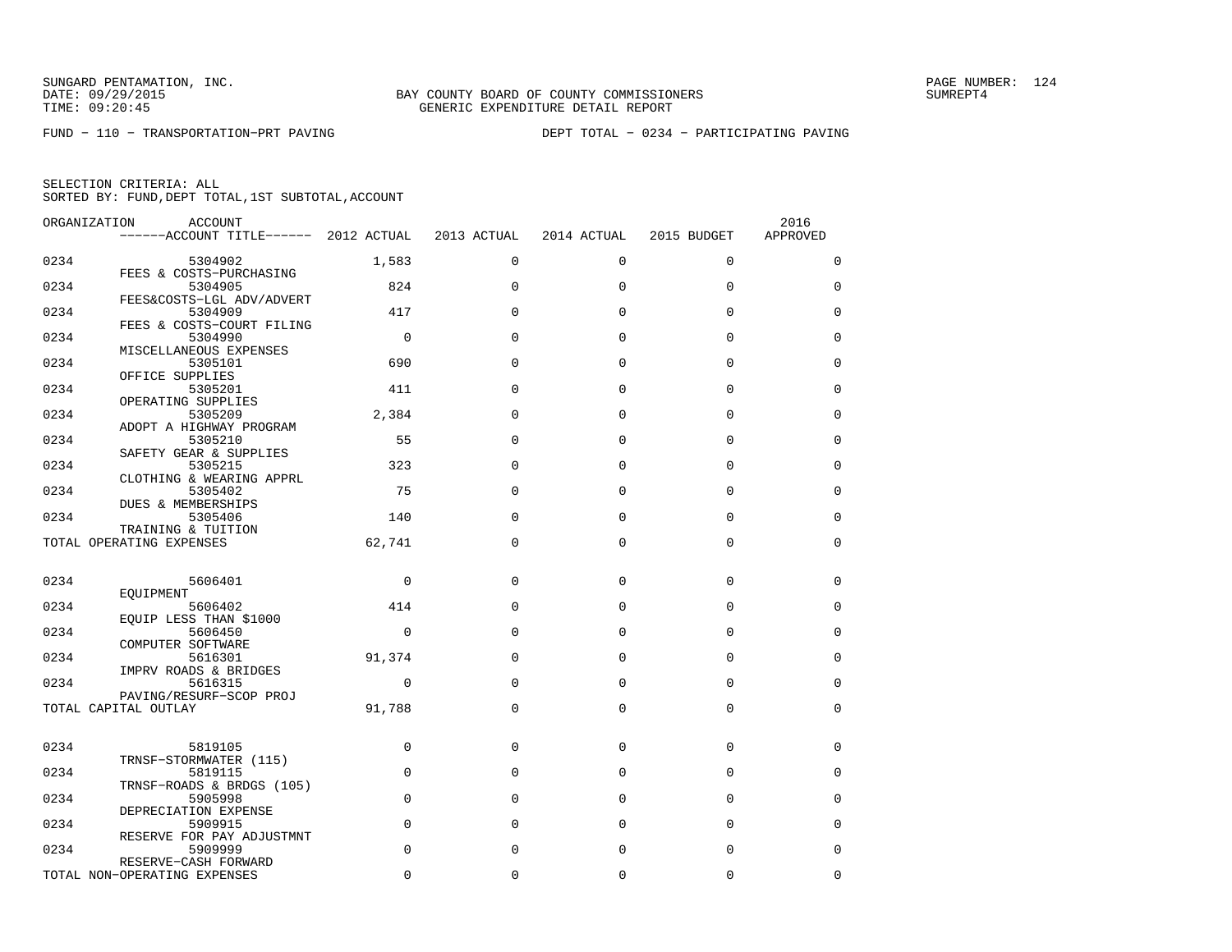SUNGARD PENTAMATION, INC.
DATE: 09/29/2015
TIME: 09:20:45

BAY COUNTY BOARD OF COUNTY COMMISSIONERS
GENERIC EXPENDITURE DETAIL REPORT

SUMREPT4

FUND − 110 − TRANSPORTATION−PRT PAVING

DEPT TOTAL − 0234 − PARTICIPATING PAVING

SELECTION CRITERIA: ALL
SORTED BY: FUND,DEPT TOTAL,1ST SUBTOTAL,ACCOUNT

| ORGANIZATION | ACCOUNT / ACCOUNT TITLE | 2012 ACTUAL | 2013 ACTUAL | 2014 ACTUAL | 2015 BUDGET | 2016 APPROVED |
|---|---|---|---|---|---|---|
| 0234 | 5304902 FEES & COSTS−PURCHASING | 1,583 | 0 | 0 | 0 | 0 |
| 0234 | 5304905 FEES&COSTS−LGL ADV/ADVERT | 824 | 0 | 0 | 0 | 0 |
| 0234 | 5304909 FEES & COSTS−COURT FILING | 417 | 0 | 0 | 0 | 0 |
| 0234 | 5304990 MISCELLANEOUS EXPENSES | 0 | 0 | 0 | 0 | 0 |
| 0234 | 5305101 OFFICE SUPPLIES | 690 | 0 | 0 | 0 | 0 |
| 0234 | 5305201 OPERATING SUPPLIES | 411 | 0 | 0 | 0 | 0 |
| 0234 | 5305209 ADOPT A HIGHWAY PROGRAM | 2,384 | 0 | 0 | 0 | 0 |
| 0234 | 5305210 SAFETY GEAR & SUPPLIES | 55 | 0 | 0 | 0 | 0 |
| 0234 | 5305215 CLOTHING & WEARING APPRL | 323 | 0 | 0 | 0 | 0 |
| 0234 | 5305402 DUES & MEMBERSHIPS | 75 | 0 | 0 | 0 | 0 |
| 0234 | 5305406 TRAINING & TUITION | 140 | 0 | 0 | 0 | 0 |
| TOTAL OPERATING EXPENSES | | 62,741 | 0 | 0 | 0 | 0 |
| 0234 | 5606401 EQUIPMENT | 0 | 0 | 0 | 0 | 0 |
| 0234 | 5606402 EQUIP LESS THAN $1000 | 414 | 0 | 0 | 0 | 0 |
| 0234 | 5606450 COMPUTER SOFTWARE | 0 | 0 | 0 | 0 | 0 |
| 0234 | 5616301 IMPRV ROADS & BRIDGES | 91,374 | 0 | 0 | 0 | 0 |
| 0234 | 5616315 PAVING/RESURF−SCOP PROJ | 0 | 0 | 0 | 0 | 0 |
| TOTAL CAPITAL OUTLAY | | 91,788 | 0 | 0 | 0 | 0 |
| 0234 | 5819105 TRNSF−STORMWATER (115) | 0 | 0 | 0 | 0 | 0 |
| 0234 | 5819115 TRNSF−ROADS & BRDGS (105) | 0 | 0 | 0 | 0 | 0 |
| 0234 | 5905998 DEPRECIATION EXPENSE | 0 | 0 | 0 | 0 | 0 |
| 0234 | 5909915 RESERVE FOR PAY ADJUSTMNT | 0 | 0 | 0 | 0 | 0 |
| 0234 | 5909999 RESERVE−CASH FORWARD | 0 | 0 | 0 | 0 | 0 |
| TOTAL NON−OPERATING EXPENSES | | 0 | 0 | 0 | 0 | 0 |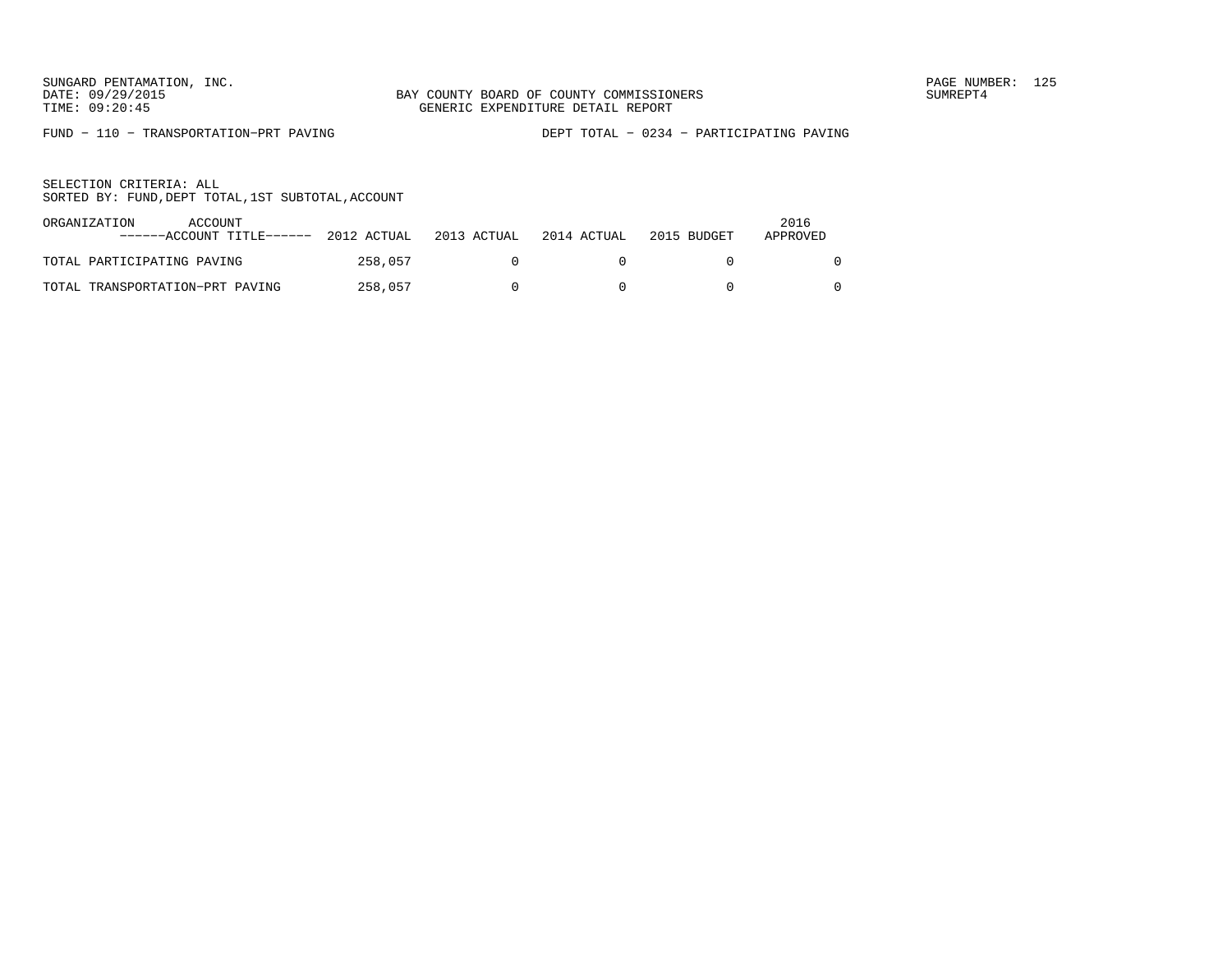BAY COUNTY BOARD OF COUNTY COMMISSIONERS
GENERIC EXPENDITURE DETAIL REPORT

FUND - 110 - TRANSPORTATION-PRT PAVING

DEPT TOTAL - 0234 - PARTICIPATING PAVING

SELECTION CRITERIA: ALL
SORTED BY: FUND,DEPT TOTAL,1ST SUBTOTAL,ACCOUNT

| ORGANIZATION ACCOUNT ------ACCOUNT TITLE------ | 2012 ACTUAL | 2013 ACTUAL | 2014 ACTUAL | 2015 BUDGET | 2016 APPROVED |
|---|---|---|---|---|---|
| TOTAL PARTICIPATING PAVING | 258,057 | 0 | 0 | 0 | 0 |
| TOTAL TRANSPORTATION-PRT PAVING | 258,057 | 0 | 0 | 0 | 0 |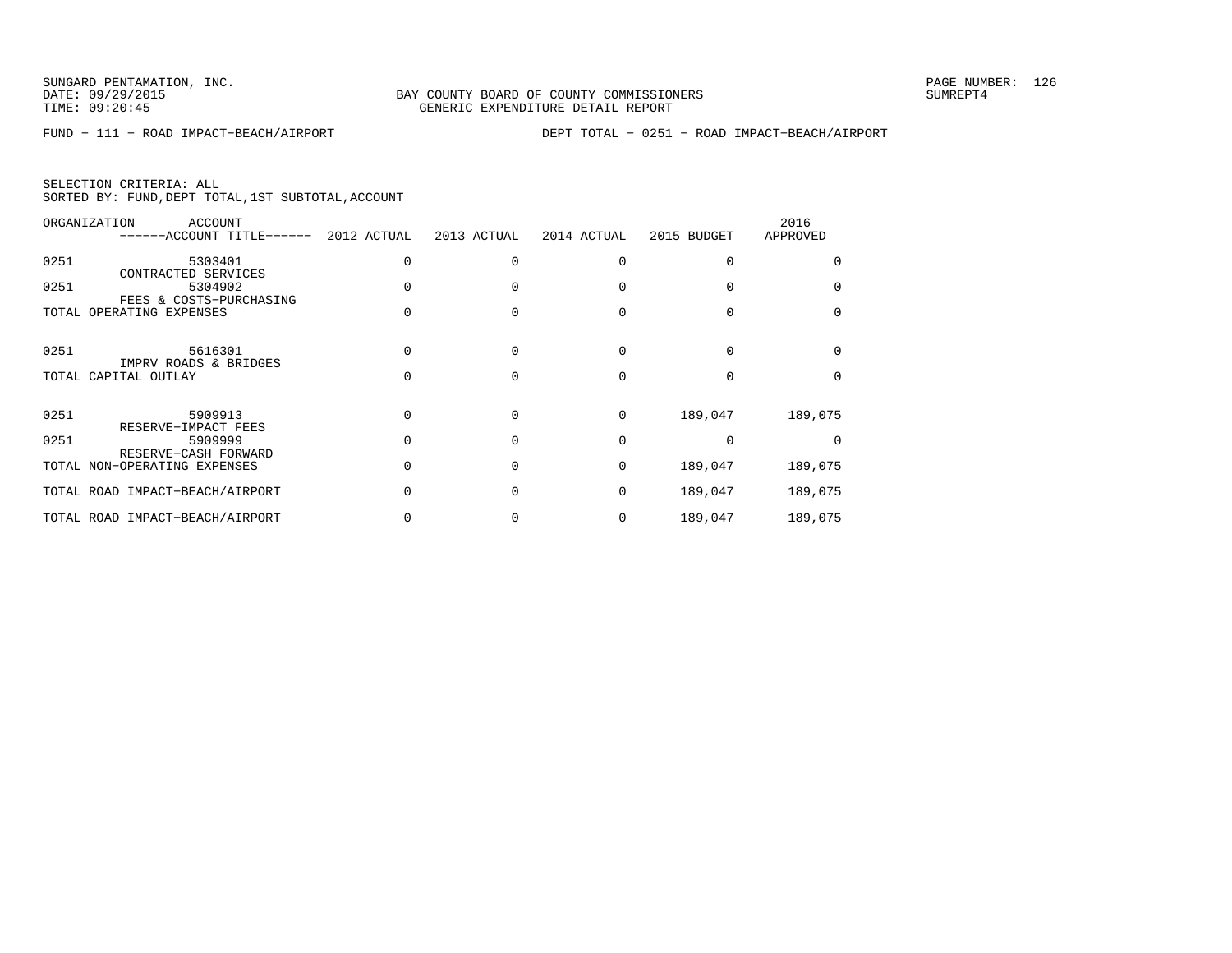SUNGARD PENTAMATION, INC.
DATE: 09/29/2015
TIME: 09:20:45

BAY COUNTY BOARD OF COUNTY COMMISSIONERS
GENERIC EXPENDITURE DETAIL REPORT

SUMREPT4

FUND - 111 - ROAD IMPACT-BEACH/AIRPORT DEPT TOTAL - 0251 - ROAD IMPACT-BEACH/AIRPORT

SELECTION CRITERIA: ALL
SORTED BY: FUND,DEPT TOTAL,1ST SUBTOTAL,ACCOUNT

| ORGANIZATION | ACCOUNT ------ACCOUNT TITLE------ | 2012 ACTUAL | 2013 ACTUAL | 2014 ACTUAL | 2015 BUDGET | 2016 APPROVED |
|---|---|---|---|---|---|---|
| 0251 | 5303401 CONTRACTED SERVICES | 0 | 0 | 0 | 0 | 0 |
| 0251 | 5304902 FEES & COSTS-PURCHASING | 0 | 0 | 0 | 0 | 0 |
| TOTAL OPERATING EXPENSES | | 0 | 0 | 0 | 0 | 0 |
| 0251 | 5616301 IMPRV ROADS & BRIDGES | 0 | 0 | 0 | 0 | 0 |
| TOTAL CAPITAL OUTLAY | | 0 | 0 | 0 | 0 | 0 |
| 0251 | 5909913 RESERVE-IMPACT FEES | 0 | 0 | 0 | 189,047 | 189,075 |
| 0251 | 5909999 RESERVE-CASH FORWARD | 0 | 0 | 0 | 0 | 0 |
| TOTAL NON-OPERATING EXPENSES | | 0 | 0 | 0 | 189,047 | 189,075 |
| TOTAL ROAD IMPACT-BEACH/AIRPORT | | 0 | 0 | 0 | 189,047 | 189,075 |
| TOTAL ROAD IMPACT-BEACH/AIRPORT | | 0 | 0 | 0 | 189,047 | 189,075 |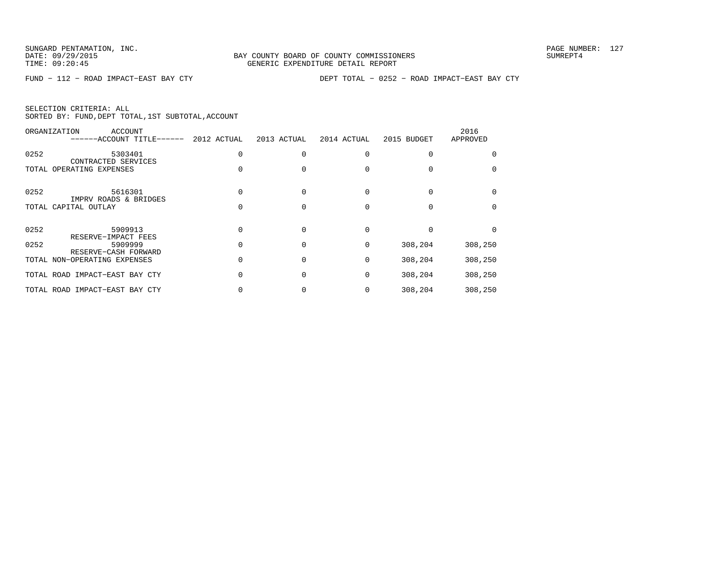BAY COUNTY BOARD OF COUNTY COMMISSIONERS
GENERIC EXPENDITURE DETAIL REPORT

FUND − 112 − ROAD IMPACT−EAST BAY CTY    DEPT TOTAL − 0252 − ROAD IMPACT−EAST BAY CTY

SELECTION CRITERIA: ALL
SORTED BY: FUND,DEPT TOTAL,1ST SUBTOTAL,ACCOUNT

| ORGANIZATION | ACCOUNT / ACCOUNT TITLE | 2012 ACTUAL | 2013 ACTUAL | 2014 ACTUAL | 2015 BUDGET | 2016 APPROVED |
|---|---|---|---|---|---|---|
| 0252 | 5303401 CONTRACTED SERVICES | 0 | 0 | 0 | 0 | 0 |
| TOTAL OPERATING EXPENSES | | 0 | 0 | 0 | 0 | 0 |
| 0252 | 5616301 IMPRV ROADS & BRIDGES | 0 | 0 | 0 | 0 | 0 |
| TOTAL CAPITAL OUTLAY | | 0 | 0 | 0 | 0 | 0 |
| 0252 | 5909913 RESERVE−IMPACT FEES | 0 | 0 | 0 | 0 | 0 |
| 0252 | 5909999 RESERVE−CASH FORWARD | 0 | 0 | 0 | 308,204 | 308,250 |
| TOTAL NON−OPERATING EXPENSES | | 0 | 0 | 0 | 308,204 | 308,250 |
| TOTAL ROAD IMPACT−EAST BAY CTY | | 0 | 0 | 0 | 308,204 | 308,250 |
| TOTAL ROAD IMPACT−EAST BAY CTY | | 0 | 0 | 0 | 308,204 | 308,250 |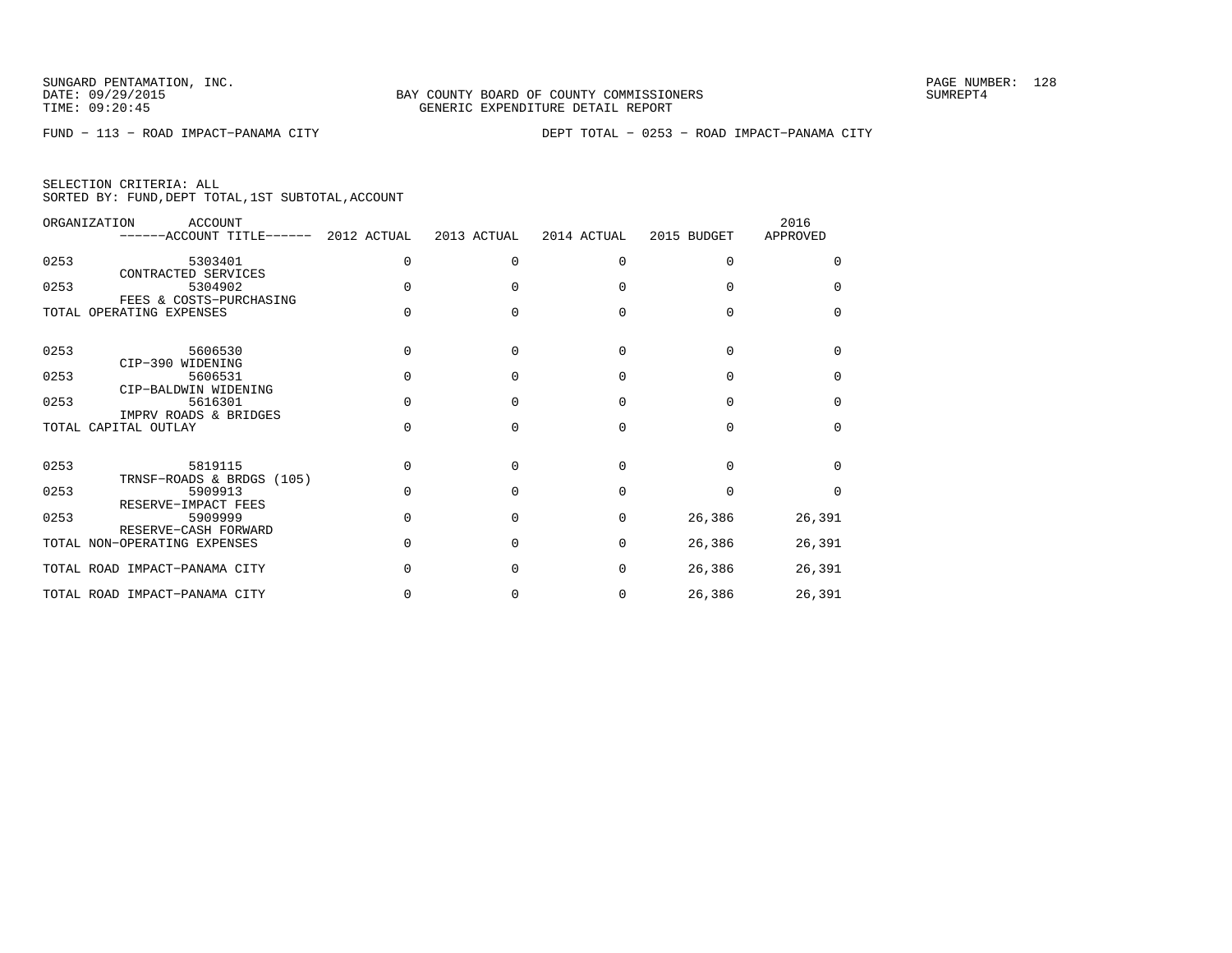SUNGARD PENTAMATION, INC.
DATE: 09/29/2015
TIME: 09:20:45

BAY COUNTY BOARD OF COUNTY COMMISSIONERS
GENERIC EXPENDITURE DETAIL REPORT

SUMREPT4

FUND − 113 − ROAD IMPACT−PANAMA CITY

DEPT TOTAL − 0253 − ROAD IMPACT−PANAMA CITY

SELECTION CRITERIA: ALL
SORTED BY: FUND,DEPT TOTAL,1ST SUBTOTAL,ACCOUNT

| ORGANIZATION | ACCOUNT / ------ACCOUNT TITLE------ | 2012 ACTUAL | 2013 ACTUAL | 2014 ACTUAL | 2015 BUDGET | 2016 APPROVED |
|---|---|---|---|---|---|---|
| 0253 | 5303401 CONTRACTED SERVICES | 0 | 0 | 0 | 0 | 0 |
| 0253 | 5304902 FEES & COSTS−PURCHASING | 0 | 0 | 0 | 0 | 0 |
| TOTAL OPERATING EXPENSES | | 0 | 0 | 0 | 0 | 0 |
| 0253 | 5606530 CIP−390 WIDENING | 0 | 0 | 0 | 0 | 0 |
| 0253 | 5606531 CIP−BALDWIN WIDENING | 0 | 0 | 0 | 0 | 0 |
| 0253 | 5616301 IMPRV ROADS & BRIDGES | 0 | 0 | 0 | 0 | 0 |
| TOTAL CAPITAL OUTLAY | | 0 | 0 | 0 | 0 | 0 |
| 0253 | 5819115 TRNSF−ROADS & BRDGS (105) | 0 | 0 | 0 | 0 | 0 |
| 0253 | 5909913 RESERVE−IMPACT FEES | 0 | 0 | 0 | 0 | 0 |
| 0253 | 5909999 RESERVE−CASH FORWARD | 0 | 0 | 0 | 26,386 | 26,391 |
| TOTAL NON−OPERATING EXPENSES | | 0 | 0 | 0 | 26,386 | 26,391 |
| TOTAL ROAD IMPACT−PANAMA CITY | | 0 | 0 | 0 | 26,386 | 26,391 |
| TOTAL ROAD IMPACT−PANAMA CITY | | 0 | 0 | 0 | 26,386 | 26,391 |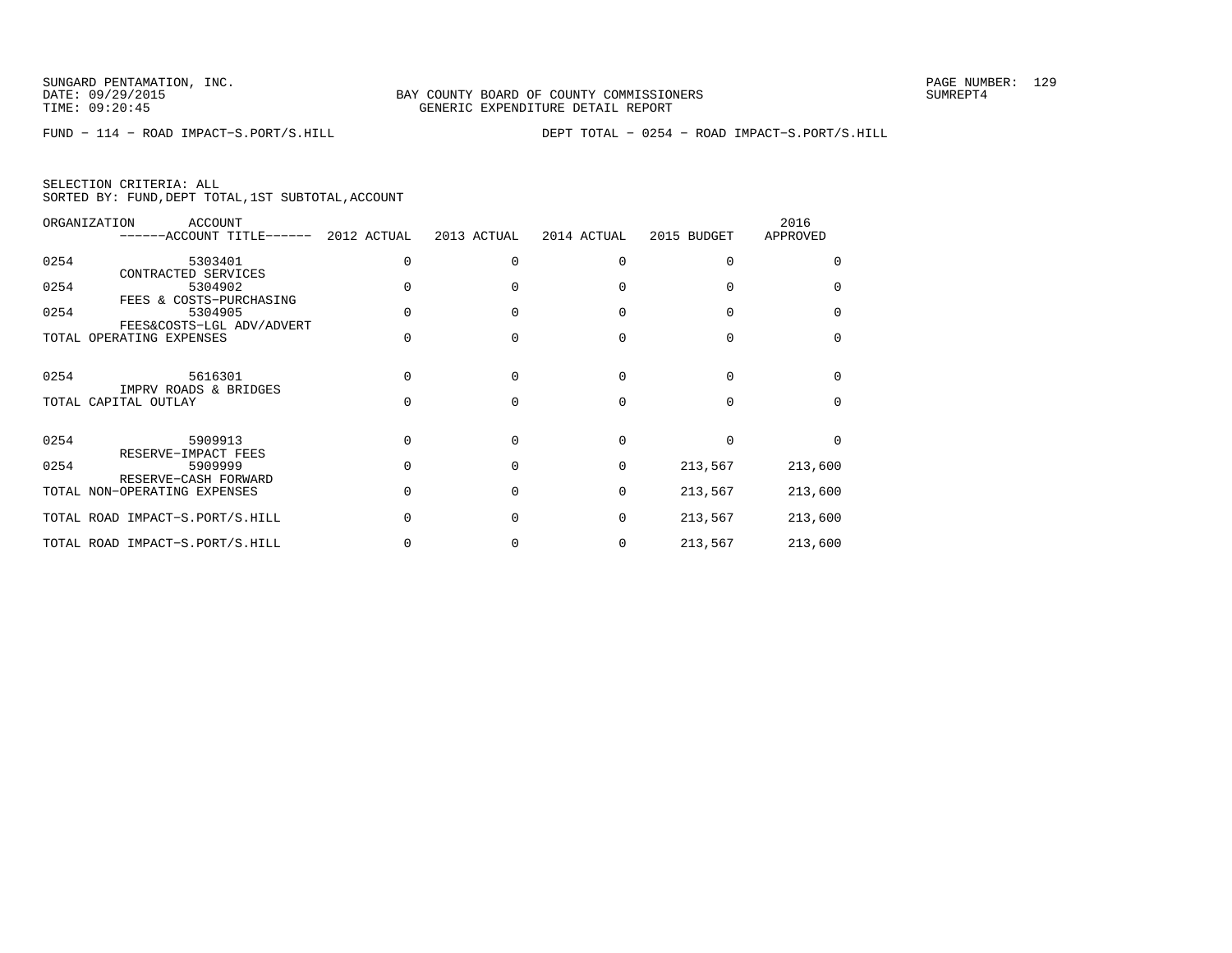SUNGARD PENTAMATION, INC.
DATE: 09/29/2015
TIME: 09:20:45

BAY COUNTY BOARD OF COUNTY COMMISSIONERS
GENERIC EXPENDITURE DETAIL REPORT

SUMREPT4

FUND − 114 − ROAD IMPACT−S.PORT/S.HILL

DEPT TOTAL − 0254 − ROAD IMPACT−S.PORT/S.HILL

SELECTION CRITERIA: ALL
SORTED BY: FUND,DEPT TOTAL,1ST SUBTOTAL,ACCOUNT

| ORGANIZATION | ACCOUNT ------ACCOUNT TITLE------ | 2012 ACTUAL | 2013 ACTUAL | 2014 ACTUAL | 2015 BUDGET | 2016 APPROVED |
|---|---|---|---|---|---|---|
| 0254 | 5303401 CONTRACTED SERVICES | 0 | 0 | 0 | 0 | 0 |
| 0254 | 5304902 FEES & COSTS−PURCHASING | 0 | 0 | 0 | 0 | 0 |
| 0254 | 5304905 FEES&COSTS−LGL ADV/ADVERT | 0 | 0 | 0 | 0 | 0 |
| TOTAL OPERATING EXPENSES | | 0 | 0 | 0 | 0 | 0 |
| 0254 | 5616301 IMPRV ROADS & BRIDGES | 0 | 0 | 0 | 0 | 0 |
| TOTAL CAPITAL OUTLAY | | 0 | 0 | 0 | 0 | 0 |
| 0254 | 5909913 RESERVE−IMPACT FEES | 0 | 0 | 0 | 0 | 0 |
| 0254 | 5909999 RESERVE−CASH FORWARD | 0 | 0 | 0 | 213,567 | 213,600 |
| TOTAL NON−OPERATING EXPENSES | | 0 | 0 | 0 | 213,567 | 213,600 |
| TOTAL ROAD IMPACT−S.PORT/S.HILL | | 0 | 0 | 0 | 213,567 | 213,600 |
| TOTAL ROAD IMPACT−S.PORT/S.HILL | | 0 | 0 | 0 | 213,567 | 213,600 |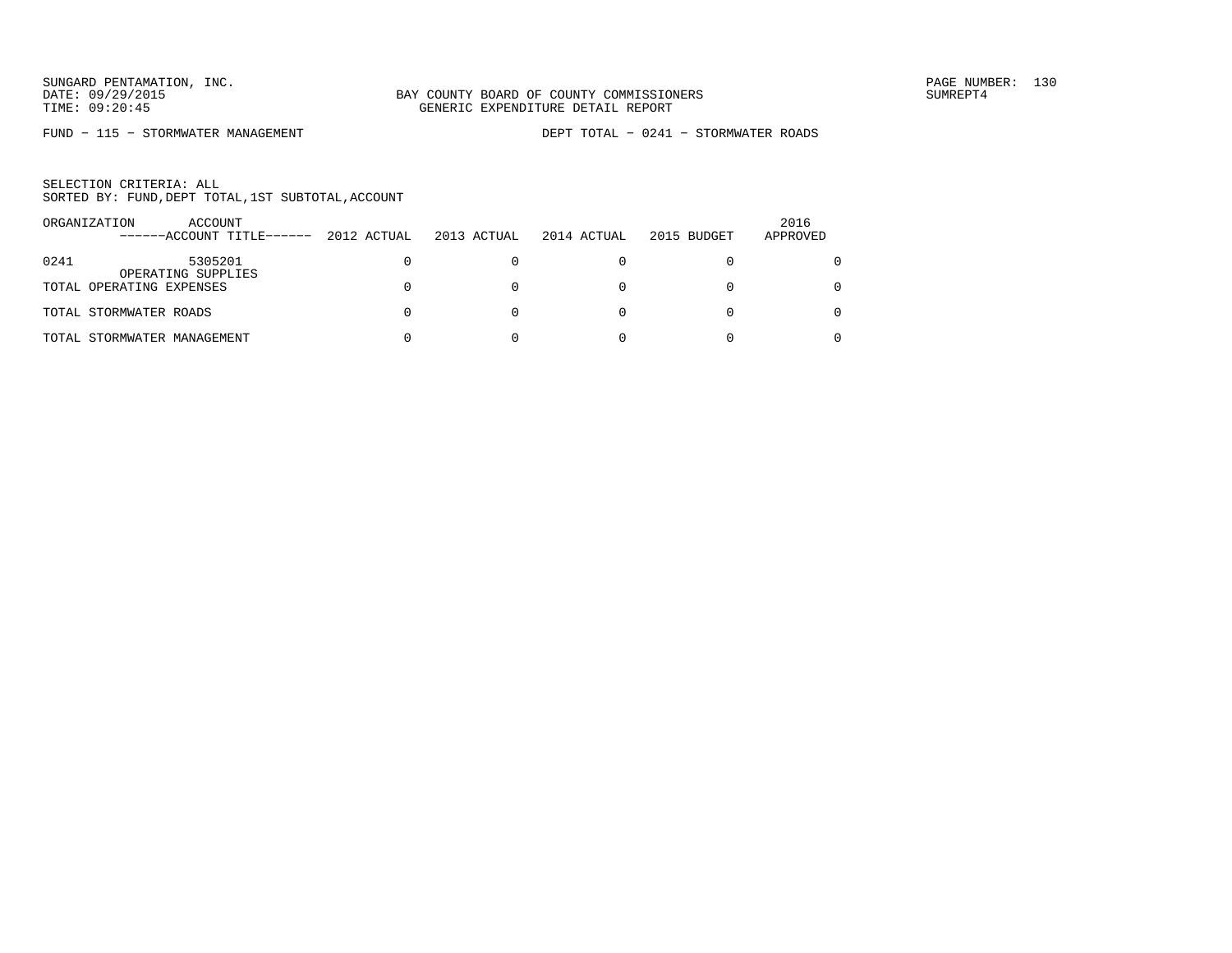SUNGARD PENTAMATION, INC.
DATE: 09/29/2015
TIME: 09:20:45

BAY COUNTY BOARD OF COUNTY COMMISSIONERS
GENERIC EXPENDITURE DETAIL REPORT

SUMREPT4

FUND - 115 - STORMWATER MANAGEMENT

DEPT TOTAL - 0241 - STORMWATER ROADS

SELECTION CRITERIA: ALL
SORTED BY: FUND,DEPT TOTAL,1ST SUBTOTAL,ACCOUNT

| ORGANIZATION | ACCOUNT ------ACCOUNT TITLE------ | 2012 ACTUAL | 2013 ACTUAL | 2014 ACTUAL | 2015 BUDGET | 2016 APPROVED |
|---|---|---|---|---|---|---|
| 0241 | 5305201 OPERATING SUPPLIES | 0 | 0 | 0 | 0 | 0 |
| TOTAL OPERATING EXPENSES | | 0 | 0 | 0 | 0 | 0 |
| TOTAL STORMWATER ROADS | | 0 | 0 | 0 | 0 | 0 |
| TOTAL STORMWATER MANAGEMENT | | 0 | 0 | 0 | 0 | 0 |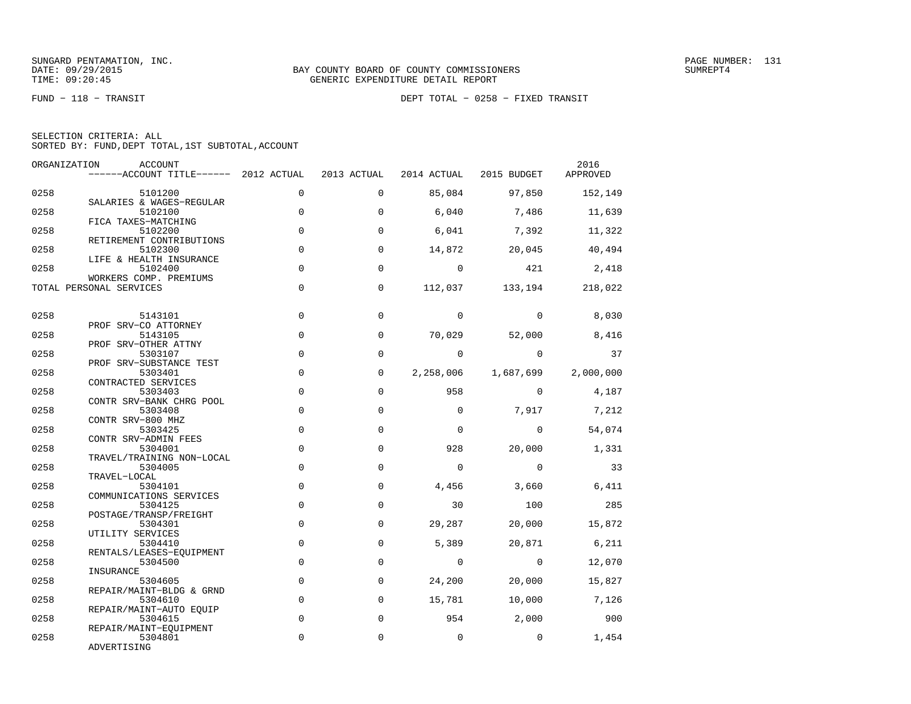SUNGARD PENTAMATION, INC.
DATE: 09/29/2015
TIME: 09:20:45

BAY COUNTY BOARD OF COUNTY COMMISSIONERS
GENERIC EXPENDITURE DETAIL REPORT

PAGE NUMBER: 131
SUMREPT4

FUND − 118 − TRANSIT

DEPT TOTAL − 0258 − FIXED TRANSIT

SELECTION CRITERIA: ALL
SORTED BY: FUND,DEPT TOTAL,1ST SUBTOTAL,ACCOUNT

| ORGANIZATION | ACCOUNT / ACCOUNT TITLE | 2012 ACTUAL | 2013 ACTUAL | 2014 ACTUAL | 2015 BUDGET | 2016 APPROVED |
|---|---|---|---|---|---|---|
| 0258 | 5101200 SALARIES & WAGES−REGULAR | 0 | 0 | 85,084 | 97,850 | 152,149 |
| 0258 | 5102100 FICA TAXES−MATCHING | 0 | 0 | 6,040 | 7,486 | 11,639 |
| 0258 | 5102200 RETIREMENT CONTRIBUTIONS | 0 | 0 | 6,041 | 7,392 | 11,322 |
| 0258 | 5102300 LIFE & HEALTH INSURANCE | 0 | 0 | 14,872 | 20,045 | 40,494 |
| 0258 | 5102400 WORKERS COMP. PREMIUMS | 0 | 0 | 0 | 421 | 2,418 |
| TOTAL PERSONAL SERVICES | | 0 | 0 | 112,037 | 133,194 | 218,022 |
| 0258 | 5143101 PROF SRV−CO ATTORNEY | 0 | 0 | 0 | 0 | 8,030 |
| 0258 | 5143105 PROF SRV−OTHER ATTNY | 0 | 0 | 70,029 | 52,000 | 8,416 |
| 0258 | 5303107 PROF SRV−SUBSTANCE TEST | 0 | 0 | 0 | 0 | 37 |
| 0258 | 5303401 CONTRACTED SERVICES | 0 | 0 | 2,258,006 | 1,687,699 | 2,000,000 |
| 0258 | 5303403 CONTR SRV−BANK CHRG POOL | 0 | 0 | 958 | 0 | 4,187 |
| 0258 | 5303408 CONTR SRV−800 MHZ | 0 | 0 | 0 | 7,917 | 7,212 |
| 0258 | 5303425 CONTR SRV−ADMIN FEES | 0 | 0 | 0 | 0 | 54,074 |
| 0258 | 5304001 TRAVEL/TRAINING NON−LOCAL | 0 | 0 | 928 | 20,000 | 1,331 |
| 0258 | 5304005 TRAVEL−LOCAL | 0 | 0 | 0 | 0 | 33 |
| 0258 | 5304101 COMMUNICATIONS SERVICES | 0 | 0 | 4,456 | 3,660 | 6,411 |
| 0258 | 5304125 POSTAGE/TRANSP/FREIGHT | 0 | 0 | 30 | 100 | 285 |
| 0258 | 5304301 UTILITY SERVICES | 0 | 0 | 29,287 | 20,000 | 15,872 |
| 0258 | 5304410 RENTALS/LEASES−EQUIPMENT | 0 | 0 | 5,389 | 20,871 | 6,211 |
| 0258 | 5304500 INSURANCE | 0 | 0 | 0 | 0 | 12,070 |
| 0258 | 5304605 REPAIR/MAINT−BLDG & GRND | 0 | 0 | 24,200 | 20,000 | 15,827 |
| 0258 | 5304610 REPAIR/MAINT−AUTO EQUIP | 0 | 0 | 15,781 | 10,000 | 7,126 |
| 0258 | 5304615 REPAIR/MAINT−EQUIPMENT | 0 | 0 | 954 | 2,000 | 900 |
| 0258 | 5304801 ADVERTISING | 0 | 0 | 0 | 0 | 1,454 |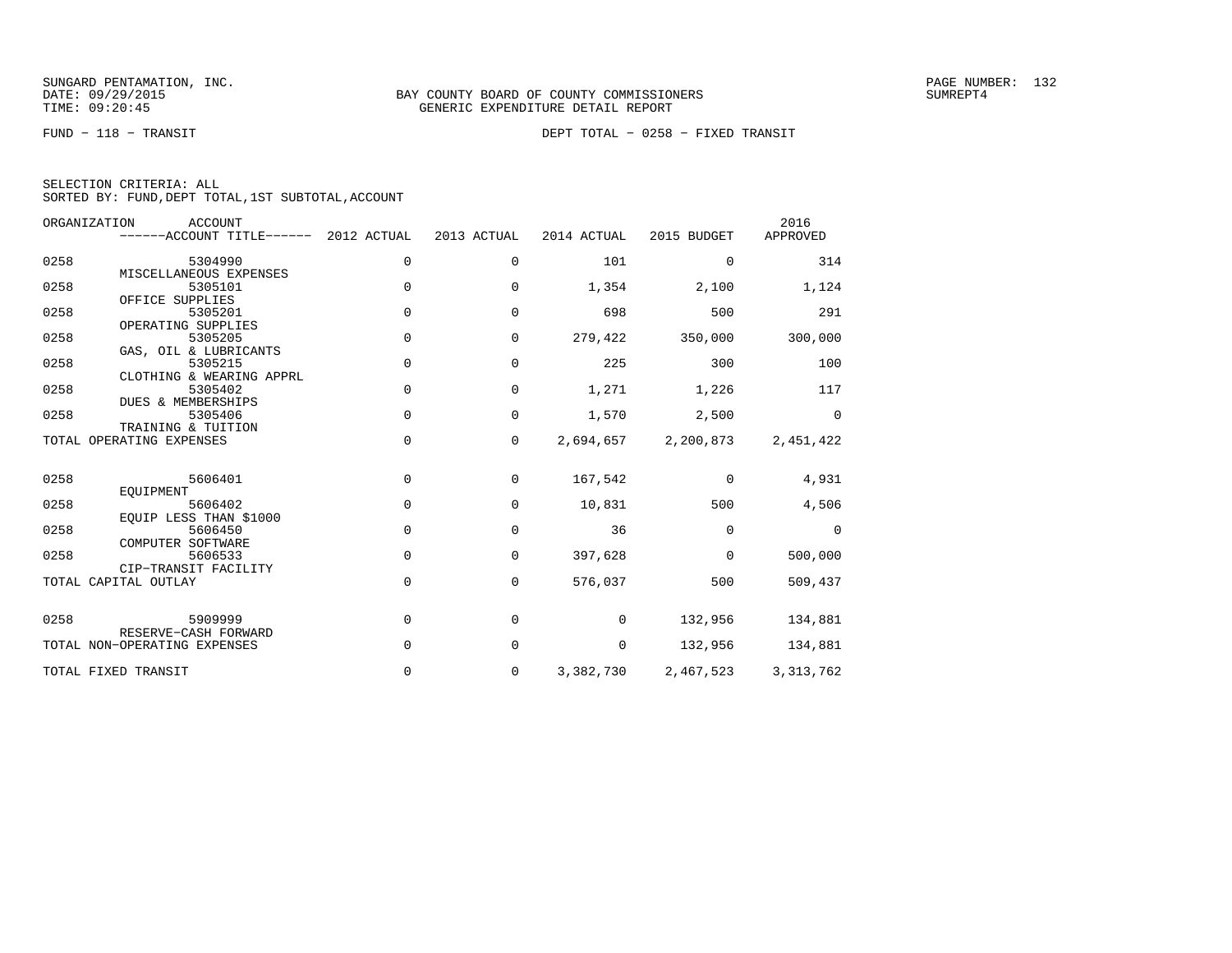SUNGARD PENTAMATION, INC.
DATE: 09/29/2015
TIME: 09:20:45

BAY COUNTY BOARD OF COUNTY COMMISSIONERS
GENERIC EXPENDITURE DETAIL REPORT

SUMREPT4

FUND − 118 − TRANSIT

DEPT TOTAL − 0258 − FIXED TRANSIT

SELECTION CRITERIA: ALL
SORTED BY: FUND,DEPT TOTAL,1ST SUBTOTAL,ACCOUNT

| ORGANIZATION | ACCOUNT / ACCOUNT TITLE | 2012 ACTUAL | 2013 ACTUAL | 2014 ACTUAL | 2015 BUDGET | 2016 APPROVED |
|---|---|---|---|---|---|---|
| 0258 | 5304990 MISCELLANEOUS EXPENSES | 0 | 0 | 101 | 0 | 314 |
| 0258 | 5305101 OFFICE SUPPLIES | 0 | 0 | 1,354 | 2,100 | 1,124 |
| 0258 | 5305201 OPERATING SUPPLIES | 0 | 0 | 698 | 500 | 291 |
| 0258 | 5305205 GAS, OIL & LUBRICANTS | 0 | 0 | 279,422 | 350,000 | 300,000 |
| 0258 | 5305215 CLOTHING & WEARING APPRL | 0 | 0 | 225 | 300 | 100 |
| 0258 | 5305402 DUES & MEMBERSHIPS | 0 | 0 | 1,271 | 1,226 | 117 |
| 0258 | 5305406 TRAINING & TUITION | 0 | 0 | 1,570 | 2,500 | 0 |
| TOTAL OPERATING EXPENSES | | 0 | 0 | 2,694,657 | 2,200,873 | 2,451,422 |
| 0258 | 5606401 EQUIPMENT | 0 | 0 | 167,542 | 0 | 4,931 |
| 0258 | 5606402 EQUIP LESS THAN $1000 | 0 | 0 | 10,831 | 500 | 4,506 |
| 0258 | 5606450 COMPUTER SOFTWARE | 0 | 0 | 36 | 0 | 0 |
| 0258 | 5606533 CIP−TRANSIT FACILITY | 0 | 0 | 397,628 | 0 | 500,000 |
| TOTAL CAPITAL OUTLAY | | 0 | 0 | 576,037 | 500 | 509,437 |
| 0258 | 5909999 RESERVE−CASH FORWARD | 0 | 0 | 0 | 132,956 | 134,881 |
| TOTAL NON−OPERATING EXPENSES | | 0 | 0 | 0 | 132,956 | 134,881 |
| TOTAL FIXED TRANSIT | | 0 | 0 | 3,382,730 | 2,467,523 | 3,313,762 |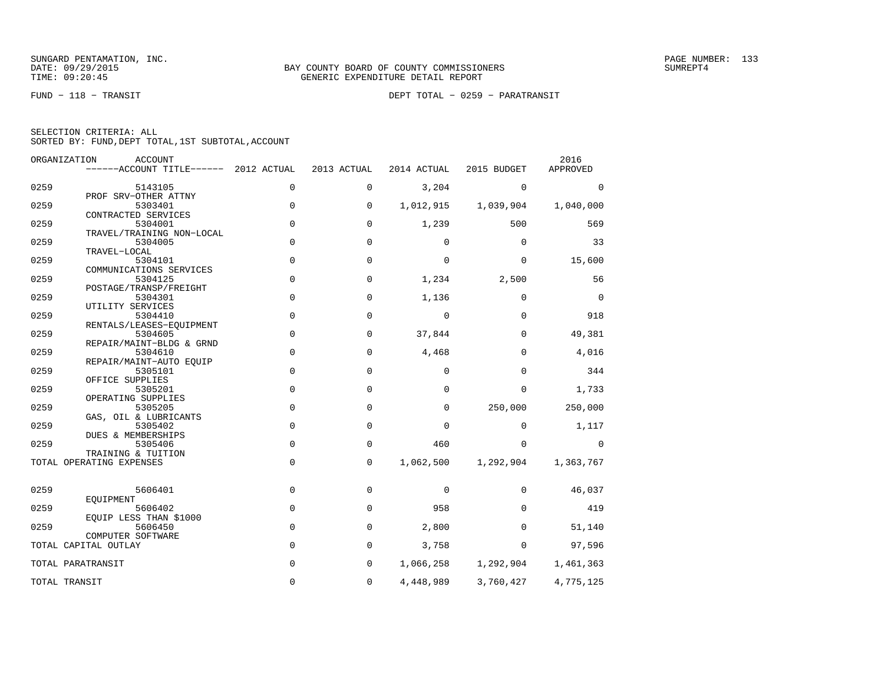SUNGARD PENTAMATION, INC.
DATE: 09/29/2015
TIME: 09:20:45

BAY COUNTY BOARD OF COUNTY COMMISSIONERS
GENERIC EXPENDITURE DETAIL REPORT

PAGE NUMBER: 133
SUMREPT4

FUND - 118 - TRANSIT

DEPT TOTAL - 0259 - PARATRANSIT

SELECTION CRITERIA: ALL
SORTED BY: FUND,DEPT TOTAL,1ST SUBTOTAL,ACCOUNT

| ORGANIZATION | ACCOUNT / ACCOUNT TITLE | 2012 ACTUAL | 2013 ACTUAL | 2014 ACTUAL | 2015 BUDGET | 2016 APPROVED |
|---|---|---|---|---|---|---|
| 0259 | 5143105 PROF SRV-OTHER ATTNY | 0 | 0 | 3,204 | 0 | 0 |
| 0259 | 5303401 CONTRACTED SERVICES | 0 | 0 | 1,012,915 | 1,039,904 | 1,040,000 |
| 0259 | 5304001 TRAVEL/TRAINING NON-LOCAL | 0 | 0 | 1,239 | 500 | 569 |
| 0259 | 5304005 TRAVEL-LOCAL | 0 | 0 | 0 | 0 | 33 |
| 0259 | 5304101 COMMUNICATIONS SERVICES | 0 | 0 | 0 | 0 | 15,600 |
| 0259 | 5304125 POSTAGE/TRANSP/FREIGHT | 0 | 0 | 1,234 | 2,500 | 56 |
| 0259 | 5304301 UTILITY SERVICES | 0 | 0 | 1,136 | 0 | 0 |
| 0259 | 5304410 RENTALS/LEASES-EQUIPMENT | 0 | 0 | 0 | 0 | 918 |
| 0259 | 5304605 REPAIR/MAINT-BLDG & GRND | 0 | 0 | 37,844 | 0 | 49,381 |
| 0259 | 5304610 REPAIR/MAINT-AUTO EQUIP | 0 | 0 | 4,468 | 0 | 4,016 |
| 0259 | 5305101 OFFICE SUPPLIES | 0 | 0 | 0 | 0 | 344 |
| 0259 | 5305201 OPERATING SUPPLIES | 0 | 0 | 0 | 0 | 1,733 |
| 0259 | 5305205 GAS, OIL & LUBRICANTS | 0 | 0 | 0 | 250,000 | 250,000 |
| 0259 | 5305402 DUES & MEMBERSHIPS | 0 | 0 | 0 | 0 | 1,117 |
| 0259 | 5305406 TRAINING & TUITION | 0 | 0 | 460 | 0 | 0 |
| TOTAL OPERATING EXPENSES | | 0 | 0 | 1,062,500 | 1,292,904 | 1,363,767 |
| 0259 | 5606401 EQUIPMENT | 0 | 0 | 0 | 0 | 46,037 |
| 0259 | 5606402 EQUIP LESS THAN $1000 | 0 | 0 | 958 | 0 | 419 |
| 0259 | 5606450 COMPUTER SOFTWARE | 0 | 0 | 2,800 | 0 | 51,140 |
| TOTAL CAPITAL OUTLAY | | 0 | 0 | 3,758 | 0 | 97,596 |
| TOTAL PARATRANSIT | | 0 | 0 | 1,066,258 | 1,292,904 | 1,461,363 |
| TOTAL TRANSIT | | 0 | 0 | 4,448,989 | 3,760,427 | 4,775,125 |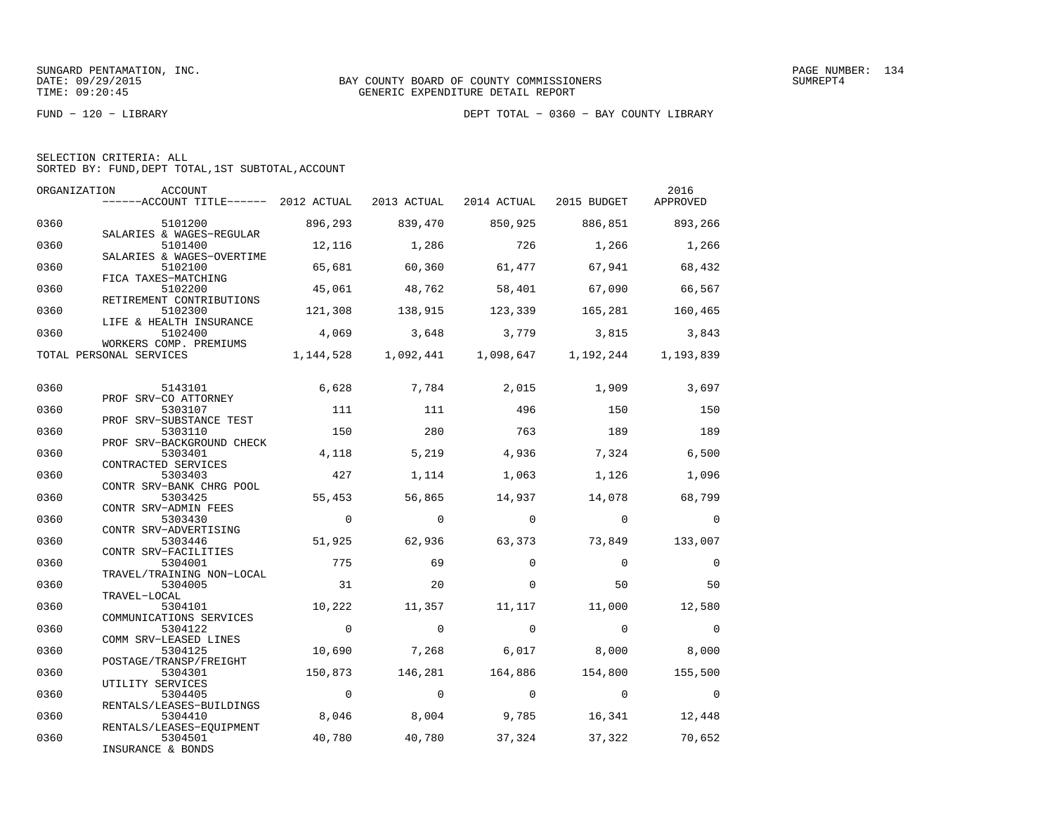SUNGARD PENTAMATION, INC.
DATE: 09/29/2015
TIME: 09:20:45

BAY COUNTY BOARD OF COUNTY COMMISSIONERS
GENERIC EXPENDITURE DETAIL REPORT

SUMREPT4

FUND − 120 − LIBRARY

DEPT TOTAL − 0360 − BAY COUNTY LIBRARY

SELECTION CRITERIA: ALL
SORTED BY: FUND,DEPT TOTAL,1ST SUBTOTAL,ACCOUNT

| ORGANIZATION | ACCOUNT / ACCOUNT TITLE | 2012 ACTUAL | 2013 ACTUAL | 2014 ACTUAL | 2015 BUDGET | 2016 APPROVED |
|---|---|---|---|---|---|---|
| 0360 | 5101200 SALARIES & WAGES−REGULAR | 896,293 | 839,470 | 850,925 | 886,851 | 893,266 |
| 0360 | 5101400 SALARIES & WAGES−OVERTIME | 12,116 | 1,286 | 726 | 1,266 | 1,266 |
| 0360 | 5102100 FICA TAXES−MATCHING | 65,681 | 60,360 | 61,477 | 67,941 | 68,432 |
| 0360 | 5102200 RETIREMENT CONTRIBUTIONS | 45,061 | 48,762 | 58,401 | 67,090 | 66,567 |
| 0360 | 5102300 LIFE & HEALTH INSURANCE | 121,308 | 138,915 | 123,339 | 165,281 | 160,465 |
| 0360 | 5102400 WORKERS COMP. PREMIUMS | 4,069 | 3,648 | 3,779 | 3,815 | 3,843 |
| TOTAL PERSONAL SERVICES | | 1,144,528 | 1,092,441 | 1,098,647 | 1,192,244 | 1,193,839 |
| 0360 | 5143101 PROF SRV−CO ATTORNEY | 6,628 | 7,784 | 2,015 | 1,909 | 3,697 |
| 0360 | 5303107 PROF SRV−SUBSTANCE TEST | 111 | 111 | 496 | 150 | 150 |
| 0360 | 5303110 PROF SRV−BACKGROUND CHECK | 150 | 280 | 763 | 189 | 189 |
| 0360 | 5303401 CONTRACTED SERVICES | 4,118 | 5,219 | 4,936 | 7,324 | 6,500 |
| 0360 | 5303403 CONTR SRV−BANK CHRG POOL | 427 | 1,114 | 1,063 | 1,126 | 1,096 |
| 0360 | 5303425 CONTR SRV−ADMIN FEES | 55,453 | 56,865 | 14,937 | 14,078 | 68,799 |
| 0360 | 5303430 CONTR SRV−ADVERTISING | 0 | 0 | 0 | 0 | 0 |
| 0360 | 5303446 CONTR SRV−FACILITIES | 51,925 | 62,936 | 63,373 | 73,849 | 133,007 |
| 0360 | 5304001 TRAVEL/TRAINING NON−LOCAL | 775 | 69 | 0 | 0 | 0 |
| 0360 | 5304005 TRAVEL−LOCAL | 31 | 20 | 0 | 50 | 50 |
| 0360 | 5304101 COMMUNICATIONS SERVICES | 10,222 | 11,357 | 11,117 | 11,000 | 12,580 |
| 0360 | 5304122 COMM SRV−LEASED LINES | 0 | 0 | 0 | 0 | 0 |
| 0360 | 5304125 POSTAGE/TRANSP/FREIGHT | 10,690 | 7,268 | 6,017 | 8,000 | 8,000 |
| 0360 | 5304301 UTILITY SERVICES | 150,873 | 146,281 | 164,886 | 154,800 | 155,500 |
| 0360 | 5304405 RENTALS/LEASES−BUILDINGS | 0 | 0 | 0 | 0 | 0 |
| 0360 | 5304410 RENTALS/LEASES−EQUIPMENT | 8,046 | 8,004 | 9,785 | 16,341 | 12,448 |
| 0360 | 5304501 INSURANCE & BONDS | 40,780 | 40,780 | 37,324 | 37,322 | 70,652 |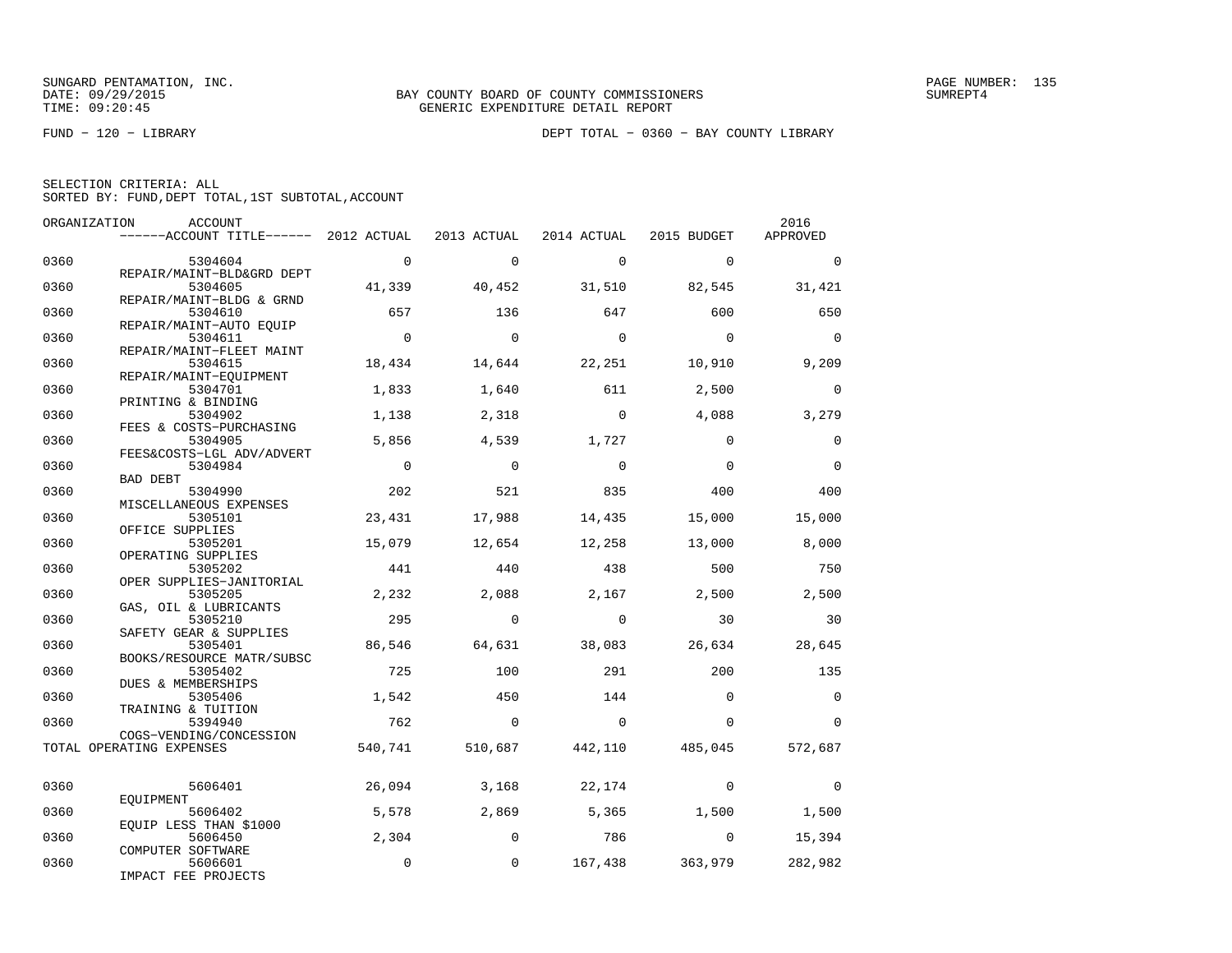SUNGARD PENTAMATION, INC.
DATE: 09/29/2015
TIME: 09:20:45

BAY COUNTY BOARD OF COUNTY COMMISSIONERS
GENERIC EXPENDITURE DETAIL REPORT

PAGE NUMBER: 135
SUMREPT4

FUND − 120 − LIBRARY

DEPT TOTAL − 0360 − BAY COUNTY LIBRARY

SELECTION CRITERIA: ALL
SORTED BY: FUND,DEPT TOTAL,1ST SUBTOTAL,ACCOUNT

| ORGANIZATION | ACCOUNT / ACCOUNT TITLE | 2012 ACTUAL | 2013 ACTUAL | 2014 ACTUAL | 2015 BUDGET | 2016 APPROVED |
|---|---|---|---|---|---|---|
| 0360 | 5304604 REPAIR/MAINT−BLD&GRD DEPT | 0 | 0 | 0 | 0 | 0 |
| 0360 | 5304605 REPAIR/MAINT−BLDG & GRND | 41,339 | 40,452 | 31,510 | 82,545 | 31,421 |
| 0360 | 5304610 REPAIR/MAINT−AUTO EQUIP | 657 | 136 | 647 | 600 | 650 |
| 0360 | 5304611 REPAIR/MAINT−FLEET MAINT | 0 | 0 | 0 | 0 | 0 |
| 0360 | 5304615 REPAIR/MAINT−EQUIPMENT | 18,434 | 14,644 | 22,251 | 10,910 | 9,209 |
| 0360 | 5304701 PRINTING & BINDING | 1,833 | 1,640 | 611 | 2,500 | 0 |
| 0360 | 5304902 FEES & COSTS−PURCHASING | 1,138 | 2,318 | 0 | 4,088 | 3,279 |
| 0360 | 5304905 FEES&COSTS−LGL ADV/ADVERT | 5,856 | 4,539 | 1,727 | 0 | 0 |
| 0360 | 5304984 BAD DEBT | 0 | 0 | 0 | 0 | 0 |
| 0360 | 5304990 MISCELLANEOUS EXPENSES | 202 | 521 | 835 | 400 | 400 |
| 0360 | 5305101 OFFICE SUPPLIES | 23,431 | 17,988 | 14,435 | 15,000 | 15,000 |
| 0360 | 5305201 OPERATING SUPPLIES | 15,079 | 12,654 | 12,258 | 13,000 | 8,000 |
| 0360 | 5305202 OPER SUPPLIES−JANITORIAL | 441 | 440 | 438 | 500 | 750 |
| 0360 | 5305205 GAS, OIL & LUBRICANTS | 2,232 | 2,088 | 2,167 | 2,500 | 2,500 |
| 0360 | 5305210 SAFETY GEAR & SUPPLIES | 295 | 0 | 0 | 30 | 30 |
| 0360 | 5305401 BOOKS/RESOURCE MATR/SUBSC | 86,546 | 64,631 | 38,083 | 26,634 | 28,645 |
| 0360 | 5305402 DUES & MEMBERSHIPS | 725 | 100 | 291 | 200 | 135 |
| 0360 | 5305406 TRAINING & TUITION | 1,542 | 450 | 144 | 0 | 0 |
| 0360 | 5394940 COGS−VENDING/CONCESSION | 762 | 0 | 0 | 0 | 0 |
| TOTAL OPERATING EXPENSES | | 540,741 | 510,687 | 442,110 | 485,045 | 572,687 |
| 0360 | 5606401 EQUIPMENT | 26,094 | 3,168 | 22,174 | 0 | 0 |
| 0360 | 5606402 EQUIP LESS THAN $1000 | 5,578 | 2,869 | 5,365 | 1,500 | 1,500 |
| 0360 | 5606450 COMPUTER SOFTWARE | 2,304 | 0 | 786 | 0 | 15,394 |
| 0360 | 5606601 IMPACT FEE PROJECTS | 0 | 0 | 167,438 | 363,979 | 282,982 |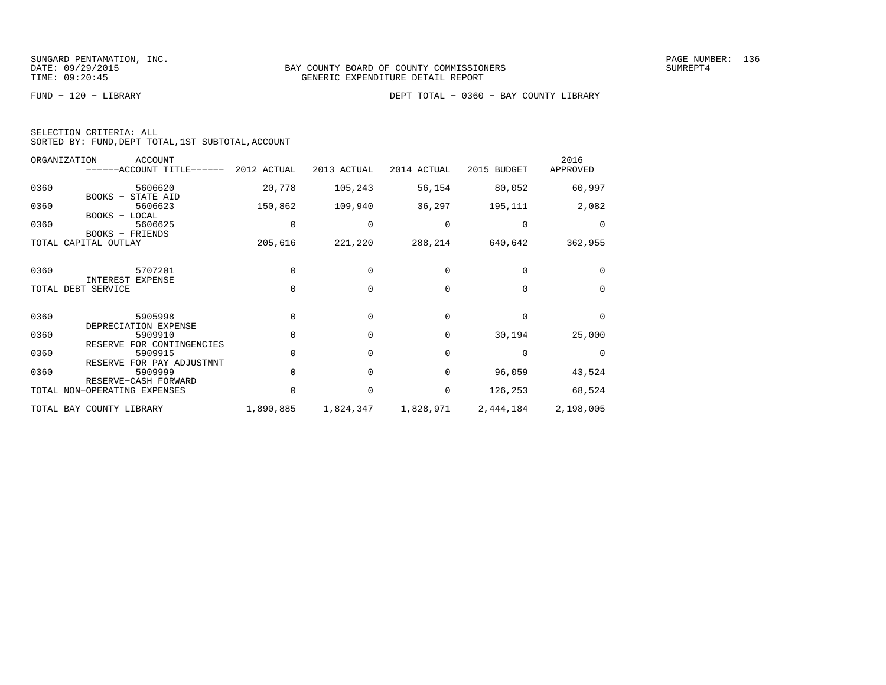SUNGARD PENTAMATION, INC.
DATE: 09/29/2015
TIME: 09:20:45

BAY COUNTY BOARD OF COUNTY COMMISSIONERS
GENERIC EXPENDITURE DETAIL REPORT

SUMREPT4

FUND − 120 − LIBRARY

DEPT TOTAL − 0360 − BAY COUNTY LIBRARY

SELECTION CRITERIA: ALL
SORTED BY: FUND,DEPT TOTAL,1ST SUBTOTAL,ACCOUNT

| ORGANIZATION | ACCOUNT / ------ACCOUNT TITLE------ | 2012 ACTUAL | 2013 ACTUAL | 2014 ACTUAL | 2015 BUDGET | 2016 APPROVED |
|---|---|---|---|---|---|---|
| 0360 | 5606620 BOOKS − STATE AID | 20,778 | 105,243 | 56,154 | 80,052 | 60,997 |
| 0360 | 5606623 BOOKS − LOCAL | 150,862 | 109,940 | 36,297 | 195,111 | 2,082 |
| 0360 | 5606625 BOOKS − FRIENDS | 0 | 0 | 0 | 0 | 0 |
| TOTAL CAPITAL OUTLAY | | 205,616 | 221,220 | 288,214 | 640,642 | 362,955 |
| 0360 | 5707201 INTEREST EXPENSE | 0 | 0 | 0 | 0 | 0 |
| TOTAL DEBT SERVICE | | 0 | 0 | 0 | 0 | 0 |
| 0360 | 5905998 DEPRECIATION EXPENSE | 0 | 0 | 0 | 0 | 0 |
| 0360 | 5909910 RESERVE FOR CONTINGENCIES | 0 | 0 | 0 | 30,194 | 25,000 |
| 0360 | 5909915 RESERVE FOR PAY ADJUSTMNT | 0 | 0 | 0 | 0 | 0 |
| 0360 | 5909999 RESERVE−CASH FORWARD | 0 | 0 | 0 | 96,059 | 43,524 |
| TOTAL NON−OPERATING EXPENSES | | 0 | 0 | 0 | 126,253 | 68,524 |
| TOTAL BAY COUNTY LIBRARY | | 1,890,885 | 1,824,347 | 1,828,971 | 2,444,184 | 2,198,005 |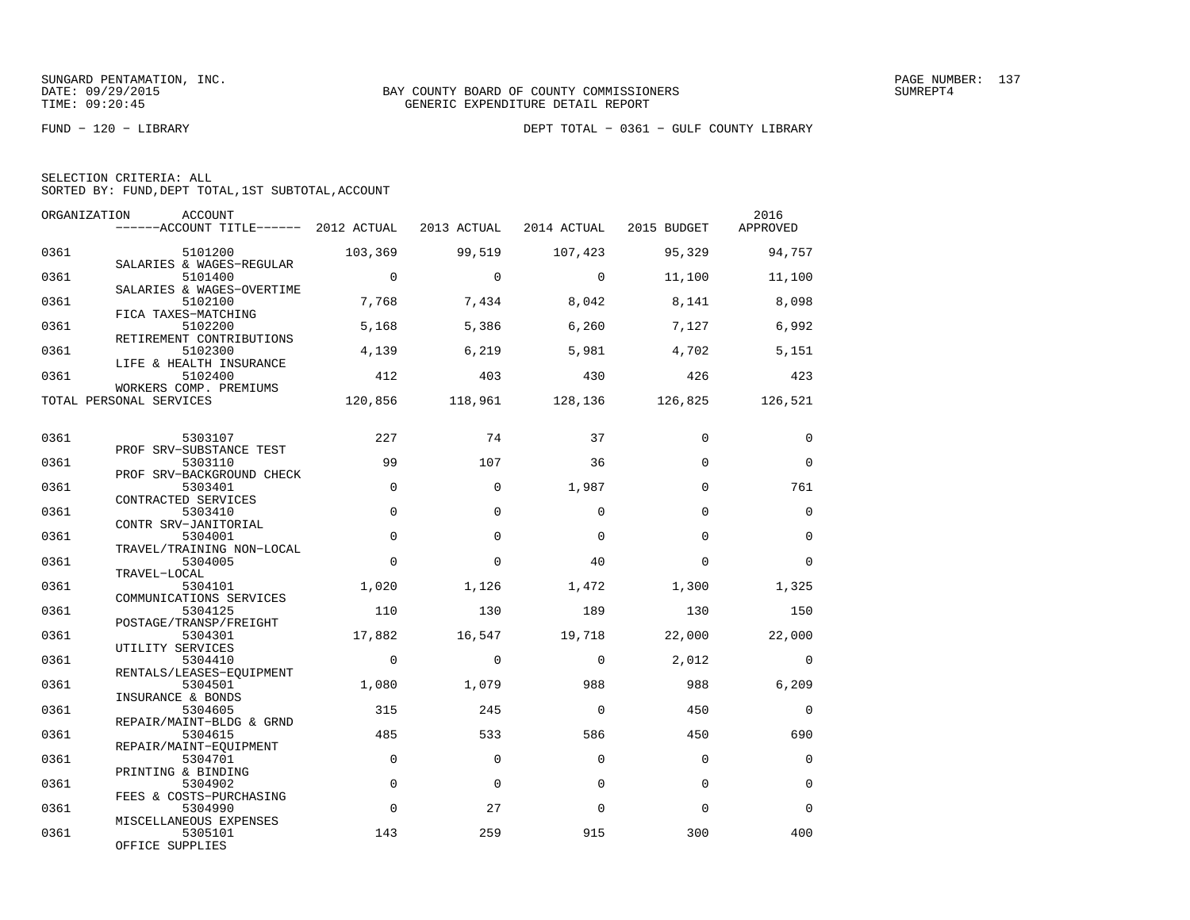SUNGARD PENTAMATION, INC.
DATE: 09/29/2015
TIME: 09:20:45

BAY COUNTY BOARD OF COUNTY COMMISSIONERS
GENERIC EXPENDITURE DETAIL REPORT

SUMREPT4

FUND − 120 − LIBRARY

DEPT TOTAL − 0361 − GULF COUNTY LIBRARY

SELECTION CRITERIA: ALL
SORTED BY: FUND,DEPT TOTAL,1ST SUBTOTAL,ACCOUNT

| ORGANIZATION | ACCOUNT / ACCOUNT TITLE | 2012 ACTUAL | 2013 ACTUAL | 2014 ACTUAL | 2015 BUDGET | 2016 APPROVED |
|---|---|---|---|---|---|---|
| 0361 | 5101200 SALARIES & WAGES−REGULAR | 103,369 | 99,519 | 107,423 | 95,329 | 94,757 |
| 0361 | 5101400 SALARIES & WAGES−OVERTIME | 0 | 0 | 0 | 11,100 | 11,100 |
| 0361 | 5102100 FICA TAXES−MATCHING | 7,768 | 7,434 | 8,042 | 8,141 | 8,098 |
| 0361 | 5102200 RETIREMENT CONTRIBUTIONS | 5,168 | 5,386 | 6,260 | 7,127 | 6,992 |
| 0361 | 5102300 LIFE & HEALTH INSURANCE | 4,139 | 6,219 | 5,981 | 4,702 | 5,151 |
| 0361 | 5102400 WORKERS COMP. PREMIUMS | 412 | 403 | 430 | 426 | 423 |
| TOTAL PERSONAL SERVICES | | 120,856 | 118,961 | 128,136 | 126,825 | 126,521 |
| 0361 | 5303107 PROF SRV−SUBSTANCE TEST | 227 | 74 | 37 | 0 | 0 |
| 0361 | 5303110 PROF SRV−BACKGROUND CHECK | 99 | 107 | 36 | 0 | 0 |
| 0361 | 5303401 CONTRACTED SERVICES | 0 | 0 | 1,987 | 0 | 761 |
| 0361 | 5303410 CONTR SRV−JANITORIAL | 0 | 0 | 0 | 0 | 0 |
| 0361 | 5304001 TRAVEL/TRAINING NON−LOCAL | 0 | 0 | 0 | 0 | 0 |
| 0361 | 5304005 TRAVEL−LOCAL | 0 | 0 | 40 | 0 | 0 |
| 0361 | 5304101 COMMUNICATIONS SERVICES | 1,020 | 1,126 | 1,472 | 1,300 | 1,325 |
| 0361 | 5304125 POSTAGE/TRANSP/FREIGHT | 110 | 130 | 189 | 130 | 150 |
| 0361 | 5304301 UTILITY SERVICES | 17,882 | 16,547 | 19,718 | 22,000 | 22,000 |
| 0361 | 5304410 RENTALS/LEASES−EQUIPMENT | 0 | 0 | 0 | 2,012 | 0 |
| 0361 | 5304501 INSURANCE & BONDS | 1,080 | 1,079 | 988 | 988 | 6,209 |
| 0361 | 5304605 REPAIR/MAINT−BLDG & GRND | 315 | 245 | 0 | 450 | 0 |
| 0361 | 5304615 REPAIR/MAINT−EQUIPMENT | 485 | 533 | 586 | 450 | 690 |
| 0361 | 5304701 PRINTING & BINDING | 0 | 0 | 0 | 0 | 0 |
| 0361 | 5304902 FEES & COSTS−PURCHASING | 0 | 0 | 0 | 0 | 0 |
| 0361 | 5304990 MISCELLANEOUS EXPENSES | 0 | 27 | 0 | 0 | 0 |
| 0361 | 5305101 OFFICE SUPPLIES | 143 | 259 | 915 | 300 | 400 |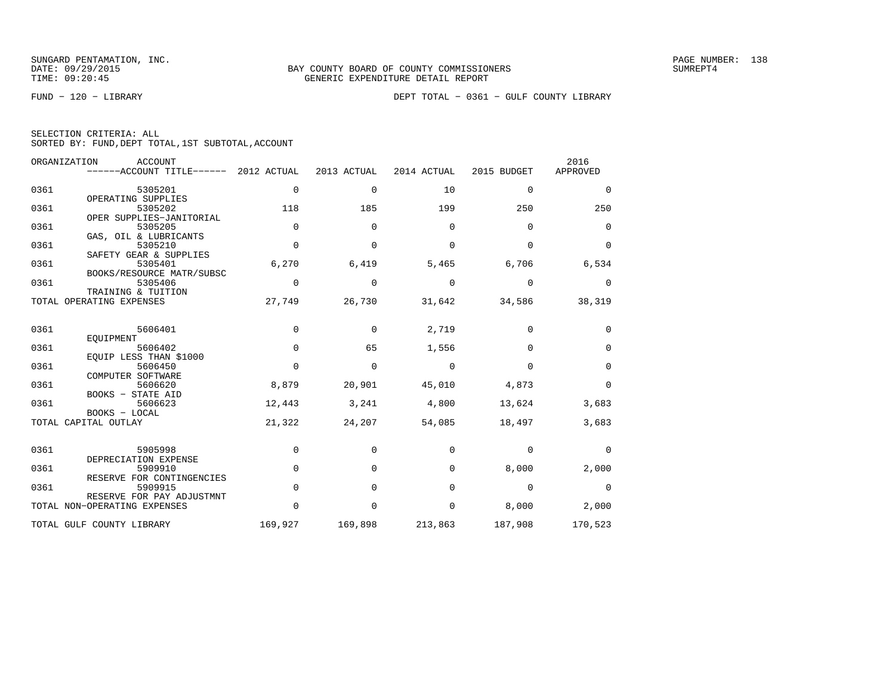SUNGARD PENTAMATION, INC.
DATE: 09/29/2015
TIME: 09:20:45

BAY COUNTY BOARD OF COUNTY COMMISSIONERS
GENERIC EXPENDITURE DETAIL REPORT

SUMREPT4

FUND − 120 − LIBRARY

DEPT TOTAL − 0361 − GULF COUNTY LIBRARY

SELECTION CRITERIA: ALL
SORTED BY: FUND,DEPT TOTAL,1ST SUBTOTAL,ACCOUNT

| ORGANIZATION | ACCOUNT / ACCOUNT TITLE | 2012 ACTUAL | 2013 ACTUAL | 2014 ACTUAL | 2015 BUDGET | 2016 APPROVED |
|---|---|---|---|---|---|---|
| 0361 | 5305201 OPERATING SUPPLIES | 0 | 0 | 10 | 0 | 0 |
| 0361 | 5305202 OPER SUPPLIES−JANITORIAL | 118 | 185 | 199 | 250 | 250 |
| 0361 | 5305205 GAS, OIL & LUBRICANTS | 0 | 0 | 0 | 0 | 0 |
| 0361 | 5305210 SAFETY GEAR & SUPPLIES | 0 | 0 | 0 | 0 | 0 |
| 0361 | 5305401 BOOKS/RESOURCE MATR/SUBSC | 6,270 | 6,419 | 5,465 | 6,706 | 6,534 |
| 0361 | 5305406 TRAINING & TUITION | 0 | 0 | 0 | 0 | 0 |
| TOTAL OPERATING EXPENSES | | 27,749 | 26,730 | 31,642 | 34,586 | 38,319 |
| 0361 | 5606401 EQUIPMENT | 0 | 0 | 2,719 | 0 | 0 |
| 0361 | 5606402 EQUIP LESS THAN $1000 | 0 | 65 | 1,556 | 0 | 0 |
| 0361 | 5606450 COMPUTER SOFTWARE | 0 | 0 | 0 | 0 | 0 |
| 0361 | 5606620 BOOKS − STATE AID | 8,879 | 20,901 | 45,010 | 4,873 | 0 |
| 0361 | 5606623 BOOKS − LOCAL | 12,443 | 3,241 | 4,800 | 13,624 | 3,683 |
| TOTAL CAPITAL OUTLAY | | 21,322 | 24,207 | 54,085 | 18,497 | 3,683 |
| 0361 | 5905998 DEPRECIATION EXPENSE | 0 | 0 | 0 | 0 | 0 |
| 0361 | 5909910 RESERVE FOR CONTINGENCIES | 0 | 0 | 0 | 8,000 | 2,000 |
| 0361 | 5909915 RESERVE FOR PAY ADJUSTMNT | 0 | 0 | 0 | 0 | 0 |
| TOTAL NON−OPERATING EXPENSES | | 0 | 0 | 0 | 8,000 | 2,000 |
| TOTAL GULF COUNTY LIBRARY | | 169,927 | 169,898 | 213,863 | 187,908 | 170,523 |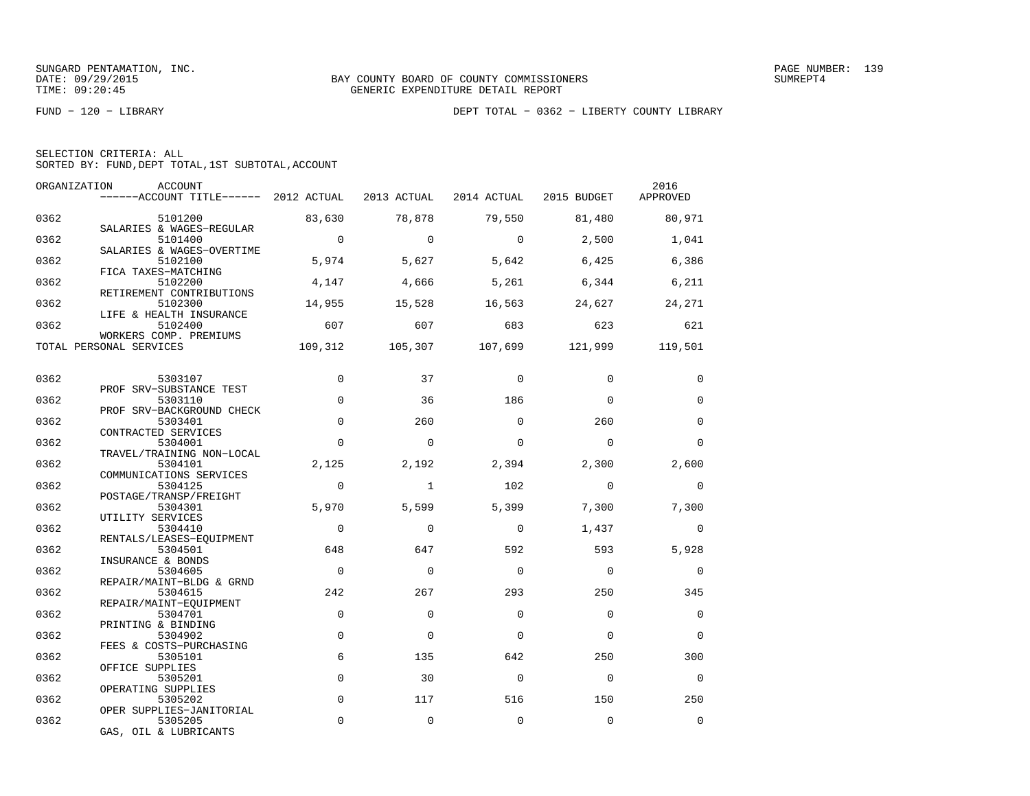SUNGARD PENTAMATION, INC.
DATE: 09/29/2015
TIME: 09:20:45

BAY COUNTY BOARD OF COUNTY COMMISSIONERS
GENERIC EXPENDITURE DETAIL REPORT

SUMREPT4

FUND − 120 − LIBRARY

DEPT TOTAL − 0362 − LIBERTY COUNTY LIBRARY

SELECTION CRITERIA: ALL
SORTED BY: FUND,DEPT TOTAL,1ST SUBTOTAL,ACCOUNT

| ORGANIZATION | ACCOUNT / ACCOUNT TITLE | 2012 ACTUAL | 2013 ACTUAL | 2014 ACTUAL | 2015 BUDGET | 2016 APPROVED |
|---|---|---|---|---|---|---|
| 0362 | 5101200 SALARIES & WAGES−REGULAR | 83,630 | 78,878 | 79,550 | 81,480 | 80,971 |
| 0362 | 5101400 SALARIES & WAGES−OVERTIME | 0 | 0 | 0 | 2,500 | 1,041 |
| 0362 | 5102100 FICA TAXES−MATCHING | 5,974 | 5,627 | 5,642 | 6,425 | 6,386 |
| 0362 | 5102200 RETIREMENT CONTRIBUTIONS | 4,147 | 4,666 | 5,261 | 6,344 | 6,211 |
| 0362 | 5102300 LIFE & HEALTH INSURANCE | 14,955 | 15,528 | 16,563 | 24,627 | 24,271 |
| 0362 | 5102400 WORKERS COMP. PREMIUMS | 607 | 607 | 683 | 623 | 621 |
| TOTAL PERSONAL SERVICES | | 109,312 | 105,307 | 107,699 | 121,999 | 119,501 |
| 0362 | 5303107 PROF SRV−SUBSTANCE TEST | 0 | 37 | 0 | 0 | 0 |
| 0362 | 5303110 PROF SRV−BACKGROUND CHECK | 0 | 36 | 186 | 0 | 0 |
| 0362 | 5303401 CONTRACTED SERVICES | 0 | 260 | 0 | 260 | 0 |
| 0362 | 5304001 TRAVEL/TRAINING NON−LOCAL | 0 | 0 | 0 | 0 | 0 |
| 0362 | 5304101 COMMUNICATIONS SERVICES | 2,125 | 2,192 | 2,394 | 2,300 | 2,600 |
| 0362 | 5304125 POSTAGE/TRANSP/FREIGHT | 0 | 1 | 102 | 0 | 0 |
| 0362 | 5304301 UTILITY SERVICES | 5,970 | 5,599 | 5,399 | 7,300 | 7,300 |
| 0362 | 5304410 RENTALS/LEASES−EQUIPMENT | 0 | 0 | 0 | 1,437 | 0 |
| 0362 | 5304501 INSURANCE & BONDS | 648 | 647 | 592 | 593 | 5,928 |
| 0362 | 5304605 REPAIR/MAINT−BLDG & GRND | 0 | 0 | 0 | 0 | 0 |
| 0362 | 5304615 REPAIR/MAINT−EQUIPMENT | 242 | 267 | 293 | 250 | 345 |
| 0362 | 5304701 PRINTING & BINDING | 0 | 0 | 0 | 0 | 0 |
| 0362 | 5304902 FEES & COSTS−PURCHASING | 0 | 0 | 0 | 0 | 0 |
| 0362 | 5305101 OFFICE SUPPLIES | 6 | 135 | 642 | 250 | 300 |
| 0362 | 5305201 OPERATING SUPPLIES | 0 | 30 | 0 | 0 | 0 |
| 0362 | 5305202 OPER SUPPLIES−JANITORIAL | 0 | 117 | 516 | 150 | 250 |
| 0362 | 5305205 GAS, OIL & LUBRICANTS | 0 | 0 | 0 | 0 | 0 |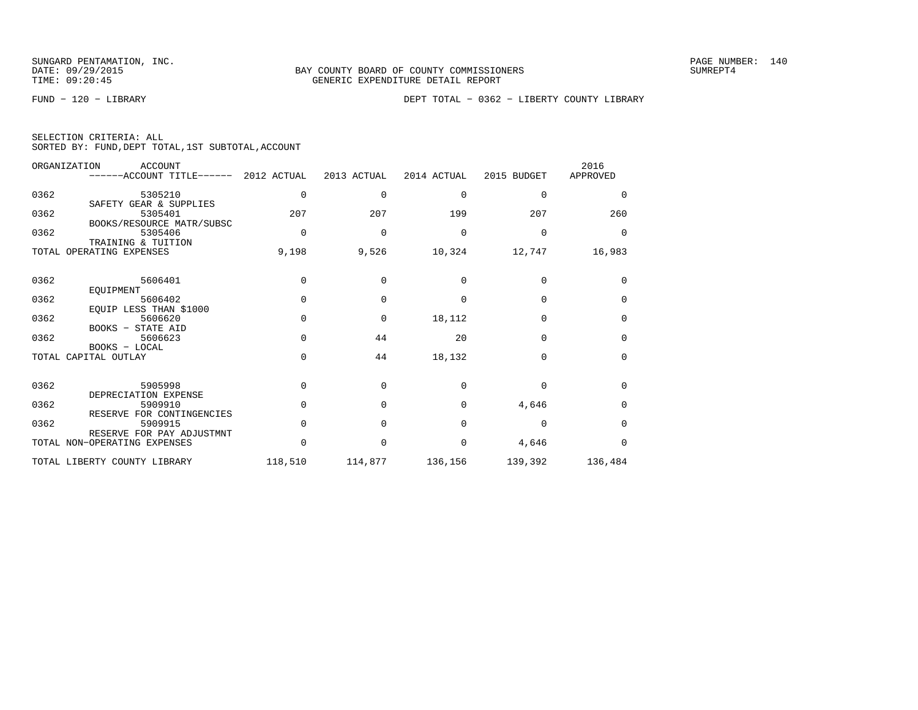SUNGARD PENTAMATION, INC.
DATE: 09/29/2015
TIME: 09:20:45

BAY COUNTY BOARD OF COUNTY COMMISSIONERS
GENERIC EXPENDITURE DETAIL REPORT

PAGE NUMBER: 140
SUMREPT4

FUND − 120 − LIBRARY

DEPT TOTAL − 0362 − LIBERTY COUNTY LIBRARY

SELECTION CRITERIA: ALL
SORTED BY: FUND,DEPT TOTAL,1ST SUBTOTAL,ACCOUNT

| ORGANIZATION | ACCOUNT ------ACCOUNT TITLE------ | 2012 ACTUAL | 2013 ACTUAL | 2014 ACTUAL | 2015 BUDGET | 2016 APPROVED |
|---|---|---|---|---|---|---|
| 0362 | 5305210 SAFETY GEAR & SUPPLIES | 0 | 0 | 0 | 0 | 0 |
| 0362 | 5305401 BOOKS/RESOURCE MATR/SUBSC | 207 | 207 | 199 | 207 | 260 |
| 0362 | 5305406 TRAINING & TUITION | 0 | 0 | 0 | 0 | 0 |
| TOTAL OPERATING EXPENSES | | 9,198 | 9,526 | 10,324 | 12,747 | 16,983 |
| 0362 | 5606401 EQUIPMENT | 0 | 0 | 0 | 0 | 0 |
| 0362 | 5606402 EQUIP LESS THAN $1000 | 0 | 0 | 0 | 0 | 0 |
| 0362 | 5606620 BOOKS − STATE AID | 0 | 0 | 18,112 | 0 | 0 |
| 0362 | 5606623 BOOKS − LOCAL | 0 | 44 | 20 | 0 | 0 |
| TOTAL CAPITAL OUTLAY | | 0 | 44 | 18,132 | 0 | 0 |
| 0362 | 5905998 DEPRECIATION EXPENSE | 0 | 0 | 0 | 0 | 0 |
| 0362 | 5909910 RESERVE FOR CONTINGENCIES | 0 | 0 | 0 | 4,646 | 0 |
| 0362 | 5909915 RESERVE FOR PAY ADJUSTMNT | 0 | 0 | 0 | 0 | 0 |
| TOTAL NON−OPERATING EXPENSES | | 0 | 0 | 0 | 4,646 | 0 |
| TOTAL LIBERTY COUNTY LIBRARY | | 118,510 | 114,877 | 136,156 | 139,392 | 136,484 |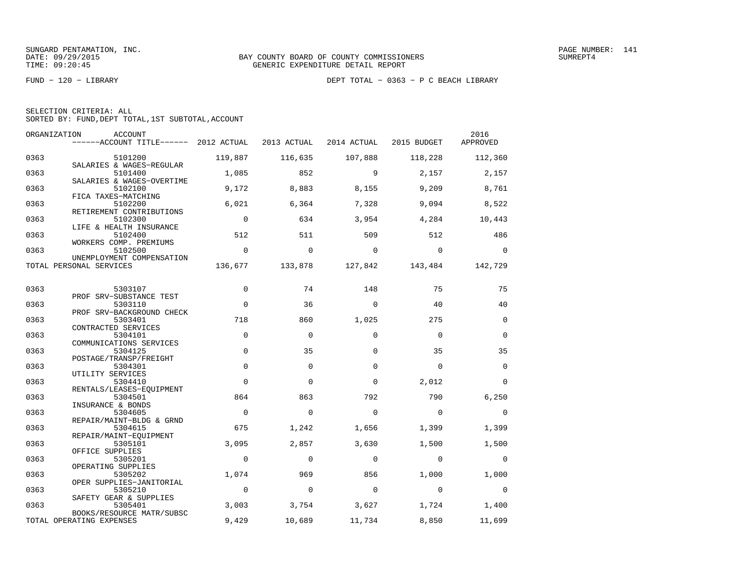SUNGARD PENTAMATION, INC.
DATE: 09/29/2015
TIME: 09:20:45

BAY COUNTY BOARD OF COUNTY COMMISSIONERS
GENERIC EXPENDITURE DETAIL REPORT

SUMREPT4

FUND − 120 − LIBRARY

DEPT TOTAL − 0363 − P C BEACH LIBRARY

SELECTION CRITERIA: ALL
SORTED BY: FUND,DEPT TOTAL,1ST SUBTOTAL,ACCOUNT

| ORGANIZATION | ACCOUNT / ACCOUNT TITLE | 2012 ACTUAL | 2013 ACTUAL | 2014 ACTUAL | 2015 BUDGET | 2016 APPROVED |
|---|---|---|---|---|---|---|
| 0363 | 5101200 SALARIES & WAGES−REGULAR | 119,887 | 116,635 | 107,888 | 118,228 | 112,360 |
| 0363 | 5101400 SALARIES & WAGES−OVERTIME | 1,085 | 852 | 9 | 2,157 | 2,157 |
| 0363 | 5102100 FICA TAXES−MATCHING | 9,172 | 8,883 | 8,155 | 9,209 | 8,761 |
| 0363 | 5102200 RETIREMENT CONTRIBUTIONS | 6,021 | 6,364 | 7,328 | 9,094 | 8,522 |
| 0363 | 5102300 LIFE & HEALTH INSURANCE | 0 | 634 | 3,954 | 4,284 | 10,443 |
| 0363 | 5102400 WORKERS COMP. PREMIUMS | 512 | 511 | 509 | 512 | 486 |
| 0363 | 5102500 UNEMPLOYMENT COMPENSATION | 0 | 0 | 0 | 0 | 0 |
| TOTAL PERSONAL SERVICES | | 136,677 | 133,878 | 127,842 | 143,484 | 142,729 |
| 0363 | 5303107 PROF SRV−SUBSTANCE TEST | 0 | 74 | 148 | 75 | 75 |
| 0363 | 5303110 PROF SRV−BACKGROUND CHECK | 0 | 36 | 0 | 40 | 40 |
| 0363 | 5303401 CONTRACTED SERVICES | 718 | 860 | 1,025 | 275 | 0 |
| 0363 | 5304101 COMMUNICATIONS SERVICES | 0 | 0 | 0 | 0 | 0 |
| 0363 | 5304125 POSTAGE/TRANSP/FREIGHT | 0 | 35 | 0 | 35 | 35 |
| 0363 | 5304301 UTILITY SERVICES | 0 | 0 | 0 | 0 | 0 |
| 0363 | 5304410 RENTALS/LEASES−EQUIPMENT | 0 | 0 | 0 | 2,012 | 0 |
| 0363 | 5304501 INSURANCE & BONDS | 864 | 863 | 792 | 790 | 6,250 |
| 0363 | 5304605 REPAIR/MAINT−BLDG & GRND | 0 | 0 | 0 | 0 | 0 |
| 0363 | 5304615 REPAIR/MAINT−EQUIPMENT | 675 | 1,242 | 1,656 | 1,399 | 1,399 |
| 0363 | 5305101 OFFICE SUPPLIES | 3,095 | 2,857 | 3,630 | 1,500 | 1,500 |
| 0363 | 5305201 OPERATING SUPPLIES | 0 | 0 | 0 | 0 | 0 |
| 0363 | 5305202 OPER SUPPLIES−JANITORIAL | 1,074 | 969 | 856 | 1,000 | 1,000 |
| 0363 | 5305210 SAFETY GEAR & SUPPLIES | 0 | 0 | 0 | 0 | 0 |
| 0363 | 5305401 BOOKS/RESOURCE MATR/SUBSC | 3,003 | 3,754 | 3,627 | 1,724 | 1,400 |
| TOTAL OPERATING EXPENSES | | 9,429 | 10,689 | 11,734 | 8,850 | 11,699 |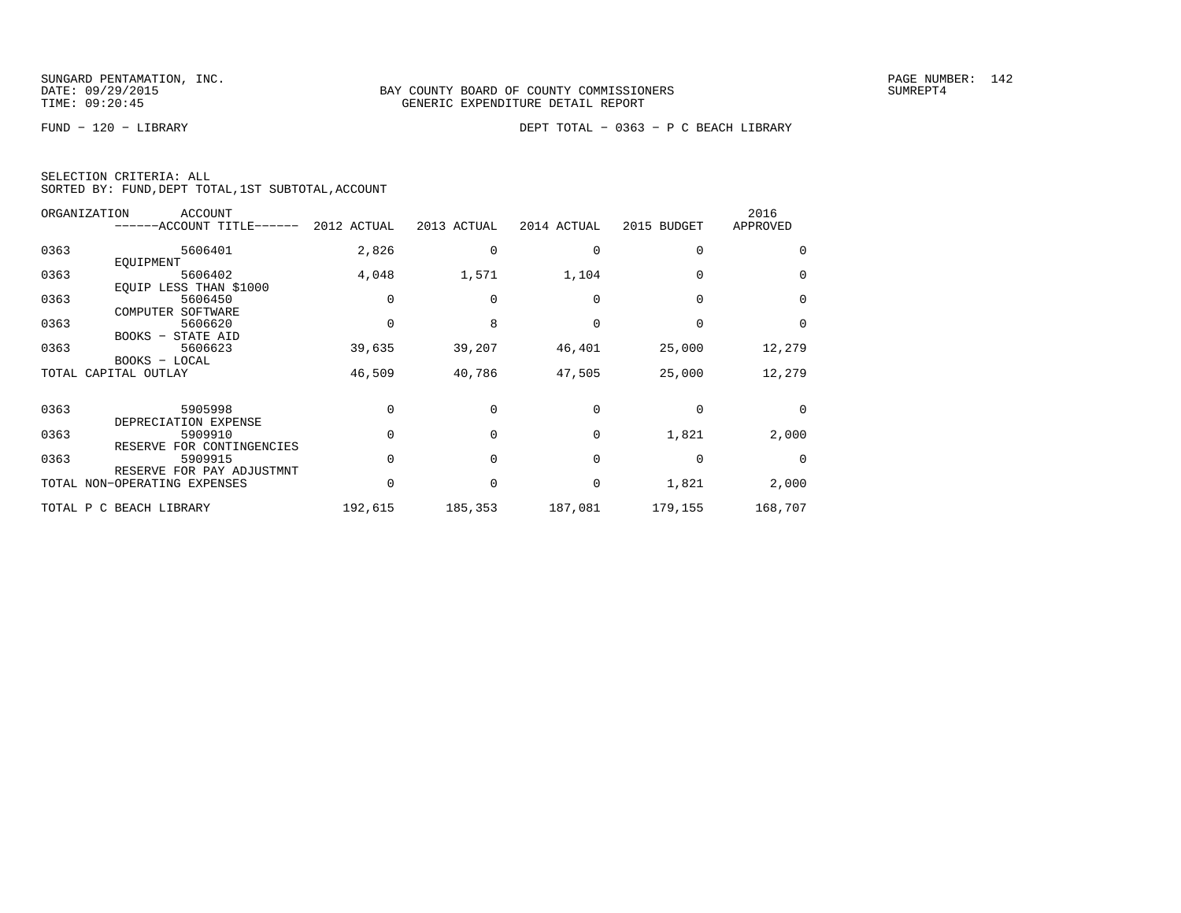SUNGARD PENTAMATION, INC.
DATE: 09/29/2015
TIME: 09:20:45

BAY COUNTY BOARD OF COUNTY COMMISSIONERS
GENERIC EXPENDITURE DETAIL REPORT

SUMREPT4

FUND − 120 − LIBRARY

DEPT TOTAL − 0363 − P C BEACH LIBRARY

SELECTION CRITERIA: ALL
SORTED BY: FUND,DEPT TOTAL,1ST SUBTOTAL,ACCOUNT

| ORGANIZATION | ACCOUNT / ------ACCOUNT TITLE------ | 2012 ACTUAL | 2013 ACTUAL | 2014 ACTUAL | 2015 BUDGET | 2016 APPROVED |
|---|---|---|---|---|---|---|
| 0363 | 5606401 EQUIPMENT | 2,826 | 0 | 0 | 0 | 0 |
| 0363 | 5606402 EQUIP LESS THAN $1000 | 4,048 | 1,571 | 1,104 | 0 | 0 |
| 0363 | 5606450 COMPUTER SOFTWARE | 0 | 0 | 0 | 0 | 0 |
| 0363 | 5606620 BOOKS − STATE AID | 0 | 8 | 0 | 0 | 0 |
| 0363 | 5606623 BOOKS − LOCAL | 39,635 | 39,207 | 46,401 | 25,000 | 12,279 |
| TOTAL CAPITAL OUTLAY | | 46,509 | 40,786 | 47,505 | 25,000 | 12,279 |
| 0363 | 5905998 DEPRECIATION EXPENSE | 0 | 0 | 0 | 0 | 0 |
| 0363 | 5909910 RESERVE FOR CONTINGENCIES | 0 | 0 | 0 | 1,821 | 2,000 |
| 0363 | 5909915 RESERVE FOR PAY ADJUSTMNT | 0 | 0 | 0 | 0 | 0 |
| TOTAL NON−OPERATING EXPENSES | | 0 | 0 | 0 | 1,821 | 2,000 |
| TOTAL P C BEACH LIBRARY | | 192,615 | 185,353 | 187,081 | 179,155 | 168,707 |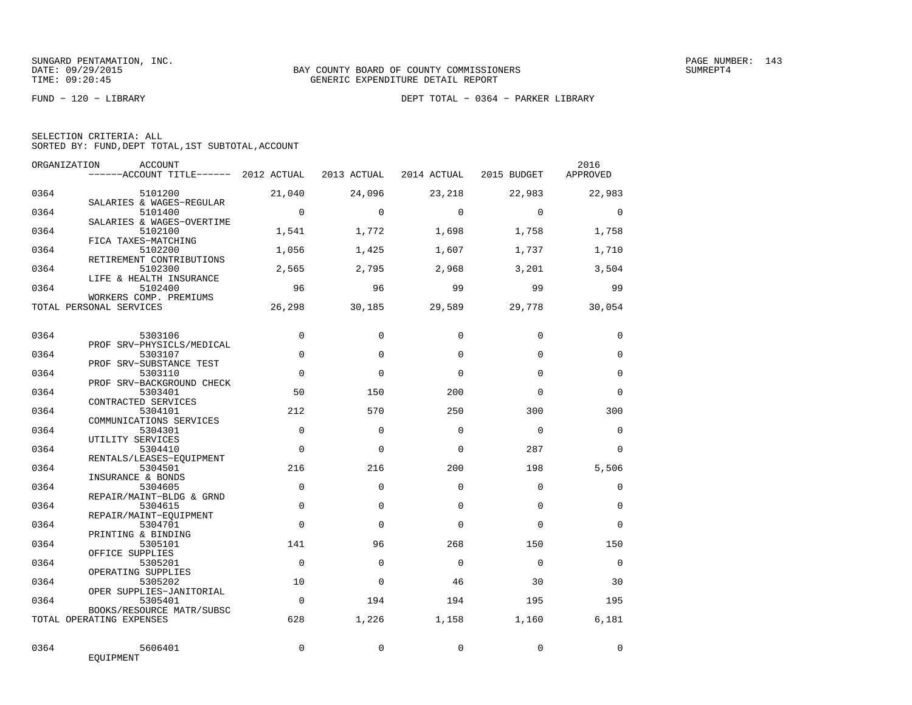SUNGARD PENTAMATION, INC.
DATE: 09/29/2015
TIME: 09:20:45

BAY COUNTY BOARD OF COUNTY COMMISSIONERS
GENERIC EXPENDITURE DETAIL REPORT

PAGE NUMBER: 143
SUMREPT4

FUND − 120 − LIBRARY

DEPT TOTAL − 0364 − PARKER LIBRARY

SELECTION CRITERIA: ALL
SORTED BY: FUND,DEPT TOTAL,1ST SUBTOTAL,ACCOUNT

| ORGANIZATION | ACCOUNT / ACCOUNT TITLE | 2012 ACTUAL | 2013 ACTUAL | 2014 ACTUAL | 2015 BUDGET | 2016 APPROVED |
|---|---|---|---|---|---|---|
| 0364 | 5101200 SALARIES & WAGES−REGULAR | 21,040 | 24,096 | 23,218 | 22,983 | 22,983 |
| 0364 | 5101400 SALARIES & WAGES−OVERTIME | 0 | 0 | 0 | 0 | 0 |
| 0364 | 5102100 FICA TAXES−MATCHING | 1,541 | 1,772 | 1,698 | 1,758 | 1,758 |
| 0364 | 5102200 RETIREMENT CONTRIBUTIONS | 1,056 | 1,425 | 1,607 | 1,737 | 1,710 |
| 0364 | 5102300 LIFE & HEALTH INSURANCE | 2,565 | 2,795 | 2,968 | 3,201 | 3,504 |
| 0364 | 5102400 WORKERS COMP. PREMIUMS | 96 | 96 | 99 | 99 | 99 |
| TOTAL PERSONAL SERVICES | | 26,298 | 30,185 | 29,589 | 29,778 | 30,054 |
| 0364 | 5303106 PROF SRV−PHYSICLS/MEDICAL | 0 | 0 | 0 | 0 | 0 |
| 0364 | 5303107 PROF SRV−SUBSTANCE TEST | 0 | 0 | 0 | 0 | 0 |
| 0364 | 5303110 PROF SRV−BACKGROUND CHECK | 0 | 0 | 0 | 0 | 0 |
| 0364 | 5303401 CONTRACTED SERVICES | 50 | 150 | 200 | 0 | 0 |
| 0364 | 5304101 COMMUNICATIONS SERVICES | 212 | 570 | 250 | 300 | 300 |
| 0364 | 5304301 UTILITY SERVICES | 0 | 0 | 0 | 0 | 0 |
| 0364 | 5304410 RENTALS/LEASES−EQUIPMENT | 0 | 0 | 0 | 287 | 0 |
| 0364 | 5304501 INSURANCE & BONDS | 216 | 216 | 200 | 198 | 5,506 |
| 0364 | 5304605 REPAIR/MAINT−BLDG & GRND | 0 | 0 | 0 | 0 | 0 |
| 0364 | 5304615 REPAIR/MAINT−EQUIPMENT | 0 | 0 | 0 | 0 | 0 |
| 0364 | 5304701 PRINTING & BINDING | 0 | 0 | 0 | 0 | 0 |
| 0364 | 5305101 OFFICE SUPPLIES | 141 | 96 | 268 | 150 | 150 |
| 0364 | 5305201 OPERATING SUPPLIES | 0 | 0 | 0 | 0 | 0 |
| 0364 | 5305202 OPER SUPPLIES−JANITORIAL | 10 | 0 | 46 | 30 | 30 |
| 0364 | 5305401 BOOKS/RESOURCE MATR/SUBSC | 0 | 194 | 194 | 195 | 195 |
| TOTAL OPERATING EXPENSES | | 628 | 1,226 | 1,158 | 1,160 | 6,181 |
| 0364 | 5606401 EQUIPMENT | 0 | 0 | 0 | 0 | 0 |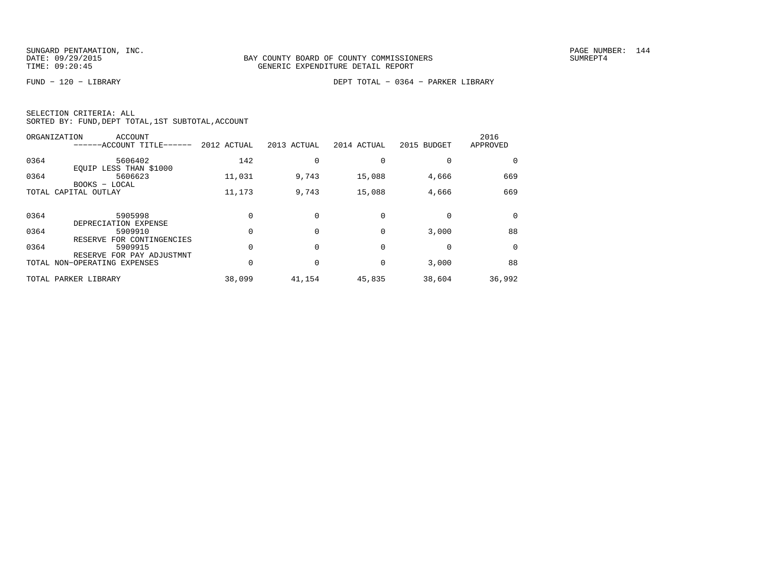SUNGARD PENTAMATION, INC.
DATE: 09/29/2015
TIME: 09:20:45

BAY COUNTY BOARD OF COUNTY COMMISSIONERS
GENERIC EXPENDITURE DETAIL REPORT

SUMREPT4

FUND − 120 − LIBRARY

DEPT TOTAL − 0364 − PARKER LIBRARY

SELECTION CRITERIA: ALL
SORTED BY: FUND,DEPT TOTAL,1ST SUBTOTAL,ACCOUNT

| ORGANIZATION | ACCOUNT ------ACCOUNT TITLE------ | 2012 ACTUAL | 2013 ACTUAL | 2014 ACTUAL | 2015 BUDGET | 2016 APPROVED |
|---|---|---|---|---|---|---|
| 0364 | 5606402 EQUIP LESS THAN $1000 | 142 | 0 | 0 | 0 | 0 |
| 0364 | 5606623 BOOKS − LOCAL | 11,031 | 9,743 | 15,088 | 4,666 | 669 |
| TOTAL CAPITAL OUTLAY | | 11,173 | 9,743 | 15,088 | 4,666 | 669 |
| 0364 | 5905998 DEPRECIATION EXPENSE | 0 | 0 | 0 | 0 | 0 |
| 0364 | 5909910 RESERVE FOR CONTINGENCIES | 0 | 0 | 0 | 3,000 | 88 |
| 0364 | 5909915 RESERVE FOR PAY ADJUSTMNT | 0 | 0 | 0 | 0 | 0 |
| TOTAL NON−OPERATING EXPENSES | | 0 | 0 | 0 | 3,000 | 88 |
| TOTAL PARKER LIBRARY | | 38,099 | 41,154 | 45,835 | 38,604 | 36,992 |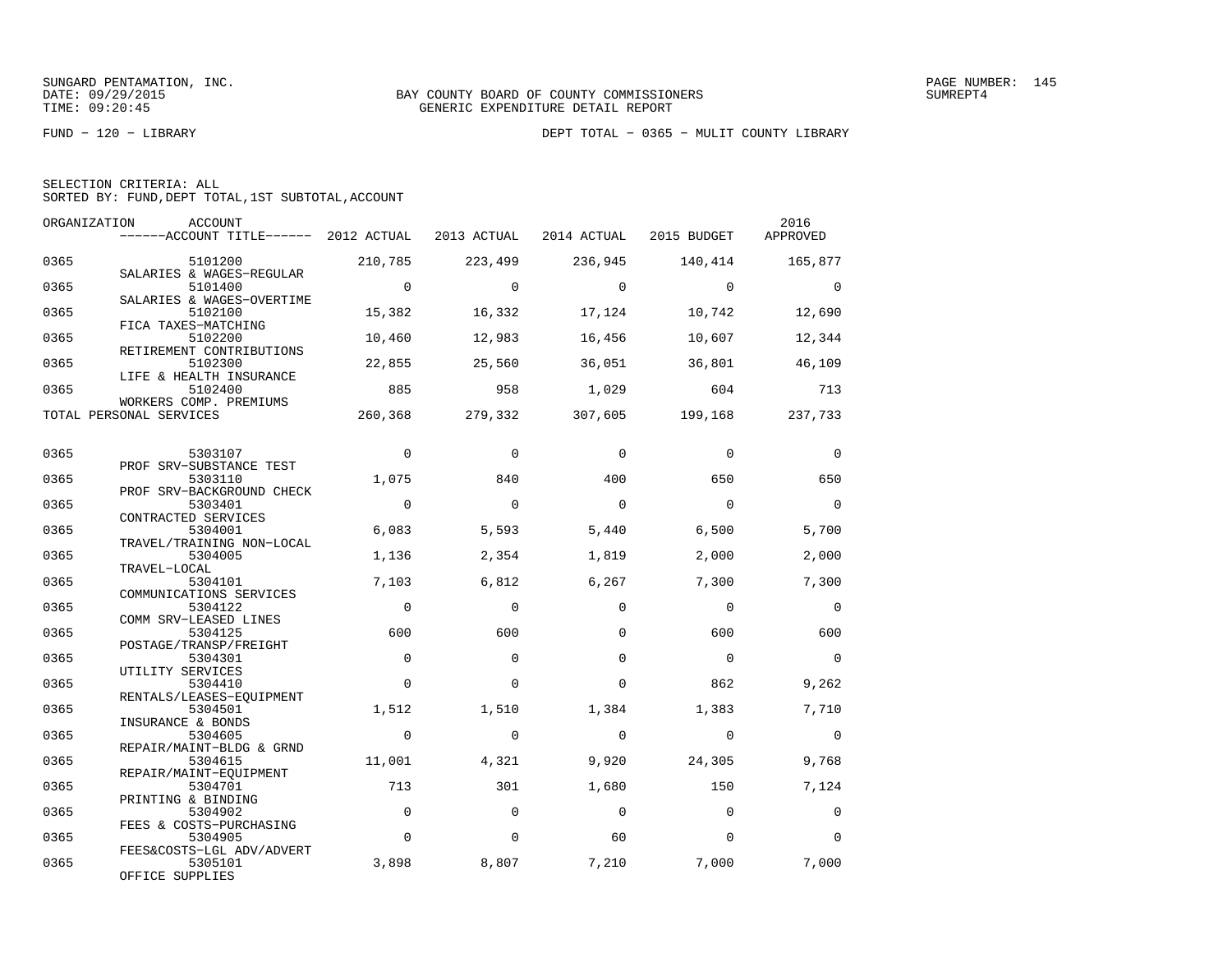SUNGARD PENTAMATION, INC.
DATE: 09/29/2015
TIME: 09:20:45

BAY COUNTY BOARD OF COUNTY COMMISSIONERS
GENERIC EXPENDITURE DETAIL REPORT

SUMREPT4

FUND − 120 − LIBRARY

DEPT TOTAL − 0365 − MULIT COUNTY LIBRARY

SELECTION CRITERIA: ALL
SORTED BY: FUND,DEPT TOTAL,1ST SUBTOTAL,ACCOUNT

| ORGANIZATION | ACCOUNT / ------ACCOUNT TITLE------ | 2012 ACTUAL | 2013 ACTUAL | 2014 ACTUAL | 2015 BUDGET | 2016 APPROVED |
|---|---|---|---|---|---|---|
| 0365 | 5101200 SALARIES & WAGES−REGULAR | 210,785 | 223,499 | 236,945 | 140,414 | 165,877 |
| 0365 | 5101400 SALARIES & WAGES−OVERTIME | 0 | 0 | 0 | 0 | 0 |
| 0365 | 5102100 FICA TAXES−MATCHING | 15,382 | 16,332 | 17,124 | 10,742 | 12,690 |
| 0365 | 5102200 RETIREMENT CONTRIBUTIONS | 10,460 | 12,983 | 16,456 | 10,607 | 12,344 |
| 0365 | 5102300 LIFE & HEALTH INSURANCE | 22,855 | 25,560 | 36,051 | 36,801 | 46,109 |
| 0365 | 5102400 WORKERS COMP. PREMIUMS | 885 | 958 | 1,029 | 604 | 713 |
| TOTAL PERSONAL SERVICES | | 260,368 | 279,332 | 307,605 | 199,168 | 237,733 |
| 0365 | 5303107 PROF SRV−SUBSTANCE TEST | 0 | 0 | 0 | 0 | 0 |
| 0365 | 5303110 PROF SRV−BACKGROUND CHECK | 1,075 | 840 | 400 | 650 | 650 |
| 0365 | 5303401 CONTRACTED SERVICES | 0 | 0 | 0 | 0 | 0 |
| 0365 | 5304001 TRAVEL/TRAINING NON−LOCAL | 6,083 | 5,593 | 5,440 | 6,500 | 5,700 |
| 0365 | 5304005 TRAVEL−LOCAL | 1,136 | 2,354 | 1,819 | 2,000 | 2,000 |
| 0365 | 5304101 COMMUNICATIONS SERVICES | 7,103 | 6,812 | 6,267 | 7,300 | 7,300 |
| 0365 | 5304122 COMM SRV−LEASED LINES | 0 | 0 | 0 | 0 | 0 |
| 0365 | 5304125 POSTAGE/TRANSP/FREIGHT | 600 | 600 | 0 | 600 | 600 |
| 0365 | 5304301 UTILITY SERVICES | 0 | 0 | 0 | 0 | 0 |
| 0365 | 5304410 RENTALS/LEASES−EQUIPMENT | 0 | 0 | 0 | 862 | 9,262 |
| 0365 | 5304501 INSURANCE & BONDS | 1,512 | 1,510 | 1,384 | 1,383 | 7,710 |
| 0365 | 5304605 REPAIR/MAINT−BLDG & GRND | 0 | 0 | 0 | 0 | 0 |
| 0365 | 5304615 REPAIR/MAINT−EQUIPMENT | 11,001 | 4,321 | 9,920 | 24,305 | 9,768 |
| 0365 | 5304701 PRINTING & BINDING | 713 | 301 | 1,680 | 150 | 7,124 |
| 0365 | 5304902 FEES & COSTS−PURCHASING | 0 | 0 | 0 | 0 | 0 |
| 0365 | 5304905 FEES&COSTS−LGL ADV/ADVERT | 0 | 0 | 60 | 0 | 0 |
| 0365 | 5305101 OFFICE SUPPLIES | 3,898 | 8,807 | 7,210 | 7,000 | 7,000 |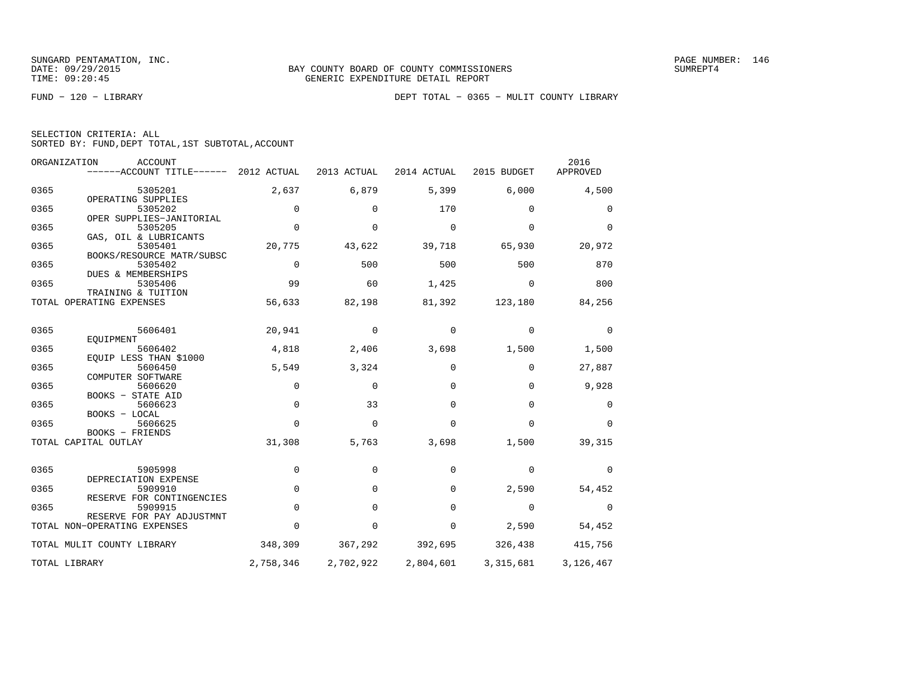SUNGARD PENTAMATION, INC.
DATE: 09/29/2015
TIME: 09:20:45

BAY COUNTY BOARD OF COUNTY COMMISSIONERS
GENERIC EXPENDITURE DETAIL REPORT

PAGE NUMBER: 146
SUMREPT4

FUND − 120 − LIBRARY

DEPT TOTAL − 0365 − MULIT COUNTY LIBRARY

SELECTION CRITERIA: ALL
SORTED BY: FUND,DEPT TOTAL,1ST SUBTOTAL,ACCOUNT

| ORGANIZATION | ACCOUNT / ------ACCOUNT TITLE------ | 2012 ACTUAL | 2013 ACTUAL | 2014 ACTUAL | 2015 BUDGET | 2016 APPROVED |
|---|---|---|---|---|---|---|
| 0365 | 5305201 OPERATING SUPPLIES | 2,637 | 6,879 | 5,399 | 6,000 | 4,500 |
| 0365 | 5305202 OPER SUPPLIES−JANITORIAL | 0 | 0 | 170 | 0 | 0 |
| 0365 | 5305205 GAS, OIL & LUBRICANTS | 0 | 0 | 0 | 0 | 0 |
| 0365 | 5305401 BOOKS/RESOURCE MATR/SUBSC | 20,775 | 43,622 | 39,718 | 65,930 | 20,972 |
| 0365 | 5305402 DUES & MEMBERSHIPS | 0 | 500 | 500 | 500 | 870 |
| 0365 | 5305406 TRAINING & TUITION | 99 | 60 | 1,425 | 0 | 800 |
| TOTAL OPERATING EXPENSES | | 56,633 | 82,198 | 81,392 | 123,180 | 84,256 |
| 0365 | 5606401 EQUIPMENT | 20,941 | 0 | 0 | 0 | 0 |
| 0365 | 5606402 EQUIP LESS THAN $1000 | 4,818 | 2,406 | 3,698 | 1,500 | 1,500 |
| 0365 | 5606450 COMPUTER SOFTWARE | 5,549 | 3,324 | 0 | 0 | 27,887 |
| 0365 | 5606620 BOOKS − STATE AID | 0 | 0 | 0 | 0 | 9,928 |
| 0365 | 5606623 BOOKS − LOCAL | 0 | 33 | 0 | 0 | 0 |
| 0365 | 5606625 BOOKS − FRIENDS | 0 | 0 | 0 | 0 | 0 |
| TOTAL CAPITAL OUTLAY | | 31,308 | 5,763 | 3,698 | 1,500 | 39,315 |
| 0365 | 5905998 DEPRECIATION EXPENSE | 0 | 0 | 0 | 0 | 0 |
| 0365 | 5909910 RESERVE FOR CONTINGENCIES | 0 | 0 | 0 | 2,590 | 54,452 |
| 0365 | 5909915 RESERVE FOR PAY ADJUSTMNT | 0 | 0 | 0 | 0 | 0 |
| TOTAL NON−OPERATING EXPENSES | | 0 | 0 | 0 | 2,590 | 54,452 |
| TOTAL MULIT COUNTY LIBRARY | | 348,309 | 367,292 | 392,695 | 326,438 | 415,756 |
| TOTAL LIBRARY | | 2,758,346 | 2,702,922 | 2,804,601 | 3,315,681 | 3,126,467 |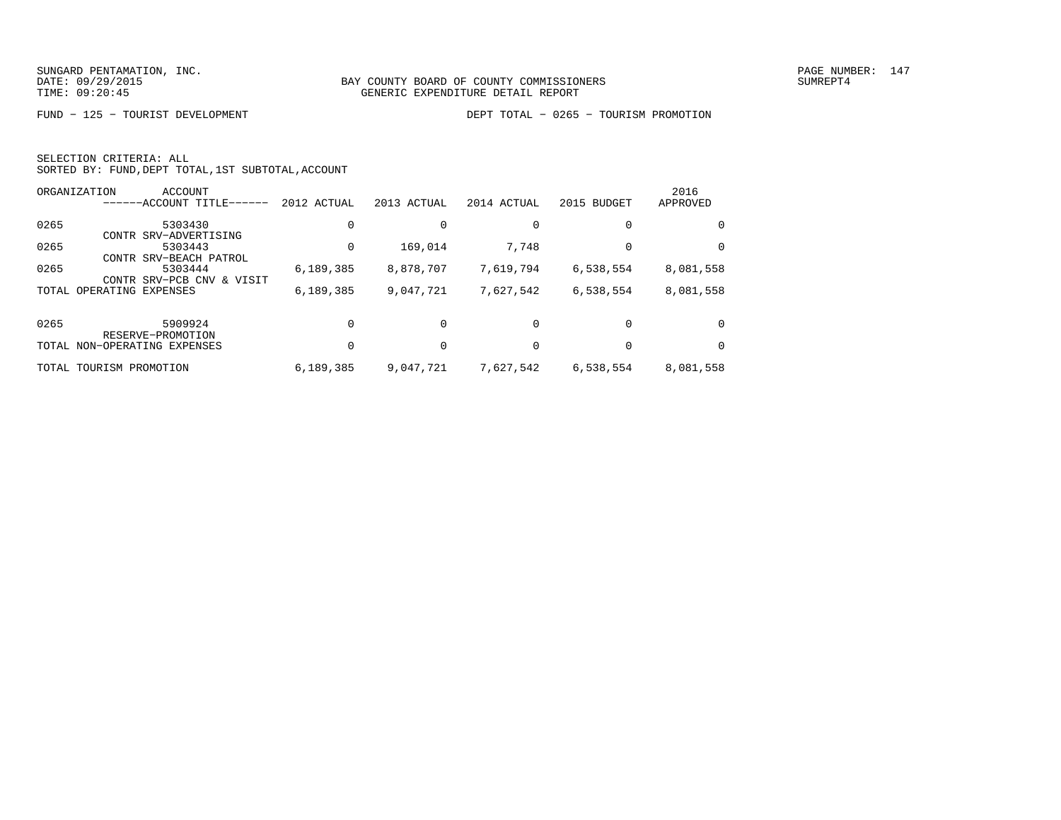SUNGARD PENTAMATION, INC.
DATE: 09/29/2015
TIME: 09:20:45

BAY COUNTY BOARD OF COUNTY COMMISSIONERS
GENERIC EXPENDITURE DETAIL REPORT

SUMREPT4

FUND − 125 − TOURIST DEVELOPMENT

DEPT TOTAL − 0265 − TOURISM PROMOTION

SELECTION CRITERIA: ALL
SORTED BY: FUND,DEPT TOTAL,1ST SUBTOTAL,ACCOUNT

| ORGANIZATION | ACCOUNT ------ACCOUNT TITLE------ | 2012 ACTUAL | 2013 ACTUAL | 2014 ACTUAL | 2015 BUDGET | 2016 APPROVED |
|---|---|---|---|---|---|---|
| 0265 | 5303430 CONTR SRV−ADVERTISING | 0 | 0 | 0 | 0 | 0 |
| 0265 | 5303443 CONTR SRV−BEACH PATROL | 0 | 169,014 | 7,748 | 0 | 0 |
| 0265 | 5303444 CONTR SRV−PCB CNV & VISIT | 6,189,385 | 8,878,707 | 7,619,794 | 6,538,554 | 8,081,558 |
| TOTAL OPERATING EXPENSES | | 6,189,385 | 9,047,721 | 7,627,542 | 6,538,554 | 8,081,558 |
| 0265 | 5909924 RESERVE−PROMOTION | 0 | 0 | 0 | 0 | 0 |
| TOTAL NON−OPERATING EXPENSES | | 0 | 0 | 0 | 0 | 0 |
| TOTAL TOURISM PROMOTION | | 6,189,385 | 9,047,721 | 7,627,542 | 6,538,554 | 8,081,558 |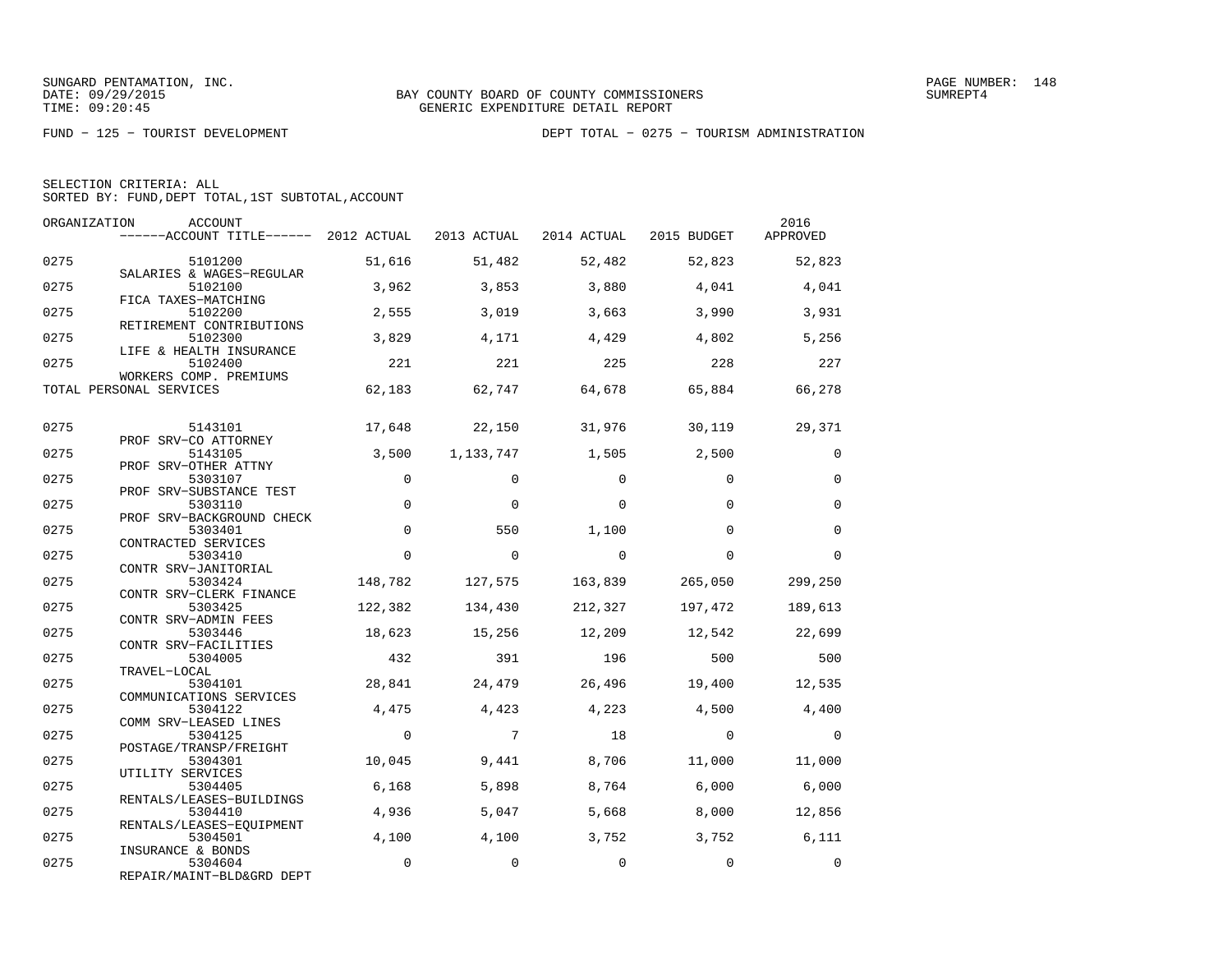SUNGARD PENTAMATION, INC.
DATE: 09/29/2015
TIME: 09:20:45

BAY COUNTY BOARD OF COUNTY COMMISSIONERS
GENERIC EXPENDITURE DETAIL REPORT

PAGE NUMBER: 148
SUMREPT4

FUND − 125 − TOURIST DEVELOPMENT

DEPT TOTAL − 0275 − TOURISM ADMINISTRATION

SELECTION CRITERIA: ALL
SORTED BY: FUND,DEPT TOTAL,1ST SUBTOTAL,ACCOUNT

| ORGANIZATION | ACCOUNT / ACCOUNT TITLE | 2012 ACTUAL | 2013 ACTUAL | 2014 ACTUAL | 2015 BUDGET | 2016 APPROVED |
|---|---|---|---|---|---|---|
| 0275 | 5101200 SALARIES & WAGES−REGULAR | 51,616 | 51,482 | 52,482 | 52,823 | 52,823 |
| 0275 | 5102100 FICA TAXES−MATCHING | 3,962 | 3,853 | 3,880 | 4,041 | 4,041 |
| 0275 | 5102200 RETIREMENT CONTRIBUTIONS | 2,555 | 3,019 | 3,663 | 3,990 | 3,931 |
| 0275 | 5102300 LIFE & HEALTH INSURANCE | 3,829 | 4,171 | 4,429 | 4,802 | 5,256 |
| 0275 | 5102400 WORKERS COMP. PREMIUMS | 221 | 221 | 225 | 228 | 227 |
| TOTAL PERSONAL SERVICES | | 62,183 | 62,747 | 64,678 | 65,884 | 66,278 |
| 0275 | 5143101 PROF SRV−CO ATTORNEY | 17,648 | 22,150 | 31,976 | 30,119 | 29,371 |
| 0275 | 5143105 PROF SRV−OTHER ATTNY | 3,500 | 1,133,747 | 1,505 | 2,500 | 0 |
| 0275 | 5303107 PROF SRV−SUBSTANCE TEST | 0 | 0 | 0 | 0 | 0 |
| 0275 | 5303110 PROF SRV−BACKGROUND CHECK | 0 | 0 | 0 | 0 | 0 |
| 0275 | 5303401 CONTRACTED SERVICES | 0 | 550 | 1,100 | 0 | 0 |
| 0275 | 5303410 CONTR SRV−JANITORIAL | 0 | 0 | 0 | 0 | 0 |
| 0275 | 5303424 CONTR SRV−CLERK FINANCE | 148,782 | 127,575 | 163,839 | 265,050 | 299,250 |
| 0275 | 5303425 CONTR SRV−ADMIN FEES | 122,382 | 134,430 | 212,327 | 197,472 | 189,613 |
| 0275 | 5303446 CONTR SRV−FACILITIES | 18,623 | 15,256 | 12,209 | 12,542 | 22,699 |
| 0275 | 5304005 TRAVEL−LOCAL | 432 | 391 | 196 | 500 | 500 |
| 0275 | 5304101 COMMUNICATIONS SERVICES | 28,841 | 24,479 | 26,496 | 19,400 | 12,535 |
| 0275 | 5304122 COMM SRV−LEASED LINES | 4,475 | 4,423 | 4,223 | 4,500 | 4,400 |
| 0275 | 5304125 POSTAGE/TRANSP/FREIGHT | 0 | 7 | 18 | 0 | 0 |
| 0275 | 5304301 UTILITY SERVICES | 10,045 | 9,441 | 8,706 | 11,000 | 11,000 |
| 0275 | 5304405 RENTALS/LEASES−BUILDINGS | 6,168 | 5,898 | 8,764 | 6,000 | 6,000 |
| 0275 | 5304410 RENTALS/LEASES−EQUIPMENT | 4,936 | 5,047 | 5,668 | 8,000 | 12,856 |
| 0275 | 5304501 INSURANCE & BONDS | 4,100 | 4,100 | 3,752 | 3,752 | 6,111 |
| 0275 | 5304604 REPAIR/MAINT−BLD&GRD DEPT | 0 | 0 | 0 | 0 | 0 |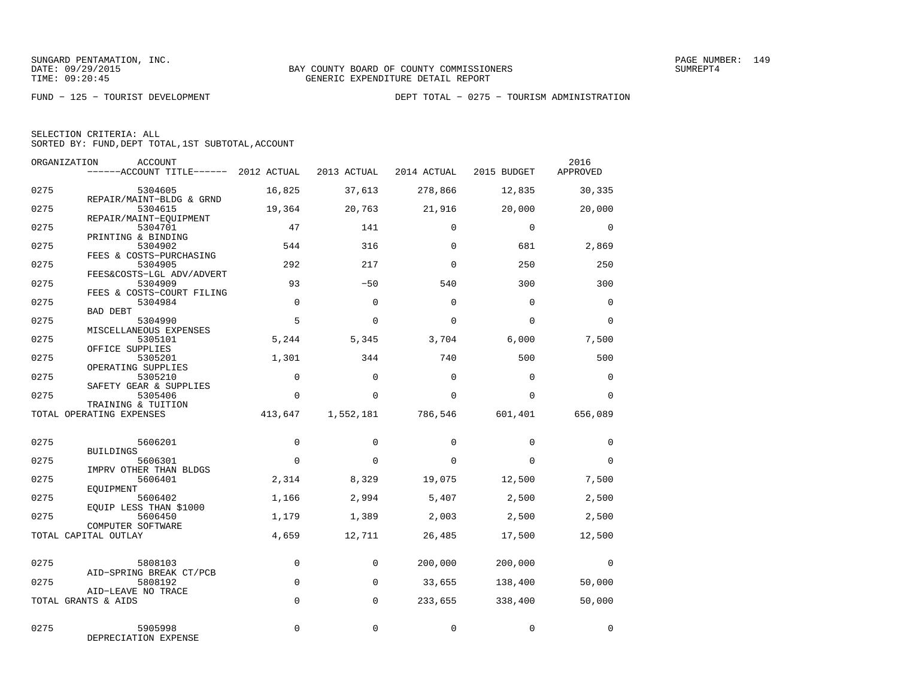SUNGARD PENTAMATION, INC.
DATE: 09/29/2015
TIME: 09:20:45

BAY COUNTY BOARD OF COUNTY COMMISSIONERS
GENERIC EXPENDITURE DETAIL REPORT

SUMREPT4

FUND − 125 − TOURIST DEVELOPMENT

DEPT TOTAL − 0275 − TOURISM ADMINISTRATION

SELECTION CRITERIA: ALL
SORTED BY: FUND,DEPT TOTAL,1ST SUBTOTAL,ACCOUNT

| ORGANIZATION | ACCOUNT / ACCOUNT TITLE | 2012 ACTUAL | 2013 ACTUAL | 2014 ACTUAL | 2015 BUDGET | 2016 APPROVED |
|---|---|---|---|---|---|---|
| 0275 | 5304605 REPAIR/MAINT−BLDG & GRND | 16,825 | 37,613 | 278,866 | 12,835 | 30,335 |
| 0275 | 5304615 REPAIR/MAINT−EQUIPMENT | 19,364 | 20,763 | 21,916 | 20,000 | 20,000 |
| 0275 | 5304701 PRINTING & BINDING | 47 | 141 | 0 | 0 | 0 |
| 0275 | 5304902 FEES & COSTS−PURCHASING | 544 | 316 | 0 | 681 | 2,869 |
| 0275 | 5304905 FEES&COSTS−LGL ADV/ADVERT | 292 | 217 | 0 | 250 | 250 |
| 0275 | 5304909 FEES & COSTS−COURT FILING | 93 | −50 | 540 | 300 | 300 |
| 0275 | 5304984 BAD DEBT | 0 | 0 | 0 | 0 | 0 |
| 0275 | 5304990 MISCELLANEOUS EXPENSES | 5 | 0 | 0 | 0 | 0 |
| 0275 | 5305101 OFFICE SUPPLIES | 5,244 | 5,345 | 3,704 | 6,000 | 7,500 |
| 0275 | 5305201 OPERATING SUPPLIES | 1,301 | 344 | 740 | 500 | 500 |
| 0275 | 5305210 SAFETY GEAR & SUPPLIES | 0 | 0 | 0 | 0 | 0 |
| 0275 | 5305406 TRAINING & TUITION | 0 | 0 | 0 | 0 | 0 |
| TOTAL OPERATING EXPENSES | | 413,647 | 1,552,181 | 786,546 | 601,401 | 656,089 |
| 0275 | 5606201 BUILDINGS | 0 | 0 | 0 | 0 | 0 |
| 0275 | 5606301 IMPRV OTHER THAN BLDGS | 0 | 0 | 0 | 0 | 0 |
| 0275 | 5606401 EQUIPMENT | 2,314 | 8,329 | 19,075 | 12,500 | 7,500 |
| 0275 | 5606402 EQUIP LESS THAN $1000 | 1,166 | 2,994 | 5,407 | 2,500 | 2,500 |
| 0275 | 5606450 COMPUTER SOFTWARE | 1,179 | 1,389 | 2,003 | 2,500 | 2,500 |
| TOTAL CAPITAL OUTLAY | | 4,659 | 12,711 | 26,485 | 17,500 | 12,500 |
| 0275 | 5808103 AID−SPRING BREAK CT/PCB | 0 | 0 | 200,000 | 200,000 | 0 |
| 0275 | 5808192 AID−LEAVE NO TRACE | 0 | 0 | 33,655 | 138,400 | 50,000 |
| TOTAL GRANTS & AIDS | | 0 | 0 | 233,655 | 338,400 | 50,000 |
| 0275 | 5905998 DEPRECIATION EXPENSE | 0 | 0 | 0 | 0 | 0 |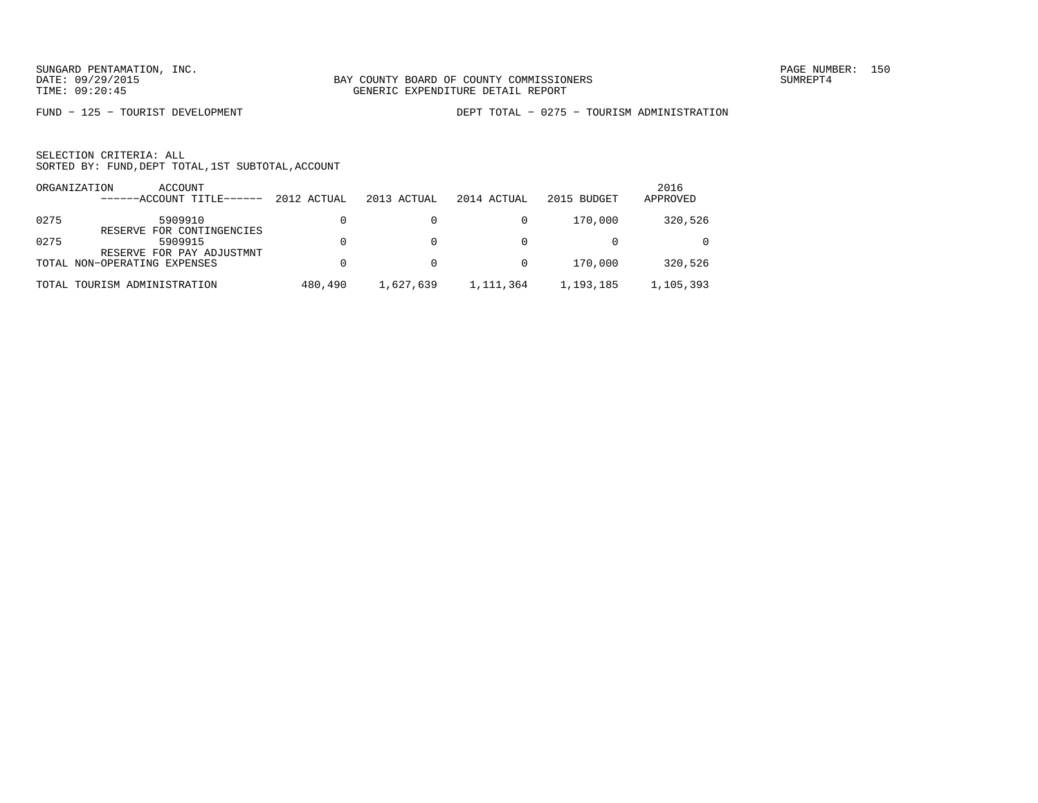SUNGARD PENTAMATION, INC.
DATE: 09/29/2015
TIME: 09:20:45

BAY COUNTY BOARD OF COUNTY COMMISSIONERS
GENERIC EXPENDITURE DETAIL REPORT

SUMREPT4

FUND - 125 - TOURIST DEVELOPMENT

DEPT TOTAL - 0275 - TOURISM ADMINISTRATION

SELECTION CRITERIA: ALL
SORTED BY: FUND,DEPT TOTAL,1ST SUBTOTAL,ACCOUNT

| ORGANIZATION | ACCOUNT ------ACCOUNT TITLE------ | 2012 ACTUAL | 2013 ACTUAL | 2014 ACTUAL | 2015 BUDGET | 2016 APPROVED |
|---|---|---|---|---|---|---|
| 0275 | 5909910 RESERVE FOR CONTINGENCIES | 0 | 0 | 0 | 170,000 | 320,526 |
| 0275 | 5909915 RESERVE FOR PAY ADJUSTMNT | 0 | 0 | 0 | 0 | 0 |
| TOTAL NON-OPERATING EXPENSES | | 0 | 0 | 0 | 170,000 | 320,526 |
| TOTAL TOURISM ADMINISTRATION | | 480,490 | 1,627,639 | 1,111,364 | 1,193,185 | 1,105,393 |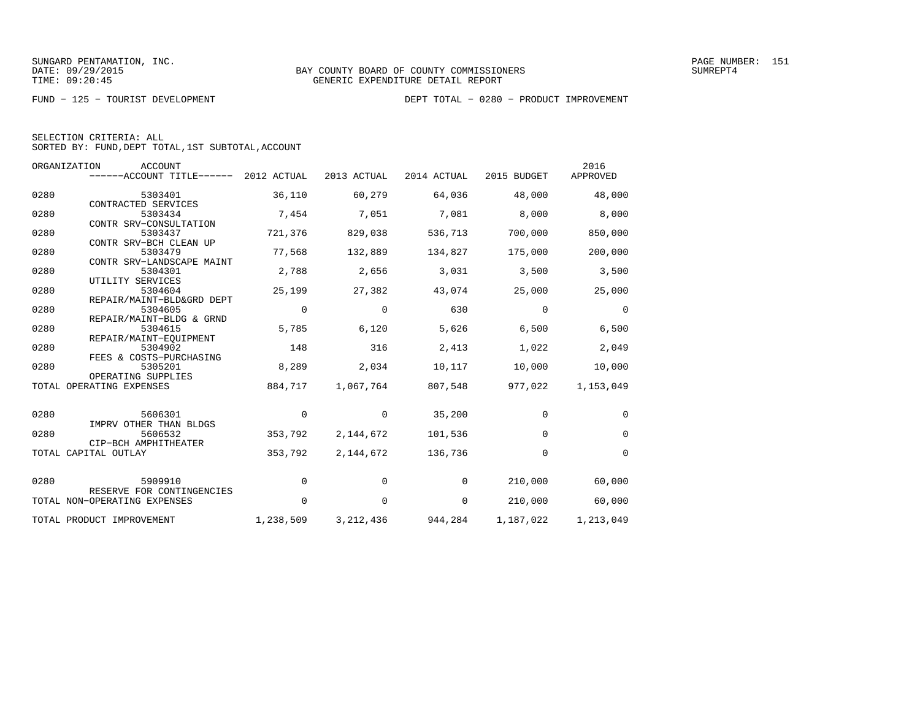SUNGARD PENTAMATION, INC.
DATE: 09/29/2015
TIME: 09:20:45

BAY COUNTY BOARD OF COUNTY COMMISSIONERS
GENERIC EXPENDITURE DETAIL REPORT

SUMREPT4

FUND − 125 − TOURIST DEVELOPMENT

DEPT TOTAL − 0280 − PRODUCT IMPROVEMENT

SELECTION CRITERIA: ALL
SORTED BY: FUND,DEPT TOTAL,1ST SUBTOTAL,ACCOUNT

| ORGANIZATION | ACCOUNT / ACCOUNT TITLE | 2012 ACTUAL | 2013 ACTUAL | 2014 ACTUAL | 2015 BUDGET | 2016 APPROVED |
|---|---|---|---|---|---|---|
| 0280 | 5303401 CONTRACTED SERVICES | 36,110 | 60,279 | 64,036 | 48,000 | 48,000 |
| 0280 | 5303434 CONTR SRV−CONSULTATION | 7,454 | 7,051 | 7,081 | 8,000 | 8,000 |
| 0280 | 5303437 CONTR SRV−BCH CLEAN UP | 721,376 | 829,038 | 536,713 | 700,000 | 850,000 |
| 0280 | 5303479 CONTR SRV−LANDSCAPE MAINT | 77,568 | 132,889 | 134,827 | 175,000 | 200,000 |
| 0280 | 5304301 UTILITY SERVICES | 2,788 | 2,656 | 3,031 | 3,500 | 3,500 |
| 0280 | 5304604 REPAIR/MAINT−BLD&GRD DEPT | 25,199 | 27,382 | 43,074 | 25,000 | 25,000 |
| 0280 | 5304605 REPAIR/MAINT−BLDG & GRND | 0 | 0 | 630 | 0 | 0 |
| 0280 | 5304615 REPAIR/MAINT−EQUIPMENT | 5,785 | 6,120 | 5,626 | 6,500 | 6,500 |
| 0280 | 5304902 FEES & COSTS−PURCHASING | 148 | 316 | 2,413 | 1,022 | 2,049 |
| 0280 | 5305201 OPERATING SUPPLIES | 8,289 | 2,034 | 10,117 | 10,000 | 10,000 |
| TOTAL OPERATING EXPENSES | | 884,717 | 1,067,764 | 807,548 | 977,022 | 1,153,049 |
| 0280 | 5606301 IMPRV OTHER THAN BLDGS | 0 | 0 | 35,200 | 0 | 0 |
| 0280 | 5606532 CIP−BCH AMPHITHEATER | 353,792 | 2,144,672 | 101,536 | 0 | 0 |
| TOTAL CAPITAL OUTLAY | | 353,792 | 2,144,672 | 136,736 | 0 | 0 |
| 0280 | 5909910 RESERVE FOR CONTINGENCIES | 0 | 0 | 0 | 210,000 | 60,000 |
| TOTAL NON−OPERATING EXPENSES | | 0 | 0 | 0 | 210,000 | 60,000 |
| TOTAL PRODUCT IMPROVEMENT | | 1,238,509 | 3,212,436 | 944,284 | 1,187,022 | 1,213,049 |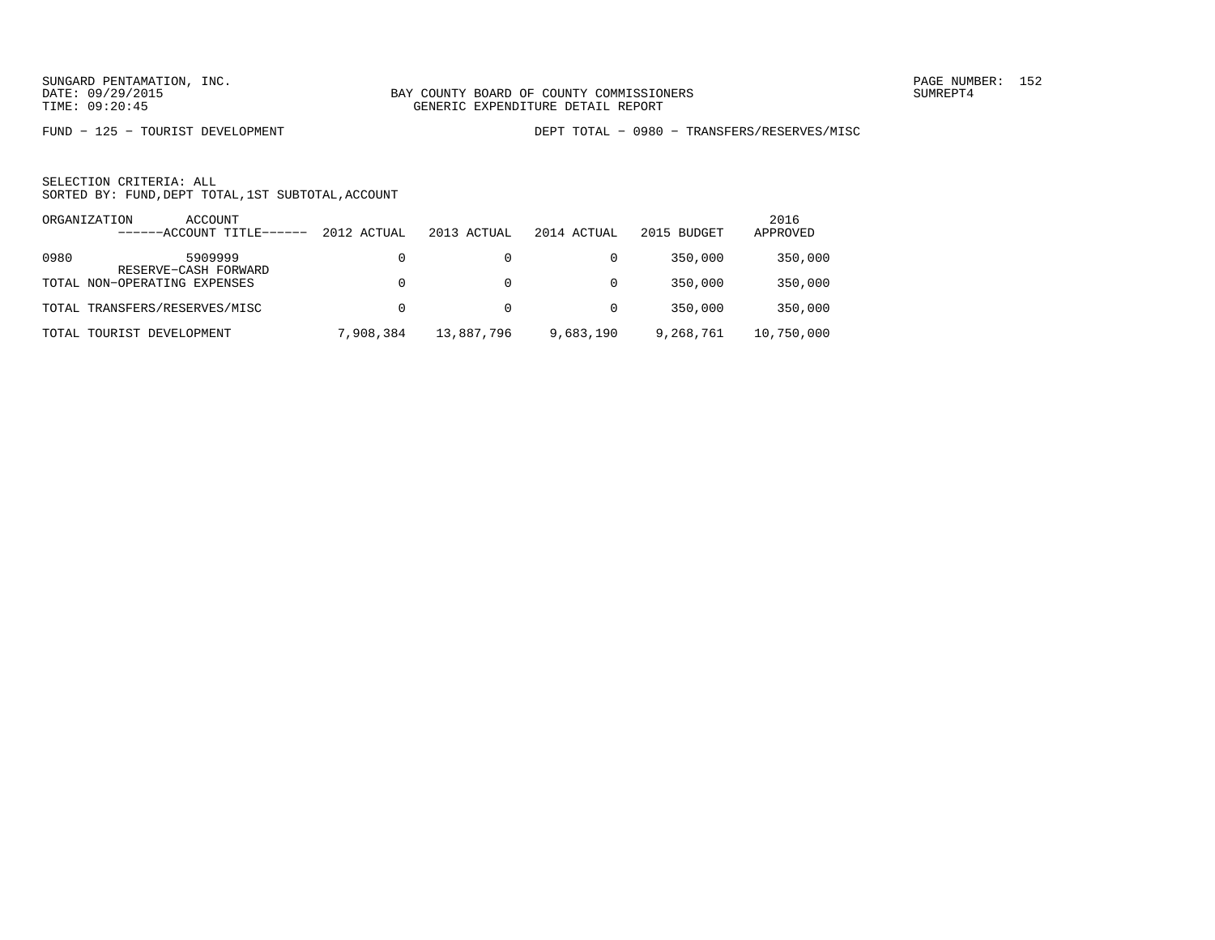SUNGARD PENTAMATION, INC.
DATE: 09/29/2015
TIME: 09:20:45

BAY COUNTY BOARD OF COUNTY COMMISSIONERS
GENERIC EXPENDITURE DETAIL REPORT

SUMREPT4

FUND − 125 − TOURIST DEVELOPMENT

DEPT TOTAL − 0980 − TRANSFERS/RESERVES/MISC

SELECTION CRITERIA: ALL
SORTED BY: FUND,DEPT TOTAL,1ST SUBTOTAL,ACCOUNT

| ORGANIZATION | ACCOUNT ------ACCOUNT TITLE------ | 2012 ACTUAL | 2013 ACTUAL | 2014 ACTUAL | 2015 BUDGET | 2016 APPROVED |
|---|---|---|---|---|---|---|
| 0980 | 5909999 RESERVE−CASH FORWARD | 0 | 0 | 0 | 350,000 | 350,000 |
| TOTAL NON−OPERATING EXPENSES | | 0 | 0 | 0 | 350,000 | 350,000 |
| TOTAL TRANSFERS/RESERVES/MISC | | 0 | 0 | 0 | 350,000 | 350,000 |
| TOTAL TOURIST DEVELOPMENT | | 7,908,384 | 13,887,796 | 9,683,190 | 9,268,761 | 10,750,000 |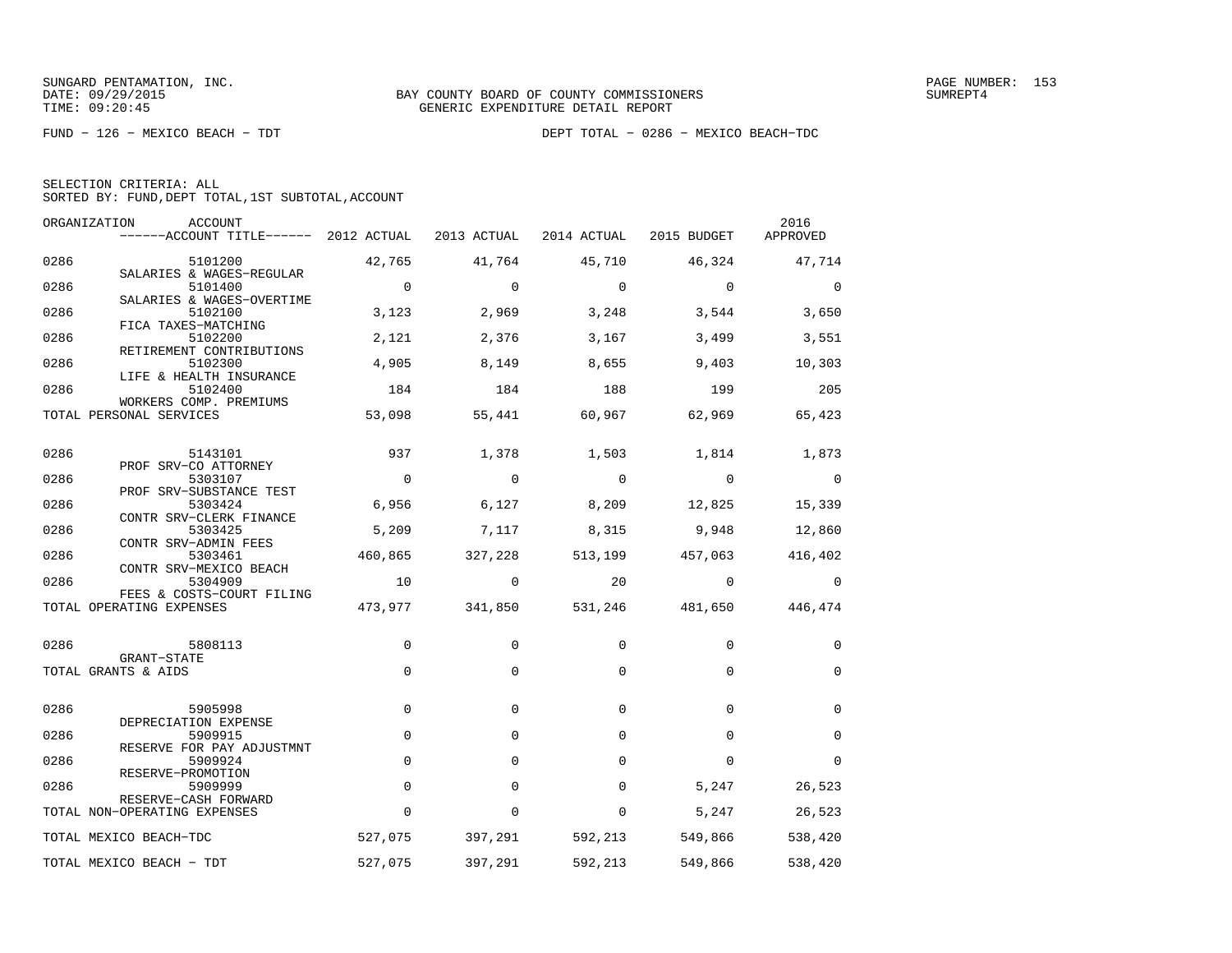BAY COUNTY BOARD OF COUNTY COMMISSIONERS
GENERIC EXPENDITURE DETAIL REPORT

SUNGARD PENTAMATION, INC.
DATE: 09/29/2015
TIME: 09:20:45

SUMREPT4

FUND − 126 − MEXICO BEACH − TDT

DEPT TOTAL − 0286 − MEXICO BEACH−TDC

SELECTION CRITERIA: ALL
SORTED BY: FUND,DEPT TOTAL,1ST SUBTOTAL,ACCOUNT

| ORGANIZATION | ACCOUNT ------ACCOUNT TITLE------ | 2012 ACTUAL | 2013 ACTUAL | 2014 ACTUAL | 2015 BUDGET | 2016 APPROVED |
|---|---|---|---|---|---|---|
| 0286 | 5101200 SALARIES & WAGES−REGULAR | 42,765 | 41,764 | 45,710 | 46,324 | 47,714 |
| 0286 | 5101400 SALARIES & WAGES−OVERTIME | 0 | 0 | 0 | 0 | 0 |
| 0286 | 5102100 FICA TAXES−MATCHING | 3,123 | 2,969 | 3,248 | 3,544 | 3,650 |
| 0286 | 5102200 RETIREMENT CONTRIBUTIONS | 2,121 | 2,376 | 3,167 | 3,499 | 3,551 |
| 0286 | 5102300 LIFE & HEALTH INSURANCE | 4,905 | 8,149 | 8,655 | 9,403 | 10,303 |
| 0286 | 5102400 WORKERS COMP. PREMIUMS | 184 | 184 | 188 | 199 | 205 |
| TOTAL PERSONAL SERVICES | | 53,098 | 55,441 | 60,967 | 62,969 | 65,423 |
| 0286 | 5143101 PROF SRV−CO ATTORNEY | 937 | 1,378 | 1,503 | 1,814 | 1,873 |
| 0286 | 5303107 PROF SRV−SUBSTANCE TEST | 0 | 0 | 0 | 0 | 0 |
| 0286 | 5303424 CONTR SRV−CLERK FINANCE | 6,956 | 6,127 | 8,209 | 12,825 | 15,339 |
| 0286 | 5303425 CONTR SRV−ADMIN FEES | 5,209 | 7,117 | 8,315 | 9,948 | 12,860 |
| 0286 | 5303461 CONTR SRV−MEXICO BEACH | 460,865 | 327,228 | 513,199 | 457,063 | 416,402 |
| 0286 | 5304909 FEES & COSTS−COURT FILING | 10 | 0 | 20 | 0 | 0 |
| TOTAL OPERATING EXPENSES | | 473,977 | 341,850 | 531,246 | 481,650 | 446,474 |
| 0286 | 5808113 GRANT−STATE | 0 | 0 | 0 | 0 | 0 |
| TOTAL GRANTS & AIDS | | 0 | 0 | 0 | 0 | 0 |
| 0286 | 5905998 DEPRECIATION EXPENSE | 0 | 0 | 0 | 0 | 0 |
| 0286 | 5909915 RESERVE FOR PAY ADJUSTMNT | 0 | 0 | 0 | 0 | 0 |
| 0286 | 5909924 RESERVE−PROMOTION | 0 | 0 | 0 | 0 | 0 |
| 0286 | 5909999 RESERVE−CASH FORWARD | 0 | 0 | 0 | 5,247 | 26,523 |
| TOTAL NON−OPERATING EXPENSES | | 0 | 0 | 0 | 5,247 | 26,523 |
| TOTAL MEXICO BEACH−TDC | | 527,075 | 397,291 | 592,213 | 549,866 | 538,420 |
| TOTAL MEXICO BEACH − TDT | | 527,075 | 397,291 | 592,213 | 549,866 | 538,420 |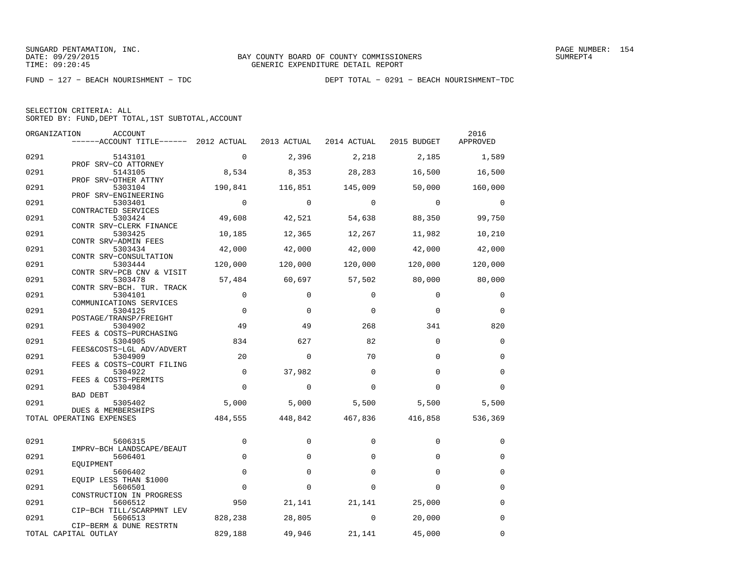BAY COUNTY BOARD OF COUNTY COMMISSIONERS
GENERIC EXPENDITURE DETAIL REPORT

FUND - 127 - BEACH NOURISHMENT - TDC

DEPT TOTAL - 0291 - BEACH NOURISHMENT-TDC

SELECTION CRITERIA: ALL
SORTED BY: FUND,DEPT TOTAL,1ST SUBTOTAL,ACCOUNT

| ORGANIZATION | ACCOUNT / ACCOUNT TITLE | 2012 ACTUAL | 2013 ACTUAL | 2014 ACTUAL | 2015 BUDGET | 2016 APPROVED |
|---|---|---|---|---|---|---|
| 0291 | 5143101 PROF SRV-CO ATTORNEY | 0 | 2,396 | 2,218 | 2,185 | 1,589 |
| 0291 | 5143105 PROF SRV-OTHER ATTNY | 8,534 | 8,353 | 28,283 | 16,500 | 16,500 |
| 0291 | 5303104 PROF SRV-ENGINEERING | 190,841 | 116,851 | 145,009 | 50,000 | 160,000 |
| 0291 | 5303401 CONTRACTED SERVICES | 0 | 0 | 0 | 0 | 0 |
| 0291 | 5303424 CONTR SRV-CLERK FINANCE | 49,608 | 42,521 | 54,638 | 88,350 | 99,750 |
| 0291 | 5303425 CONTR SRV-ADMIN FEES | 10,185 | 12,365 | 12,267 | 11,982 | 10,210 |
| 0291 | 5303434 CONTR SRV-CONSULTATION | 42,000 | 42,000 | 42,000 | 42,000 | 42,000 |
| 0291 | 5303444 CONTR SRV-PCB CNV & VISIT | 120,000 | 120,000 | 120,000 | 120,000 | 120,000 |
| 0291 | 5303478 CONTR SRV-BCH. TUR. TRACK | 57,484 | 60,697 | 57,502 | 80,000 | 80,000 |
| 0291 | 5304101 COMMUNICATIONS SERVICES | 0 | 0 | 0 | 0 | 0 |
| 0291 | 5304125 POSTAGE/TRANSP/FREIGHT | 0 | 0 | 0 | 0 | 0 |
| 0291 | 5304902 FEES & COSTS-PURCHASING | 49 | 49 | 268 | 341 | 820 |
| 0291 | 5304905 FEES&COSTS-LGL ADV/ADVERT | 834 | 627 | 82 | 0 | 0 |
| 0291 | 5304909 FEES & COSTS-COURT FILING | 20 | 0 | 70 | 0 | 0 |
| 0291 | 5304922 FEES & COSTS-PERMITS | 0 | 37,982 | 0 | 0 | 0 |
| 0291 | 5304984 BAD DEBT | 0 | 0 | 0 | 0 | 0 |
| 0291 | 5305402 DUES & MEMBERSHIPS | 5,000 | 5,000 | 5,500 | 5,500 | 5,500 |
| TOTAL OPERATING EXPENSES | | 484,555 | 448,842 | 467,836 | 416,858 | 536,369 |
| 0291 | 5606315 IMPRV-BCH LANDSCAPE/BEAUT | 0 | 0 | 0 | 0 | 0 |
| 0291 | 5606401 EQUIPMENT | 0 | 0 | 0 | 0 | 0 |
| 0291 | 5606402 EQUIP LESS THAN $1000 | 0 | 0 | 0 | 0 | 0 |
| 0291 | 5606501 CONSTRUCTION IN PROGRESS | 0 | 0 | 0 | 0 | 0 |
| 0291 | 5606512 CIP-BCH TILL/SCARPMNT LEV | 950 | 21,141 | 21,141 | 25,000 | 0 |
| 0291 | 5606513 CIP-BERM & DUNE RESTRTN | 828,238 | 28,805 | 0 | 20,000 | 0 |
| TOTAL CAPITAL OUTLAY | | 829,188 | 49,946 | 21,141 | 45,000 | 0 |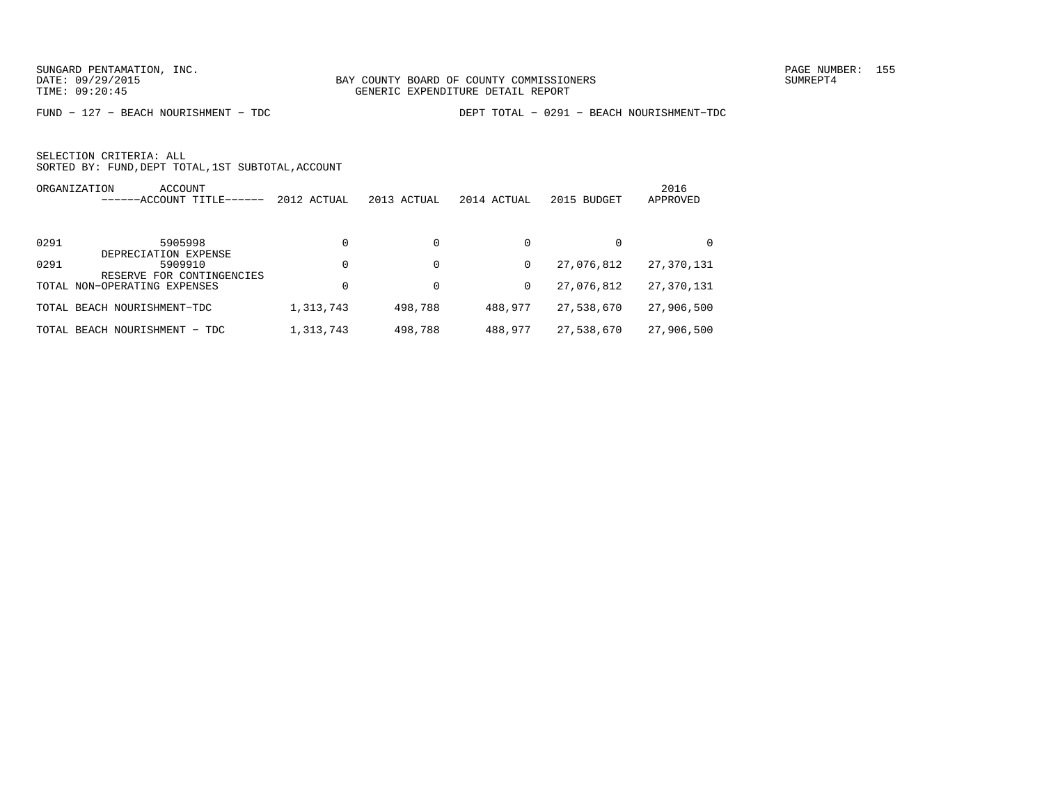SUNGARD PENTAMATION, INC.
DATE: 09/29/2015
TIME: 09:20:45

BAY COUNTY BOARD OF COUNTY COMMISSIONERS
GENERIC EXPENDITURE DETAIL REPORT

PAGE NUMBER: 155
SUMREPT4

FUND - 127 - BEACH NOURISHMENT - TDC

DEPT TOTAL - 0291 - BEACH NOURISHMENT-TDC

SELECTION CRITERIA: ALL
SORTED BY: FUND,DEPT TOTAL,1ST SUBTOTAL,ACCOUNT

| ORGANIZATION | ACCOUNT ------ACCOUNT TITLE------ | 2012 ACTUAL | 2013 ACTUAL | 2014 ACTUAL | 2015 BUDGET | 2016 APPROVED |
|---|---|---|---|---|---|---|
| 0291 | 5905998 DEPRECIATION EXPENSE | 0 | 0 | 0 | 0 | 0 |
| 0291 | 5909910 RESERVE FOR CONTINGENCIES | 0 | 0 | 0 | 27,076,812 | 27,370,131 |
| TOTAL NON-OPERATING EXPENSES | | 0 | 0 | 0 | 27,076,812 | 27,370,131 |
| TOTAL BEACH NOURISHMENT-TDC | | 1,313,743 | 498,788 | 488,977 | 27,538,670 | 27,906,500 |
| TOTAL BEACH NOURISHMENT - TDC | | 1,313,743 | 498,788 | 488,977 | 27,538,670 | 27,906,500 |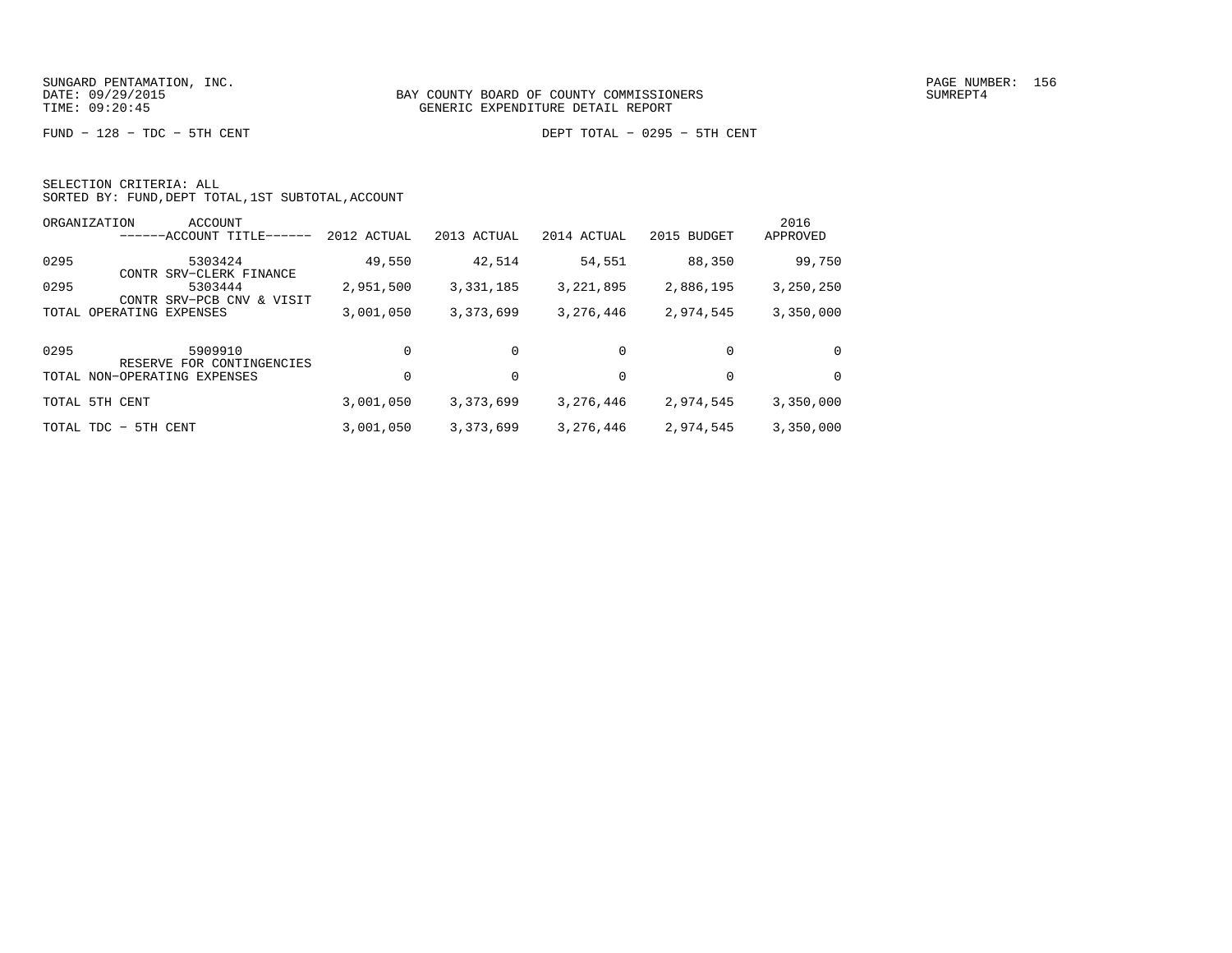SUNGARD PENTAMATION, INC.
DATE: 09/29/2015
TIME: 09:20:45

BAY COUNTY BOARD OF COUNTY COMMISSIONERS
GENERIC EXPENDITURE DETAIL REPORT

SUMREPT4

FUND − 128 − TDC − 5TH CENT

DEPT TOTAL − 0295 − 5TH CENT

SELECTION CRITERIA: ALL
SORTED BY: FUND,DEPT TOTAL,1ST SUBTOTAL,ACCOUNT

| ORGANIZATION | ACCOUNT ------ACCOUNT TITLE------ | 2012 ACTUAL | 2013 ACTUAL | 2014 ACTUAL | 2015 BUDGET | 2016 APPROVED |
|---|---|---|---|---|---|---|
| 0295 | 5303424 CONTR SRV−CLERK FINANCE | 49,550 | 42,514 | 54,551 | 88,350 | 99,750 |
| 0295 | 5303444 CONTR SRV−PCB CNV & VISIT | 2,951,500 | 3,331,185 | 3,221,895 | 2,886,195 | 3,250,250 |
| TOTAL OPERATING EXPENSES | | 3,001,050 | 3,373,699 | 3,276,446 | 2,974,545 | 3,350,000 |
| 0295 | 5909910 RESERVE FOR CONTINGENCIES | 0 | 0 | 0 | 0 | 0 |
| TOTAL NON−OPERATING EXPENSES | | 0 | 0 | 0 | 0 | 0 |
| TOTAL 5TH CENT | | 3,001,050 | 3,373,699 | 3,276,446 | 2,974,545 | 3,350,000 |
| TOTAL TDC − 5TH CENT | | 3,001,050 | 3,373,699 | 3,276,446 | 2,974,545 | 3,350,000 |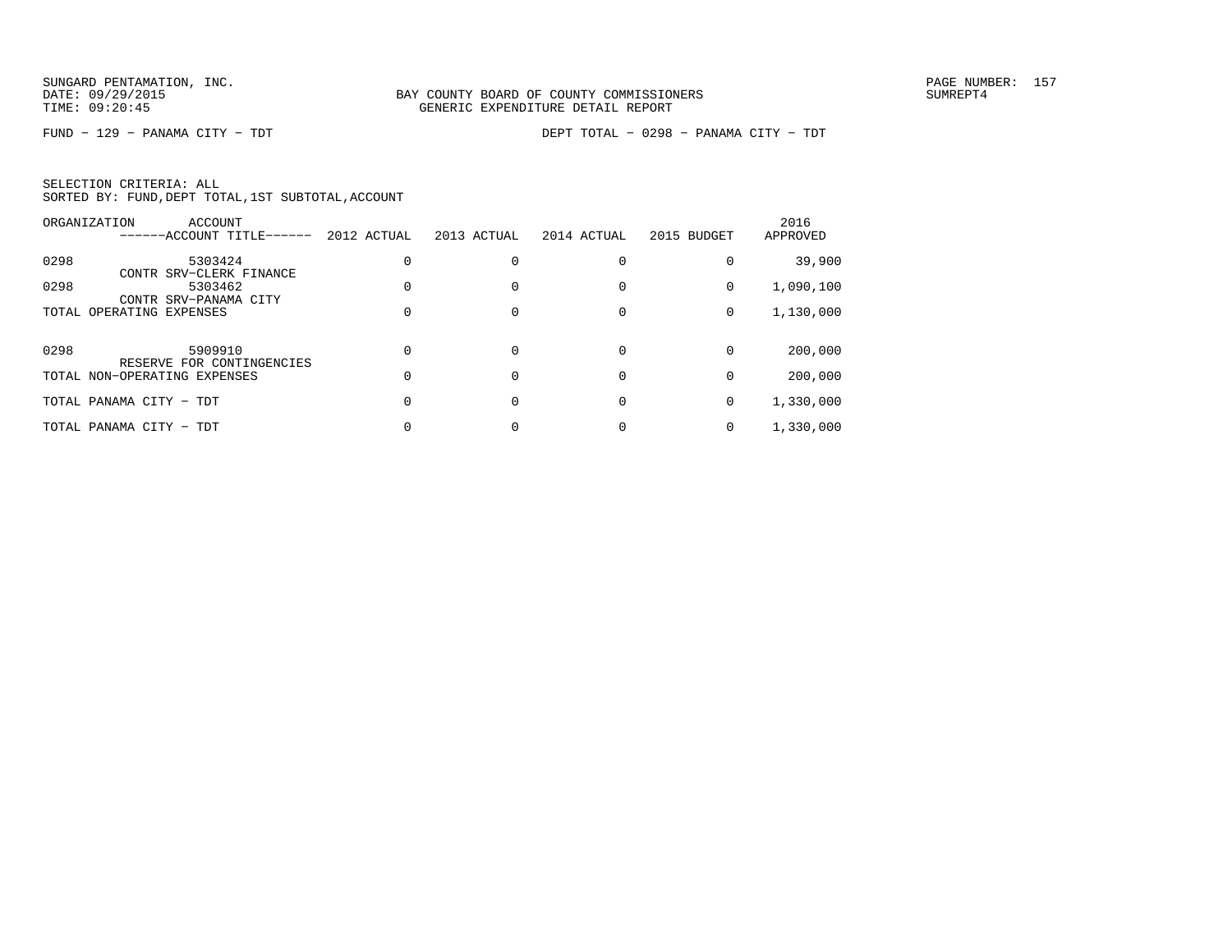SUNGARD PENTAMATION, INC.
DATE: 09/29/2015
TIME: 09:20:45

BAY COUNTY BOARD OF COUNTY COMMISSIONERS
GENERIC EXPENDITURE DETAIL REPORT

PAGE NUMBER: 157
SUMREPT4

FUND - 129 - PANAMA CITY - TDT

DEPT TOTAL - 0298 - PANAMA CITY - TDT

SELECTION CRITERIA: ALL
SORTED BY: FUND,DEPT TOTAL,1ST SUBTOTAL,ACCOUNT

| ORGANIZATION | ACCOUNT ------ACCOUNT TITLE------ | 2012 ACTUAL | 2013 ACTUAL | 2014 ACTUAL | 2015 BUDGET | 2016 APPROVED |
|---|---|---|---|---|---|---|
| 0298 | 5303424 CONTR SRV-CLERK FINANCE | 0 | 0 | 0 | 0 | 39,900 |
| 0298 | 5303462 CONTR SRV-PANAMA CITY | 0 | 0 | 0 | 0 | 1,090,100 |
| TOTAL OPERATING EXPENSES | | 0 | 0 | 0 | 0 | 1,130,000 |
| 0298 | 5909910 RESERVE FOR CONTINGENCIES | 0 | 0 | 0 | 0 | 200,000 |
| TOTAL NON-OPERATING EXPENSES | | 0 | 0 | 0 | 0 | 200,000 |
| TOTAL PANAMA CITY - TDT | | 0 | 0 | 0 | 0 | 1,330,000 |
| TOTAL PANAMA CITY - TDT | | 0 | 0 | 0 | 0 | 1,330,000 |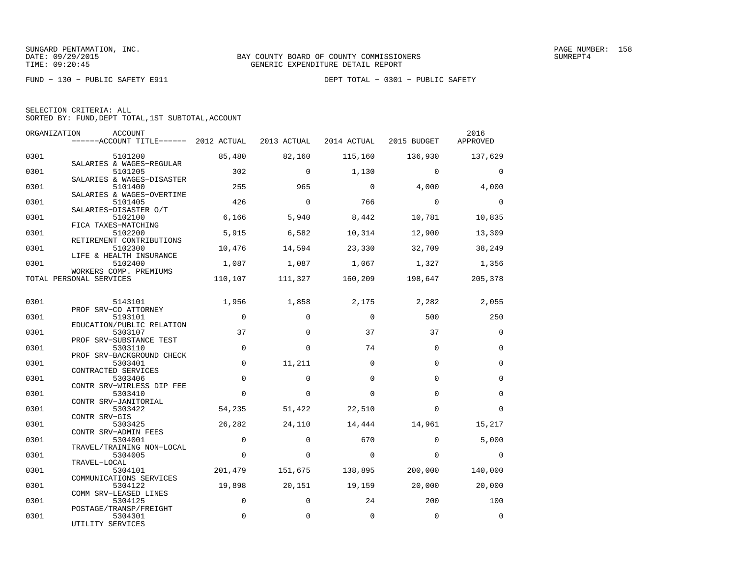SUNGARD PENTAMATION, INC.
DATE: 09/29/2015
TIME: 09:20:45

BAY COUNTY BOARD OF COUNTY COMMISSIONERS
GENERIC EXPENDITURE DETAIL REPORT

PAGE NUMBER: 158
SUMREPT4

FUND − 130 − PUBLIC SAFETY E911

DEPT TOTAL − 0301 − PUBLIC SAFETY

SELECTION CRITERIA: ALL
SORTED BY: FUND,DEPT TOTAL,1ST SUBTOTAL,ACCOUNT

| ORGANIZATION | ACCOUNT / ACCOUNT TITLE | 2012 ACTUAL | 2013 ACTUAL | 2014 ACTUAL | 2015 BUDGET | 2016 APPROVED |
|---|---|---|---|---|---|---|
| 0301 | 5101200 SALARIES & WAGES−REGULAR | 85,480 | 82,160 | 115,160 | 136,930 | 137,629 |
| 0301 | 5101205 SALARIES & WAGES−DISASTER | 302 | 0 | 1,130 | 0 | 0 |
| 0301 | 5101400 SALARIES & WAGES−OVERTIME | 255 | 965 | 0 | 4,000 | 4,000 |
| 0301 | 5101405 SALARIES−DISASTER O/T | 426 | 0 | 766 | 0 | 0 |
| 0301 | 5102100 FICA TAXES−MATCHING | 6,166 | 5,940 | 8,442 | 10,781 | 10,835 |
| 0301 | 5102200 RETIREMENT CONTRIBUTIONS | 5,915 | 6,582 | 10,314 | 12,900 | 13,309 |
| 0301 | 5102300 LIFE & HEALTH INSURANCE | 10,476 | 14,594 | 23,330 | 32,709 | 38,249 |
| 0301 | 5102400 WORKERS COMP. PREMIUMS | 1,087 | 1,087 | 1,067 | 1,327 | 1,356 |
| TOTAL PERSONAL SERVICES | | 110,107 | 111,327 | 160,209 | 198,647 | 205,378 |
| 0301 | 5143101 PROF SRV−CO ATTORNEY | 1,956 | 1,858 | 2,175 | 2,282 | 2,055 |
| 0301 | 5193101 EDUCATION/PUBLIC RELATION | 0 | 0 | 0 | 500 | 250 |
| 0301 | 5303107 PROF SRV−SUBSTANCE TEST | 37 | 0 | 37 | 37 | 0 |
| 0301 | 5303110 PROF SRV−BACKGROUND CHECK | 0 | 0 | 74 | 0 | 0 |
| 0301 | 5303401 CONTRACTED SERVICES | 0 | 11,211 | 0 | 0 | 0 |
| 0301 | 5303406 CONTR SRV−WIRLESS DIP FEE | 0 | 0 | 0 | 0 | 0 |
| 0301 | 5303410 CONTR SRV−JANITORIAL | 0 | 0 | 0 | 0 | 0 |
| 0301 | 5303422 CONTR SRV−GIS | 54,235 | 51,422 | 22,510 | 0 | 0 |
| 0301 | 5303425 CONTR SRV−ADMIN FEES | 26,282 | 24,110 | 14,444 | 14,961 | 15,217 |
| 0301 | 5304001 TRAVEL/TRAINING NON−LOCAL | 0 | 0 | 670 | 0 | 5,000 |
| 0301 | 5304005 TRAVEL−LOCAL | 0 | 0 | 0 | 0 | 0 |
| 0301 | 5304101 COMMUNICATIONS SERVICES | 201,479 | 151,675 | 138,895 | 200,000 | 140,000 |
| 0301 | 5304122 COMM SRV−LEASED LINES | 19,898 | 20,151 | 19,159 | 20,000 | 20,000 |
| 0301 | 5304125 POSTAGE/TRANSP/FREIGHT | 0 | 0 | 24 | 200 | 100 |
| 0301 | 5304301 UTILITY SERVICES | 0 | 0 | 0 | 0 | 0 |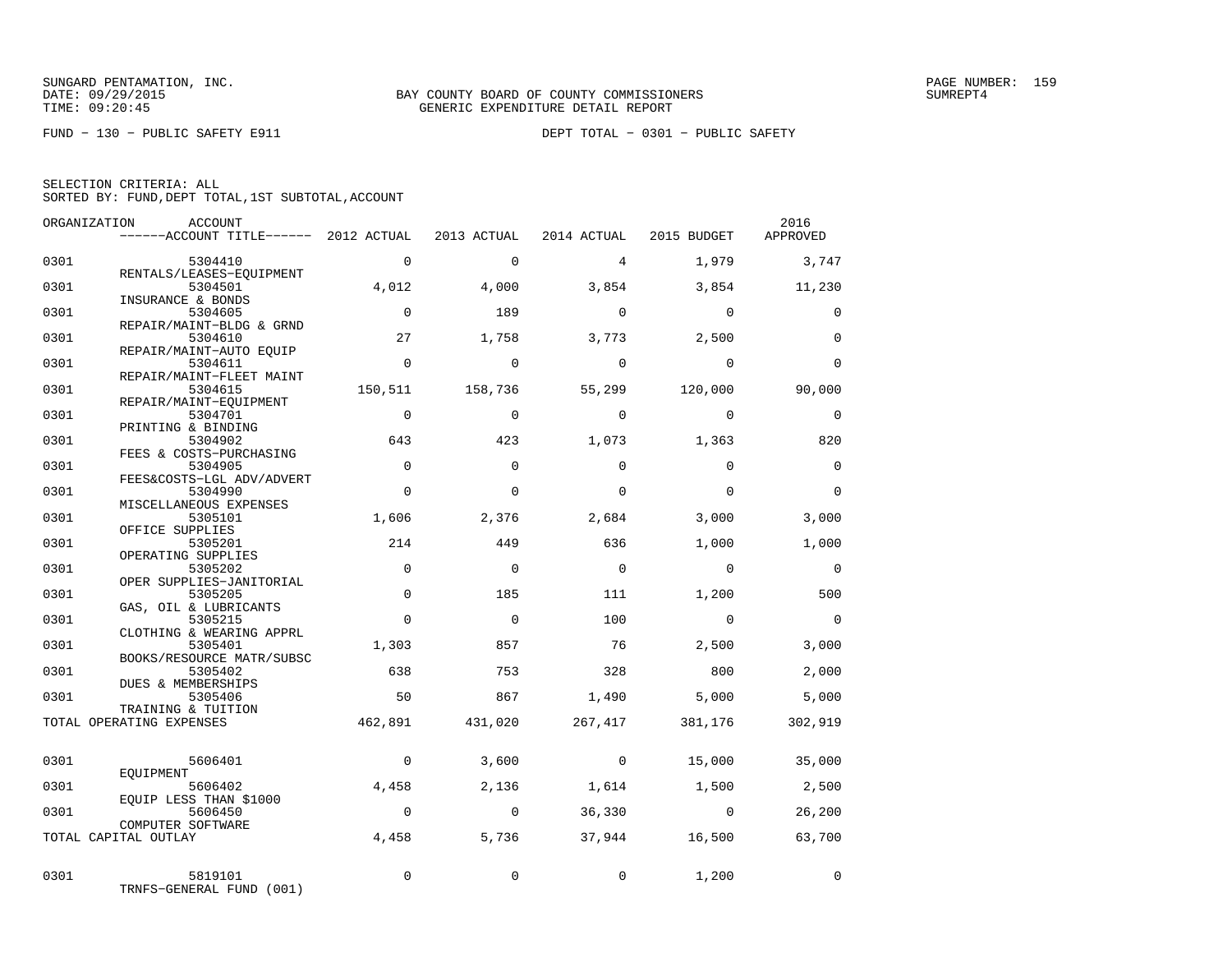SUNGARD PENTAMATION, INC.
DATE: 09/29/2015
TIME: 09:20:45

BAY COUNTY BOARD OF COUNTY COMMISSIONERS
GENERIC EXPENDITURE DETAIL REPORT

SUMREPT4

FUND − 130 − PUBLIC SAFETY E911

DEPT TOTAL − 0301 − PUBLIC SAFETY

SELECTION CRITERIA: ALL
SORTED BY: FUND,DEPT TOTAL,1ST SUBTOTAL,ACCOUNT

| ORGANIZATION | ACCOUNT / ACCOUNT TITLE | 2012 ACTUAL | 2013 ACTUAL | 2014 ACTUAL | 2015 BUDGET | 2016 APPROVED |
|---|---|---|---|---|---|---|
| 0301 | 5304410 RENTALS/LEASES−EQUIPMENT | 0 | 0 | 4 | 1,979 | 3,747 |
| 0301 | 5304501 INSURANCE & BONDS | 4,012 | 4,000 | 3,854 | 3,854 | 11,230 |
| 0301 | 5304605 REPAIR/MAINT−BLDG & GRND | 0 | 189 | 0 | 0 | 0 |
| 0301 | 5304610 REPAIR/MAINT−AUTO EQUIP | 27 | 1,758 | 3,773 | 2,500 | 0 |
| 0301 | 5304611 REPAIR/MAINT−FLEET MAINT | 0 | 0 | 0 | 0 | 0 |
| 0301 | 5304615 REPAIR/MAINT−EQUIPMENT | 150,511 | 158,736 | 55,299 | 120,000 | 90,000 |
| 0301 | 5304701 PRINTING & BINDING | 0 | 0 | 0 | 0 | 0 |
| 0301 | 5304902 FEES & COSTS−PURCHASING | 643 | 423 | 1,073 | 1,363 | 820 |
| 0301 | 5304905 FEES&COSTS−LGL ADV/ADVERT | 0 | 0 | 0 | 0 | 0 |
| 0301 | 5304990 MISCELLANEOUS EXPENSES | 0 | 0 | 0 | 0 | 0 |
| 0301 | 5305101 OFFICE SUPPLIES | 1,606 | 2,376 | 2,684 | 3,000 | 3,000 |
| 0301 | 5305201 OPERATING SUPPLIES | 214 | 449 | 636 | 1,000 | 1,000 |
| 0301 | 5305202 OPER SUPPLIES−JANITORIAL | 0 | 0 | 0 | 0 | 0 |
| 0301 | 5305205 GAS, OIL & LUBRICANTS | 0 | 185 | 111 | 1,200 | 500 |
| 0301 | 5305215 CLOTHING & WEARING APPRL | 0 | 0 | 100 | 0 | 0 |
| 0301 | 5305401 BOOKS/RESOURCE MATR/SUBSC | 1,303 | 857 | 76 | 2,500 | 3,000 |
| 0301 | 5305402 DUES & MEMBERSHIPS | 638 | 753 | 328 | 800 | 2,000 |
| 0301 | 5305406 TRAINING & TUITION | 50 | 867 | 1,490 | 5,000 | 5,000 |
| TOTAL OPERATING EXPENSES | | 462,891 | 431,020 | 267,417 | 381,176 | 302,919 |
| 0301 | 5606401 EQUIPMENT | 0 | 3,600 | 0 | 15,000 | 35,000 |
| 0301 | 5606402 EQUIP LESS THAN $1000 | 4,458 | 2,136 | 1,614 | 1,500 | 2,500 |
| 0301 | 5606450 COMPUTER SOFTWARE | 0 | 0 | 36,330 | 0 | 26,200 |
| TOTAL CAPITAL OUTLAY | | 4,458 | 5,736 | 37,944 | 16,500 | 63,700 |
| 0301 | 5819101 TRNFS−GENERAL FUND (001) | 0 | 0 | 0 | 1,200 | 0 |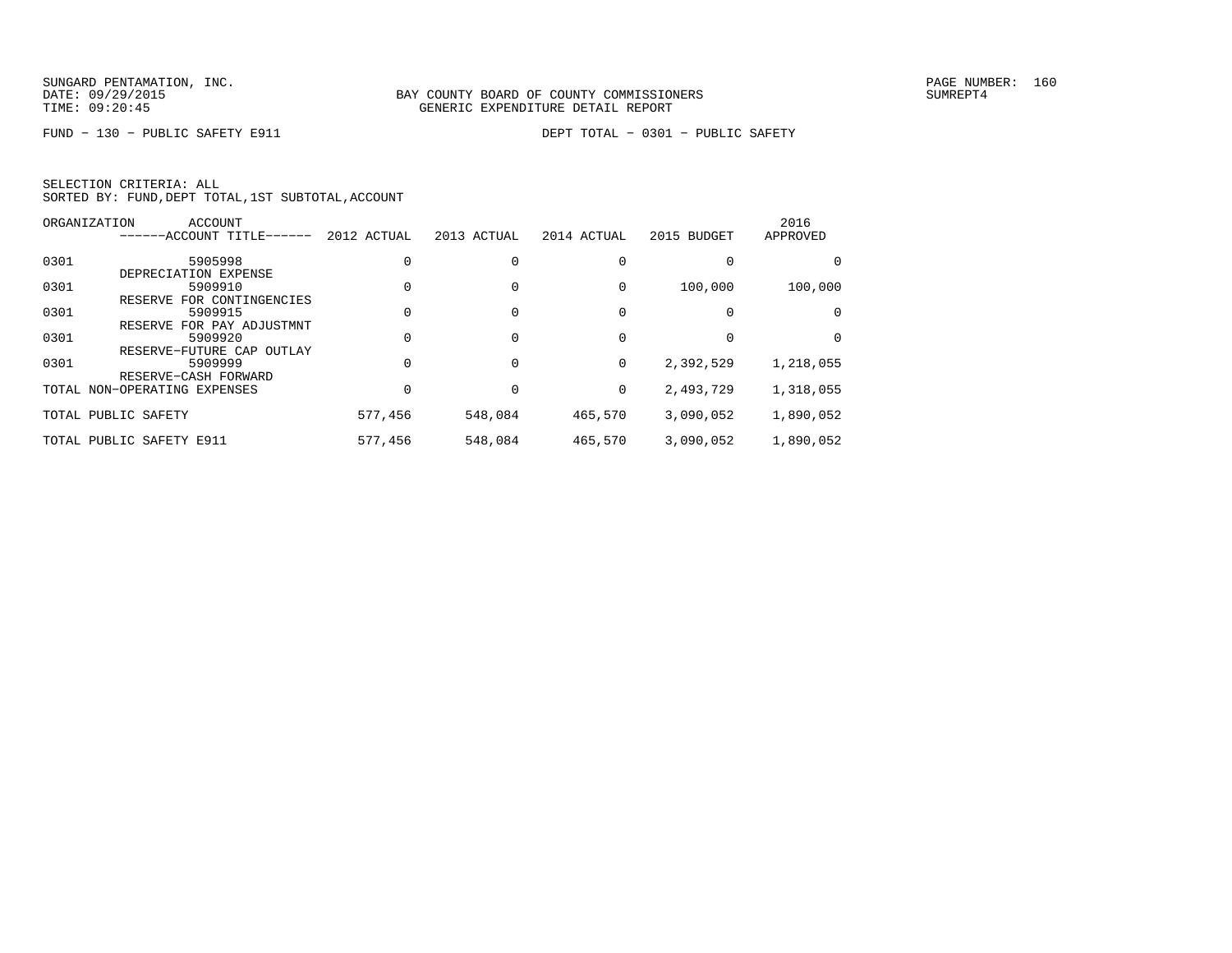SUNGARD PENTAMATION, INC.
DATE: 09/29/2015
TIME: 09:20:45

BAY COUNTY BOARD OF COUNTY COMMISSIONERS
GENERIC EXPENDITURE DETAIL REPORT

SUMREPT4

FUND − 130 − PUBLIC SAFETY E911

DEPT TOTAL − 0301 − PUBLIC SAFETY

SELECTION CRITERIA: ALL
SORTED BY: FUND,DEPT TOTAL,1ST SUBTOTAL,ACCOUNT

| ORGANIZATION | ACCOUNT ------ACCOUNT TITLE------ | 2012 ACTUAL | 2013 ACTUAL | 2014 ACTUAL | 2015 BUDGET | 2016 APPROVED |
|---|---|---|---|---|---|---|
| 0301 | 5905998 DEPRECIATION EXPENSE | 0 | 0 | 0 | 0 | 0 |
| 0301 | 5909910 RESERVE FOR CONTINGENCIES | 0 | 0 | 0 | 100,000 | 100,000 |
| 0301 | 5909915 RESERVE FOR PAY ADJUSTMNT | 0 | 0 | 0 | 0 | 0 |
| 0301 | 5909920 RESERVE−FUTURE CAP OUTLAY | 0 | 0 | 0 | 0 | 0 |
| 0301 | 5909999 RESERVE−CASH FORWARD | 0 | 0 | 0 | 2,392,529 | 1,218,055 |
| TOTAL NON−OPERATING EXPENSES | | 0 | 0 | 0 | 2,493,729 | 1,318,055 |
| TOTAL PUBLIC SAFETY | | 577,456 | 548,084 | 465,570 | 3,090,052 | 1,890,052 |
| TOTAL PUBLIC SAFETY E911 | | 577,456 | 548,084 | 465,570 | 3,090,052 | 1,890,052 |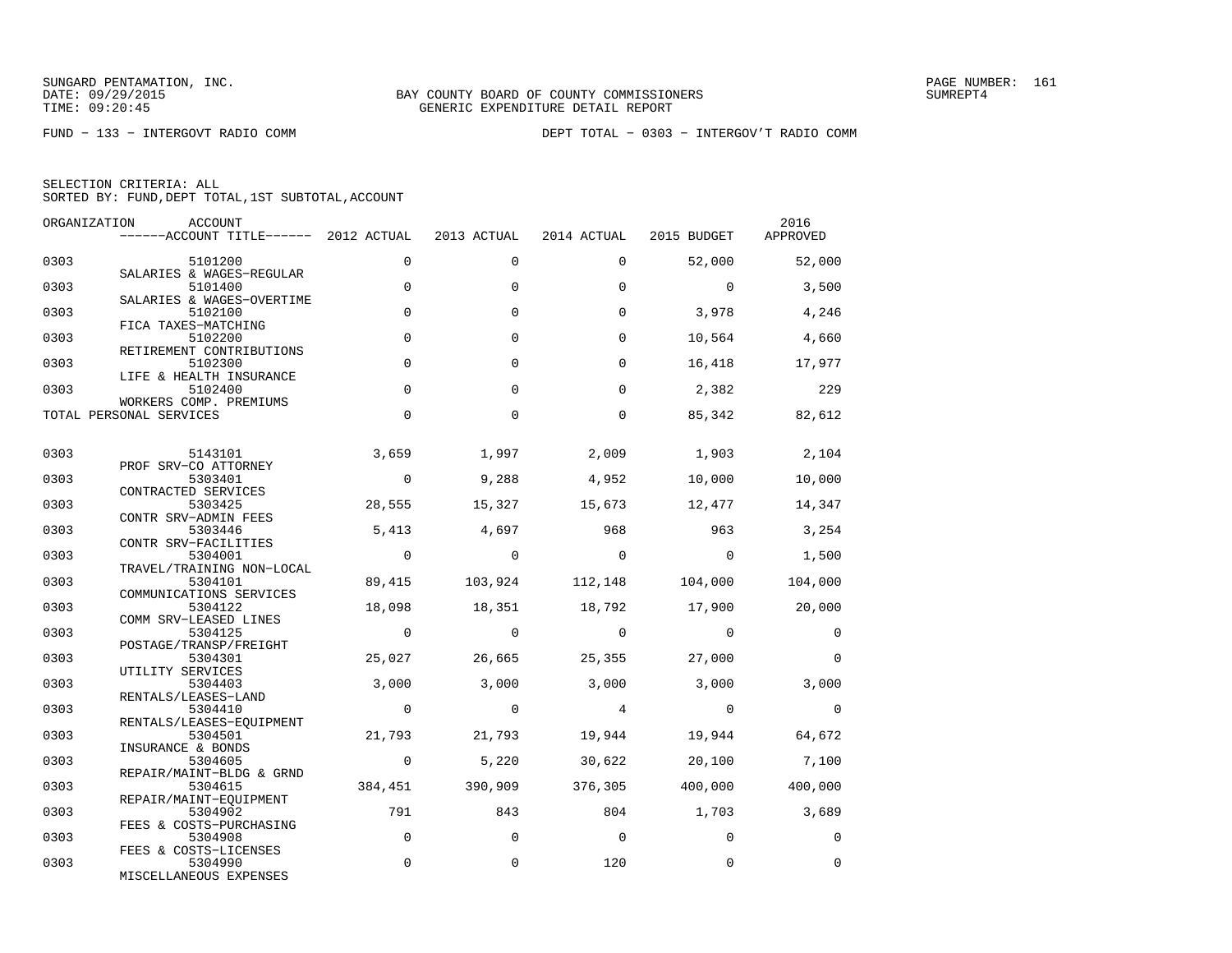SUNGARD PENTAMATION, INC.
DATE: 09/29/2015
TIME: 09:20:45

BAY COUNTY BOARD OF COUNTY COMMISSIONERS
GENERIC EXPENDITURE DETAIL REPORT

PAGE NUMBER: 161
SUMREPT4

FUND − 133 − INTERGOVT RADIO COMM

DEPT TOTAL − 0303 − INTERGOV'T RADIO COMM

SELECTION CRITERIA: ALL
SORTED BY: FUND,DEPT TOTAL,1ST SUBTOTAL,ACCOUNT

| ORGANIZATION | ACCOUNT / ------ACCOUNT TITLE------ | 2012 ACTUAL | 2013 ACTUAL | 2014 ACTUAL | 2015 BUDGET | 2016 APPROVED |
|---|---|---|---|---|---|---|
| 0303 | 5101200 SALARIES & WAGES−REGULAR | 0 | 0 | 0 | 52,000 | 52,000 |
| 0303 | 5101400 SALARIES & WAGES−OVERTIME | 0 | 0 | 0 | 0 | 3,500 |
| 0303 | 5102100 FICA TAXES−MATCHING | 0 | 0 | 0 | 3,978 | 4,246 |
| 0303 | 5102200 RETIREMENT CONTRIBUTIONS | 0 | 0 | 0 | 10,564 | 4,660 |
| 0303 | 5102300 LIFE & HEALTH INSURANCE | 0 | 0 | 0 | 16,418 | 17,977 |
| 0303 | 5102400 WORKERS COMP. PREMIUMS | 0 | 0 | 0 | 2,382 | 229 |
| TOTAL PERSONAL SERVICES | | 0 | 0 | 0 | 85,342 | 82,612 |
| 0303 | 5143101 PROF SRV−CO ATTORNEY | 3,659 | 1,997 | 2,009 | 1,903 | 2,104 |
| 0303 | 5303401 CONTRACTED SERVICES | 0 | 9,288 | 4,952 | 10,000 | 10,000 |
| 0303 | 5303425 CONTR SRV−ADMIN FEES | 28,555 | 15,327 | 15,673 | 12,477 | 14,347 |
| 0303 | 5303446 CONTR SRV−FACILITIES | 5,413 | 4,697 | 968 | 963 | 3,254 |
| 0303 | 5304001 TRAVEL/TRAINING NON−LOCAL | 0 | 0 | 0 | 0 | 1,500 |
| 0303 | 5304101 COMMUNICATIONS SERVICES | 89,415 | 103,924 | 112,148 | 104,000 | 104,000 |
| 0303 | 5304122 COMM SRV−LEASED LINES | 18,098 | 18,351 | 18,792 | 17,900 | 20,000 |
| 0303 | 5304125 POSTAGE/TRANSP/FREIGHT | 0 | 0 | 0 | 0 | 0 |
| 0303 | 5304301 UTILITY SERVICES | 25,027 | 26,665 | 25,355 | 27,000 | 0 |
| 0303 | 5304403 RENTALS/LEASES−LAND | 3,000 | 3,000 | 3,000 | 3,000 | 3,000 |
| 0303 | 5304410 RENTALS/LEASES−EQUIPMENT | 0 | 0 | 4 | 0 | 0 |
| 0303 | 5304501 INSURANCE & BONDS | 21,793 | 21,793 | 19,944 | 19,944 | 64,672 |
| 0303 | 5304605 REPAIR/MAINT−BLDG & GRND | 0 | 5,220 | 30,622 | 20,100 | 7,100 |
| 0303 | 5304615 REPAIR/MAINT−EQUIPMENT | 384,451 | 390,909 | 376,305 | 400,000 | 400,000 |
| 0303 | 5304902 FEES & COSTS−PURCHASING | 791 | 843 | 804 | 1,703 | 3,689 |
| 0303 | 5304908 FEES & COSTS−LICENSES | 0 | 0 | 0 | 0 | 0 |
| 0303 | 5304990 MISCELLANEOUS EXPENSES | 0 | 0 | 120 | 0 | 0 |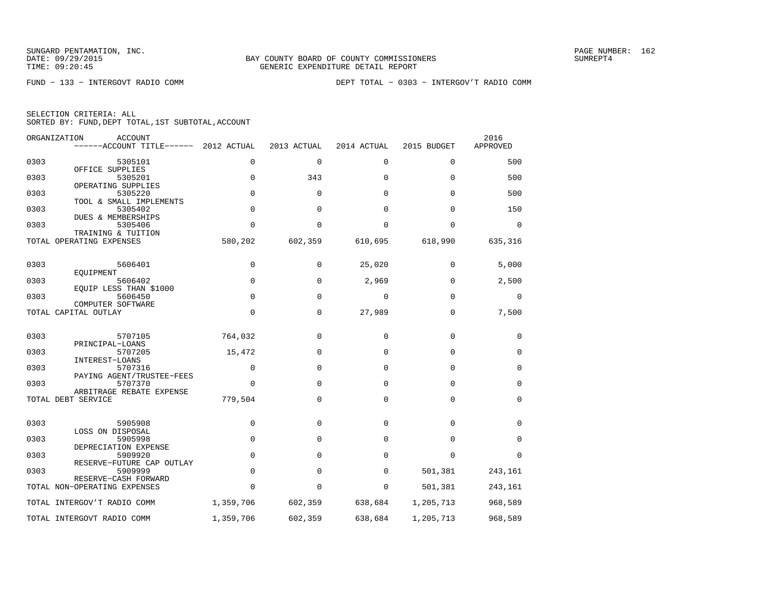SUNGARD PENTAMATION, INC.
DATE: 09/29/2015
TIME: 09:20:45

BAY COUNTY BOARD OF COUNTY COMMISSIONERS
GENERIC EXPENDITURE DETAIL REPORT

SUMREPT4

FUND − 133 − INTERGOVT RADIO COMM

DEPT TOTAL − 0303 − INTERGOV'T RADIO COMM

SELECTION CRITERIA: ALL
SORTED BY: FUND,DEPT TOTAL,1ST SUBTOTAL,ACCOUNT

| ORGANIZATION | ACCOUNT / ACCOUNT TITLE | 2012 ACTUAL | 2013 ACTUAL | 2014 ACTUAL | 2015 BUDGET | 2016 APPROVED |
|---|---|---|---|---|---|---|
| 0303 | 5305101 OFFICE SUPPLIES | 0 | 0 | 0 | 0 | 500 |
| 0303 | 5305201 OPERATING SUPPLIES | 0 | 343 | 0 | 0 | 500 |
| 0303 | 5305220 TOOL & SMALL IMPLEMENTS | 0 | 0 | 0 | 0 | 500 |
| 0303 | 5305402 DUES & MEMBERSHIPS | 0 | 0 | 0 | 0 | 150 |
| 0303 | 5305406 TRAINING & TUITION | 0 | 0 | 0 | 0 | 0 |
| TOTAL OPERATING EXPENSES | | 580,202 | 602,359 | 610,695 | 618,990 | 635,316 |
| 0303 | 5606401 EQUIPMENT | 0 | 0 | 25,020 | 0 | 5,000 |
| 0303 | 5606402 EQUIP LESS THAN $1000 | 0 | 0 | 2,969 | 0 | 2,500 |
| 0303 | 5606450 COMPUTER SOFTWARE | 0 | 0 | 0 | 0 | 0 |
| TOTAL CAPITAL OUTLAY | | 0 | 0 | 27,989 | 0 | 7,500 |
| 0303 | 5707105 PRINCIPAL−LOANS | 764,032 | 0 | 0 | 0 | 0 |
| 0303 | 5707205 INTEREST−LOANS | 15,472 | 0 | 0 | 0 | 0 |
| 0303 | 5707316 PAYING AGENT/TRUSTEE−FEES | 0 | 0 | 0 | 0 | 0 |
| 0303 | 5707370 ARBITRAGE REBATE EXPENSE | 0 | 0 | 0 | 0 | 0 |
| TOTAL DEBT SERVICE | | 779,504 | 0 | 0 | 0 | 0 |
| 0303 | 5905908 LOSS ON DISPOSAL | 0 | 0 | 0 | 0 | 0 |
| 0303 | 5905998 DEPRECIATION EXPENSE | 0 | 0 | 0 | 0 | 0 |
| 0303 | 5909920 RESERVE−FUTURE CAP OUTLAY | 0 | 0 | 0 | 0 | 0 |
| 0303 | 5909999 RESERVE−CASH FORWARD | 0 | 0 | 0 | 501,381 | 243,161 |
| TOTAL NON−OPERATING EXPENSES | | 0 | 0 | 0 | 501,381 | 243,161 |
| TOTAL INTERGOV'T RADIO COMM | | 1,359,706 | 602,359 | 638,684 | 1,205,713 | 968,589 |
| TOTAL INTERGOVT RADIO COMM | | 1,359,706 | 602,359 | 638,684 | 1,205,713 | 968,589 |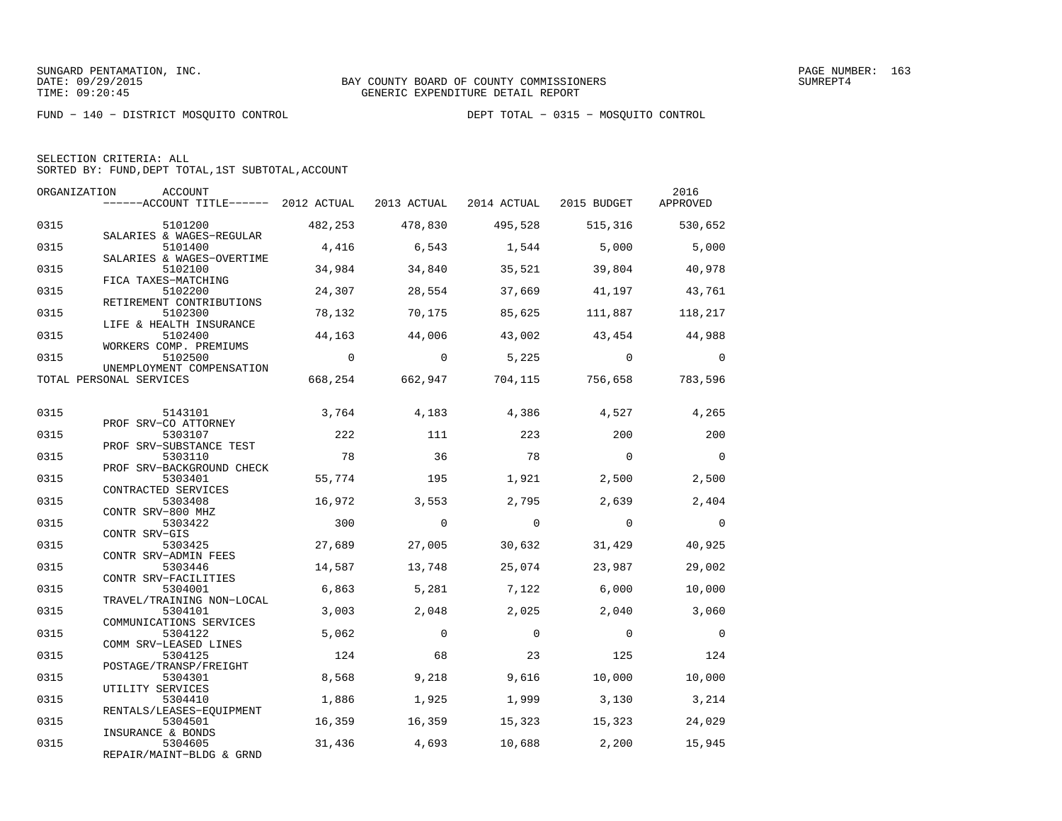SUNGARD PENTAMATION, INC.
DATE: 09/29/2015
TIME: 09:20:45

BAY COUNTY BOARD OF COUNTY COMMISSIONERS
GENERIC EXPENDITURE DETAIL REPORT

SUMREPT4

FUND − 140 − DISTRICT MOSQUITO CONTROL

DEPT TOTAL − 0315 − MOSQUITO CONTROL

SELECTION CRITERIA: ALL
SORTED BY: FUND,DEPT TOTAL,1ST SUBTOTAL,ACCOUNT

| ORGANIZATION | ACCOUNT / ACCOUNT TITLE | 2012 ACTUAL | 2013 ACTUAL | 2014 ACTUAL | 2015 BUDGET | 2016 APPROVED |
|---|---|---|---|---|---|---|
| 0315 | 5101200 SALARIES & WAGES−REGULAR | 482,253 | 478,830 | 495,528 | 515,316 | 530,652 |
| 0315 | 5101400 SALARIES & WAGES−OVERTIME | 4,416 | 6,543 | 1,544 | 5,000 | 5,000 |
| 0315 | 5102100 FICA TAXES−MATCHING | 34,984 | 34,840 | 35,521 | 39,804 | 40,978 |
| 0315 | 5102200 RETIREMENT CONTRIBUTIONS | 24,307 | 28,554 | 37,669 | 41,197 | 43,761 |
| 0315 | 5102300 LIFE & HEALTH INSURANCE | 78,132 | 70,175 | 85,625 | 111,887 | 118,217 |
| 0315 | 5102400 WORKERS COMP. PREMIUMS | 44,163 | 44,006 | 43,002 | 43,454 | 44,988 |
| 0315 | 5102500 UNEMPLOYMENT COMPENSATION | 0 | 0 | 5,225 | 0 | 0 |
| TOTAL PERSONAL SERVICES | | 668,254 | 662,947 | 704,115 | 756,658 | 783,596 |
| 0315 | 5143101 PROF SRV−CO ATTORNEY | 3,764 | 4,183 | 4,386 | 4,527 | 4,265 |
| 0315 | 5303107 PROF SRV−SUBSTANCE TEST | 222 | 111 | 223 | 200 | 200 |
| 0315 | 5303110 PROF SRV−BACKGROUND CHECK | 78 | 36 | 78 | 0 | 0 |
| 0315 | 5303401 CONTRACTED SERVICES | 55,774 | 195 | 1,921 | 2,500 | 2,500 |
| 0315 | 5303408 CONTR SRV−800 MHZ | 16,972 | 3,553 | 2,795 | 2,639 | 2,404 |
| 0315 | 5303422 CONTR SRV−GIS | 300 | 0 | 0 | 0 | 0 |
| 0315 | 5303425 CONTR SRV−ADMIN FEES | 27,689 | 27,005 | 30,632 | 31,429 | 40,925 |
| 0315 | 5303446 CONTR SRV−FACILITIES | 14,587 | 13,748 | 25,074 | 23,987 | 29,002 |
| 0315 | 5304001 TRAVEL/TRAINING NON−LOCAL | 6,863 | 5,281 | 7,122 | 6,000 | 10,000 |
| 0315 | 5304101 COMMUNICATIONS SERVICES | 3,003 | 2,048 | 2,025 | 2,040 | 3,060 |
| 0315 | 5304122 COMM SRV−LEASED LINES | 5,062 | 0 | 0 | 0 | 0 |
| 0315 | 5304125 POSTAGE/TRANSP/FREIGHT | 124 | 68 | 23 | 125 | 124 |
| 0315 | 5304301 UTILITY SERVICES | 8,568 | 9,218 | 9,616 | 10,000 | 10,000 |
| 0315 | 5304410 RENTALS/LEASES−EQUIPMENT | 1,886 | 1,925 | 1,999 | 3,130 | 3,214 |
| 0315 | 5304501 INSURANCE & BONDS | 16,359 | 16,359 | 15,323 | 15,323 | 24,029 |
| 0315 | 5304605 REPAIR/MAINT−BLDG & GRND | 31,436 | 4,693 | 10,688 | 2,200 | 15,945 |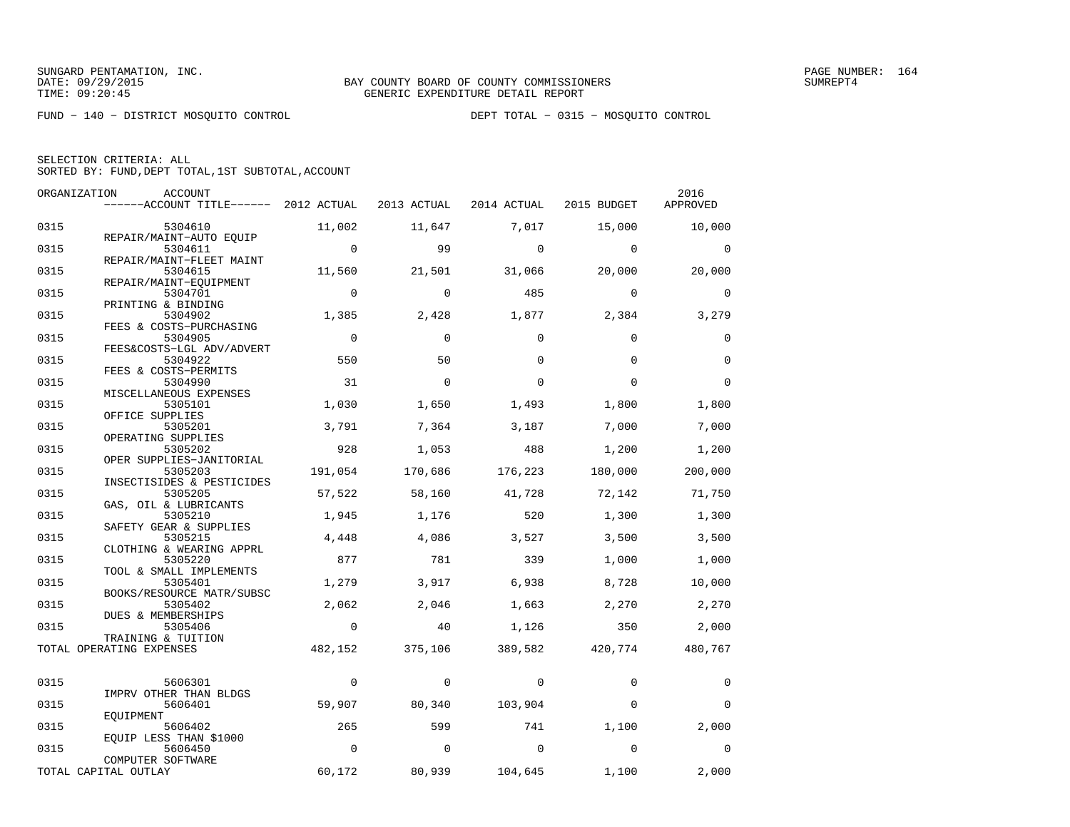SUNGARD PENTAMATION, INC.
DATE: 09/29/2015
TIME: 09:20:45

BAY COUNTY BOARD OF COUNTY COMMISSIONERS
GENERIC EXPENDITURE DETAIL REPORT

SUMREPT4

FUND - 140 - DISTRICT MOSQUITO CONTROL

DEPT TOTAL - 0315 - MOSQUITO CONTROL

SELECTION CRITERIA: ALL
SORTED BY: FUND,DEPT TOTAL,1ST SUBTOTAL,ACCOUNT

| ORGANIZATION | ACCOUNT / ACCOUNT TITLE | 2012 ACTUAL | 2013 ACTUAL | 2014 ACTUAL | 2015 BUDGET | 2016 APPROVED |
|---|---|---|---|---|---|---|
| 0315 | 5304610 REPAIR/MAINT-AUTO EQUIP | 11,002 | 11,647 | 7,017 | 15,000 | 10,000 |
| 0315 | 5304611 REPAIR/MAINT-FLEET MAINT | 0 | 99 | 0 | 0 | 0 |
| 0315 | 5304615 REPAIR/MAINT-EQUIPMENT | 11,560 | 21,501 | 31,066 | 20,000 | 20,000 |
| 0315 | 5304701 PRINTING & BINDING | 0 | 0 | 485 | 0 | 0 |
| 0315 | 5304902 FEES & COSTS-PURCHASING | 1,385 | 2,428 | 1,877 | 2,384 | 3,279 |
| 0315 | 5304905 FEES&COSTS-LGL ADV/ADVERT | 0 | 0 | 0 | 0 | 0 |
| 0315 | 5304922 FEES & COSTS-PERMITS | 550 | 50 | 0 | 0 | 0 |
| 0315 | 5304990 MISCELLANEOUS EXPENSES | 31 | 0 | 0 | 0 | 0 |
| 0315 | 5305101 OFFICE SUPPLIES | 1,030 | 1,650 | 1,493 | 1,800 | 1,800 |
| 0315 | 5305201 OPERATING SUPPLIES | 3,791 | 7,364 | 3,187 | 7,000 | 7,000 |
| 0315 | 5305202 OPER SUPPLIES-JANITORIAL | 928 | 1,053 | 488 | 1,200 | 1,200 |
| 0315 | 5305203 INSECTISIDES & PESTICIDES | 191,054 | 170,686 | 176,223 | 180,000 | 200,000 |
| 0315 | 5305205 GAS, OIL & LUBRICANTS | 57,522 | 58,160 | 41,728 | 72,142 | 71,750 |
| 0315 | 5305210 SAFETY GEAR & SUPPLIES | 1,945 | 1,176 | 520 | 1,300 | 1,300 |
| 0315 | 5305215 CLOTHING & WEARING APPRL | 4,448 | 4,086 | 3,527 | 3,500 | 3,500 |
| 0315 | 5305220 TOOL & SMALL IMPLEMENTS | 877 | 781 | 339 | 1,000 | 1,000 |
| 0315 | 5305401 BOOKS/RESOURCE MATR/SUBSC | 1,279 | 3,917 | 6,938 | 8,728 | 10,000 |
| 0315 | 5305402 DUES & MEMBERSHIPS | 2,062 | 2,046 | 1,663 | 2,270 | 2,270 |
| 0315 | 5305406 TRAINING & TUITION | 0 | 40 | 1,126 | 350 | 2,000 |
| TOTAL OPERATING EXPENSES | | 482,152 | 375,106 | 389,582 | 420,774 | 480,767 |
| 0315 | 5606301 IMPRV OTHER THAN BLDGS | 0 | 0 | 0 | 0 | 0 |
| 0315 | 5606401 EQUIPMENT | 59,907 | 80,340 | 103,904 | 0 | 0 |
| 0315 | 5606402 EQUIP LESS THAN $1000 | 265 | 599 | 741 | 1,100 | 2,000 |
| 0315 | 5606450 COMPUTER SOFTWARE | 0 | 0 | 0 | 0 | 0 |
| TOTAL CAPITAL OUTLAY | | 60,172 | 80,939 | 104,645 | 1,100 | 2,000 |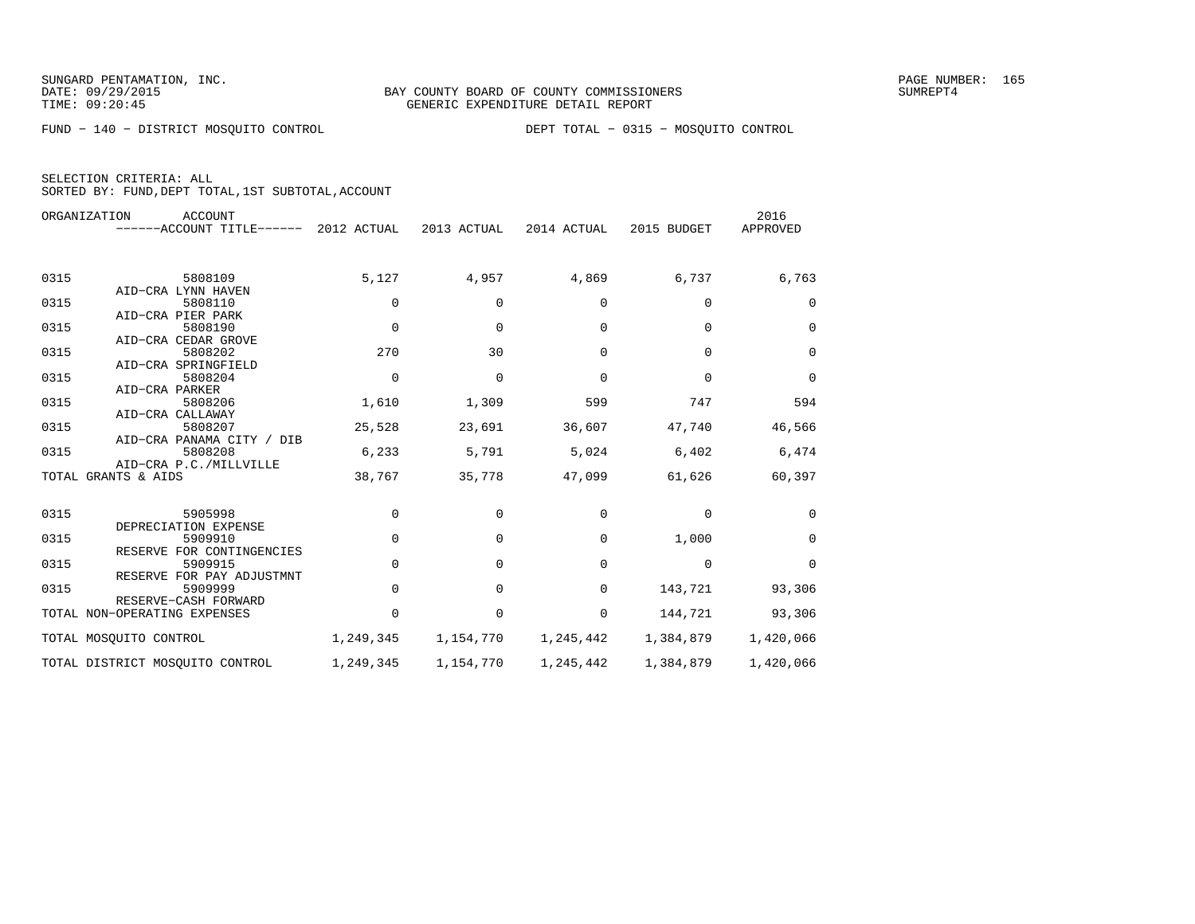SUNGARD PENTAMATION, INC.
DATE: 09/29/2015
TIME: 09:20:45

BAY COUNTY BOARD OF COUNTY COMMISSIONERS
GENERIC EXPENDITURE DETAIL REPORT

SUMREPT4

FUND − 140 − DISTRICT MOSQUITO CONTROL

DEPT TOTAL − 0315 − MOSQUITO CONTROL

SELECTION CRITERIA: ALL
SORTED BY: FUND,DEPT TOTAL,1ST SUBTOTAL,ACCOUNT

| ORGANIZATION | ACCOUNT / ACCOUNT TITLE | 2012 ACTUAL | 2013 ACTUAL | 2014 ACTUAL | 2015 BUDGET | 2016 APPROVED |
|---|---|---|---|---|---|---|
| 0315 | 5808109 AID−CRA LYNN HAVEN | 5,127 | 4,957 | 4,869 | 6,737 | 6,763 |
| 0315 | 5808110 AID−CRA PIER PARK | 0 | 0 | 0 | 0 | 0 |
| 0315 | 5808190 AID−CRA CEDAR GROVE | 0 | 0 | 0 | 0 | 0 |
| 0315 | 5808202 AID−CRA SPRINGFIELD | 270 | 30 | 0 | 0 | 0 |
| 0315 | 5808204 AID−CRA PARKER | 0 | 0 | 0 | 0 | 0 |
| 0315 | 5808206 AID−CRA CALLAWAY | 1,610 | 1,309 | 599 | 747 | 594 |
| 0315 | 5808207 AID−CRA PANAMA CITY / DIB | 25,528 | 23,691 | 36,607 | 47,740 | 46,566 |
| 0315 | 5808208 AID−CRA P.C./MILLVILLE | 6,233 | 5,791 | 5,024 | 6,402 | 6,474 |
| TOTAL GRANTS & AIDS | | 38,767 | 35,778 | 47,099 | 61,626 | 60,397 |
| 0315 | 5905998 DEPRECIATION EXPENSE | 0 | 0 | 0 | 0 | 0 |
| 0315 | 5909910 RESERVE FOR CONTINGENCIES | 0 | 0 | 0 | 1,000 | 0 |
| 0315 | 5909915 RESERVE FOR PAY ADJUSTMNT | 0 | 0 | 0 | 0 | 0 |
| 0315 | 5909999 RESERVE−CASH FORWARD | 0 | 0 | 0 | 143,721 | 93,306 |
| TOTAL NON−OPERATING EXPENSES | | 0 | 0 | 0 | 144,721 | 93,306 |
| TOTAL MOSQUITO CONTROL | | 1,249,345 | 1,154,770 | 1,245,442 | 1,384,879 | 1,420,066 |
| TOTAL DISTRICT MOSQUITO CONTROL | | 1,249,345 | 1,154,770 | 1,245,442 | 1,384,879 | 1,420,066 |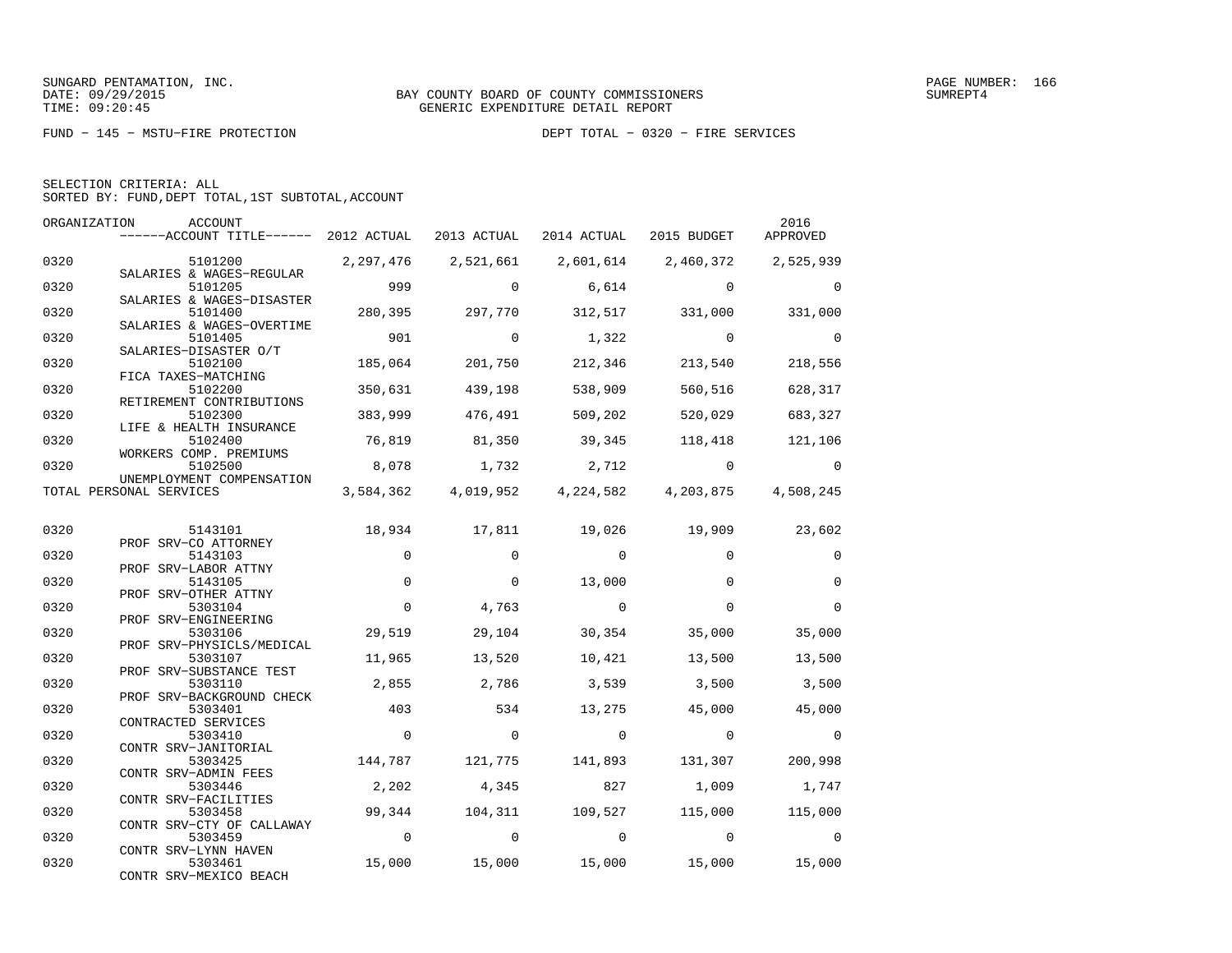SUNGARD PENTAMATION, INC.
DATE: 09/29/2015
TIME: 09:20:45

BAY COUNTY BOARD OF COUNTY COMMISSIONERS
GENERIC EXPENDITURE DETAIL REPORT

SUMREPT4

FUND − 145 − MSTU−FIRE PROTECTION

DEPT TOTAL − 0320 − FIRE SERVICES

SELECTION CRITERIA: ALL
SORTED BY: FUND,DEPT TOTAL,1ST SUBTOTAL,ACCOUNT

| ORGANIZATION | ACCOUNT / ------ACCOUNT TITLE------ | 2012 ACTUAL | 2013 ACTUAL | 2014 ACTUAL | 2015 BUDGET | 2016 APPROVED |
|---|---|---|---|---|---|---|
| 0320 | 5101200 SALARIES & WAGES−REGULAR | 2,297,476 | 2,521,661 | 2,601,614 | 2,460,372 | 2,525,939 |
| 0320 | 5101205 SALARIES & WAGES−DISASTER | 999 | 0 | 6,614 | 0 | 0 |
| 0320 | 5101400 SALARIES & WAGES−OVERTIME | 280,395 | 297,770 | 312,517 | 331,000 | 331,000 |
| 0320 | 5101405 SALARIES−DISASTER O/T | 901 | 0 | 1,322 | 0 | 0 |
| 0320 | 5102100 FICA TAXES−MATCHING | 185,064 | 201,750 | 212,346 | 213,540 | 218,556 |
| 0320 | 5102200 RETIREMENT CONTRIBUTIONS | 350,631 | 439,198 | 538,909 | 560,516 | 628,317 |
| 0320 | 5102300 LIFE & HEALTH INSURANCE | 383,999 | 476,491 | 509,202 | 520,029 | 683,327 |
| 0320 | 5102400 WORKERS COMP. PREMIUMS | 76,819 | 81,350 | 39,345 | 118,418 | 121,106 |
| 0320 | 5102500 UNEMPLOYMENT COMPENSATION | 8,078 | 1,732 | 2,712 | 0 | 0 |
| TOTAL PERSONAL SERVICES | | 3,584,362 | 4,019,952 | 4,224,582 | 4,203,875 | 4,508,245 |
| 0320 | 5143101 PROF SRV−CO ATTORNEY | 18,934 | 17,811 | 19,026 | 19,909 | 23,602 |
| 0320 | 5143103 PROF SRV−LABOR ATTNY | 0 | 0 | 0 | 0 | 0 |
| 0320 | 5143105 PROF SRV−OTHER ATTNY | 0 | 0 | 13,000 | 0 | 0 |
| 0320 | 5303104 PROF SRV−ENGINEERING | 0 | 4,763 | 0 | 0 | 0 |
| 0320 | 5303106 PROF SRV−PHYSICLS/MEDICAL | 29,519 | 29,104 | 30,354 | 35,000 | 35,000 |
| 0320 | 5303107 PROF SRV−SUBSTANCE TEST | 11,965 | 13,520 | 10,421 | 13,500 | 13,500 |
| 0320 | 5303110 PROF SRV−BACKGROUND CHECK | 2,855 | 2,786 | 3,539 | 3,500 | 3,500 |
| 0320 | 5303401 CONTRACTED SERVICES | 403 | 534 | 13,275 | 45,000 | 45,000 |
| 0320 | 5303410 CONTR SRV−JANITORIAL | 0 | 0 | 0 | 0 | 0 |
| 0320 | 5303425 CONTR SRV−ADMIN FEES | 144,787 | 121,775 | 141,893 | 131,307 | 200,998 |
| 0320 | 5303446 CONTR SRV−FACILITIES | 2,202 | 4,345 | 827 | 1,009 | 1,747 |
| 0320 | 5303458 CONTR SRV−CTY OF CALLAWAY | 99,344 | 104,311 | 109,527 | 115,000 | 115,000 |
| 0320 | 5303459 CONTR SRV−LYNN HAVEN | 0 | 0 | 0 | 0 | 0 |
| 0320 | 5303461 CONTR SRV−MEXICO BEACH | 15,000 | 15,000 | 15,000 | 15,000 | 15,000 |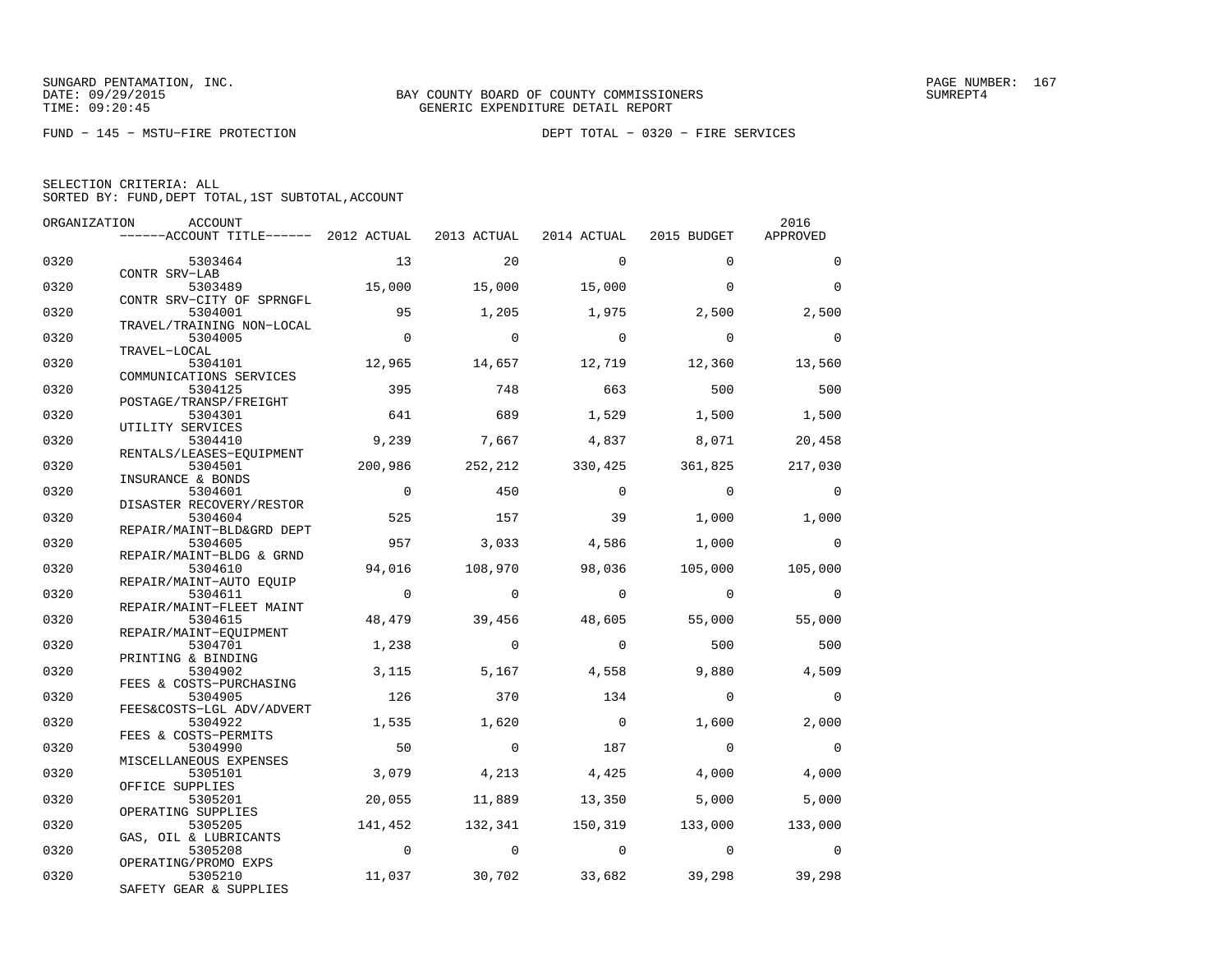SUNGARD PENTAMATION, INC.
DATE: 09/29/2015
TIME: 09:20:45

BAY COUNTY BOARD OF COUNTY COMMISSIONERS
GENERIC EXPENDITURE DETAIL REPORT

SUMREPT4

FUND − 145 − MSTU−FIRE PROTECTION

DEPT TOTAL − 0320 − FIRE SERVICES

SELECTION CRITERIA: ALL
SORTED BY: FUND,DEPT TOTAL,1ST SUBTOTAL,ACCOUNT

| ORGANIZATION | ACCOUNT / ACCOUNT TITLE | 2012 ACTUAL | 2013 ACTUAL | 2014 ACTUAL | 2015 BUDGET | 2016 APPROVED |
|---|---|---|---|---|---|---|
| 0320 | 5303464 CONTR SRV−LAB | 13 | 20 | 0 | 0 | 0 |
| 0320 | 5303489 CONTR SRV−CITY OF SPRNGFL | 15,000 | 15,000 | 15,000 | 0 | 0 |
| 0320 | 5304001 TRAVEL/TRAINING NON−LOCAL | 95 | 1,205 | 1,975 | 2,500 | 2,500 |
| 0320 | 5304005 TRAVEL−LOCAL | 0 | 0 | 0 | 0 | 0 |
| 0320 | 5304101 COMMUNICATIONS SERVICES | 12,965 | 14,657 | 12,719 | 12,360 | 13,560 |
| 0320 | 5304125 POSTAGE/TRANSP/FREIGHT | 395 | 748 | 663 | 500 | 500 |
| 0320 | 5304301 UTILITY SERVICES | 641 | 689 | 1,529 | 1,500 | 1,500 |
| 0320 | 5304410 RENTALS/LEASES−EQUIPMENT | 9,239 | 7,667 | 4,837 | 8,071 | 20,458 |
| 0320 | 5304501 INSURANCE & BONDS | 200,986 | 252,212 | 330,425 | 361,825 | 217,030 |
| 0320 | 5304601 DISASTER RECOVERY/RESTOR | 0 | 450 | 0 | 0 | 0 |
| 0320 | 5304604 REPAIR/MAINT−BLD&GRD DEPT | 525 | 157 | 39 | 1,000 | 1,000 |
| 0320 | 5304605 REPAIR/MAINT−BLDG & GRND | 957 | 3,033 | 4,586 | 1,000 | 0 |
| 0320 | 5304610 REPAIR/MAINT−AUTO EQUIP | 94,016 | 108,970 | 98,036 | 105,000 | 105,000 |
| 0320 | 5304611 REPAIR/MAINT−FLEET MAINT | 0 | 0 | 0 | 0 | 0 |
| 0320 | 5304615 REPAIR/MAINT−EQUIPMENT | 48,479 | 39,456 | 48,605 | 55,000 | 55,000 |
| 0320 | 5304701 PRINTING & BINDING | 1,238 | 0 | 0 | 500 | 500 |
| 0320 | 5304902 FEES & COSTS−PURCHASING | 3,115 | 5,167 | 4,558 | 9,880 | 4,509 |
| 0320 | 5304905 FEES&COSTS−LGL ADV/ADVERT | 126 | 370 | 134 | 0 | 0 |
| 0320 | 5304922 FEES & COSTS−PERMITS | 1,535 | 1,620 | 0 | 1,600 | 2,000 |
| 0320 | 5304990 MISCELLANEOUS EXPENSES | 50 | 0 | 187 | 0 | 0 |
| 0320 | 5305101 OFFICE SUPPLIES | 3,079 | 4,213 | 4,425 | 4,000 | 4,000 |
| 0320 | 5305201 OPERATING SUPPLIES | 20,055 | 11,889 | 13,350 | 5,000 | 5,000 |
| 0320 | 5305205 GAS, OIL & LUBRICANTS | 141,452 | 132,341 | 150,319 | 133,000 | 133,000 |
| 0320 | 5305208 OPERATING/PROMO EXPS | 0 | 0 | 0 | 0 | 0 |
| 0320 | 5305210 SAFETY GEAR & SUPPLIES | 11,037 | 30,702 | 33,682 | 39,298 | 39,298 |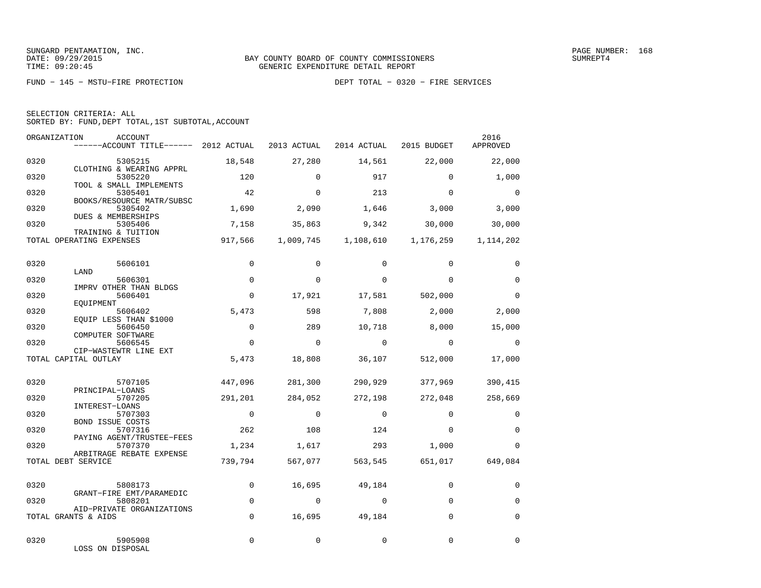SUNGARD PENTAMATION, INC.
DATE: 09/29/2015
TIME: 09:20:45

BAY COUNTY BOARD OF COUNTY COMMISSIONERS
GENERIC EXPENDITURE DETAIL REPORT

PAGE NUMBER: 168
SUMREPT4

FUND − 145 − MSTU−FIRE PROTECTION

DEPT TOTAL − 0320 − FIRE SERVICES

SELECTION CRITERIA: ALL
SORTED BY: FUND,DEPT TOTAL,1ST SUBTOTAL,ACCOUNT

| ORGANIZATION | ACCOUNT / ------ACCOUNT TITLE------ | 2012 ACTUAL | 2013 ACTUAL | 2014 ACTUAL | 2015 BUDGET | 2016 APPROVED |
|---|---|---|---|---|---|---|
| 0320 | 5305215 CLOTHING & WEARING APPRL | 18,548 | 27,280 | 14,561 | 22,000 | 22,000 |
| 0320 | 5305220 TOOL & SMALL IMPLEMENTS | 120 | 0 | 917 | 0 | 1,000 |
| 0320 | 5305401 BOOKS/RESOURCE MATR/SUBSC | 42 | 0 | 213 | 0 | 0 |
| 0320 | 5305402 DUES & MEMBERSHIPS | 1,690 | 2,090 | 1,646 | 3,000 | 3,000 |
| 0320 | 5305406 TRAINING & TUITION | 7,158 | 35,863 | 9,342 | 30,000 | 30,000 |
| TOTAL OPERATING EXPENSES | | 917,566 | 1,009,745 | 1,108,610 | 1,176,259 | 1,114,202 |
| 0320 | 5606101 LAND | 0 | 0 | 0 | 0 | 0 |
| 0320 | 5606301 IMPRV OTHER THAN BLDGS | 0 | 0 | 0 | 0 | 0 |
| 0320 | 5606401 EQUIPMENT | 0 | 17,921 | 17,581 | 502,000 | 0 |
| 0320 | 5606402 EQUIP LESS THAN $1000 | 5,473 | 598 | 7,808 | 2,000 | 2,000 |
| 0320 | 5606450 COMPUTER SOFTWARE | 0 | 289 | 10,718 | 8,000 | 15,000 |
| 0320 | 5606545 CIP−WASTEWTR LINE EXT | 0 | 0 | 0 | 0 | 0 |
| TOTAL CAPITAL OUTLAY | | 5,473 | 18,808 | 36,107 | 512,000 | 17,000 |
| 0320 | 5707105 PRINCIPAL−LOANS | 447,096 | 281,300 | 290,929 | 377,969 | 390,415 |
| 0320 | 5707205 INTEREST−LOANS | 291,201 | 284,052 | 272,198 | 272,048 | 258,669 |
| 0320 | 5707303 BOND ISSUE COSTS | 0 | 0 | 0 | 0 | 0 |
| 0320 | 5707316 PAYING AGENT/TRUSTEE−FEES | 262 | 108 | 124 | 0 | 0 |
| 0320 | 5707370 ARBITRAGE REBATE EXPENSE | 1,234 | 1,617 | 293 | 1,000 | 0 |
| TOTAL DEBT SERVICE | | 739,794 | 567,077 | 563,545 | 651,017 | 649,084 |
| 0320 | 5808173 GRANT−FIRE EMT/PARAMEDIC | 0 | 16,695 | 49,184 | 0 | 0 |
| 0320 | 5808201 AID−PRIVATE ORGANIZATIONS | 0 | 0 | 0 | 0 | 0 |
| TOTAL GRANTS & AIDS | | 0 | 16,695 | 49,184 | 0 | 0 |
| 0320 | 5905908 LOSS ON DISPOSAL | 0 | 0 | 0 | 0 | 0 |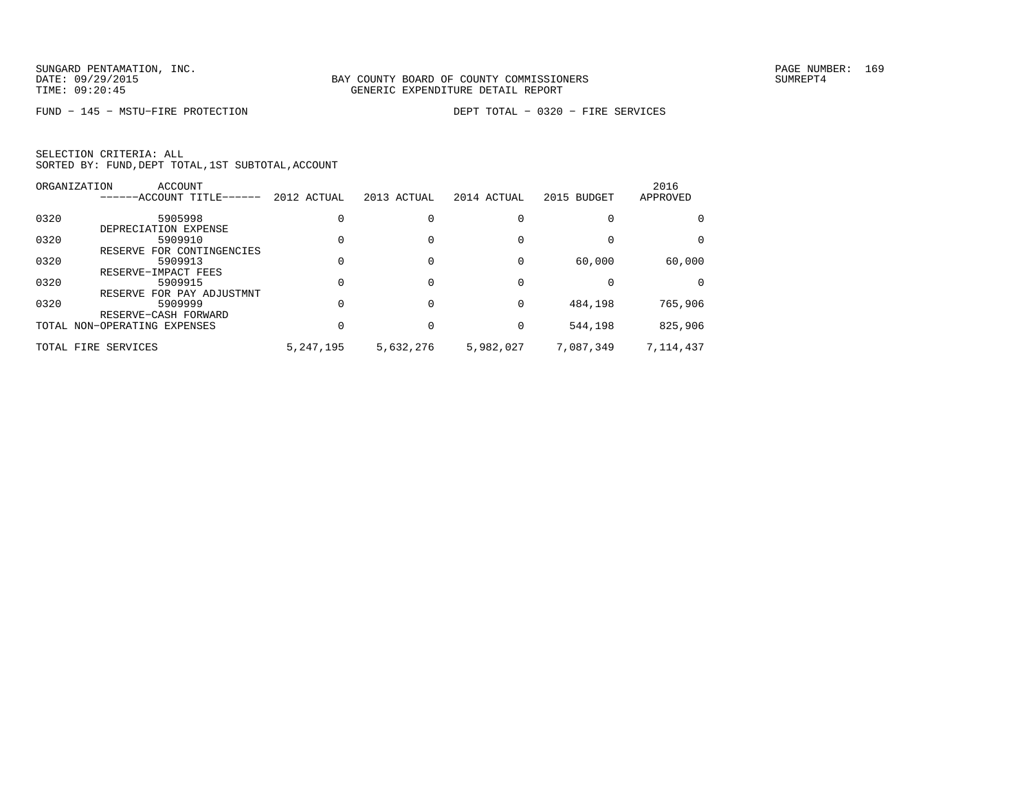SUNGARD PENTAMATION, INC.
DATE: 09/29/2015
TIME: 09:20:45

BAY COUNTY BOARD OF COUNTY COMMISSIONERS
GENERIC EXPENDITURE DETAIL REPORT

SUMREPT4

FUND - 145 - MSTU-FIRE PROTECTION

DEPT TOTAL - 0320 - FIRE SERVICES

SELECTION CRITERIA: ALL
SORTED BY: FUND,DEPT TOTAL,1ST SUBTOTAL,ACCOUNT

| ORGANIZATION | ACCOUNT / ------ACCOUNT TITLE------ | 2012 ACTUAL | 2013 ACTUAL | 2014 ACTUAL | 2015 BUDGET | 2016 APPROVED |
|---|---|---|---|---|---|---|
| 0320 | 5905998 DEPRECIATION EXPENSE | 0 | 0 | 0 | 0 | 0 |
| 0320 | 5909910 RESERVE FOR CONTINGENCIES | 0 | 0 | 0 | 0 | 0 |
| 0320 | 5909913 RESERVE-IMPACT FEES | 0 | 0 | 0 | 60,000 | 60,000 |
| 0320 | 5909915 RESERVE FOR PAY ADJUSTMNT | 0 | 0 | 0 | 0 | 0 |
| 0320 | 5909999 RESERVE-CASH FORWARD | 0 | 0 | 0 | 484,198 | 765,906 |
| TOTAL NON-OPERATING EXPENSES | | 0 | 0 | 0 | 544,198 | 825,906 |
| TOTAL FIRE SERVICES | | 5,247,195 | 5,632,276 | 5,982,027 | 7,087,349 | 7,114,437 |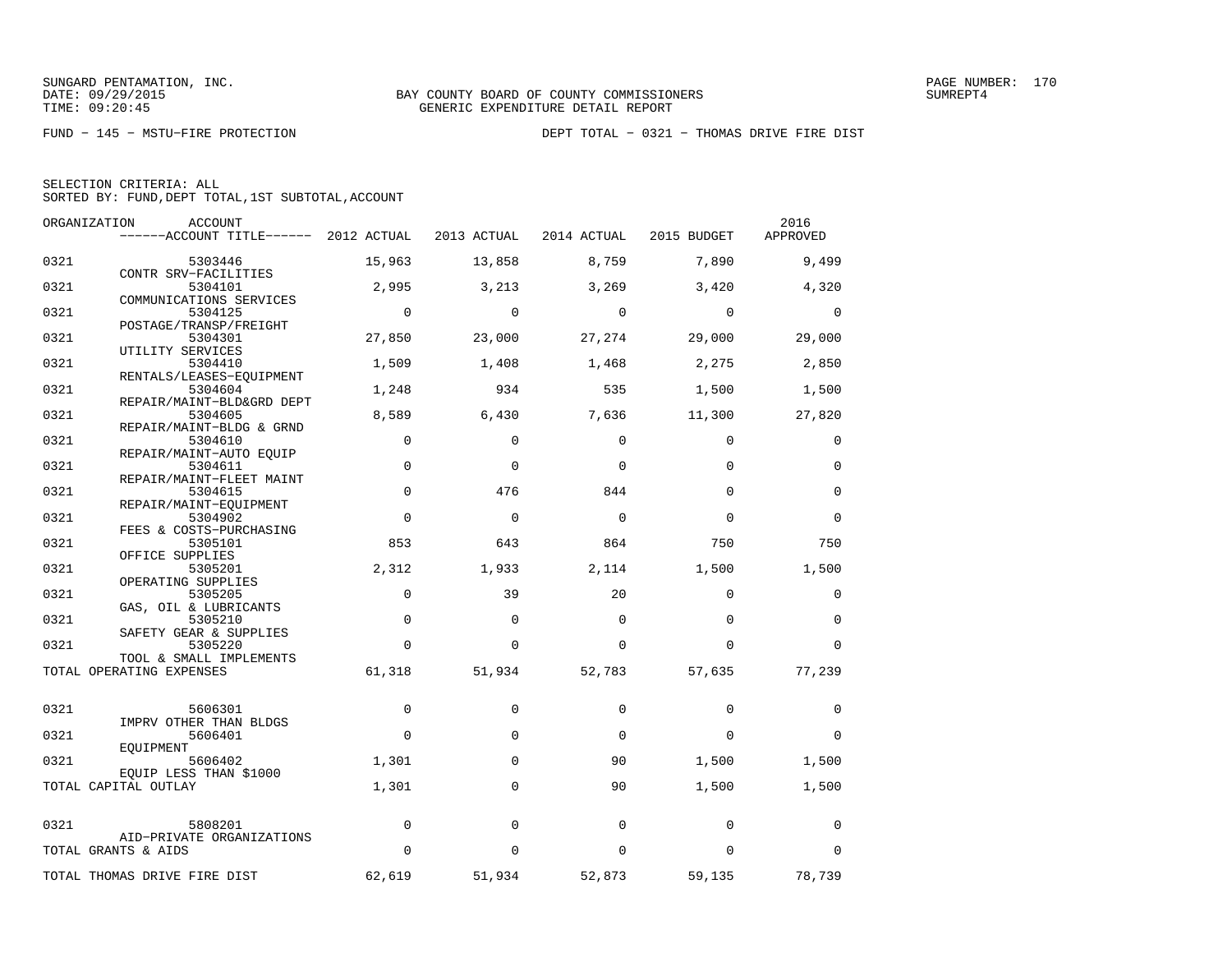SUNGARD PENTAMATION, INC.
DATE: 09/29/2015
TIME: 09:20:45

BAY COUNTY BOARD OF COUNTY COMMISSIONERS
GENERIC EXPENDITURE DETAIL REPORT

SUMREPT4

FUND − 145 − MSTU−FIRE PROTECTION

DEPT TOTAL − 0321 − THOMAS DRIVE FIRE DIST

SELECTION CRITERIA: ALL
SORTED BY: FUND,DEPT TOTAL,1ST SUBTOTAL,ACCOUNT

| ORGANIZATION | ACCOUNT / ACCOUNT TITLE | 2012 ACTUAL | 2013 ACTUAL | 2014 ACTUAL | 2015 BUDGET | 2016 APPROVED |
|---|---|---|---|---|---|---|
| 0321 | 5303446 CONTR SRV−FACILITIES | 15,963 | 13,858 | 8,759 | 7,890 | 9,499 |
| 0321 | 5304101 COMMUNICATIONS SERVICES | 2,995 | 3,213 | 3,269 | 3,420 | 4,320 |
| 0321 | 5304125 POSTAGE/TRANSP/FREIGHT | 0 | 0 | 0 | 0 | 0 |
| 0321 | 5304301 UTILITY SERVICES | 27,850 | 23,000 | 27,274 | 29,000 | 29,000 |
| 0321 | 5304410 RENTALS/LEASES−EQUIPMENT | 1,509 | 1,408 | 1,468 | 2,275 | 2,850 |
| 0321 | 5304604 REPAIR/MAINT−BLD&GRD DEPT | 1,248 | 934 | 535 | 1,500 | 1,500 |
| 0321 | 5304605 REPAIR/MAINT−BLDG & GRND | 8,589 | 6,430 | 7,636 | 11,300 | 27,820 |
| 0321 | 5304610 REPAIR/MAINT−AUTO EQUIP | 0 | 0 | 0 | 0 | 0 |
| 0321 | 5304611 REPAIR/MAINT−FLEET MAINT | 0 | 0 | 0 | 0 | 0 |
| 0321 | 5304615 REPAIR/MAINT−EQUIPMENT | 0 | 476 | 844 | 0 | 0 |
| 0321 | 5304902 FEES & COSTS−PURCHASING | 0 | 0 | 0 | 0 | 0 |
| 0321 | 5305101 OFFICE SUPPLIES | 853 | 643 | 864 | 750 | 750 |
| 0321 | 5305201 OPERATING SUPPLIES | 2,312 | 1,933 | 2,114 | 1,500 | 1,500 |
| 0321 | 5305205 GAS, OIL & LUBRICANTS | 0 | 39 | 20 | 0 | 0 |
| 0321 | 5305210 SAFETY GEAR & SUPPLIES | 0 | 0 | 0 | 0 | 0 |
| 0321 | 5305220 TOOL & SMALL IMPLEMENTS | 0 | 0 | 0 | 0 | 0 |
| TOTAL OPERATING EXPENSES | | 61,318 | 51,934 | 52,783 | 57,635 | 77,239 |
| 0321 | 5606301 IMPRV OTHER THAN BLDGS | 0 | 0 | 0 | 0 | 0 |
| 0321 | 5606401 EQUIPMENT | 0 | 0 | 0 | 0 | 0 |
| 0321 | 5606402 EQUIP LESS THAN $1000 | 1,301 | 0 | 90 | 1,500 | 1,500 |
| TOTAL CAPITAL OUTLAY | | 1,301 | 0 | 90 | 1,500 | 1,500 |
| 0321 | 5808201 AID−PRIVATE ORGANIZATIONS | 0 | 0 | 0 | 0 | 0 |
| TOTAL GRANTS & AIDS | | 0 | 0 | 0 | 0 | 0 |
| TOTAL THOMAS DRIVE FIRE DIST | | 62,619 | 51,934 | 52,873 | 59,135 | 78,739 |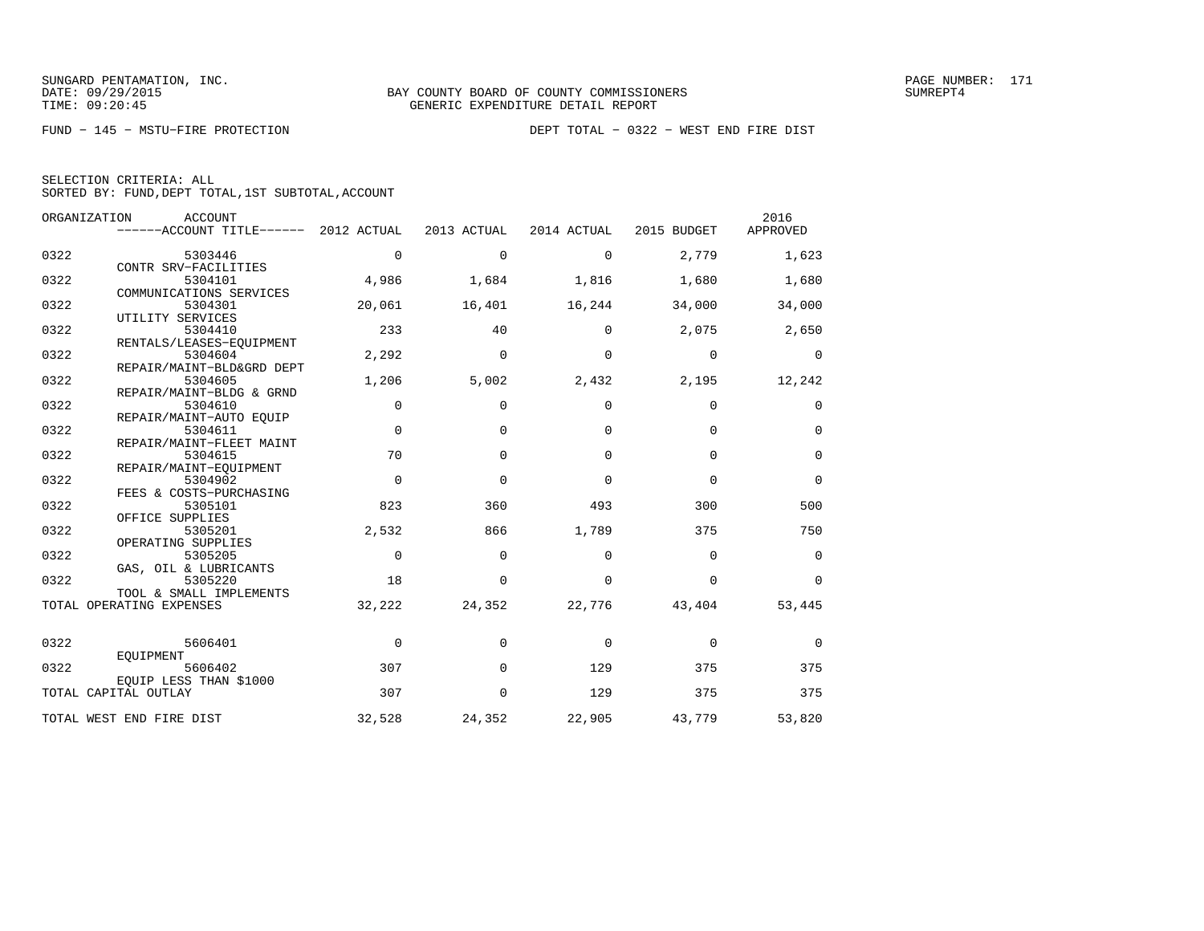SUNGARD PENTAMATION, INC.
DATE: 09/29/2015
TIME: 09:20:45

BAY COUNTY BOARD OF COUNTY COMMISSIONERS
GENERIC EXPENDITURE DETAIL REPORT

SUMREPT4

FUND − 145 − MSTU−FIRE PROTECTION

DEPT TOTAL − 0322 − WEST END FIRE DIST

SELECTION CRITERIA: ALL
SORTED BY: FUND,DEPT TOTAL,1ST SUBTOTAL,ACCOUNT

| ORGANIZATION | ACCOUNT / ACCOUNT TITLE | 2012 ACTUAL | 2013 ACTUAL | 2014 ACTUAL | 2015 BUDGET | 2016 APPROVED |
|---|---|---|---|---|---|---|
| 0322 | 5303446 CONTR SRV−FACILITIES | 0 | 0 | 0 | 2,779 | 1,623 |
| 0322 | 5304101 COMMUNICATIONS SERVICES | 4,986 | 1,684 | 1,816 | 1,680 | 1,680 |
| 0322 | 5304301 UTILITY SERVICES | 20,061 | 16,401 | 16,244 | 34,000 | 34,000 |
| 0322 | 5304410 RENTALS/LEASES−EQUIPMENT | 233 | 40 | 0 | 2,075 | 2,650 |
| 0322 | 5304604 REPAIR/MAINT−BLD&GRD DEPT | 2,292 | 0 | 0 | 0 | 0 |
| 0322 | 5304605 REPAIR/MAINT−BLDG & GRND | 1,206 | 5,002 | 2,432 | 2,195 | 12,242 |
| 0322 | 5304610 REPAIR/MAINT−AUTO EQUIP | 0 | 0 | 0 | 0 | 0 |
| 0322 | 5304611 REPAIR/MAINT−FLEET MAINT | 0 | 0 | 0 | 0 | 0 |
| 0322 | 5304615 REPAIR/MAINT−EQUIPMENT | 70 | 0 | 0 | 0 | 0 |
| 0322 | 5304902 FEES & COSTS−PURCHASING | 0 | 0 | 0 | 0 | 0 |
| 0322 | 5305101 OFFICE SUPPLIES | 823 | 360 | 493 | 300 | 500 |
| 0322 | 5305201 OPERATING SUPPLIES | 2,532 | 866 | 1,789 | 375 | 750 |
| 0322 | 5305205 GAS, OIL & LUBRICANTS | 0 | 0 | 0 | 0 | 0 |
| 0322 | 5305220 TOOL & SMALL IMPLEMENTS | 18 | 0 | 0 | 0 | 0 |
| TOTAL OPERATING EXPENSES | | 32,222 | 24,352 | 22,776 | 43,404 | 53,445 |
| 0322 | 5606401 EQUIPMENT | 0 | 0 | 0 | 0 | 0 |
| 0322 | 5606402 EQUIP LESS THAN $1000 | 307 | 0 | 129 | 375 | 375 |
| TOTAL CAPITAL OUTLAY | | 307 | 0 | 129 | 375 | 375 |
| TOTAL WEST END FIRE DIST | | 32,528 | 24,352 | 22,905 | 43,779 | 53,820 |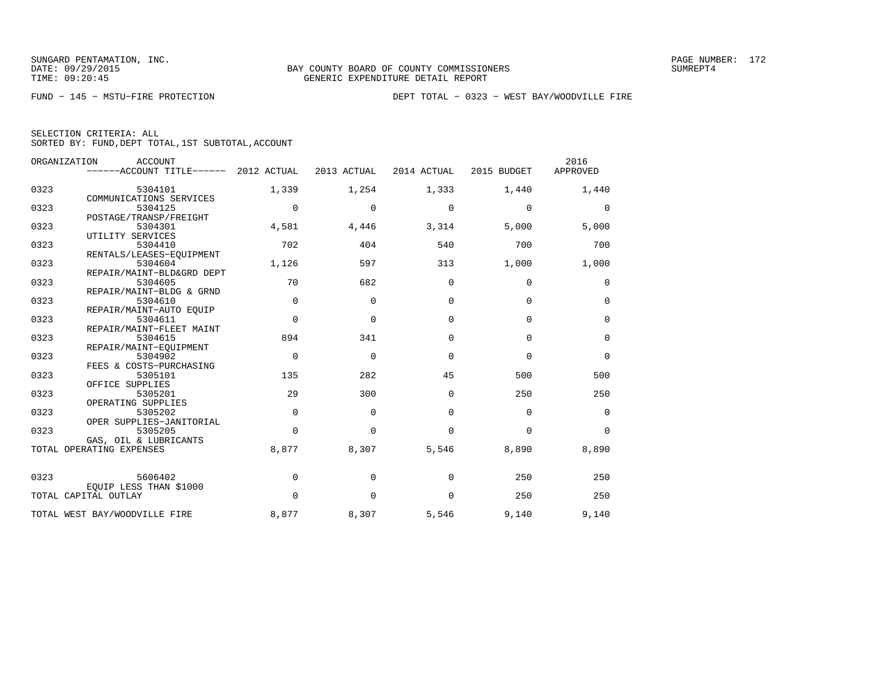SUNGARD PENTAMATION, INC.
DATE: 09/29/2015
TIME: 09:20:45

BAY COUNTY BOARD OF COUNTY COMMISSIONERS
GENERIC EXPENDITURE DETAIL REPORT

SUMREPT4

FUND − 145 − MSTU−FIRE PROTECTION

DEPT TOTAL − 0323 − WEST BAY/WOODVILLE FIRE

SELECTION CRITERIA: ALL
SORTED BY: FUND,DEPT TOTAL,1ST SUBTOTAL,ACCOUNT

| ORGANIZATION | ACCOUNT ------ACCOUNT TITLE------ | 2012 ACTUAL | 2013 ACTUAL | 2014 ACTUAL | 2015 BUDGET | 2016 APPROVED |
|---|---|---|---|---|---|---|
| 0323 | 5304101 COMMUNICATIONS SERVICES | 1,339 | 1,254 | 1,333 | 1,440 | 1,440 |
| 0323 | 5304125 POSTAGE/TRANSP/FREIGHT | 0 | 0 | 0 | 0 | 0 |
| 0323 | 5304301 UTILITY SERVICES | 4,581 | 4,446 | 3,314 | 5,000 | 5,000 |
| 0323 | 5304410 RENTALS/LEASES−EQUIPMENT | 702 | 404 | 540 | 700 | 700 |
| 0323 | 5304604 REPAIR/MAINT−BLD&GRD DEPT | 1,126 | 597 | 313 | 1,000 | 1,000 |
| 0323 | 5304605 REPAIR/MAINT−BLDG & GRND | 70 | 682 | 0 | 0 | 0 |
| 0323 | 5304610 REPAIR/MAINT−AUTO EQUIP | 0 | 0 | 0 | 0 | 0 |
| 0323 | 5304611 REPAIR/MAINT−FLEET MAINT | 0 | 0 | 0 | 0 | 0 |
| 0323 | 5304615 REPAIR/MAINT−EQUIPMENT | 894 | 341 | 0 | 0 | 0 |
| 0323 | 5304902 FEES & COSTS−PURCHASING | 0 | 0 | 0 | 0 | 0 |
| 0323 | 5305101 OFFICE SUPPLIES | 135 | 282 | 45 | 500 | 500 |
| 0323 | 5305201 OPERATING SUPPLIES | 29 | 300 | 0 | 250 | 250 |
| 0323 | 5305202 OPER SUPPLIES−JANITORIAL | 0 | 0 | 0 | 0 | 0 |
| 0323 | 5305205 GAS, OIL & LUBRICANTS | 0 | 0 | 0 | 0 | 0 |
| TOTAL OPERATING EXPENSES | | 8,877 | 8,307 | 5,546 | 8,890 | 8,890 |
| 0323 | 5606402 EQUIP LESS THAN $1000 | 0 | 0 | 0 | 250 | 250 |
| TOTAL CAPITAL OUTLAY | | 0 | 0 | 0 | 250 | 250 |
| TOTAL WEST BAY/WOODVILLE FIRE | | 8,877 | 8,307 | 5,546 | 9,140 | 9,140 |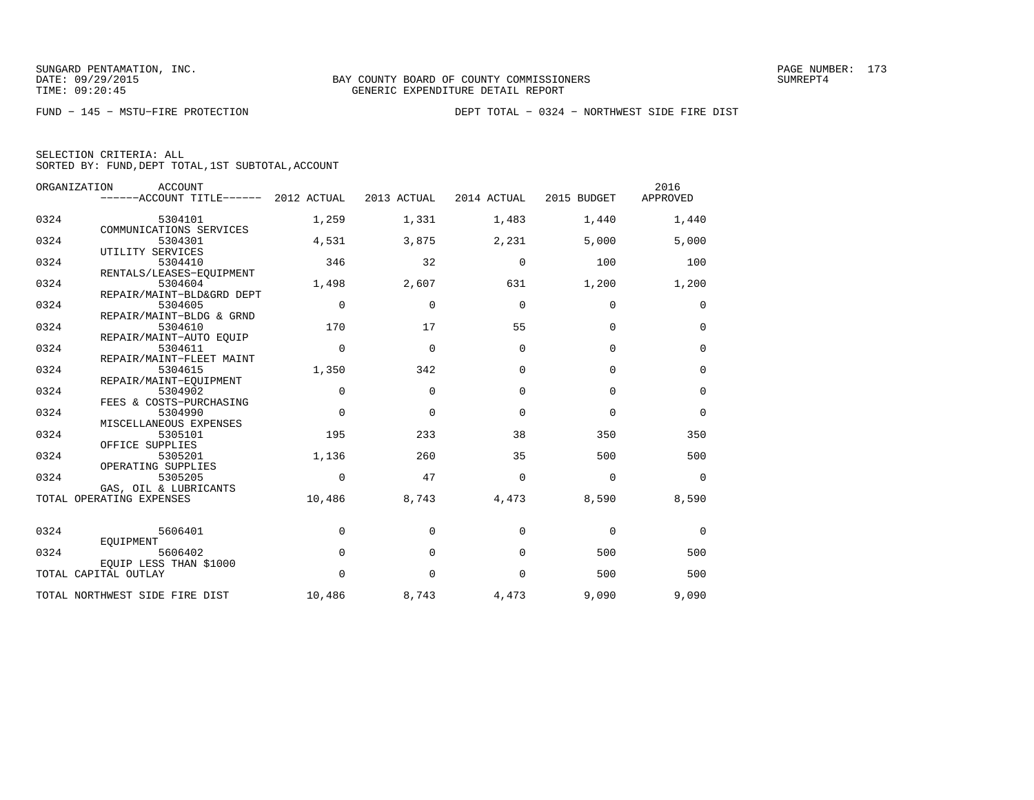SUNGARD PENTAMATION, INC.
DATE: 09/29/2015
TIME: 09:20:45

BAY COUNTY BOARD OF COUNTY COMMISSIONERS
GENERIC EXPENDITURE DETAIL REPORT

PAGE NUMBER: 173
SUMREPT4

FUND − 145 − MSTU−FIRE PROTECTION

DEPT TOTAL − 0324 − NORTHWEST SIDE FIRE DIST

SELECTION CRITERIA: ALL
SORTED BY: FUND,DEPT TOTAL,1ST SUBTOTAL,ACCOUNT

| ORGANIZATION | ACCOUNT / ACCOUNT TITLE | 2012 ACTUAL | 2013 ACTUAL | 2014 ACTUAL | 2015 BUDGET | 2016 APPROVED |
|---|---|---|---|---|---|---|
| 0324 | 5304101 COMMUNICATIONS SERVICES | 1,259 | 1,331 | 1,483 | 1,440 | 1,440 |
| 0324 | 5304301 UTILITY SERVICES | 4,531 | 3,875 | 2,231 | 5,000 | 5,000 |
| 0324 | 5304410 RENTALS/LEASES−EQUIPMENT | 346 | 32 | 0 | 100 | 100 |
| 0324 | 5304604 REPAIR/MAINT−BLD&GRD DEPT | 1,498 | 2,607 | 631 | 1,200 | 1,200 |
| 0324 | 5304605 REPAIR/MAINT−BLDG & GRND | 0 | 0 | 0 | 0 | 0 |
| 0324 | 5304610 REPAIR/MAINT−AUTO EQUIP | 170 | 17 | 55 | 0 | 0 |
| 0324 | 5304611 REPAIR/MAINT−FLEET MAINT | 0 | 0 | 0 | 0 | 0 |
| 0324 | 5304615 REPAIR/MAINT−EQUIPMENT | 1,350 | 342 | 0 | 0 | 0 |
| 0324 | 5304902 FEES & COSTS−PURCHASING | 0 | 0 | 0 | 0 | 0 |
| 0324 | 5304990 MISCELLANEOUS EXPENSES | 0 | 0 | 0 | 0 | 0 |
| 0324 | 5305101 OFFICE SUPPLIES | 195 | 233 | 38 | 350 | 350 |
| 0324 | 5305201 OPERATING SUPPLIES | 1,136 | 260 | 35 | 500 | 500 |
| 0324 | 5305205 GAS, OIL & LUBRICANTS | 0 | 47 | 0 | 0 | 0 |
| TOTAL OPERATING EXPENSES | | 10,486 | 8,743 | 4,473 | 8,590 | 8,590 |
| 0324 | 5606401 EQUIPMENT | 0 | 0 | 0 | 0 | 0 |
| 0324 | 5606402 EQUIP LESS THAN $1000 | 0 | 0 | 0 | 500 | 500 |
| TOTAL CAPITAL OUTLAY | | 0 | 0 | 0 | 500 | 500 |
| TOTAL NORTHWEST SIDE FIRE DIST | | 10,486 | 8,743 | 4,473 | 9,090 | 9,090 |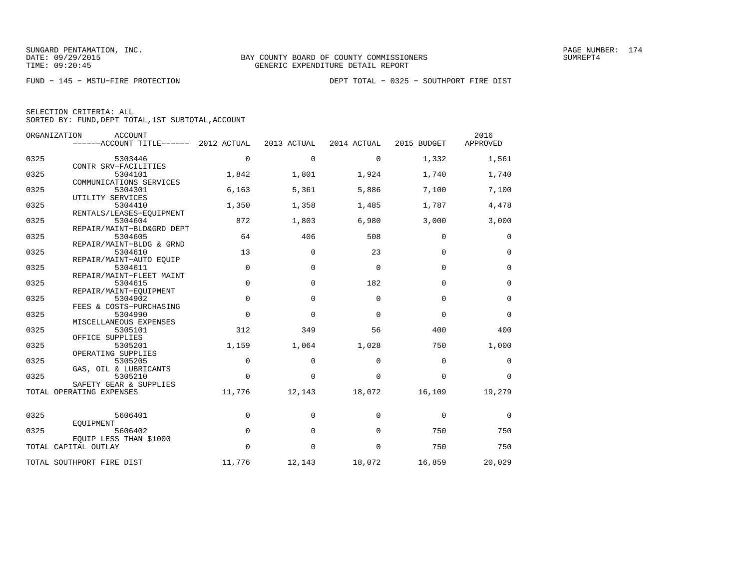SUNGARD PENTAMATION, INC.
DATE: 09/29/2015
TIME: 09:20:45

BAY COUNTY BOARD OF COUNTY COMMISSIONERS
GENERIC EXPENDITURE DETAIL REPORT

SUMREPT4

FUND − 145 − MSTU−FIRE PROTECTION

DEPT TOTAL − 0325 − SOUTHPORT FIRE DIST

SELECTION CRITERIA: ALL
SORTED BY: FUND,DEPT TOTAL,1ST SUBTOTAL,ACCOUNT

| ORGANIZATION | ACCOUNT / ACCOUNT TITLE | 2012 ACTUAL | 2013 ACTUAL | 2014 ACTUAL | 2015 BUDGET | 2016 APPROVED |
|---|---|---|---|---|---|---|
| 0325 | 5303446 CONTR SRV−FACILITIES | 0 | 0 | 0 | 1,332 | 1,561 |
| 0325 | 5304101 COMMUNICATIONS SERVICES | 1,842 | 1,801 | 1,924 | 1,740 | 1,740 |
| 0325 | 5304301 UTILITY SERVICES | 6,163 | 5,361 | 5,886 | 7,100 | 7,100 |
| 0325 | 5304410 RENTALS/LEASES−EQUIPMENT | 1,350 | 1,358 | 1,485 | 1,787 | 4,478 |
| 0325 | 5304604 REPAIR/MAINT−BLD&GRD DEPT | 872 | 1,803 | 6,980 | 3,000 | 3,000 |
| 0325 | 5304605 REPAIR/MAINT−BLDG & GRND | 64 | 406 | 508 | 0 | 0 |
| 0325 | 5304610 REPAIR/MAINT−AUTO EQUIP | 13 | 0 | 23 | 0 | 0 |
| 0325 | 5304611 REPAIR/MAINT−FLEET MAINT | 0 | 0 | 0 | 0 | 0 |
| 0325 | 5304615 REPAIR/MAINT−EQUIPMENT | 0 | 0 | 182 | 0 | 0 |
| 0325 | 5304902 FEES & COSTS−PURCHASING | 0 | 0 | 0 | 0 | 0 |
| 0325 | 5304990 MISCELLANEOUS EXPENSES | 0 | 0 | 0 | 0 | 0 |
| 0325 | 5305101 OFFICE SUPPLIES | 312 | 349 | 56 | 400 | 400 |
| 0325 | 5305201 OPERATING SUPPLIES | 1,159 | 1,064 | 1,028 | 750 | 1,000 |
| 0325 | 5305205 GAS, OIL & LUBRICANTS | 0 | 0 | 0 | 0 | 0 |
| 0325 | 5305210 SAFETY GEAR & SUPPLIES | 0 | 0 | 0 | 0 | 0 |
| TOTAL OPERATING EXPENSES | | 11,776 | 12,143 | 18,072 | 16,109 | 19,279 |
| 0325 | 5606401 EQUIPMENT | 0 | 0 | 0 | 0 | 0 |
| 0325 | 5606402 EQUIP LESS THAN $1000 | 0 | 0 | 0 | 750 | 750 |
| TOTAL CAPITAL OUTLAY | | 0 | 0 | 0 | 750 | 750 |
| TOTAL SOUTHPORT FIRE DIST | | 11,776 | 12,143 | 18,072 | 16,859 | 20,029 |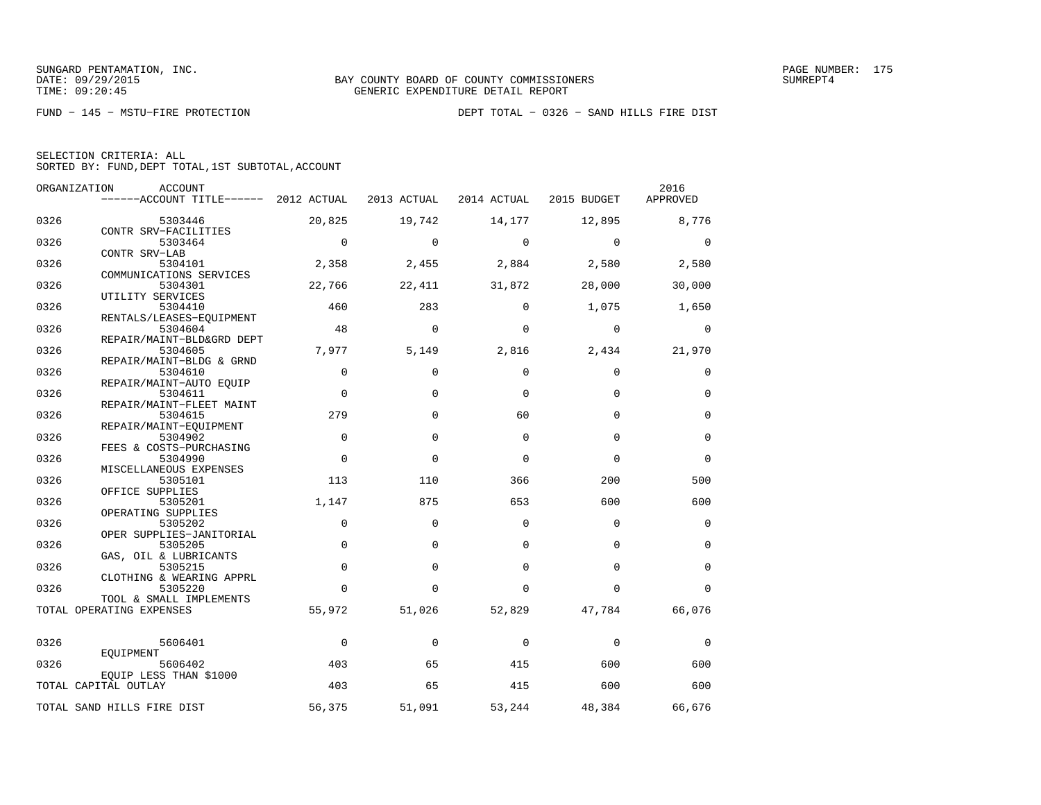SUNGARD PENTAMATION, INC.
DATE: 09/29/2015
TIME: 09:20:45

BAY COUNTY BOARD OF COUNTY COMMISSIONERS
GENERIC EXPENDITURE DETAIL REPORT

SUMREPT4

FUND - 145 - MSTU-FIRE PROTECTION

DEPT TOTAL - 0326 - SAND HILLS FIRE DIST

SELECTION CRITERIA: ALL
SORTED BY: FUND,DEPT TOTAL,1ST SUBTOTAL,ACCOUNT

| ORGANIZATION | ACCOUNT / ------ACCOUNT TITLE------ | 2012 ACTUAL | 2013 ACTUAL | 2014 ACTUAL | 2015 BUDGET | 2016 APPROVED |
|---|---|---|---|---|---|---|
| 0326 | 5303446 CONTR SRV-FACILITIES | 20,825 | 19,742 | 14,177 | 12,895 | 8,776 |
| 0326 | 5303464 CONTR SRV-LAB | 0 | 0 | 0 | 0 | 0 |
| 0326 | 5304101 COMMUNICATIONS SERVICES | 2,358 | 2,455 | 2,884 | 2,580 | 2,580 |
| 0326 | 5304301 UTILITY SERVICES | 22,766 | 22,411 | 31,872 | 28,000 | 30,000 |
| 0326 | 5304410 RENTALS/LEASES-EQUIPMENT | 460 | 283 | 0 | 1,075 | 1,650 |
| 0326 | 5304604 REPAIR/MAINT-BLD&GRD DEPT | 48 | 0 | 0 | 0 | 0 |
| 0326 | 5304605 REPAIR/MAINT-BLDG & GRND | 7,977 | 5,149 | 2,816 | 2,434 | 21,970 |
| 0326 | 5304610 REPAIR/MAINT-AUTO EQUIP | 0 | 0 | 0 | 0 | 0 |
| 0326 | 5304611 REPAIR/MAINT-FLEET MAINT | 0 | 0 | 0 | 0 | 0 |
| 0326 | 5304615 REPAIR/MAINT-EQUIPMENT | 279 | 0 | 60 | 0 | 0 |
| 0326 | 5304902 FEES & COSTS-PURCHASING | 0 | 0 | 0 | 0 | 0 |
| 0326 | 5304990 MISCELLANEOUS EXPENSES | 0 | 0 | 0 | 0 | 0 |
| 0326 | 5305101 OFFICE SUPPLIES | 113 | 110 | 366 | 200 | 500 |
| 0326 | 5305201 OPERATING SUPPLIES | 1,147 | 875 | 653 | 600 | 600 |
| 0326 | 5305202 OPER SUPPLIES-JANITORIAL | 0 | 0 | 0 | 0 | 0 |
| 0326 | 5305205 GAS, OIL & LUBRICANTS | 0 | 0 | 0 | 0 | 0 |
| 0326 | 5305215 CLOTHING & WEARING APPRL | 0 | 0 | 0 | 0 | 0 |
| 0326 | 5305220 TOOL & SMALL IMPLEMENTS | 0 | 0 | 0 | 0 | 0 |
| TOTAL OPERATING EXPENSES | | 55,972 | 51,026 | 52,829 | 47,784 | 66,076 |
| 0326 | 5606401 EQUIPMENT | 0 | 0 | 0 | 0 | 0 |
| 0326 | 5606402 EQUIP LESS THAN $1000 | 403 | 65 | 415 | 600 | 600 |
| TOTAL CAPITAL OUTLAY | | 403 | 65 | 415 | 600 | 600 |
| TOTAL SAND HILLS FIRE DIST | | 56,375 | 51,091 | 53,244 | 48,384 | 66,676 |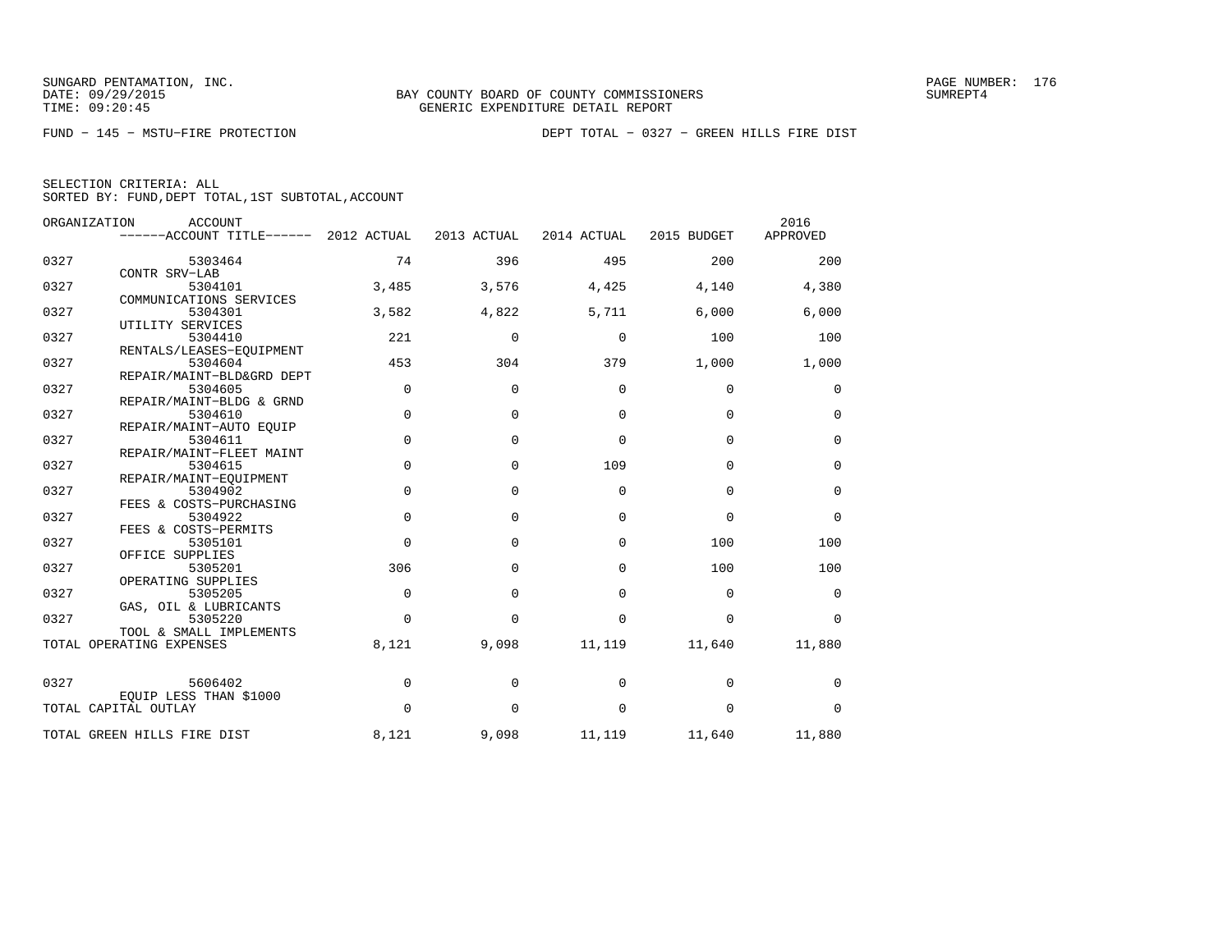SUNGARD PENTAMATION, INC.
DATE: 09/29/2015
TIME: 09:20:45

BAY COUNTY BOARD OF COUNTY COMMISSIONERS
GENERIC EXPENDITURE DETAIL REPORT

SUMREPT4

FUND − 145 − MSTU−FIRE PROTECTION

DEPT TOTAL − 0327 − GREEN HILLS FIRE DIST

SELECTION CRITERIA: ALL
SORTED BY: FUND,DEPT TOTAL,1ST SUBTOTAL,ACCOUNT

| ORGANIZATION | ACCOUNT / ACCOUNT TITLE | 2012 ACTUAL | 2013 ACTUAL | 2014 ACTUAL | 2015 BUDGET | 2016 APPROVED |
|---|---|---|---|---|---|---|
| 0327 | 5303464 CONTR SRV−LAB | 74 | 396 | 495 | 200 | 200 |
| 0327 | 5304101 COMMUNICATIONS SERVICES | 3,485 | 3,576 | 4,425 | 4,140 | 4,380 |
| 0327 | 5304301 UTILITY SERVICES | 3,582 | 4,822 | 5,711 | 6,000 | 6,000 |
| 0327 | 5304410 RENTALS/LEASES−EQUIPMENT | 221 | 0 | 0 | 100 | 100 |
| 0327 | 5304604 REPAIR/MAINT−BLD&GRD DEPT | 453 | 304 | 379 | 1,000 | 1,000 |
| 0327 | 5304605 REPAIR/MAINT−BLDG & GRND | 0 | 0 | 0 | 0 | 0 |
| 0327 | 5304610 REPAIR/MAINT−AUTO EQUIP | 0 | 0 | 0 | 0 | 0 |
| 0327 | 5304611 REPAIR/MAINT−FLEET MAINT | 0 | 0 | 0 | 0 | 0 |
| 0327 | 5304615 REPAIR/MAINT−EQUIPMENT | 0 | 0 | 109 | 0 | 0 |
| 0327 | 5304902 FEES & COSTS−PURCHASING | 0 | 0 | 0 | 0 | 0 |
| 0327 | 5304922 FEES & COSTS−PERMITS | 0 | 0 | 0 | 0 | 0 |
| 0327 | 5305101 OFFICE SUPPLIES | 0 | 0 | 0 | 100 | 100 |
| 0327 | 5305201 OPERATING SUPPLIES | 306 | 0 | 0 | 100 | 100 |
| 0327 | 5305205 GAS, OIL & LUBRICANTS | 0 | 0 | 0 | 0 | 0 |
| 0327 | 5305220 TOOL & SMALL IMPLEMENTS | 0 | 0 | 0 | 0 | 0 |
| TOTAL OPERATING EXPENSES | | 8,121 | 9,098 | 11,119 | 11,640 | 11,880 |
| 0327 | 5606402 EQUIP LESS THAN $1000 | 0 | 0 | 0 | 0 | 0 |
| TOTAL CAPITAL OUTLAY | | 0 | 0 | 0 | 0 | 0 |
| TOTAL GREEN HILLS FIRE DIST | | 8,121 | 9,098 | 11,119 | 11,640 | 11,880 |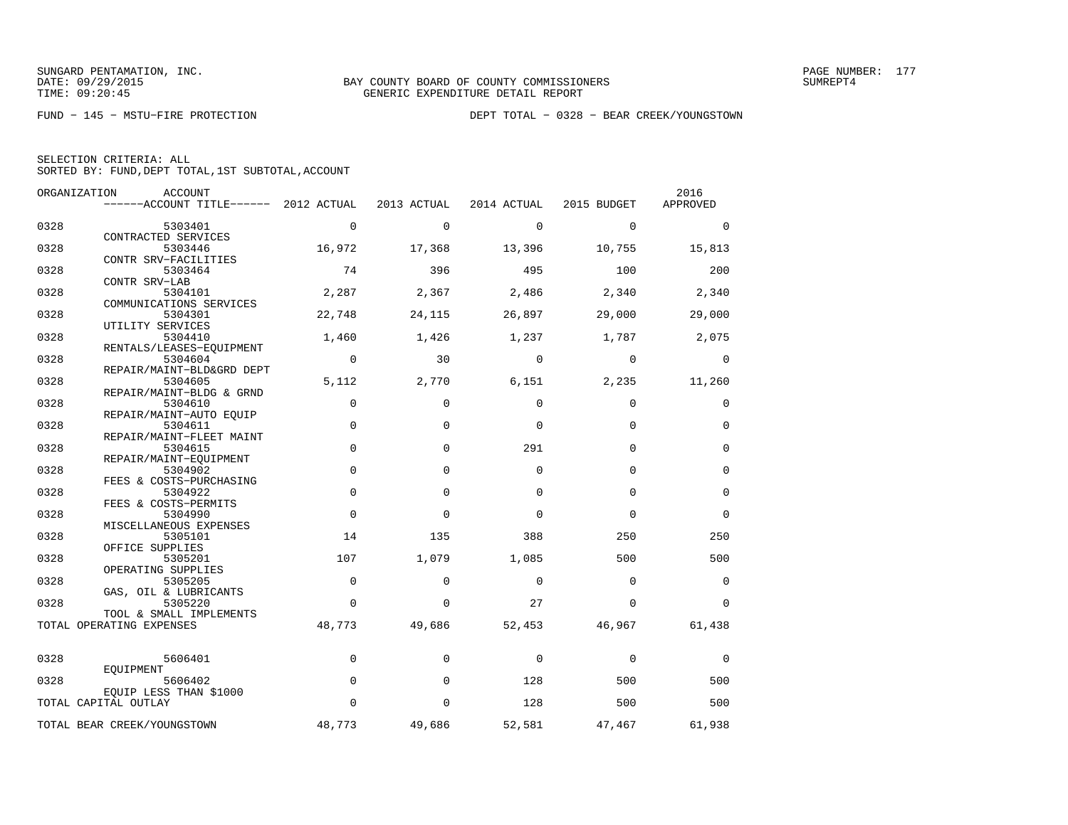SUNGARD PENTAMATION, INC.
DATE: 09/29/2015
TIME: 09:20:45

BAY COUNTY BOARD OF COUNTY COMMISSIONERS
GENERIC EXPENDITURE DETAIL REPORT

PAGE NUMBER: 177
SUMREPT4

FUND − 145 − MSTU−FIRE PROTECTION

DEPT TOTAL − 0328 − BEAR CREEK/YOUNGSTOWN

SELECTION CRITERIA: ALL
SORTED BY: FUND,DEPT TOTAL,1ST SUBTOTAL,ACCOUNT

| ORGANIZATION | ACCOUNT / ACCOUNT TITLE | 2012 ACTUAL | 2013 ACTUAL | 2014 ACTUAL | 2015 BUDGET | 2016 APPROVED |
|---|---|---|---|---|---|---|
| 0328 | 5303401 CONTRACTED SERVICES | 0 | 0 | 0 | 0 | 0 |
| 0328 | 5303446 CONTR SRV−FACILITIES | 16,972 | 17,368 | 13,396 | 10,755 | 15,813 |
| 0328 | 5303464 CONTR SRV−LAB | 74 | 396 | 495 | 100 | 200 |
| 0328 | 5304101 COMMUNICATIONS SERVICES | 2,287 | 2,367 | 2,486 | 2,340 | 2,340 |
| 0328 | 5304301 UTILITY SERVICES | 22,748 | 24,115 | 26,897 | 29,000 | 29,000 |
| 0328 | 5304410 RENTALS/LEASES−EQUIPMENT | 1,460 | 1,426 | 1,237 | 1,787 | 2,075 |
| 0328 | 5304604 REPAIR/MAINT−BLD&GRD DEPT | 0 | 30 | 0 | 0 | 0 |
| 0328 | 5304605 REPAIR/MAINT−BLDG & GRND | 5,112 | 2,770 | 6,151 | 2,235 | 11,260 |
| 0328 | 5304610 REPAIR/MAINT−AUTO EQUIP | 0 | 0 | 0 | 0 | 0 |
| 0328 | 5304611 REPAIR/MAINT−FLEET MAINT | 0 | 0 | 0 | 0 | 0 |
| 0328 | 5304615 REPAIR/MAINT−EQUIPMENT | 0 | 0 | 291 | 0 | 0 |
| 0328 | 5304902 FEES & COSTS−PURCHASING | 0 | 0 | 0 | 0 | 0 |
| 0328 | 5304922 FEES & COSTS−PERMITS | 0 | 0 | 0 | 0 | 0 |
| 0328 | 5304990 MISCELLANEOUS EXPENSES | 0 | 0 | 0 | 0 | 0 |
| 0328 | 5305101 OFFICE SUPPLIES | 14 | 135 | 388 | 250 | 250 |
| 0328 | 5305201 OPERATING SUPPLIES | 107 | 1,079 | 1,085 | 500 | 500 |
| 0328 | 5305205 GAS, OIL & LUBRICANTS | 0 | 0 | 0 | 0 | 0 |
| 0328 | 5305220 TOOL & SMALL IMPLEMENTS | 0 | 0 | 27 | 0 | 0 |
| TOTAL OPERATING EXPENSES | | 48,773 | 49,686 | 52,453 | 46,967 | 61,438 |
| 0328 | 5606401 EQUIPMENT | 0 | 0 | 0 | 0 | 0 |
| 0328 | 5606402 EQUIP LESS THAN $1000 | 0 | 0 | 128 | 500 | 500 |
| TOTAL CAPITAL OUTLAY | | 0 | 0 | 128 | 500 | 500 |
| TOTAL BEAR CREEK/YOUNGSTOWN | | 48,773 | 49,686 | 52,581 | 47,467 | 61,938 |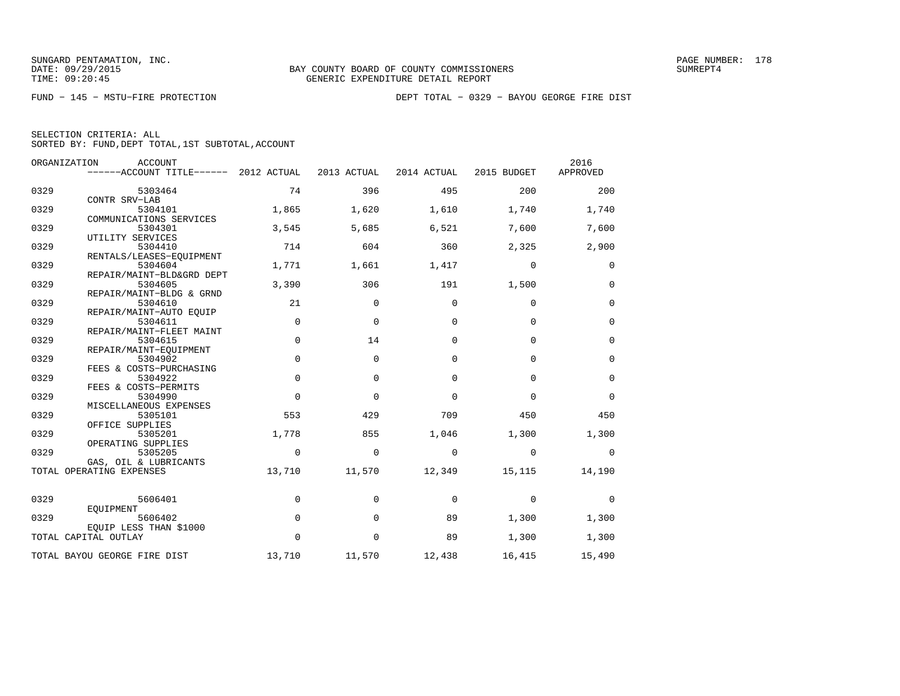SUNGARD PENTAMATION, INC.
DATE: 09/29/2015
TIME: 09:20:45

BAY COUNTY BOARD OF COUNTY COMMISSIONERS
GENERIC EXPENDITURE DETAIL REPORT

PAGE NUMBER: 178
SUMREPT4

FUND − 145 − MSTU−FIRE PROTECTION

DEPT TOTAL − 0329 − BAYOU GEORGE FIRE DIST

SELECTION CRITERIA: ALL
SORTED BY: FUND,DEPT TOTAL,1ST SUBTOTAL,ACCOUNT

| ORGANIZATION | ACCOUNT / ACCOUNT TITLE | 2012 ACTUAL | 2013 ACTUAL | 2014 ACTUAL | 2015 BUDGET | 2016 APPROVED |
|---|---|---|---|---|---|---|
| 0329 | 5303464 CONTR SRV−LAB | 74 | 396 | 495 | 200 | 200 |
| 0329 | 5304101 COMMUNICATIONS SERVICES | 1,865 | 1,620 | 1,610 | 1,740 | 1,740 |
| 0329 | 5304301 UTILITY SERVICES | 3,545 | 5,685 | 6,521 | 7,600 | 7,600 |
| 0329 | 5304410 RENTALS/LEASES−EQUIPMENT | 714 | 604 | 360 | 2,325 | 2,900 |
| 0329 | 5304604 REPAIR/MAINT−BLD&GRD DEPT | 1,771 | 1,661 | 1,417 | 0 | 0 |
| 0329 | 5304605 REPAIR/MAINT−BLDG & GRND | 3,390 | 306 | 191 | 1,500 | 0 |
| 0329 | 5304610 REPAIR/MAINT−AUTO EQUIP | 21 | 0 | 0 | 0 | 0 |
| 0329 | 5304611 REPAIR/MAINT−FLEET MAINT | 0 | 0 | 0 | 0 | 0 |
| 0329 | 5304615 REPAIR/MAINT−EQUIPMENT | 0 | 14 | 0 | 0 | 0 |
| 0329 | 5304902 FEES & COSTS−PURCHASING | 0 | 0 | 0 | 0 | 0 |
| 0329 | 5304922 FEES & COSTS−PERMITS | 0 | 0 | 0 | 0 | 0 |
| 0329 | 5304990 MISCELLANEOUS EXPENSES | 0 | 0 | 0 | 0 | 0 |
| 0329 | 5305101 OFFICE SUPPLIES | 553 | 429 | 709 | 450 | 450 |
| 0329 | 5305201 OPERATING SUPPLIES | 1,778 | 855 | 1,046 | 1,300 | 1,300 |
| 0329 | 5305205 GAS, OIL & LUBRICANTS | 0 | 0 | 0 | 0 | 0 |
| TOTAL OPERATING EXPENSES | | 13,710 | 11,570 | 12,349 | 15,115 | 14,190 |
| 0329 | 5606401 EQUIPMENT | 0 | 0 | 0 | 0 | 0 |
| 0329 | 5606402 EQUIP LESS THAN $1000 | 0 | 0 | 89 | 1,300 | 1,300 |
| TOTAL CAPITAL OUTLAY | | 0 | 0 | 89 | 1,300 | 1,300 |
| TOTAL BAYOU GEORGE FIRE DIST | | 13,710 | 11,570 | 12,438 | 16,415 | 15,490 |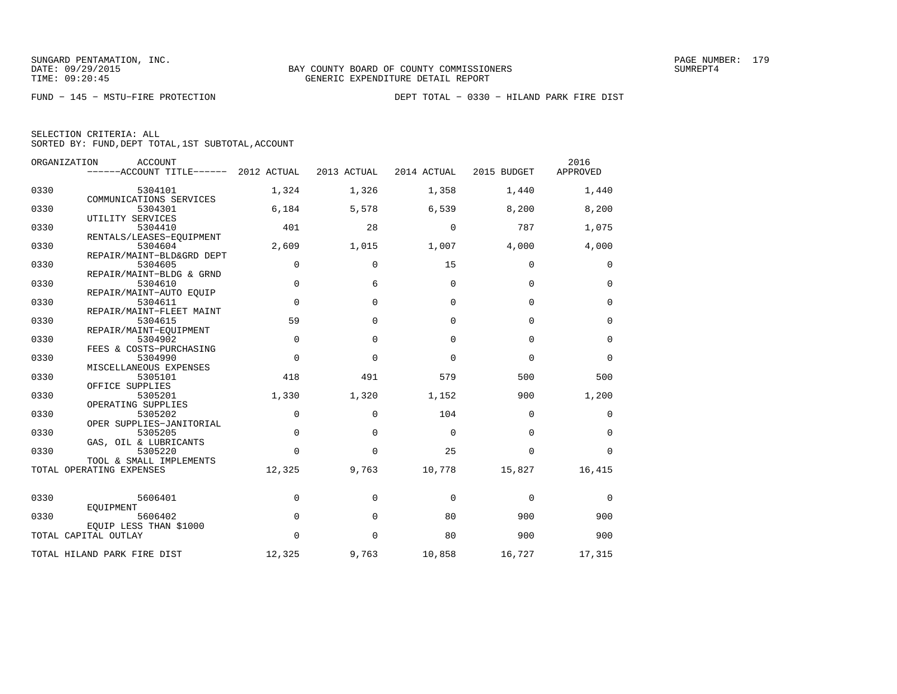SUNGARD PENTAMATION, INC.
DATE: 09/29/2015
TIME: 09:20:45

BAY COUNTY BOARD OF COUNTY COMMISSIONERS
GENERIC EXPENDITURE DETAIL REPORT

SUMREPT4

FUND − 145 − MSTU−FIRE PROTECTION

DEPT TOTAL − 0330 − HILAND PARK FIRE DIST

SELECTION CRITERIA: ALL
SORTED BY: FUND,DEPT TOTAL,1ST SUBTOTAL,ACCOUNT

| ORGANIZATION | ACCOUNT / ACCOUNT TITLE | 2012 ACTUAL | 2013 ACTUAL | 2014 ACTUAL | 2015 BUDGET | 2016 APPROVED |
|---|---|---|---|---|---|---|
| 0330 | 5304101 COMMUNICATIONS SERVICES | 1,324 | 1,326 | 1,358 | 1,440 | 1,440 |
| 0330 | 5304301 UTILITY SERVICES | 6,184 | 5,578 | 6,539 | 8,200 | 8,200 |
| 0330 | 5304410 RENTALS/LEASES−EQUIPMENT | 401 | 28 | 0 | 787 | 1,075 |
| 0330 | 5304604 REPAIR/MAINT−BLD&GRD DEPT | 2,609 | 1,015 | 1,007 | 4,000 | 4,000 |
| 0330 | 5304605 REPAIR/MAINT−BLDG & GRND | 0 | 0 | 15 | 0 | 0 |
| 0330 | 5304610 REPAIR/MAINT−AUTO EQUIP | 0 | 6 | 0 | 0 | 0 |
| 0330 | 5304611 REPAIR/MAINT−FLEET MAINT | 0 | 0 | 0 | 0 | 0 |
| 0330 | 5304615 REPAIR/MAINT−EQUIPMENT | 59 | 0 | 0 | 0 | 0 |
| 0330 | 5304902 FEES & COSTS−PURCHASING | 0 | 0 | 0 | 0 | 0 |
| 0330 | 5304990 MISCELLANEOUS EXPENSES | 0 | 0 | 0 | 0 | 0 |
| 0330 | 5305101 OFFICE SUPPLIES | 418 | 491 | 579 | 500 | 500 |
| 0330 | 5305201 OPERATING SUPPLIES | 1,330 | 1,320 | 1,152 | 900 | 1,200 |
| 0330 | 5305202 OPER SUPPLIES−JANITORIAL | 0 | 0 | 104 | 0 | 0 |
| 0330 | 5305205 GAS, OIL & LUBRICANTS | 0 | 0 | 0 | 0 | 0 |
| 0330 | 5305220 TOOL & SMALL IMPLEMENTS | 0 | 0 | 25 | 0 | 0 |
| TOTAL OPERATING EXPENSES | | 12,325 | 9,763 | 10,778 | 15,827 | 16,415 |
| 0330 | 5606401 EQUIPMENT | 0 | 0 | 0 | 0 | 0 |
| 0330 | 5606402 EQUIP LESS THAN $1000 | 0 | 0 | 80 | 900 | 900 |
| TOTAL CAPITAL OUTLAY | | 0 | 0 | 80 | 900 | 900 |
| TOTAL HILAND PARK FIRE DIST | | 12,325 | 9,763 | 10,858 | 16,727 | 17,315 |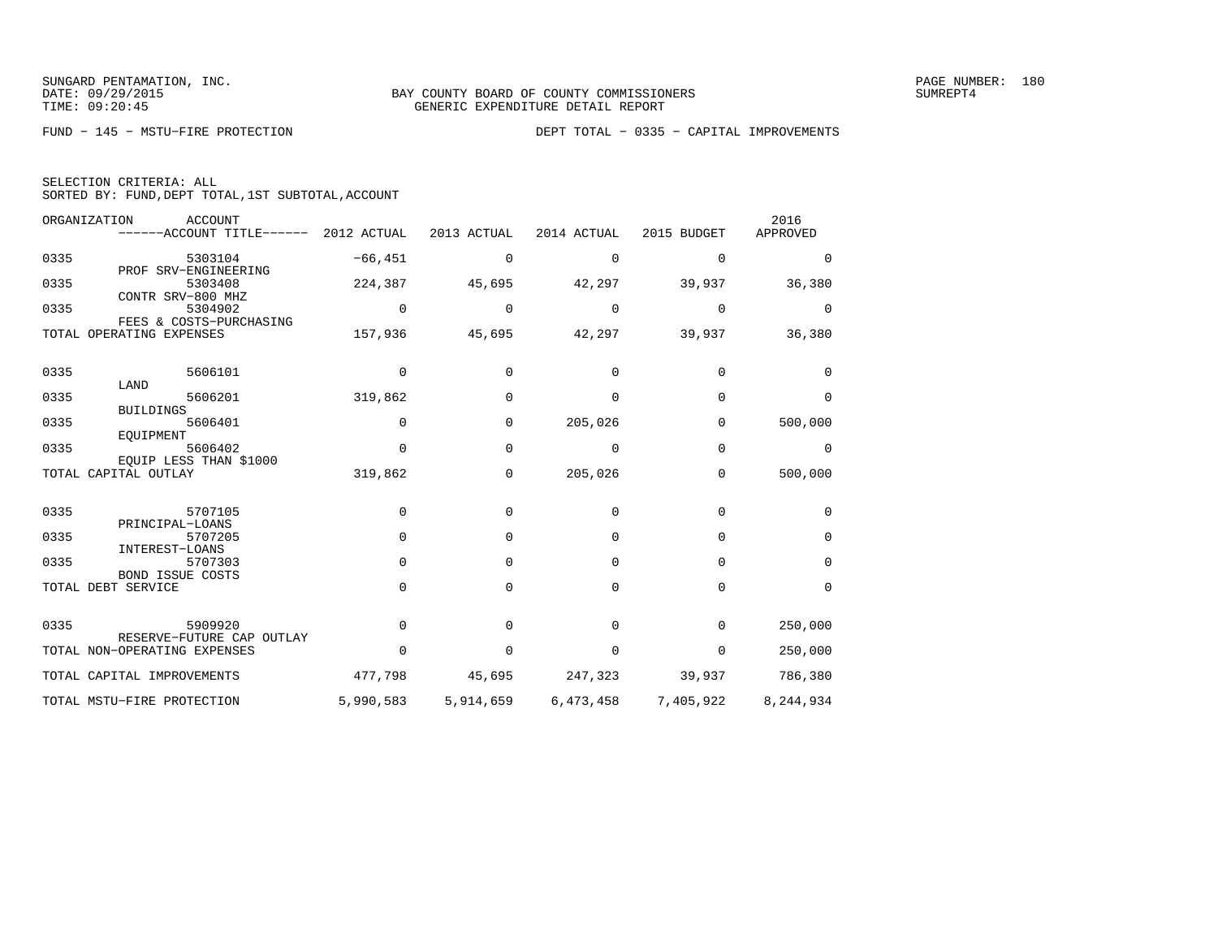BAY COUNTY BOARD OF COUNTY COMMISSIONERS
GENERIC EXPENDITURE DETAIL REPORT

FUND − 145 − MSTU−FIRE PROTECTION

DEPT TOTAL − 0335 − CAPITAL IMPROVEMENTS

SELECTION CRITERIA: ALL
SORTED BY: FUND,DEPT TOTAL,1ST SUBTOTAL,ACCOUNT

| ORGANIZATION | ACCOUNT / ACCOUNT TITLE | 2012 ACTUAL | 2013 ACTUAL | 2014 ACTUAL | 2015 BUDGET | 2016 APPROVED |
|---|---|---|---|---|---|---|
| 0335 | 5303104 PROF SRV−ENGINEERING | −66,451 | 0 | 0 | 0 | 0 |
| 0335 | 5303408 CONTR SRV−800 MHZ | 224,387 | 45,695 | 42,297 | 39,937 | 36,380 |
| 0335 | 5304902 FEES & COSTS−PURCHASING | 0 | 0 | 0 | 0 | 0 |
| TOTAL OPERATING EXPENSES | | 157,936 | 45,695 | 42,297 | 39,937 | 36,380 |
| 0335 | 5606101 LAND | 0 | 0 | 0 | 0 | 0 |
| 0335 | 5606201 BUILDINGS | 319,862 | 0 | 0 | 0 | 0 |
| 0335 | 5606401 EQUIPMENT | 0 | 0 | 205,026 | 0 | 500,000 |
| 0335 | 5606402 EQUIP LESS THAN $1000 | 0 | 0 | 0 | 0 | 0 |
| TOTAL CAPITAL OUTLAY | | 319,862 | 0 | 205,026 | 0 | 500,000 |
| 0335 | 5707105 PRINCIPAL−LOANS | 0 | 0 | 0 | 0 | 0 |
| 0335 | 5707205 INTEREST−LOANS | 0 | 0 | 0 | 0 | 0 |
| 0335 | 5707303 BOND ISSUE COSTS | 0 | 0 | 0 | 0 | 0 |
| TOTAL DEBT SERVICE | | 0 | 0 | 0 | 0 | 0 |
| 0335 | 5909920 RESERVE−FUTURE CAP OUTLAY | 0 | 0 | 0 | 0 | 250,000 |
| TOTAL NON−OPERATING EXPENSES | | 0 | 0 | 0 | 0 | 250,000 |
| TOTAL CAPITAL IMPROVEMENTS | | 477,798 | 45,695 | 247,323 | 39,937 | 786,380 |
| TOTAL MSTU−FIRE PROTECTION | | 5,990,583 | 5,914,659 | 6,473,458 | 7,405,922 | 8,244,934 |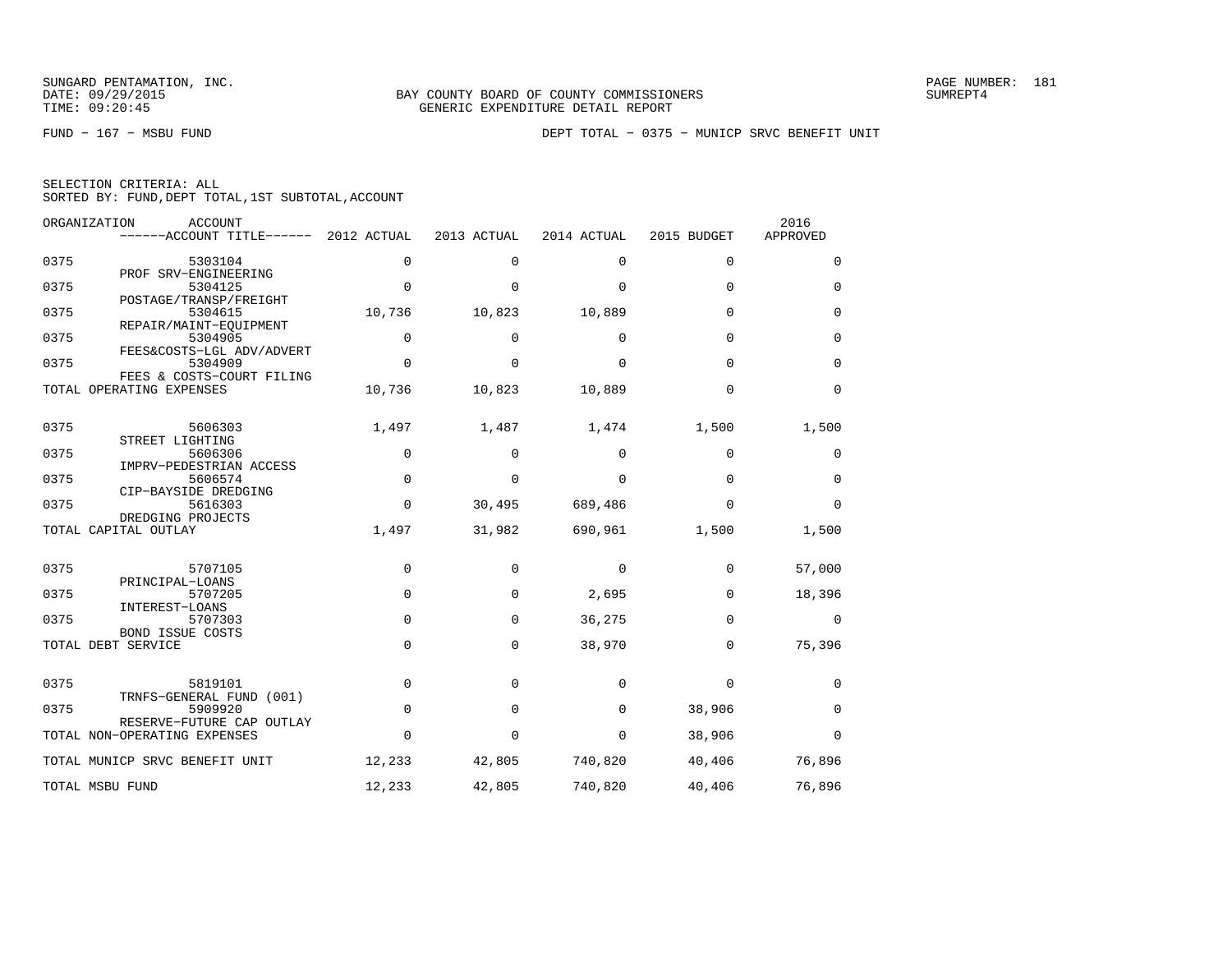SUNGARD PENTAMATION, INC.
DATE: 09/29/2015
TIME: 09:20:45

BAY COUNTY BOARD OF COUNTY COMMISSIONERS
GENERIC EXPENDITURE DETAIL REPORT

SUMREPT4

FUND − 167 − MSBU FUND

DEPT TOTAL − 0375 − MUNICP SRVC BENEFIT UNIT

SELECTION CRITERIA: ALL
SORTED BY: FUND,DEPT TOTAL,1ST SUBTOTAL,ACCOUNT

| ORGANIZATION | ACCOUNT ------ACCOUNT TITLE------ | 2012 ACTUAL | 2013 ACTUAL | 2014 ACTUAL | 2015 BUDGET | 2016 APPROVED |
|---|---|---|---|---|---|---|
| 0375 | 5303104 PROF SRV−ENGINEERING | 0 | 0 | 0 | 0 | 0 |
| 0375 | 5304125 POSTAGE/TRANSP/FREIGHT | 0 | 0 | 0 | 0 | 0 |
| 0375 | 5304615 REPAIR/MAINT−EQUIPMENT | 10,736 | 10,823 | 10,889 | 0 | 0 |
| 0375 | 5304905 FEES&COSTS−LGL ADV/ADVERT | 0 | 0 | 0 | 0 | 0 |
| 0375 | 5304909 FEES & COSTS−COURT FILING | 0 | 0 | 0 | 0 | 0 |
| TOTAL OPERATING EXPENSES | | 10,736 | 10,823 | 10,889 | 0 | 0 |
| 0375 | 5606303 STREET LIGHTING | 1,497 | 1,487 | 1,474 | 1,500 | 1,500 |
| 0375 | 5606306 IMPRV−PEDESTRIAN ACCESS | 0 | 0 | 0 | 0 | 0 |
| 0375 | 5606574 CIP−BAYSIDE DREDGING | 0 | 0 | 0 | 0 | 0 |
| 0375 | 5616303 DREDGING PROJECTS | 0 | 30,495 | 689,486 | 0 | 0 |
| TOTAL CAPITAL OUTLAY | | 1,497 | 31,982 | 690,961 | 1,500 | 1,500 |
| 0375 | 5707105 PRINCIPAL−LOANS | 0 | 0 | 0 | 0 | 57,000 |
| 0375 | 5707205 INTEREST−LOANS | 0 | 0 | 2,695 | 0 | 18,396 |
| 0375 | 5707303 BOND ISSUE COSTS | 0 | 0 | 36,275 | 0 | 0 |
| TOTAL DEBT SERVICE | | 0 | 0 | 38,970 | 0 | 75,396 |
| 0375 | 5819101 TRNFS−GENERAL FUND (001) | 0 | 0 | 0 | 0 | 0 |
| 0375 | 5909920 RESERVE−FUTURE CAP OUTLAY | 0 | 0 | 0 | 38,906 | 0 |
| TOTAL NON−OPERATING EXPENSES | | 0 | 0 | 0 | 38,906 | 0 |
| TOTAL MUNICP SRVC BENEFIT UNIT | | 12,233 | 42,805 | 740,820 | 40,406 | 76,896 |
| TOTAL MSBU FUND | | 12,233 | 42,805 | 740,820 | 40,406 | 76,896 |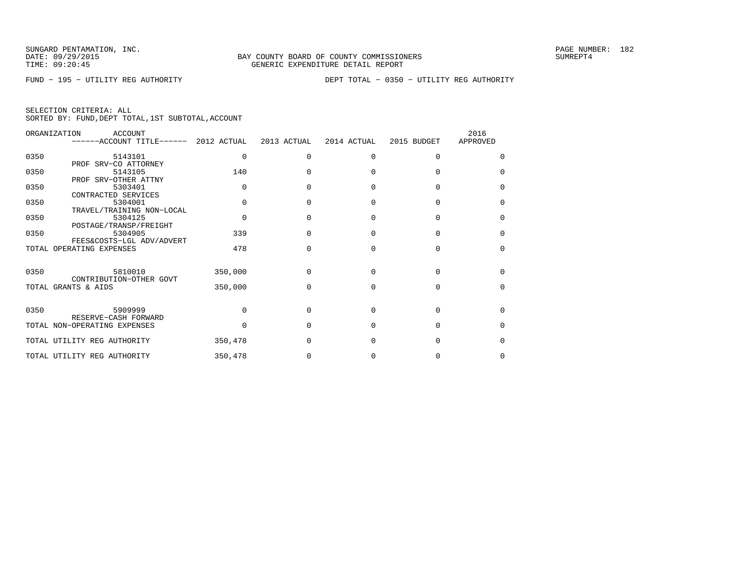SUNGARD PENTAMATION, INC.
DATE: 09/29/2015
TIME: 09:20:45

BAY COUNTY BOARD OF COUNTY COMMISSIONERS
GENERIC EXPENDITURE DETAIL REPORT

PAGE NUMBER: 182
SUMREPT4

FUND − 195 − UTILITY REG AUTHORITY

DEPT TOTAL − 0350 − UTILITY REG AUTHORITY

SELECTION CRITERIA: ALL
SORTED BY: FUND,DEPT TOTAL,1ST SUBTOTAL,ACCOUNT

| ORGANIZATION | ACCOUNT / ------ACCOUNT TITLE------ | 2012 ACTUAL | 2013 ACTUAL | 2014 ACTUAL | 2015 BUDGET | 2016 APPROVED |
|---|---|---|---|---|---|---|
| 0350 | 5143101 PROF SRV−CO ATTORNEY | 0 | 0 | 0 | 0 | 0 |
| 0350 | 5143105 PROF SRV−OTHER ATTNY | 140 | 0 | 0 | 0 | 0 |
| 0350 | 5303401 CONTRACTED SERVICES | 0 | 0 | 0 | 0 | 0 |
| 0350 | 5304001 TRAVEL/TRAINING NON−LOCAL | 0 | 0 | 0 | 0 | 0 |
| 0350 | 5304125 POSTAGE/TRANSP/FREIGHT | 0 | 0 | 0 | 0 | 0 |
| 0350 | 5304905 FEES&COSTS−LGL ADV/ADVERT | 339 | 0 | 0 | 0 | 0 |
| TOTAL OPERATING EXPENSES | | 478 | 0 | 0 | 0 | 0 |
| 0350 | 5810010 CONTRIBUTION−OTHER GOVT | 350,000 | 0 | 0 | 0 | 0 |
| TOTAL GRANTS & AIDS | | 350,000 | 0 | 0 | 0 | 0 |
| 0350 | 5909999 RESERVE−CASH FORWARD | 0 | 0 | 0 | 0 | 0 |
| TOTAL NON−OPERATING EXPENSES | | 0 | 0 | 0 | 0 | 0 |
| TOTAL UTILITY REG AUTHORITY | | 350,478 | 0 | 0 | 0 | 0 |
| TOTAL UTILITY REG AUTHORITY | | 350,478 | 0 | 0 | 0 | 0 |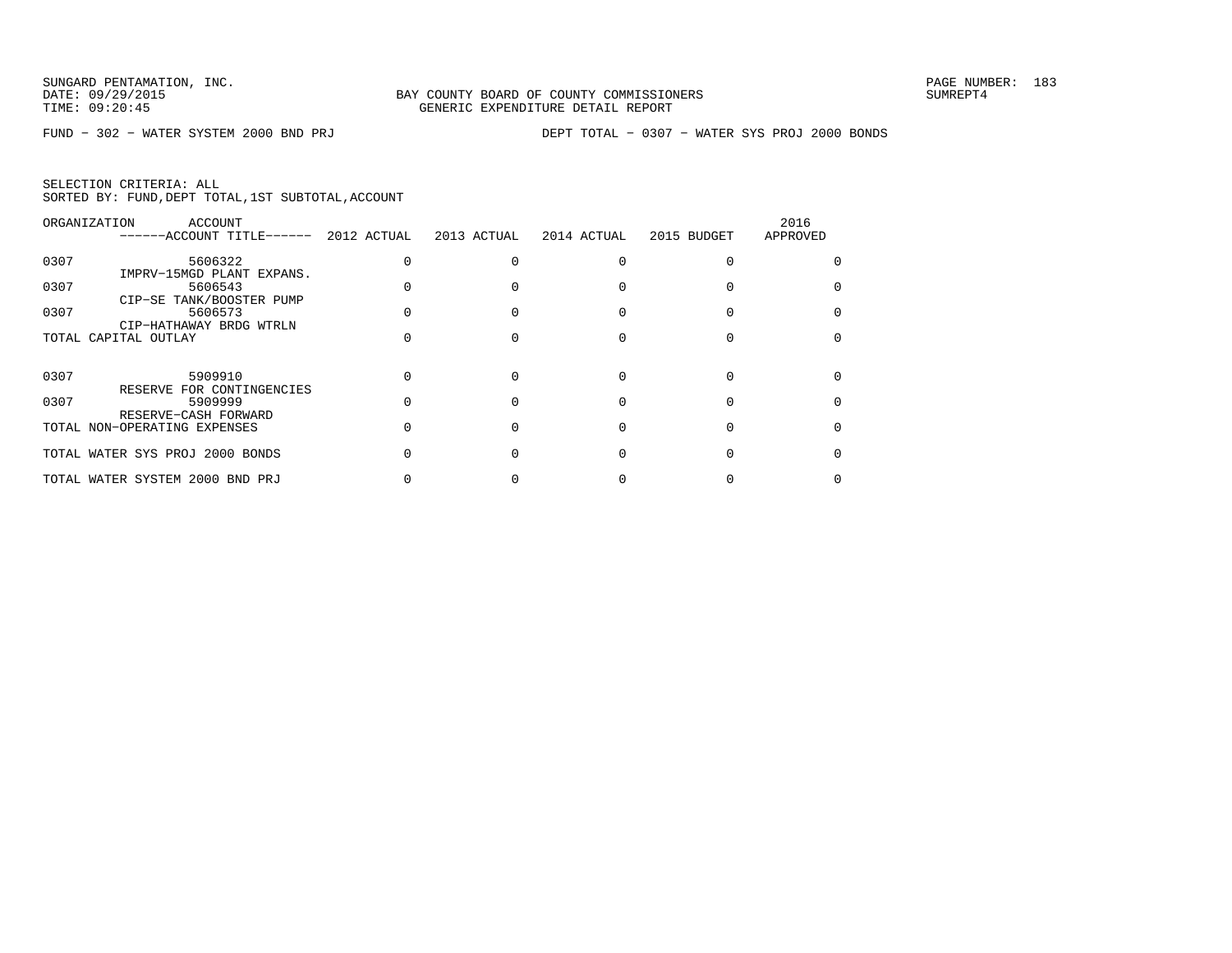SUNGARD PENTAMATION, INC.
DATE: 09/29/2015
TIME: 09:20:45

BAY COUNTY BOARD OF COUNTY COMMISSIONERS
GENERIC EXPENDITURE DETAIL REPORT

SUMREPT4

FUND - 302 - WATER SYSTEM 2000 BND PRJ

DEPT TOTAL - 0307 - WATER SYS PROJ 2000 BONDS

SELECTION CRITERIA: ALL
SORTED BY: FUND,DEPT TOTAL,1ST SUBTOTAL,ACCOUNT

| ORGANIZATION | ACCOUNT / ------ACCOUNT TITLE------ | 2012 ACTUAL | 2013 ACTUAL | 2014 ACTUAL | 2015 BUDGET | 2016 APPROVED |
|---|---|---|---|---|---|---|
| 0307 | 5606322 IMPRV-15MGD PLANT EXPANS. | 0 | 0 | 0 | 0 | 0 |
| 0307 | 5606543 CIP-SE TANK/BOOSTER PUMP | 0 | 0 | 0 | 0 | 0 |
| 0307 | 5606573 CIP-HATHAWAY BRDG WTRLN | 0 | 0 | 0 | 0 | 0 |
| TOTAL CAPITAL OUTLAY | | 0 | 0 | 0 | 0 | 0 |
| 0307 | 5909910 RESERVE FOR CONTINGENCIES | 0 | 0 | 0 | 0 | 0 |
| 0307 | 5909999 RESERVE-CASH FORWARD | 0 | 0 | 0 | 0 | 0 |
| TOTAL NON-OPERATING EXPENSES | | 0 | 0 | 0 | 0 | 0 |
| TOTAL WATER SYS PROJ 2000 BONDS | | 0 | 0 | 0 | 0 | 0 |
| TOTAL WATER SYSTEM 2000 BND PRJ | | 0 | 0 | 0 | 0 | 0 |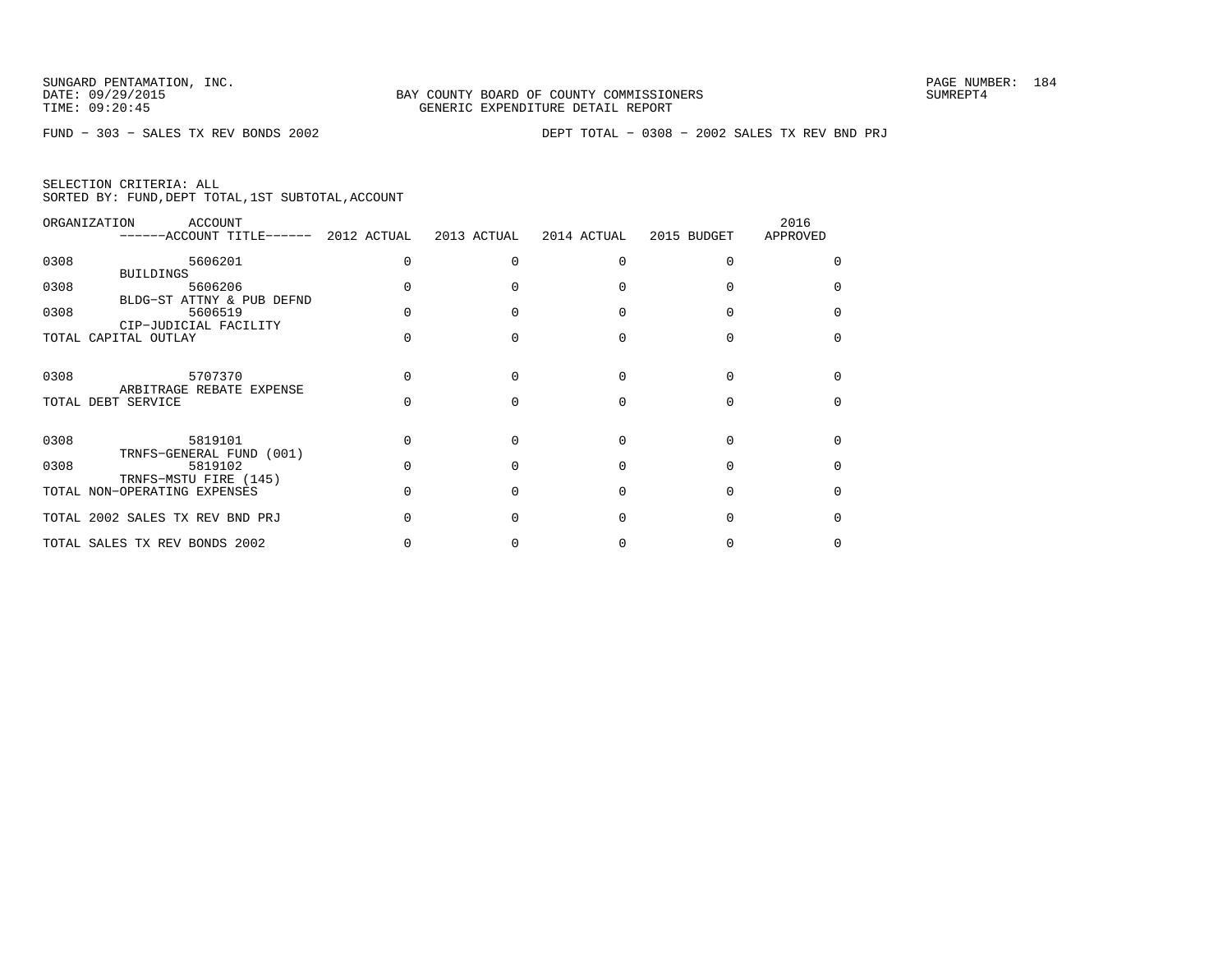SUNGARD PENTAMATION, INC.
DATE: 09/29/2015
TIME: 09:20:45

BAY COUNTY BOARD OF COUNTY COMMISSIONERS
GENERIC EXPENDITURE DETAIL REPORT

SUMREPT4

FUND − 303 − SALES TX REV BONDS 2002 DEPT TOTAL − 0308 − 2002 SALES TX REV BND PRJ

SELECTION CRITERIA: ALL
SORTED BY: FUND,DEPT TOTAL,1ST SUBTOTAL,ACCOUNT

| ORGANIZATION | ACCOUNT ------ACCOUNT TITLE------ | 2012 ACTUAL | 2013 ACTUAL | 2014 ACTUAL | 2015 BUDGET | 2016 APPROVED |
|---|---|---|---|---|---|---|
| 0308 | 5606201 BUILDINGS | 0 | 0 | 0 | 0 | 0 |
| 0308 | 5606206 BLDG−ST ATTNY & PUB DEFND | 0 | 0 | 0 | 0 | 0 |
| 0308 | 5606519 CIP−JUDICIAL FACILITY | 0 | 0 | 0 | 0 | 0 |
| TOTAL CAPITAL OUTLAY | | 0 | 0 | 0 | 0 | 0 |
| 0308 | 5707370 ARBITRAGE REBATE EXPENSE | 0 | 0 | 0 | 0 | 0 |
| TOTAL DEBT SERVICE | | 0 | 0 | 0 | 0 | 0 |
| 0308 | 5819101 TRNFS−GENERAL FUND (001) | 0 | 0 | 0 | 0 | 0 |
| 0308 | 5819102 TRNFS−MSTU FIRE (145) | 0 | 0 | 0 | 0 | 0 |
| TOTAL NON−OPERATING EXPENSES | | 0 | 0 | 0 | 0 | 0 |
| TOTAL 2002 SALES TX REV BND PRJ | | 0 | 0 | 0 | 0 | 0 |
| TOTAL SALES TX REV BONDS 2002 | | 0 | 0 | 0 | 0 | 0 |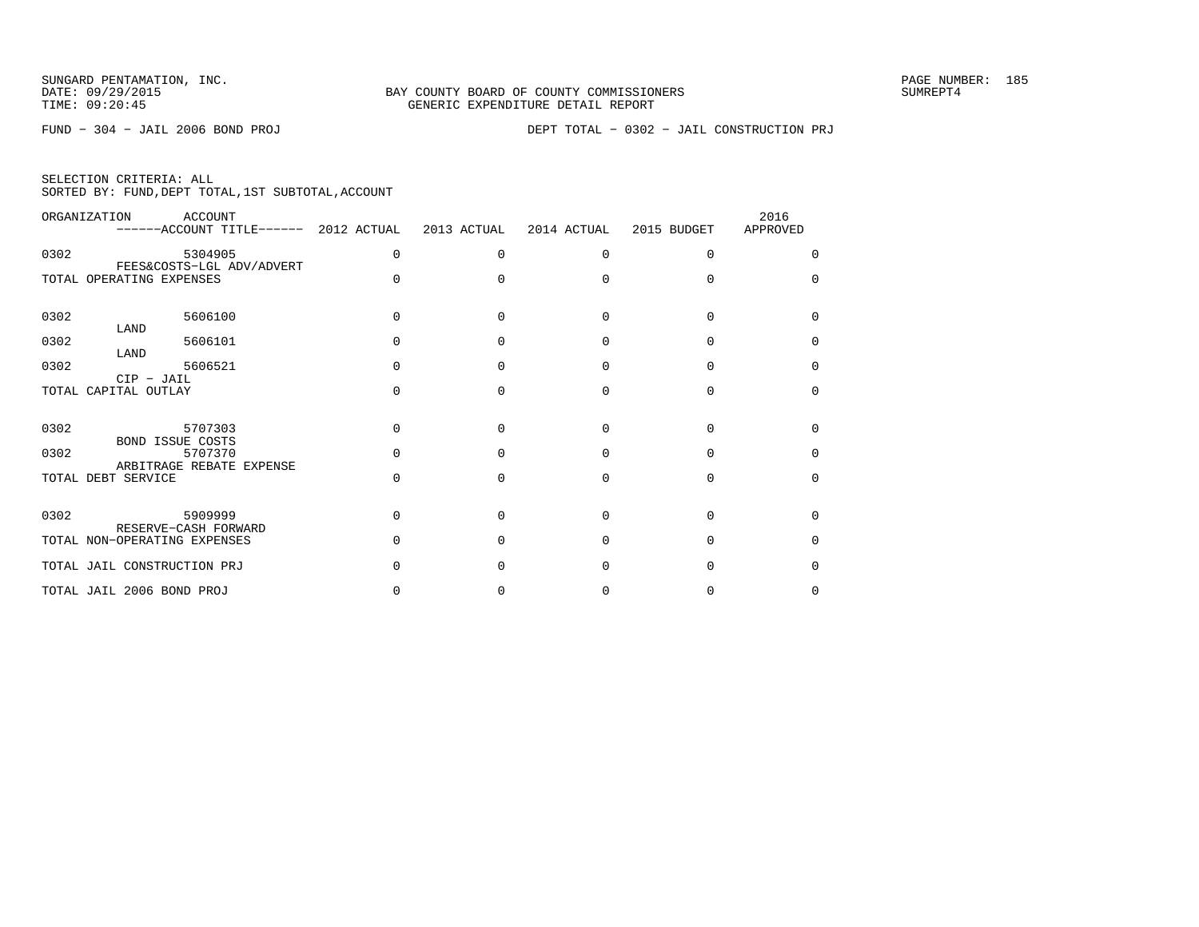SUNGARD PENTAMATION, INC.
DATE: 09/29/2015
TIME: 09:20:45

BAY COUNTY BOARD OF COUNTY COMMISSIONERS
GENERIC EXPENDITURE DETAIL REPORT

SUMREPT4

FUND − 304 − JAIL 2006 BOND PROJ

DEPT TOTAL − 0302 − JAIL CONSTRUCTION PRJ

SELECTION CRITERIA: ALL
SORTED BY: FUND,DEPT TOTAL,1ST SUBTOTAL,ACCOUNT

| ORGANIZATION | ACCOUNT / ACCOUNT TITLE | 2012 ACTUAL | 2013 ACTUAL | 2014 ACTUAL | 2015 BUDGET | 2016 APPROVED |
|---|---|---|---|---|---|---|
| 0302 | 5304905 FEES&COSTS−LGL ADV/ADVERT | 0 | 0 | 0 | 0 | 0 |
| TOTAL OPERATING EXPENSES | | 0 | 0 | 0 | 0 | 0 |
| 0302 | 5606100 LAND | 0 | 0 | 0 | 0 | 0 |
| 0302 | 5606101 LAND | 0 | 0 | 0 | 0 | 0 |
| 0302 | 5606521 CIP − JAIL | 0 | 0 | 0 | 0 | 0 |
| TOTAL CAPITAL OUTLAY | | 0 | 0 | 0 | 0 | 0 |
| 0302 | 5707303 BOND ISSUE COSTS | 0 | 0 | 0 | 0 | 0 |
| 0302 | 5707370 ARBITRAGE REBATE EXPENSE | 0 | 0 | 0 | 0 | 0 |
| TOTAL DEBT SERVICE | | 0 | 0 | 0 | 0 | 0 |
| 0302 | 5909999 RESERVE−CASH FORWARD | 0 | 0 | 0 | 0 | 0 |
| TOTAL NON−OPERATING EXPENSES | | 0 | 0 | 0 | 0 | 0 |
| TOTAL JAIL CONSTRUCTION PRJ | | 0 | 0 | 0 | 0 | 0 |
| TOTAL JAIL 2006 BOND PROJ | | 0 | 0 | 0 | 0 | 0 |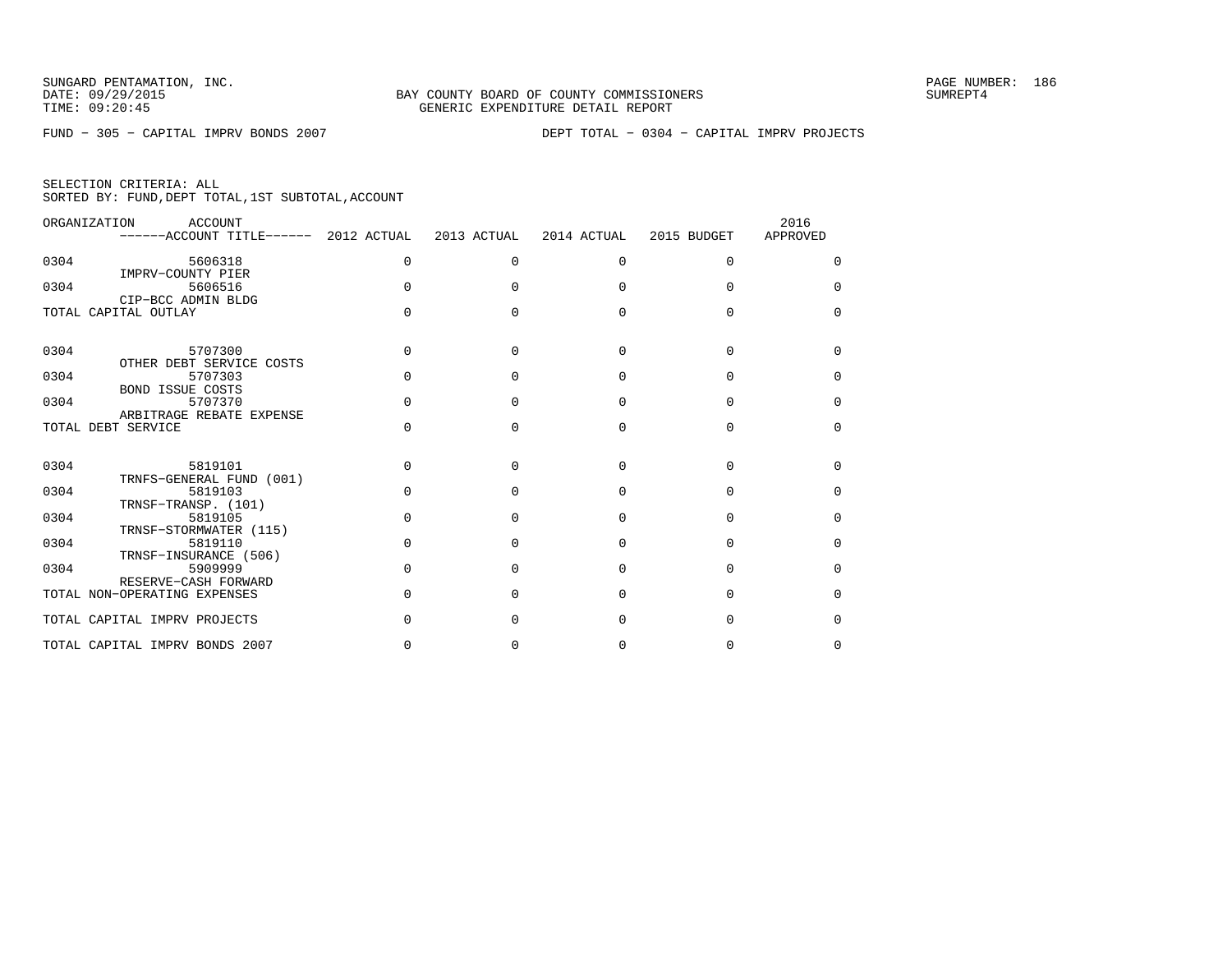SUNGARD PENTAMATION, INC.
DATE: 09/29/2015
TIME: 09:20:45

BAY COUNTY BOARD OF COUNTY COMMISSIONERS
GENERIC EXPENDITURE DETAIL REPORT

SUMREPT4

FUND − 305 − CAPITAL IMPRV BONDS 2007

DEPT TOTAL − 0304 − CAPITAL IMPRV PROJECTS

SELECTION CRITERIA: ALL
SORTED BY: FUND,DEPT TOTAL,1ST SUBTOTAL,ACCOUNT

| ORGANIZATION | ACCOUNT / ACCOUNT TITLE | 2012 ACTUAL | 2013 ACTUAL | 2014 ACTUAL | 2015 BUDGET | 2016 APPROVED |
|---|---|---|---|---|---|---|
| 0304 | 5606318 IMPRV−COUNTY PIER | 0 | 0 | 0 | 0 | 0 |
| 0304 | 5606516 CIP−BCC ADMIN BLDG | 0 | 0 | 0 | 0 | 0 |
| TOTAL CAPITAL OUTLAY | | 0 | 0 | 0 | 0 | 0 |
| 0304 | 5707300 OTHER DEBT SERVICE COSTS | 0 | 0 | 0 | 0 | 0 |
| 0304 | 5707303 BOND ISSUE COSTS | 0 | 0 | 0 | 0 | 0 |
| 0304 | 5707370 ARBITRAGE REBATE EXPENSE | 0 | 0 | 0 | 0 | 0 |
| TOTAL DEBT SERVICE | | 0 | 0 | 0 | 0 | 0 |
| 0304 | 5819101 TRNFS−GENERAL FUND (001) | 0 | 0 | 0 | 0 | 0 |
| 0304 | 5819103 TRNSF−TRANSP. (101) | 0 | 0 | 0 | 0 | 0 |
| 0304 | 5819105 TRNSF−STORMWATER (115) | 0 | 0 | 0 | 0 | 0 |
| 0304 | 5819110 TRNSF−INSURANCE (506) | 0 | 0 | 0 | 0 | 0 |
| 0304 | 5909999 RESERVE−CASH FORWARD | 0 | 0 | 0 | 0 | 0 |
| TOTAL NON−OPERATING EXPENSES | | 0 | 0 | 0 | 0 | 0 |
| TOTAL CAPITAL IMPRV PROJECTS | | 0 | 0 | 0 | 0 | 0 |
| TOTAL CAPITAL IMPRV BONDS 2007 | | 0 | 0 | 0 | 0 | 0 |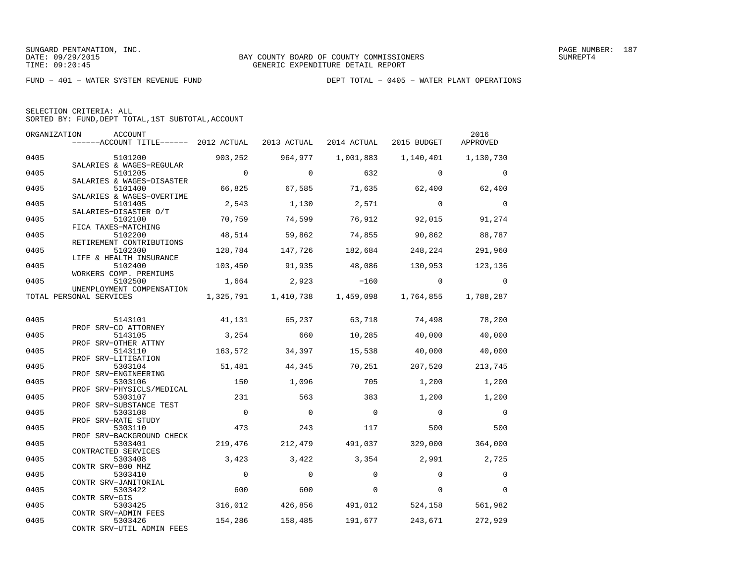SUNGARD PENTAMATION, INC.
DATE: 09/29/2015
TIME: 09:20:45

BAY COUNTY BOARD OF COUNTY COMMISSIONERS
GENERIC EXPENDITURE DETAIL REPORT

SUMREPT4

FUND − 401 − WATER SYSTEM REVENUE FUND

DEPT TOTAL − 0405 − WATER PLANT OPERATIONS

SELECTION CRITERIA: ALL
SORTED BY: FUND,DEPT TOTAL,1ST SUBTOTAL,ACCOUNT

| ORGANIZATION | ACCOUNT | ACCOUNT TITLE | 2012 ACTUAL | 2013 ACTUAL | 2014 ACTUAL | 2015 BUDGET | 2016 APPROVED |
|---|---|---|---|---|---|---|---|
| 0405 | 5101200 | SALARIES & WAGES−REGULAR | 903,252 | 964,977 | 1,001,883 | 1,140,401 | 1,130,730 |
| 0405 | 5101205 | SALARIES & WAGES−DISASTER | 0 | 0 | 632 | 0 | 0 |
| 0405 | 5101400 | SALARIES & WAGES−OVERTIME | 66,825 | 67,585 | 71,635 | 62,400 | 62,400 |
| 0405 | 5101405 | SALARIES−DISASTER O/T | 2,543 | 1,130 | 2,571 | 0 | 0 |
| 0405 | 5102100 | FICA TAXES−MATCHING | 70,759 | 74,599 | 76,912 | 92,015 | 91,274 |
| 0405 | 5102200 | RETIREMENT CONTRIBUTIONS | 48,514 | 59,862 | 74,855 | 90,862 | 88,787 |
| 0405 | 5102300 | LIFE & HEALTH INSURANCE | 128,784 | 147,726 | 182,684 | 248,224 | 291,960 |
| 0405 | 5102400 | WORKERS COMP. PREMIUMS | 103,450 | 91,935 | 48,086 | 130,953 | 123,136 |
| 0405 | 5102500 | UNEMPLOYMENT COMPENSATION | 1,664 | 2,923 | −160 | 0 | 0 |
| TOTAL PERSONAL SERVICES | | | 1,325,791 | 1,410,738 | 1,459,098 | 1,764,855 | 1,788,287 |
| 0405 | 5143101 | PROF SRV−CO ATTORNEY | 41,131 | 65,237 | 63,718 | 74,498 | 78,200 |
| 0405 | 5143105 | PROF SRV−OTHER ATTNY | 3,254 | 660 | 10,285 | 40,000 | 40,000 |
| 0405 | 5143110 | PROF SRV−LITIGATION | 163,572 | 34,397 | 15,538 | 40,000 | 40,000 |
| 0405 | 5303104 | PROF SRV−ENGINEERING | 51,481 | 44,345 | 70,251 | 207,520 | 213,745 |
| 0405 | 5303106 | PROF SRV−PHYSICLS/MEDICAL | 150 | 1,096 | 705 | 1,200 | 1,200 |
| 0405 | 5303107 | PROF SRV−SUBSTANCE TEST | 231 | 563 | 383 | 1,200 | 1,200 |
| 0405 | 5303108 | PROF SRV−RATE STUDY | 0 | 0 | 0 | 0 | 0 |
| 0405 | 5303110 | PROF SRV−BACKGROUND CHECK | 473 | 243 | 117 | 500 | 500 |
| 0405 | 5303401 | CONTRACTED SERVICES | 219,476 | 212,479 | 491,037 | 329,000 | 364,000 |
| 0405 | 5303408 | CONTR SRV−800 MHZ | 3,423 | 3,422 | 3,354 | 2,991 | 2,725 |
| 0405 | 5303410 | CONTR SRV−JANITORIAL | 0 | 0 | 0 | 0 | 0 |
| 0405 | 5303422 | CONTR SRV−GIS | 600 | 600 | 0 | 0 | 0 |
| 0405 | 5303425 | CONTR SRV−ADMIN FEES | 316,012 | 426,856 | 491,012 | 524,158 | 561,982 |
| 0405 | 5303426 | CONTR SRV−UTIL ADMIN FEES | 154,286 | 158,485 | 191,677 | 243,671 | 272,929 |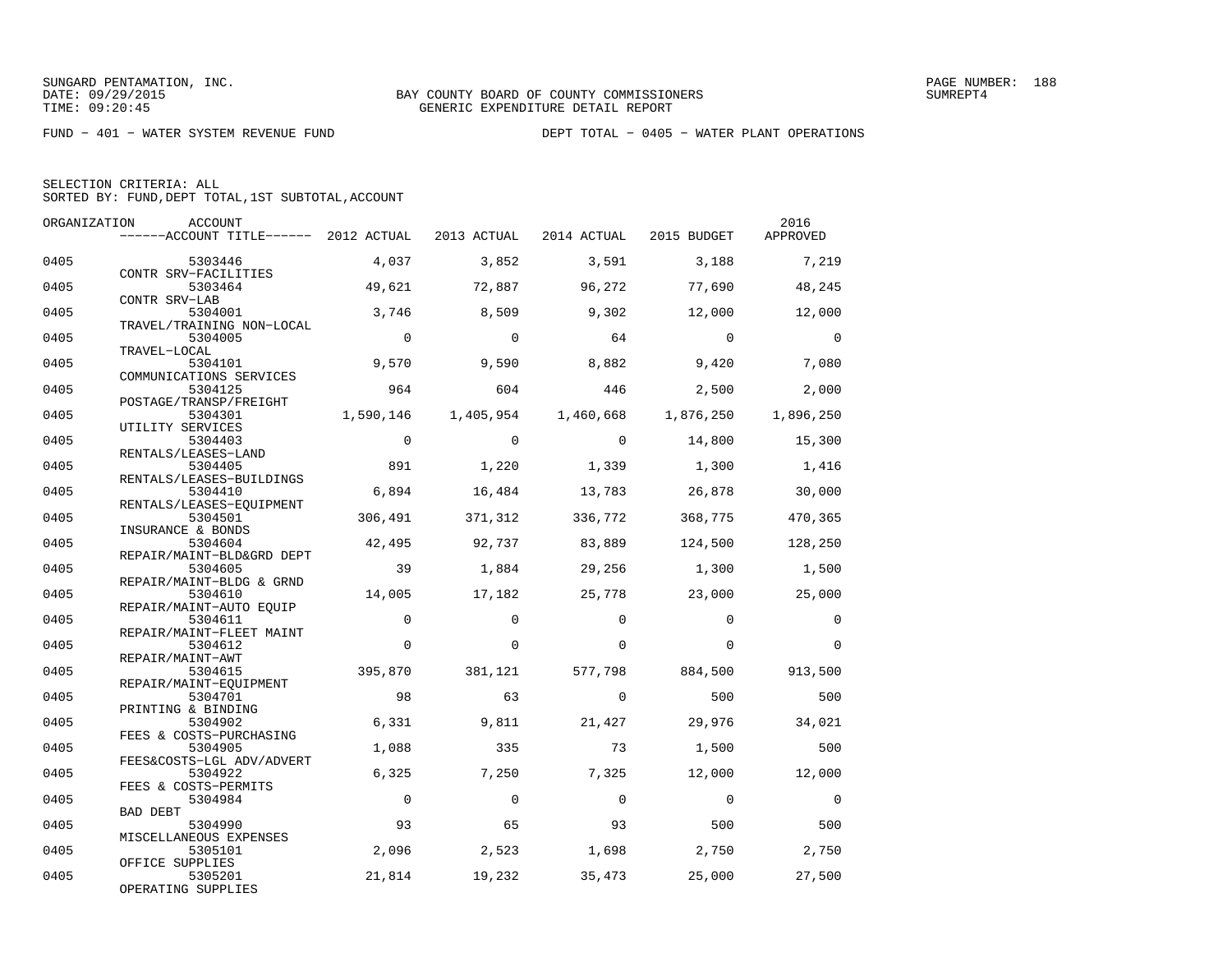SUNGARD PENTAMATION, INC.
DATE: 09/29/2015
TIME: 09:20:45

BAY COUNTY BOARD OF COUNTY COMMISSIONERS
GENERIC EXPENDITURE DETAIL REPORT

SUMREPT4

FUND − 401 − WATER SYSTEM REVENUE FUND

DEPT TOTAL − 0405 − WATER PLANT OPERATIONS

SELECTION CRITERIA: ALL
SORTED BY: FUND,DEPT TOTAL,1ST SUBTOTAL,ACCOUNT

| ORGANIZATION | ACCOUNT / ACCOUNT TITLE | 2012 ACTUAL | 2013 ACTUAL | 2014 ACTUAL | 2015 BUDGET | 2016 APPROVED |
|---|---|---|---|---|---|---|
| 0405 | 5303446 CONTR SRV−FACILITIES | 4,037 | 3,852 | 3,591 | 3,188 | 7,219 |
| 0405 | 5303464 CONTR SRV−LAB | 49,621 | 72,887 | 96,272 | 77,690 | 48,245 |
| 0405 | 5304001 TRAVEL/TRAINING NON−LOCAL | 3,746 | 8,509 | 9,302 | 12,000 | 12,000 |
| 0405 | 5304005 TRAVEL−LOCAL | 0 | 0 | 64 | 0 | 0 |
| 0405 | 5304101 COMMUNICATIONS SERVICES | 9,570 | 9,590 | 8,882 | 9,420 | 7,080 |
| 0405 | 5304125 POSTAGE/TRANSP/FREIGHT | 964 | 604 | 446 | 2,500 | 2,000 |
| 0405 | 5304301 UTILITY SERVICES | 1,590,146 | 1,405,954 | 1,460,668 | 1,876,250 | 1,896,250 |
| 0405 | 5304403 RENTALS/LEASES−LAND | 0 | 0 | 0 | 14,800 | 15,300 |
| 0405 | 5304405 RENTALS/LEASES−BUILDINGS | 891 | 1,220 | 1,339 | 1,300 | 1,416 |
| 0405 | 5304410 RENTALS/LEASES−EQUIPMENT | 6,894 | 16,484 | 13,783 | 26,878 | 30,000 |
| 0405 | 5304501 INSURANCE & BONDS | 306,491 | 371,312 | 336,772 | 368,775 | 470,365 |
| 0405 | 5304604 REPAIR/MAINT−BLD&GRD DEPT | 42,495 | 92,737 | 83,889 | 124,500 | 128,250 |
| 0405 | 5304605 REPAIR/MAINT−BLDG & GRND | 39 | 1,884 | 29,256 | 1,300 | 1,500 |
| 0405 | 5304610 REPAIR/MAINT−AUTO EQUIP | 14,005 | 17,182 | 25,778 | 23,000 | 25,000 |
| 0405 | 5304611 REPAIR/MAINT−FLEET MAINT | 0 | 0 | 0 | 0 | 0 |
| 0405 | 5304612 REPAIR/MAINT−AWT | 0 | 0 | 0 | 0 | 0 |
| 0405 | 5304615 REPAIR/MAINT−EQUIPMENT | 395,870 | 381,121 | 577,798 | 884,500 | 913,500 |
| 0405 | 5304701 PRINTING & BINDING | 98 | 63 | 0 | 500 | 500 |
| 0405 | 5304902 FEES & COSTS−PURCHASING | 6,331 | 9,811 | 21,427 | 29,976 | 34,021 |
| 0405 | 5304905 FEES&COSTS−LGL ADV/ADVERT | 1,088 | 335 | 73 | 1,500 | 500 |
| 0405 | 5304922 FEES & COSTS−PERMITS | 6,325 | 7,250 | 7,325 | 12,000 | 12,000 |
| 0405 | 5304984 BAD DEBT | 0 | 0 | 0 | 0 | 0 |
| 0405 | 5304990 MISCELLANEOUS EXPENSES | 93 | 65 | 93 | 500 | 500 |
| 0405 | 5305101 OFFICE SUPPLIES | 2,096 | 2,523 | 1,698 | 2,750 | 2,750 |
| 0405 | 5305201 OPERATING SUPPLIES | 21,814 | 19,232 | 35,473 | 25,000 | 27,500 |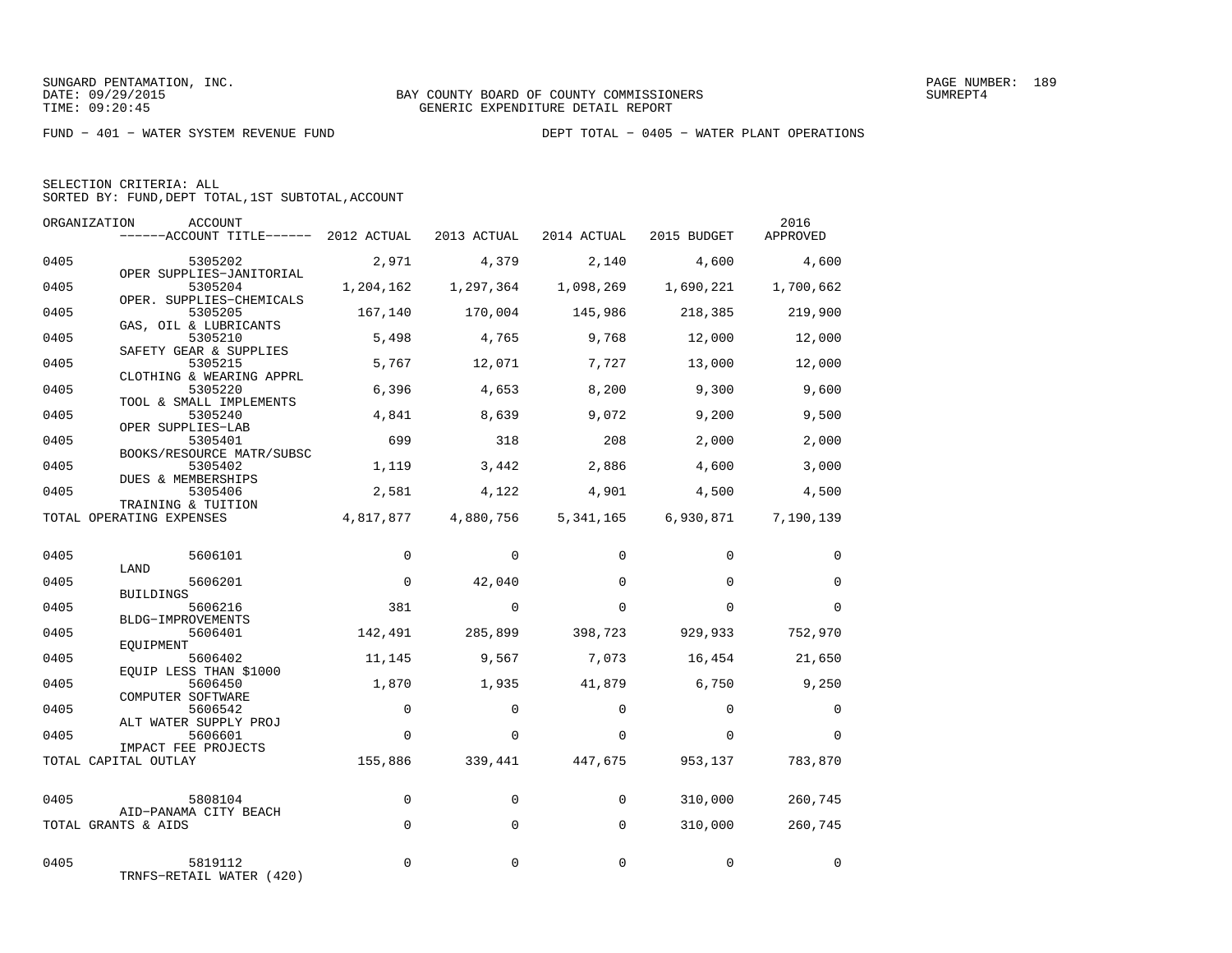SUNGARD PENTAMATION, INC.
DATE: 09/29/2015
TIME: 09:20:45

BAY COUNTY BOARD OF COUNTY COMMISSIONERS
GENERIC EXPENDITURE DETAIL REPORT

SUMREPT4

FUND − 401 − WATER SYSTEM REVENUE FUND

DEPT TOTAL − 0405 − WATER PLANT OPERATIONS

SELECTION CRITERIA: ALL
SORTED BY: FUND,DEPT TOTAL,1ST SUBTOTAL,ACCOUNT

| ORGANIZATION | ACCOUNT / ACCOUNT TITLE | 2012 ACTUAL | 2013 ACTUAL | 2014 ACTUAL | 2015 BUDGET | 2016 APPROVED |
|---|---|---|---|---|---|---|
| 0405 | 5305202 OPER SUPPLIES−JANITORIAL | 2,971 | 4,379 | 2,140 | 4,600 | 4,600 |
| 0405 | 5305204 OPER. SUPPLIES−CHEMICALS | 1,204,162 | 1,297,364 | 1,098,269 | 1,690,221 | 1,700,662 |
| 0405 | 5305205 GAS, OIL & LUBRICANTS | 167,140 | 170,004 | 145,986 | 218,385 | 219,900 |
| 0405 | 5305210 SAFETY GEAR & SUPPLIES | 5,498 | 4,765 | 9,768 | 12,000 | 12,000 |
| 0405 | 5305215 CLOTHING & WEARING APPRL | 5,767 | 12,071 | 7,727 | 13,000 | 12,000 |
| 0405 | 5305220 TOOL & SMALL IMPLEMENTS | 6,396 | 4,653 | 8,200 | 9,300 | 9,600 |
| 0405 | 5305240 OPER SUPPLIES−LAB | 4,841 | 8,639 | 9,072 | 9,200 | 9,500 |
| 0405 | 5305401 BOOKS/RESOURCE MATR/SUBSC | 699 | 318 | 208 | 2,000 | 2,000 |
| 0405 | 5305402 DUES & MEMBERSHIPS | 1,119 | 3,442 | 2,886 | 4,600 | 3,000 |
| 0405 | 5305406 TRAINING & TUITION | 2,581 | 4,122 | 4,901 | 4,500 | 4,500 |
| TOTAL OPERATING EXPENSES | | 4,817,877 | 4,880,756 | 5,341,165 | 6,930,871 | 7,190,139 |
| 0405 | 5606101 LAND | 0 | 0 | 0 | 0 | 0 |
| 0405 | 5606201 BUILDINGS | 0 | 42,040 | 0 | 0 | 0 |
| 0405 | 5606216 BLDG−IMPROVEMENTS | 381 | 0 | 0 | 0 | 0 |
| 0405 | 5606401 EQUIPMENT | 142,491 | 285,899 | 398,723 | 929,933 | 752,970 |
| 0405 | 5606402 EQUIP LESS THAN $1000 | 11,145 | 9,567 | 7,073 | 16,454 | 21,650 |
| 0405 | 5606450 COMPUTER SOFTWARE | 1,870 | 1,935 | 41,879 | 6,750 | 9,250 |
| 0405 | 5606542 ALT WATER SUPPLY PROJ | 0 | 0 | 0 | 0 | 0 |
| 0405 | 5606601 IMPACT FEE PROJECTS | 0 | 0 | 0 | 0 | 0 |
| TOTAL CAPITAL OUTLAY | | 155,886 | 339,441 | 447,675 | 953,137 | 783,870 |
| 0405 | 5808104 AID−PANAMA CITY BEACH | 0 | 0 | 0 | 310,000 | 260,745 |
| TOTAL GRANTS & AIDS | | 0 | 0 | 0 | 310,000 | 260,745 |
| 0405 | 5819112 TRNFS−RETAIL WATER (420) | 0 | 0 | 0 | 0 | 0 |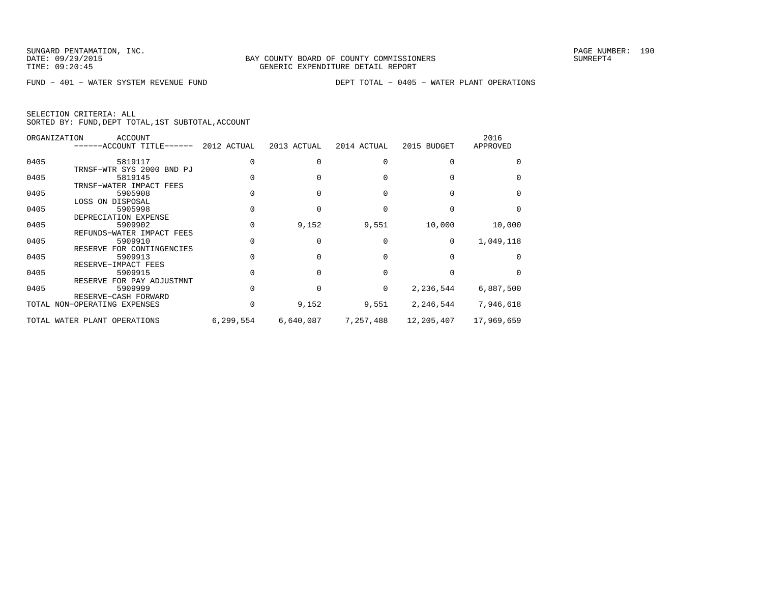SUNGARD PENTAMATION, INC.
DATE: 09/29/2015
TIME: 09:20:45

BAY COUNTY BOARD OF COUNTY COMMISSIONERS
GENERIC EXPENDITURE DETAIL REPORT

SUMREPT4

FUND − 401 − WATER SYSTEM REVENUE FUND

DEPT TOTAL − 0405 − WATER PLANT OPERATIONS

SELECTION CRITERIA: ALL
SORTED BY: FUND,DEPT TOTAL,1ST SUBTOTAL,ACCOUNT

| ORGANIZATION | ACCOUNT / ------ACCOUNT TITLE------ | 2012 ACTUAL | 2013 ACTUAL | 2014 ACTUAL | 2015 BUDGET | 2016 APPROVED |
|---|---|---|---|---|---|---|
| 0405 | 5819117 TRNSF−WTR SYS 2000 BND PJ | 0 | 0 | 0 | 0 | 0 |
| 0405 | 5819145 TRNSF−WATER IMPACT FEES | 0 | 0 | 0 | 0 | 0 |
| 0405 | 5905908 LOSS ON DISPOSAL | 0 | 0 | 0 | 0 | 0 |
| 0405 | 5905998 DEPRECIATION EXPENSE | 0 | 0 | 0 | 0 | 0 |
| 0405 | 5909902 REFUNDS−WATER IMPACT FEES | 0 | 9,152 | 9,551 | 10,000 | 10,000 |
| 0405 | 5909910 RESERVE FOR CONTINGENCIES | 0 | 0 | 0 | 0 | 1,049,118 |
| 0405 | 5909913 RESERVE−IMPACT FEES | 0 | 0 | 0 | 0 | 0 |
| 0405 | 5909915 RESERVE FOR PAY ADJUSTMNT | 0 | 0 | 0 | 0 | 0 |
| 0405 | 5909999 RESERVE−CASH FORWARD | 0 | 0 | 0 | 2,236,544 | 6,887,500 |
| TOTAL NON−OPERATING EXPENSES | | 0 | 9,152 | 9,551 | 2,246,544 | 7,946,618 |
| TOTAL WATER PLANT OPERATIONS | | 6,299,554 | 6,640,087 | 7,257,488 | 12,205,407 | 17,969,659 |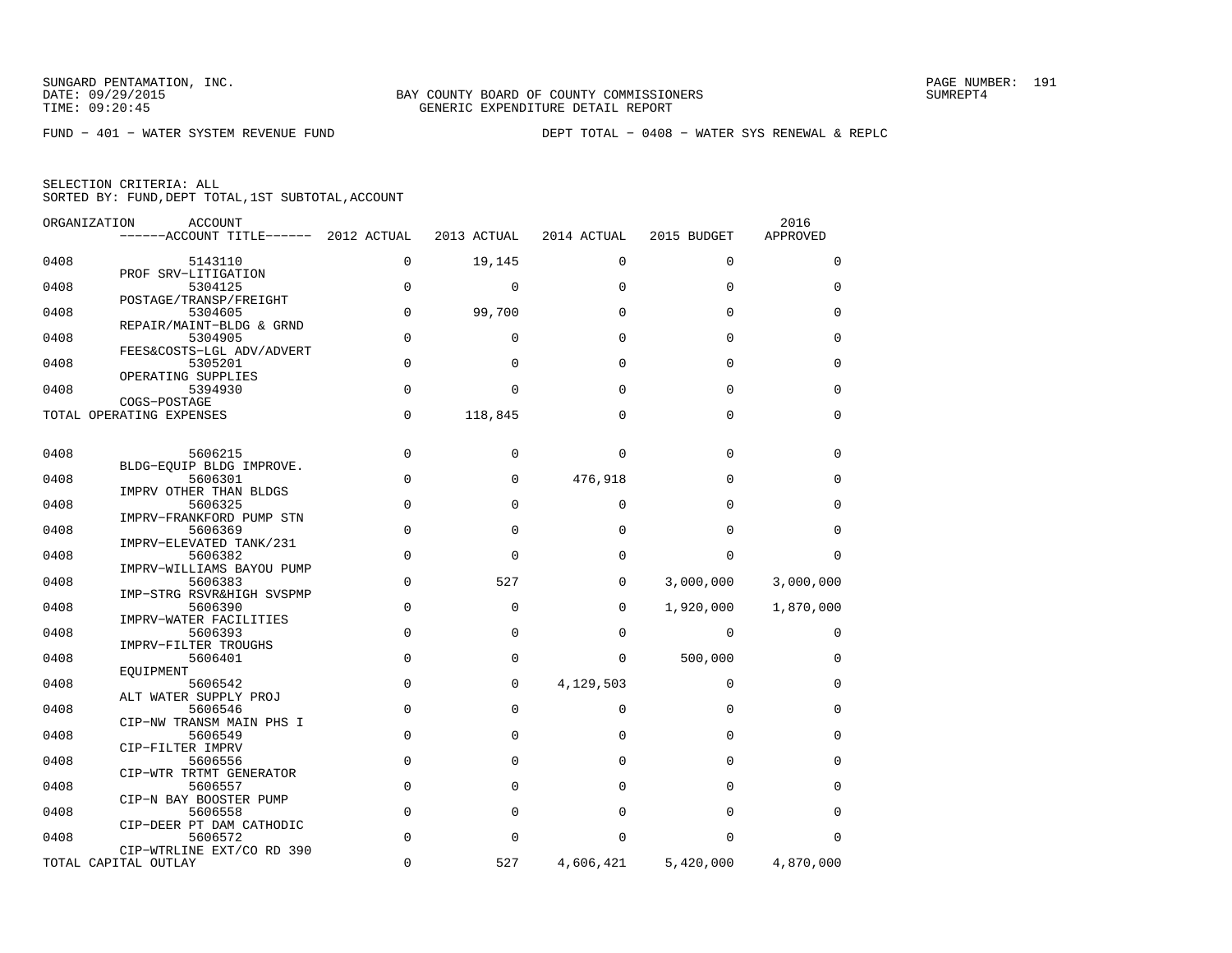SUNGARD PENTAMATION, INC.
DATE: 09/29/2015
TIME: 09:20:45

BAY COUNTY BOARD OF COUNTY COMMISSIONERS
GENERIC EXPENDITURE DETAIL REPORT

SUMREPT4

FUND − 401 − WATER SYSTEM REVENUE FUND                DEPT TOTAL − 0408 − WATER SYS RENEWAL & REPLC

SELECTION CRITERIA: ALL
SORTED BY: FUND,DEPT TOTAL,1ST SUBTOTAL,ACCOUNT

| ORGANIZATION | ACCOUNT / ------ACCOUNT TITLE------ | 2012 ACTUAL | 2013 ACTUAL | 2014 ACTUAL | 2015 BUDGET | 2016 APPROVED |
|---|---|---|---|---|---|---|
| 0408 | 5143110 PROF SRV−LITIGATION | 0 | 19,145 | 0 | 0 | 0 |
| 0408 | 5304125 POSTAGE/TRANSP/FREIGHT | 0 | 0 | 0 | 0 | 0 |
| 0408 | 5304605 REPAIR/MAINT−BLDG & GRND | 0 | 99,700 | 0 | 0 | 0 |
| 0408 | 5304905 FEES&COSTS−LGL ADV/ADVERT | 0 | 0 | 0 | 0 | 0 |
| 0408 | 5305201 OPERATING SUPPLIES | 0 | 0 | 0 | 0 | 0 |
| 0408 | 5394930 COGS−POSTAGE | 0 | 0 | 0 | 0 | 0 |
| TOTAL OPERATING EXPENSES | | 0 | 118,845 | 0 | 0 | 0 |
| 0408 | 5606215 BLDG−EQUIP BLDG IMPROVE. | 0 | 0 | 0 | 0 | 0 |
| 0408 | 5606301 IMPRV OTHER THAN BLDGS | 0 | 0 | 476,918 | 0 | 0 |
| 0408 | 5606325 IMPRV−FRANKFORD PUMP STN | 0 | 0 | 0 | 0 | 0 |
| 0408 | 5606369 IMPRV−ELEVATED TANK/231 | 0 | 0 | 0 | 0 | 0 |
| 0408 | 5606382 IMPRV−WILLIAMS BAYOU PUMP | 0 | 0 | 0 | 0 | 0 |
| 0408 | 5606383 IMP−STRG RSVR&HIGH SVSPMP | 0 | 527 | 0 | 3,000,000 | 3,000,000 |
| 0408 | 5606390 IMPRV−WATER FACILITIES | 0 | 0 | 0 | 1,920,000 | 1,870,000 |
| 0408 | 5606393 IMPRV−FILTER TROUGHS | 0 | 0 | 0 | 0 | 0 |
| 0408 | 5606401 EQUIPMENT | 0 | 0 | 0 | 500,000 | 0 |
| 0408 | 5606542 ALT WATER SUPPLY PROJ | 0 | 0 | 4,129,503 | 0 | 0 |
| 0408 | 5606546 CIP−NW TRANSM MAIN PHS I | 0 | 0 | 0 | 0 | 0 |
| 0408 | 5606549 CIP−FILTER IMPRV | 0 | 0 | 0 | 0 | 0 |
| 0408 | 5606556 CIP−WTR TRTMT GENERATOR | 0 | 0 | 0 | 0 | 0 |
| 0408 | 5606557 CIP−N BAY BOOSTER PUMP | 0 | 0 | 0 | 0 | 0 |
| 0408 | 5606558 CIP−DEER PT DAM CATHODIC | 0 | 0 | 0 | 0 | 0 |
| 0408 | 5606572 CIP−WTRLINE EXT/CO RD 390 | 0 | 0 | 0 | 0 | 0 |
| TOTAL CAPITAL OUTLAY | | 0 | 527 | 4,606,421 | 5,420,000 | 4,870,000 |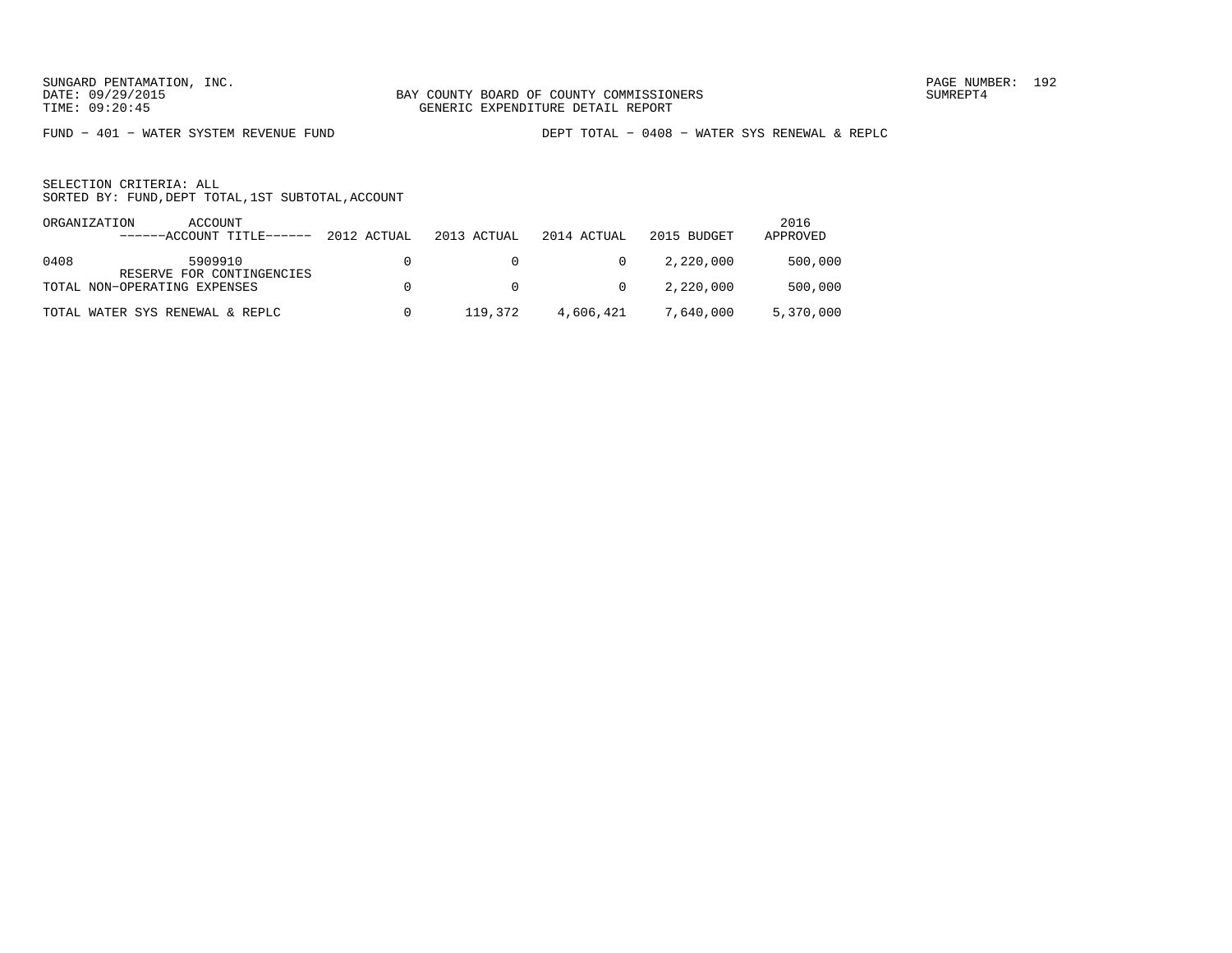SUNGARD PENTAMATION, INC.
DATE: 09/29/2015
TIME: 09:20:45

BAY COUNTY BOARD OF COUNTY COMMISSIONERS
GENERIC EXPENDITURE DETAIL REPORT

PAGE NUMBER: 192
SUMREPT4

FUND − 401 − WATER SYSTEM REVENUE FUND

DEPT TOTAL − 0408 − WATER SYS RENEWAL & REPLC

SELECTION CRITERIA: ALL
SORTED BY: FUND,DEPT TOTAL,1ST SUBTOTAL,ACCOUNT

| ORGANIZATION | ACCOUNT ------ACCOUNT TITLE------ | 2012 ACTUAL | 2013 ACTUAL | 2014 ACTUAL | 2015 BUDGET | 2016 APPROVED |
|---|---|---|---|---|---|---|
| 0408 | 5909910 RESERVE FOR CONTINGENCIES | 0 | 0 | 0 | 2,220,000 | 500,000 |
| TOTAL NON−OPERATING EXPENSES | | 0 | 0 | 0 | 2,220,000 | 500,000 |
| TOTAL WATER SYS RENEWAL & REPLC | | 0 | 119,372 | 4,606,421 | 7,640,000 | 5,370,000 |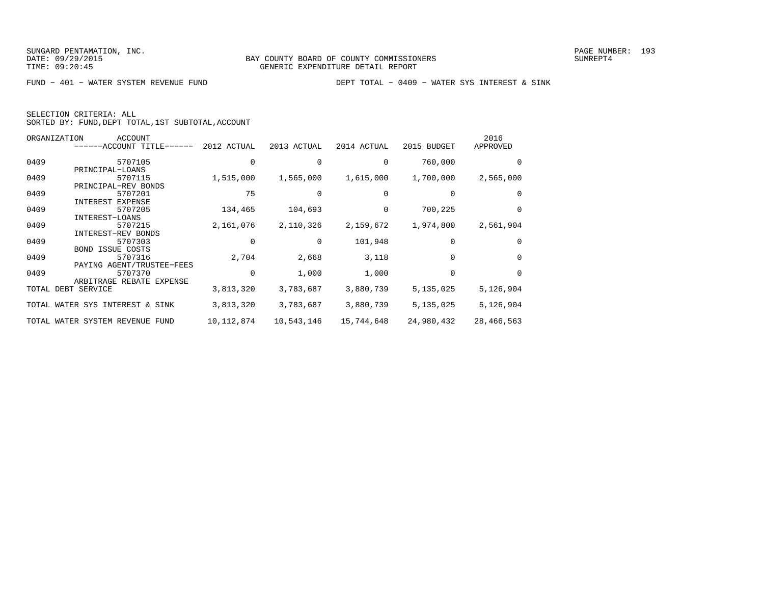SUNGARD PENTAMATION, INC.
DATE: 09/29/2015
TIME: 09:20:45

BAY COUNTY BOARD OF COUNTY COMMISSIONERS
GENERIC EXPENDITURE DETAIL REPORT

SUMREPT4

FUND - 401 - WATER SYSTEM REVENUE FUND

DEPT TOTAL - 0409 - WATER SYS INTEREST & SINK

SELECTION CRITERIA: ALL
SORTED BY: FUND,DEPT TOTAL,1ST SUBTOTAL,ACCOUNT

| ORGANIZATION | ACCOUNT ------ACCOUNT TITLE------ | 2012 ACTUAL | 2013 ACTUAL | 2014 ACTUAL | 2015 BUDGET | 2016 APPROVED |
|---|---|---|---|---|---|---|
| 0409 | 5707105 PRINCIPAL-LOANS | 0 | 0 | 0 | 760,000 | 0 |
| 0409 | 5707115 PRINCIPAL-REV BONDS | 1,515,000 | 1,565,000 | 1,615,000 | 1,700,000 | 2,565,000 |
| 0409 | 5707201 INTEREST EXPENSE | 75 | 0 | 0 | 0 | 0 |
| 0409 | 5707205 INTEREST-LOANS | 134,465 | 104,693 | 0 | 700,225 | 0 |
| 0409 | 5707215 INTEREST-REV BONDS | 2,161,076 | 2,110,326 | 2,159,672 | 1,974,800 | 2,561,904 |
| 0409 | 5707303 BOND ISSUE COSTS | 0 | 0 | 101,948 | 0 | 0 |
| 0409 | 5707316 PAYING AGENT/TRUSTEE-FEES | 2,704 | 2,668 | 3,118 | 0 | 0 |
| 0409 | 5707370 ARBITRAGE REBATE EXPENSE | 0 | 1,000 | 1,000 | 0 | 0 |
| TOTAL DEBT SERVICE | | 3,813,320 | 3,783,687 | 3,880,739 | 5,135,025 | 5,126,904 |
| TOTAL WATER SYS INTEREST & SINK | | 3,813,320 | 3,783,687 | 3,880,739 | 5,135,025 | 5,126,904 |
| TOTAL WATER SYSTEM REVENUE FUND | | 10,112,874 | 10,543,146 | 15,744,648 | 24,980,432 | 28,466,563 |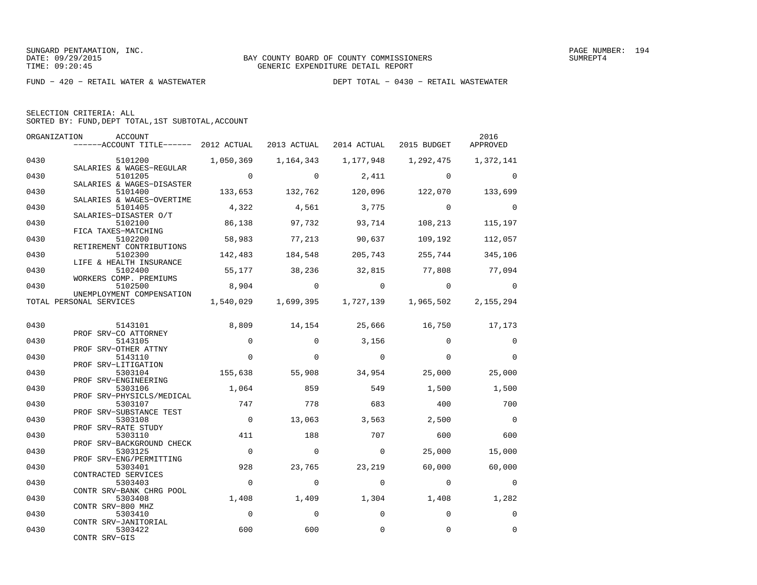SUNGARD PENTAMATION, INC.
DATE: 09/29/2015
TIME: 09:20:45

BAY COUNTY BOARD OF COUNTY COMMISSIONERS
GENERIC EXPENDITURE DETAIL REPORT

SUMREPT4

FUND − 420 − RETAIL WATER & WASTEWATER

DEPT TOTAL − 0430 − RETAIL WASTEWATER

SELECTION CRITERIA: ALL
SORTED BY: FUND,DEPT TOTAL,1ST SUBTOTAL,ACCOUNT

| ORGANIZATION | ACCOUNT / ACCOUNT TITLE | 2012 ACTUAL | 2013 ACTUAL | 2014 ACTUAL | 2015 BUDGET | 2016 APPROVED |
|---|---|---|---|---|---|---|
| 0430 | 5101200 SALARIES & WAGES−REGULAR | 1,050,369 | 1,164,343 | 1,177,948 | 1,292,475 | 1,372,141 |
| 0430 | 5101205 SALARIES & WAGES−DISASTER | 0 | 0 | 2,411 | 0 | 0 |
| 0430 | 5101400 SALARIES & WAGES−OVERTIME | 133,653 | 132,762 | 120,096 | 122,070 | 133,699 |
| 0430 | 5101405 SALARIES−DISASTER O/T | 4,322 | 4,561 | 3,775 | 0 | 0 |
| 0430 | 5102100 FICA TAXES−MATCHING | 86,138 | 97,732 | 93,714 | 108,213 | 115,197 |
| 0430 | 5102200 RETIREMENT CONTRIBUTIONS | 58,983 | 77,213 | 90,637 | 109,192 | 112,057 |
| 0430 | 5102300 LIFE & HEALTH INSURANCE | 142,483 | 184,548 | 205,743 | 255,744 | 345,106 |
| 0430 | 5102400 WORKERS COMP. PREMIUMS | 55,177 | 38,236 | 32,815 | 77,808 | 77,094 |
| 0430 | 5102500 UNEMPLOYMENT COMPENSATION | 8,904 | 0 | 0 | 0 | 0 |
| TOTAL PERSONAL SERVICES | | 1,540,029 | 1,699,395 | 1,727,139 | 1,965,502 | 2,155,294 |
| 0430 | 5143101 PROF SRV−CO ATTORNEY | 8,809 | 14,154 | 25,666 | 16,750 | 17,173 |
| 0430 | 5143105 PROF SRV−OTHER ATTNY | 0 | 0 | 3,156 | 0 | 0 |
| 0430 | 5143110 PROF SRV−LITIGATION | 0 | 0 | 0 | 0 | 0 |
| 0430 | 5303104 PROF SRV−ENGINEERING | 155,638 | 55,908 | 34,954 | 25,000 | 25,000 |
| 0430 | 5303106 PROF SRV−PHYSICLS/MEDICAL | 1,064 | 859 | 549 | 1,500 | 1,500 |
| 0430 | 5303107 PROF SRV−SUBSTANCE TEST | 747 | 778 | 683 | 400 | 700 |
| 0430 | 5303108 PROF SRV−RATE STUDY | 0 | 13,063 | 3,563 | 2,500 | 0 |
| 0430 | 5303110 PROF SRV−BACKGROUND CHECK | 411 | 188 | 707 | 600 | 600 |
| 0430 | 5303125 PROF SRV−ENG/PERMITTING | 0 | 0 | 0 | 25,000 | 15,000 |
| 0430 | 5303401 CONTRACTED SERVICES | 928 | 23,765 | 23,219 | 60,000 | 60,000 |
| 0430 | 5303403 CONTR SRV−BANK CHRG POOL | 0 | 0 | 0 | 0 | 0 |
| 0430 | 5303408 CONTR SRV−800 MHZ | 1,408 | 1,409 | 1,304 | 1,408 | 1,282 |
| 0430 | 5303410 CONTR SRV−JANITORIAL | 0 | 0 | 0 | 0 | 0 |
| 0430 | 5303422 CONTR SRV−GIS | 600 | 600 | 0 | 0 | 0 |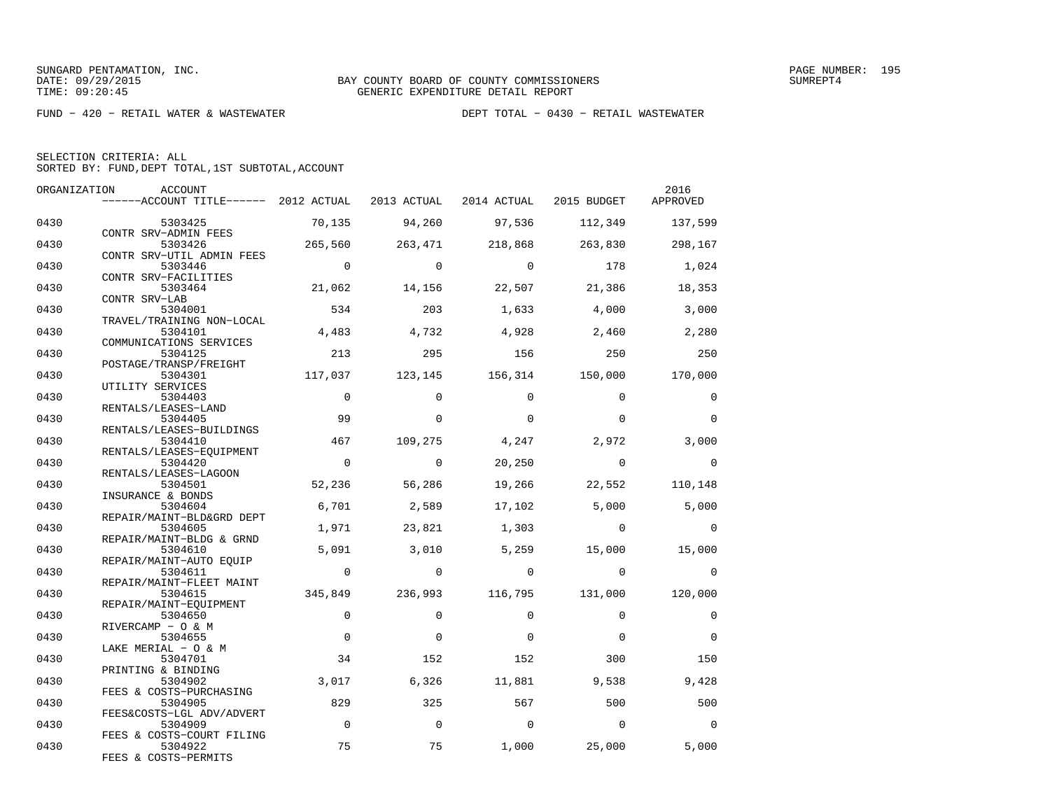SUNGARD PENTAMATION, INC.
DATE: 09/29/2015
TIME: 09:20:45

BAY COUNTY BOARD OF COUNTY COMMISSIONERS
GENERIC EXPENDITURE DETAIL REPORT

SUMREPT4

FUND − 420 − RETAIL WATER & WASTEWATER

DEPT TOTAL − 0430 − RETAIL WASTEWATER

SELECTION CRITERIA: ALL
SORTED BY: FUND,DEPT TOTAL,1ST SUBTOTAL,ACCOUNT

| ORGANIZATION | ACCOUNT / ACCOUNT TITLE | 2012 ACTUAL | 2013 ACTUAL | 2014 ACTUAL | 2015 BUDGET | 2016 APPROVED |
|---|---|---|---|---|---|---|
| 0430 | 5303425 CONTR SRV−ADMIN FEES | 70,135 | 94,260 | 97,536 | 112,349 | 137,599 |
| 0430 | 5303426 CONTR SRV−UTIL ADMIN FEES | 265,560 | 263,471 | 218,868 | 263,830 | 298,167 |
| 0430 | 5303446 CONTR SRV−FACILITIES | 0 | 0 | 0 | 178 | 1,024 |
| 0430 | 5303464 CONTR SRV−LAB | 21,062 | 14,156 | 22,507 | 21,386 | 18,353 |
| 0430 | 5304001 TRAVEL/TRAINING NON−LOCAL | 534 | 203 | 1,633 | 4,000 | 3,000 |
| 0430 | 5304101 COMMUNICATIONS SERVICES | 4,483 | 4,732 | 4,928 | 2,460 | 2,280 |
| 0430 | 5304125 POSTAGE/TRANSP/FREIGHT | 213 | 295 | 156 | 250 | 250 |
| 0430 | 5304301 UTILITY SERVICES | 117,037 | 123,145 | 156,314 | 150,000 | 170,000 |
| 0430 | 5304403 RENTALS/LEASES−LAND | 0 | 0 | 0 | 0 | 0 |
| 0430 | 5304405 RENTALS/LEASES−BUILDINGS | 99 | 0 | 0 | 0 | 0 |
| 0430 | 5304410 RENTALS/LEASES−EQUIPMENT | 467 | 109,275 | 4,247 | 2,972 | 3,000 |
| 0430 | 5304420 RENTALS/LEASES−LAGOON | 0 | 0 | 20,250 | 0 | 0 |
| 0430 | 5304501 INSURANCE & BONDS | 52,236 | 56,286 | 19,266 | 22,552 | 110,148 |
| 0430 | 5304604 REPAIR/MAINT−BLD&GRD DEPT | 6,701 | 2,589 | 17,102 | 5,000 | 5,000 |
| 0430 | 5304605 REPAIR/MAINT−BLDG & GRND | 1,971 | 23,821 | 1,303 | 0 | 0 |
| 0430 | 5304610 REPAIR/MAINT−AUTO EQUIP | 5,091 | 3,010 | 5,259 | 15,000 | 15,000 |
| 0430 | 5304611 REPAIR/MAINT−FLEET MAINT | 0 | 0 | 0 | 0 | 0 |
| 0430 | 5304615 REPAIR/MAINT−EQUIPMENT | 345,849 | 236,993 | 116,795 | 131,000 | 120,000 |
| 0430 | 5304650 RIVERCAMP − O & M | 0 | 0 | 0 | 0 | 0 |
| 0430 | 5304655 LAKE MERIAL − O & M | 0 | 0 | 0 | 0 | 0 |
| 0430 | 5304701 PRINTING & BINDING | 34 | 152 | 152 | 300 | 150 |
| 0430 | 5304902 FEES & COSTS−PURCHASING | 3,017 | 6,326 | 11,881 | 9,538 | 9,428 |
| 0430 | 5304905 FEES&COSTS−LGL ADV/ADVERT | 829 | 325 | 567 | 500 | 500 |
| 0430 | 5304909 FEES & COSTS−COURT FILING | 0 | 0 | 0 | 0 | 0 |
| 0430 | 5304922 FEES & COSTS−PERMITS | 75 | 75 | 1,000 | 25,000 | 5,000 |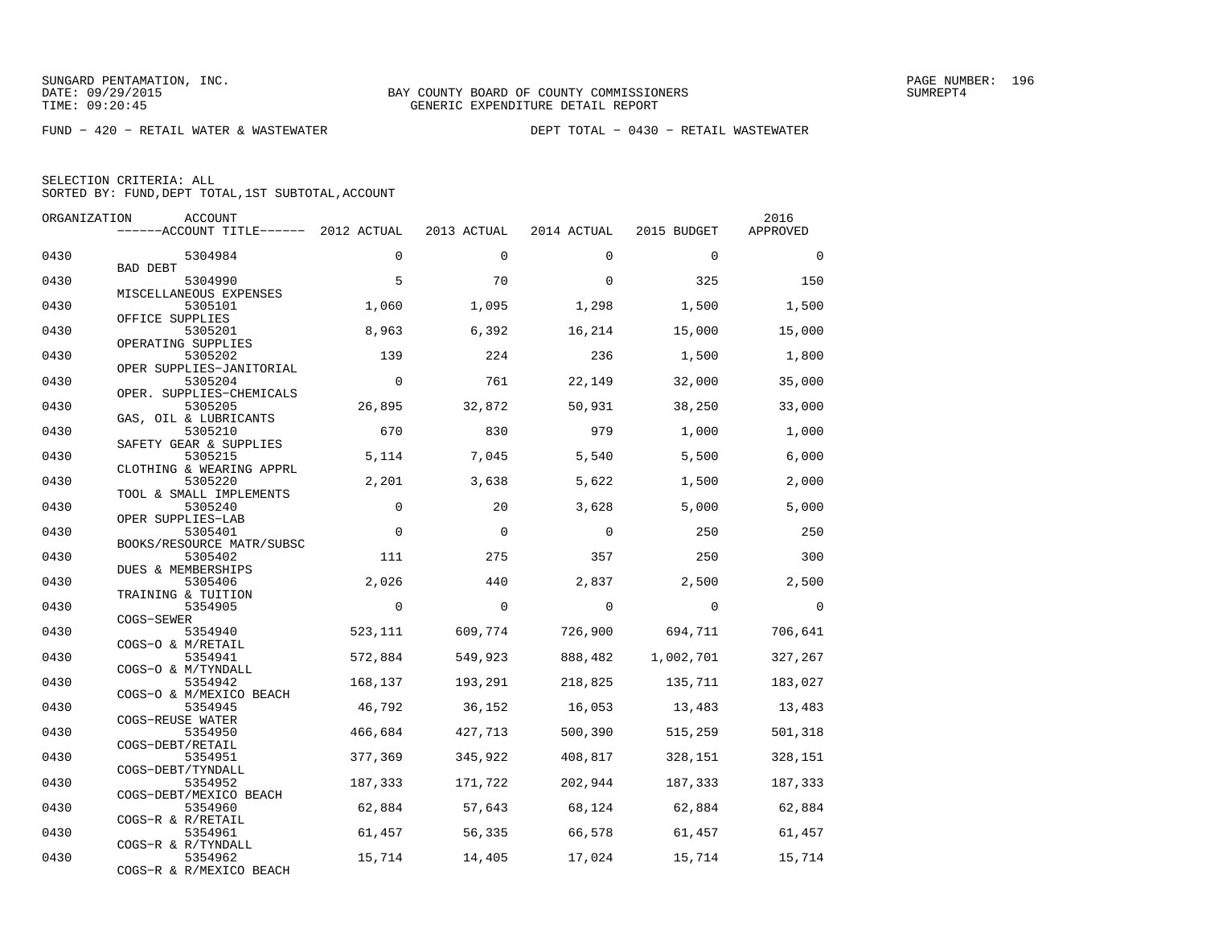BAY COUNTY BOARD OF COUNTY COMMISSIONERS
GENERIC EXPENDITURE DETAIL REPORT

FUND − 420 − RETAIL WATER & WASTEWATER          DEPT TOTAL − 0430 − RETAIL WASTEWATER

SELECTION CRITERIA: ALL
SORTED BY: FUND,DEPT TOTAL,1ST SUBTOTAL,ACCOUNT

| ORGANIZATION | ACCOUNT / ACCOUNT TITLE | 2012 ACTUAL | 2013 ACTUAL | 2014 ACTUAL | 2015 BUDGET | 2016 APPROVED |
|---|---|---|---|---|---|---|
| 0430 | 5304984 BAD DEBT | 0 | 0 | 0 | 0 | 0 |
| 0430 | 5304990 MISCELLANEOUS EXPENSES | 5 | 70 | 0 | 325 | 150 |
| 0430 | 5305101 OFFICE SUPPLIES | 1,060 | 1,095 | 1,298 | 1,500 | 1,500 |
| 0430 | 5305201 OPERATING SUPPLIES | 8,963 | 6,392 | 16,214 | 15,000 | 15,000 |
| 0430 | 5305202 OPER SUPPLIES−JANITORIAL | 139 | 224 | 236 | 1,500 | 1,800 |
| 0430 | 5305204 OPER. SUPPLIES−CHEMICALS | 0 | 761 | 22,149 | 32,000 | 35,000 |
| 0430 | 5305205 GAS, OIL & LUBRICANTS | 26,895 | 32,872 | 50,931 | 38,250 | 33,000 |
| 0430 | 5305210 SAFETY GEAR & SUPPLIES | 670 | 830 | 979 | 1,000 | 1,000 |
| 0430 | 5305215 CLOTHING & WEARING APPRL | 5,114 | 7,045 | 5,540 | 5,500 | 6,000 |
| 0430 | 5305220 TOOL & SMALL IMPLEMENTS | 2,201 | 3,638 | 5,622 | 1,500 | 2,000 |
| 0430 | 5305240 OPER SUPPLIES−LAB | 0 | 20 | 3,628 | 5,000 | 5,000 |
| 0430 | 5305401 BOOKS/RESOURCE MATR/SUBSC | 0 | 0 | 0 | 250 | 250 |
| 0430 | 5305402 DUES & MEMBERSHIPS | 111 | 275 | 357 | 250 | 300 |
| 0430 | 5305406 TRAINING & TUITION | 2,026 | 440 | 2,837 | 2,500 | 2,500 |
| 0430 | 5354905 COGS−SEWER | 0 | 0 | 0 | 0 | 0 |
| 0430 | 5354940 COGS−O & M/RETAIL | 523,111 | 609,774 | 726,900 | 694,711 | 706,641 |
| 0430 | 5354941 COGS−O & M/TYNDALL | 572,884 | 549,923 | 888,482 | 1,002,701 | 327,267 |
| 0430 | 5354942 COGS−O & M/MEXICO BEACH | 168,137 | 193,291 | 218,825 | 135,711 | 183,027 |
| 0430 | 5354945 COGS−REUSE WATER | 46,792 | 36,152 | 16,053 | 13,483 | 13,483 |
| 0430 | 5354950 COGS−DEBT/RETAIL | 466,684 | 427,713 | 500,390 | 515,259 | 501,318 |
| 0430 | 5354951 COGS−DEBT/TYNDALL | 377,369 | 345,922 | 408,817 | 328,151 | 328,151 |
| 0430 | 5354952 COGS−DEBT/MEXICO BEACH | 187,333 | 171,722 | 202,944 | 187,333 | 187,333 |
| 0430 | 5354960 COGS−R & R/RETAIL | 62,884 | 57,643 | 68,124 | 62,884 | 62,884 |
| 0430 | 5354961 COGS−R & R/TYNDALL | 61,457 | 56,335 | 66,578 | 61,457 | 61,457 |
| 0430 | 5354962 COGS−R & R/MEXICO BEACH | 15,714 | 14,405 | 17,024 | 15,714 | 15,714 |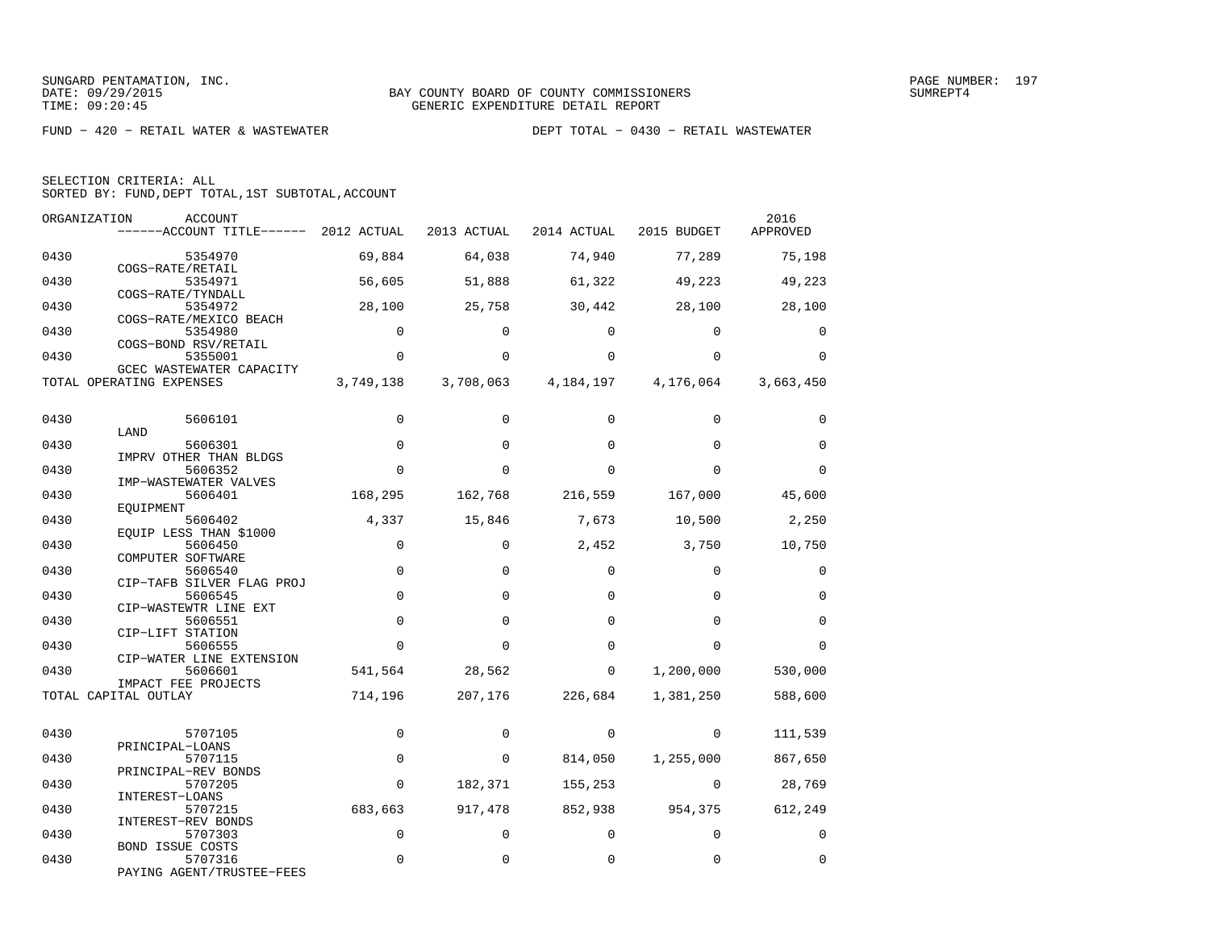SUNGARD PENTAMATION, INC.
DATE: 09/29/2015
TIME: 09:20:45

BAY COUNTY BOARD OF COUNTY COMMISSIONERS
GENERIC EXPENDITURE DETAIL REPORT

SUMREPT4

FUND − 420 − RETAIL WATER & WASTEWATER

DEPT TOTAL − 0430 − RETAIL WASTEWATER

SELECTION CRITERIA: ALL
SORTED BY: FUND,DEPT TOTAL,1ST SUBTOTAL,ACCOUNT

| ORGANIZATION | ACCOUNT / ACCOUNT TITLE | 2012 ACTUAL | 2013 ACTUAL | 2014 ACTUAL | 2015 BUDGET | 2016 APPROVED |
|---|---|---|---|---|---|---|
| 0430 | 5354970 COGS−RATE/RETAIL | 69,884 | 64,038 | 74,940 | 77,289 | 75,198 |
| 0430 | 5354971 COGS−RATE/TYNDALL | 56,605 | 51,888 | 61,322 | 49,223 | 49,223 |
| 0430 | 5354972 COGS−RATE/MEXICO BEACH | 28,100 | 25,758 | 30,442 | 28,100 | 28,100 |
| 0430 | 5354980 COGS−BOND RSV/RETAIL | 0 | 0 | 0 | 0 | 0 |
| 0430 | 5355001 GCEC WASTEWATER CAPACITY | 0 | 0 | 0 | 0 | 0 |
| TOTAL OPERATING EXPENSES | | 3,749,138 | 3,708,063 | 4,184,197 | 4,176,064 | 3,663,450 |
| 0430 | 5606101 LAND | 0 | 0 | 0 | 0 | 0 |
| 0430 | 5606301 IMPRV OTHER THAN BLDGS | 0 | 0 | 0 | 0 | 0 |
| 0430 | 5606352 IMP−WASTEWATER VALVES | 0 | 0 | 0 | 0 | 0 |
| 0430 | 5606401 EQUIPMENT | 168,295 | 162,768 | 216,559 | 167,000 | 45,600 |
| 0430 | 5606402 EQUIP LESS THAN $1000 | 4,337 | 15,846 | 7,673 | 10,500 | 2,250 |
| 0430 | 5606450 COMPUTER SOFTWARE | 0 | 0 | 2,452 | 3,750 | 10,750 |
| 0430 | 5606540 CIP−TAFB SILVER FLAG PROJ | 0 | 0 | 0 | 0 | 0 |
| 0430 | 5606545 CIP−WASTEWTR LINE EXT | 0 | 0 | 0 | 0 | 0 |
| 0430 | 5606551 CIP−LIFT STATION | 0 | 0 | 0 | 0 | 0 |
| 0430 | 5606555 CIP−WATER LINE EXTENSION | 0 | 0 | 0 | 0 | 0 |
| 0430 | 5606601 IMPACT FEE PROJECTS | 541,564 | 28,562 | 0 | 1,200,000 | 530,000 |
| TOTAL CAPITAL OUTLAY | | 714,196 | 207,176 | 226,684 | 1,381,250 | 588,600 |
| 0430 | 5707105 PRINCIPAL−LOANS | 0 | 0 | 0 | 0 | 111,539 |
| 0430 | 5707115 PRINCIPAL−REV BONDS | 0 | 0 | 814,050 | 1,255,000 | 867,650 |
| 0430 | 5707205 INTEREST−LOANS | 0 | 182,371 | 155,253 | 0 | 28,769 |
| 0430 | 5707215 INTEREST−REV BONDS | 683,663 | 917,478 | 852,938 | 954,375 | 612,249 |
| 0430 | 5707303 BOND ISSUE COSTS | 0 | 0 | 0 | 0 | 0 |
| 0430 | 5707316 PAYING AGENT/TRUSTEE−FEES | 0 | 0 | 0 | 0 | 0 |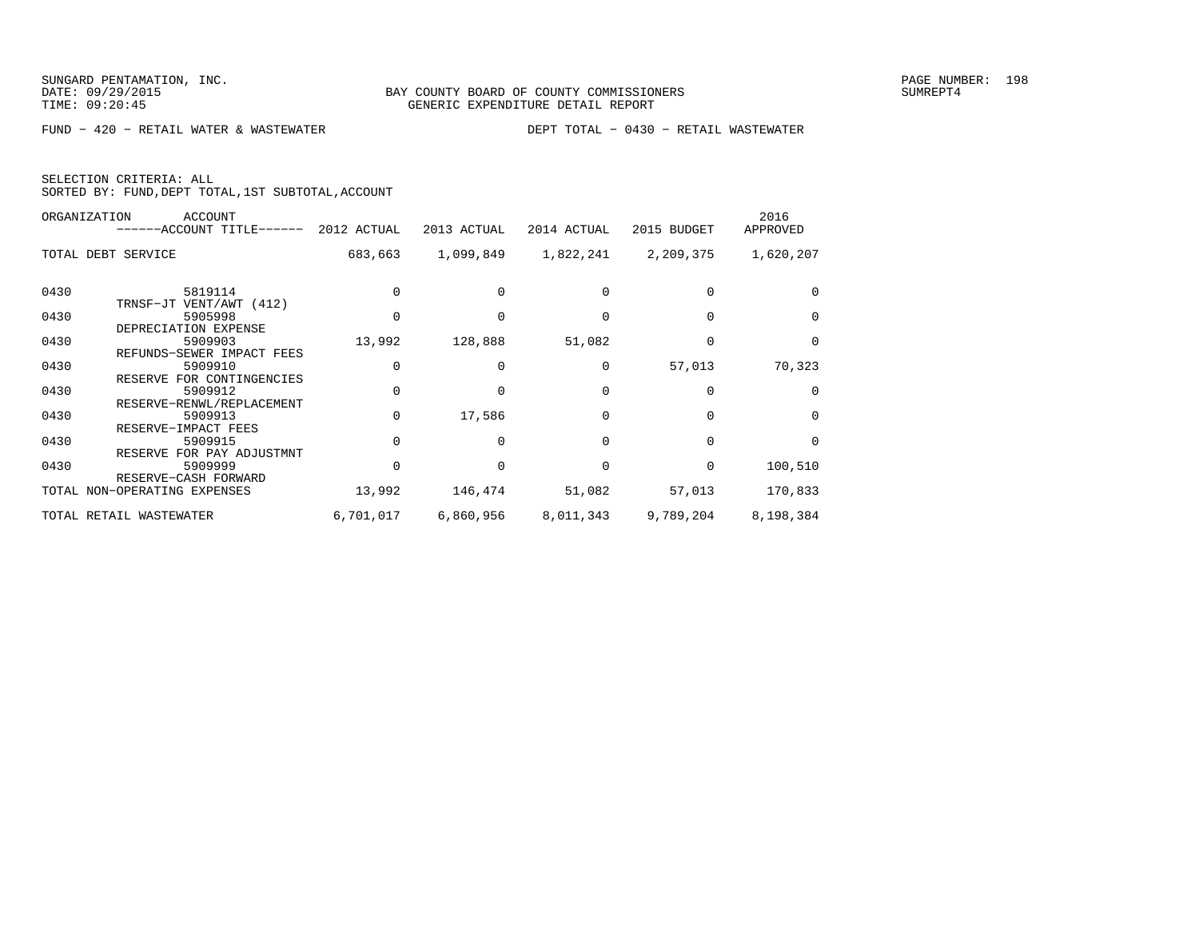SUNGARD PENTAMATION, INC.
DATE: 09/29/2015
TIME: 09:20:45

BAY COUNTY BOARD OF COUNTY COMMISSIONERS
GENERIC EXPENDITURE DETAIL REPORT

SUMREPT4

FUND − 420 − RETAIL WATER & WASTEWATER

DEPT TOTAL − 0430 − RETAIL WASTEWATER

SELECTION CRITERIA: ALL
SORTED BY: FUND,DEPT TOTAL,1ST SUBTOTAL,ACCOUNT

| ORGANIZATION | ACCOUNT ------ACCOUNT TITLE------ | 2012 ACTUAL | 2013 ACTUAL | 2014 ACTUAL | 2015 BUDGET | 2016 APPROVED |
|---|---|---|---|---|---|---|
| TOTAL DEBT SERVICE | | 683,663 | 1,099,849 | 1,822,241 | 2,209,375 | 1,620,207 |
| 0430 | 5819114 TRNSF−JT VENT/AWT (412) | 0 | 0 | 0 | 0 | 0 |
| 0430 | 5905998 DEPRECIATION EXPENSE | 0 | 0 | 0 | 0 | 0 |
| 0430 | 5909903 REFUNDS−SEWER IMPACT FEES | 13,992 | 128,888 | 51,082 | 0 | 0 |
| 0430 | 5909910 RESERVE FOR CONTINGENCIES | 0 | 0 | 0 | 57,013 | 70,323 |
| 0430 | 5909912 RESERVE−RENWL/REPLACEMENT | 0 | 0 | 0 | 0 | 0 |
| 0430 | 5909913 RESERVE−IMPACT FEES | 0 | 17,586 | 0 | 0 | 0 |
| 0430 | 5909915 RESERVE FOR PAY ADJUSTMNT | 0 | 0 | 0 | 0 | 0 |
| 0430 | 5909999 RESERVE−CASH FORWARD | 0 | 0 | 0 | 0 | 100,510 |
| TOTAL NON−OPERATING EXPENSES | | 13,992 | 146,474 | 51,082 | 57,013 | 170,833 |
| TOTAL RETAIL WASTEWATER | | 6,701,017 | 6,860,956 | 8,011,343 | 9,789,204 | 8,198,384 |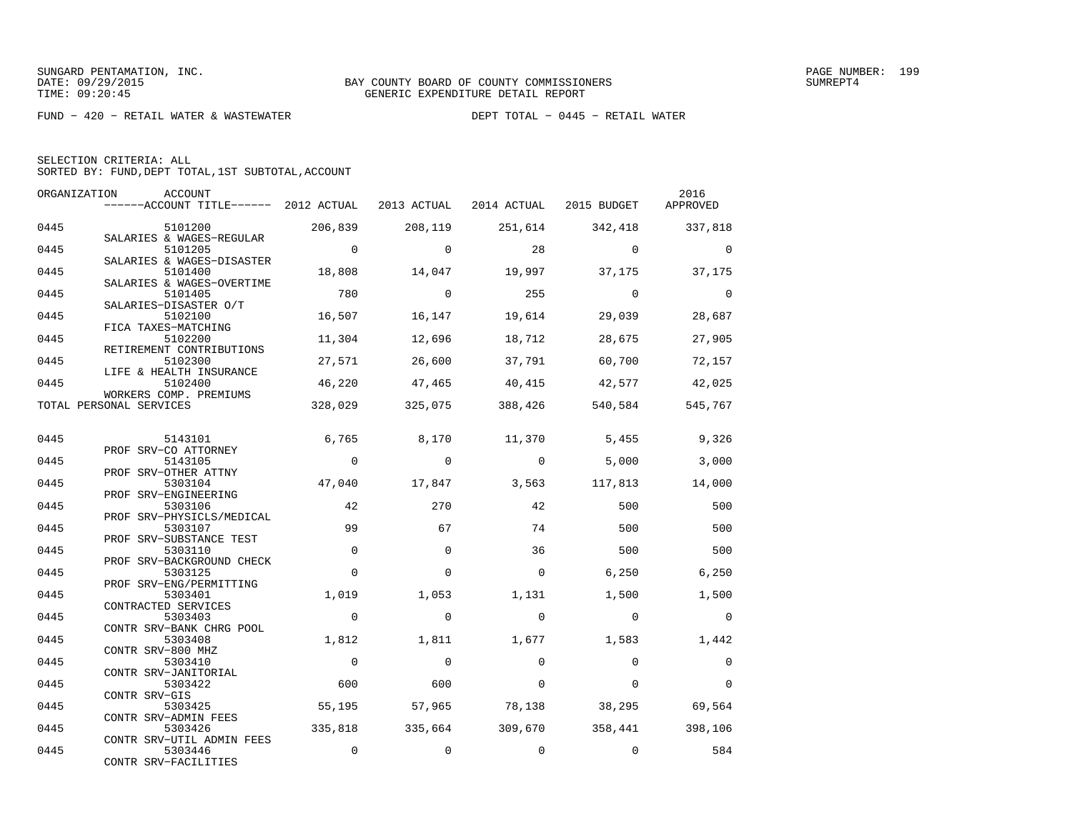SUNGARD PENTAMATION, INC.
DATE: 09/29/2015
TIME: 09:20:45

BAY COUNTY BOARD OF COUNTY COMMISSIONERS
GENERIC EXPENDITURE DETAIL REPORT

SUMREPT4

FUND − 420 − RETAIL WATER & WASTEWATER

DEPT TOTAL − 0445 − RETAIL WATER

SELECTION CRITERIA: ALL
SORTED BY: FUND,DEPT TOTAL,1ST SUBTOTAL,ACCOUNT

| ORGANIZATION | ACCOUNT / ACCOUNT TITLE | 2012 ACTUAL | 2013 ACTUAL | 2014 ACTUAL | 2015 BUDGET | 2016 APPROVED |
|---|---|---|---|---|---|---|
| 0445 | 5101200 SALARIES & WAGES−REGULAR | 206,839 | 208,119 | 251,614 | 342,418 | 337,818 |
| 0445 | 5101205 SALARIES & WAGES−DISASTER | 0 | 0 | 28 | 0 | 0 |
| 0445 | 5101400 SALARIES & WAGES−OVERTIME | 18,808 | 14,047 | 19,997 | 37,175 | 37,175 |
| 0445 | 5101405 SALARIES−DISASTER O/T | 780 | 0 | 255 | 0 | 0 |
| 0445 | 5102100 FICA TAXES−MATCHING | 16,507 | 16,147 | 19,614 | 29,039 | 28,687 |
| 0445 | 5102200 RETIREMENT CONTRIBUTIONS | 11,304 | 12,696 | 18,712 | 28,675 | 27,905 |
| 0445 | 5102300 LIFE & HEALTH INSURANCE | 27,571 | 26,600 | 37,791 | 60,700 | 72,157 |
| 0445 | 5102400 WORKERS COMP. PREMIUMS | 46,220 | 47,465 | 40,415 | 42,577 | 42,025 |
| TOTAL PERSONAL SERVICES | | 328,029 | 325,075 | 388,426 | 540,584 | 545,767 |
| 0445 | 5143101 PROF SRV−CO ATTORNEY | 6,765 | 8,170 | 11,370 | 5,455 | 9,326 |
| 0445 | 5143105 PROF SRV−OTHER ATTNY | 0 | 0 | 0 | 5,000 | 3,000 |
| 0445 | 5303104 PROF SRV−ENGINEERING | 47,040 | 17,847 | 3,563 | 117,813 | 14,000 |
| 0445 | 5303106 PROF SRV−PHYSICLS/MEDICAL | 42 | 270 | 42 | 500 | 500 |
| 0445 | 5303107 PROF SRV−SUBSTANCE TEST | 99 | 67 | 74 | 500 | 500 |
| 0445 | 5303110 PROF SRV−BACKGROUND CHECK | 0 | 0 | 36 | 500 | 500 |
| 0445 | 5303125 PROF SRV−ENG/PERMITTING | 0 | 0 | 0 | 6,250 | 6,250 |
| 0445 | 5303401 CONTRACTED SERVICES | 1,019 | 1,053 | 1,131 | 1,500 | 1,500 |
| 0445 | 5303403 CONTR SRV−BANK CHRG POOL | 0 | 0 | 0 | 0 | 0 |
| 0445 | 5303408 CONTR SRV−800 MHZ | 1,812 | 1,811 | 1,677 | 1,583 | 1,442 |
| 0445 | 5303410 CONTR SRV−JANITORIAL | 0 | 0 | 0 | 0 | 0 |
| 0445 | 5303422 CONTR SRV−GIS | 600 | 600 | 0 | 0 | 0 |
| 0445 | 5303425 CONTR SRV−ADMIN FEES | 55,195 | 57,965 | 78,138 | 38,295 | 69,564 |
| 0445 | 5303426 CONTR SRV−UTIL ADMIN FEES | 335,818 | 335,664 | 309,670 | 358,441 | 398,106 |
| 0445 | 5303446 CONTR SRV−FACILITIES | 0 | 0 | 0 | 0 | 584 |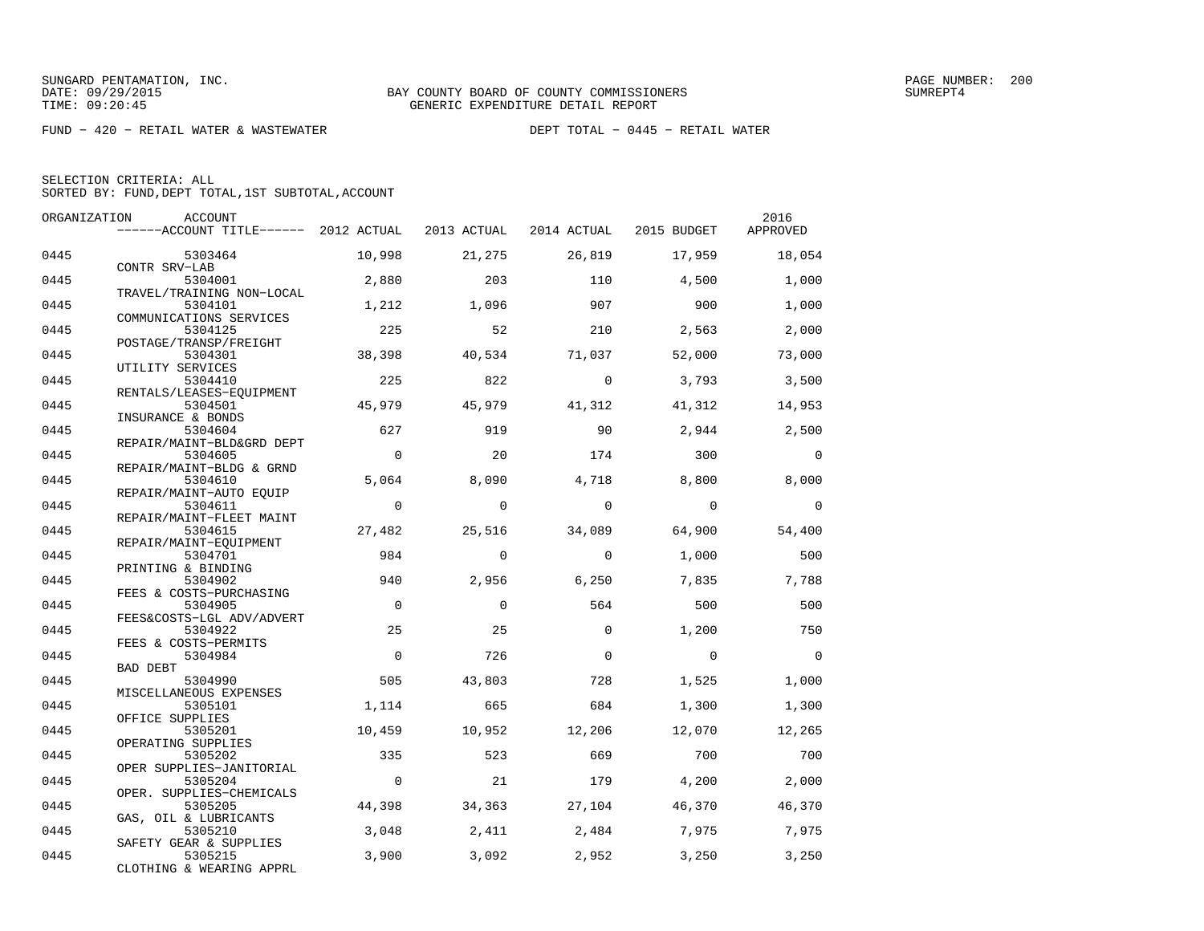SUNGARD PENTAMATION, INC.
DATE: 09/29/2015
TIME: 09:20:45

BAY COUNTY BOARD OF COUNTY COMMISSIONERS
GENERIC EXPENDITURE DETAIL REPORT

SUMREPT4

FUND – 420 – RETAIL WATER & WASTEWATER　　　　DEPT TOTAL – 0445 – RETAIL WATER

SELECTION CRITERIA: ALL
SORTED BY: FUND,DEPT TOTAL,1ST SUBTOTAL,ACCOUNT

| ORGANIZATION | ACCOUNT / ACCOUNT TITLE | 2012 ACTUAL | 2013 ACTUAL | 2014 ACTUAL | 2015 BUDGET | 2016 APPROVED |
|---|---|---|---|---|---|---|
| 0445 | 5303464 CONTR SRV–LAB | 10,998 | 21,275 | 26,819 | 17,959 | 18,054 |
| 0445 | 5304001 TRAVEL/TRAINING NON–LOCAL | 2,880 | 203 | 110 | 4,500 | 1,000 |
| 0445 | 5304101 COMMUNICATIONS SERVICES | 1,212 | 1,096 | 907 | 900 | 1,000 |
| 0445 | 5304125 POSTAGE/TRANSP/FREIGHT | 225 | 52 | 210 | 2,563 | 2,000 |
| 0445 | 5304301 UTILITY SERVICES | 38,398 | 40,534 | 71,037 | 52,000 | 73,000 |
| 0445 | 5304410 RENTALS/LEASES–EQUIPMENT | 225 | 822 | 0 | 3,793 | 3,500 |
| 0445 | 5304501 INSURANCE & BONDS | 45,979 | 45,979 | 41,312 | 41,312 | 14,953 |
| 0445 | 5304604 REPAIR/MAINT–BLD&GRD DEPT | 627 | 919 | 90 | 2,944 | 2,500 |
| 0445 | 5304605 REPAIR/MAINT–BLDG & GRND | 0 | 20 | 174 | 300 | 0 |
| 0445 | 5304610 REPAIR/MAINT–AUTO EQUIP | 5,064 | 8,090 | 4,718 | 8,800 | 8,000 |
| 0445 | 5304611 REPAIR/MAINT–FLEET MAINT | 0 | 0 | 0 | 0 | 0 |
| 0445 | 5304615 REPAIR/MAINT–EQUIPMENT | 27,482 | 25,516 | 34,089 | 64,900 | 54,400 |
| 0445 | 5304701 PRINTING & BINDING | 984 | 0 | 0 | 1,000 | 500 |
| 0445 | 5304902 FEES & COSTS–PURCHASING | 940 | 2,956 | 6,250 | 7,835 | 7,788 |
| 0445 | 5304905 FEES&COSTS–LGL ADV/ADVERT | 0 | 0 | 564 | 500 | 500 |
| 0445 | 5304922 FEES & COSTS–PERMITS | 25 | 25 | 0 | 1,200 | 750 |
| 0445 | 5304984 BAD DEBT | 0 | 726 | 0 | 0 | 0 |
| 0445 | 5304990 MISCELLANEOUS EXPENSES | 505 | 43,803 | 728 | 1,525 | 1,000 |
| 0445 | 5305101 OFFICE SUPPLIES | 1,114 | 665 | 684 | 1,300 | 1,300 |
| 0445 | 5305201 OPERATING SUPPLIES | 10,459 | 10,952 | 12,206 | 12,070 | 12,265 |
| 0445 | 5305202 OPER SUPPLIES–JANITORIAL | 335 | 523 | 669 | 700 | 700 |
| 0445 | 5305204 OPER. SUPPLIES–CHEMICALS | 0 | 21 | 179 | 4,200 | 2,000 |
| 0445 | 5305205 GAS, OIL & LUBRICANTS | 44,398 | 34,363 | 27,104 | 46,370 | 46,370 |
| 0445 | 5305210 SAFETY GEAR & SUPPLIES | 3,048 | 2,411 | 2,484 | 7,975 | 7,975 |
| 0445 | 5305215 CLOTHING & WEARING APPRL | 3,900 | 3,092 | 2,952 | 3,250 | 3,250 |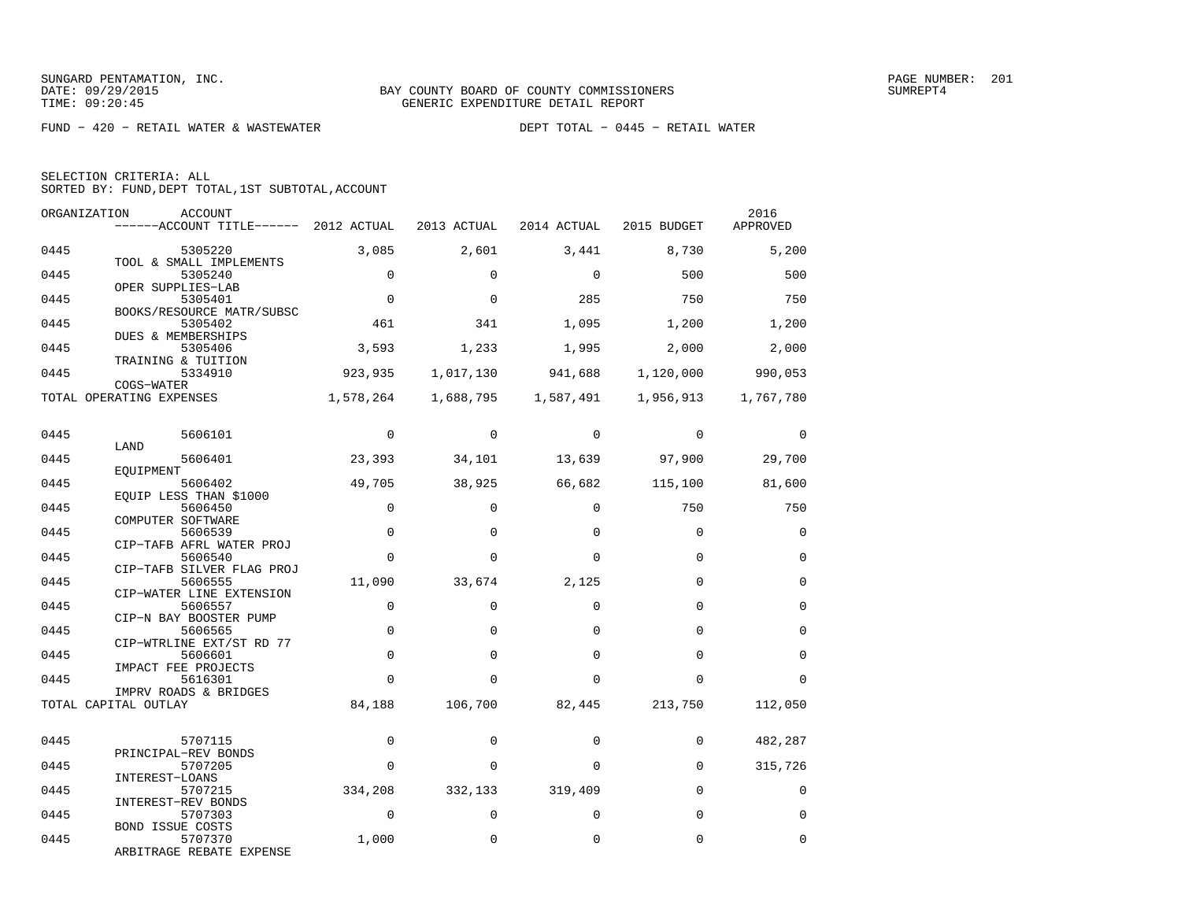SUNGARD PENTAMATION, INC.
DATE: 09/29/2015
TIME: 09:20:45

BAY COUNTY BOARD OF COUNTY COMMISSIONERS
GENERIC EXPENDITURE DETAIL REPORT

SUMREPT4

FUND − 420 − RETAIL WATER & WASTEWATER　　　　DEPT TOTAL − 0445 − RETAIL WATER

SELECTION CRITERIA: ALL
SORTED BY: FUND,DEPT TOTAL,1ST SUBTOTAL,ACCOUNT

| ORGANIZATION | ACCOUNT / ACCOUNT TITLE | 2012 ACTUAL | 2013 ACTUAL | 2014 ACTUAL | 2015 BUDGET | 2016 APPROVED |
|---|---|---|---|---|---|---|
| 0445 | 5305220 TOOL & SMALL IMPLEMENTS | 3,085 | 2,601 | 3,441 | 8,730 | 5,200 |
| 0445 | 5305240 OPER SUPPLIES−LAB | 0 | 0 | 0 | 500 | 500 |
| 0445 | 5305401 BOOKS/RESOURCE MATR/SUBSC | 0 | 0 | 285 | 750 | 750 |
| 0445 | 5305402 DUES & MEMBERSHIPS | 461 | 341 | 1,095 | 1,200 | 1,200 |
| 0445 | 5305406 TRAINING & TUITION | 3,593 | 1,233 | 1,995 | 2,000 | 2,000 |
| 0445 | 5334910 COGS−WATER | 923,935 | 1,017,130 | 941,688 | 1,120,000 | 990,053 |
| TOTAL OPERATING EXPENSES | | 1,578,264 | 1,688,795 | 1,587,491 | 1,956,913 | 1,767,780 |
| 0445 | 5606101 LAND | 0 | 0 | 0 | 0 | 0 |
| 0445 | 5606401 EQUIPMENT | 23,393 | 34,101 | 13,639 | 97,900 | 29,700 |
| 0445 | 5606402 EQUIP LESS THAN $1000 | 49,705 | 38,925 | 66,682 | 115,100 | 81,600 |
| 0445 | 5606450 COMPUTER SOFTWARE | 0 | 0 | 0 | 750 | 750 |
| 0445 | 5606539 CIP−TAFB AFRL WATER PROJ | 0 | 0 | 0 | 0 | 0 |
| 0445 | 5606540 CIP−TAFB SILVER FLAG PROJ | 0 | 0 | 0 | 0 | 0 |
| 0445 | 5606555 CIP−WATER LINE EXTENSION | 11,090 | 33,674 | 2,125 | 0 | 0 |
| 0445 | 5606557 CIP−N BAY BOOSTER PUMP | 0 | 0 | 0 | 0 | 0 |
| 0445 | 5606565 CIP−WTRLINE EXT/ST RD 77 | 0 | 0 | 0 | 0 | 0 |
| 0445 | 5606601 IMPACT FEE PROJECTS | 0 | 0 | 0 | 0 | 0 |
| 0445 | 5616301 IMPRV ROADS & BRIDGES | 0 | 0 | 0 | 0 | 0 |
| TOTAL CAPITAL OUTLAY | | 84,188 | 106,700 | 82,445 | 213,750 | 112,050 |
| 0445 | 5707115 PRINCIPAL−REV BONDS | 0 | 0 | 0 | 0 | 482,287 |
| 0445 | 5707205 INTEREST−LOANS | 0 | 0 | 0 | 0 | 315,726 |
| 0445 | 5707215 INTEREST−REV BONDS | 334,208 | 332,133 | 319,409 | 0 | 0 |
| 0445 | 5707303 BOND ISSUE COSTS | 0 | 0 | 0 | 0 | 0 |
| 0445 | 5707370 ARBITRAGE REBATE EXPENSE | 1,000 | 0 | 0 | 0 | 0 |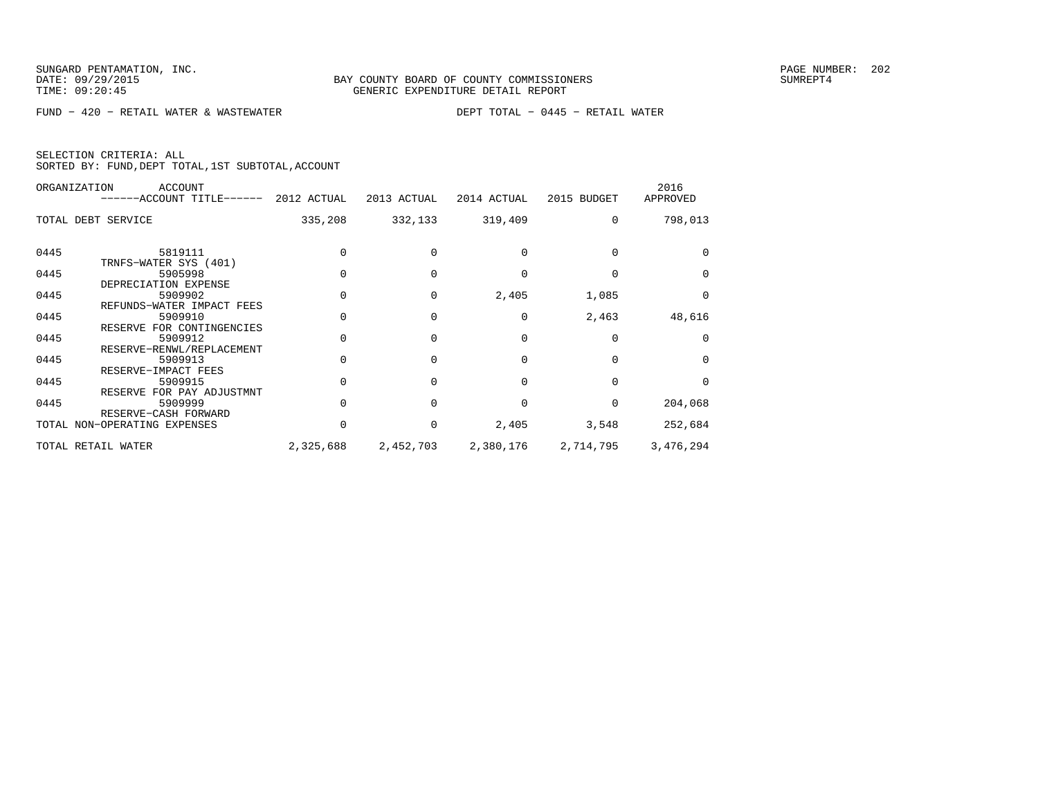SUNGARD PENTAMATION, INC.
DATE: 09/29/2015
TIME: 09:20:45

BAY COUNTY BOARD OF COUNTY COMMISSIONERS
GENERIC EXPENDITURE DETAIL REPORT

SUMREPT4

FUND - 420 - RETAIL WATER & WASTEWATER

DEPT TOTAL - 0445 - RETAIL WATER

SELECTION CRITERIA: ALL
SORTED BY: FUND,DEPT TOTAL,1ST SUBTOTAL,ACCOUNT

| ORGANIZATION | ACCOUNT ------ACCOUNT TITLE------ | 2012 ACTUAL | 2013 ACTUAL | 2014 ACTUAL | 2015 BUDGET | 2016 APPROVED |
|---|---|---|---|---|---|---|
| TOTAL DEBT SERVICE | | 335,208 | 332,133 | 319,409 | 0 | 798,013 |
| 0445 | 5819111 TRNFS-WATER SYS (401) | 0 | 0 | 0 | 0 | 0 |
| 0445 | 5905998 DEPRECIATION EXPENSE | 0 | 0 | 0 | 0 | 0 |
| 0445 | 5909902 REFUNDS-WATER IMPACT FEES | 0 | 0 | 2,405 | 1,085 | 0 |
| 0445 | 5909910 RESERVE FOR CONTINGENCIES | 0 | 0 | 0 | 2,463 | 48,616 |
| 0445 | 5909912 RESERVE-RENWL/REPLACEMENT | 0 | 0 | 0 | 0 | 0 |
| 0445 | 5909913 RESERVE-IMPACT FEES | 0 | 0 | 0 | 0 | 0 |
| 0445 | 5909915 RESERVE FOR PAY ADJUSTMNT | 0 | 0 | 0 | 0 | 0 |
| 0445 | 5909999 RESERVE-CASH FORWARD | 0 | 0 | 0 | 0 | 204,068 |
| TOTAL NON-OPERATING EXPENSES | | 0 | 0 | 2,405 | 3,548 | 252,684 |
| TOTAL RETAIL WATER | | 2,325,688 | 2,452,703 | 2,380,176 | 2,714,795 | 3,476,294 |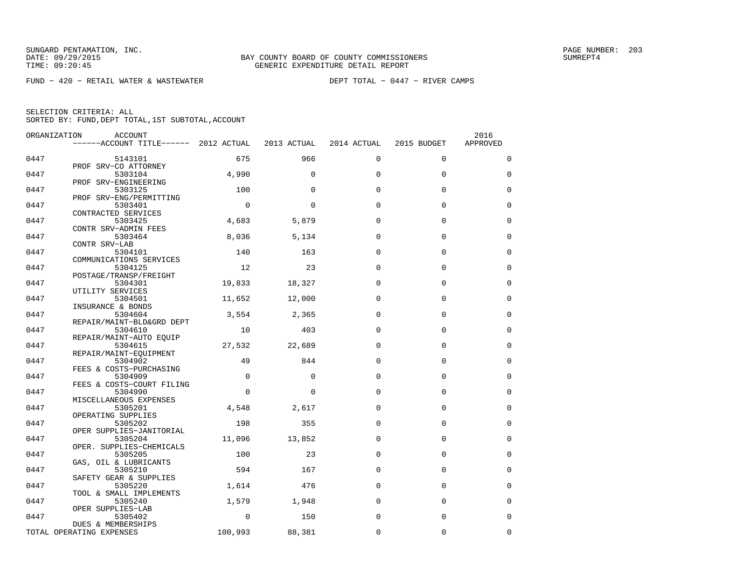SUNGARD PENTAMATION, INC.
DATE: 09/29/2015
TIME: 09:20:45

BAY COUNTY BOARD OF COUNTY COMMISSIONERS
GENERIC EXPENDITURE DETAIL REPORT

SUMREPT4

FUND − 420 − RETAIL WATER & WASTEWATER DEPT TOTAL − 0447 − RIVER CAMPS

SELECTION CRITERIA: ALL
SORTED BY: FUND,DEPT TOTAL,1ST SUBTOTAL,ACCOUNT

| ORGANIZATION | ACCOUNT / ACCOUNT TITLE | 2012 ACTUAL | 2013 ACTUAL | 2014 ACTUAL | 2015 BUDGET | 2016 APPROVED |
|---|---|---|---|---|---|---|
| 0447 | 5143101 PROF SRV−CO ATTORNEY | 675 | 966 | 0 | 0 | 0 |
| 0447 | 5303104 PROF SRV−ENGINEERING | 4,990 | 0 | 0 | 0 | 0 |
| 0447 | 5303125 PROF SRV−ENG/PERMITTING | 100 | 0 | 0 | 0 | 0 |
| 0447 | 5303401 CONTRACTED SERVICES | 0 | 0 | 0 | 0 | 0 |
| 0447 | 5303425 CONTR SRV−ADMIN FEES | 4,683 | 5,879 | 0 | 0 | 0 |
| 0447 | 5303464 CONTR SRV−LAB | 8,036 | 5,134 | 0 | 0 | 0 |
| 0447 | 5304101 COMMUNICATIONS SERVICES | 140 | 163 | 0 | 0 | 0 |
| 0447 | 5304125 POSTAGE/TRANSP/FREIGHT | 12 | 23 | 0 | 0 | 0 |
| 0447 | 5304301 UTILITY SERVICES | 19,833 | 18,327 | 0 | 0 | 0 |
| 0447 | 5304501 INSURANCE & BONDS | 11,652 | 12,000 | 0 | 0 | 0 |
| 0447 | 5304604 REPAIR/MAINT−BLD&GRD DEPT | 3,554 | 2,365 | 0 | 0 | 0 |
| 0447 | 5304610 REPAIR/MAINT−AUTO EQUIP | 10 | 403 | 0 | 0 | 0 |
| 0447 | 5304615 REPAIR/MAINT−EQUIPMENT | 27,532 | 22,689 | 0 | 0 | 0 |
| 0447 | 5304902 FEES & COSTS−PURCHASING | 49 | 844 | 0 | 0 | 0 |
| 0447 | 5304909 FEES & COSTS−COURT FILING | 0 | 0 | 0 | 0 | 0 |
| 0447 | 5304990 MISCELLANEOUS EXPENSES | 0 | 0 | 0 | 0 | 0 |
| 0447 | 5305201 OPERATING SUPPLIES | 4,548 | 2,617 | 0 | 0 | 0 |
| 0447 | 5305202 OPER SUPPLIES−JANITORIAL | 198 | 355 | 0 | 0 | 0 |
| 0447 | 5305204 OPER. SUPPLIES−CHEMICALS | 11,096 | 13,852 | 0 | 0 | 0 |
| 0447 | 5305205 GAS, OIL & LUBRICANTS | 100 | 23 | 0 | 0 | 0 |
| 0447 | 5305210 SAFETY GEAR & SUPPLIES | 594 | 167 | 0 | 0 | 0 |
| 0447 | 5305220 TOOL & SMALL IMPLEMENTS | 1,614 | 476 | 0 | 0 | 0 |
| 0447 | 5305240 OPER SUPPLIES−LAB | 1,579 | 1,948 | 0 | 0 | 0 |
| 0447 | 5305402 DUES & MEMBERSHIPS | 0 | 150 | 0 | 0 | 0 |
| TOTAL OPERATING EXPENSES | | 100,993 | 88,381 | 0 | 0 | 0 |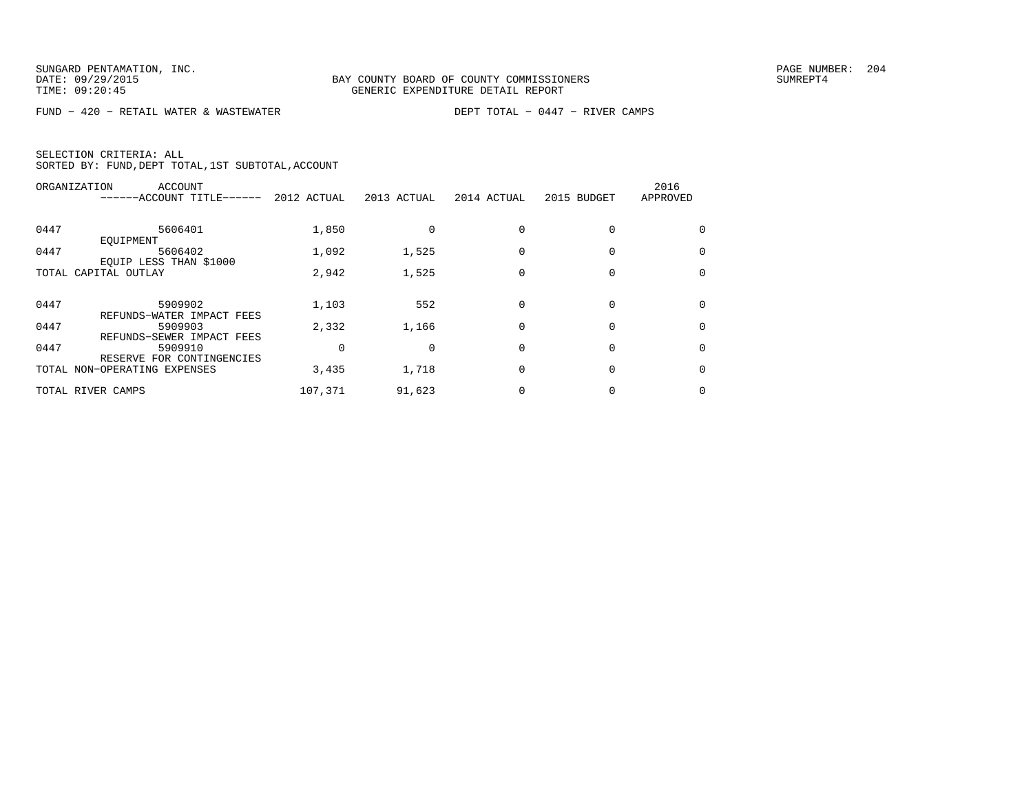SUNGARD PENTAMATION, INC.
DATE: 09/29/2015
TIME: 09:20:45

BAY COUNTY BOARD OF COUNTY COMMISSIONERS
GENERIC EXPENDITURE DETAIL REPORT

PAGE NUMBER: 204
SUMREPT4

FUND - 420 - RETAIL WATER & WASTEWATER

DEPT TOTAL - 0447 - RIVER CAMPS

SELECTION CRITERIA: ALL
SORTED BY: FUND,DEPT TOTAL,1ST SUBTOTAL,ACCOUNT

| ORGANIZATION | ACCOUNT / ------ACCOUNT TITLE------ | 2012 ACTUAL | 2013 ACTUAL | 2014 ACTUAL | 2015 BUDGET | 2016 APPROVED |
|---|---|---|---|---|---|---|
| 0447 | 5606401 EQUIPMENT | 1,850 | 0 | 0 | 0 | 0 |
| 0447 | 5606402 EQUIP LESS THAN $1000 | 1,092 | 1,525 | 0 | 0 | 0 |
| TOTAL CAPITAL OUTLAY | | 2,942 | 1,525 | 0 | 0 | 0 |
| 0447 | 5909902 REFUNDS-WATER IMPACT FEES | 1,103 | 552 | 0 | 0 | 0 |
| 0447 | 5909903 REFUNDS-SEWER IMPACT FEES | 2,332 | 1,166 | 0 | 0 | 0 |
| 0447 | 5909910 RESERVE FOR CONTINGENCIES | 0 | 0 | 0 | 0 | 0 |
| TOTAL NON-OPERATING EXPENSES | | 3,435 | 1,718 | 0 | 0 | 0 |
| TOTAL RIVER CAMPS | | 107,371 | 91,623 | 0 | 0 | 0 |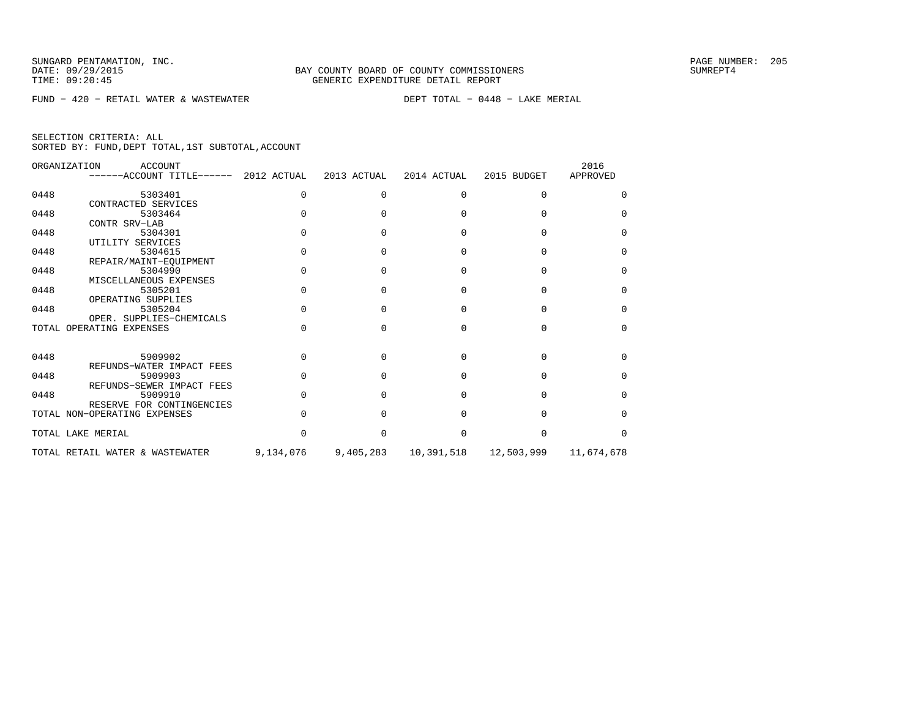SUNGARD PENTAMATION, INC.
DATE: 09/29/2015
TIME: 09:20:45

BAY COUNTY BOARD OF COUNTY COMMISSIONERS
GENERIC EXPENDITURE DETAIL REPORT

SUMREPT4

FUND - 420 - RETAIL WATER & WASTEWATER

DEPT TOTAL - 0448 - LAKE MERIAL

SELECTION CRITERIA: ALL
SORTED BY: FUND,DEPT TOTAL,1ST SUBTOTAL,ACCOUNT

| ORGANIZATION | ACCOUNT / ACCOUNT TITLE | 2012 ACTUAL | 2013 ACTUAL | 2014 ACTUAL | 2015 BUDGET | 2016 APPROVED |
|---|---|---|---|---|---|---|
| 0448 | 5303401 CONTRACTED SERVICES | 0 | 0 | 0 | 0 | 0 |
| 0448 | 5303464 CONTR SRV-LAB | 0 | 0 | 0 | 0 | 0 |
| 0448 | 5304301 UTILITY SERVICES | 0 | 0 | 0 | 0 | 0 |
| 0448 | 5304615 REPAIR/MAINT-EQUIPMENT | 0 | 0 | 0 | 0 | 0 |
| 0448 | 5304990 MISCELLANEOUS EXPENSES | 0 | 0 | 0 | 0 | 0 |
| 0448 | 5305201 OPERATING SUPPLIES | 0 | 0 | 0 | 0 | 0 |
| 0448 | 5305204 OPER. SUPPLIES-CHEMICALS | 0 | 0 | 0 | 0 | 0 |
| TOTAL OPERATING EXPENSES | | 0 | 0 | 0 | 0 | 0 |
| 0448 | 5909902 REFUNDS-WATER IMPACT FEES | 0 | 0 | 0 | 0 | 0 |
| 0448 | 5909903 REFUNDS-SEWER IMPACT FEES | 0 | 0 | 0 | 0 | 0 |
| 0448 | 5909910 RESERVE FOR CONTINGENCIES | 0 | 0 | 0 | 0 | 0 |
| TOTAL NON-OPERATING EXPENSES | | 0 | 0 | 0 | 0 | 0 |
| TOTAL LAKE MERIAL | | 0 | 0 | 0 | 0 | 0 |
| TOTAL RETAIL WATER & WASTEWATER | | 9,134,076 | 9,405,283 | 10,391,518 | 12,503,999 | 11,674,678 |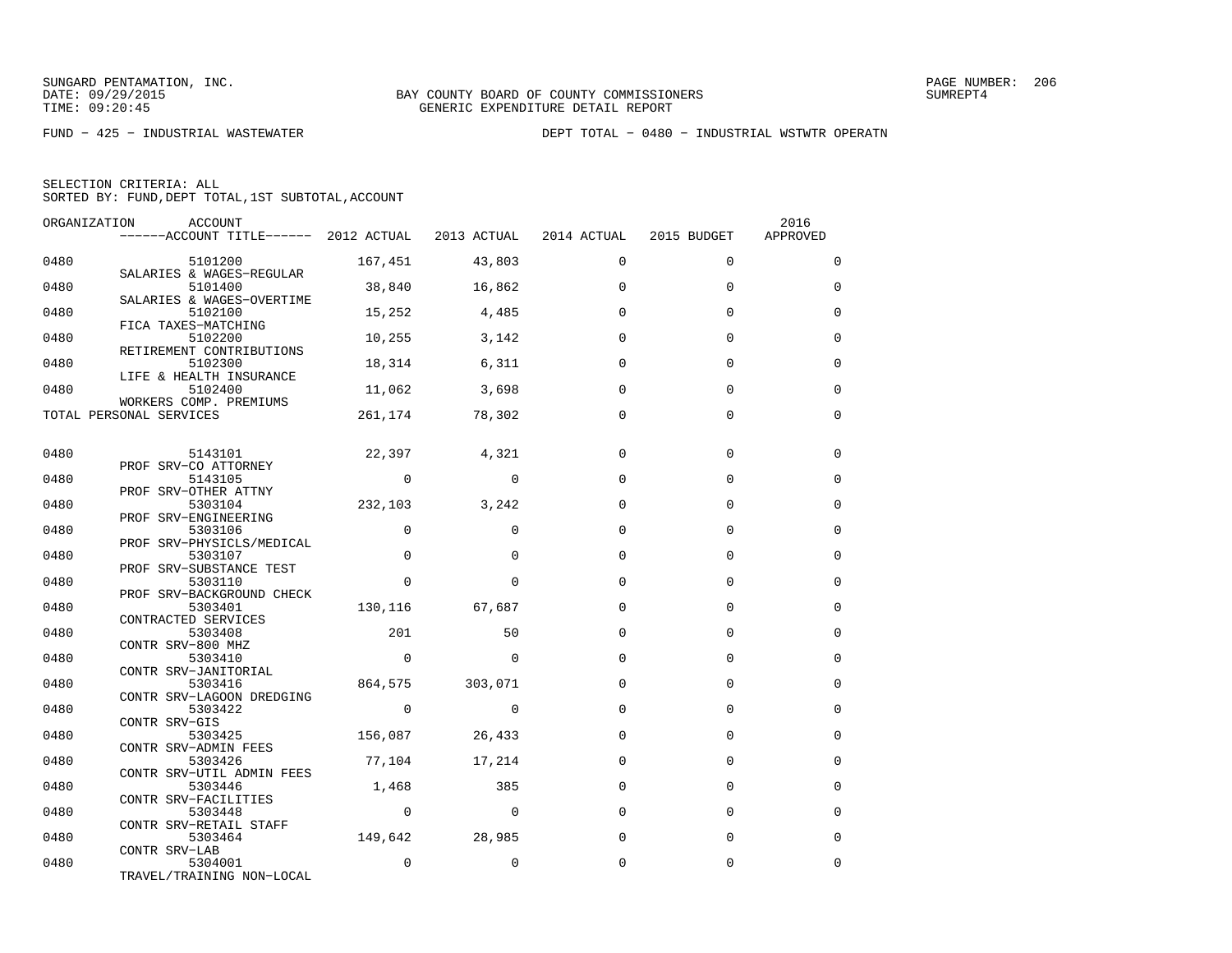SUNGARD PENTAMATION, INC.
DATE: 09/29/2015
TIME: 09:20:45

BAY COUNTY BOARD OF COUNTY COMMISSIONERS
GENERIC EXPENDITURE DETAIL REPORT

SUMREPT4

FUND − 425 − INDUSTRIAL WASTEWATER

DEPT TOTAL − 0480 − INDUSTRIAL WSTWTR OPERATN

SELECTION CRITERIA: ALL
SORTED BY: FUND,DEPT TOTAL,1ST SUBTOTAL,ACCOUNT

| ORGANIZATION | ACCOUNT / ACCOUNT TITLE | 2012 ACTUAL | 2013 ACTUAL | 2014 ACTUAL | 2015 BUDGET | 2016 APPROVED |
|---|---|---|---|---|---|---|
| 0480 | 5101200 SALARIES & WAGES−REGULAR | 167,451 | 43,803 | 0 | 0 | 0 |
| 0480 | 5101400 SALARIES & WAGES−OVERTIME | 38,840 | 16,862 | 0 | 0 | 0 |
| 0480 | 5102100 FICA TAXES−MATCHING | 15,252 | 4,485 | 0 | 0 | 0 |
| 0480 | 5102200 RETIREMENT CONTRIBUTIONS | 10,255 | 3,142 | 0 | 0 | 0 |
| 0480 | 5102300 LIFE & HEALTH INSURANCE | 18,314 | 6,311 | 0 | 0 | 0 |
| 0480 | 5102400 WORKERS COMP. PREMIUMS | 11,062 | 3,698 | 0 | 0 | 0 |
| TOTAL PERSONAL SERVICES | | 261,174 | 78,302 | 0 | 0 | 0 |
| 0480 | 5143101 PROF SRV−CO ATTORNEY | 22,397 | 4,321 | 0 | 0 | 0 |
| 0480 | 5143105 PROF SRV−OTHER ATTNY | 0 | 0 | 0 | 0 | 0 |
| 0480 | 5303104 PROF SRV−ENGINEERING | 232,103 | 3,242 | 0 | 0 | 0 |
| 0480 | 5303106 PROF SRV−PHYSICLS/MEDICAL | 0 | 0 | 0 | 0 | 0 |
| 0480 | 5303107 PROF SRV−SUBSTANCE TEST | 0 | 0 | 0 | 0 | 0 |
| 0480 | 5303110 PROF SRV−BACKGROUND CHECK | 0 | 0 | 0 | 0 | 0 |
| 0480 | 5303401 CONTRACTED SERVICES | 130,116 | 67,687 | 0 | 0 | 0 |
| 0480 | 5303408 CONTR SRV−800 MHZ | 201 | 50 | 0 | 0 | 0 |
| 0480 | 5303410 CONTR SRV−JANITORIAL | 0 | 0 | 0 | 0 | 0 |
| 0480 | 5303416 CONTR SRV−LAGOON DREDGING | 864,575 | 303,071 | 0 | 0 | 0 |
| 0480 | 5303422 CONTR SRV−GIS | 0 | 0 | 0 | 0 | 0 |
| 0480 | 5303425 CONTR SRV−ADMIN FEES | 156,087 | 26,433 | 0 | 0 | 0 |
| 0480 | 5303426 CONTR SRV−UTIL ADMIN FEES | 77,104 | 17,214 | 0 | 0 | 0 |
| 0480 | 5303446 CONTR SRV−FACILITIES | 1,468 | 385 | 0 | 0 | 0 |
| 0480 | 5303448 CONTR SRV−RETAIL STAFF | 0 | 0 | 0 | 0 | 0 |
| 0480 | 5303464 CONTR SRV−LAB | 149,642 | 28,985 | 0 | 0 | 0 |
| 0480 | 5304001 TRAVEL/TRAINING NON−LOCAL | 0 | 0 | 0 | 0 | 0 |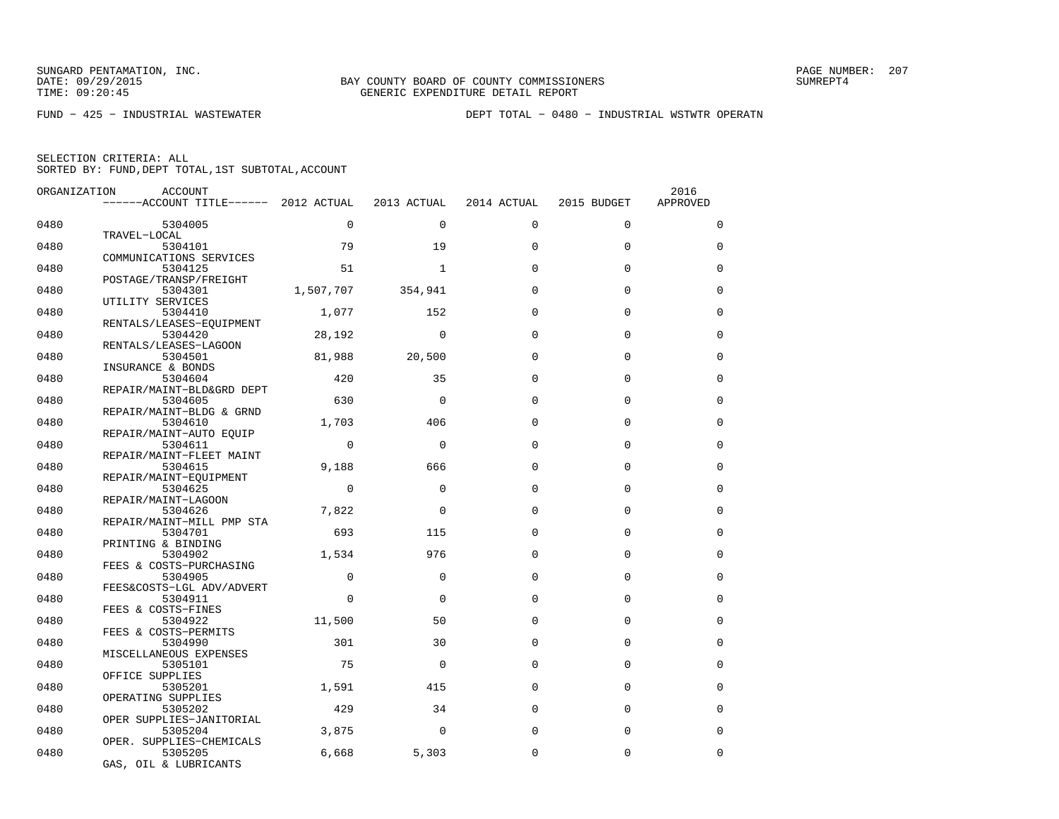SUNGARD PENTAMATION, INC.
DATE: 09/29/2015
TIME: 09:20:45

BAY COUNTY BOARD OF COUNTY COMMISSIONERS
GENERIC EXPENDITURE DETAIL REPORT

SUMREPT4

FUND − 425 − INDUSTRIAL WASTEWATER

DEPT TOTAL − 0480 − INDUSTRIAL WSTWTR OPERATN

SELECTION CRITERIA: ALL
SORTED BY: FUND,DEPT TOTAL,1ST SUBTOTAL,ACCOUNT

| ORGANIZATION | ACCOUNT / ACCOUNT TITLE | 2012 ACTUAL | 2013 ACTUAL | 2014 ACTUAL | 2015 BUDGET | 2016 APPROVED |
|---|---|---|---|---|---|---|
| 0480 | 5304005 TRAVEL−LOCAL | 0 | 0 | 0 | 0 | 0 |
| 0480 | 5304101 COMMUNICATIONS SERVICES | 79 | 19 | 0 | 0 | 0 |
| 0480 | 5304125 POSTAGE/TRANSP/FREIGHT | 51 | 1 | 0 | 0 | 0 |
| 0480 | 5304301 UTILITY SERVICES | 1,507,707 | 354,941 | 0 | 0 | 0 |
| 0480 | 5304410 RENTALS/LEASES−EQUIPMENT | 1,077 | 152 | 0 | 0 | 0 |
| 0480 | 5304420 RENTALS/LEASES−LAGOON | 28,192 | 0 | 0 | 0 | 0 |
| 0480 | 5304501 INSURANCE & BONDS | 81,988 | 20,500 | 0 | 0 | 0 |
| 0480 | 5304604 REPAIR/MAINT−BLD&GRD DEPT | 420 | 35 | 0 | 0 | 0 |
| 0480 | 5304605 REPAIR/MAINT−BLDG & GRND | 630 | 0 | 0 | 0 | 0 |
| 0480 | 5304610 REPAIR/MAINT−AUTO EQUIP | 1,703 | 406 | 0 | 0 | 0 |
| 0480 | 5304611 REPAIR/MAINT−FLEET MAINT | 0 | 0 | 0 | 0 | 0 |
| 0480 | 5304615 REPAIR/MAINT−EQUIPMENT | 9,188 | 666 | 0 | 0 | 0 |
| 0480 | 5304625 REPAIR/MAINT−LAGOON | 0 | 0 | 0 | 0 | 0 |
| 0480 | 5304626 REPAIR/MAINT−MILL PMP STA | 7,822 | 0 | 0 | 0 | 0 |
| 0480 | 5304701 PRINTING & BINDING | 693 | 115 | 0 | 0 | 0 |
| 0480 | 5304902 FEES & COSTS−PURCHASING | 1,534 | 976 | 0 | 0 | 0 |
| 0480 | 5304905 FEES&COSTS−LGL ADV/ADVERT | 0 | 0 | 0 | 0 | 0 |
| 0480 | 5304911 FEES & COSTS−FINES | 0 | 0 | 0 | 0 | 0 |
| 0480 | 5304922 FEES & COSTS−PERMITS | 11,500 | 50 | 0 | 0 | 0 |
| 0480 | 5304990 MISCELLANEOUS EXPENSES | 301 | 30 | 0 | 0 | 0 |
| 0480 | 5305101 OFFICE SUPPLIES | 75 | 0 | 0 | 0 | 0 |
| 0480 | 5305201 OPERATING SUPPLIES | 1,591 | 415 | 0 | 0 | 0 |
| 0480 | 5305202 OPER SUPPLIES−JANITORIAL | 429 | 34 | 0 | 0 | 0 |
| 0480 | 5305204 OPER. SUPPLIES−CHEMICALS | 3,875 | 0 | 0 | 0 | 0 |
| 0480 | 5305205 GAS, OIL & LUBRICANTS | 6,668 | 5,303 | 0 | 0 | 0 |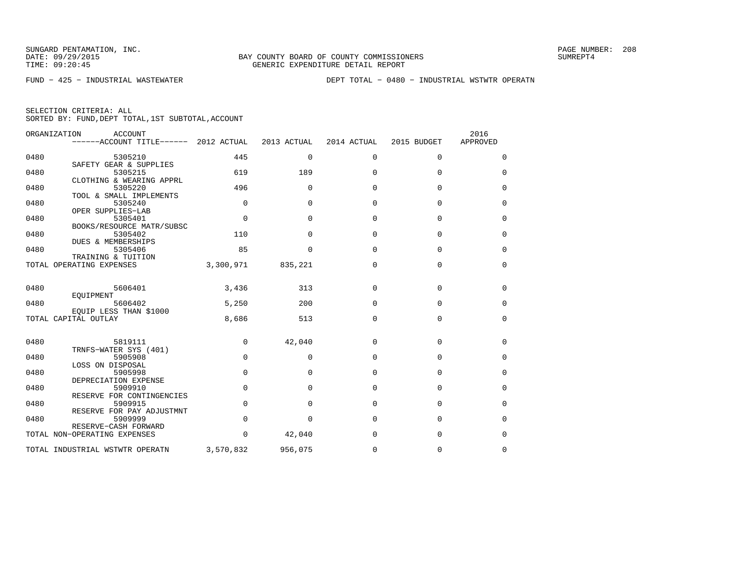SUNGARD PENTAMATION, INC.
DATE: 09/29/2015
TIME: 09:20:45

BAY COUNTY BOARD OF COUNTY COMMISSIONERS
GENERIC EXPENDITURE DETAIL REPORT

SUMREPT4

FUND − 425 − INDUSTRIAL WASTEWATER

DEPT TOTAL − 0480 − INDUSTRIAL WSTWTR OPERATN

SELECTION CRITERIA: ALL
SORTED BY: FUND,DEPT TOTAL,1ST SUBTOTAL,ACCOUNT

| ORGANIZATION | ACCOUNT / ACCOUNT TITLE | 2012 ACTUAL | 2013 ACTUAL | 2014 ACTUAL | 2015 BUDGET | 2016 APPROVED |
|---|---|---|---|---|---|---|
| 0480 | 5305210 SAFETY GEAR & SUPPLIES | 445 | 0 | 0 | 0 | 0 |
| 0480 | 5305215 CLOTHING & WEARING APPRL | 619 | 189 | 0 | 0 | 0 |
| 0480 | 5305220 TOOL & SMALL IMPLEMENTS | 496 | 0 | 0 | 0 | 0 |
| 0480 | 5305240 OPER SUPPLIES−LAB | 0 | 0 | 0 | 0 | 0 |
| 0480 | 5305401 BOOKS/RESOURCE MATR/SUBSC | 0 | 0 | 0 | 0 | 0 |
| 0480 | 5305402 DUES & MEMBERSHIPS | 110 | 0 | 0 | 0 | 0 |
| 0480 | 5305406 TRAINING & TUITION | 85 | 0 | 0 | 0 | 0 |
| TOTAL OPERATING EXPENSES | | 3,300,971 | 835,221 | 0 | 0 | 0 |
| 0480 | 5606401 EQUIPMENT | 3,436 | 313 | 0 | 0 | 0 |
| 0480 | 5606402 EQUIP LESS THAN $1000 | 5,250 | 200 | 0 | 0 | 0 |
| TOTAL CAPITAL OUTLAY | | 8,686 | 513 | 0 | 0 | 0 |
| 0480 | 5819111 TRNFS−WATER SYS (401) | 0 | 42,040 | 0 | 0 | 0 |
| 0480 | 5905908 LOSS ON DISPOSAL | 0 | 0 | 0 | 0 | 0 |
| 0480 | 5905998 DEPRECIATION EXPENSE | 0 | 0 | 0 | 0 | 0 |
| 0480 | 5909910 RESERVE FOR CONTINGENCIES | 0 | 0 | 0 | 0 | 0 |
| 0480 | 5909915 RESERVE FOR PAY ADJUSTMNT | 0 | 0 | 0 | 0 | 0 |
| 0480 | 5909999 RESERVE−CASH FORWARD | 0 | 0 | 0 | 0 | 0 |
| TOTAL NON−OPERATING EXPENSES | | 0 | 42,040 | 0 | 0 | 0 |
| TOTAL INDUSTRIAL WSTWTR OPERATN | | 3,570,832 | 956,075 | 0 | 0 | 0 |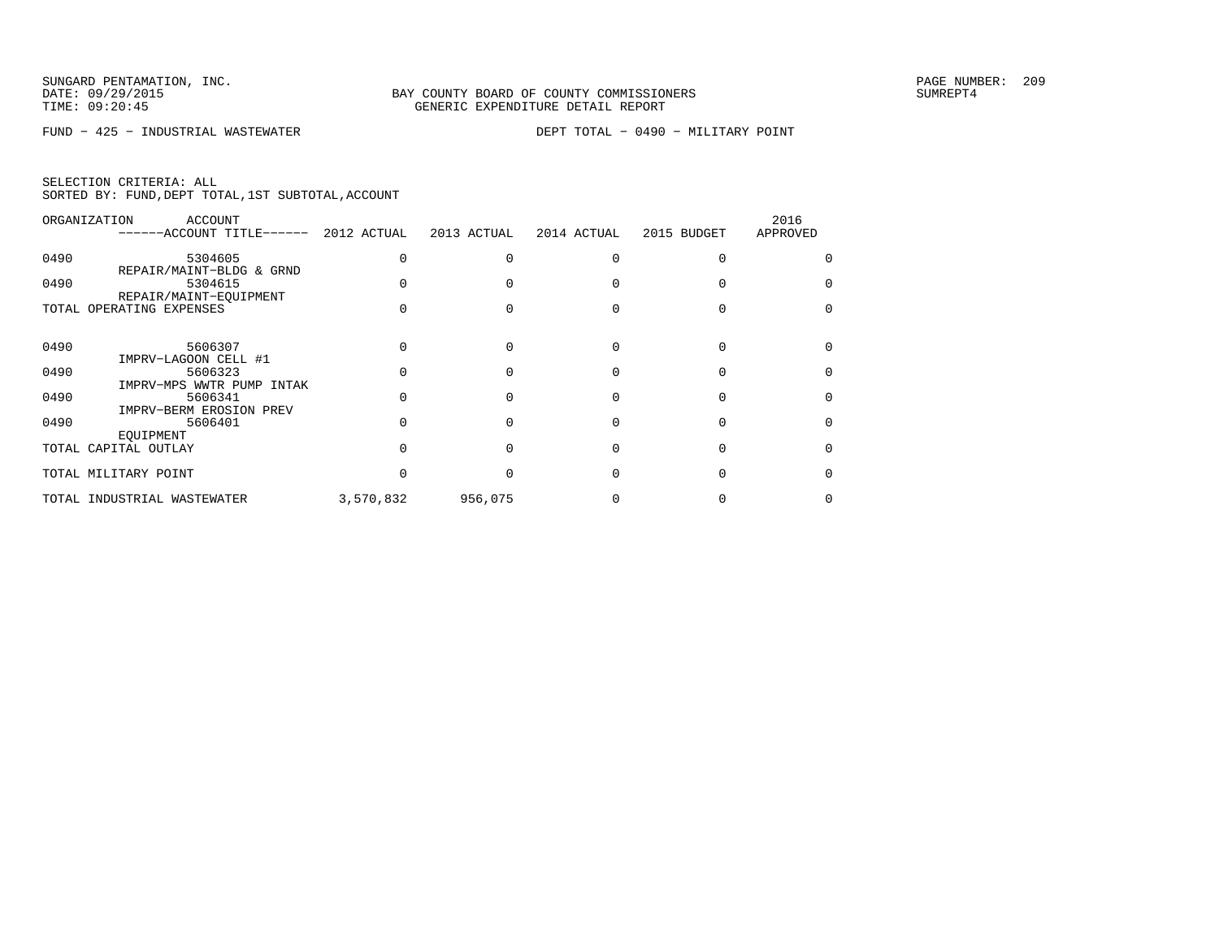FUND − 425 − INDUSTRIAL WASTEWATER

DEPT TOTAL − 0490 − MILITARY POINT

SELECTION CRITERIA: ALL
SORTED BY: FUND,DEPT TOTAL,1ST SUBTOTAL,ACCOUNT

| ORGANIZATION | ACCOUNT / ACCOUNT TITLE | 2012 ACTUAL | 2013 ACTUAL | 2014 ACTUAL | 2015 BUDGET | 2016 APPROVED |
|---|---|---|---|---|---|---|
| 0490 | 5304605 REPAIR/MAINT−BLDG & GRND | 0 | 0 | 0 | 0 | 0 |
| 0490 | 5304615 REPAIR/MAINT−EQUIPMENT | 0 | 0 | 0 | 0 | 0 |
| TOTAL OPERATING EXPENSES | | 0 | 0 | 0 | 0 | 0 |
| 0490 | 5606307 IMPRV−LAGOON CELL #1 | 0 | 0 | 0 | 0 | 0 |
| 0490 | 5606323 IMPRV−MPS WWTR PUMP INTAK | 0 | 0 | 0 | 0 | 0 |
| 0490 | 5606341 IMPRV−BERM EROSION PREV | 0 | 0 | 0 | 0 | 0 |
| 0490 | 5606401 EQUIPMENT | 0 | 0 | 0 | 0 | 0 |
| TOTAL CAPITAL OUTLAY | | 0 | 0 | 0 | 0 | 0 |
| TOTAL MILITARY POINT | | 0 | 0 | 0 | 0 | 0 |
| TOTAL INDUSTRIAL WASTEWATER | | 3,570,832 | 956,075 | 0 | 0 | 0 |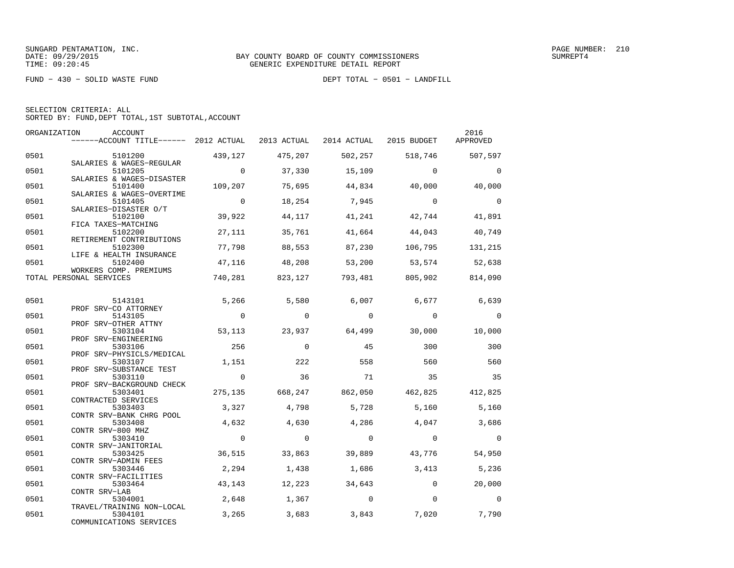SUNGARD PENTAMATION, INC.
DATE: 09/29/2015
TIME: 09:20:45

BAY COUNTY BOARD OF COUNTY COMMISSIONERS
GENERIC EXPENDITURE DETAIL REPORT

SUMREPT4

FUND − 430 − SOLID WASTE FUND

DEPT TOTAL − 0501 − LANDFILL

SELECTION CRITERIA: ALL
SORTED BY: FUND,DEPT TOTAL,1ST SUBTOTAL,ACCOUNT

| ORGANIZATION | ACCOUNT / ACCOUNT TITLE | 2012 ACTUAL | 2013 ACTUAL | 2014 ACTUAL | 2015 BUDGET | 2016 APPROVED |
|---|---|---|---|---|---|---|
| 0501 | 5101200 SALARIES & WAGES−REGULAR | 439,127 | 475,207 | 502,257 | 518,746 | 507,597 |
| 0501 | 5101205 SALARIES & WAGES−DISASTER | 0 | 37,330 | 15,109 | 0 | 0 |
| 0501 | 5101400 SALARIES & WAGES−OVERTIME | 109,207 | 75,695 | 44,834 | 40,000 | 40,000 |
| 0501 | 5101405 SALARIES−DISASTER O/T | 0 | 18,254 | 7,945 | 0 | 0 |
| 0501 | 5102100 FICA TAXES−MATCHING | 39,922 | 44,117 | 41,241 | 42,744 | 41,891 |
| 0501 | 5102200 RETIREMENT CONTRIBUTIONS | 27,111 | 35,761 | 41,664 | 44,043 | 40,749 |
| 0501 | 5102300 LIFE & HEALTH INSURANCE | 77,798 | 88,553 | 87,230 | 106,795 | 131,215 |
| 0501 | 5102400 WORKERS COMP. PREMIUMS | 47,116 | 48,208 | 53,200 | 53,574 | 52,638 |
| TOTAL PERSONAL SERVICES | | 740,281 | 823,127 | 793,481 | 805,902 | 814,090 |
| 0501 | 5143101 PROF SRV−CO ATTORNEY | 5,266 | 5,580 | 6,007 | 6,677 | 6,639 |
| 0501 | 5143105 PROF SRV−OTHER ATTNY | 0 | 0 | 0 | 0 | 0 |
| 0501 | 5303104 PROF SRV−ENGINEERING | 53,113 | 23,937 | 64,499 | 30,000 | 10,000 |
| 0501 | 5303106 PROF SRV−PHYSICLS/MEDICAL | 256 | 0 | 45 | 300 | 300 |
| 0501 | 5303107 PROF SRV−SUBSTANCE TEST | 1,151 | 222 | 558 | 560 | 560 |
| 0501 | 5303110 PROF SRV−BACKGROUND CHECK | 0 | 36 | 71 | 35 | 35 |
| 0501 | 5303401 CONTRACTED SERVICES | 275,135 | 668,247 | 862,050 | 462,825 | 412,825 |
| 0501 | 5303403 CONTR SRV−BANK CHRG POOL | 3,327 | 4,798 | 5,728 | 5,160 | 5,160 |
| 0501 | 5303408 CONTR SRV−800 MHZ | 4,632 | 4,630 | 4,286 | 4,047 | 3,686 |
| 0501 | 5303410 CONTR SRV−JANITORIAL | 0 | 0 | 0 | 0 | 0 |
| 0501 | 5303425 CONTR SRV−ADMIN FEES | 36,515 | 33,863 | 39,889 | 43,776 | 54,950 |
| 0501 | 5303446 CONTR SRV−FACILITIES | 2,294 | 1,438 | 1,686 | 3,413 | 5,236 |
| 0501 | 5303464 CONTR SRV−LAB | 43,143 | 12,223 | 34,643 | 0 | 20,000 |
| 0501 | 5304001 TRAVEL/TRAINING NON−LOCAL | 2,648 | 1,367 | 0 | 0 | 0 |
| 0501 | 5304101 COMMUNICATIONS SERVICES | 3,265 | 3,683 | 3,843 | 7,020 | 7,790 |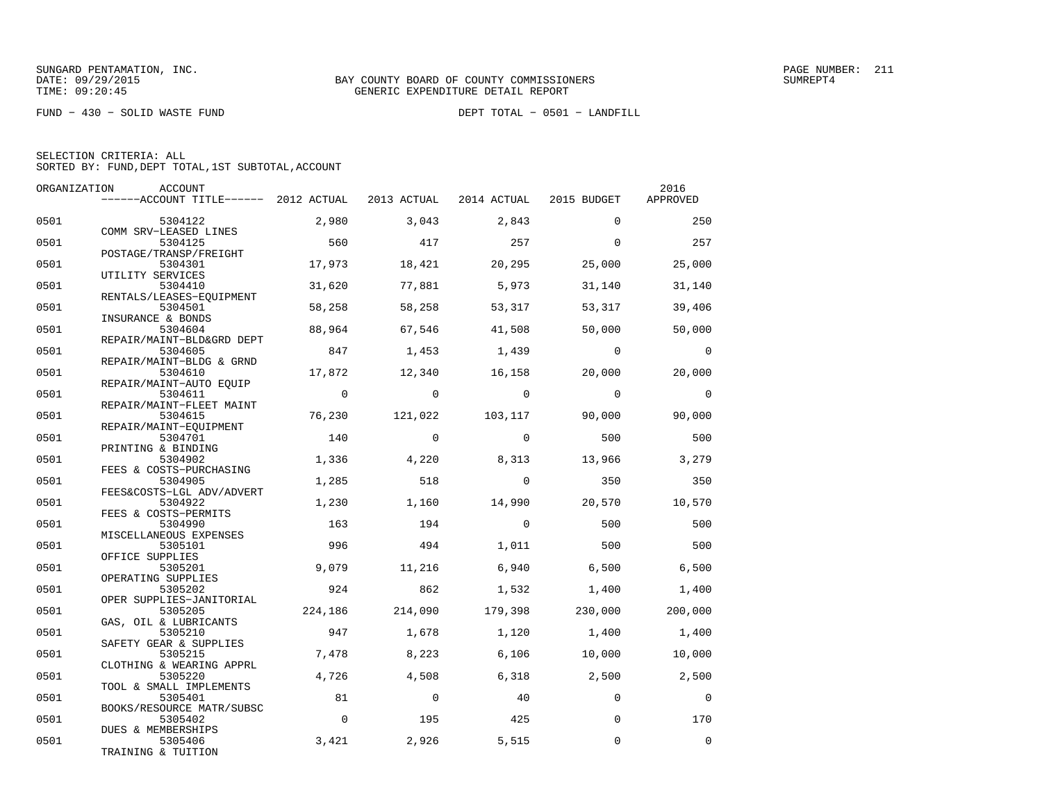SUNGARD PENTAMATION, INC.
DATE: 09/29/2015
TIME: 09:20:45

BAY COUNTY BOARD OF COUNTY COMMISSIONERS
GENERIC EXPENDITURE DETAIL REPORT

SUMREPT4

FUND − 430 − SOLID WASTE FUND

DEPT TOTAL − 0501 − LANDFILL

SELECTION CRITERIA: ALL
SORTED BY: FUND,DEPT TOTAL,1ST SUBTOTAL,ACCOUNT

| ORGANIZATION | ACCOUNT / ACCOUNT TITLE | 2012 ACTUAL | 2013 ACTUAL | 2014 ACTUAL | 2015 BUDGET | 2016 APPROVED |
|---|---|---|---|---|---|---|
| 0501 | 5304122 COMM SRV−LEASED LINES | 2,980 | 3,043 | 2,843 | 0 | 250 |
| 0501 | 5304125 POSTAGE/TRANSP/FREIGHT | 560 | 417 | 257 | 0 | 257 |
| 0501 | 5304301 UTILITY SERVICES | 17,973 | 18,421 | 20,295 | 25,000 | 25,000 |
| 0501 | 5304410 RENTALS/LEASES−EQUIPMENT | 31,620 | 77,881 | 5,973 | 31,140 | 31,140 |
| 0501 | 5304501 INSURANCE & BONDS | 58,258 | 58,258 | 53,317 | 53,317 | 39,406 |
| 0501 | 5304604 REPAIR/MAINT−BLD&GRD DEPT | 88,964 | 67,546 | 41,508 | 50,000 | 50,000 |
| 0501 | 5304605 REPAIR/MAINT−BLDG & GRND | 847 | 1,453 | 1,439 | 0 | 0 |
| 0501 | 5304610 REPAIR/MAINT−AUTO EQUIP | 17,872 | 12,340 | 16,158 | 20,000 | 20,000 |
| 0501 | 5304611 REPAIR/MAINT−FLEET MAINT | 0 | 0 | 0 | 0 | 0 |
| 0501 | 5304615 REPAIR/MAINT−EQUIPMENT | 76,230 | 121,022 | 103,117 | 90,000 | 90,000 |
| 0501 | 5304701 PRINTING & BINDING | 140 | 0 | 0 | 500 | 500 |
| 0501 | 5304902 FEES & COSTS−PURCHASING | 1,336 | 4,220 | 8,313 | 13,966 | 3,279 |
| 0501 | 5304905 FEES&COSTS−LGL ADV/ADVERT | 1,285 | 518 | 0 | 350 | 350 |
| 0501 | 5304922 FEES & COSTS−PERMITS | 1,230 | 1,160 | 14,990 | 20,570 | 10,570 |
| 0501 | 5304990 MISCELLANEOUS EXPENSES | 163 | 194 | 0 | 500 | 500 |
| 0501 | 5305101 OFFICE SUPPLIES | 996 | 494 | 1,011 | 500 | 500 |
| 0501 | 5305201 OPERATING SUPPLIES | 9,079 | 11,216 | 6,940 | 6,500 | 6,500 |
| 0501 | 5305202 OPER SUPPLIES−JANITORIAL | 924 | 862 | 1,532 | 1,400 | 1,400 |
| 0501 | 5305205 GAS, OIL & LUBRICANTS | 224,186 | 214,090 | 179,398 | 230,000 | 200,000 |
| 0501 | 5305210 SAFETY GEAR & SUPPLIES | 947 | 1,678 | 1,120 | 1,400 | 1,400 |
| 0501 | 5305215 CLOTHING & WEARING APPRL | 7,478 | 8,223 | 6,106 | 10,000 | 10,000 |
| 0501 | 5305220 TOOL & SMALL IMPLEMENTS | 4,726 | 4,508 | 6,318 | 2,500 | 2,500 |
| 0501 | 5305401 BOOKS/RESOURCE MATR/SUBSC | 81 | 0 | 40 | 0 | 0 |
| 0501 | 5305402 DUES & MEMBERSHIPS | 0 | 195 | 425 | 0 | 170 |
| 0501 | 5305406 TRAINING & TUITION | 3,421 | 2,926 | 5,515 | 0 | 0 |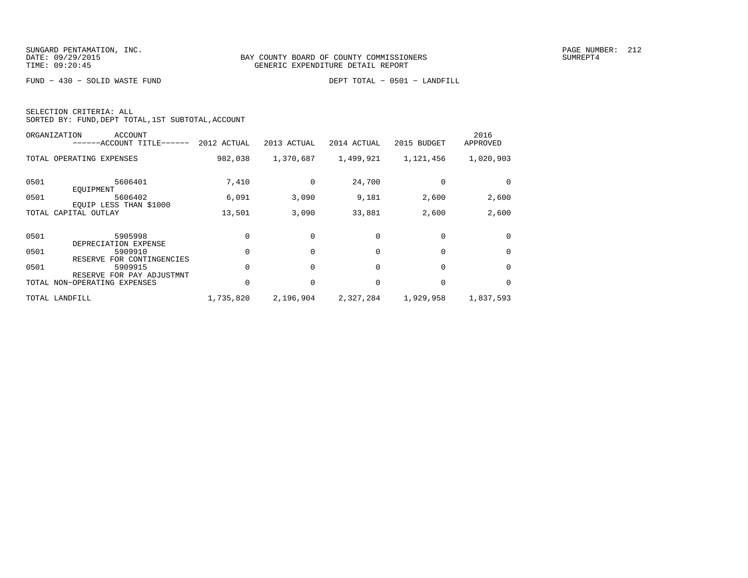SUNGARD PENTAMATION, INC.
DATE: 09/29/2015
TIME: 09:20:45

BAY COUNTY BOARD OF COUNTY COMMISSIONERS
GENERIC EXPENDITURE DETAIL REPORT

SUMREPT4

FUND − 430 − SOLID WASTE FUND

DEPT TOTAL − 0501 − LANDFILL

SELECTION CRITERIA: ALL
SORTED BY: FUND,DEPT TOTAL,1ST SUBTOTAL,ACCOUNT

| ORGANIZATION | ACCOUNT / ------ACCOUNT TITLE------ | 2012 ACTUAL | 2013 ACTUAL | 2014 ACTUAL | 2015 BUDGET | 2016 APPROVED |
|---|---|---|---|---|---|---|
| TOTAL OPERATING EXPENSES | | 982,038 | 1,370,687 | 1,499,921 | 1,121,456 | 1,020,903 |
| 0501 | 5606401 EQUIPMENT | 7,410 | 0 | 24,700 | 0 | 0 |
| 0501 | 5606402 EQUIP LESS THAN $1000 | 6,091 | 3,090 | 9,181 | 2,600 | 2,600 |
| TOTAL CAPITAL OUTLAY | | 13,501 | 3,090 | 33,881 | 2,600 | 2,600 |
| 0501 | 5905998 DEPRECIATION EXPENSE | 0 | 0 | 0 | 0 | 0 |
| 0501 | 5909910 RESERVE FOR CONTINGENCIES | 0 | 0 | 0 | 0 | 0 |
| 0501 | 5909915 RESERVE FOR PAY ADJUSTMNT | 0 | 0 | 0 | 0 | 0 |
| TOTAL NON−OPERATING EXPENSES | | 0 | 0 | 0 | 0 | 0 |
| TOTAL LANDFILL | | 1,735,820 | 2,196,904 | 2,327,284 | 1,929,958 | 1,837,593 |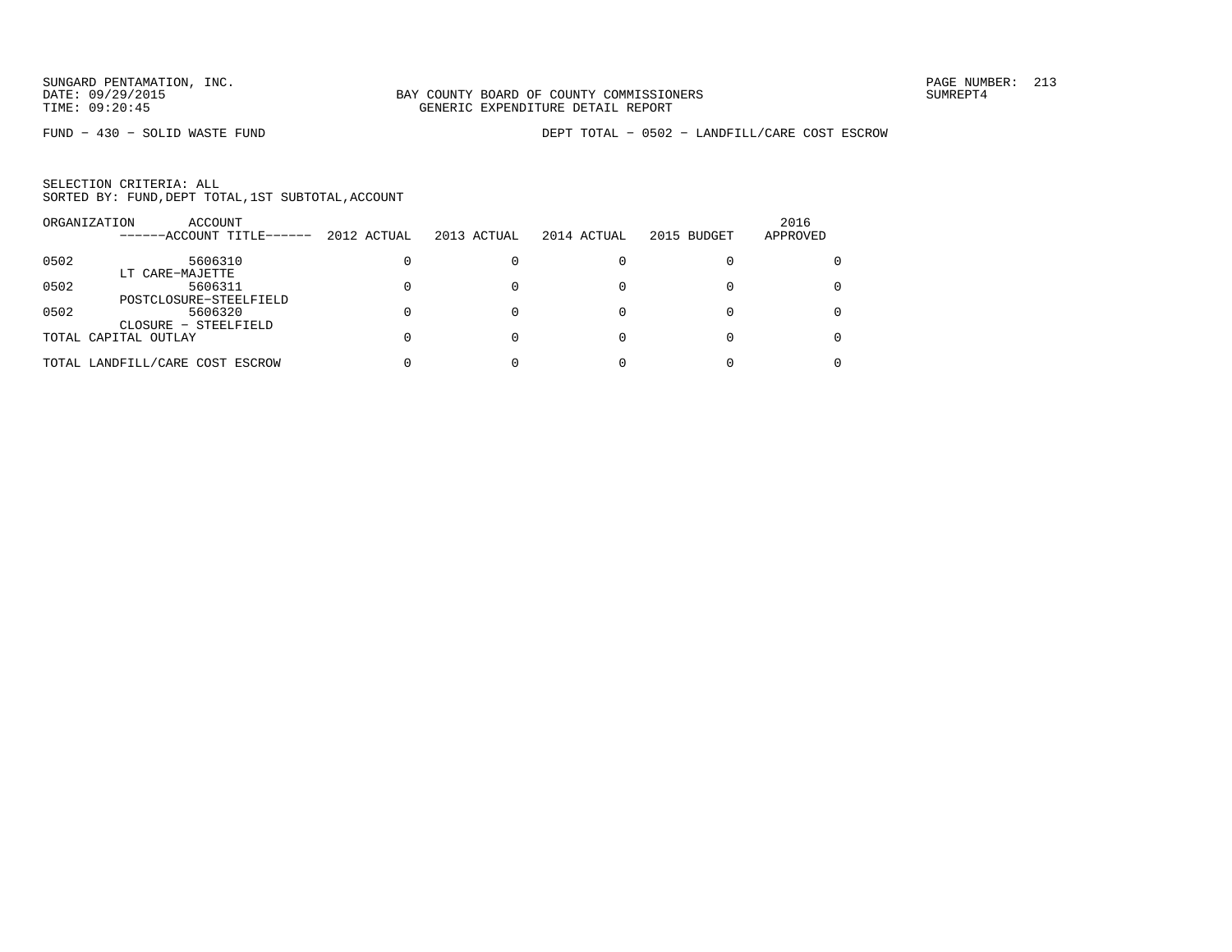SUNGARD PENTAMATION, INC.
DATE: 09/29/2015
TIME: 09:20:45

BAY COUNTY BOARD OF COUNTY COMMISSIONERS
GENERIC EXPENDITURE DETAIL REPORT

SUMREPT4

FUND - 430 - SOLID WASTE FUND

DEPT TOTAL - 0502 - LANDFILL/CARE COST ESCROW

SELECTION CRITERIA: ALL
SORTED BY: FUND,DEPT TOTAL,1ST SUBTOTAL,ACCOUNT

| ORGANIZATION | ACCOUNT<br>------ACCOUNT TITLE------ | 2012 ACTUAL | 2013 ACTUAL | 2014 ACTUAL | 2015 BUDGET | 2016 APPROVED |
|---|---|---|---|---|---|---|
| 0502 | 5606310<br>LT CARE-MAJETTE | 0 | 0 | 0 | 0 | 0 |
| 0502 | 5606311<br>POSTCLOSURE-STEELFIELD | 0 | 0 | 0 | 0 | 0 |
| 0502 | 5606320<br>CLOSURE - STEELFIELD | 0 | 0 | 0 | 0 | 0 |
| TOTAL CAPITAL OUTLAY | | 0 | 0 | 0 | 0 | 0 |
| TOTAL LANDFILL/CARE COST ESCROW | | 0 | 0 | 0 | 0 | 0 |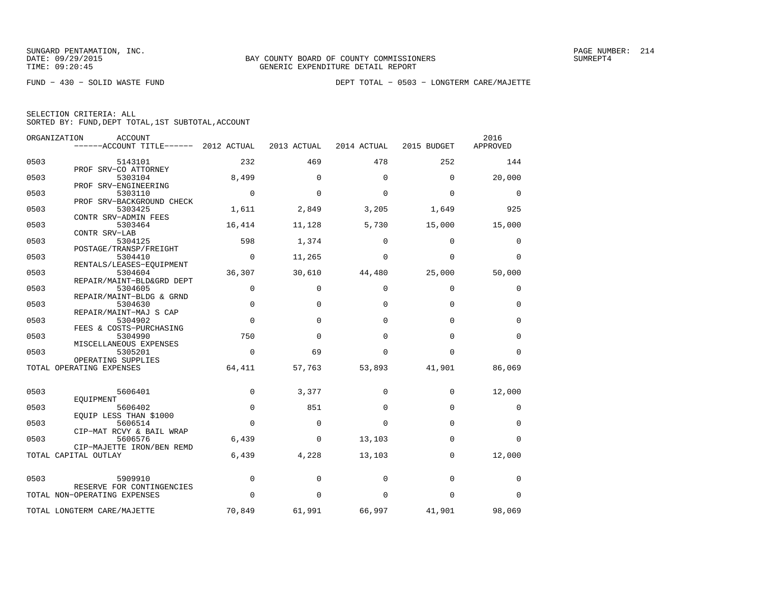SUNGARD PENTAMATION, INC.
DATE: 09/29/2015
TIME: 09:20:45

BAY COUNTY BOARD OF COUNTY COMMISSIONERS
GENERIC EXPENDITURE DETAIL REPORT

SUMREPT4

FUND − 430 − SOLID WASTE FUND

DEPT TOTAL − 0503 − LONGTERM CARE/MAJETTE

SELECTION CRITERIA: ALL
SORTED BY: FUND,DEPT TOTAL,1ST SUBTOTAL,ACCOUNT

| ORGANIZATION | ACCOUNT ------ACCOUNT TITLE------ | 2012 ACTUAL | 2013 ACTUAL | 2014 ACTUAL | 2015 BUDGET | 2016 APPROVED |
|---|---|---|---|---|---|---|
| 0503 | 5143101 PROF SRV−CO ATTORNEY | 232 | 469 | 478 | 252 | 144 |
| 0503 | 5303104 PROF SRV−ENGINEERING | 8,499 | 0 | 0 | 0 | 20,000 |
| 0503 | 5303110 PROF SRV−BACKGROUND CHECK | 0 | 0 | 0 | 0 | 0 |
| 0503 | 5303425 CONTR SRV−ADMIN FEES | 1,611 | 2,849 | 3,205 | 1,649 | 925 |
| 0503 | 5303464 CONTR SRV−LAB | 16,414 | 11,128 | 5,730 | 15,000 | 15,000 |
| 0503 | 5304125 POSTAGE/TRANSP/FREIGHT | 598 | 1,374 | 0 | 0 | 0 |
| 0503 | 5304410 RENTALS/LEASES−EQUIPMENT | 0 | 11,265 | 0 | 0 | 0 |
| 0503 | 5304604 REPAIR/MAINT−BLD&GRD DEPT | 36,307 | 30,610 | 44,480 | 25,000 | 50,000 |
| 0503 | 5304605 REPAIR/MAINT−BLDG & GRND | 0 | 0 | 0 | 0 | 0 |
| 0503 | 5304630 REPAIR/MAINT−MAJ S CAP | 0 | 0 | 0 | 0 | 0 |
| 0503 | 5304902 FEES & COSTS−PURCHASING | 0 | 0 | 0 | 0 | 0 |
| 0503 | 5304990 MISCELLANEOUS EXPENSES | 750 | 0 | 0 | 0 | 0 |
| 0503 | 5305201 OPERATING SUPPLIES | 0 | 69 | 0 | 0 | 0 |
| TOTAL OPERATING EXPENSES | | 64,411 | 57,763 | 53,893 | 41,901 | 86,069 |
| 0503 | 5606401 EQUIPMENT | 0 | 3,377 | 0 | 0 | 12,000 |
| 0503 | 5606402 EQUIP LESS THAN $1000 | 0 | 851 | 0 | 0 | 0 |
| 0503 | 5606514 CIP−MAT RCVY & BAIL WRAP | 0 | 0 | 0 | 0 | 0 |
| 0503 | 5606576 CIP−MAJETTE IRON/BEN REMD | 6,439 | 0 | 13,103 | 0 | 0 |
| TOTAL CAPITAL OUTLAY | | 6,439 | 4,228 | 13,103 | 0 | 12,000 |
| 0503 | 5909910 RESERVE FOR CONTINGENCIES | 0 | 0 | 0 | 0 | 0 |
| TOTAL NON−OPERATING EXPENSES | | 0 | 0 | 0 | 0 | 0 |
| TOTAL LONGTERM CARE/MAJETTE | | 70,849 | 61,991 | 66,997 | 41,901 | 98,069 |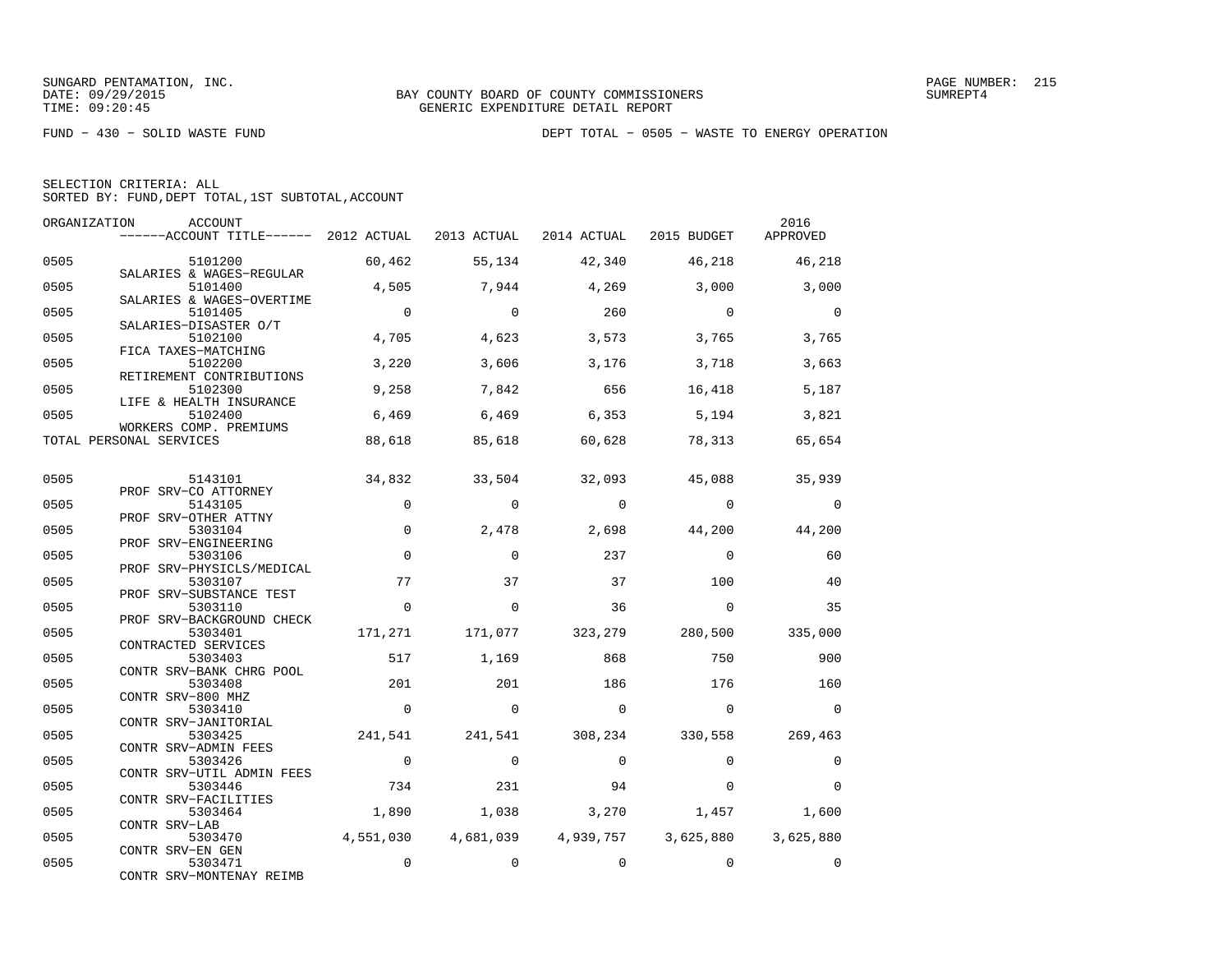SUNGARD PENTAMATION, INC.
DATE: 09/29/2015
TIME: 09:20:45

BAY COUNTY BOARD OF COUNTY COMMISSIONERS
GENERIC EXPENDITURE DETAIL REPORT

PAGE NUMBER: 215
SUMREPT4

FUND − 430 − SOLID WASTE FUND

DEPT TOTAL − 0505 − WASTE TO ENERGY OPERATION

SELECTION CRITERIA: ALL
SORTED BY: FUND,DEPT TOTAL,1ST SUBTOTAL,ACCOUNT

| ORGANIZATION | ACCOUNT / ACCOUNT TITLE | 2012 ACTUAL | 2013 ACTUAL | 2014 ACTUAL | 2015 BUDGET | 2016 APPROVED |
|---|---|---|---|---|---|---|
| 0505 | 5101200 SALARIES & WAGES−REGULAR | 60,462 | 55,134 | 42,340 | 46,218 | 46,218 |
| 0505 | 5101400 SALARIES & WAGES−OVERTIME | 4,505 | 7,944 | 4,269 | 3,000 | 3,000 |
| 0505 | 5101405 SALARIES−DISASTER O/T | 0 | 0 | 260 | 0 | 0 |
| 0505 | 5102100 FICA TAXES−MATCHING | 4,705 | 4,623 | 3,573 | 3,765 | 3,765 |
| 0505 | 5102200 RETIREMENT CONTRIBUTIONS | 3,220 | 3,606 | 3,176 | 3,718 | 3,663 |
| 0505 | 5102300 LIFE & HEALTH INSURANCE | 9,258 | 7,842 | 656 | 16,418 | 5,187 |
| 0505 | 5102400 WORKERS COMP. PREMIUMS | 6,469 | 6,469 | 6,353 | 5,194 | 3,821 |
| TOTAL PERSONAL SERVICES | | 88,618 | 85,618 | 60,628 | 78,313 | 65,654 |
| 0505 | 5143101 PROF SRV−CO ATTORNEY | 34,832 | 33,504 | 32,093 | 45,088 | 35,939 |
| 0505 | 5143105 PROF SRV−OTHER ATTNY | 0 | 0 | 0 | 0 | 0 |
| 0505 | 5303104 PROF SRV−ENGINEERING | 0 | 2,478 | 2,698 | 44,200 | 44,200 |
| 0505 | 5303106 PROF SRV−PHYSICLS/MEDICAL | 0 | 0 | 237 | 0 | 60 |
| 0505 | 5303107 PROF SRV−SUBSTANCE TEST | 77 | 37 | 37 | 100 | 40 |
| 0505 | 5303110 PROF SRV−BACKGROUND CHECK | 0 | 0 | 36 | 0 | 35 |
| 0505 | 5303401 CONTRACTED SERVICES | 171,271 | 171,077 | 323,279 | 280,500 | 335,000 |
| 0505 | 5303403 CONTR SRV−BANK CHRG POOL | 517 | 1,169 | 868 | 750 | 900 |
| 0505 | 5303408 CONTR SRV−800 MHZ | 201 | 201 | 186 | 176 | 160 |
| 0505 | 5303410 CONTR SRV−JANITORIAL | 0 | 0 | 0 | 0 | 0 |
| 0505 | 5303425 CONTR SRV−ADMIN FEES | 241,541 | 241,541 | 308,234 | 330,558 | 269,463 |
| 0505 | 5303426 CONTR SRV−UTIL ADMIN FEES | 0 | 0 | 0 | 0 | 0 |
| 0505 | 5303446 CONTR SRV−FACILITIES | 734 | 231 | 94 | 0 | 0 |
| 0505 | 5303464 CONTR SRV−LAB | 1,890 | 1,038 | 3,270 | 1,457 | 1,600 |
| 0505 | 5303470 CONTR SRV−EN GEN | 4,551,030 | 4,681,039 | 4,939,757 | 3,625,880 | 3,625,880 |
| 0505 | 5303471 CONTR SRV−MONTENAY REIMB | 0 | 0 | 0 | 0 | 0 |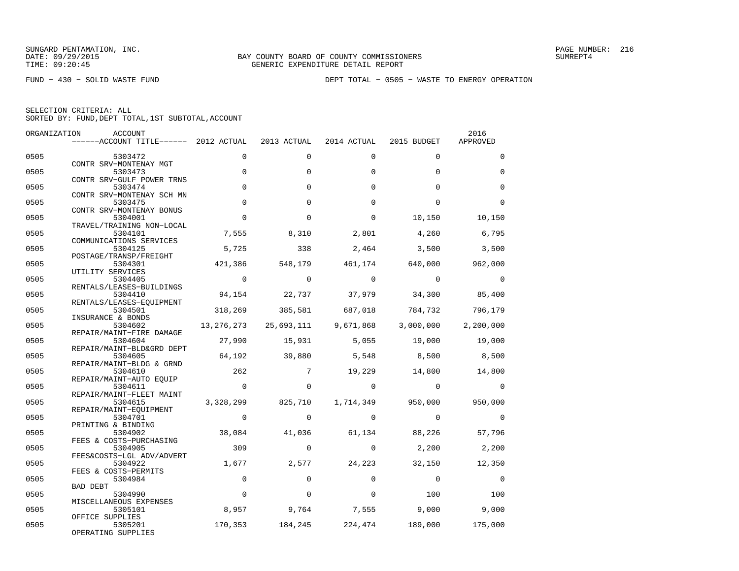SUNGARD PENTAMATION, INC.
DATE: 09/29/2015
TIME: 09:20:45

BAY COUNTY BOARD OF COUNTY COMMISSIONERS
GENERIC EXPENDITURE DETAIL REPORT

SUMREPT4

FUND − 430 − SOLID WASTE FUND

DEPT TOTAL − 0505 − WASTE TO ENERGY OPERATION

SELECTION CRITERIA: ALL
SORTED BY: FUND,DEPT TOTAL,1ST SUBTOTAL,ACCOUNT

| ORGANIZATION | ACCOUNT / ACCOUNT TITLE | 2012 ACTUAL | 2013 ACTUAL | 2014 ACTUAL | 2015 BUDGET | 2016 APPROVED |
|---|---|---|---|---|---|---|
| 0505 | 5303472 CONTR SRV−MONTENAY MGT | 0 | 0 | 0 | 0 | 0 |
| 0505 | 5303473 CONTR SRV−GULF POWER TRNS | 0 | 0 | 0 | 0 | 0 |
| 0505 | 5303474 CONTR SRV−MONTENAY SCH MN | 0 | 0 | 0 | 0 | 0 |
| 0505 | 5303475 CONTR SRV−MONTENAY BONUS | 0 | 0 | 0 | 0 | 0 |
| 0505 | 5304001 TRAVEL/TRAINING NON−LOCAL | 0 | 0 | 0 | 10,150 | 10,150 |
| 0505 | 5304101 COMMUNICATIONS SERVICES | 7,555 | 8,310 | 2,801 | 4,260 | 6,795 |
| 0505 | 5304125 POSTAGE/TRANSP/FREIGHT | 5,725 | 338 | 2,464 | 3,500 | 3,500 |
| 0505 | 5304301 UTILITY SERVICES | 421,386 | 548,179 | 461,174 | 640,000 | 962,000 |
| 0505 | 5304405 RENTALS/LEASES−BUILDINGS | 0 | 0 | 0 | 0 | 0 |
| 0505 | 5304410 RENTALS/LEASES−EQUIPMENT | 94,154 | 22,737 | 37,979 | 34,300 | 85,400 |
| 0505 | 5304501 INSURANCE & BONDS | 318,269 | 385,581 | 687,018 | 784,732 | 796,179 |
| 0505 | 5304602 REPAIR/MAINT−FIRE DAMAGE | 13,276,273 | 25,693,111 | 9,671,868 | 3,000,000 | 2,200,000 |
| 0505 | 5304604 REPAIR/MAINT−BLD&GRD DEPT | 27,990 | 15,931 | 5,055 | 19,000 | 19,000 |
| 0505 | 5304605 REPAIR/MAINT−BLDG & GRND | 64,192 | 39,880 | 5,548 | 8,500 | 8,500 |
| 0505 | 5304610 REPAIR/MAINT−AUTO EQUIP | 262 | 7 | 19,229 | 14,800 | 14,800 |
| 0505 | 5304611 REPAIR/MAINT−FLEET MAINT | 0 | 0 | 0 | 0 | 0 |
| 0505 | 5304615 REPAIR/MAINT−EQUIPMENT | 3,328,299 | 825,710 | 1,714,349 | 950,000 | 950,000 |
| 0505 | 5304701 PRINTING & BINDING | 0 | 0 | 0 | 0 | 0 |
| 0505 | 5304902 FEES & COSTS−PURCHASING | 38,084 | 41,036 | 61,134 | 88,226 | 57,796 |
| 0505 | 5304905 FEES&COSTS−LGL ADV/ADVERT | 309 | 0 | 0 | 2,200 | 2,200 |
| 0505 | 5304922 FEES & COSTS−PERMITS | 1,677 | 2,577 | 24,223 | 32,150 | 12,350 |
| 0505 | 5304984 BAD DEBT | 0 | 0 | 0 | 0 | 0 |
| 0505 | 5304990 MISCELLANEOUS EXPENSES | 0 | 0 | 0 | 100 | 100 |
| 0505 | 5305101 OFFICE SUPPLIES | 8,957 | 9,764 | 7,555 | 9,000 | 9,000 |
| 0505 | 5305201 OPERATING SUPPLIES | 170,353 | 184,245 | 224,474 | 189,000 | 175,000 |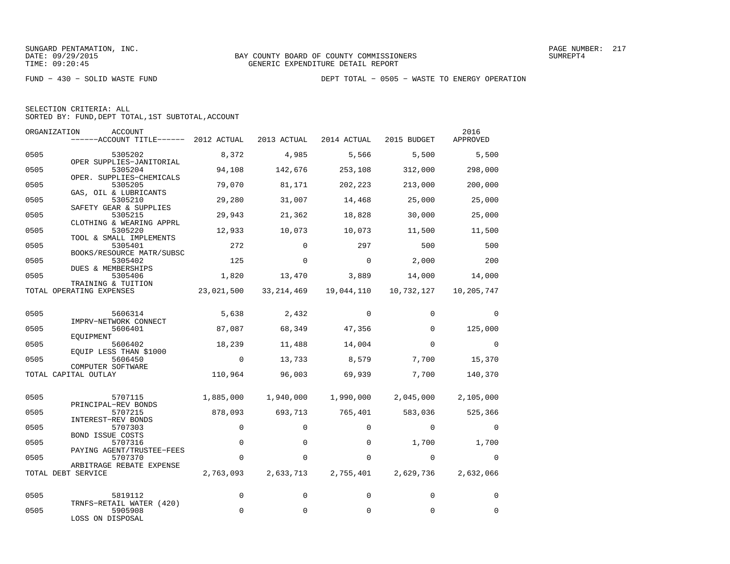SUNGARD PENTAMATION, INC.
DATE: 09/29/2015
TIME: 09:20:45

BAY COUNTY BOARD OF COUNTY COMMISSIONERS
GENERIC EXPENDITURE DETAIL REPORT

SUMREPT4

FUND − 430 − SOLID WASTE FUND

DEPT TOTAL − 0505 − WASTE TO ENERGY OPERATION

SELECTION CRITERIA: ALL
SORTED BY: FUND,DEPT TOTAL,1ST SUBTOTAL,ACCOUNT

| ORGANIZATION | ACCOUNT / ACCOUNT TITLE | 2012 ACTUAL | 2013 ACTUAL | 2014 ACTUAL | 2015 BUDGET | 2016 APPROVED |
|---|---|---|---|---|---|---|
| 0505 | 5305202 OPER SUPPLIES−JANITORIAL | 8,372 | 4,985 | 5,566 | 5,500 | 5,500 |
| 0505 | 5305204 OPER. SUPPLIES−CHEMICALS | 94,108 | 142,676 | 253,108 | 312,000 | 298,000 |
| 0505 | 5305205 GAS, OIL & LUBRICANTS | 79,070 | 81,171 | 202,223 | 213,000 | 200,000 |
| 0505 | 5305210 SAFETY GEAR & SUPPLIES | 29,280 | 31,007 | 14,468 | 25,000 | 25,000 |
| 0505 | 5305215 CLOTHING & WEARING APPRL | 29,943 | 21,362 | 18,828 | 30,000 | 25,000 |
| 0505 | 5305220 TOOL & SMALL IMPLEMENTS | 12,933 | 10,073 | 10,073 | 11,500 | 11,500 |
| 0505 | 5305401 BOOKS/RESOURCE MATR/SUBSC | 272 | 0 | 297 | 500 | 500 |
| 0505 | 5305402 DUES & MEMBERSHIPS | 125 | 0 | 0 | 2,000 | 200 |
| 0505 | 5305406 TRAINING & TUITION | 1,820 | 13,470 | 3,889 | 14,000 | 14,000 |
| TOTAL OPERATING EXPENSES | | 23,021,500 | 33,214,469 | 19,044,110 | 10,732,127 | 10,205,747 |
| 0505 | 5606314 IMPRV−NETWORK CONNECT | 5,638 | 2,432 | 0 | 0 | 0 |
| 0505 | 5606401 EQUIPMENT | 87,087 | 68,349 | 47,356 | 0 | 125,000 |
| 0505 | 5606402 EQUIP LESS THAN $1000 | 18,239 | 11,488 | 14,004 | 0 | 0 |
| 0505 | 5606450 COMPUTER SOFTWARE | 0 | 13,733 | 8,579 | 7,700 | 15,370 |
| TOTAL CAPITAL OUTLAY | | 110,964 | 96,003 | 69,939 | 7,700 | 140,370 |
| 0505 | 5707115 PRINCIPAL−REV BONDS | 1,885,000 | 1,940,000 | 1,990,000 | 2,045,000 | 2,105,000 |
| 0505 | 5707215 INTEREST−REV BONDS | 878,093 | 693,713 | 765,401 | 583,036 | 525,366 |
| 0505 | 5707303 BOND ISSUE COSTS | 0 | 0 | 0 | 0 | 0 |
| 0505 | 5707316 PAYING AGENT/TRUSTEE−FEES | 0 | 0 | 0 | 1,700 | 1,700 |
| 0505 | 5707370 ARBITRAGE REBATE EXPENSE | 0 | 0 | 0 | 0 | 0 |
| TOTAL DEBT SERVICE | | 2,763,093 | 2,633,713 | 2,755,401 | 2,629,736 | 2,632,066 |
| 0505 | 5819112 TRNFS−RETAIL WATER (420) | 0 | 0 | 0 | 0 | 0 |
| 0505 | 5905908 LOSS ON DISPOSAL | 0 | 0 | 0 | 0 | 0 |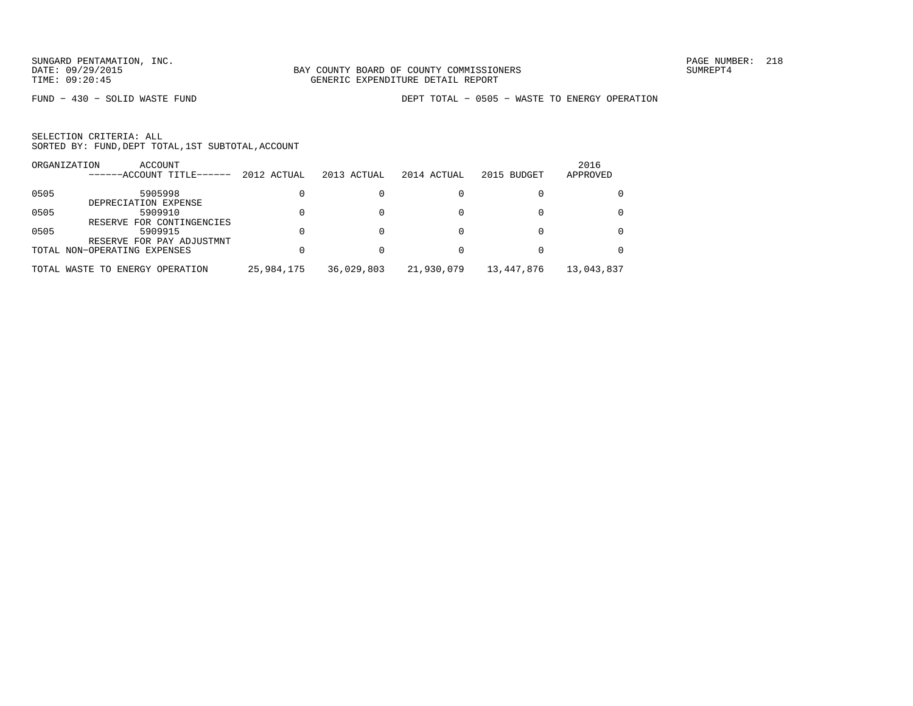SUNGARD PENTAMATION, INC.
DATE: 09/29/2015
TIME: 09:20:45

BAY COUNTY BOARD OF COUNTY COMMISSIONERS
GENERIC EXPENDITURE DETAIL REPORT

PAGE NUMBER: 218
SUMREPT4

FUND − 430 − SOLID WASTE FUND

DEPT TOTAL − 0505 − WASTE TO ENERGY OPERATION

SELECTION CRITERIA: ALL
SORTED BY: FUND,DEPT TOTAL,1ST SUBTOTAL,ACCOUNT

| ORGANIZATION | ACCOUNT ------ACCOUNT TITLE------ | 2012 ACTUAL | 2013 ACTUAL | 2014 ACTUAL | 2015 BUDGET | 2016 APPROVED |
|---|---|---|---|---|---|---|
| 0505 | 5905998 DEPRECIATION EXPENSE | 0 | 0 | 0 | 0 | 0 |
| 0505 | 5909910 RESERVE FOR CONTINGENCIES | 0 | 0 | 0 | 0 | 0 |
| 0505 | 5909915 RESERVE FOR PAY ADJUSTMNT | 0 | 0 | 0 | 0 | 0 |
| TOTAL NON−OPERATING EXPENSES | | 0 | 0 | 0 | 0 | 0 |
| TOTAL WASTE TO ENERGY OPERATION | | 25,984,175 | 36,029,803 | 21,930,079 | 13,447,876 | 13,043,837 |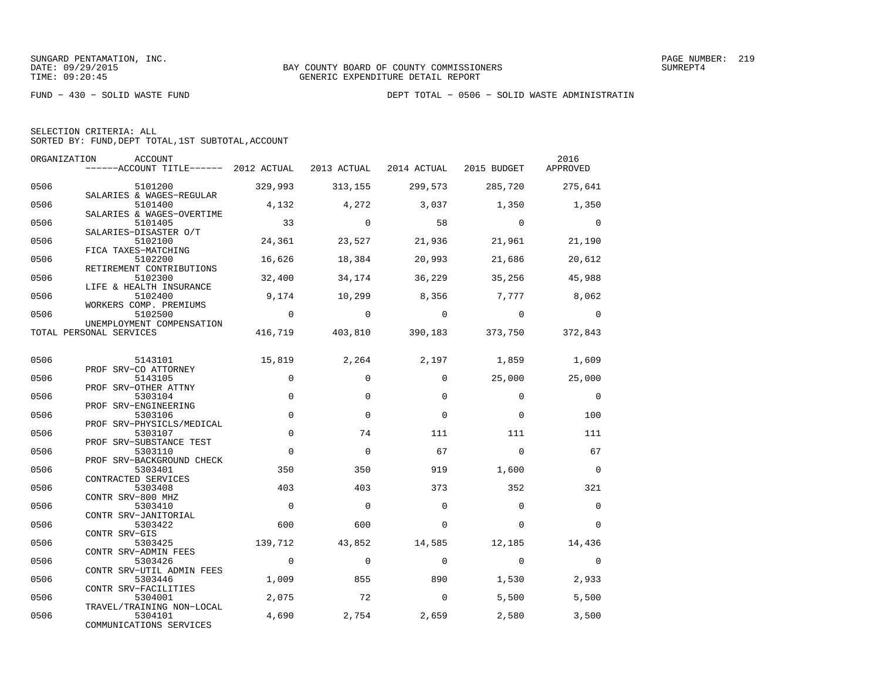SUNGARD PENTAMATION, INC.
DATE: 09/29/2015
TIME: 09:20:45

BAY COUNTY BOARD OF COUNTY COMMISSIONERS
GENERIC EXPENDITURE DETAIL REPORT

SUMREPT4

FUND − 430 − SOLID WASTE FUND

DEPT TOTAL − 0506 − SOLID WASTE ADMINISTRATIN

SELECTION CRITERIA: ALL
SORTED BY: FUND,DEPT TOTAL,1ST SUBTOTAL,ACCOUNT

| ORGANIZATION | ACCOUNT / ACCOUNT TITLE | 2012 ACTUAL | 2013 ACTUAL | 2014 ACTUAL | 2015 BUDGET | 2016 APPROVED |
|---|---|---|---|---|---|---|
| 0506 | 5101200 SALARIES & WAGES−REGULAR | 329,993 | 313,155 | 299,573 | 285,720 | 275,641 |
| 0506 | 5101400 SALARIES & WAGES−OVERTIME | 4,132 | 4,272 | 3,037 | 1,350 | 1,350 |
| 0506 | 5101405 SALARIES−DISASTER O/T | 33 | 0 | 58 | 0 | 0 |
| 0506 | 5102100 FICA TAXES−MATCHING | 24,361 | 23,527 | 21,936 | 21,961 | 21,190 |
| 0506 | 5102200 RETIREMENT CONTRIBUTIONS | 16,626 | 18,384 | 20,993 | 21,686 | 20,612 |
| 0506 | 5102300 LIFE & HEALTH INSURANCE | 32,400 | 34,174 | 36,229 | 35,256 | 45,988 |
| 0506 | 5102400 WORKERS COMP. PREMIUMS | 9,174 | 10,299 | 8,356 | 7,777 | 8,062 |
| 0506 | 5102500 UNEMPLOYMENT COMPENSATION | 0 | 0 | 0 | 0 | 0 |
| TOTAL PERSONAL SERVICES | | 416,719 | 403,810 | 390,183 | 373,750 | 372,843 |
| 0506 | 5143101 PROF SRV−CO ATTORNEY | 15,819 | 2,264 | 2,197 | 1,859 | 1,609 |
| 0506 | 5143105 PROF SRV−OTHER ATTNY | 0 | 0 | 0 | 25,000 | 25,000 |
| 0506 | 5303104 PROF SRV−ENGINEERING | 0 | 0 | 0 | 0 | 0 |
| 0506 | 5303106 PROF SRV−PHYSICLS/MEDICAL | 0 | 0 | 0 | 0 | 100 |
| 0506 | 5303107 PROF SRV−SUBSTANCE TEST | 0 | 74 | 111 | 111 | 111 |
| 0506 | 5303110 PROF SRV−BACKGROUND CHECK | 0 | 0 | 67 | 0 | 67 |
| 0506 | 5303401 CONTRACTED SERVICES | 350 | 350 | 919 | 1,600 | 0 |
| 0506 | 5303408 CONTR SRV−800 MHZ | 403 | 403 | 373 | 352 | 321 |
| 0506 | 5303410 CONTR SRV−JANITORIAL | 0 | 0 | 0 | 0 | 0 |
| 0506 | 5303422 CONTR SRV−GIS | 600 | 600 | 0 | 0 | 0 |
| 0506 | 5303425 CONTR SRV−ADMIN FEES | 139,712 | 43,852 | 14,585 | 12,185 | 14,436 |
| 0506 | 5303426 CONTR SRV−UTIL ADMIN FEES | 0 | 0 | 0 | 0 | 0 |
| 0506 | 5303446 CONTR SRV−FACILITIES | 1,009 | 855 | 890 | 1,530 | 2,933 |
| 0506 | 5304001 TRAVEL/TRAINING NON−LOCAL | 2,075 | 72 | 0 | 5,500 | 5,500 |
| 0506 | 5304101 COMMUNICATIONS SERVICES | 4,690 | 2,754 | 2,659 | 2,580 | 3,500 |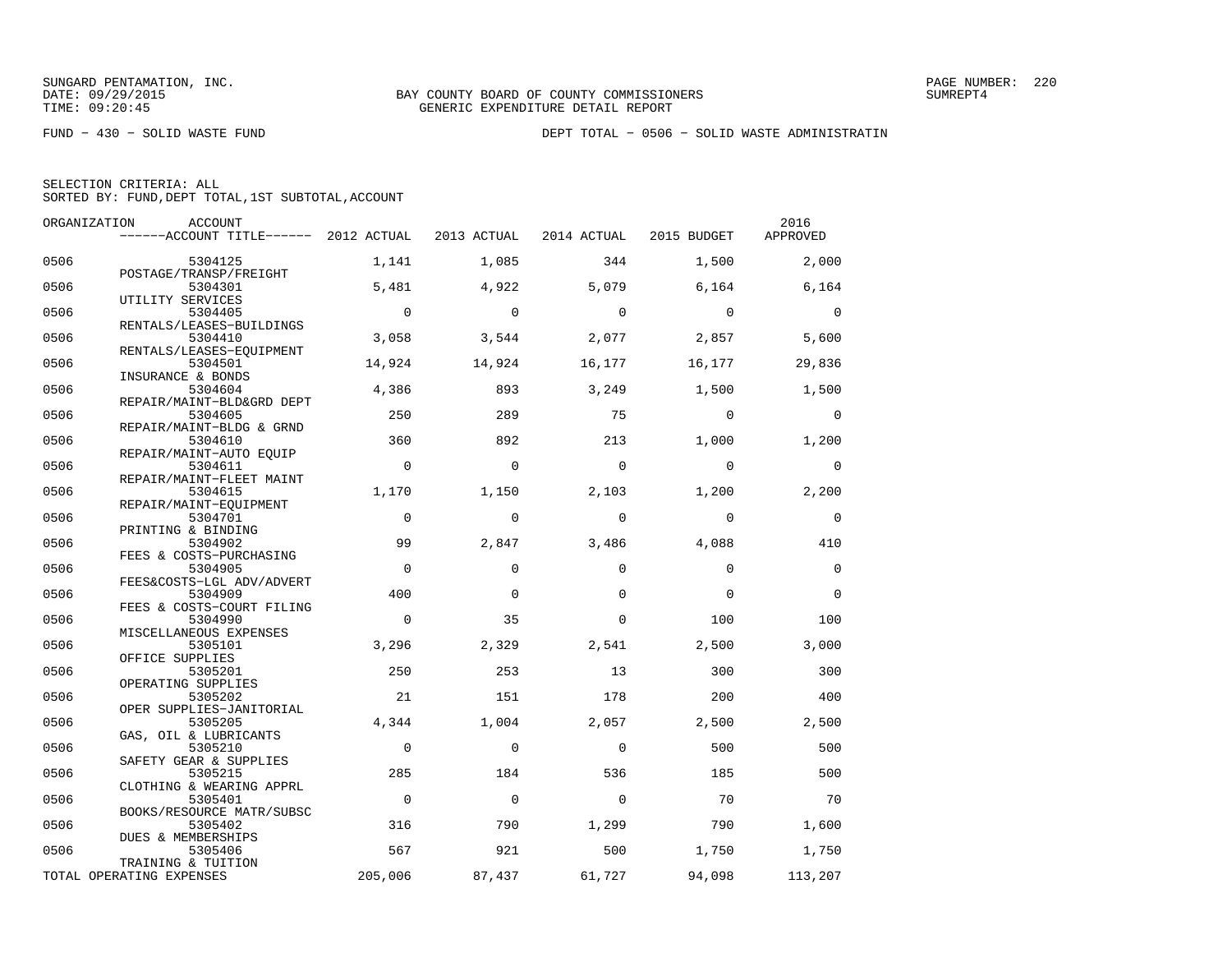SUNGARD PENTAMATION, INC.
DATE: 09/29/2015
TIME: 09:20:45

BAY COUNTY BOARD OF COUNTY COMMISSIONERS
GENERIC EXPENDITURE DETAIL REPORT

SUMREPT4

FUND − 430 − SOLID WASTE FUND

DEPT TOTAL − 0506 − SOLID WASTE ADMINISTRATIN

SELECTION CRITERIA: ALL
SORTED BY: FUND,DEPT TOTAL,1ST SUBTOTAL,ACCOUNT

| ORGANIZATION | ACCOUNT / ------ACCOUNT TITLE------ | 2012 ACTUAL | 2013 ACTUAL | 2014 ACTUAL | 2015 BUDGET | 2016 APPROVED |
|---|---|---|---|---|---|---|
| 0506 | 5304125 POSTAGE/TRANSP/FREIGHT | 1,141 | 1,085 | 344 | 1,500 | 2,000 |
| 0506 | 5304301 UTILITY SERVICES | 5,481 | 4,922 | 5,079 | 6,164 | 6,164 |
| 0506 | 5304405 RENTALS/LEASES−BUILDINGS | 0 | 0 | 0 | 0 | 0 |
| 0506 | 5304410 RENTALS/LEASES−EQUIPMENT | 3,058 | 3,544 | 2,077 | 2,857 | 5,600 |
| 0506 | 5304501 INSURANCE & BONDS | 14,924 | 14,924 | 16,177 | 16,177 | 29,836 |
| 0506 | 5304604 REPAIR/MAINT−BLD&GRD DEPT | 4,386 | 893 | 3,249 | 1,500 | 1,500 |
| 0506 | 5304605 REPAIR/MAINT−BLDG & GRND | 250 | 289 | 75 | 0 | 0 |
| 0506 | 5304610 REPAIR/MAINT−AUTO EQUIP | 360 | 892 | 213 | 1,000 | 1,200 |
| 0506 | 5304611 REPAIR/MAINT−FLEET MAINT | 0 | 0 | 0 | 0 | 0 |
| 0506 | 5304615 REPAIR/MAINT−EQUIPMENT | 1,170 | 1,150 | 2,103 | 1,200 | 2,200 |
| 0506 | 5304701 PRINTING & BINDING | 0 | 0 | 0 | 0 | 0 |
| 0506 | 5304902 FEES & COSTS−PURCHASING | 99 | 2,847 | 3,486 | 4,088 | 410 |
| 0506 | 5304905 FEES&COSTS−LGL ADV/ADVERT | 0 | 0 | 0 | 0 | 0 |
| 0506 | 5304909 FEES & COSTS−COURT FILING | 400 | 0 | 0 | 0 | 0 |
| 0506 | 5304990 MISCELLANEOUS EXPENSES | 0 | 35 | 0 | 100 | 100 |
| 0506 | 5305101 OFFICE SUPPLIES | 3,296 | 2,329 | 2,541 | 2,500 | 3,000 |
| 0506 | 5305201 OPERATING SUPPLIES | 250 | 253 | 13 | 300 | 300 |
| 0506 | 5305202 OPER SUPPLIES−JANITORIAL | 21 | 151 | 178 | 200 | 400 |
| 0506 | 5305205 GAS, OIL & LUBRICANTS | 4,344 | 1,004 | 2,057 | 2,500 | 2,500 |
| 0506 | 5305210 SAFETY GEAR & SUPPLIES | 0 | 0 | 0 | 500 | 500 |
| 0506 | 5305215 CLOTHING & WEARING APPRL | 285 | 184 | 536 | 185 | 500 |
| 0506 | 5305401 BOOKS/RESOURCE MATR/SUBSC | 0 | 0 | 0 | 70 | 70 |
| 0506 | 5305402 DUES & MEMBERSHIPS | 316 | 790 | 1,299 | 790 | 1,600 |
| 0506 | 5305406 TRAINING & TUITION | 567 | 921 | 500 | 1,750 | 1,750 |
| TOTAL OPERATING EXPENSES | | 205,006 | 87,437 | 61,727 | 94,098 | 113,207 |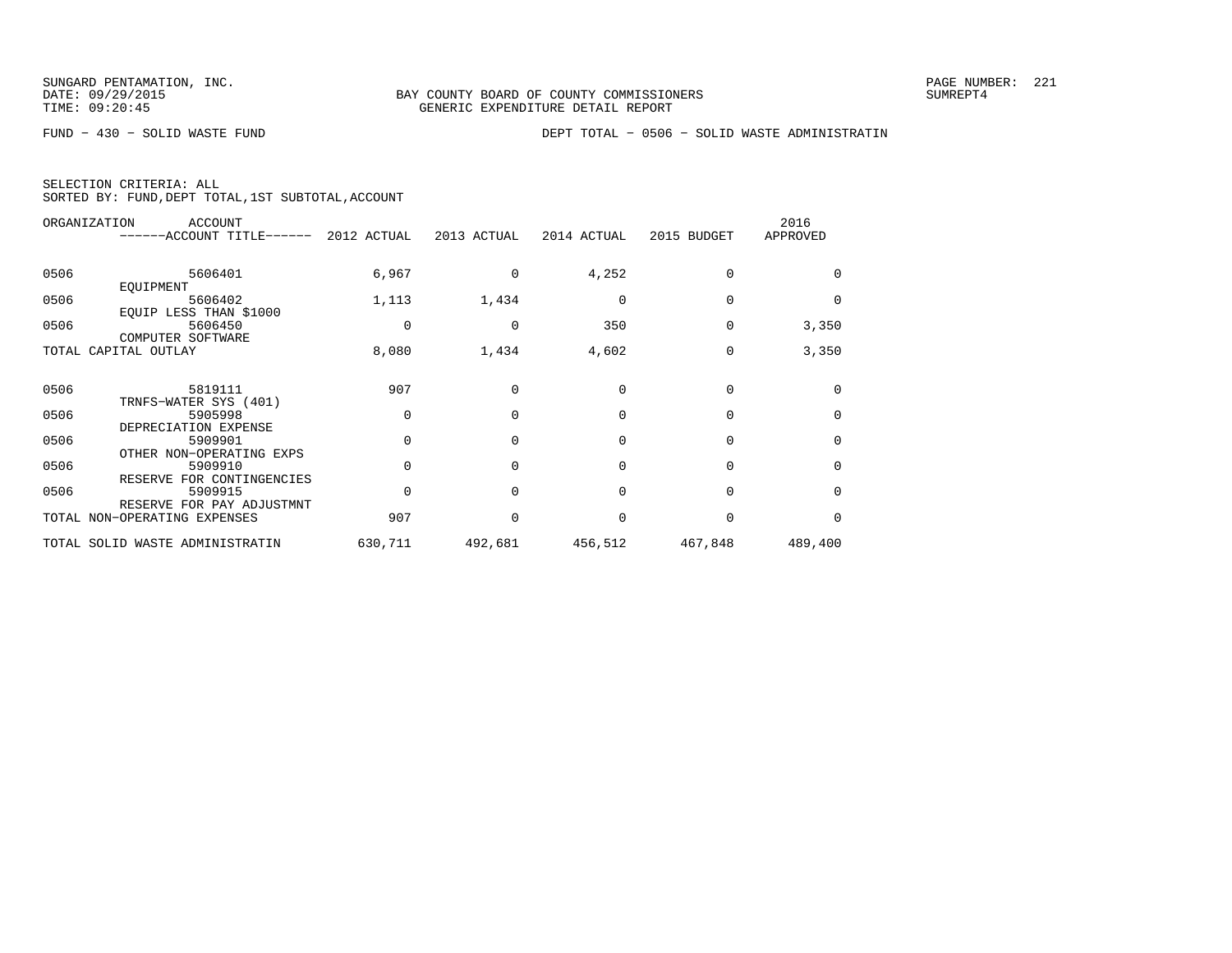SUNGARD PENTAMATION, INC.
DATE: 09/29/2015
TIME: 09:20:45

BAY COUNTY BOARD OF COUNTY COMMISSIONERS
GENERIC EXPENDITURE DETAIL REPORT

SUMREPT4

FUND − 430 − SOLID WASTE FUND

DEPT TOTAL − 0506 − SOLID WASTE ADMINISTRATIN

SELECTION CRITERIA: ALL
SORTED BY: FUND,DEPT TOTAL,1ST SUBTOTAL,ACCOUNT

| ORGANIZATION | ACCOUNT ------ACCOUNT TITLE------ | 2012 ACTUAL | 2013 ACTUAL | 2014 ACTUAL | 2015 BUDGET | 2016 APPROVED |
|---|---|---|---|---|---|---|
| 0506 | 5606401 EQUIPMENT | 6,967 | 0 | 4,252 | 0 | 0 |
| 0506 | 5606402 EQUIP LESS THAN $1000 | 1,113 | 1,434 | 0 | 0 | 0 |
| 0506 | 5606450 COMPUTER SOFTWARE | 0 | 0 | 350 | 0 | 3,350 |
| TOTAL CAPITAL OUTLAY | | 8,080 | 1,434 | 4,602 | 0 | 3,350 |
| 0506 | 5819111 TRNFS−WATER SYS (401) | 907 | 0 | 0 | 0 | 0 |
| 0506 | 5905998 DEPRECIATION EXPENSE | 0 | 0 | 0 | 0 | 0 |
| 0506 | 5909901 OTHER NON−OPERATING EXPS | 0 | 0 | 0 | 0 | 0 |
| 0506 | 5909910 RESERVE FOR CONTINGENCIES | 0 | 0 | 0 | 0 | 0 |
| 0506 | 5909915 RESERVE FOR PAY ADJUSTMNT | 0 | 0 | 0 | 0 | 0 |
| TOTAL NON−OPERATING EXPENSES | | 907 | 0 | 0 | 0 | 0 |
| TOTAL SOLID WASTE ADMINISTRATIN | | 630,711 | 492,681 | 456,512 | 467,848 | 489,400 |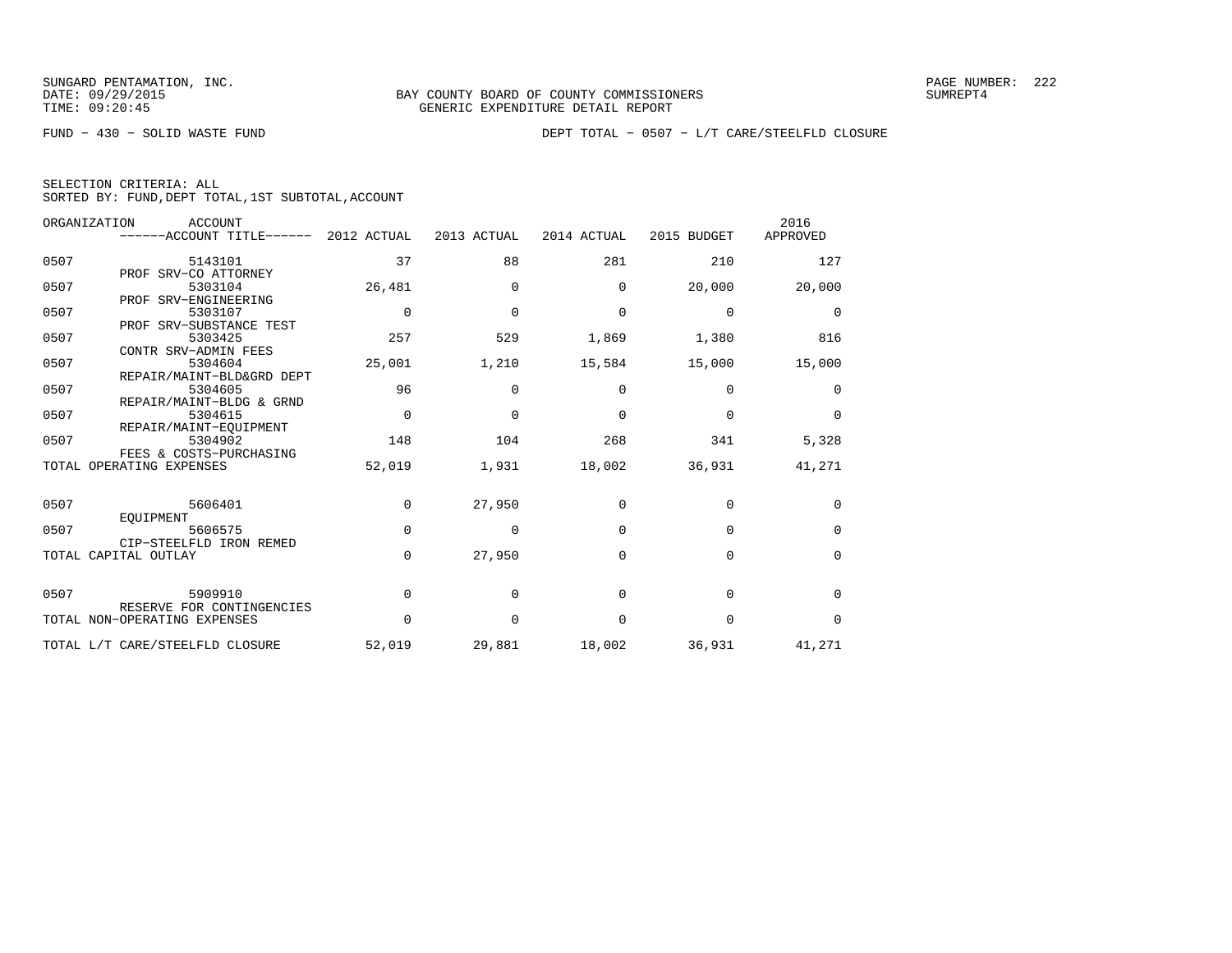SUNGARD PENTAMATION, INC.
DATE: 09/29/2015
TIME: 09:20:45

BAY COUNTY BOARD OF COUNTY COMMISSIONERS
GENERIC EXPENDITURE DETAIL REPORT

SUMREPT4

FUND − 430 − SOLID WASTE FUND

DEPT TOTAL − 0507 − L/T CARE/STEELFLD CLOSURE

SELECTION CRITERIA: ALL
SORTED BY: FUND,DEPT TOTAL,1ST SUBTOTAL,ACCOUNT

| ORGANIZATION | ACCOUNT / ACCOUNT TITLE | 2012 ACTUAL | 2013 ACTUAL | 2014 ACTUAL | 2015 BUDGET | 2016 APPROVED |
|---|---|---|---|---|---|---|
| 0507 | 5143101 PROF SRV−CO ATTORNEY | 37 | 88 | 281 | 210 | 127 |
| 0507 | 5303104 PROF SRV−ENGINEERING | 26,481 | 0 | 0 | 20,000 | 20,000 |
| 0507 | 5303107 PROF SRV−SUBSTANCE TEST | 0 | 0 | 0 | 0 | 0 |
| 0507 | 5303425 CONTR SRV−ADMIN FEES | 257 | 529 | 1,869 | 1,380 | 816 |
| 0507 | 5304604 REPAIR/MAINT−BLD&GRD DEPT | 25,001 | 1,210 | 15,584 | 15,000 | 15,000 |
| 0507 | 5304605 REPAIR/MAINT−BLDG & GRND | 96 | 0 | 0 | 0 | 0 |
| 0507 | 5304615 REPAIR/MAINT−EQUIPMENT | 0 | 0 | 0 | 0 | 0 |
| 0507 | 5304902 FEES & COSTS−PURCHASING | 148 | 104 | 268 | 341 | 5,328 |
| TOTAL OPERATING EXPENSES | | 52,019 | 1,931 | 18,002 | 36,931 | 41,271 |
| 0507 | 5606401 EQUIPMENT | 0 | 27,950 | 0 | 0 | 0 |
| 0507 | 5606575 CIP−STEELFLD IRON REMED | 0 | 0 | 0 | 0 | 0 |
| TOTAL CAPITAL OUTLAY | | 0 | 27,950 | 0 | 0 | 0 |
| 0507 | 5909910 RESERVE FOR CONTINGENCIES | 0 | 0 | 0 | 0 | 0 |
| TOTAL NON−OPERATING EXPENSES | | 0 | 0 | 0 | 0 | 0 |
| TOTAL L/T CARE/STEELFLD CLOSURE | | 52,019 | 29,881 | 18,002 | 36,931 | 41,271 |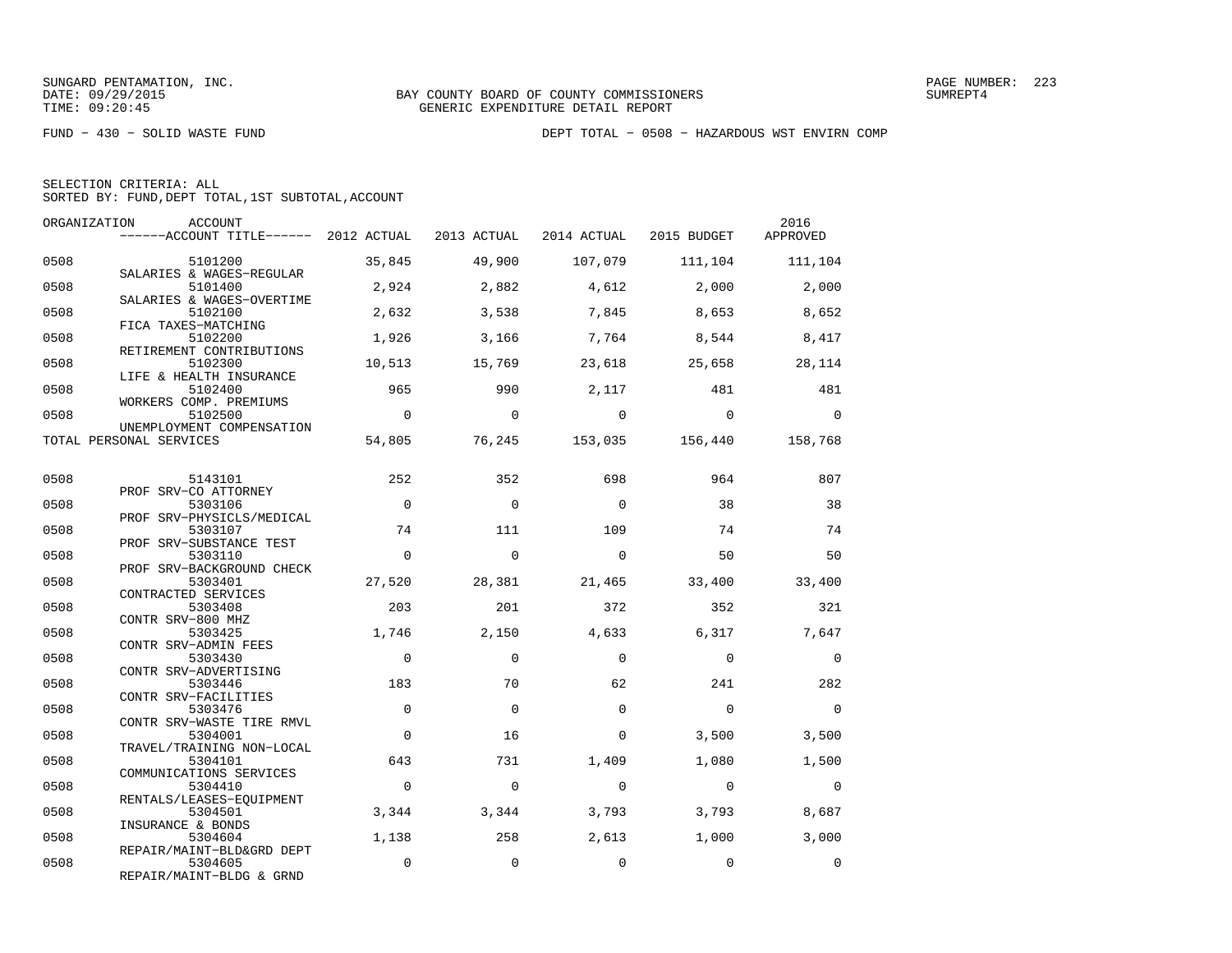SUNGARD PENTAMATION, INC.
DATE: 09/29/2015
TIME: 09:20:45

BAY COUNTY BOARD OF COUNTY COMMISSIONERS
GENERIC EXPENDITURE DETAIL REPORT

SUMREPT4

FUND − 430 − SOLID WASTE FUND

DEPT TOTAL − 0508 − HAZARDOUS WST ENVIRN COMP

SELECTION CRITERIA: ALL
SORTED BY: FUND,DEPT TOTAL,1ST SUBTOTAL,ACCOUNT

| ORGANIZATION | ACCOUNT / ACCOUNT TITLE | 2012 ACTUAL | 2013 ACTUAL | 2014 ACTUAL | 2015 BUDGET | 2016 APPROVED |
|---|---|---|---|---|---|---|
| 0508 | 5101200 SALARIES & WAGES−REGULAR | 35,845 | 49,900 | 107,079 | 111,104 | 111,104 |
| 0508 | 5101400 SALARIES & WAGES−OVERTIME | 2,924 | 2,882 | 4,612 | 2,000 | 2,000 |
| 0508 | 5102100 FICA TAXES−MATCHING | 2,632 | 3,538 | 7,845 | 8,653 | 8,652 |
| 0508 | 5102200 RETIREMENT CONTRIBUTIONS | 1,926 | 3,166 | 7,764 | 8,544 | 8,417 |
| 0508 | 5102300 LIFE & HEALTH INSURANCE | 10,513 | 15,769 | 23,618 | 25,658 | 28,114 |
| 0508 | 5102400 WORKERS COMP. PREMIUMS | 965 | 990 | 2,117 | 481 | 481 |
| 0508 | 5102500 UNEMPLOYMENT COMPENSATION | 0 | 0 | 0 | 0 | 0 |
| TOTAL PERSONAL SERVICES | | 54,805 | 76,245 | 153,035 | 156,440 | 158,768 |
| 0508 | 5143101 PROF SRV−CO ATTORNEY | 252 | 352 | 698 | 964 | 807 |
| 0508 | 5303106 PROF SRV−PHYSICLS/MEDICAL | 0 | 0 | 0 | 38 | 38 |
| 0508 | 5303107 PROF SRV−SUBSTANCE TEST | 74 | 111 | 109 | 74 | 74 |
| 0508 | 5303110 PROF SRV−BACKGROUND CHECK | 0 | 0 | 0 | 50 | 50 |
| 0508 | 5303401 CONTRACTED SERVICES | 27,520 | 28,381 | 21,465 | 33,400 | 33,400 |
| 0508 | 5303408 CONTR SRV−800 MHZ | 203 | 201 | 372 | 352 | 321 |
| 0508 | 5303425 CONTR SRV−ADMIN FEES | 1,746 | 2,150 | 4,633 | 6,317 | 7,647 |
| 0508 | 5303430 CONTR SRV−ADVERTISING | 0 | 0 | 0 | 0 | 0 |
| 0508 | 5303446 CONTR SRV−FACILITIES | 183 | 70 | 62 | 241 | 282 |
| 0508 | 5303476 CONTR SRV−WASTE TIRE RMVL | 0 | 0 | 0 | 0 | 0 |
| 0508 | 5304001 TRAVEL/TRAINING NON−LOCAL | 0 | 16 | 0 | 3,500 | 3,500 |
| 0508 | 5304101 COMMUNICATIONS SERVICES | 643 | 731 | 1,409 | 1,080 | 1,500 |
| 0508 | 5304410 RENTALS/LEASES−EQUIPMENT | 0 | 0 | 0 | 0 | 0 |
| 0508 | 5304501 INSURANCE & BONDS | 3,344 | 3,344 | 3,793 | 3,793 | 8,687 |
| 0508 | 5304604 REPAIR/MAINT−BLD&GRD DEPT | 1,138 | 258 | 2,613 | 1,000 | 3,000 |
| 0508 | 5304605 REPAIR/MAINT−BLDG & GRND | 0 | 0 | 0 | 0 | 0 |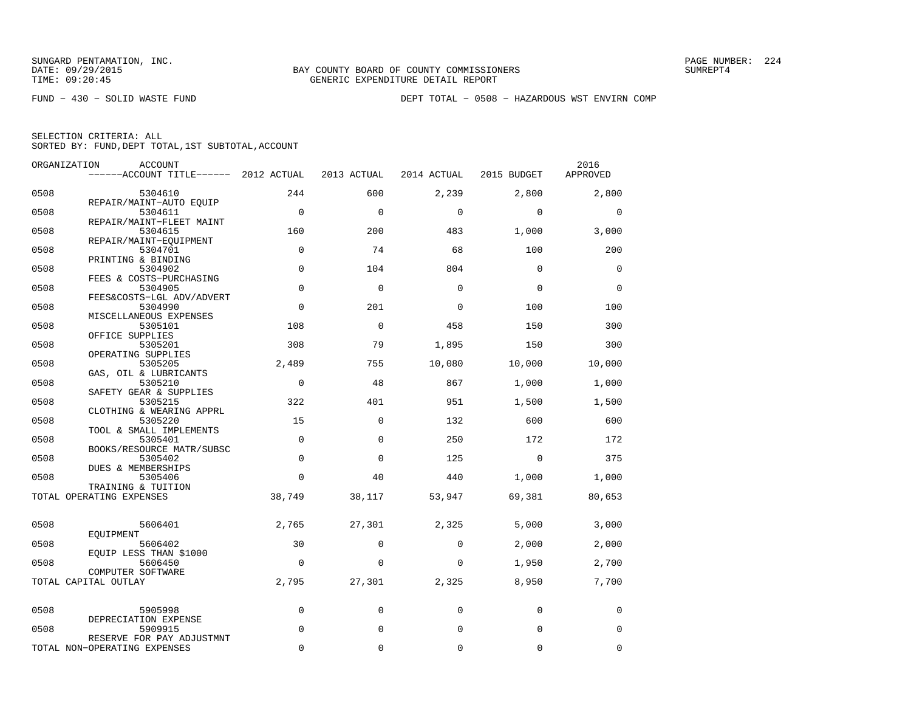SUNGARD PENTAMATION, INC.
DATE: 09/29/2015
TIME: 09:20:45

BAY COUNTY BOARD OF COUNTY COMMISSIONERS
GENERIC EXPENDITURE DETAIL REPORT

SUMREPT4

FUND − 430 − SOLID WASTE FUND

DEPT TOTAL − 0508 − HAZARDOUS WST ENVIRN COMP

SELECTION CRITERIA: ALL
SORTED BY: FUND,DEPT TOTAL,1ST SUBTOTAL,ACCOUNT

| ORGANIZATION | ACCOUNT / ------ACCOUNT TITLE------ | 2012 ACTUAL | 2013 ACTUAL | 2014 ACTUAL | 2015 BUDGET | 2016 APPROVED |
|---|---|---|---|---|---|---|
| 0508 | 5304610 REPAIR/MAINT−AUTO EQUIP | 244 | 600 | 2,239 | 2,800 | 2,800 |
| 0508 | 5304611 REPAIR/MAINT−FLEET MAINT | 0 | 0 | 0 | 0 | 0 |
| 0508 | 5304615 REPAIR/MAINT−EQUIPMENT | 160 | 200 | 483 | 1,000 | 3,000 |
| 0508 | 5304701 PRINTING & BINDING | 0 | 74 | 68 | 100 | 200 |
| 0508 | 5304902 FEES & COSTS−PURCHASING | 0 | 104 | 804 | 0 | 0 |
| 0508 | 5304905 FEES&COSTS−LGL ADV/ADVERT | 0 | 0 | 0 | 0 | 0 |
| 0508 | 5304990 MISCELLANEOUS EXPENSES | 0 | 201 | 0 | 100 | 100 |
| 0508 | 5305101 OFFICE SUPPLIES | 108 | 0 | 458 | 150 | 300 |
| 0508 | 5305201 OPERATING SUPPLIES | 308 | 79 | 1,895 | 150 | 300 |
| 0508 | 5305205 GAS, OIL & LUBRICANTS | 2,489 | 755 | 10,080 | 10,000 | 10,000 |
| 0508 | 5305210 SAFETY GEAR & SUPPLIES | 0 | 48 | 867 | 1,000 | 1,000 |
| 0508 | 5305215 CLOTHING & WEARING APPRL | 322 | 401 | 951 | 1,500 | 1,500 |
| 0508 | 5305220 TOOL & SMALL IMPLEMENTS | 15 | 0 | 132 | 600 | 600 |
| 0508 | 5305401 BOOKS/RESOURCE MATR/SUBSC | 0 | 0 | 250 | 172 | 172 |
| 0508 | 5305402 DUES & MEMBERSHIPS | 0 | 0 | 125 | 0 | 375 |
| 0508 | 5305406 TRAINING & TUITION | 0 | 40 | 440 | 1,000 | 1,000 |
| TOTAL OPERATING EXPENSES | | 38,749 | 38,117 | 53,947 | 69,381 | 80,653 |
| 0508 | 5606401 EQUIPMENT | 2,765 | 27,301 | 2,325 | 5,000 | 3,000 |
| 0508 | 5606402 EQUIP LESS THAN $1000 | 30 | 0 | 0 | 2,000 | 2,000 |
| 0508 | 5606450 COMPUTER SOFTWARE | 0 | 0 | 0 | 1,950 | 2,700 |
| TOTAL CAPITAL OUTLAY | | 2,795 | 27,301 | 2,325 | 8,950 | 7,700 |
| 0508 | 5905998 DEPRECIATION EXPENSE | 0 | 0 | 0 | 0 | 0 |
| 0508 | 5909915 RESERVE FOR PAY ADJUSTMNT | 0 | 0 | 0 | 0 | 0 |
| TOTAL NON−OPERATING EXPENSES | | 0 | 0 | 0 | 0 | 0 |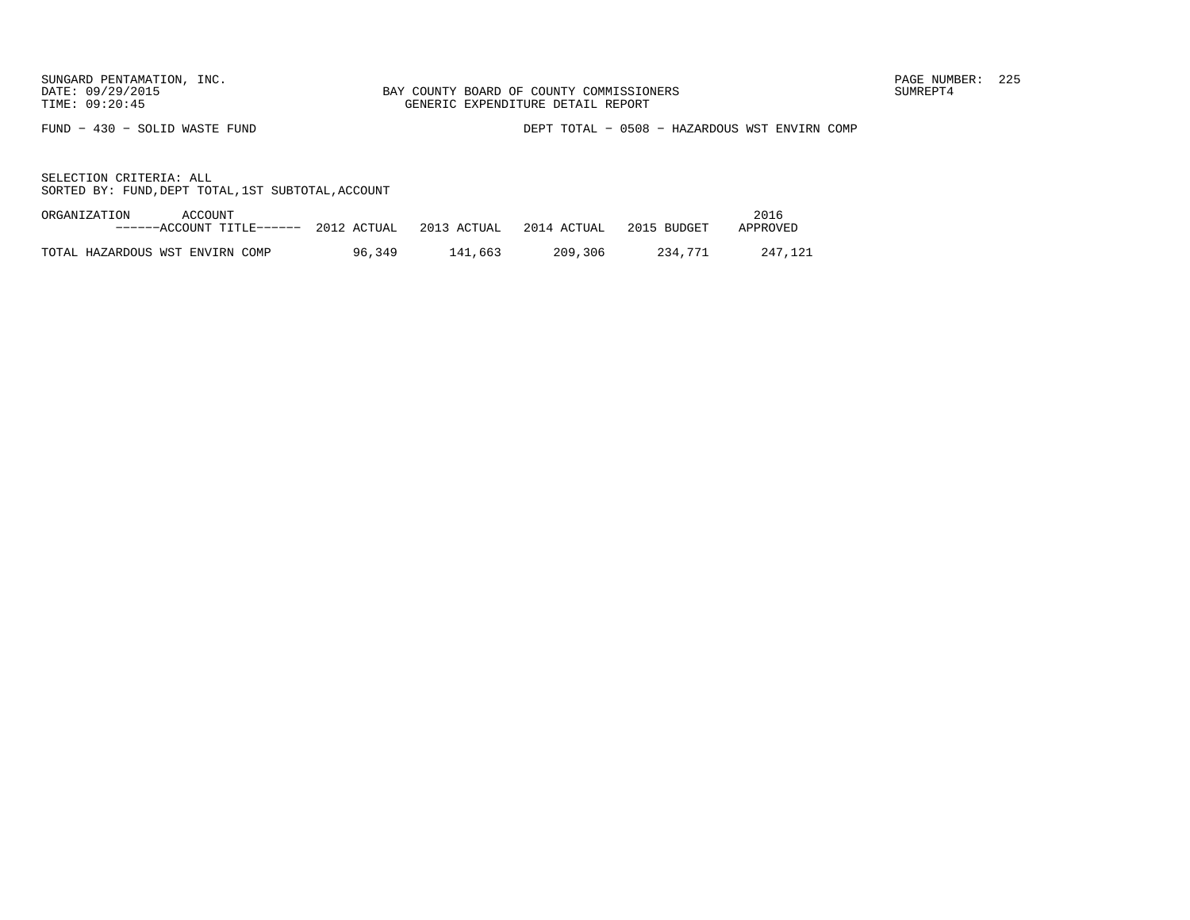SUNGARD PENTAMATION, INC.
DATE: 09/29/2015
TIME: 09:20:45

BAY COUNTY BOARD OF COUNTY COMMISSIONERS
GENERIC EXPENDITURE DETAIL REPORT

SUMREPT4

FUND − 430 − SOLID WASTE FUND

DEPT TOTAL − 0508 − HAZARDOUS WST ENVIRN COMP

SELECTION CRITERIA: ALL
SORTED BY: FUND,DEPT TOTAL,1ST SUBTOTAL,ACCOUNT

| ORGANIZATION ACCOUNT ------ACCOUNT TITLE------ | 2012 ACTUAL | 2013 ACTUAL | 2014 ACTUAL | 2015 BUDGET | 2016 APPROVED |
|---|---|---|---|---|---|
| TOTAL HAZARDOUS WST ENVIRN COMP | 96,349 | 141,663 | 209,306 | 234,771 | 247,121 |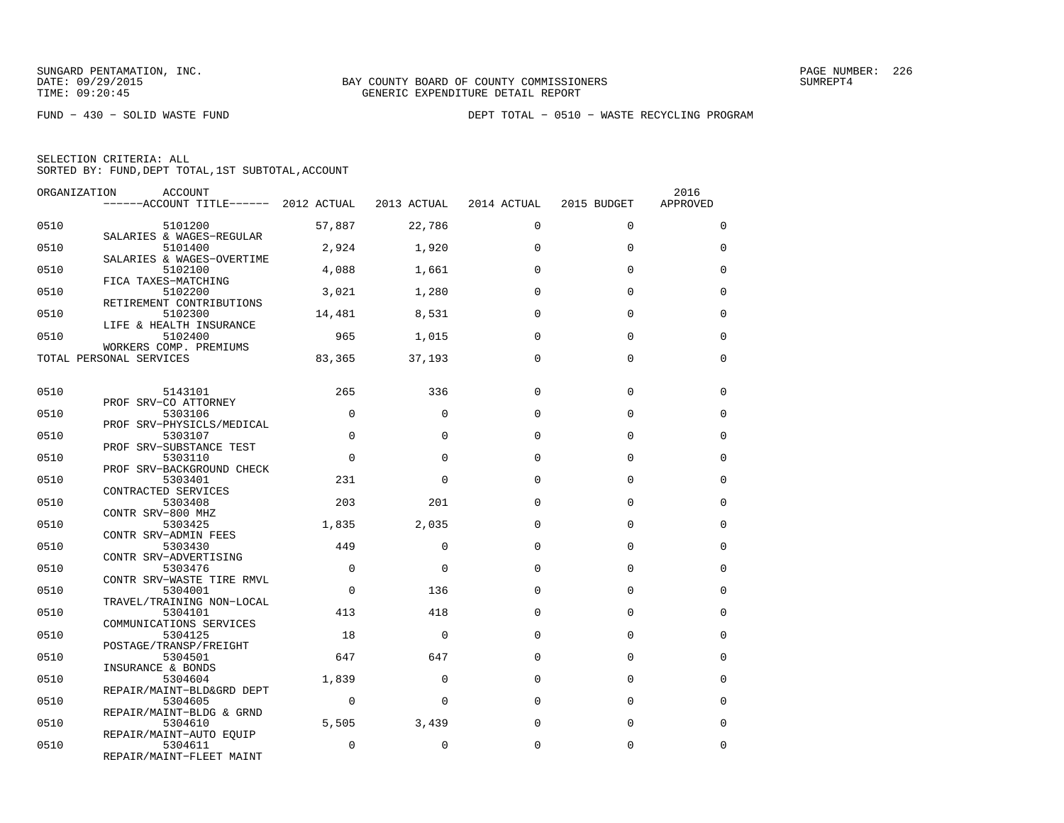SUNGARD PENTAMATION, INC.
DATE: 09/29/2015
TIME: 09:20:45

BAY COUNTY BOARD OF COUNTY COMMISSIONERS
GENERIC EXPENDITURE DETAIL REPORT

SUMREPT4

FUND − 430 − SOLID WASTE FUND

DEPT TOTAL − 0510 − WASTE RECYCLING PROGRAM

SELECTION CRITERIA: ALL
SORTED BY: FUND,DEPT TOTAL,1ST SUBTOTAL,ACCOUNT

| ORGANIZATION | ACCOUNT / ACCOUNT TITLE | 2012 ACTUAL | 2013 ACTUAL | 2014 ACTUAL | 2015 BUDGET | 2016 APPROVED |
|---|---|---|---|---|---|---|
| 0510 | 5101200 SALARIES & WAGES−REGULAR | 57,887 | 22,786 | 0 | 0 | 0 |
| 0510 | 5101400 SALARIES & WAGES−OVERTIME | 2,924 | 1,920 | 0 | 0 | 0 |
| 0510 | 5102100 FICA TAXES−MATCHING | 4,088 | 1,661 | 0 | 0 | 0 |
| 0510 | 5102200 RETIREMENT CONTRIBUTIONS | 3,021 | 1,280 | 0 | 0 | 0 |
| 0510 | 5102300 LIFE & HEALTH INSURANCE | 14,481 | 8,531 | 0 | 0 | 0 |
| 0510 | 5102400 WORKERS COMP. PREMIUMS | 965 | 1,015 | 0 | 0 | 0 |
| TOTAL PERSONAL SERVICES | | 83,365 | 37,193 | 0 | 0 | 0 |
| 0510 | 5143101 PROF SRV−CO ATTORNEY | 265 | 336 | 0 | 0 | 0 |
| 0510 | 5303106 PROF SRV−PHYSICLS/MEDICAL | 0 | 0 | 0 | 0 | 0 |
| 0510 | 5303107 PROF SRV−SUBSTANCE TEST | 0 | 0 | 0 | 0 | 0 |
| 0510 | 5303110 PROF SRV−BACKGROUND CHECK | 0 | 0 | 0 | 0 | 0 |
| 0510 | 5303401 CONTRACTED SERVICES | 231 | 0 | 0 | 0 | 0 |
| 0510 | 5303408 CONTR SRV−800 MHZ | 203 | 201 | 0 | 0 | 0 |
| 0510 | 5303425 CONTR SRV−ADMIN FEES | 1,835 | 2,035 | 0 | 0 | 0 |
| 0510 | 5303430 CONTR SRV−ADVERTISING | 449 | 0 | 0 | 0 | 0 |
| 0510 | 5303476 CONTR SRV−WASTE TIRE RMVL | 0 | 0 | 0 | 0 | 0 |
| 0510 | 5304001 TRAVEL/TRAINING NON−LOCAL | 0 | 136 | 0 | 0 | 0 |
| 0510 | 5304101 COMMUNICATIONS SERVICES | 413 | 418 | 0 | 0 | 0 |
| 0510 | 5304125 POSTAGE/TRANSP/FREIGHT | 18 | 0 | 0 | 0 | 0 |
| 0510 | 5304501 INSURANCE & BONDS | 647 | 647 | 0 | 0 | 0 |
| 0510 | 5304604 REPAIR/MAINT−BLD&GRD DEPT | 1,839 | 0 | 0 | 0 | 0 |
| 0510 | 5304605 REPAIR/MAINT−BLDG & GRND | 0 | 0 | 0 | 0 | 0 |
| 0510 | 5304610 REPAIR/MAINT−AUTO EQUIP | 5,505 | 3,439 | 0 | 0 | 0 |
| 0510 | 5304611 REPAIR/MAINT−FLEET MAINT | 0 | 0 | 0 | 0 | 0 |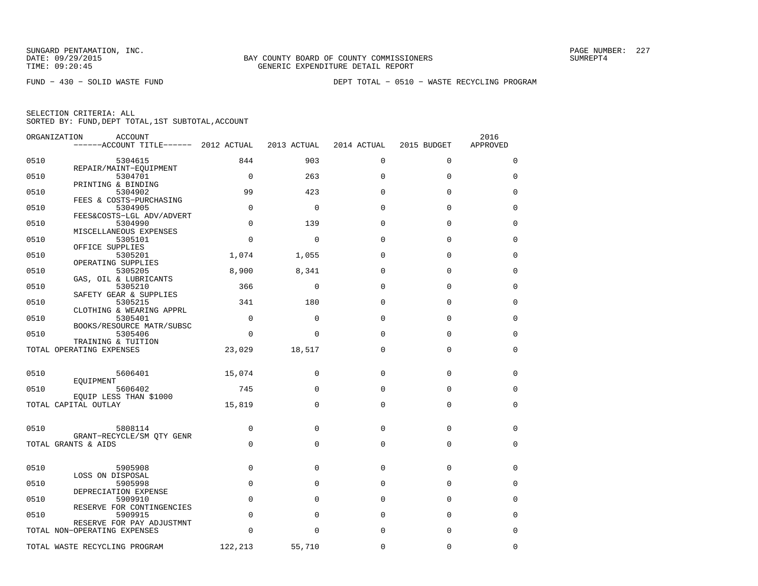SUNGARD PENTAMATION, INC.
DATE: 09/29/2015
TIME: 09:20:45

BAY COUNTY BOARD OF COUNTY COMMISSIONERS
GENERIC EXPENDITURE DETAIL REPORT

SUMREPT4

FUND − 430 − SOLID WASTE FUND

DEPT TOTAL − 0510 − WASTE RECYCLING PROGRAM

SELECTION CRITERIA: ALL
SORTED BY: FUND,DEPT TOTAL,1ST SUBTOTAL,ACCOUNT

| ORGANIZATION | ACCOUNT ------ACCOUNT TITLE------ | 2012 ACTUAL | 2013 ACTUAL | 2014 ACTUAL | 2015 BUDGET | 2016 APPROVED |
|---|---|---|---|---|---|---|
| 0510 | 5304615 REPAIR/MAINT−EQUIPMENT | 844 | 903 | 0 | 0 | 0 |
| 0510 | 5304701 PRINTING & BINDING | 0 | 263 | 0 | 0 | 0 |
| 0510 | 5304902 FEES & COSTS−PURCHASING | 99 | 423 | 0 | 0 | 0 |
| 0510 | 5304905 FEES&COSTS−LGL ADV/ADVERT | 0 | 0 | 0 | 0 | 0 |
| 0510 | 5304990 MISCELLANEOUS EXPENSES | 0 | 139 | 0 | 0 | 0 |
| 0510 | 5305101 OFFICE SUPPLIES | 0 | 0 | 0 | 0 | 0 |
| 0510 | 5305201 OPERATING SUPPLIES | 1,074 | 1,055 | 0 | 0 | 0 |
| 0510 | 5305205 GAS, OIL & LUBRICANTS | 8,900 | 8,341 | 0 | 0 | 0 |
| 0510 | 5305210 SAFETY GEAR & SUPPLIES | 366 | 0 | 0 | 0 | 0 |
| 0510 | 5305215 CLOTHING & WEARING APPRL | 341 | 180 | 0 | 0 | 0 |
| 0510 | 5305401 BOOKS/RESOURCE MATR/SUBSC | 0 | 0 | 0 | 0 | 0 |
| 0510 | 5305406 TRAINING & TUITION | 0 | 0 | 0 | 0 | 0 |
| TOTAL OPERATING EXPENSES | | 23,029 | 18,517 | 0 | 0 | 0 |
| 0510 | 5606401 EQUIPMENT | 15,074 | 0 | 0 | 0 | 0 |
| 0510 | 5606402 EQUIP LESS THAN $1000 | 745 | 0 | 0 | 0 | 0 |
| TOTAL CAPITAL OUTLAY | | 15,819 | 0 | 0 | 0 | 0 |
| 0510 | 5808114 GRANT−RECYCLE/SM QTY GENR | 0 | 0 | 0 | 0 | 0 |
| TOTAL GRANTS & AIDS | | 0 | 0 | 0 | 0 | 0 |
| 0510 | 5905908 LOSS ON DISPOSAL | 0 | 0 | 0 | 0 | 0 |
| 0510 | 5905998 DEPRECIATION EXPENSE | 0 | 0 | 0 | 0 | 0 |
| 0510 | 5909910 RESERVE FOR CONTINGENCIES | 0 | 0 | 0 | 0 | 0 |
| 0510 | 5909915 RESERVE FOR PAY ADJUSTMNT | 0 | 0 | 0 | 0 | 0 |
| TOTAL NON−OPERATING EXPENSES | | 0 | 0 | 0 | 0 | 0 |
| TOTAL WASTE RECYCLING PROGRAM | | 122,213 | 55,710 | 0 | 0 | 0 |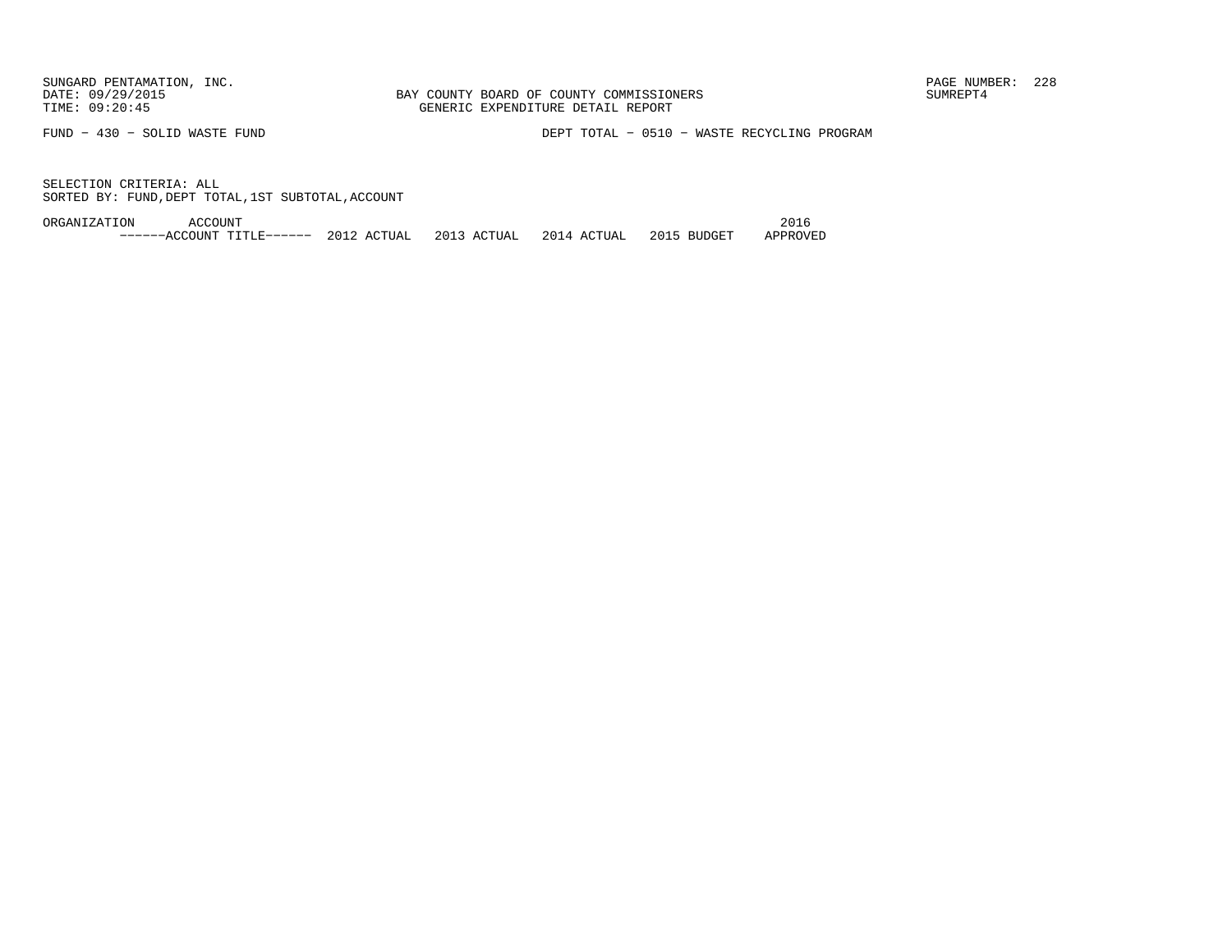BAY COUNTY BOARD OF COUNTY COMMISSIONERS
GENERIC EXPENDITURE DETAIL REPORT

FUND − 430 − SOLID WASTE FUND

DEPT TOTAL − 0510 − WASTE RECYCLING PROGRAM

SELECTION CRITERIA: ALL
SORTED BY: FUND,DEPT TOTAL,1ST SUBTOTAL,ACCOUNT

| ORGANIZATION | ACCOUNT ------ACCOUNT TITLE------ | 2012 ACTUAL | 2013 ACTUAL | 2014 ACTUAL | 2015 BUDGET | 2016 APPROVED |
|---|---|---|---|---|---|---|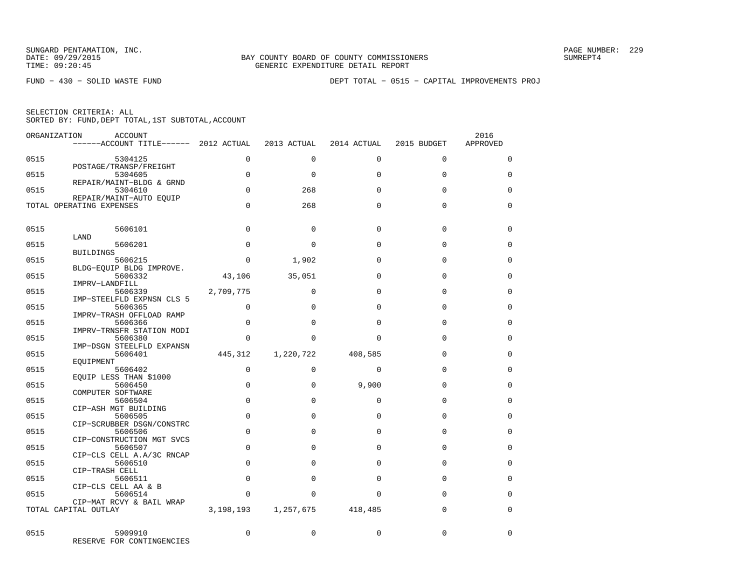SUNGARD PENTAMATION, INC.
DATE: 09/29/2015
TIME: 09:20:45

BAY COUNTY BOARD OF COUNTY COMMISSIONERS
GENERIC EXPENDITURE DETAIL REPORT

SUMREPT4

FUND − 430 − SOLID WASTE FUND

DEPT TOTAL − 0515 − CAPITAL IMPROVEMENTS PROJ

SELECTION CRITERIA: ALL
SORTED BY: FUND,DEPT TOTAL,1ST SUBTOTAL,ACCOUNT

| ORGANIZATION | ACCOUNT / ACCOUNT TITLE | 2012 ACTUAL | 2013 ACTUAL | 2014 ACTUAL | 2015 BUDGET | 2016 APPROVED |
|---|---|---|---|---|---|---|
| 0515 | 5304125 POSTAGE/TRANSP/FREIGHT | 0 | 0 | 0 | 0 | 0 |
| 0515 | 5304605 REPAIR/MAINT−BLDG & GRND | 0 | 0 | 0 | 0 | 0 |
| 0515 | 5304610 REPAIR/MAINT−AUTO EQUIP | 0 | 268 | 0 | 0 | 0 |
| TOTAL OPERATING EXPENSES | | 0 | 268 | 0 | 0 | 0 |
| 0515 | 5606101 LAND | 0 | 0 | 0 | 0 | 0 |
| 0515 | 5606201 BUILDINGS | 0 | 0 | 0 | 0 | 0 |
| 0515 | 5606215 BLDG−EQUIP BLDG IMPROVE. | 0 | 1,902 | 0 | 0 | 0 |
| 0515 | 5606332 IMPRV−LANDFILL | 43,106 | 35,051 | 0 | 0 | 0 |
| 0515 | 5606339 IMP−STEELFLD EXPNSN CLS 5 | 2,709,775 | 0 | 0 | 0 | 0 |
| 0515 | 5606365 IMPRV−TRASH OFFLOAD RAMP | 0 | 0 | 0 | 0 | 0 |
| 0515 | 5606366 IMPRV−TRNSFR STATION MODI | 0 | 0 | 0 | 0 | 0 |
| 0515 | 5606380 IMP−DSGN STEELFLD EXPANSN | 0 | 0 | 0 | 0 | 0 |
| 0515 | 5606401 EQUIPMENT | 445,312 | 1,220,722 | 408,585 | 0 | 0 |
| 0515 | 5606402 EQUIP LESS THAN $1000 | 0 | 0 | 0 | 0 | 0 |
| 0515 | 5606450 COMPUTER SOFTWARE | 0 | 0 | 9,900 | 0 | 0 |
| 0515 | 5606504 CIP−ASH MGT BUILDING | 0 | 0 | 0 | 0 | 0 |
| 0515 | 5606505 CIP−SCRUBBER DSGN/CONSTRC | 0 | 0 | 0 | 0 | 0 |
| 0515 | 5606506 CIP−CONSTRUCTION MGT SVCS | 0 | 0 | 0 | 0 | 0 |
| 0515 | 5606507 CIP−CLS CELL A.A/3C RNCAP | 0 | 0 | 0 | 0 | 0 |
| 0515 | 5606510 CIP−TRASH CELL | 0 | 0 | 0 | 0 | 0 |
| 0515 | 5606511 CIP−CLS CELL AA & B | 0 | 0 | 0 | 0 | 0 |
| 0515 | 5606514 CIP−MAT RCVY & BAIL WRAP | 0 | 0 | 0 | 0 | 0 |
| TOTAL CAPITAL OUTLAY | | 3,198,193 | 1,257,675 | 418,485 | 0 | 0 |
| 0515 | 5909910 RESERVE FOR CONTINGENCIES | 0 | 0 | 0 | 0 | 0 |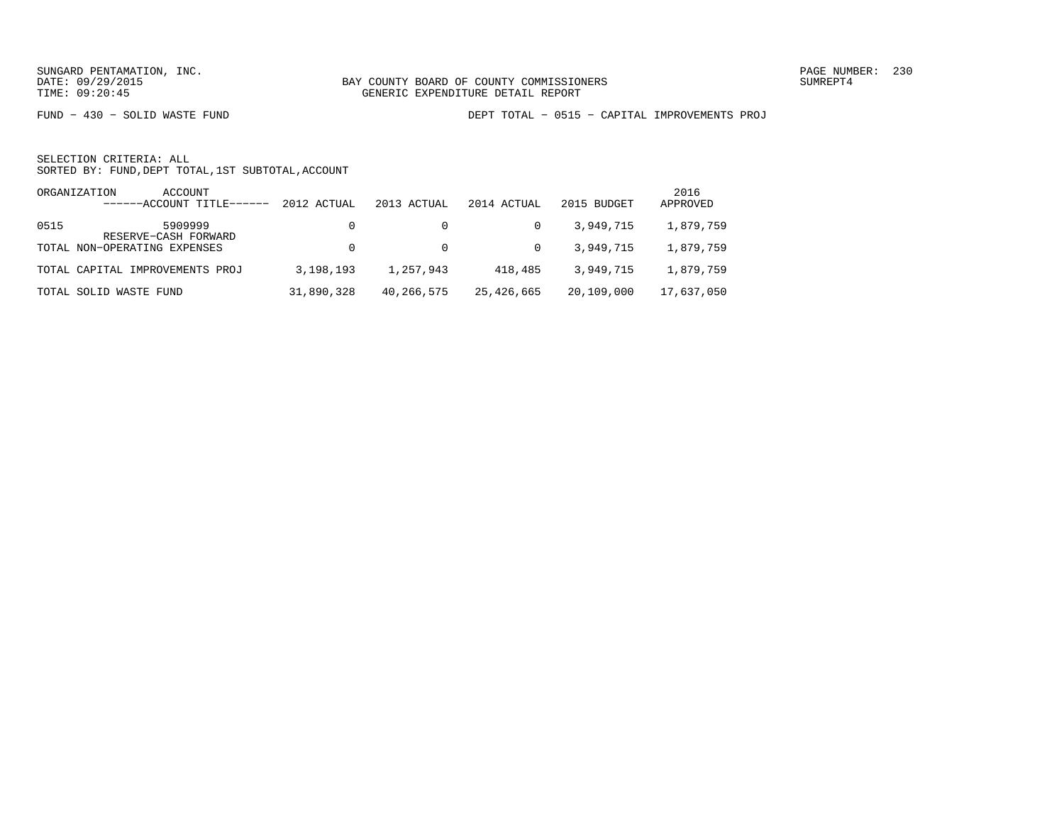SUNGARD PENTAMATION, INC.
DATE: 09/29/2015
TIME: 09:20:45

BAY COUNTY BOARD OF COUNTY COMMISSIONERS
GENERIC EXPENDITURE DETAIL REPORT

PAGE NUMBER: 230
SUMREPT4

FUND − 430 − SOLID WASTE FUND

DEPT TOTAL − 0515 − CAPITAL IMPROVEMENTS PROJ

SELECTION CRITERIA: ALL
SORTED BY: FUND,DEPT TOTAL,1ST SUBTOTAL,ACCOUNT

| ORGANIZATION | ACCOUNT ------ACCOUNT TITLE------ | 2012 ACTUAL | 2013 ACTUAL | 2014 ACTUAL | 2015 BUDGET | 2016 APPROVED |
|---|---|---|---|---|---|---|
| 0515 | 5909999 RESERVE−CASH FORWARD | 0 | 0 | 0 | 3,949,715 | 1,879,759 |
| TOTAL NON−OPERATING EXPENSES | | 0 | 0 | 0 | 3,949,715 | 1,879,759 |
| TOTAL CAPITAL IMPROVEMENTS PROJ | | 3,198,193 | 1,257,943 | 418,485 | 3,949,715 | 1,879,759 |
| TOTAL SOLID WASTE FUND | | 31,890,328 | 40,266,575 | 25,426,665 | 20,109,000 | 17,637,050 |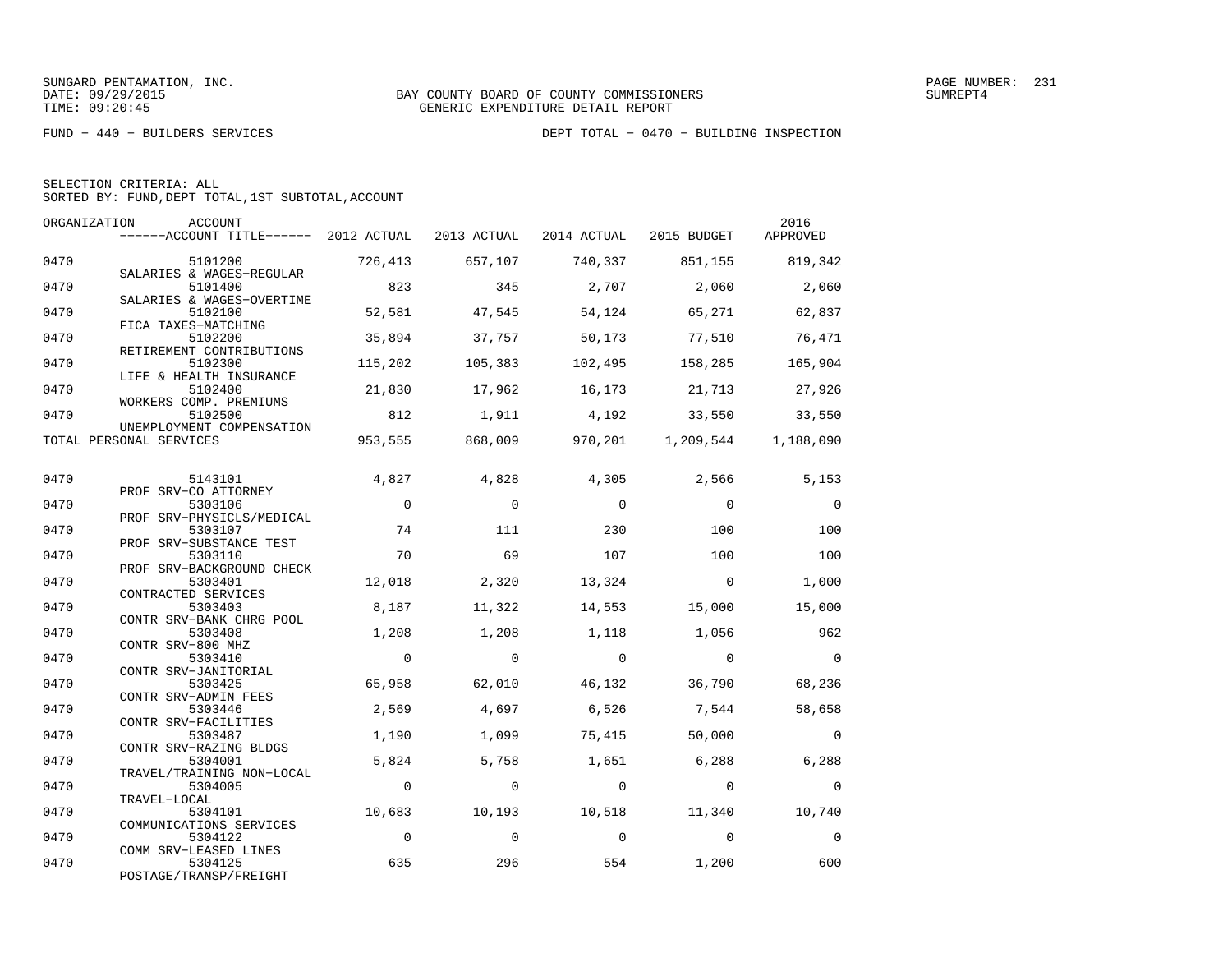BAY COUNTY BOARD OF COUNTY COMMISSIONERS
GENERIC EXPENDITURE DETAIL REPORT

FUND − 440 − BUILDERS SERVICES　　　　DEPT TOTAL − 0470 − BUILDING INSPECTION

SELECTION CRITERIA: ALL
SORTED BY: FUND,DEPT TOTAL,1ST SUBTOTAL,ACCOUNT

| ORGANIZATION | ACCOUNT / ACCOUNT TITLE | 2012 ACTUAL | 2013 ACTUAL | 2014 ACTUAL | 2015 BUDGET | 2016 APPROVED |
|---|---|---|---|---|---|---|
| 0470 | 5101200 SALARIES & WAGES−REGULAR | 726,413 | 657,107 | 740,337 | 851,155 | 819,342 |
| 0470 | 5101400 SALARIES & WAGES−OVERTIME | 823 | 345 | 2,707 | 2,060 | 2,060 |
| 0470 | 5102100 FICA TAXES−MATCHING | 52,581 | 47,545 | 54,124 | 65,271 | 62,837 |
| 0470 | 5102200 RETIREMENT CONTRIBUTIONS | 35,894 | 37,757 | 50,173 | 77,510 | 76,471 |
| 0470 | 5102300 LIFE & HEALTH INSURANCE | 115,202 | 105,383 | 102,495 | 158,285 | 165,904 |
| 0470 | 5102400 WORKERS COMP. PREMIUMS | 21,830 | 17,962 | 16,173 | 21,713 | 27,926 |
| 0470 | 5102500 UNEMPLOYMENT COMPENSATION | 812 | 1,911 | 4,192 | 33,550 | 33,550 |
| TOTAL PERSONAL SERVICES | | 953,555 | 868,009 | 970,201 | 1,209,544 | 1,188,090 |
| 0470 | 5143101 PROF SRV−CO ATTORNEY | 4,827 | 4,828 | 4,305 | 2,566 | 5,153 |
| 0470 | 5303106 PROF SRV−PHYSICLS/MEDICAL | 0 | 0 | 0 | 0 | 0 |
| 0470 | 5303107 PROF SRV−SUBSTANCE TEST | 74 | 111 | 230 | 100 | 100 |
| 0470 | 5303110 PROF SRV−BACKGROUND CHECK | 70 | 69 | 107 | 100 | 100 |
| 0470 | 5303401 CONTRACTED SERVICES | 12,018 | 2,320 | 13,324 | 0 | 1,000 |
| 0470 | 5303403 CONTR SRV−BANK CHRG POOL | 8,187 | 11,322 | 14,553 | 15,000 | 15,000 |
| 0470 | 5303408 CONTR SRV−800 MHZ | 1,208 | 1,208 | 1,118 | 1,056 | 962 |
| 0470 | 5303410 CONTR SRV−JANITORIAL | 0 | 0 | 0 | 0 | 0 |
| 0470 | 5303425 CONTR SRV−ADMIN FEES | 65,958 | 62,010 | 46,132 | 36,790 | 68,236 |
| 0470 | 5303446 CONTR SRV−FACILITIES | 2,569 | 4,697 | 6,526 | 7,544 | 58,658 |
| 0470 | 5303487 CONTR SRV−RAZING BLDGS | 1,190 | 1,099 | 75,415 | 50,000 | 0 |
| 0470 | 5304001 TRAVEL/TRAINING NON−LOCAL | 5,824 | 5,758 | 1,651 | 6,288 | 6,288 |
| 0470 | 5304005 TRAVEL−LOCAL | 0 | 0 | 0 | 0 | 0 |
| 0470 | 5304101 COMMUNICATIONS SERVICES | 10,683 | 10,193 | 10,518 | 11,340 | 10,740 |
| 0470 | 5304122 COMM SRV−LEASED LINES | 0 | 0 | 0 | 0 | 0 |
| 0470 | 5304125 POSTAGE/TRANSP/FREIGHT | 635 | 296 | 554 | 1,200 | 600 |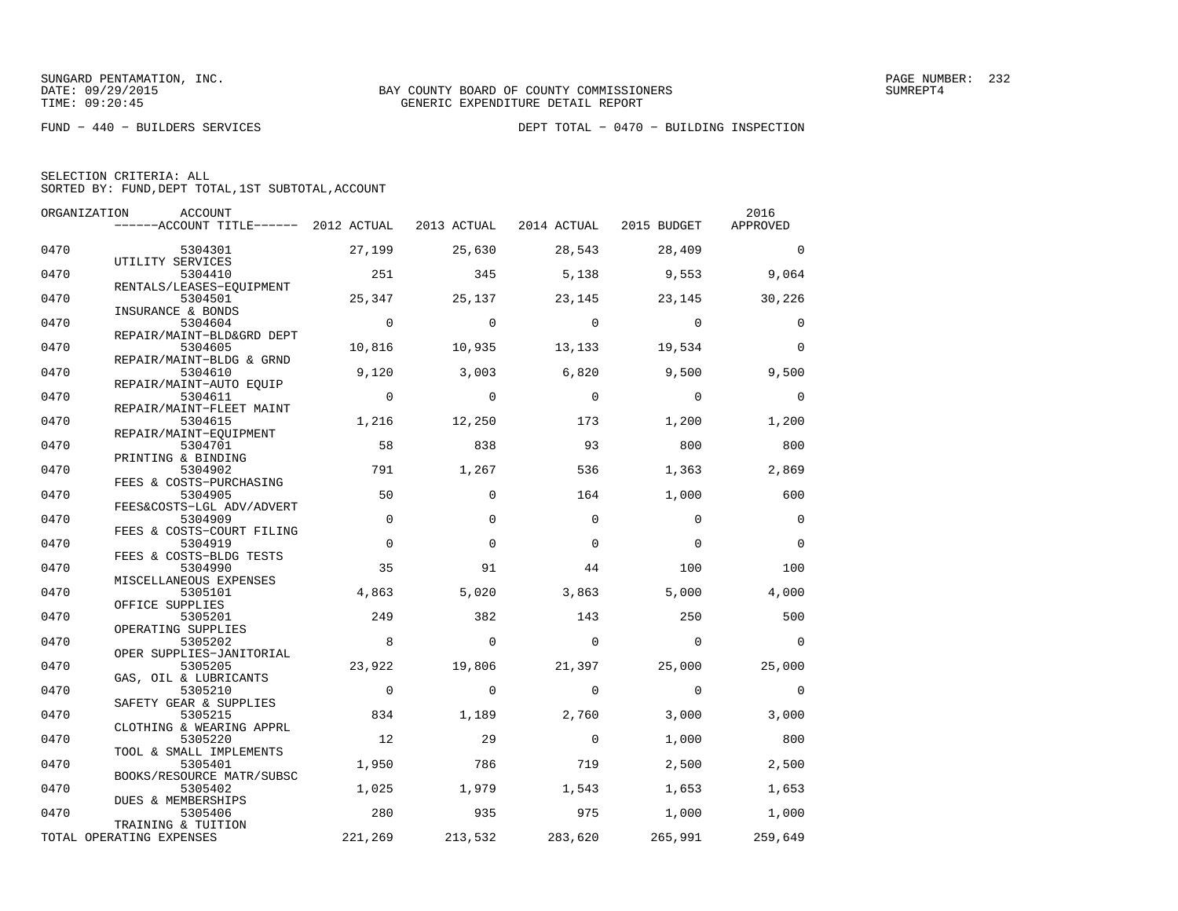SUNGARD PENTAMATION, INC.
DATE: 09/29/2015
TIME: 09:20:45

BAY COUNTY BOARD OF COUNTY COMMISSIONERS
GENERIC EXPENDITURE DETAIL REPORT

SUMREPT4

FUND − 440 − BUILDERS SERVICES

DEPT TOTAL − 0470 − BUILDING INSPECTION

SELECTION CRITERIA: ALL
SORTED BY: FUND,DEPT TOTAL,1ST SUBTOTAL,ACCOUNT

| ORGANIZATION | ACCOUNT / ------ACCOUNT TITLE------ | 2012 ACTUAL | 2013 ACTUAL | 2014 ACTUAL | 2015 BUDGET | 2016 APPROVED |
|---|---|---|---|---|---|---|
| 0470 | 5304301 UTILITY SERVICES | 27,199 | 25,630 | 28,543 | 28,409 | 0 |
| 0470 | 5304410 RENTALS/LEASES−EQUIPMENT | 251 | 345 | 5,138 | 9,553 | 9,064 |
| 0470 | 5304501 INSURANCE & BONDS | 25,347 | 25,137 | 23,145 | 23,145 | 30,226 |
| 0470 | 5304604 REPAIR/MAINT−BLD&GRD DEPT | 0 | 0 | 0 | 0 | 0 |
| 0470 | 5304605 REPAIR/MAINT−BLDG & GRND | 10,816 | 10,935 | 13,133 | 19,534 | 0 |
| 0470 | 5304610 REPAIR/MAINT−AUTO EQUIP | 9,120 | 3,003 | 6,820 | 9,500 | 9,500 |
| 0470 | 5304611 REPAIR/MAINT−FLEET MAINT | 0 | 0 | 0 | 0 | 0 |
| 0470 | 5304615 REPAIR/MAINT−EQUIPMENT | 1,216 | 12,250 | 173 | 1,200 | 1,200 |
| 0470 | 5304701 PRINTING & BINDING | 58 | 838 | 93 | 800 | 800 |
| 0470 | 5304902 FEES & COSTS−PURCHASING | 791 | 1,267 | 536 | 1,363 | 2,869 |
| 0470 | 5304905 FEES&COSTS−LGL ADV/ADVERT | 50 | 0 | 164 | 1,000 | 600 |
| 0470 | 5304909 FEES & COSTS−COURT FILING | 0 | 0 | 0 | 0 | 0 |
| 0470 | 5304919 FEES & COSTS−BLDG TESTS | 0 | 0 | 0 | 0 | 0 |
| 0470 | 5304990 MISCELLANEOUS EXPENSES | 35 | 91 | 44 | 100 | 100 |
| 0470 | 5305101 OFFICE SUPPLIES | 4,863 | 5,020 | 3,863 | 5,000 | 4,000 |
| 0470 | 5305201 OPERATING SUPPLIES | 249 | 382 | 143 | 250 | 500 |
| 0470 | 5305202 OPER SUPPLIES−JANITORIAL | 8 | 0 | 0 | 0 | 0 |
| 0470 | 5305205 GAS, OIL & LUBRICANTS | 23,922 | 19,806 | 21,397 | 25,000 | 25,000 |
| 0470 | 5305210 SAFETY GEAR & SUPPLIES | 0 | 0 | 0 | 0 | 0 |
| 0470 | 5305215 CLOTHING & WEARING APPRL | 834 | 1,189 | 2,760 | 3,000 | 3,000 |
| 0470 | 5305220 TOOL & SMALL IMPLEMENTS | 12 | 29 | 0 | 1,000 | 800 |
| 0470 | 5305401 BOOKS/RESOURCE MATR/SUBSC | 1,950 | 786 | 719 | 2,500 | 2,500 |
| 0470 | 5305402 DUES & MEMBERSHIPS | 1,025 | 1,979 | 1,543 | 1,653 | 1,653 |
| 0470 | 5305406 TRAINING & TUITION | 280 | 935 | 975 | 1,000 | 1,000 |
| TOTAL OPERATING EXPENSES | | 221,269 | 213,532 | 283,620 | 265,991 | 259,649 |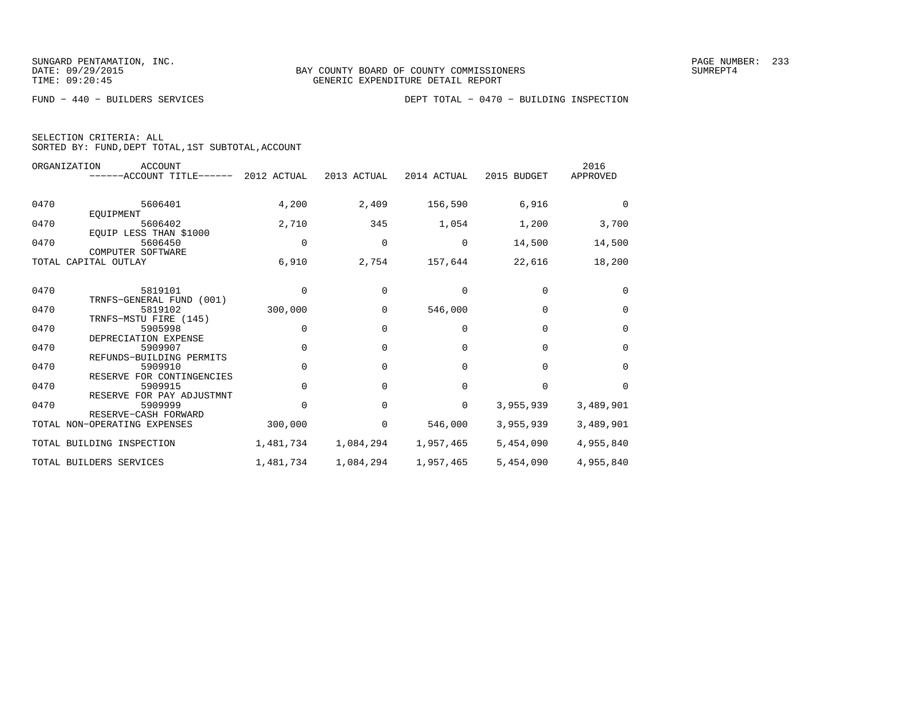SUNGARD PENTAMATION, INC.
DATE: 09/29/2015
TIME: 09:20:45

BAY COUNTY BOARD OF COUNTY COMMISSIONERS
GENERIC EXPENDITURE DETAIL REPORT

SUMREPT4

FUND − 440 − BUILDERS SERVICES

DEPT TOTAL − 0470 − BUILDING INSPECTION

SELECTION CRITERIA: ALL
SORTED BY: FUND,DEPT TOTAL,1ST SUBTOTAL,ACCOUNT

| ORGANIZATION | ACCOUNT / ACCOUNT TITLE | 2012 ACTUAL | 2013 ACTUAL | 2014 ACTUAL | 2015 BUDGET | 2016 APPROVED |
|---|---|---|---|---|---|---|
| 0470 | 5606401 EQUIPMENT | 4,200 | 2,409 | 156,590 | 6,916 | 0 |
| 0470 | 5606402 EQUIP LESS THAN $1000 | 2,710 | 345 | 1,054 | 1,200 | 3,700 |
| 0470 | 5606450 COMPUTER SOFTWARE | 0 | 0 | 0 | 14,500 | 14,500 |
| TOTAL CAPITAL OUTLAY | | 6,910 | 2,754 | 157,644 | 22,616 | 18,200 |
| 0470 | 5819101 TRNFS−GENERAL FUND (001) | 0 | 0 | 0 | 0 | 0 |
| 0470 | 5819102 TRNFS−MSTU FIRE (145) | 300,000 | 0 | 546,000 | 0 | 0 |
| 0470 | 5905998 DEPRECIATION EXPENSE | 0 | 0 | 0 | 0 | 0 |
| 0470 | 5909907 REFUNDS−BUILDING PERMITS | 0 | 0 | 0 | 0 | 0 |
| 0470 | 5909910 RESERVE FOR CONTINGENCIES | 0 | 0 | 0 | 0 | 0 |
| 0470 | 5909915 RESERVE FOR PAY ADJUSTMNT | 0 | 0 | 0 | 0 | 0 |
| 0470 | 5909999 RESERVE−CASH FORWARD | 0 | 0 | 0 | 3,955,939 | 3,489,901 |
| TOTAL NON−OPERATING EXPENSES | | 300,000 | 0 | 546,000 | 3,955,939 | 3,489,901 |
| TOTAL BUILDING INSPECTION | | 1,481,734 | 1,084,294 | 1,957,465 | 5,454,090 | 4,955,840 |
| TOTAL BUILDERS SERVICES | | 1,481,734 | 1,084,294 | 1,957,465 | 5,454,090 | 4,955,840 |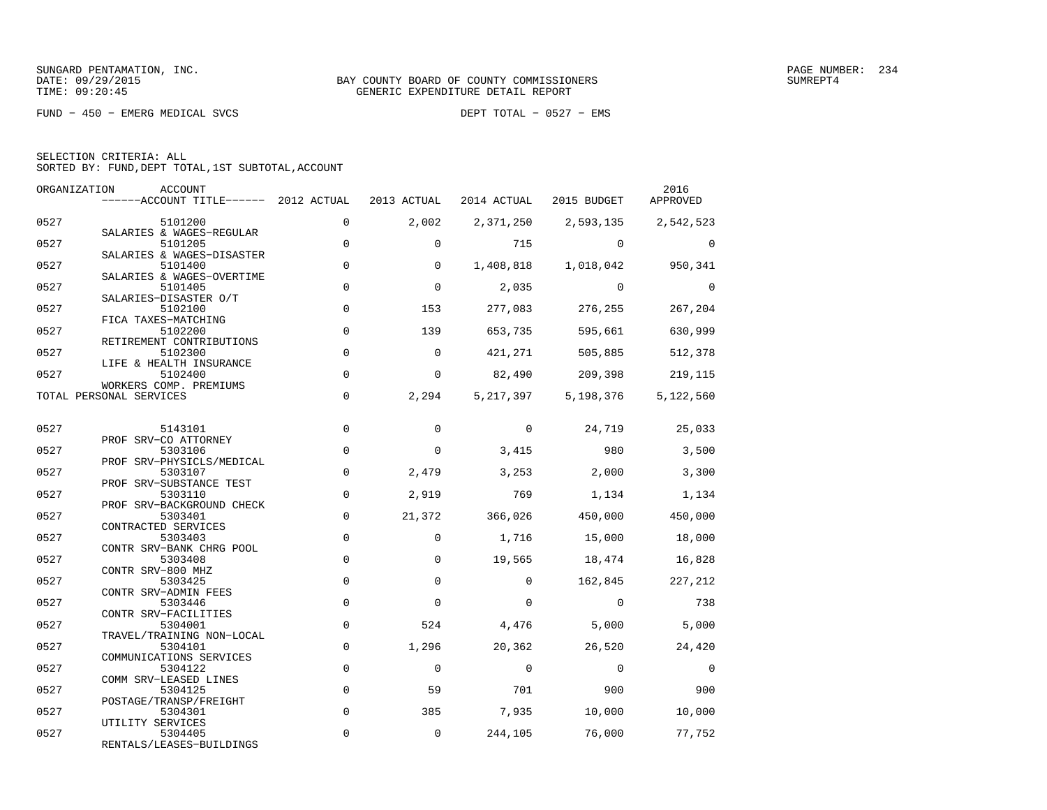SUNGARD PENTAMATION, INC.
DATE: 09/29/2015
TIME: 09:20:45

BAY COUNTY BOARD OF COUNTY COMMISSIONERS
GENERIC EXPENDITURE DETAIL REPORT

SUMREPT4

FUND − 450 − EMERG MEDICAL SVCS

DEPT TOTAL − 0527 − EMS

SELECTION CRITERIA: ALL
SORTED BY: FUND,DEPT TOTAL,1ST SUBTOTAL,ACCOUNT

| ORGANIZATION | ACCOUNT / ACCOUNT TITLE | 2012 ACTUAL | 2013 ACTUAL | 2014 ACTUAL | 2015 BUDGET | 2016 APPROVED |
|---|---|---|---|---|---|---|
| 0527 | 5101200 SALARIES & WAGES−REGULAR | 0 | 2,002 | 2,371,250 | 2,593,135 | 2,542,523 |
| 0527 | 5101205 SALARIES & WAGES−DISASTER | 0 | 0 | 715 | 0 | 0 |
| 0527 | 5101400 SALARIES & WAGES−OVERTIME | 0 | 0 | 1,408,818 | 1,018,042 | 950,341 |
| 0527 | 5101405 SALARIES−DISASTER O/T | 0 | 0 | 2,035 | 0 | 0 |
| 0527 | 5102100 FICA TAXES−MATCHING | 0 | 153 | 277,083 | 276,255 | 267,204 |
| 0527 | 5102200 RETIREMENT CONTRIBUTIONS | 0 | 139 | 653,735 | 595,661 | 630,999 |
| 0527 | 5102300 LIFE & HEALTH INSURANCE | 0 | 0 | 421,271 | 505,885 | 512,378 |
| 0527 | 5102400 WORKERS COMP. PREMIUMS | 0 | 0 | 82,490 | 209,398 | 219,115 |
| TOTAL PERSONAL SERVICES | | 0 | 2,294 | 5,217,397 | 5,198,376 | 5,122,560 |
| 0527 | 5143101 PROF SRV−CO ATTORNEY | 0 | 0 | 0 | 24,719 | 25,033 |
| 0527 | 5303106 PROF SRV−PHYSICLS/MEDICAL | 0 | 0 | 3,415 | 980 | 3,500 |
| 0527 | 5303107 PROF SRV−SUBSTANCE TEST | 0 | 2,479 | 3,253 | 2,000 | 3,300 |
| 0527 | 5303110 PROF SRV−BACKGROUND CHECK | 0 | 2,919 | 769 | 1,134 | 1,134 |
| 0527 | 5303401 CONTRACTED SERVICES | 0 | 21,372 | 366,026 | 450,000 | 450,000 |
| 0527 | 5303403 CONTR SRV−BANK CHRG POOL | 0 | 0 | 1,716 | 15,000 | 18,000 |
| 0527 | 5303408 CONTR SRV−800 MHZ | 0 | 0 | 19,565 | 18,474 | 16,828 |
| 0527 | 5303425 CONTR SRV−ADMIN FEES | 0 | 0 | 0 | 162,845 | 227,212 |
| 0527 | 5303446 CONTR SRV−FACILITIES | 0 | 0 | 0 | 0 | 738 |
| 0527 | 5304001 TRAVEL/TRAINING NON−LOCAL | 0 | 524 | 4,476 | 5,000 | 5,000 |
| 0527 | 5304101 COMMUNICATIONS SERVICES | 0 | 1,296 | 20,362 | 26,520 | 24,420 |
| 0527 | 5304122 COMM SRV−LEASED LINES | 0 | 0 | 0 | 0 | 0 |
| 0527 | 5304125 POSTAGE/TRANSP/FREIGHT | 0 | 59 | 701 | 900 | 900 |
| 0527 | 5304301 UTILITY SERVICES | 0 | 385 | 7,935 | 10,000 | 10,000 |
| 0527 | 5304405 RENTALS/LEASES−BUILDINGS | 0 | 0 | 244,105 | 76,000 | 77,752 |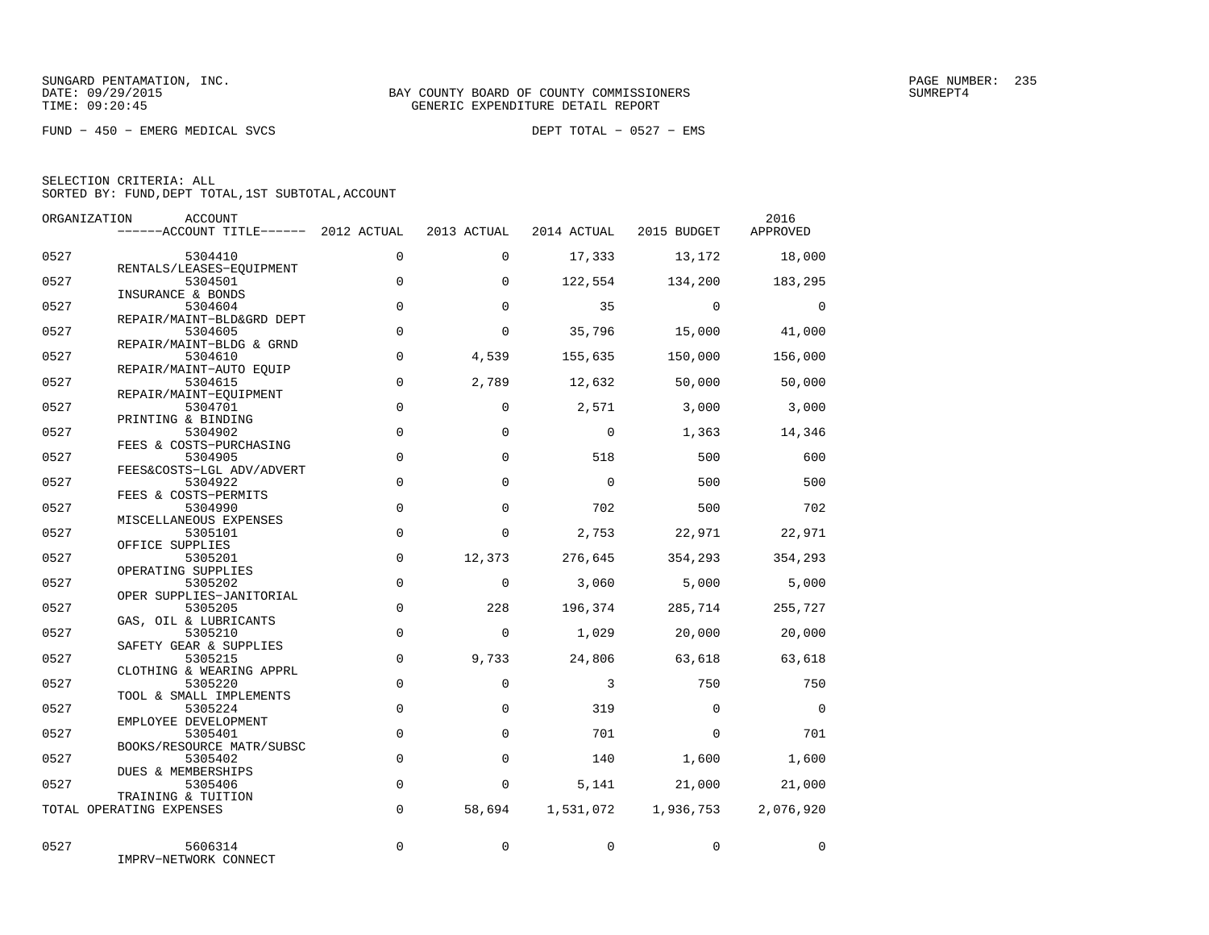SUNGARD PENTAMATION, INC.
DATE: 09/29/2015
TIME: 09:20:45

BAY COUNTY BOARD OF COUNTY COMMISSIONERS
GENERIC EXPENDITURE DETAIL REPORT

PAGE NUMBER: 235
SUMREPT4

FUND - 450 - EMERG MEDICAL SVCS

DEPT TOTAL - 0527 - EMS

SELECTION CRITERIA: ALL
SORTED BY: FUND,DEPT TOTAL,1ST SUBTOTAL,ACCOUNT

| ORGANIZATION | ACCOUNT / ------ACCOUNT TITLE------ | 2012 ACTUAL | 2013 ACTUAL | 2014 ACTUAL | 2015 BUDGET | 2016 APPROVED |
|---|---|---|---|---|---|---|
| 0527 | 5304410 RENTALS/LEASES-EQUIPMENT | 0 | 0 | 17,333 | 13,172 | 18,000 |
| 0527 | 5304501 INSURANCE & BONDS | 0 | 0 | 122,554 | 134,200 | 183,295 |
| 0527 | 5304604 REPAIR/MAINT-BLD&GRD DEPT | 0 | 0 | 35 | 0 | 0 |
| 0527 | 5304605 REPAIR/MAINT-BLDG & GRND | 0 | 0 | 35,796 | 15,000 | 41,000 |
| 0527 | 5304610 REPAIR/MAINT-AUTO EQUIP | 0 | 4,539 | 155,635 | 150,000 | 156,000 |
| 0527 | 5304615 REPAIR/MAINT-EQUIPMENT | 0 | 2,789 | 12,632 | 50,000 | 50,000 |
| 0527 | 5304701 PRINTING & BINDING | 0 | 0 | 2,571 | 3,000 | 3,000 |
| 0527 | 5304902 FEES & COSTS-PURCHASING | 0 | 0 | 0 | 1,363 | 14,346 |
| 0527 | 5304905 FEES&COSTS-LGL ADV/ADVERT | 0 | 0 | 518 | 500 | 600 |
| 0527 | 5304922 FEES & COSTS-PERMITS | 0 | 0 | 0 | 500 | 500 |
| 0527 | 5304990 MISCELLANEOUS EXPENSES | 0 | 0 | 702 | 500 | 702 |
| 0527 | 5305101 OFFICE SUPPLIES | 0 | 0 | 2,753 | 22,971 | 22,971 |
| 0527 | 5305201 OPERATING SUPPLIES | 0 | 12,373 | 276,645 | 354,293 | 354,293 |
| 0527 | 5305202 OPER SUPPLIES-JANITORIAL | 0 | 0 | 3,060 | 5,000 | 5,000 |
| 0527 | 5305205 GAS, OIL & LUBRICANTS | 0 | 228 | 196,374 | 285,714 | 255,727 |
| 0527 | 5305210 SAFETY GEAR & SUPPLIES | 0 | 0 | 1,029 | 20,000 | 20,000 |
| 0527 | 5305215 CLOTHING & WEARING APPRL | 0 | 9,733 | 24,806 | 63,618 | 63,618 |
| 0527 | 5305220 TOOL & SMALL IMPLEMENTS | 0 | 0 | 3 | 750 | 750 |
| 0527 | 5305224 EMPLOYEE DEVELOPMENT | 0 | 0 | 319 | 0 | 0 |
| 0527 | 5305401 BOOKS/RESOURCE MATR/SUBSC | 0 | 0 | 701 | 0 | 701 |
| 0527 | 5305402 DUES & MEMBERSHIPS | 0 | 0 | 140 | 1,600 | 1,600 |
| 0527 | 5305406 TRAINING & TUITION | 0 | 0 | 5,141 | 21,000 | 21,000 |
| TOTAL OPERATING EXPENSES | | 0 | 58,694 | 1,531,072 | 1,936,753 | 2,076,920 |
| 0527 | 5606314 IMPRV-NETWORK CONNECT | 0 | 0 | 0 | 0 | 0 |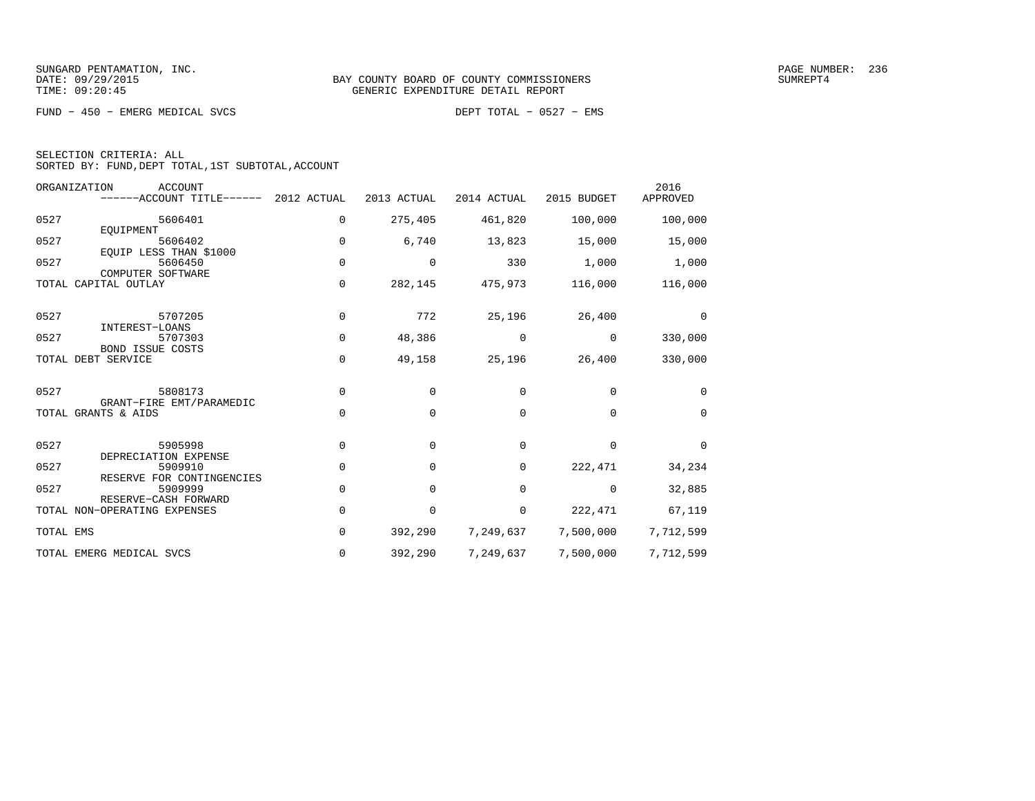SUNGARD PENTAMATION, INC.
DATE: 09/29/2015
TIME: 09:20:45

BAY COUNTY BOARD OF COUNTY COMMISSIONERS
GENERIC EXPENDITURE DETAIL REPORT

SUMREPT4

FUND - 450 - EMERG MEDICAL SVCS

DEPT TOTAL - 0527 - EMS

SELECTION CRITERIA: ALL
SORTED BY: FUND,DEPT TOTAL,1ST SUBTOTAL,ACCOUNT

| ORGANIZATION | ACCOUNT / ------ACCOUNT TITLE------ | 2012 ACTUAL | 2013 ACTUAL | 2014 ACTUAL | 2015 BUDGET | 2016 APPROVED |
|---|---|---|---|---|---|---|
| 0527 | 5606401 EQUIPMENT | 0 | 275,405 | 461,820 | 100,000 | 100,000 |
| 0527 | 5606402 EQUIP LESS THAN $1000 | 0 | 6,740 | 13,823 | 15,000 | 15,000 |
| 0527 | 5606450 COMPUTER SOFTWARE | 0 | 0 | 330 | 1,000 | 1,000 |
| TOTAL CAPITAL OUTLAY | | 0 | 282,145 | 475,973 | 116,000 | 116,000 |
| 0527 | 5707205 INTEREST-LOANS | 0 | 772 | 25,196 | 26,400 | 0 |
| 0527 | 5707303 BOND ISSUE COSTS | 0 | 48,386 | 0 | 0 | 330,000 |
| TOTAL DEBT SERVICE | | 0 | 49,158 | 25,196 | 26,400 | 330,000 |
| 0527 | 5808173 GRANT-FIRE EMT/PARAMEDIC | 0 | 0 | 0 | 0 | 0 |
| TOTAL GRANTS & AIDS | | 0 | 0 | 0 | 0 | 0 |
| 0527 | 5905998 DEPRECIATION EXPENSE | 0 | 0 | 0 | 0 | 0 |
| 0527 | 5909910 RESERVE FOR CONTINGENCIES | 0 | 0 | 0 | 222,471 | 34,234 |
| 0527 | 5909999 RESERVE-CASH FORWARD | 0 | 0 | 0 | 0 | 32,885 |
| TOTAL NON-OPERATING EXPENSES | | 0 | 0 | 0 | 222,471 | 67,119 |
| TOTAL EMS | | 0 | 392,290 | 7,249,637 | 7,500,000 | 7,712,599 |
| TOTAL EMERG MEDICAL SVCS | | 0 | 392,290 | 7,249,637 | 7,500,000 | 7,712,599 |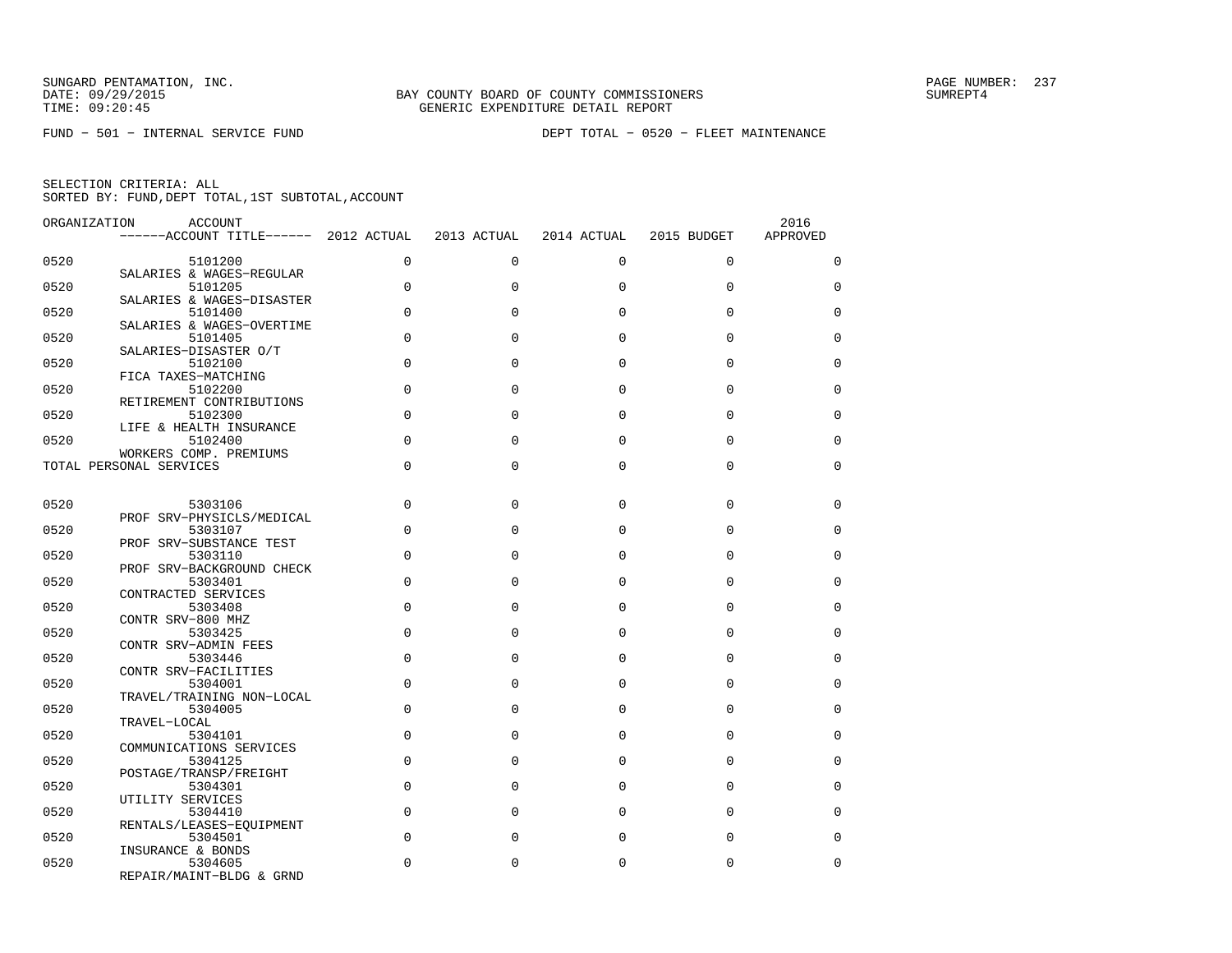BAY COUNTY BOARD OF COUNTY COMMISSIONERS
GENERIC EXPENDITURE DETAIL REPORT

FUND − 501 − INTERNAL SERVICE FUND

DEPT TOTAL − 0520 − FLEET MAINTENANCE

SELECTION CRITERIA: ALL
SORTED BY: FUND,DEPT TOTAL,1ST SUBTOTAL,ACCOUNT

| ORGANIZATION | ACCOUNT / ACCOUNT TITLE | 2012 ACTUAL | 2013 ACTUAL | 2014 ACTUAL | 2015 BUDGET | 2016 APPROVED |
|---|---|---|---|---|---|---|
| 0520 | 5101200 SALARIES & WAGES−REGULAR | 0 | 0 | 0 | 0 | 0 |
| 0520 | 5101205 SALARIES & WAGES−DISASTER | 0 | 0 | 0 | 0 | 0 |
| 0520 | 5101400 SALARIES & WAGES−OVERTIME | 0 | 0 | 0 | 0 | 0 |
| 0520 | 5101405 SALARIES−DISASTER O/T | 0 | 0 | 0 | 0 | 0 |
| 0520 | 5102100 FICA TAXES−MATCHING | 0 | 0 | 0 | 0 | 0 |
| 0520 | 5102200 RETIREMENT CONTRIBUTIONS | 0 | 0 | 0 | 0 | 0 |
| 0520 | 5102300 LIFE & HEALTH INSURANCE | 0 | 0 | 0 | 0 | 0 |
| 0520 | 5102400 WORKERS COMP. PREMIUMS | 0 | 0 | 0 | 0 | 0 |
| TOTAL PERSONAL SERVICES | | 0 | 0 | 0 | 0 | 0 |
| 0520 | 5303106 PROF SRV−PHYSICLS/MEDICAL | 0 | 0 | 0 | 0 | 0 |
| 0520 | 5303107 PROF SRV−SUBSTANCE TEST | 0 | 0 | 0 | 0 | 0 |
| 0520 | 5303110 PROF SRV−BACKGROUND CHECK | 0 | 0 | 0 | 0 | 0 |
| 0520 | 5303401 CONTRACTED SERVICES | 0 | 0 | 0 | 0 | 0 |
| 0520 | 5303408 CONTR SRV−800 MHZ | 0 | 0 | 0 | 0 | 0 |
| 0520 | 5303425 CONTR SRV−ADMIN FEES | 0 | 0 | 0 | 0 | 0 |
| 0520 | 5303446 CONTR SRV−FACILITIES | 0 | 0 | 0 | 0 | 0 |
| 0520 | 5304001 TRAVEL/TRAINING NON−LOCAL | 0 | 0 | 0 | 0 | 0 |
| 0520 | 5304005 TRAVEL−LOCAL | 0 | 0 | 0 | 0 | 0 |
| 0520 | 5304101 COMMUNICATIONS SERVICES | 0 | 0 | 0 | 0 | 0 |
| 0520 | 5304125 POSTAGE/TRANSP/FREIGHT | 0 | 0 | 0 | 0 | 0 |
| 0520 | 5304301 UTILITY SERVICES | 0 | 0 | 0 | 0 | 0 |
| 0520 | 5304410 RENTALS/LEASES−EQUIPMENT | 0 | 0 | 0 | 0 | 0 |
| 0520 | 5304501 INSURANCE & BONDS | 0 | 0 | 0 | 0 | 0 |
| 0520 | 5304605 REPAIR/MAINT−BLDG & GRND | 0 | 0 | 0 | 0 | 0 |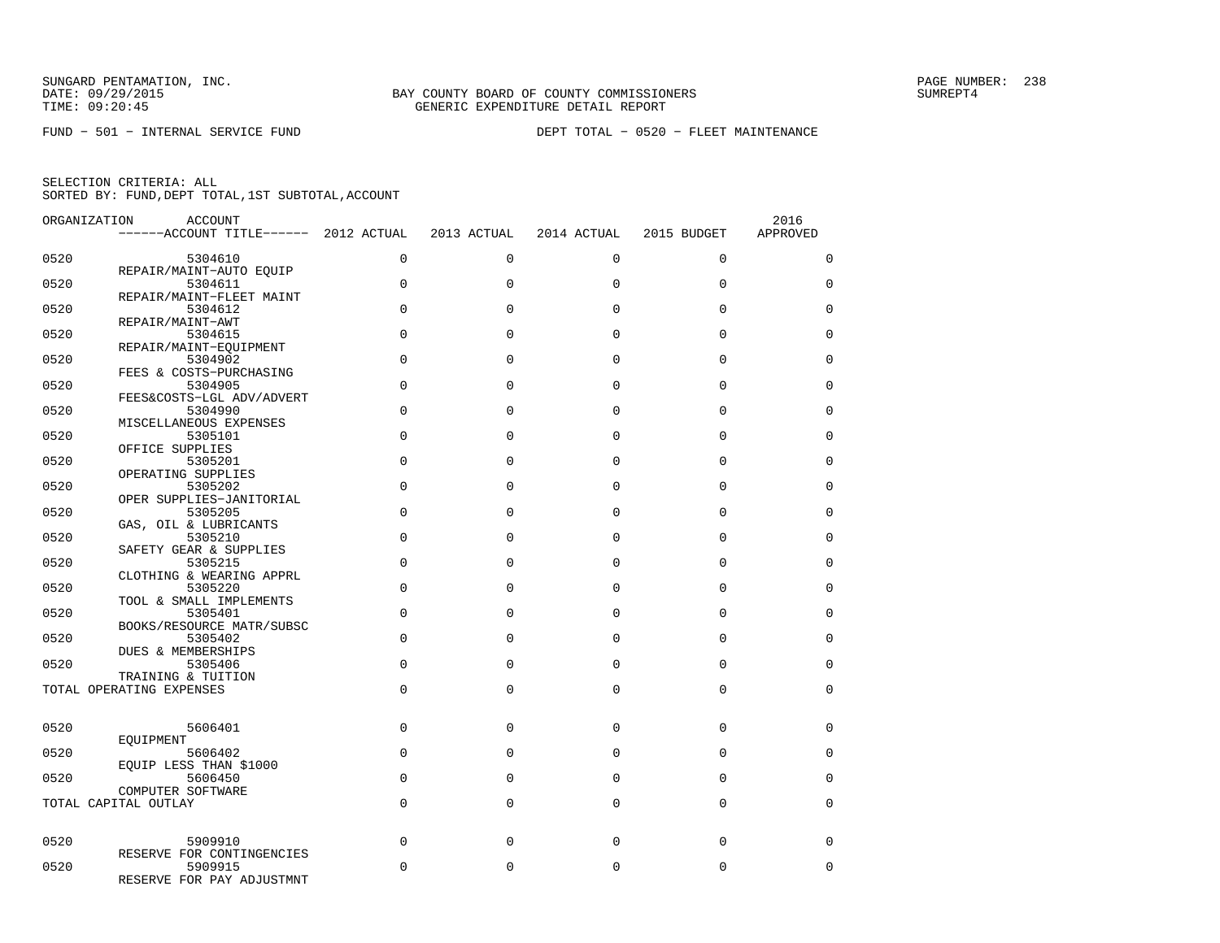SUNGARD PENTAMATION, INC.
DATE: 09/29/2015
TIME: 09:20:45

BAY COUNTY BOARD OF COUNTY COMMISSIONERS
GENERIC EXPENDITURE DETAIL REPORT

SUMREPT4

FUND - 501 - INTERNAL SERVICE FUND

DEPT TOTAL - 0520 - FLEET MAINTENANCE

SELECTION CRITERIA: ALL
SORTED BY: FUND,DEPT TOTAL,1ST SUBTOTAL,ACCOUNT

| ORGANIZATION | ACCOUNT / ACCOUNT TITLE | 2012 ACTUAL | 2013 ACTUAL | 2014 ACTUAL | 2015 BUDGET | 2016 APPROVED |
|---|---|---|---|---|---|---|
| 0520 | 5304610 REPAIR/MAINT-AUTO EQUIP | 0 | 0 | 0 | 0 | 0 |
| 0520 | 5304611 REPAIR/MAINT-FLEET MAINT | 0 | 0 | 0 | 0 | 0 |
| 0520 | 5304612 REPAIR/MAINT-AWT | 0 | 0 | 0 | 0 | 0 |
| 0520 | 5304615 REPAIR/MAINT-EQUIPMENT | 0 | 0 | 0 | 0 | 0 |
| 0520 | 5304902 FEES & COSTS-PURCHASING | 0 | 0 | 0 | 0 | 0 |
| 0520 | 5304905 FEES&COSTS-LGL ADV/ADVERT | 0 | 0 | 0 | 0 | 0 |
| 0520 | 5304990 MISCELLANEOUS EXPENSES | 0 | 0 | 0 | 0 | 0 |
| 0520 | 5305101 OFFICE SUPPLIES | 0 | 0 | 0 | 0 | 0 |
| 0520 | 5305201 OPERATING SUPPLIES | 0 | 0 | 0 | 0 | 0 |
| 0520 | 5305202 OPER SUPPLIES-JANITORIAL | 0 | 0 | 0 | 0 | 0 |
| 0520 | 5305205 GAS, OIL & LUBRICANTS | 0 | 0 | 0 | 0 | 0 |
| 0520 | 5305210 SAFETY GEAR & SUPPLIES | 0 | 0 | 0 | 0 | 0 |
| 0520 | 5305215 CLOTHING & WEARING APPRL | 0 | 0 | 0 | 0 | 0 |
| 0520 | 5305220 TOOL & SMALL IMPLEMENTS | 0 | 0 | 0 | 0 | 0 |
| 0520 | 5305401 BOOKS/RESOURCE MATR/SUBSC | 0 | 0 | 0 | 0 | 0 |
| 0520 | 5305402 DUES & MEMBERSHIPS | 0 | 0 | 0 | 0 | 0 |
| 0520 | 5305406 TRAINING & TUITION | 0 | 0 | 0 | 0 | 0 |
| TOTAL OPERATING EXPENSES | | 0 | 0 | 0 | 0 | 0 |
| 0520 | 5606401 EQUIPMENT | 0 | 0 | 0 | 0 | 0 |
| 0520 | 5606402 EQUIP LESS THAN $1000 | 0 | 0 | 0 | 0 | 0 |
| 0520 | 5606450 COMPUTER SOFTWARE | 0 | 0 | 0 | 0 | 0 |
| TOTAL CAPITAL OUTLAY | | 0 | 0 | 0 | 0 | 0 |
| 0520 | 5909910 RESERVE FOR CONTINGENCIES | 0 | 0 | 0 | 0 | 0 |
| 0520 | 5909915 RESERVE FOR PAY ADJUSTMNT | 0 | 0 | 0 | 0 | 0 |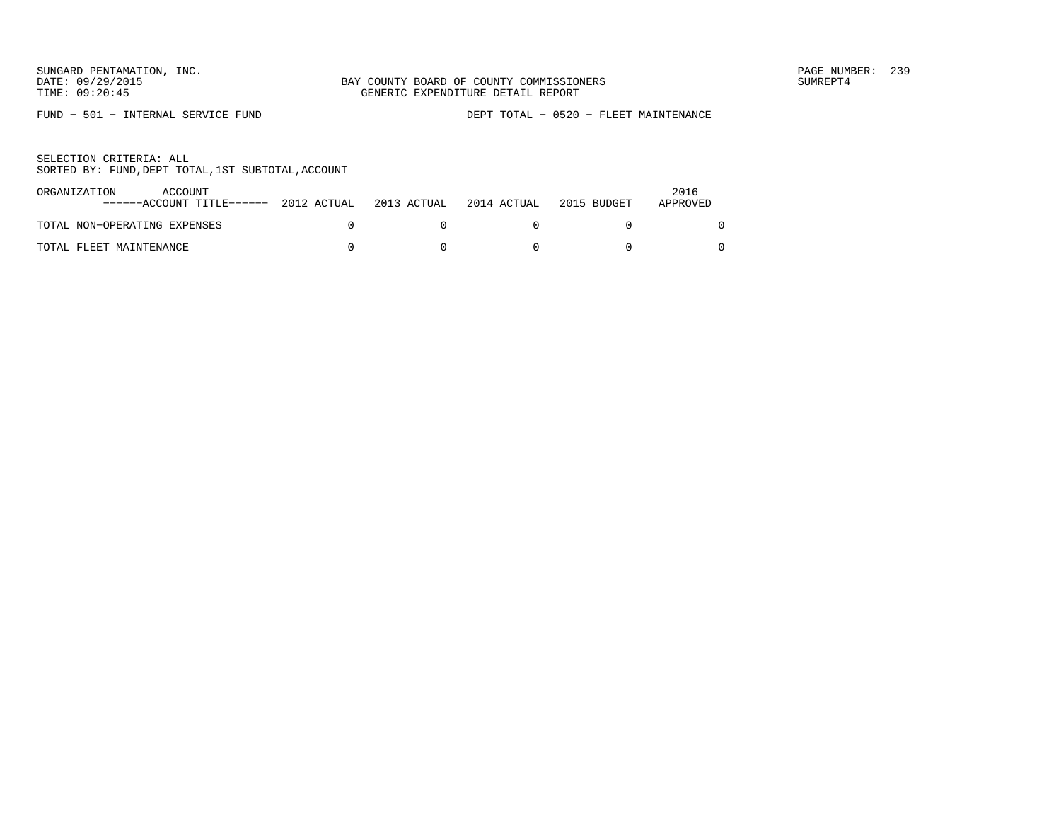SUNGARD PENTAMATION, INC.
DATE: 09/29/2015
TIME: 09:20:45

BAY COUNTY BOARD OF COUNTY COMMISSIONERS
GENERIC EXPENDITURE DETAIL REPORT

PAGE NUMBER: 239
SUMREPT4

FUND − 501 − INTERNAL SERVICE FUND

DEPT TOTAL − 0520 − FLEET MAINTENANCE

SELECTION CRITERIA: ALL
SORTED BY: FUND,DEPT TOTAL,1ST SUBTOTAL,ACCOUNT

| ORGANIZATION ACCOUNT ------ACCOUNT TITLE------ | 2012 ACTUAL | 2013 ACTUAL | 2014 ACTUAL | 2015 BUDGET | 2016 APPROVED |
|---|---|---|---|---|---|
| TOTAL NON−OPERATING EXPENSES | 0 | 0 | 0 | 0 | 0 |
| TOTAL FLEET MAINTENANCE | 0 | 0 | 0 | 0 | 0 |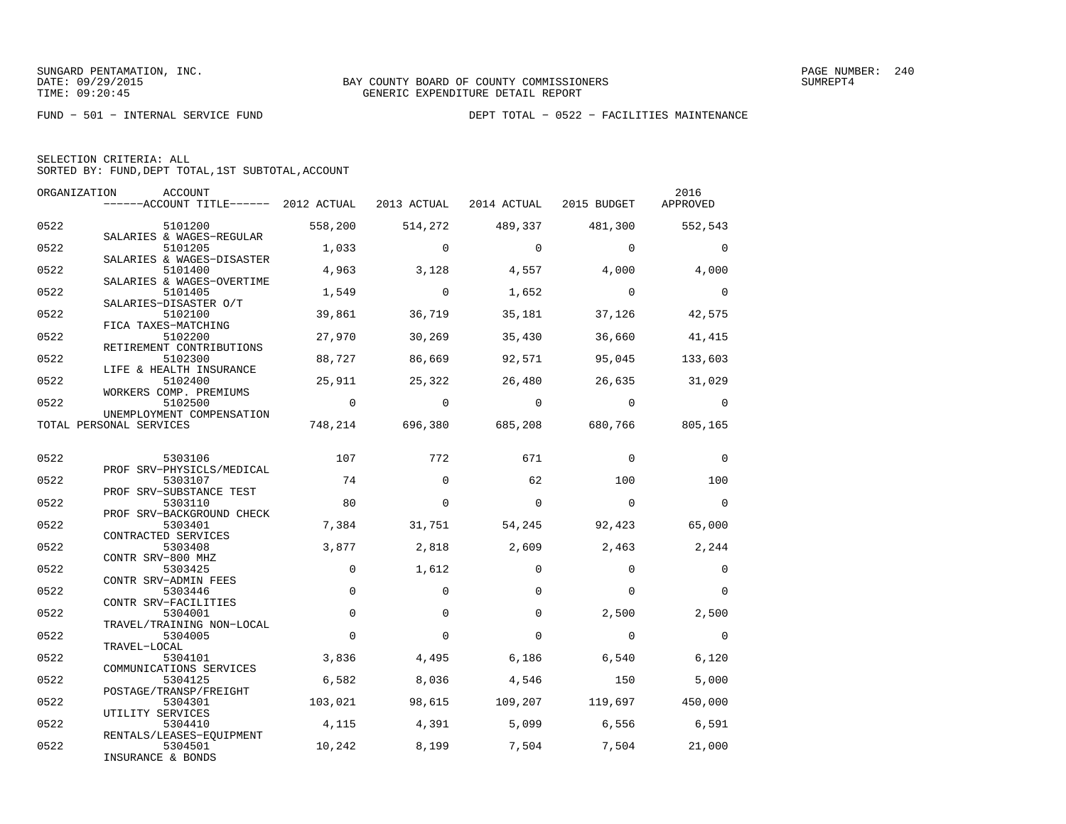SUNGARD PENTAMATION, INC.
DATE: 09/29/2015
TIME: 09:20:45

BAY COUNTY BOARD OF COUNTY COMMISSIONERS
GENERIC EXPENDITURE DETAIL REPORT

SUMREPT4

FUND − 501 − INTERNAL SERVICE FUND

DEPT TOTAL − 0522 − FACILITIES MAINTENANCE

SELECTION CRITERIA: ALL
SORTED BY: FUND,DEPT TOTAL,1ST SUBTOTAL,ACCOUNT

| ORGANIZATION | ACCOUNT / ACCOUNT TITLE | 2012 ACTUAL | 2013 ACTUAL | 2014 ACTUAL | 2015 BUDGET | 2016 APPROVED |
|---|---|---|---|---|---|---|
| 0522 | 5101200 SALARIES & WAGES−REGULAR | 558,200 | 514,272 | 489,337 | 481,300 | 552,543 |
| 0522 | 5101205 SALARIES & WAGES−DISASTER | 1,033 | 0 | 0 | 0 | 0 |
| 0522 | 5101400 SALARIES & WAGES−OVERTIME | 4,963 | 3,128 | 4,557 | 4,000 | 4,000 |
| 0522 | 5101405 SALARIES−DISASTER O/T | 1,549 | 0 | 1,652 | 0 | 0 |
| 0522 | 5102100 FICA TAXES−MATCHING | 39,861 | 36,719 | 35,181 | 37,126 | 42,575 |
| 0522 | 5102200 RETIREMENT CONTRIBUTIONS | 27,970 | 30,269 | 35,430 | 36,660 | 41,415 |
| 0522 | 5102300 LIFE & HEALTH INSURANCE | 88,727 | 86,669 | 92,571 | 95,045 | 133,603 |
| 0522 | 5102400 WORKERS COMP. PREMIUMS | 25,911 | 25,322 | 26,480 | 26,635 | 31,029 |
| 0522 | 5102500 UNEMPLOYMENT COMPENSATION | 0 | 0 | 0 | 0 | 0 |
| TOTAL PERSONAL SERVICES | | 748,214 | 696,380 | 685,208 | 680,766 | 805,165 |
| 0522 | 5303106 PROF SRV−PHYSICLS/MEDICAL | 107 | 772 | 671 | 0 | 0 |
| 0522 | 5303107 PROF SRV−SUBSTANCE TEST | 74 | 0 | 62 | 100 | 100 |
| 0522 | 5303110 PROF SRV−BACKGROUND CHECK | 80 | 0 | 0 | 0 | 0 |
| 0522 | 5303401 CONTRACTED SERVICES | 7,384 | 31,751 | 54,245 | 92,423 | 65,000 |
| 0522 | 5303408 CONTR SRV−800 MHZ | 3,877 | 2,818 | 2,609 | 2,463 | 2,244 |
| 0522 | 5303425 CONTR SRV−ADMIN FEES | 0 | 1,612 | 0 | 0 | 0 |
| 0522 | 5303446 CONTR SRV−FACILITIES | 0 | 0 | 0 | 0 | 0 |
| 0522 | 5304001 TRAVEL/TRAINING NON−LOCAL | 0 | 0 | 0 | 2,500 | 2,500 |
| 0522 | 5304005 TRAVEL−LOCAL | 0 | 0 | 0 | 0 | 0 |
| 0522 | 5304101 COMMUNICATIONS SERVICES | 3,836 | 4,495 | 6,186 | 6,540 | 6,120 |
| 0522 | 5304125 POSTAGE/TRANSP/FREIGHT | 6,582 | 8,036 | 4,546 | 150 | 5,000 |
| 0522 | 5304301 UTILITY SERVICES | 103,021 | 98,615 | 109,207 | 119,697 | 450,000 |
| 0522 | 5304410 RENTALS/LEASES−EQUIPMENT | 4,115 | 4,391 | 5,099 | 6,556 | 6,591 |
| 0522 | 5304501 INSURANCE & BONDS | 10,242 | 8,199 | 7,504 | 7,504 | 21,000 |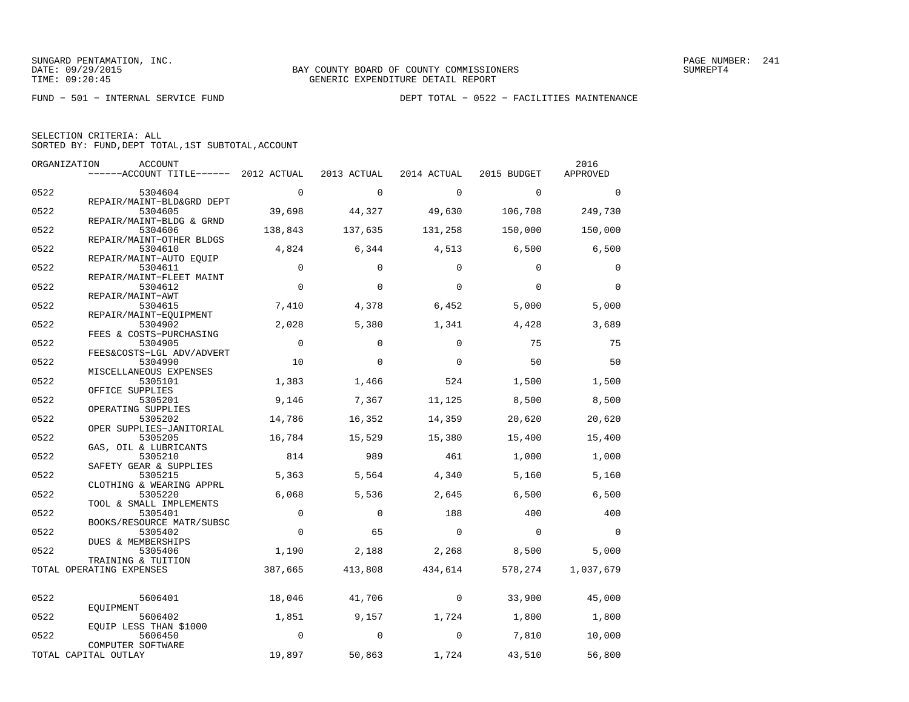SUNGARD PENTAMATION, INC.
DATE: 09/29/2015
TIME: 09:20:45

BAY COUNTY BOARD OF COUNTY COMMISSIONERS
GENERIC EXPENDITURE DETAIL REPORT

SUMREPT4

FUND − 501 − INTERNAL SERVICE FUND

DEPT TOTAL − 0522 − FACILITIES MAINTENANCE

SELECTION CRITERIA: ALL
SORTED BY: FUND,DEPT TOTAL,1ST SUBTOTAL,ACCOUNT

| ORGANIZATION | ACCOUNT / ACCOUNT TITLE | 2012 ACTUAL | 2013 ACTUAL | 2014 ACTUAL | 2015 BUDGET | 2016 APPROVED |
|---|---|---|---|---|---|---|
| 0522 | 5304604 REPAIR/MAINT−BLD&GRD DEPT | 0 | 0 | 0 | 0 | 0 |
| 0522 | 5304605 REPAIR/MAINT−BLDG & GRND | 39,698 | 44,327 | 49,630 | 106,708 | 249,730 |
| 0522 | 5304606 REPAIR/MAINT−OTHER BLDGS | 138,843 | 137,635 | 131,258 | 150,000 | 150,000 |
| 0522 | 5304610 REPAIR/MAINT−AUTO EQUIP | 4,824 | 6,344 | 4,513 | 6,500 | 6,500 |
| 0522 | 5304611 REPAIR/MAINT−FLEET MAINT | 0 | 0 | 0 | 0 | 0 |
| 0522 | 5304612 REPAIR/MAINT−AWT | 0 | 0 | 0 | 0 | 0 |
| 0522 | 5304615 REPAIR/MAINT−EQUIPMENT | 7,410 | 4,378 | 6,452 | 5,000 | 5,000 |
| 0522 | 5304902 FEES & COSTS−PURCHASING | 2,028 | 5,380 | 1,341 | 4,428 | 3,689 |
| 0522 | 5304905 FEES&COSTS−LGL ADV/ADVERT | 0 | 0 | 0 | 75 | 75 |
| 0522 | 5304990 MISCELLANEOUS EXPENSES | 10 | 0 | 0 | 50 | 50 |
| 0522 | 5305101 OFFICE SUPPLIES | 1,383 | 1,466 | 524 | 1,500 | 1,500 |
| 0522 | 5305201 OPERATING SUPPLIES | 9,146 | 7,367 | 11,125 | 8,500 | 8,500 |
| 0522 | 5305202 OPER SUPPLIES−JANITORIAL | 14,786 | 16,352 | 14,359 | 20,620 | 20,620 |
| 0522 | 5305205 GAS, OIL & LUBRICANTS | 16,784 | 15,529 | 15,380 | 15,400 | 15,400 |
| 0522 | 5305210 SAFETY GEAR & SUPPLIES | 814 | 989 | 461 | 1,000 | 1,000 |
| 0522 | 5305215 CLOTHING & WEARING APPRL | 5,363 | 5,564 | 4,340 | 5,160 | 5,160 |
| 0522 | 5305220 TOOL & SMALL IMPLEMENTS | 6,068 | 5,536 | 2,645 | 6,500 | 6,500 |
| 0522 | 5305401 BOOKS/RESOURCE MATR/SUBSC | 0 | 0 | 188 | 400 | 400 |
| 0522 | 5305402 DUES & MEMBERSHIPS | 0 | 65 | 0 | 0 | 0 |
| 0522 | 5305406 TRAINING & TUITION | 1,190 | 2,188 | 2,268 | 8,500 | 5,000 |
| TOTAL OPERATING EXPENSES | | 387,665 | 413,808 | 434,614 | 578,274 | 1,037,679 |
| 0522 | 5606401 EQUIPMENT | 18,046 | 41,706 | 0 | 33,900 | 45,000 |
| 0522 | 5606402 EQUIP LESS THAN $1000 | 1,851 | 9,157 | 1,724 | 1,800 | 1,800 |
| 0522 | 5606450 COMPUTER SOFTWARE | 0 | 0 | 0 | 7,810 | 10,000 |
| TOTAL CAPITAL OUTLAY | | 19,897 | 50,863 | 1,724 | 43,510 | 56,800 |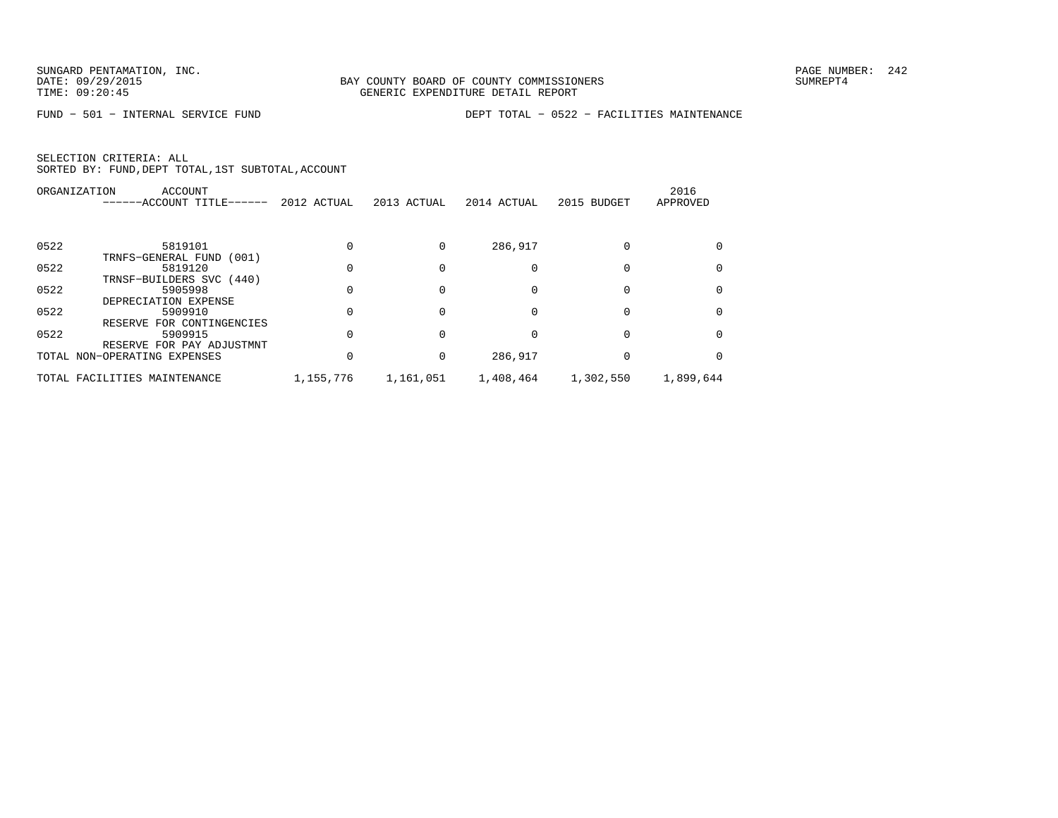SUNGARD PENTAMATION, INC.
DATE: 09/29/2015
TIME: 09:20:45

BAY COUNTY BOARD OF COUNTY COMMISSIONERS
GENERIC EXPENDITURE DETAIL REPORT

PAGE NUMBER: 242
SUMREPT4

FUND − 501 − INTERNAL SERVICE FUND

DEPT TOTAL − 0522 − FACILITIES MAINTENANCE

SELECTION CRITERIA: ALL
SORTED BY: FUND,DEPT TOTAL,1ST SUBTOTAL,ACCOUNT

| ORGANIZATION | ACCOUNT ------ACCOUNT TITLE------ | 2012 ACTUAL | 2013 ACTUAL | 2014 ACTUAL | 2015 BUDGET | 2016 APPROVED |
|---|---|---|---|---|---|---|
| 0522 | 5819101 TRNFS−GENERAL FUND (001) | 0 | 0 | 286,917 | 0 | 0 |
| 0522 | 5819120 TRNSF−BUILDERS SVC (440) | 0 | 0 | 0 | 0 | 0 |
| 0522 | 5905998 DEPRECIATION EXPENSE | 0 | 0 | 0 | 0 | 0 |
| 0522 | 5909910 RESERVE FOR CONTINGENCIES | 0 | 0 | 0 | 0 | 0 |
| 0522 | 5909915 RESERVE FOR PAY ADJUSTMNT | 0 | 0 | 0 | 0 | 0 |
| TOTAL NON−OPERATING EXPENSES | | 0 | 0 | 286,917 | 0 | 0 |
| TOTAL FACILITIES MAINTENANCE | | 1,155,776 | 1,161,051 | 1,408,464 | 1,302,550 | 1,899,644 |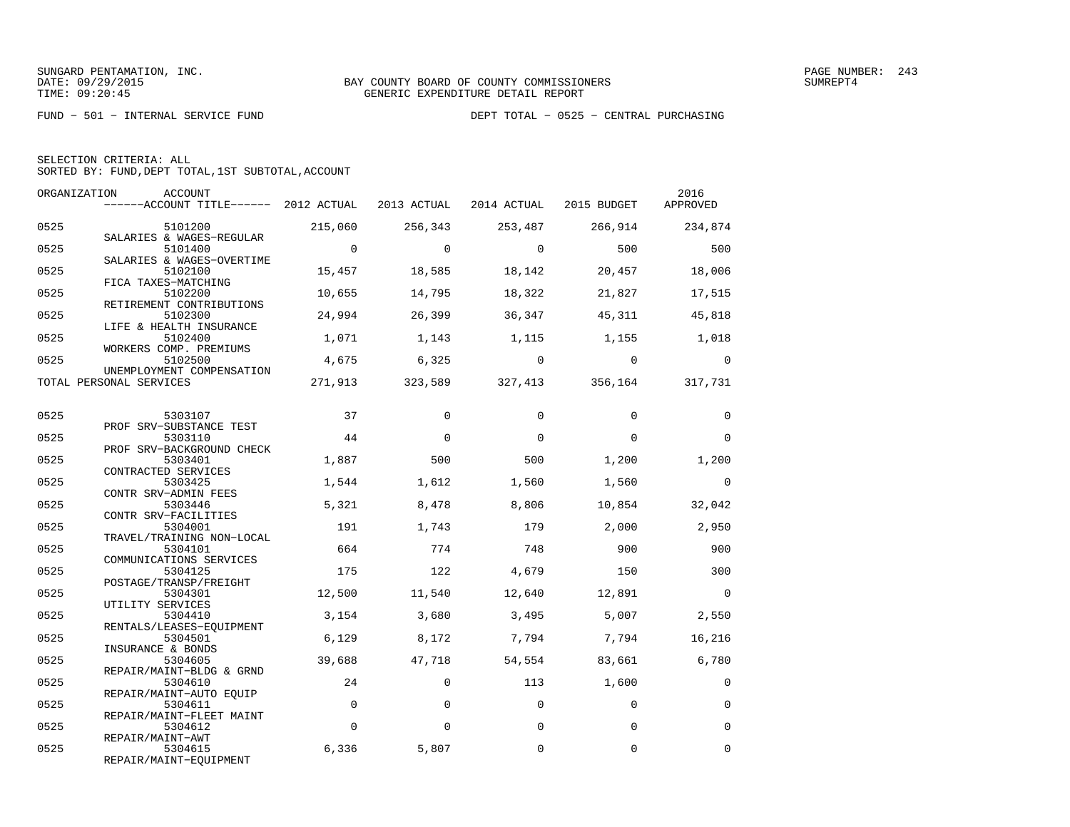SUNGARD PENTAMATION, INC.
DATE: 09/29/2015
TIME: 09:20:45

BAY COUNTY BOARD OF COUNTY COMMISSIONERS
GENERIC EXPENDITURE DETAIL REPORT

SUMREPT4

FUND − 501 − INTERNAL SERVICE FUND

DEPT TOTAL − 0525 − CENTRAL PURCHASING

SELECTION CRITERIA: ALL
SORTED BY: FUND,DEPT TOTAL,1ST SUBTOTAL,ACCOUNT

| ORGANIZATION | ACCOUNT / ACCOUNT TITLE | 2012 ACTUAL | 2013 ACTUAL | 2014 ACTUAL | 2015 BUDGET | 2016 APPROVED |
|---|---|---|---|---|---|---|
| 0525 | 5101200 SALARIES & WAGES−REGULAR | 215,060 | 256,343 | 253,487 | 266,914 | 234,874 |
| 0525 | 5101400 SALARIES & WAGES−OVERTIME | 0 | 0 | 0 | 500 | 500 |
| 0525 | 5102100 FICA TAXES−MATCHING | 15,457 | 18,585 | 18,142 | 20,457 | 18,006 |
| 0525 | 5102200 RETIREMENT CONTRIBUTIONS | 10,655 | 14,795 | 18,322 | 21,827 | 17,515 |
| 0525 | 5102300 LIFE & HEALTH INSURANCE | 24,994 | 26,399 | 36,347 | 45,311 | 45,818 |
| 0525 | 5102400 WORKERS COMP. PREMIUMS | 1,071 | 1,143 | 1,115 | 1,155 | 1,018 |
| 0525 | 5102500 UNEMPLOYMENT COMPENSATION | 4,675 | 6,325 | 0 | 0 | 0 |
| TOTAL PERSONAL SERVICES | | 271,913 | 323,589 | 327,413 | 356,164 | 317,731 |
| 0525 | 5303107 PROF SRV−SUBSTANCE TEST | 37 | 0 | 0 | 0 | 0 |
| 0525 | 5303110 PROF SRV−BACKGROUND CHECK | 44 | 0 | 0 | 0 | 0 |
| 0525 | 5303401 CONTRACTED SERVICES | 1,887 | 500 | 500 | 1,200 | 1,200 |
| 0525 | 5303425 CONTR SRV−ADMIN FEES | 1,544 | 1,612 | 1,560 | 1,560 | 0 |
| 0525 | 5303446 CONTR SRV−FACILITIES | 5,321 | 8,478 | 8,806 | 10,854 | 32,042 |
| 0525 | 5304001 TRAVEL/TRAINING NON−LOCAL | 191 | 1,743 | 179 | 2,000 | 2,950 |
| 0525 | 5304101 COMMUNICATIONS SERVICES | 664 | 774 | 748 | 900 | 900 |
| 0525 | 5304125 POSTAGE/TRANSP/FREIGHT | 175 | 122 | 4,679 | 150 | 300 |
| 0525 | 5304301 UTILITY SERVICES | 12,500 | 11,540 | 12,640 | 12,891 | 0 |
| 0525 | 5304410 RENTALS/LEASES−EQUIPMENT | 3,154 | 3,680 | 3,495 | 5,007 | 2,550 |
| 0525 | 5304501 INSURANCE & BONDS | 6,129 | 8,172 | 7,794 | 7,794 | 16,216 |
| 0525 | 5304605 REPAIR/MAINT−BLDG & GRND | 39,688 | 47,718 | 54,554 | 83,661 | 6,780 |
| 0525 | 5304610 REPAIR/MAINT−AUTO EQUIP | 24 | 0 | 113 | 1,600 | 0 |
| 0525 | 5304611 REPAIR/MAINT−FLEET MAINT | 0 | 0 | 0 | 0 | 0 |
| 0525 | 5304612 REPAIR/MAINT−AWT | 0 | 0 | 0 | 0 | 0 |
| 0525 | 5304615 REPAIR/MAINT−EQUIPMENT | 6,336 | 5,807 | 0 | 0 | 0 |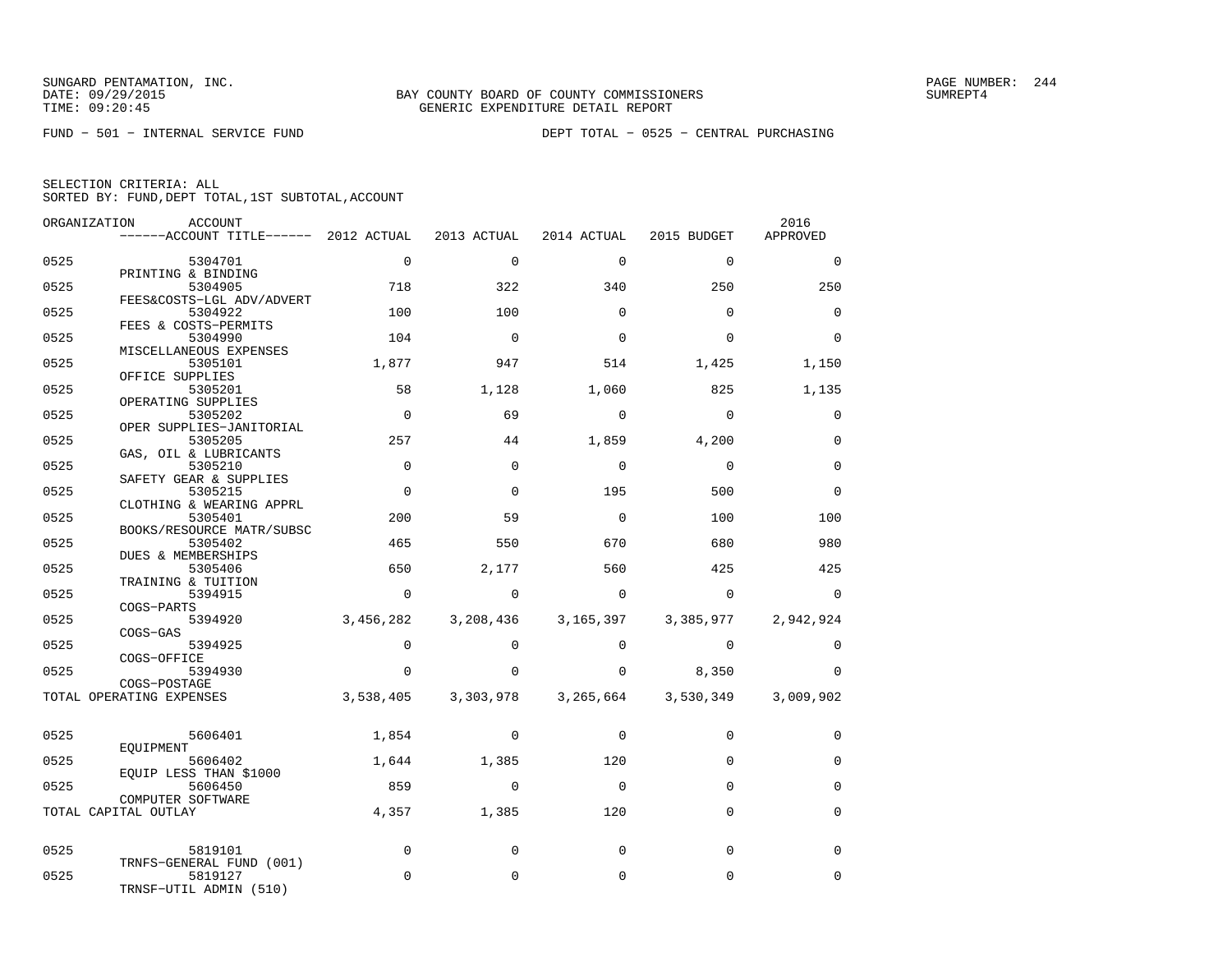SUNGARD PENTAMATION, INC.
DATE: 09/29/2015
TIME: 09:20:45

BAY COUNTY BOARD OF COUNTY COMMISSIONERS
GENERIC EXPENDITURE DETAIL REPORT

SUMREPT4

FUND − 501 − INTERNAL SERVICE FUND

DEPT TOTAL − 0525 − CENTRAL PURCHASING

SELECTION CRITERIA: ALL
SORTED BY: FUND,DEPT TOTAL,1ST SUBTOTAL,ACCOUNT

| ORGANIZATION | ACCOUNT / ACCOUNT TITLE | 2012 ACTUAL | 2013 ACTUAL | 2014 ACTUAL | 2015 BUDGET | 2016 APPROVED |
|---|---|---|---|---|---|---|
| 0525 | 5304701 PRINTING & BINDING | 0 | 0 | 0 | 0 | 0 |
| 0525 | 5304905 FEES&COSTS−LGL ADV/ADVERT | 718 | 322 | 340 | 250 | 250 |
| 0525 | 5304922 FEES & COSTS−PERMITS | 100 | 100 | 0 | 0 | 0 |
| 0525 | 5304990 MISCELLANEOUS EXPENSES | 104 | 0 | 0 | 0 | 0 |
| 0525 | 5305101 OFFICE SUPPLIES | 1,877 | 947 | 514 | 1,425 | 1,150 |
| 0525 | 5305201 OPERATING SUPPLIES | 58 | 1,128 | 1,060 | 825 | 1,135 |
| 0525 | 5305202 OPER SUPPLIES−JANITORIAL | 0 | 69 | 0 | 0 | 0 |
| 0525 | 5305205 GAS, OIL & LUBRICANTS | 257 | 44 | 1,859 | 4,200 | 0 |
| 0525 | 5305210 SAFETY GEAR & SUPPLIES | 0 | 0 | 0 | 0 | 0 |
| 0525 | 5305215 CLOTHING & WEARING APPRL | 0 | 0 | 195 | 500 | 0 |
| 0525 | 5305401 BOOKS/RESOURCE MATR/SUBSC | 200 | 59 | 0 | 100 | 100 |
| 0525 | 5305402 DUES & MEMBERSHIPS | 465 | 550 | 670 | 680 | 980 |
| 0525 | 5305406 TRAINING & TUITION | 650 | 2,177 | 560 | 425 | 425 |
| 0525 | 5394915 COGS−PARTS | 0 | 0 | 0 | 0 | 0 |
| 0525 | 5394920 COGS−GAS | 3,456,282 | 3,208,436 | 3,165,397 | 3,385,977 | 2,942,924 |
| 0525 | 5394925 COGS−OFFICE | 0 | 0 | 0 | 0 | 0 |
| 0525 | 5394930 COGS−POSTAGE | 0 | 0 | 0 | 8,350 | 0 |
| TOTAL OPERATING EXPENSES | | 3,538,405 | 3,303,978 | 3,265,664 | 3,530,349 | 3,009,902 |
| 0525 | 5606401 EQUIPMENT | 1,854 | 0 | 0 | 0 | 0 |
| 0525 | 5606402 EQUIP LESS THAN $1000 | 1,644 | 1,385 | 120 | 0 | 0 |
| 0525 | 5606450 COMPUTER SOFTWARE | 859 | 0 | 0 | 0 | 0 |
| TOTAL CAPITAL OUTLAY | | 4,357 | 1,385 | 120 | 0 | 0 |
| 0525 | 5819101 TRNFS−GENERAL FUND (001) | 0 | 0 | 0 | 0 | 0 |
| 0525 | 5819127 TRNSF−UTIL ADMIN (510) | 0 | 0 | 0 | 0 | 0 |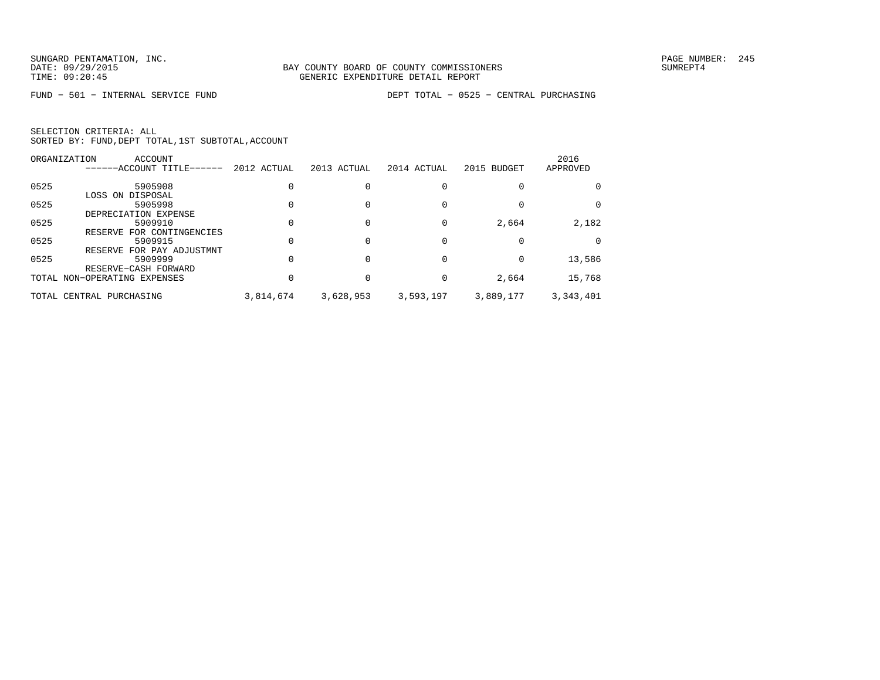SUNGARD PENTAMATION, INC.
DATE: 09/29/2015
TIME: 09:20:45

BAY COUNTY BOARD OF COUNTY COMMISSIONERS
GENERIC EXPENDITURE DETAIL REPORT

PAGE NUMBER: 245
SUMREPT4

FUND − 501 − INTERNAL SERVICE FUND

DEPT TOTAL − 0525 − CENTRAL PURCHASING

SELECTION CRITERIA: ALL
SORTED BY: FUND,DEPT TOTAL,1ST SUBTOTAL,ACCOUNT

| ORGANIZATION | ACCOUNT ------ACCOUNT TITLE------ | 2012 ACTUAL | 2013 ACTUAL | 2014 ACTUAL | 2015 BUDGET | 2016 APPROVED |
|---|---|---|---|---|---|---|
| 0525 | 5905908 LOSS ON DISPOSAL | 0 | 0 | 0 | 0 | 0 |
| 0525 | 5905998 DEPRECIATION EXPENSE | 0 | 0 | 0 | 0 | 0 |
| 0525 | 5909910 RESERVE FOR CONTINGENCIES | 0 | 0 | 0 | 2,664 | 2,182 |
| 0525 | 5909915 RESERVE FOR PAY ADJUSTMNT | 0 | 0 | 0 | 0 | 0 |
| 0525 | 5909999 RESERVE−CASH FORWARD | 0 | 0 | 0 | 0 | 13,586 |
| TOTAL NON−OPERATING EXPENSES | | 0 | 0 | 0 | 2,664 | 15,768 |
| TOTAL CENTRAL PURCHASING | | 3,814,674 | 3,628,953 | 3,593,197 | 3,889,177 | 3,343,401 |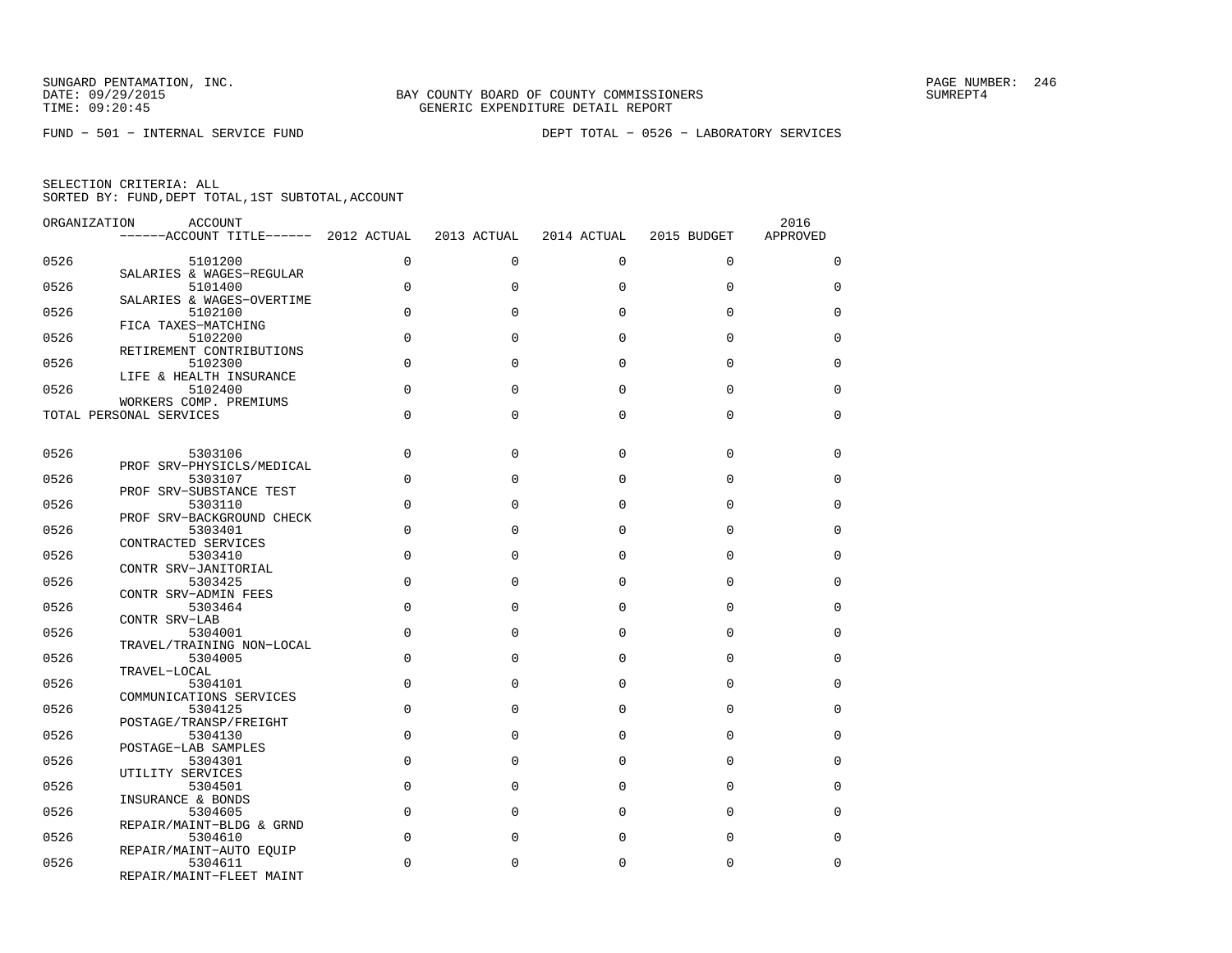SUNGARD PENTAMATION, INC.
DATE: 09/29/2015
TIME: 09:20:45

BAY COUNTY BOARD OF COUNTY COMMISSIONERS
GENERIC EXPENDITURE DETAIL REPORT

SUMREPT4

FUND - 501 - INTERNAL SERVICE FUND

DEPT TOTAL - 0526 - LABORATORY SERVICES

SELECTION CRITERIA: ALL
SORTED BY: FUND,DEPT TOTAL,1ST SUBTOTAL,ACCOUNT

| ORGANIZATION | ACCOUNT / ACCOUNT TITLE | 2012 ACTUAL | 2013 ACTUAL | 2014 ACTUAL | 2015 BUDGET | 2016 APPROVED |
|---|---|---|---|---|---|---|
| 0526 | 5101200 SALARIES & WAGES-REGULAR | 0 | 0 | 0 | 0 | 0 |
| 0526 | 5101400 SALARIES & WAGES-OVERTIME | 0 | 0 | 0 | 0 | 0 |
| 0526 | 5102100 FICA TAXES-MATCHING | 0 | 0 | 0 | 0 | 0 |
| 0526 | 5102200 RETIREMENT CONTRIBUTIONS | 0 | 0 | 0 | 0 | 0 |
| 0526 | 5102300 LIFE & HEALTH INSURANCE | 0 | 0 | 0 | 0 | 0 |
| 0526 | 5102400 WORKERS COMP. PREMIUMS | 0 | 0 | 0 | 0 | 0 |
| TOTAL PERSONAL SERVICES | | 0 | 0 | 0 | 0 | 0 |
| 0526 | 5303106 PROF SRV-PHYSICLS/MEDICAL | 0 | 0 | 0 | 0 | 0 |
| 0526 | 5303107 PROF SRV-SUBSTANCE TEST | 0 | 0 | 0 | 0 | 0 |
| 0526 | 5303110 PROF SRV-BACKGROUND CHECK | 0 | 0 | 0 | 0 | 0 |
| 0526 | 5303401 CONTRACTED SERVICES | 0 | 0 | 0 | 0 | 0 |
| 0526 | 5303410 CONTR SRV-JANITORIAL | 0 | 0 | 0 | 0 | 0 |
| 0526 | 5303425 CONTR SRV-ADMIN FEES | 0 | 0 | 0 | 0 | 0 |
| 0526 | 5303464 CONTR SRV-LAB | 0 | 0 | 0 | 0 | 0 |
| 0526 | 5304001 TRAVEL/TRAINING NON-LOCAL | 0 | 0 | 0 | 0 | 0 |
| 0526 | 5304005 TRAVEL-LOCAL | 0 | 0 | 0 | 0 | 0 |
| 0526 | 5304101 COMMUNICATIONS SERVICES | 0 | 0 | 0 | 0 | 0 |
| 0526 | 5304125 POSTAGE/TRANSP/FREIGHT | 0 | 0 | 0 | 0 | 0 |
| 0526 | 5304130 POSTAGE-LAB SAMPLES | 0 | 0 | 0 | 0 | 0 |
| 0526 | 5304301 UTILITY SERVICES | 0 | 0 | 0 | 0 | 0 |
| 0526 | 5304501 INSURANCE & BONDS | 0 | 0 | 0 | 0 | 0 |
| 0526 | 5304605 REPAIR/MAINT-BLDG & GRND | 0 | 0 | 0 | 0 | 0 |
| 0526 | 5304610 REPAIR/MAINT-AUTO EQUIP | 0 | 0 | 0 | 0 | 0 |
| 0526 | 5304611 REPAIR/MAINT-FLEET MAINT | 0 | 0 | 0 | 0 | 0 |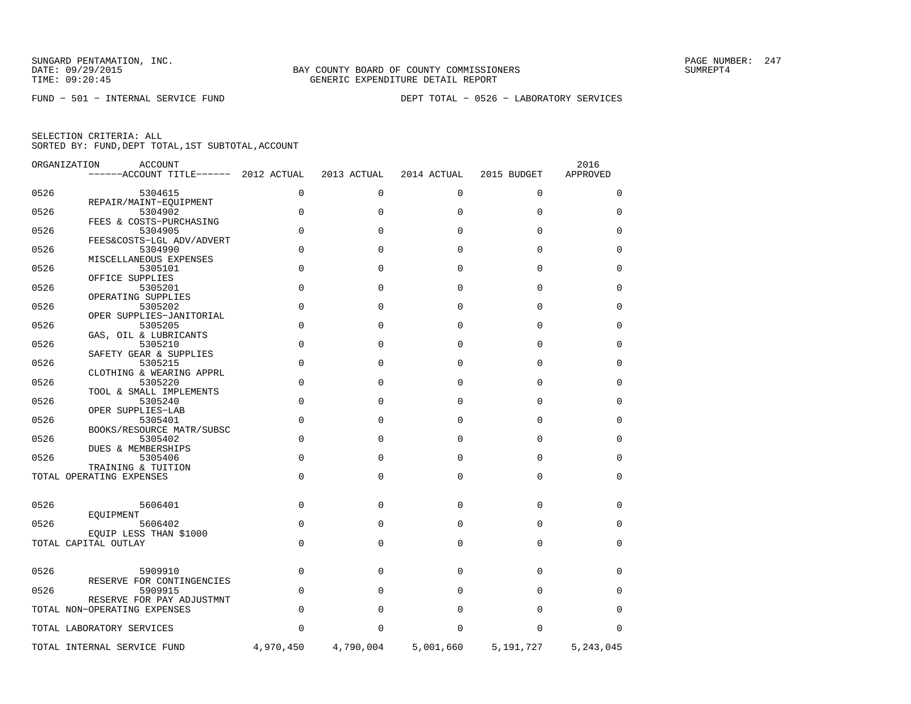SUNGARD PENTAMATION, INC.
DATE: 09/29/2015
TIME: 09:20:45

BAY COUNTY BOARD OF COUNTY COMMISSIONERS
GENERIC EXPENDITURE DETAIL REPORT

SUMREPT4

FUND − 501 − INTERNAL SERVICE FUND

DEPT TOTAL − 0526 − LABORATORY SERVICES

SELECTION CRITERIA: ALL
SORTED BY: FUND,DEPT TOTAL,1ST SUBTOTAL,ACCOUNT

| ORGANIZATION | ACCOUNT / ACCOUNT TITLE | 2012 ACTUAL | 2013 ACTUAL | 2014 ACTUAL | 2015 BUDGET | 2016 APPROVED |
|---|---|---|---|---|---|---|
| 0526 | 5304615 REPAIR/MAINT−EQUIPMENT | 0 | 0 | 0 | 0 | 0 |
| 0526 | 5304902 FEES & COSTS−PURCHASING | 0 | 0 | 0 | 0 | 0 |
| 0526 | 5304905 FEES&COSTS−LGL ADV/ADVERT | 0 | 0 | 0 | 0 | 0 |
| 0526 | 5304990 MISCELLANEOUS EXPENSES | 0 | 0 | 0 | 0 | 0 |
| 0526 | 5305101 OFFICE SUPPLIES | 0 | 0 | 0 | 0 | 0 |
| 0526 | 5305201 OPERATING SUPPLIES | 0 | 0 | 0 | 0 | 0 |
| 0526 | 5305202 OPER SUPPLIES−JANITORIAL | 0 | 0 | 0 | 0 | 0 |
| 0526 | 5305205 GAS, OIL & LUBRICANTS | 0 | 0 | 0 | 0 | 0 |
| 0526 | 5305210 SAFETY GEAR & SUPPLIES | 0 | 0 | 0 | 0 | 0 |
| 0526 | 5305215 CLOTHING & WEARING APPRL | 0 | 0 | 0 | 0 | 0 |
| 0526 | 5305220 TOOL & SMALL IMPLEMENTS | 0 | 0 | 0 | 0 | 0 |
| 0526 | 5305240 OPER SUPPLIES−LAB | 0 | 0 | 0 | 0 | 0 |
| 0526 | 5305401 BOOKS/RESOURCE MATR/SUBSC | 0 | 0 | 0 | 0 | 0 |
| 0526 | 5305402 DUES & MEMBERSHIPS | 0 | 0 | 0 | 0 | 0 |
| 0526 | 5305406 TRAINING & TUITION | 0 | 0 | 0 | 0 | 0 |
| TOTAL OPERATING EXPENSES | | 0 | 0 | 0 | 0 | 0 |
| 0526 | 5606401 EQUIPMENT | 0 | 0 | 0 | 0 | 0 |
| 0526 | 5606402 EQUIP LESS THAN $1000 | 0 | 0 | 0 | 0 | 0 |
| TOTAL CAPITAL OUTLAY | | 0 | 0 | 0 | 0 | 0 |
| 0526 | 5909910 RESERVE FOR CONTINGENCIES | 0 | 0 | 0 | 0 | 0 |
| 0526 | 5909915 RESERVE FOR PAY ADJUSTMNT | 0 | 0 | 0 | 0 | 0 |
| TOTAL NON−OPERATING EXPENSES | | 0 | 0 | 0 | 0 | 0 |
| TOTAL LABORATORY SERVICES | | 0 | 0 | 0 | 0 | 0 |
| TOTAL INTERNAL SERVICE FUND | | 4,970,450 | 4,790,004 | 5,001,660 | 5,191,727 | 5,243,045 |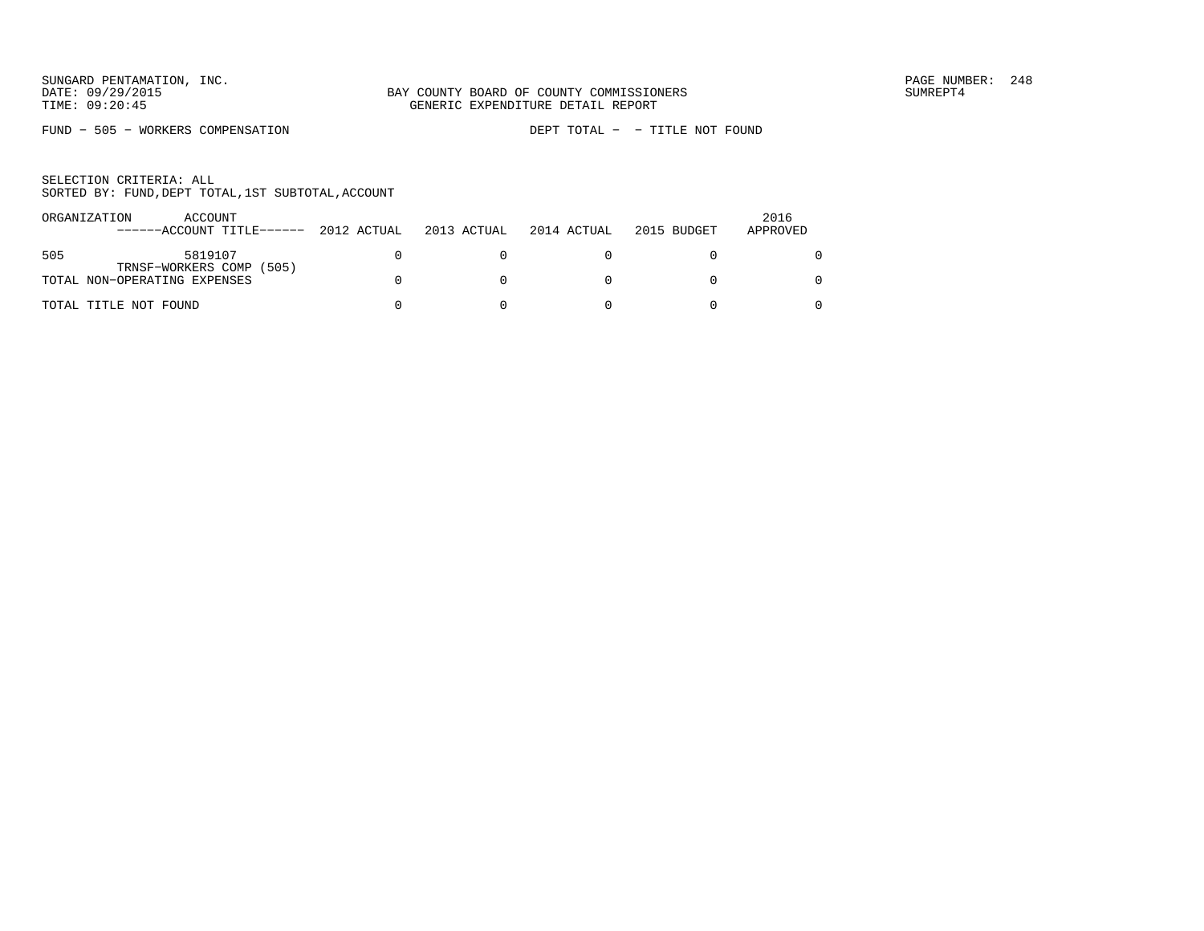SUNGARD PENTAMATION, INC.
DATE: 09/29/2015
TIME: 09:20:45

BAY COUNTY BOARD OF COUNTY COMMISSIONERS
GENERIC EXPENDITURE DETAIL REPORT

PAGE NUMBER: 248
SUMREPT4

FUND - 505 - WORKERS COMPENSATION    DEPT TOTAL -  - TITLE NOT FOUND

SELECTION CRITERIA: ALL
SORTED BY: FUND,DEPT TOTAL,1ST SUBTOTAL,ACCOUNT

| ORGANIZATION | ACCOUNT ------ACCOUNT TITLE------ | 2012 ACTUAL | 2013 ACTUAL | 2014 ACTUAL | 2015 BUDGET | 2016 APPROVED |
|---|---|---|---|---|---|---|
| 505 | 5819107 TRNSF-WORKERS COMP (505) | 0 | 0 | 0 | 0 | 0 |
| TOTAL NON-OPERATING EXPENSES | | 0 | 0 | 0 | 0 | 0 |
| TOTAL TITLE NOT FOUND | | 0 | 0 | 0 | 0 | 0 |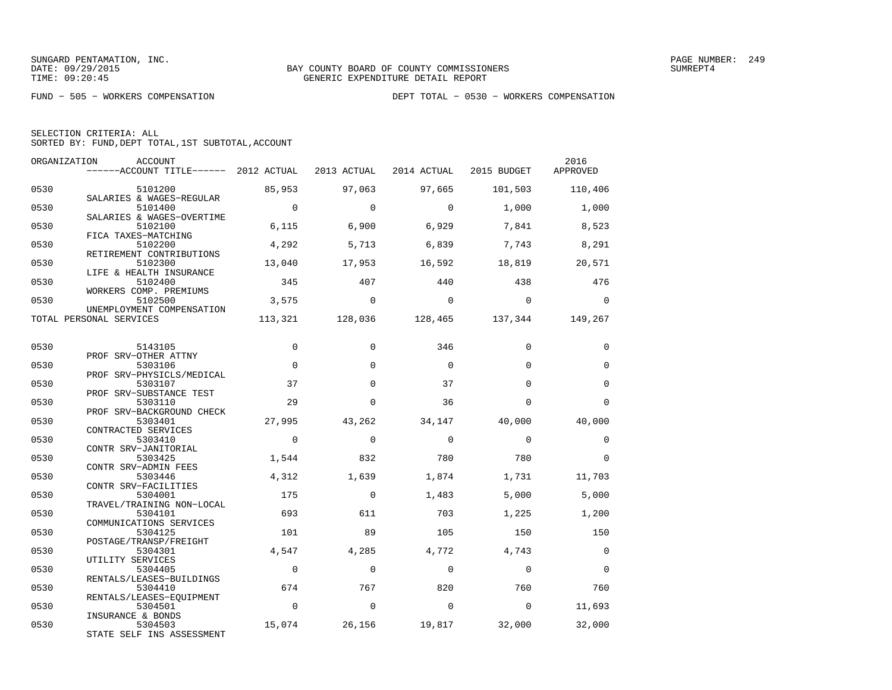SUNGARD PENTAMATION, INC.
DATE: 09/29/2015
TIME: 09:20:45

BAY COUNTY BOARD OF COUNTY COMMISSIONERS
GENERIC EXPENDITURE DETAIL REPORT

PAGE NUMBER: 249
SUMREPT4

FUND − 505 − WORKERS COMPENSATION

DEPT TOTAL − 0530 − WORKERS COMPENSATION

SELECTION CRITERIA: ALL
SORTED BY: FUND,DEPT TOTAL,1ST SUBTOTAL,ACCOUNT

| ORGANIZATION | ACCOUNT ------ACCOUNT TITLE------ | 2012 ACTUAL | 2013 ACTUAL | 2014 ACTUAL | 2015 BUDGET | 2016 APPROVED |
|---|---|---|---|---|---|---|
| 0530 | 5101200 SALARIES & WAGES−REGULAR | 85,953 | 97,063 | 97,665 | 101,503 | 110,406 |
| 0530 | 5101400 SALARIES & WAGES−OVERTIME | 0 | 0 | 0 | 1,000 | 1,000 |
| 0530 | 5102100 FICA TAXES−MATCHING | 6,115 | 6,900 | 6,929 | 7,841 | 8,523 |
| 0530 | 5102200 RETIREMENT CONTRIBUTIONS | 4,292 | 5,713 | 6,839 | 7,743 | 8,291 |
| 0530 | 5102300 LIFE & HEALTH INSURANCE | 13,040 | 17,953 | 16,592 | 18,819 | 20,571 |
| 0530 | 5102400 WORKERS COMP. PREMIUMS | 345 | 407 | 440 | 438 | 476 |
| 0530 | 5102500 UNEMPLOYMENT COMPENSATION | 3,575 | 0 | 0 | 0 | 0 |
| TOTAL PERSONAL SERVICES | | 113,321 | 128,036 | 128,465 | 137,344 | 149,267 |
| 0530 | 5143105 PROF SRV−OTHER ATTNY | 0 | 0 | 346 | 0 | 0 |
| 0530 | 5303106 PROF SRV−PHYSICLS/MEDICAL | 0 | 0 | 0 | 0 | 0 |
| 0530 | 5303107 PROF SRV−SUBSTANCE TEST | 37 | 0 | 37 | 0 | 0 |
| 0530 | 5303110 PROF SRV−BACKGROUND CHECK | 29 | 0 | 36 | 0 | 0 |
| 0530 | 5303401 CONTRACTED SERVICES | 27,995 | 43,262 | 34,147 | 40,000 | 40,000 |
| 0530 | 5303410 CONTR SRV−JANITORIAL | 0 | 0 | 0 | 0 | 0 |
| 0530 | 5303425 CONTR SRV−ADMIN FEES | 1,544 | 832 | 780 | 780 | 0 |
| 0530 | 5303446 CONTR SRV−FACILITIES | 4,312 | 1,639 | 1,874 | 1,731 | 11,703 |
| 0530 | 5304001 TRAVEL/TRAINING NON−LOCAL | 175 | 0 | 1,483 | 5,000 | 5,000 |
| 0530 | 5304101 COMMUNICATIONS SERVICES | 693 | 611 | 703 | 1,225 | 1,200 |
| 0530 | 5304125 POSTAGE/TRANSP/FREIGHT | 101 | 89 | 105 | 150 | 150 |
| 0530 | 5304301 UTILITY SERVICES | 4,547 | 4,285 | 4,772 | 4,743 | 0 |
| 0530 | 5304405 RENTALS/LEASES−BUILDINGS | 0 | 0 | 0 | 0 | 0 |
| 0530 | 5304410 RENTALS/LEASES−EQUIPMENT | 674 | 767 | 820 | 760 | 760 |
| 0530 | 5304501 INSURANCE & BONDS | 0 | 0 | 0 | 0 | 11,693 |
| 0530 | 5304503 STATE SELF INS ASSESSMENT | 15,074 | 26,156 | 19,817 | 32,000 | 32,000 |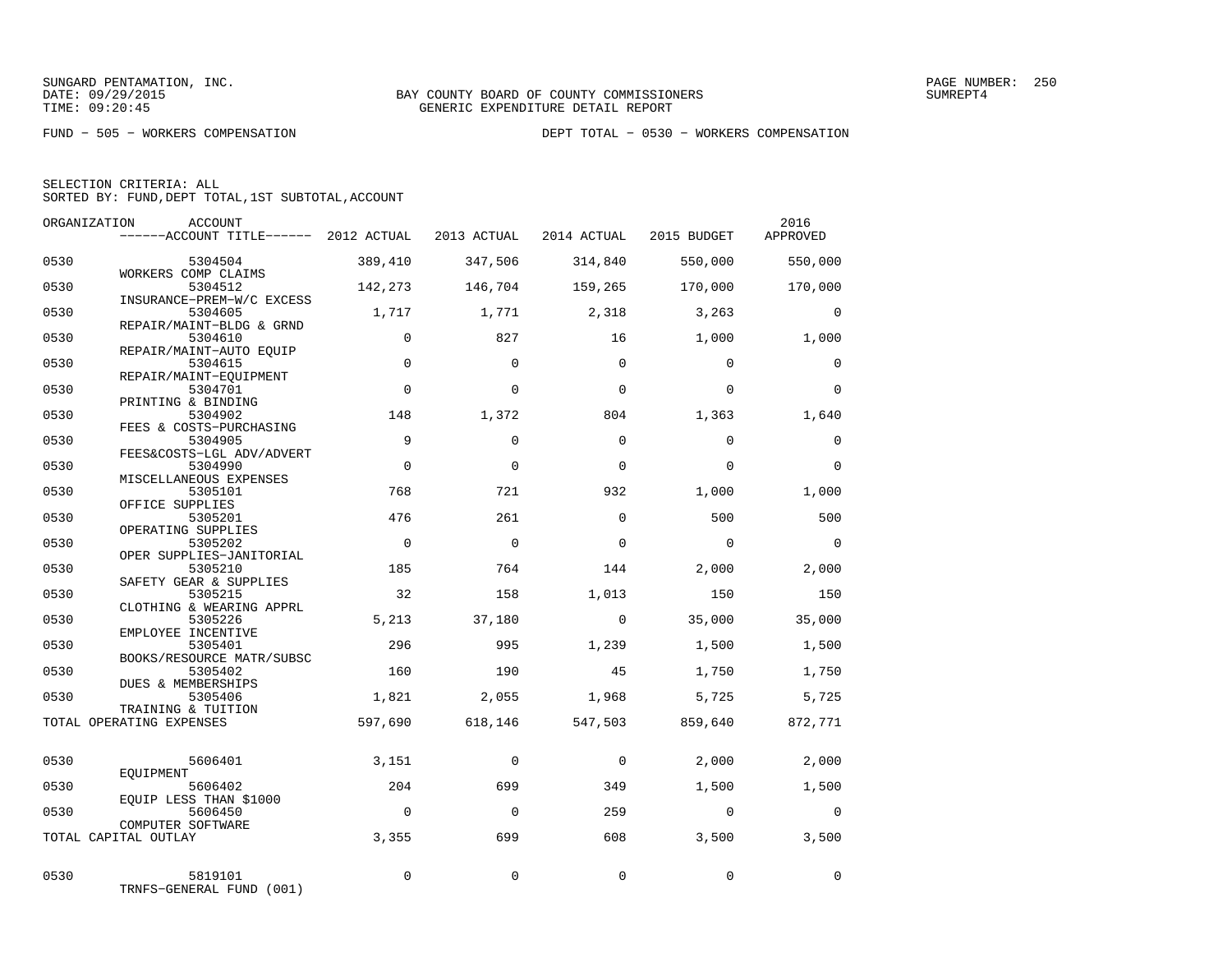SUNGARD PENTAMATION, INC.
DATE: 09/29/2015
TIME: 09:20:45

BAY COUNTY BOARD OF COUNTY COMMISSIONERS
GENERIC EXPENDITURE DETAIL REPORT

PAGE NUMBER: 250
SUMREPT4

FUND − 505 − WORKERS COMPENSATION

DEPT TOTAL − 0530 − WORKERS COMPENSATION

SELECTION CRITERIA: ALL
SORTED BY: FUND,DEPT TOTAL,1ST SUBTOTAL,ACCOUNT

| ORGANIZATION | ACCOUNT / ACCOUNT TITLE | 2012 ACTUAL | 2013 ACTUAL | 2014 ACTUAL | 2015 BUDGET | 2016 APPROVED |
|---|---|---|---|---|---|---|
| 0530 | 5304504 WORKERS COMP CLAIMS | 389,410 | 347,506 | 314,840 | 550,000 | 550,000 |
| 0530 | 5304512 INSURANCE−PREM−W/C EXCESS | 142,273 | 146,704 | 159,265 | 170,000 | 170,000 |
| 0530 | 5304605 REPAIR/MAINT−BLDG & GRND | 1,717 | 1,771 | 2,318 | 3,263 | 0 |
| 0530 | 5304610 REPAIR/MAINT−AUTO EQUIP | 0 | 827 | 16 | 1,000 | 1,000 |
| 0530 | 5304615 REPAIR/MAINT−EQUIPMENT | 0 | 0 | 0 | 0 | 0 |
| 0530 | 5304701 PRINTING & BINDING | 0 | 0 | 0 | 0 | 0 |
| 0530 | 5304902 FEES & COSTS−PURCHASING | 148 | 1,372 | 804 | 1,363 | 1,640 |
| 0530 | 5304905 FEES&COSTS−LGL ADV/ADVERT | 9 | 0 | 0 | 0 | 0 |
| 0530 | 5304990 MISCELLANEOUS EXPENSES | 0 | 0 | 0 | 0 | 0 |
| 0530 | 5305101 OFFICE SUPPLIES | 768 | 721 | 932 | 1,000 | 1,000 |
| 0530 | 5305201 OPERATING SUPPLIES | 476 | 261 | 0 | 500 | 500 |
| 0530 | 5305202 OPER SUPPLIES−JANITORIAL | 0 | 0 | 0 | 0 | 0 |
| 0530 | 5305210 SAFETY GEAR & SUPPLIES | 185 | 764 | 144 | 2,000 | 2,000 |
| 0530 | 5305215 CLOTHING & WEARING APPRL | 32 | 158 | 1,013 | 150 | 150 |
| 0530 | 5305226 EMPLOYEE INCENTIVE | 5,213 | 37,180 | 0 | 35,000 | 35,000 |
| 0530 | 5305401 BOOKS/RESOURCE MATR/SUBSC | 296 | 995 | 1,239 | 1,500 | 1,500 |
| 0530 | 5305402 DUES & MEMBERSHIPS | 160 | 190 | 45 | 1,750 | 1,750 |
| 0530 | 5305406 TRAINING & TUITION | 1,821 | 2,055 | 1,968 | 5,725 | 5,725 |
| TOTAL OPERATING EXPENSES | | 597,690 | 618,146 | 547,503 | 859,640 | 872,771 |
| 0530 | 5606401 EQUIPMENT | 3,151 | 0 | 0 | 2,000 | 2,000 |
| 0530 | 5606402 EQUIP LESS THAN $1000 | 204 | 699 | 349 | 1,500 | 1,500 |
| 0530 | 5606450 COMPUTER SOFTWARE | 0 | 0 | 259 | 0 | 0 |
| TOTAL CAPITAL OUTLAY | | 3,355 | 699 | 608 | 3,500 | 3,500 |
| 0530 | 5819101 TRNFS−GENERAL FUND (001) | 0 | 0 | 0 | 0 | 0 |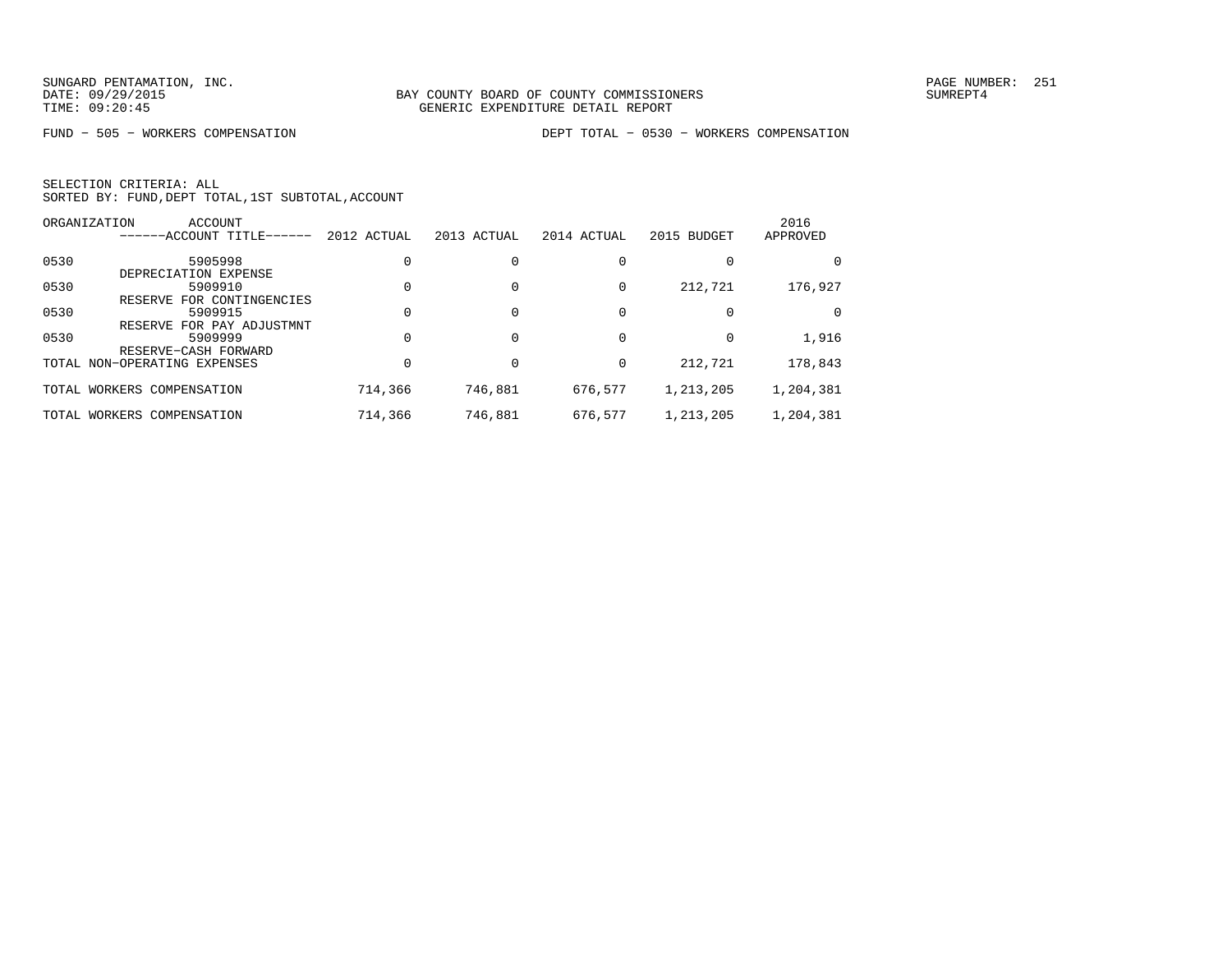SUNGARD PENTAMATION, INC.
DATE: 09/29/2015
TIME: 09:20:45

BAY COUNTY BOARD OF COUNTY COMMISSIONERS
GENERIC EXPENDITURE DETAIL REPORT

SUMREPT4

FUND − 505 − WORKERS COMPENSATION　　　　DEPT TOTAL − 0530 − WORKERS COMPENSATION

SELECTION CRITERIA: ALL
SORTED BY: FUND,DEPT TOTAL,1ST SUBTOTAL,ACCOUNT

| ORGANIZATION | ACCOUNT / ------ACCOUNT TITLE------ | 2012 ACTUAL | 2013 ACTUAL | 2014 ACTUAL | 2015 BUDGET | 2016 APPROVED |
|---|---|---|---|---|---|---|
| 0530 | 5905998 DEPRECIATION EXPENSE | 0 | 0 | 0 | 0 | 0 |
| 0530 | 5909910 RESERVE FOR CONTINGENCIES | 0 | 0 | 0 | 212,721 | 176,927 |
| 0530 | 5909915 RESERVE FOR PAY ADJUSTMNT | 0 | 0 | 0 | 0 | 0 |
| 0530 | 5909999 RESERVE−CASH FORWARD | 0 | 0 | 0 | 0 | 1,916 |
| TOTAL NON−OPERATING EXPENSES | | 0 | 0 | 0 | 212,721 | 178,843 |
| TOTAL WORKERS COMPENSATION | | 714,366 | 746,881 | 676,577 | 1,213,205 | 1,204,381 |
| TOTAL WORKERS COMPENSATION | | 714,366 | 746,881 | 676,577 | 1,213,205 | 1,204,381 |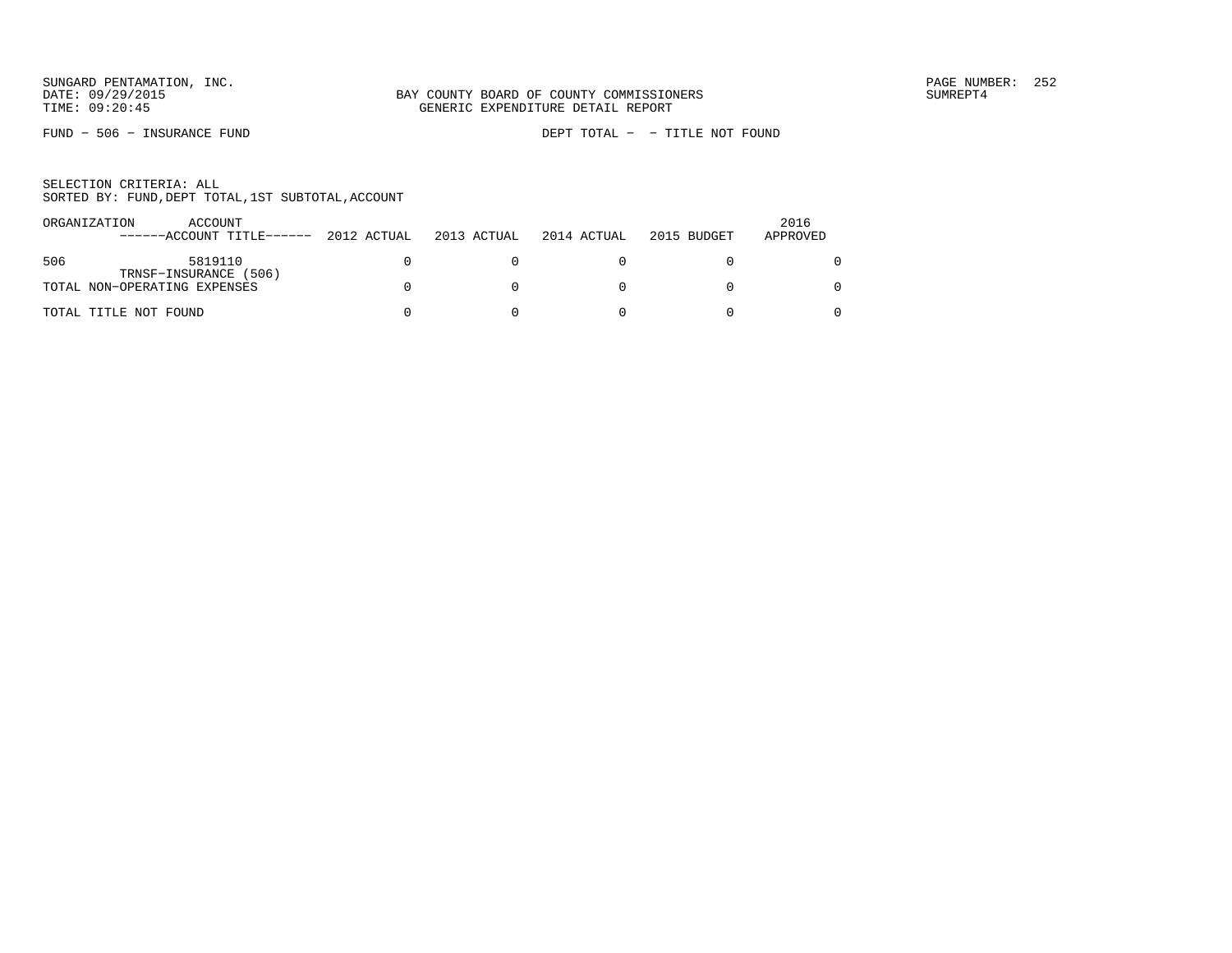SUNGARD PENTAMATION, INC.
DATE: 09/29/2015
TIME: 09:20:45

BAY COUNTY BOARD OF COUNTY COMMISSIONERS
GENERIC EXPENDITURE DETAIL REPORT

SUMREPT4

FUND - 506 - INSURANCE FUND

DEPT TOTAL - - TITLE NOT FOUND

SELECTION CRITERIA: ALL
SORTED BY: FUND,DEPT TOTAL,1ST SUBTOTAL,ACCOUNT

| ORGANIZATION | ACCOUNT ------ACCOUNT TITLE------ | 2012 ACTUAL | 2013 ACTUAL | 2014 ACTUAL | 2015 BUDGET | 2016 APPROVED |
|---|---|---|---|---|---|---|
| 506 | 5819110 TRNSF-INSURANCE (506) | 0 | 0 | 0 | 0 | 0 |
| TOTAL NON-OPERATING EXPENSES | | 0 | 0 | 0 | 0 | 0 |
| TOTAL TITLE NOT FOUND | | 0 | 0 | 0 | 0 | 0 |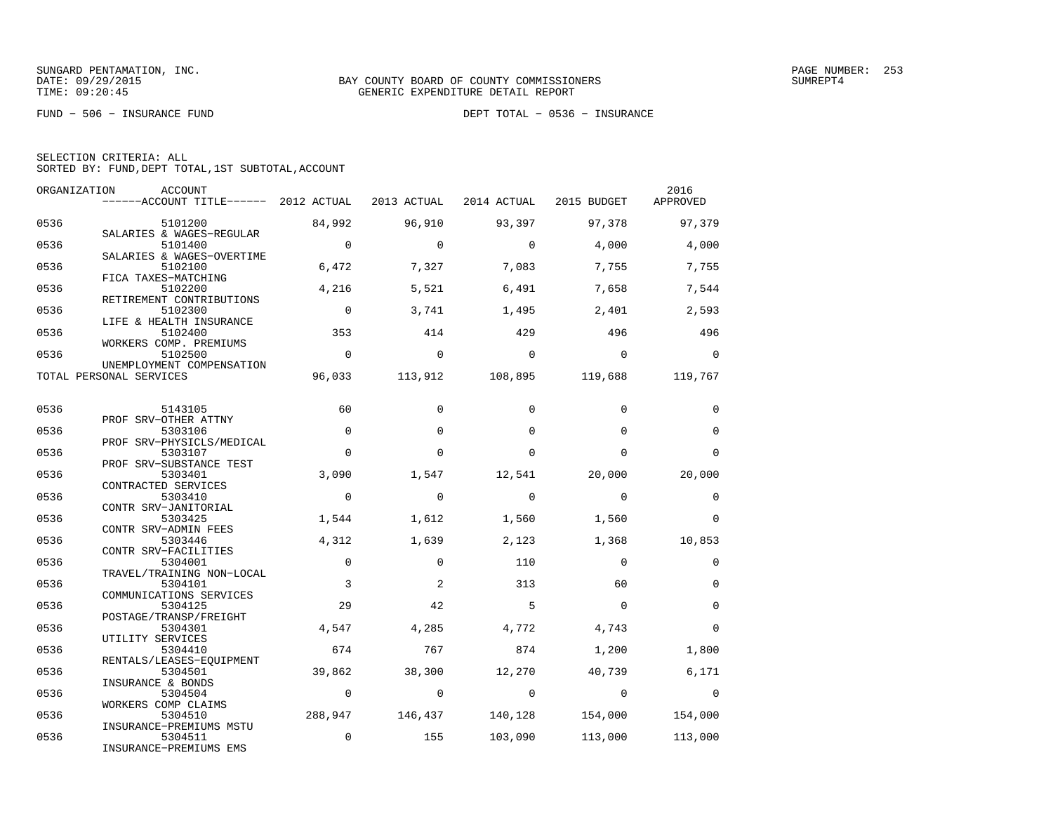SUNGARD PENTAMATION, INC.
DATE: 09/29/2015
TIME: 09:20:45

BAY COUNTY BOARD OF COUNTY COMMISSIONERS
GENERIC EXPENDITURE DETAIL REPORT

PAGE NUMBER: 253
SUMREPT4

FUND − 506 − INSURANCE FUND

DEPT TOTAL − 0536 − INSURANCE

SELECTION CRITERIA: ALL
SORTED BY: FUND,DEPT TOTAL,1ST SUBTOTAL,ACCOUNT

| ORGANIZATION | ACCOUNT / ------ACCOUNT TITLE------ | 2012 ACTUAL | 2013 ACTUAL | 2014 ACTUAL | 2015 BUDGET | 2016 APPROVED |
|---|---|---|---|---|---|---|
| 0536 | 5101200 SALARIES & WAGES−REGULAR | 84,992 | 96,910 | 93,397 | 97,378 | 97,379 |
| 0536 | 5101400 SALARIES & WAGES−OVERTIME | 0 | 0 | 0 | 4,000 | 4,000 |
| 0536 | 5102100 FICA TAXES−MATCHING | 6,472 | 7,327 | 7,083 | 7,755 | 7,755 |
| 0536 | 5102200 RETIREMENT CONTRIBUTIONS | 4,216 | 5,521 | 6,491 | 7,658 | 7,544 |
| 0536 | 5102300 LIFE & HEALTH INSURANCE | 0 | 3,741 | 1,495 | 2,401 | 2,593 |
| 0536 | 5102400 WORKERS COMP. PREMIUMS | 353 | 414 | 429 | 496 | 496 |
| 0536 | 5102500 UNEMPLOYMENT COMPENSATION | 0 | 0 | 0 | 0 | 0 |
| TOTAL PERSONAL SERVICES | | 96,033 | 113,912 | 108,895 | 119,688 | 119,767 |
| 0536 | 5143105 PROF SRV−OTHER ATTNY | 60 | 0 | 0 | 0 | 0 |
| 0536 | 5303106 PROF SRV−PHYSICLS/MEDICAL | 0 | 0 | 0 | 0 | 0 |
| 0536 | 5303107 PROF SRV−SUBSTANCE TEST | 0 | 0 | 0 | 0 | 0 |
| 0536 | 5303401 CONTRACTED SERVICES | 3,090 | 1,547 | 12,541 | 20,000 | 20,000 |
| 0536 | 5303410 CONTR SRV−JANITORIAL | 0 | 0 | 0 | 0 | 0 |
| 0536 | 5303425 CONTR SRV−ADMIN FEES | 1,544 | 1,612 | 1,560 | 1,560 | 0 |
| 0536 | 5303446 CONTR SRV−FACILITIES | 4,312 | 1,639 | 2,123 | 1,368 | 10,853 |
| 0536 | 5304001 TRAVEL/TRAINING NON−LOCAL | 0 | 0 | 110 | 0 | 0 |
| 0536 | 5304101 COMMUNICATIONS SERVICES | 3 | 2 | 313 | 60 | 0 |
| 0536 | 5304125 POSTAGE/TRANSP/FREIGHT | 29 | 42 | 5 | 0 | 0 |
| 0536 | 5304301 UTILITY SERVICES | 4,547 | 4,285 | 4,772 | 4,743 | 0 |
| 0536 | 5304410 RENTALS/LEASES−EQUIPMENT | 674 | 767 | 874 | 1,200 | 1,800 |
| 0536 | 5304501 INSURANCE & BONDS | 39,862 | 38,300 | 12,270 | 40,739 | 6,171 |
| 0536 | 5304504 WORKERS COMP CLAIMS | 0 | 0 | 0 | 0 | 0 |
| 0536 | 5304510 INSURANCE−PREMIUMS MSTU | 288,947 | 146,437 | 140,128 | 154,000 | 154,000 |
| 0536 | 5304511 INSURANCE−PREMIUMS EMS | 0 | 155 | 103,090 | 113,000 | 113,000 |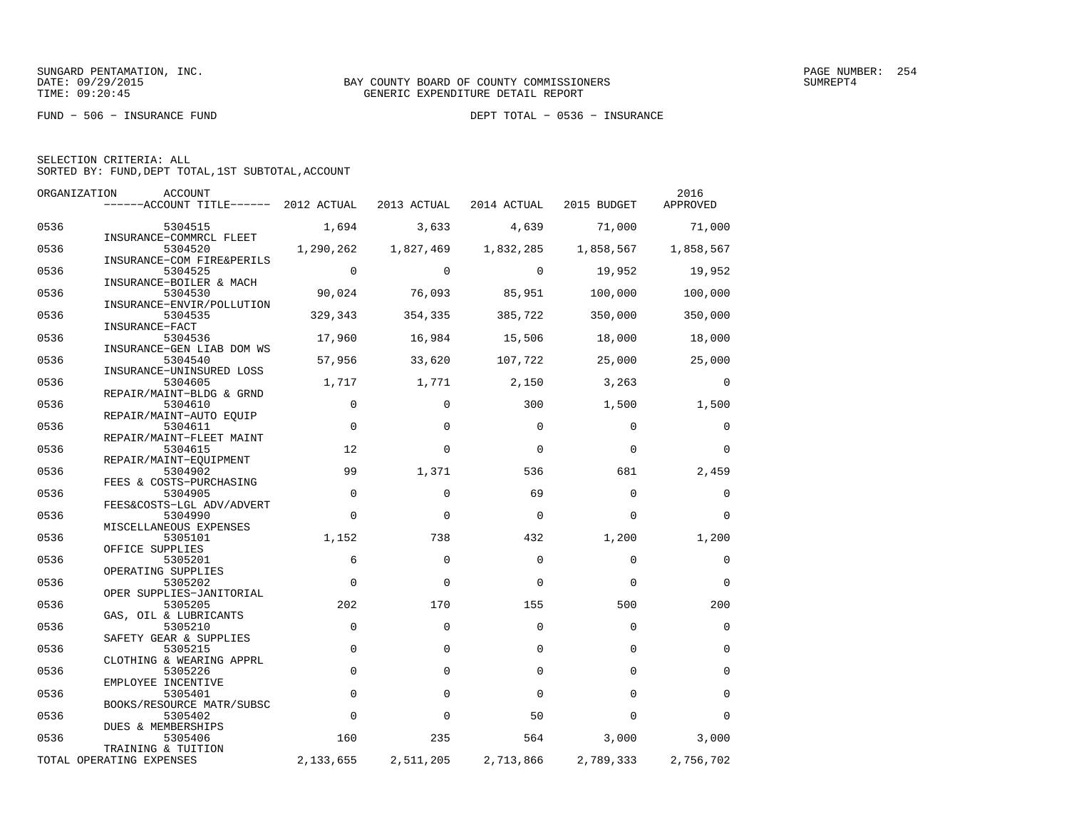SUNGARD PENTAMATION, INC.
DATE: 09/29/2015
TIME: 09:20:45

BAY COUNTY BOARD OF COUNTY COMMISSIONERS
GENERIC EXPENDITURE DETAIL REPORT

SUMREPT4

FUND − 506 − INSURANCE FUND

DEPT TOTAL − 0536 − INSURANCE

SELECTION CRITERIA: ALL
SORTED BY: FUND,DEPT TOTAL,1ST SUBTOTAL,ACCOUNT

| ORGANIZATION | ACCOUNT / ACCOUNT TITLE | 2012 ACTUAL | 2013 ACTUAL | 2014 ACTUAL | 2015 BUDGET | 2016 APPROVED |
|---|---|---|---|---|---|---|
| 0536 | 5304515 INSURANCE−COMMRCL FLEET | 1,694 | 3,633 | 4,639 | 71,000 | 71,000 |
| 0536 | 5304520 INSURANCE−COM FIRE&PERILS | 1,290,262 | 1,827,469 | 1,832,285 | 1,858,567 | 1,858,567 |
| 0536 | 5304525 INSURANCE−BOILER & MACH | 0 | 0 | 0 | 19,952 | 19,952 |
| 0536 | 5304530 INSURANCE−ENVIR/POLLUTION | 90,024 | 76,093 | 85,951 | 100,000 | 100,000 |
| 0536 | 5304535 INSURANCE−FACT | 329,343 | 354,335 | 385,722 | 350,000 | 350,000 |
| 0536 | 5304536 INSURANCE−GEN LIAB DOM WS | 17,960 | 16,984 | 15,506 | 18,000 | 18,000 |
| 0536 | 5304540 INSURANCE−UNINSURED LOSS | 57,956 | 33,620 | 107,722 | 25,000 | 25,000 |
| 0536 | 5304605 REPAIR/MAINT−BLDG & GRND | 1,717 | 1,771 | 2,150 | 3,263 | 0 |
| 0536 | 5304610 REPAIR/MAINT−AUTO EQUIP | 0 | 0 | 300 | 1,500 | 1,500 |
| 0536 | 5304611 REPAIR/MAINT−FLEET MAINT | 0 | 0 | 0 | 0 | 0 |
| 0536 | 5304615 REPAIR/MAINT−EQUIPMENT | 12 | 0 | 0 | 0 | 0 |
| 0536 | 5304902 FEES & COSTS−PURCHASING | 99 | 1,371 | 536 | 681 | 2,459 |
| 0536 | 5304905 FEES&COSTS−LGL ADV/ADVERT | 0 | 0 | 69 | 0 | 0 |
| 0536 | 5304990 MISCELLANEOUS EXPENSES | 0 | 0 | 0 | 0 | 0 |
| 0536 | 5305101 OFFICE SUPPLIES | 1,152 | 738 | 432 | 1,200 | 1,200 |
| 0536 | 5305201 OPERATING SUPPLIES | 6 | 0 | 0 | 0 | 0 |
| 0536 | 5305202 OPER SUPPLIES−JANITORIAL | 0 | 0 | 0 | 0 | 0 |
| 0536 | 5305205 GAS, OIL & LUBRICANTS | 202 | 170 | 155 | 500 | 200 |
| 0536 | 5305210 SAFETY GEAR & SUPPLIES | 0 | 0 | 0 | 0 | 0 |
| 0536 | 5305215 CLOTHING & WEARING APPRL | 0 | 0 | 0 | 0 | 0 |
| 0536 | 5305226 EMPLOYEE INCENTIVE | 0 | 0 | 0 | 0 | 0 |
| 0536 | 5305401 BOOKS/RESOURCE MATR/SUBSC | 0 | 0 | 0 | 0 | 0 |
| 0536 | 5305402 DUES & MEMBERSHIPS | 0 | 0 | 50 | 0 | 0 |
| 0536 | 5305406 TRAINING & TUITION | 160 | 235 | 564 | 3,000 | 3,000 |
| TOTAL OPERATING EXPENSES | | 2,133,655 | 2,511,205 | 2,713,866 | 2,789,333 | 2,756,702 |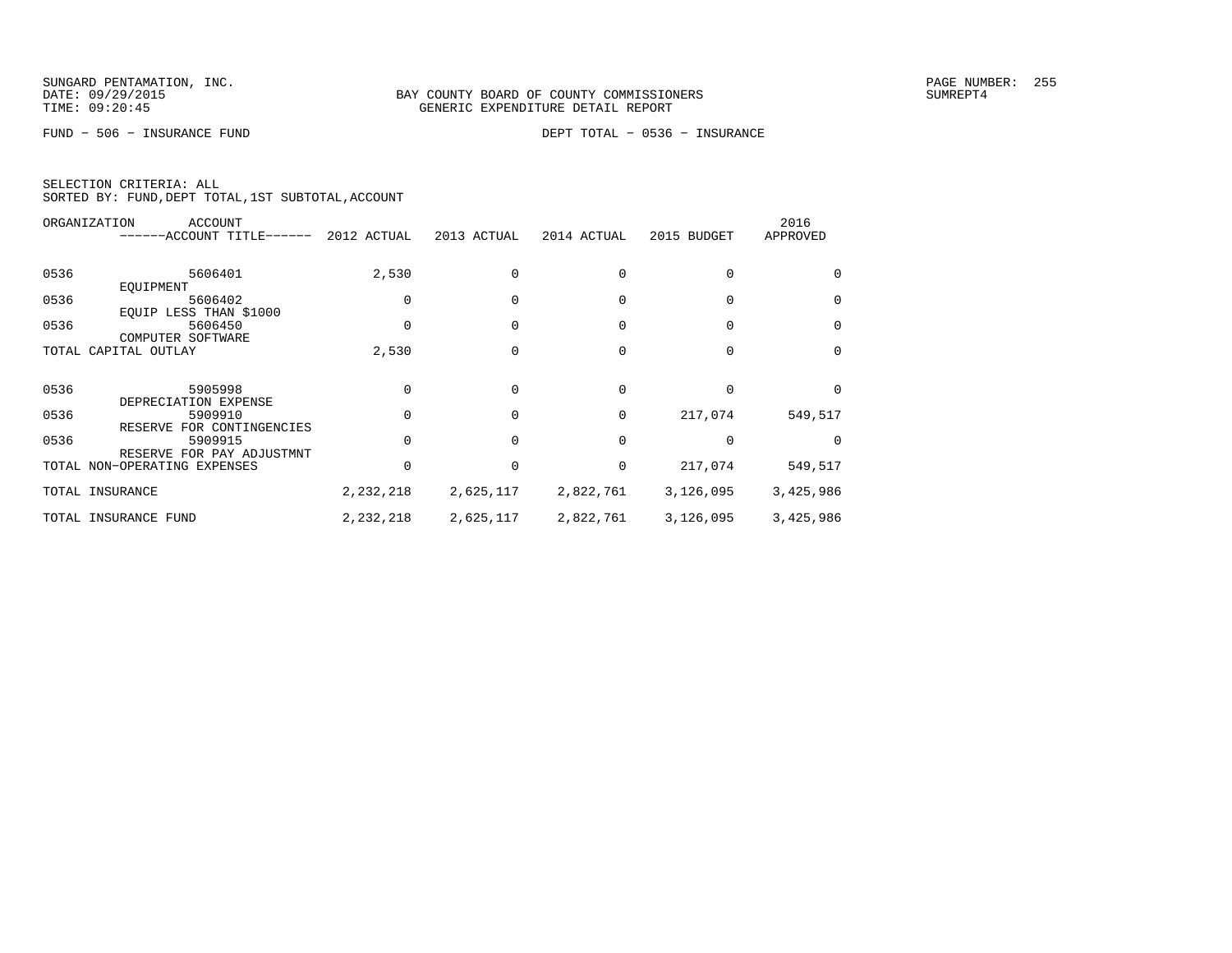SUNGARD PENTAMATION, INC.
DATE: 09/29/2015
TIME: 09:20:45

BAY COUNTY BOARD OF COUNTY COMMISSIONERS
GENERIC EXPENDITURE DETAIL REPORT

SUMREPT4

FUND − 506 − INSURANCE FUND

DEPT TOTAL − 0536 − INSURANCE

SELECTION CRITERIA: ALL
SORTED BY: FUND,DEPT TOTAL,1ST SUBTOTAL,ACCOUNT

| ORGANIZATION | ACCOUNT ------ACCOUNT TITLE------ | 2012 ACTUAL | 2013 ACTUAL | 2014 ACTUAL | 2015 BUDGET | 2016 APPROVED |
|---|---|---|---|---|---|---|
| 0536 | 5606401 EQUIPMENT | 2,530 | 0 | 0 | 0 | 0 |
| 0536 | 5606402 EQUIP LESS THAN $1000 | 0 | 0 | 0 | 0 | 0 |
| 0536 | 5606450 COMPUTER SOFTWARE | 0 | 0 | 0 | 0 | 0 |
| TOTAL CAPITAL OUTLAY | | 2,530 | 0 | 0 | 0 | 0 |
| 0536 | 5905998 DEPRECIATION EXPENSE | 0 | 0 | 0 | 0 | 0 |
| 0536 | 5909910 RESERVE FOR CONTINGENCIES | 0 | 0 | 0 | 217,074 | 549,517 |
| 0536 | 5909915 RESERVE FOR PAY ADJUSTMNT | 0 | 0 | 0 | 0 | 0 |
| TOTAL NON-OPERATING EXPENSES | | 0 | 0 | 0 | 217,074 | 549,517 |
| TOTAL INSURANCE | | 2,232,218 | 2,625,117 | 2,822,761 | 3,126,095 | 3,425,986 |
| TOTAL INSURANCE FUND | | 2,232,218 | 2,625,117 | 2,822,761 | 3,126,095 | 3,425,986 |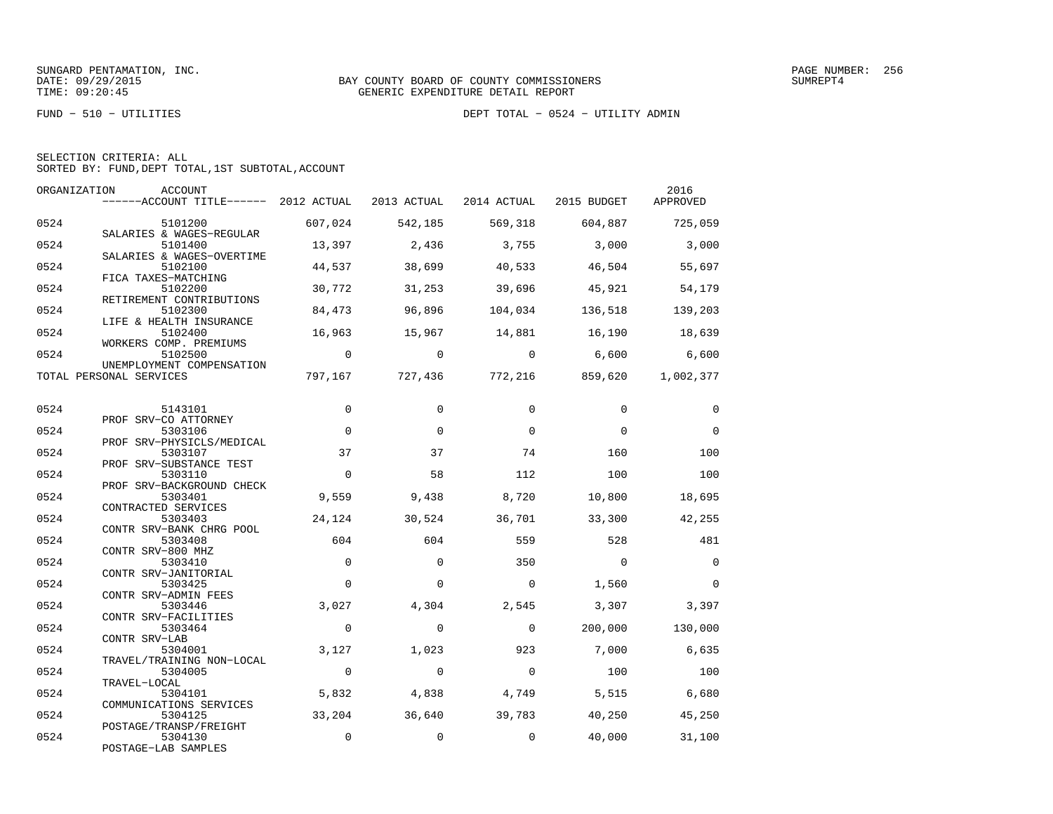SUNGARD PENTAMATION, INC.
DATE: 09/29/2015
TIME: 09:20:45

BAY COUNTY BOARD OF COUNTY COMMISSIONERS
GENERIC EXPENDITURE DETAIL REPORT

SUMREPT4

FUND − 510 − UTILITIES

DEPT TOTAL − 0524 − UTILITY ADMIN

SELECTION CRITERIA: ALL
SORTED BY: FUND,DEPT TOTAL,1ST SUBTOTAL,ACCOUNT

| ORGANIZATION | ACCOUNT / ACCOUNT TITLE | 2012 ACTUAL | 2013 ACTUAL | 2014 ACTUAL | 2015 BUDGET | 2016 APPROVED |
|---|---|---|---|---|---|---|
| 0524 | 5101200 SALARIES & WAGES−REGULAR | 607,024 | 542,185 | 569,318 | 604,887 | 725,059 |
| 0524 | 5101400 SALARIES & WAGES−OVERTIME | 13,397 | 2,436 | 3,755 | 3,000 | 3,000 |
| 0524 | 5102100 FICA TAXES−MATCHING | 44,537 | 38,699 | 40,533 | 46,504 | 55,697 |
| 0524 | 5102200 RETIREMENT CONTRIBUTIONS | 30,772 | 31,253 | 39,696 | 45,921 | 54,179 |
| 0524 | 5102300 LIFE & HEALTH INSURANCE | 84,473 | 96,896 | 104,034 | 136,518 | 139,203 |
| 0524 | 5102400 WORKERS COMP. PREMIUMS | 16,963 | 15,967 | 14,881 | 16,190 | 18,639 |
| 0524 | 5102500 UNEMPLOYMENT COMPENSATION | 0 | 0 | 0 | 6,600 | 6,600 |
| TOTAL PERSONAL SERVICES | | 797,167 | 727,436 | 772,216 | 859,620 | 1,002,377 |
| 0524 | 5143101 PROF SRV−CO ATTORNEY | 0 | 0 | 0 | 0 | 0 |
| 0524 | 5303106 PROF SRV−PHYSICLS/MEDICAL | 0 | 0 | 0 | 0 | 0 |
| 0524 | 5303107 PROF SRV−SUBSTANCE TEST | 37 | 37 | 74 | 160 | 100 |
| 0524 | 5303110 PROF SRV−BACKGROUND CHECK | 0 | 58 | 112 | 100 | 100 |
| 0524 | 5303401 CONTRACTED SERVICES | 9,559 | 9,438 | 8,720 | 10,800 | 18,695 |
| 0524 | 5303403 CONTR SRV−BANK CHRG POOL | 24,124 | 30,524 | 36,701 | 33,300 | 42,255 |
| 0524 | 5303408 CONTR SRV−800 MHZ | 604 | 604 | 559 | 528 | 481 |
| 0524 | 5303410 CONTR SRV−JANITORIAL | 0 | 0 | 350 | 0 | 0 |
| 0524 | 5303425 CONTR SRV−ADMIN FEES | 0 | 0 | 0 | 1,560 | 0 |
| 0524 | 5303446 CONTR SRV−FACILITIES | 3,027 | 4,304 | 2,545 | 3,307 | 3,397 |
| 0524 | 5303464 CONTR SRV−LAB | 0 | 0 | 0 | 200,000 | 130,000 |
| 0524 | 5304001 TRAVEL/TRAINING NON−LOCAL | 3,127 | 1,023 | 923 | 7,000 | 6,635 |
| 0524 | 5304005 TRAVEL−LOCAL | 0 | 0 | 0 | 100 | 100 |
| 0524 | 5304101 COMMUNICATIONS SERVICES | 5,832 | 4,838 | 4,749 | 5,515 | 6,680 |
| 0524 | 5304125 POSTAGE/TRANSP/FREIGHT | 33,204 | 36,640 | 39,783 | 40,250 | 45,250 |
| 0524 | 5304130 POSTAGE−LAB SAMPLES | 0 | 0 | 0 | 40,000 | 31,100 |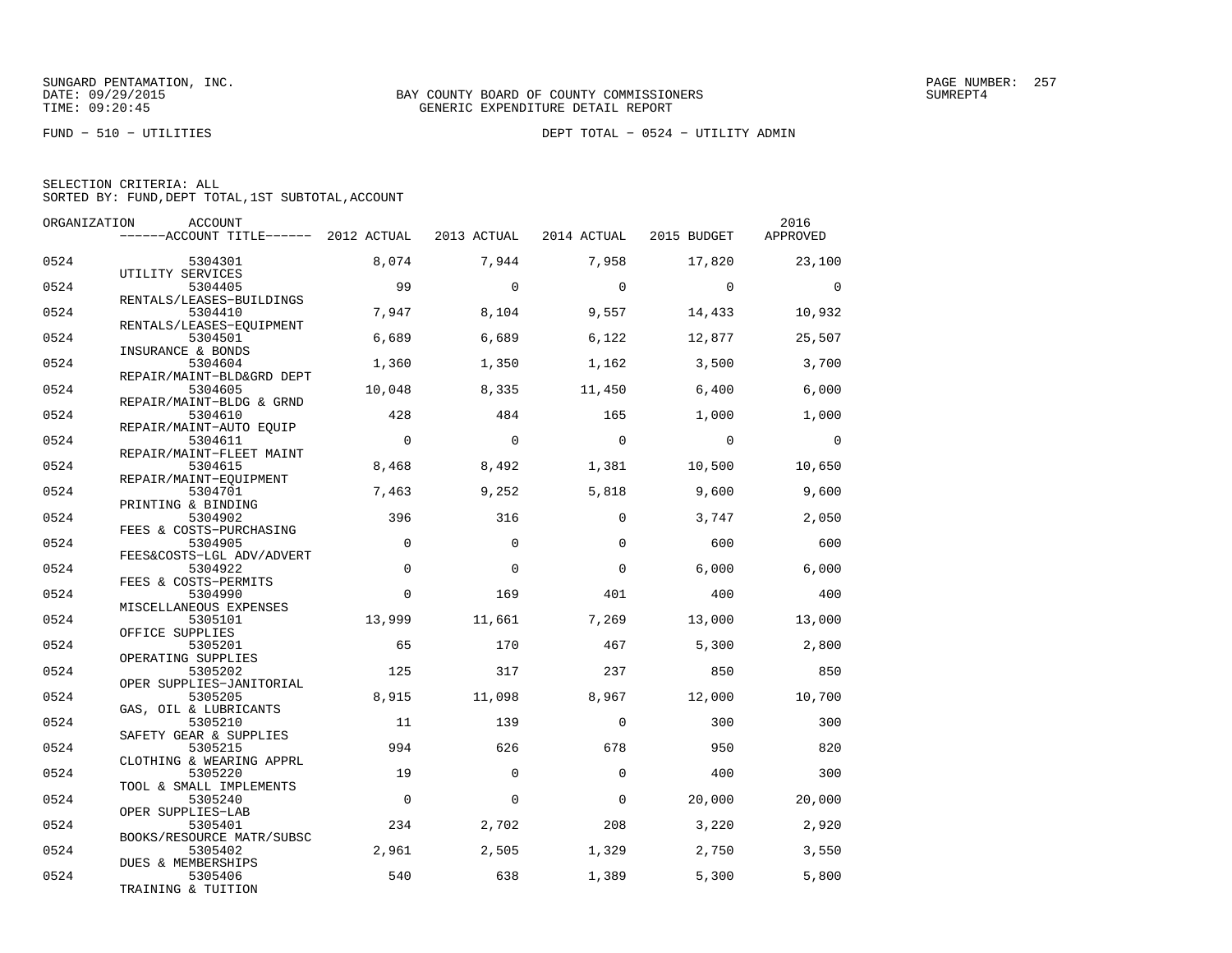SUNGARD PENTAMATION, INC.
DATE: 09/29/2015
TIME: 09:20:45

BAY COUNTY BOARD OF COUNTY COMMISSIONERS
GENERIC EXPENDITURE DETAIL REPORT

PAGE NUMBER: 257
SUMREPT4

FUND − 510 − UTILITIES

DEPT TOTAL − 0524 − UTILITY ADMIN

SELECTION CRITERIA: ALL
SORTED BY: FUND,DEPT TOTAL,1ST SUBTOTAL,ACCOUNT

| ORGANIZATION | ACCOUNT ------ACCOUNT TITLE------ | 2012 ACTUAL | 2013 ACTUAL | 2014 ACTUAL | 2015 BUDGET | 2016 APPROVED |
|---|---|---|---|---|---|---|
| 0524 | 5304301 UTILITY SERVICES | 8,074 | 7,944 | 7,958 | 17,820 | 23,100 |
| 0524 | 5304405 RENTALS/LEASES−BUILDINGS | 99 | 0 | 0 | 0 | 0 |
| 0524 | 5304410 RENTALS/LEASES−EQUIPMENT | 7,947 | 8,104 | 9,557 | 14,433 | 10,932 |
| 0524 | 5304501 INSURANCE & BONDS | 6,689 | 6,689 | 6,122 | 12,877 | 25,507 |
| 0524 | 5304604 REPAIR/MAINT−BLD&GRD DEPT | 1,360 | 1,350 | 1,162 | 3,500 | 3,700 |
| 0524 | 5304605 REPAIR/MAINT−BLDG & GRND | 10,048 | 8,335 | 11,450 | 6,400 | 6,000 |
| 0524 | 5304610 REPAIR/MAINT−AUTO EQUIP | 428 | 484 | 165 | 1,000 | 1,000 |
| 0524 | 5304611 REPAIR/MAINT−FLEET MAINT | 0 | 0 | 0 | 0 | 0 |
| 0524 | 5304615 REPAIR/MAINT−EQUIPMENT | 8,468 | 8,492 | 1,381 | 10,500 | 10,650 |
| 0524 | 5304701 PRINTING & BINDING | 7,463 | 9,252 | 5,818 | 9,600 | 9,600 |
| 0524 | 5304902 FEES & COSTS−PURCHASING | 396 | 316 | 0 | 3,747 | 2,050 |
| 0524 | 5304905 FEES&COSTS−LGL ADV/ADVERT | 0 | 0 | 0 | 600 | 600 |
| 0524 | 5304922 FEES & COSTS−PERMITS | 0 | 0 | 0 | 6,000 | 6,000 |
| 0524 | 5304990 MISCELLANEOUS EXPENSES | 0 | 169 | 401 | 400 | 400 |
| 0524 | 5305101 OFFICE SUPPLIES | 13,999 | 11,661 | 7,269 | 13,000 | 13,000 |
| 0524 | 5305201 OPERATING SUPPLIES | 65 | 170 | 467 | 5,300 | 2,800 |
| 0524 | 5305202 OPER SUPPLIES−JANITORIAL | 125 | 317 | 237 | 850 | 850 |
| 0524 | 5305205 GAS, OIL & LUBRICANTS | 8,915 | 11,098 | 8,967 | 12,000 | 10,700 |
| 0524 | 5305210 SAFETY GEAR & SUPPLIES | 11 | 139 | 0 | 300 | 300 |
| 0524 | 5305215 CLOTHING & WEARING APPRL | 994 | 626 | 678 | 950 | 820 |
| 0524 | 5305220 TOOL & SMALL IMPLEMENTS | 19 | 0 | 0 | 400 | 300 |
| 0524 | 5305240 OPER SUPPLIES−LAB | 0 | 0 | 0 | 20,000 | 20,000 |
| 0524 | 5305401 BOOKS/RESOURCE MATR/SUBSC | 234 | 2,702 | 208 | 3,220 | 2,920 |
| 0524 | 5305402 DUES & MEMBERSHIPS | 2,961 | 2,505 | 1,329 | 2,750 | 3,550 |
| 0524 | 5305406 TRAINING & TUITION | 540 | 638 | 1,389 | 5,300 | 5,800 |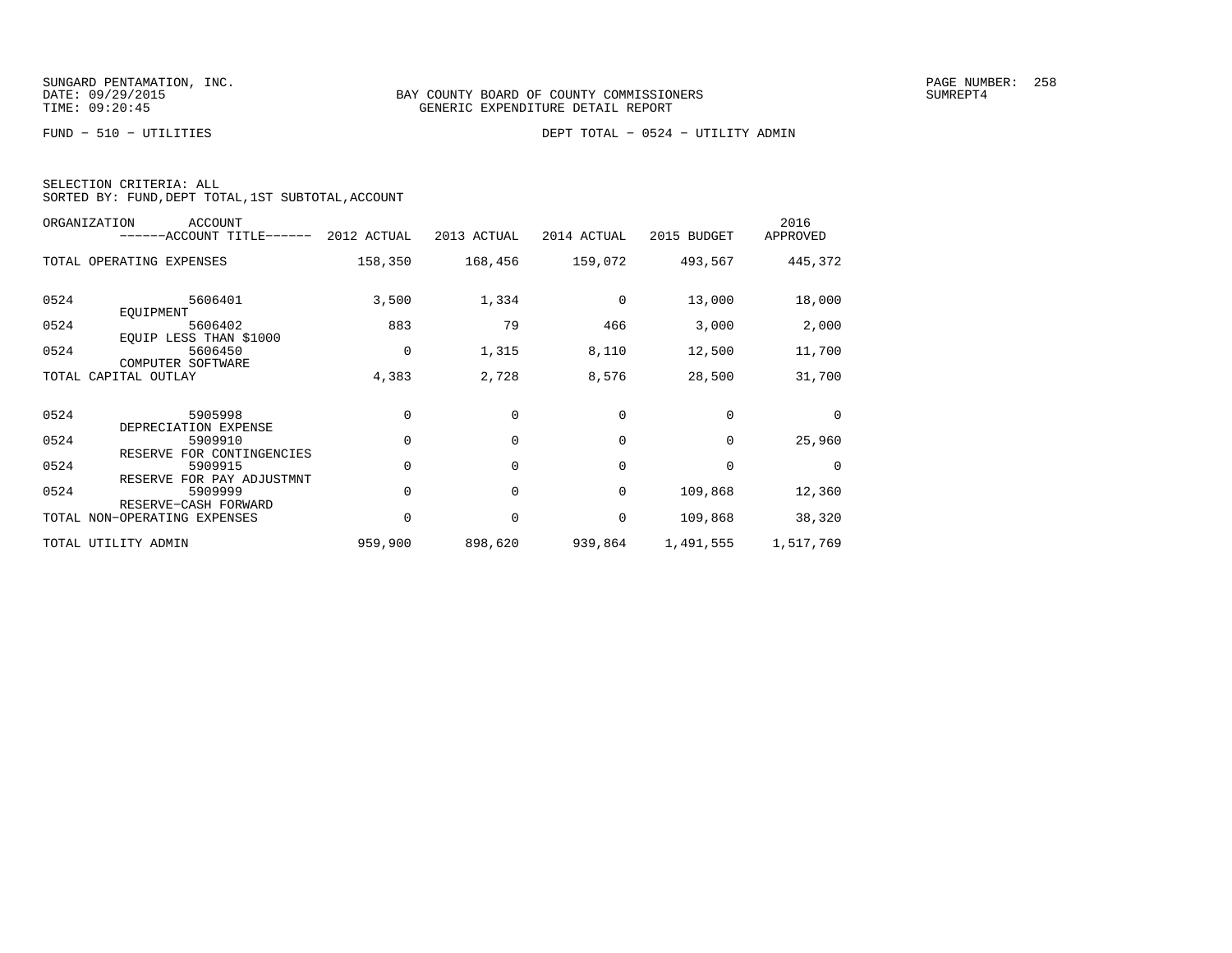SUNGARD PENTAMATION, INC.
DATE: 09/29/2015
TIME: 09:20:45

BAY COUNTY BOARD OF COUNTY COMMISSIONERS
GENERIC EXPENDITURE DETAIL REPORT

SUMREPT4

FUND − 510 − UTILITIES

DEPT TOTAL − 0524 − UTILITY ADMIN

SELECTION CRITERIA: ALL
SORTED BY: FUND,DEPT TOTAL,1ST SUBTOTAL,ACCOUNT

| ORGANIZATION | ACCOUNT / ------ACCOUNT TITLE------ | 2012 ACTUAL | 2013 ACTUAL | 2014 ACTUAL | 2015 BUDGET | 2016 APPROVED |
|---|---|---|---|---|---|---|
| TOTAL OPERATING EXPENSES | | 158,350 | 168,456 | 159,072 | 493,567 | 445,372 |
| 0524 | 5606401 EQUIPMENT | 3,500 | 1,334 | 0 | 13,000 | 18,000 |
| 0524 | 5606402 EQUIP LESS THAN $1000 | 883 | 79 | 466 | 3,000 | 2,000 |
| 0524 | 5606450 COMPUTER SOFTWARE | 0 | 1,315 | 8,110 | 12,500 | 11,700 |
| TOTAL CAPITAL OUTLAY | | 4,383 | 2,728 | 8,576 | 28,500 | 31,700 |
| 0524 | 5905998 DEPRECIATION EXPENSE | 0 | 0 | 0 | 0 | 0 |
| 0524 | 5909910 RESERVE FOR CONTINGENCIES | 0 | 0 | 0 | 0 | 25,960 |
| 0524 | 5909915 RESERVE FOR PAY ADJUSTMNT | 0 | 0 | 0 | 0 | 0 |
| 0524 | 5909999 RESERVE−CASH FORWARD | 0 | 0 | 0 | 109,868 | 12,360 |
| TOTAL NON−OPERATING EXPENSES | | 0 | 0 | 0 | 109,868 | 38,320 |
| TOTAL UTILITY ADMIN | | 959,900 | 898,620 | 939,864 | 1,491,555 | 1,517,769 |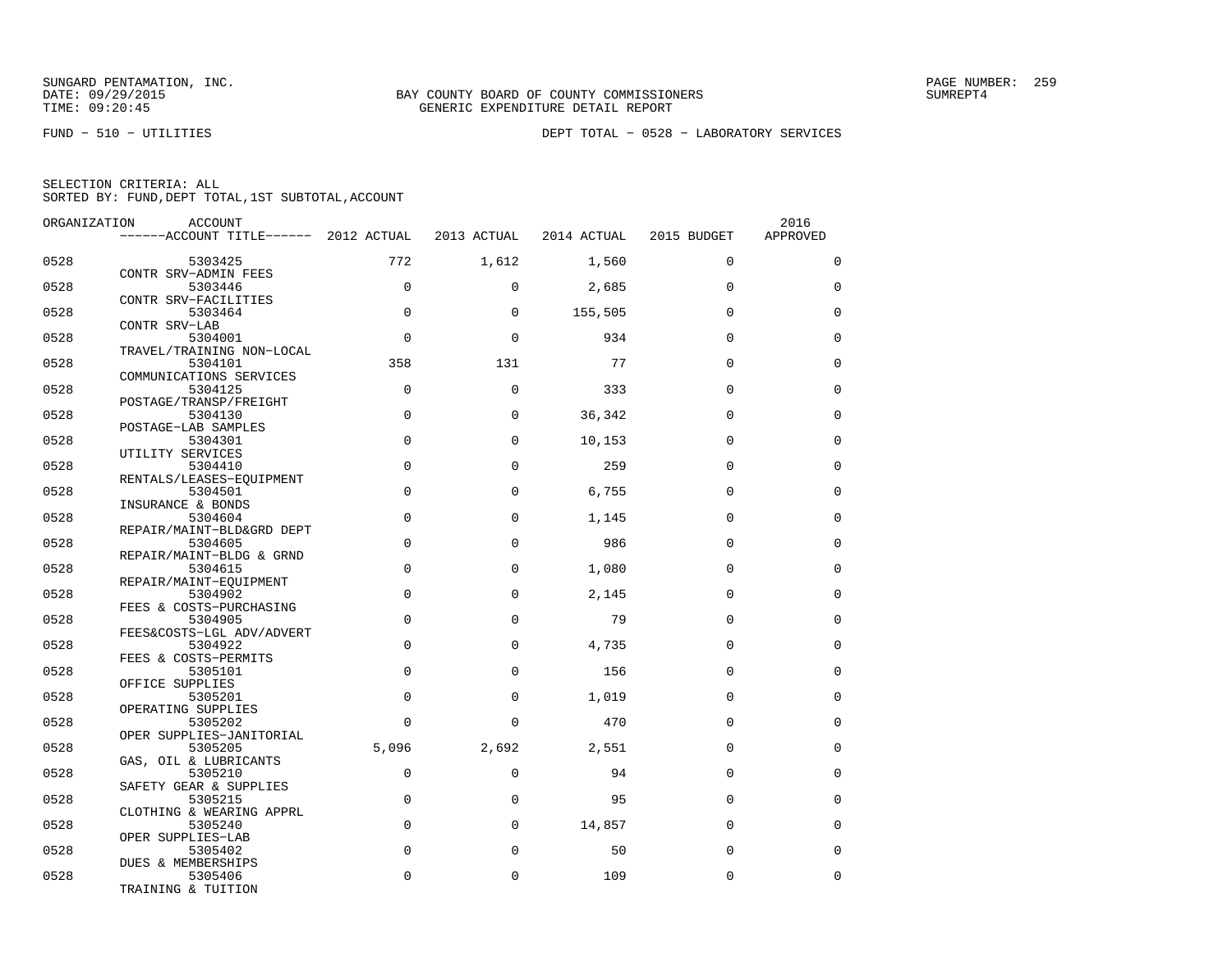SUNGARD PENTAMATION, INC.
DATE: 09/29/2015
TIME: 09:20:45

BAY COUNTY BOARD OF COUNTY COMMISSIONERS
GENERIC EXPENDITURE DETAIL REPORT

SUMREPT4

FUND − 510 − UTILITIES

DEPT TOTAL − 0528 − LABORATORY SERVICES

SELECTION CRITERIA: ALL
SORTED BY: FUND,DEPT TOTAL,1ST SUBTOTAL,ACCOUNT

| ORGANIZATION | ACCOUNT / ACCOUNT TITLE | 2012 ACTUAL | 2013 ACTUAL | 2014 ACTUAL | 2015 BUDGET | 2016 APPROVED |
|---|---|---|---|---|---|---|
| 0528 | 5303425 CONTR SRV−ADMIN FEES | 772 | 1,612 | 1,560 | 0 | 0 |
| 0528 | 5303446 CONTR SRV−FACILITIES | 0 | 0 | 2,685 | 0 | 0 |
| 0528 | 5303464 CONTR SRV−LAB | 0 | 0 | 155,505 | 0 | 0 |
| 0528 | 5304001 TRAVEL/TRAINING NON−LOCAL | 0 | 0 | 934 | 0 | 0 |
| 0528 | 5304101 COMMUNICATIONS SERVICES | 358 | 131 | 77 | 0 | 0 |
| 0528 | 5304125 POSTAGE/TRANSP/FREIGHT | 0 | 0 | 333 | 0 | 0 |
| 0528 | 5304130 POSTAGE−LAB SAMPLES | 0 | 0 | 36,342 | 0 | 0 |
| 0528 | 5304301 UTILITY SERVICES | 0 | 0 | 10,153 | 0 | 0 |
| 0528 | 5304410 RENTALS/LEASES−EQUIPMENT | 0 | 0 | 259 | 0 | 0 |
| 0528 | 5304501 INSURANCE & BONDS | 0 | 0 | 6,755 | 0 | 0 |
| 0528 | 5304604 REPAIR/MAINT−BLD&GRD DEPT | 0 | 0 | 1,145 | 0 | 0 |
| 0528 | 5304605 REPAIR/MAINT−BLDG & GRND | 0 | 0 | 986 | 0 | 0 |
| 0528 | 5304615 REPAIR/MAINT−EQUIPMENT | 0 | 0 | 1,080 | 0 | 0 |
| 0528 | 5304902 FEES & COSTS−PURCHASING | 0 | 0 | 2,145 | 0 | 0 |
| 0528 | 5304905 FEES&COSTS−LGL ADV/ADVERT | 0 | 0 | 79 | 0 | 0 |
| 0528 | 5304922 FEES & COSTS−PERMITS | 0 | 0 | 4,735 | 0 | 0 |
| 0528 | 5305101 OFFICE SUPPLIES | 0 | 0 | 156 | 0 | 0 |
| 0528 | 5305201 OPERATING SUPPLIES | 0 | 0 | 1,019 | 0 | 0 |
| 0528 | 5305202 OPER SUPPLIES−JANITORIAL | 0 | 0 | 470 | 0 | 0 |
| 0528 | 5305205 GAS, OIL & LUBRICANTS | 5,096 | 2,692 | 2,551 | 0 | 0 |
| 0528 | 5305210 SAFETY GEAR & SUPPLIES | 0 | 0 | 94 | 0 | 0 |
| 0528 | 5305215 CLOTHING & WEARING APPRL | 0 | 0 | 95 | 0 | 0 |
| 0528 | 5305240 OPER SUPPLIES−LAB | 0 | 0 | 14,857 | 0 | 0 |
| 0528 | 5305402 DUES & MEMBERSHIPS | 0 | 0 | 50 | 0 | 0 |
| 0528 | 5305406 TRAINING & TUITION | 0 | 0 | 109 | 0 | 0 |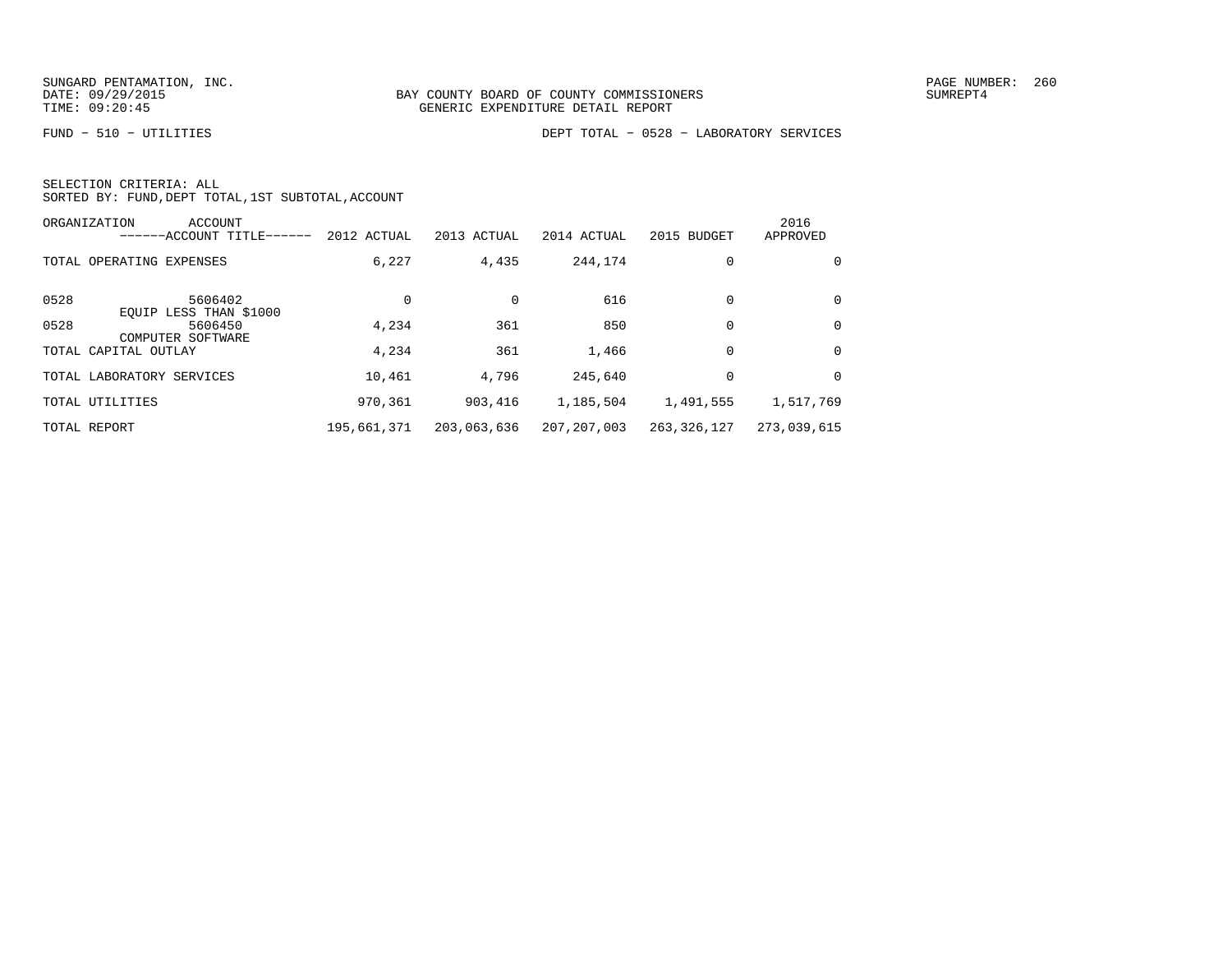SUNGARD PENTAMATION, INC.
DATE: 09/29/2015
TIME: 09:20:45

BAY COUNTY BOARD OF COUNTY COMMISSIONERS
GENERIC EXPENDITURE DETAIL REPORT

SUMREPT4

FUND - 510 - UTILITIES

DEPT TOTAL - 0528 - LABORATORY SERVICES

SELECTION CRITERIA: ALL
SORTED BY: FUND,DEPT TOTAL,1ST SUBTOTAL,ACCOUNT

| ORGANIZATION | ACCOUNT ------ACCOUNT TITLE------ | 2012 ACTUAL | 2013 ACTUAL | 2014 ACTUAL | 2015 BUDGET | 2016 APPROVED |
|---|---|---|---|---|---|---|
| TOTAL OPERATING EXPENSES | | 6,227 | 4,435 | 244,174 | 0 | 0 |
| 0528 | 5606402 EQUIP LESS THAN $1000 | 0 | 0 | 616 | 0 | 0 |
| 0528 | 5606450 COMPUTER SOFTWARE | 4,234 | 361 | 850 | 0 | 0 |
| TOTAL CAPITAL OUTLAY | | 4,234 | 361 | 1,466 | 0 | 0 |
| TOTAL LABORATORY SERVICES | | 10,461 | 4,796 | 245,640 | 0 | 0 |
| TOTAL UTILITIES | | 970,361 | 903,416 | 1,185,504 | 1,491,555 | 1,517,769 |
| TOTAL REPORT | | 195,661,371 | 203,063,636 | 207,207,003 | 263,326,127 | 273,039,615 |